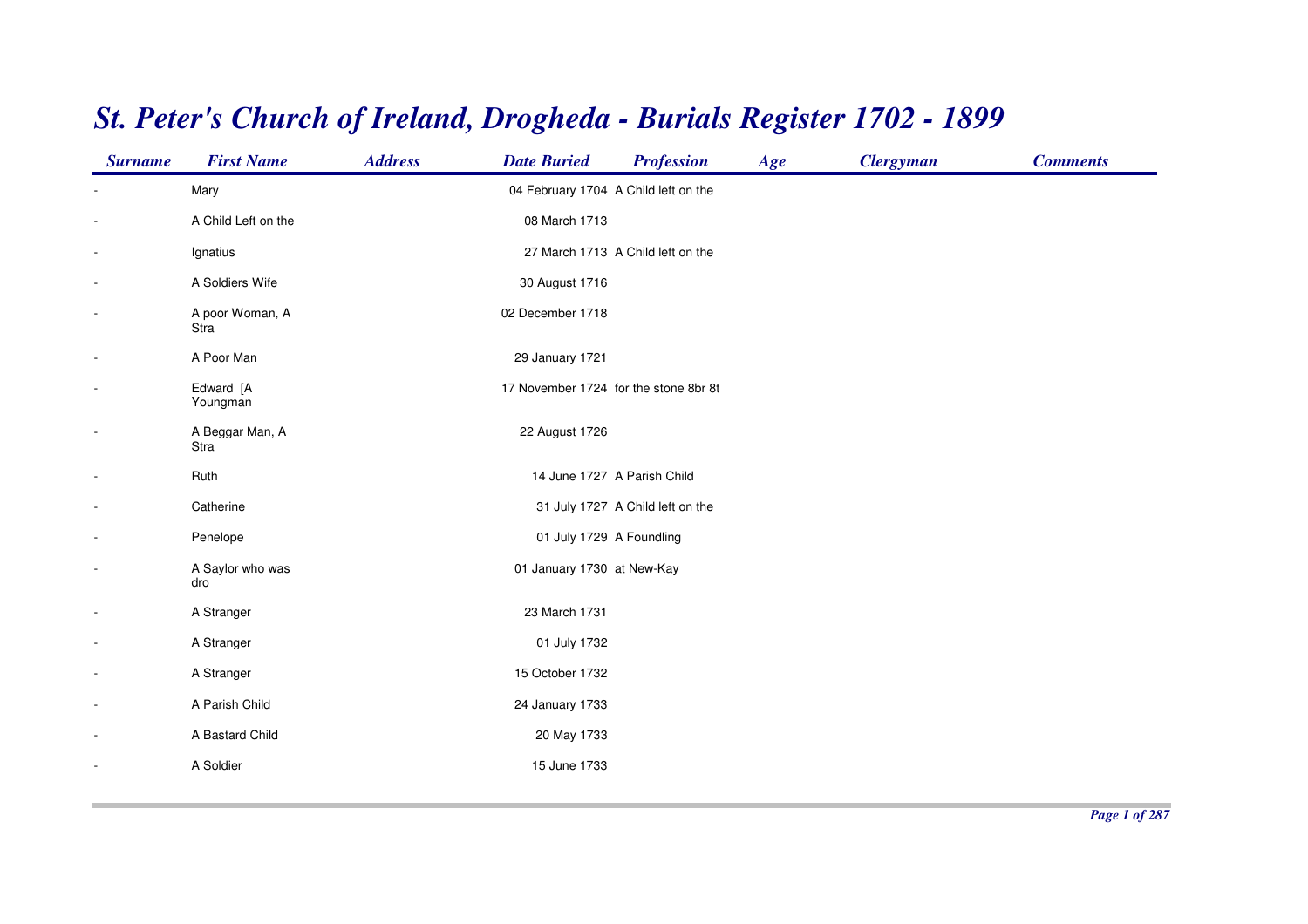# St. Peter's Church of Ireland, Drogheda - Burials Register 1702 - 1899

| Surname | First Name | Address | Date Buried | Profession | Age | Clergyman | Comments |
|---|---|---|---|---|---|---|---|
| - | Mary | | 04 February 1704 | A Child left on the | | | |
| - | A Child Left on the | | 08 March 1713 | | | | |
| - | Ignatius | | 27 March 1713 | A Child left on the | | | |
| - | A Soldiers Wife | | 30 August 1716 | | | | |
| - | A poor Woman, A Stra | | 02 December 1718 | | | | |
| - | A Poor Man | | 29 January 1721 | | | | |
| - | Edward [A Youngman | | 17 November 1724 | for the stone 8br 8t | | | |
| - | A Beggar Man, A Stra | | 22 August 1726 | | | | |
| - | Ruth | | 14 June 1727 | A Parish Child | | | |
| - | Catherine | | 31 July 1727 | A Child left on the | | | |
| - | Penelope | | 01 July 1729 | A Foundling | | | |
| - | A Saylor who was dro | | 01 January 1730 | at New-Kay | | | |
| - | A Stranger | | 23 March 1731 | | | | |
| - | A Stranger | | 01 July 1732 | | | | |
| - | A Stranger | | 15 October 1732 | | | | |
| - | A Parish Child | | 24 January 1733 | | | | |
| - | A Bastard Child | | 20 May 1733 | | | | |
| - | A Soldier | | 15 June 1733 | | | | |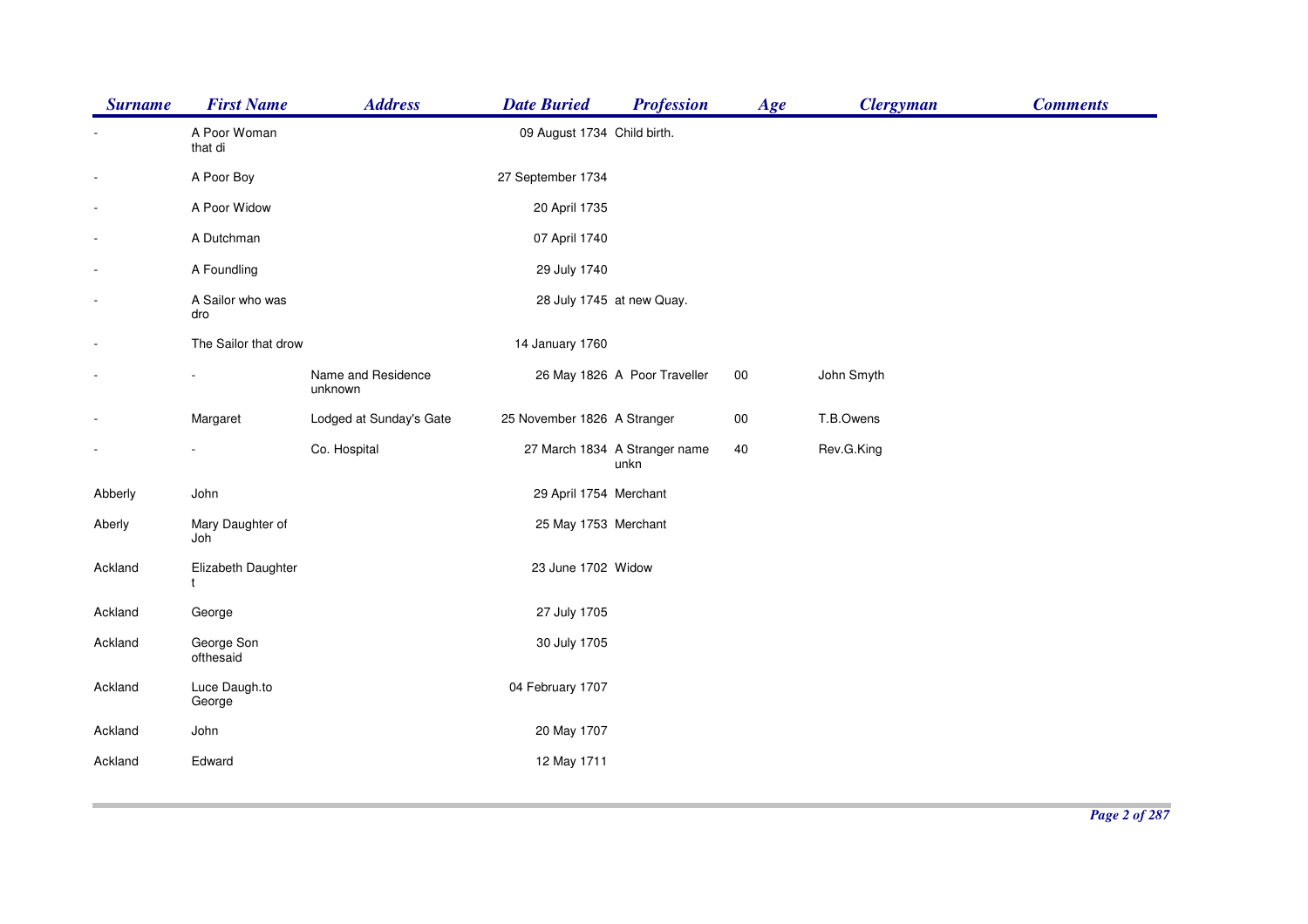| Surname | First Name | Address | Date Buried | Profession | Age | Clergyman | Comments |
|---|---|---|---|---|---|---|---|
| - | A Poor Woman that di | | 09 August 1734 | Child birth. | | | |
| - | A Poor Boy | | 27 September 1734 | | | | |
| - | A Poor Widow | | 20 April 1735 | | | | |
| - | A Dutchman | | 07 April 1740 | | | | |
| - | A Foundling | | 29 July 1740 | | | | |
| - | A Sailor who was dro | | 28 July 1745 | at new Quay. | | | |
| - | The Sailor that drow | | 14 January 1760 | | | | |
| - | - | Name and Residence unknown | 26 May 1826 | A Poor Traveller | 00 | John Smyth | |
| - | Margaret | Lodged at Sunday's Gate | 25 November 1826 | A Stranger | 00 | T.B.Owens | |
| - | - | Co. Hospital | 27 March 1834 | A Stranger name unkn | 40 | Rev.G.King | |
| Abberly | John | | 29 April 1754 | Merchant | | | |
| Aberly | Mary Daughter of Joh | | 25 May 1753 | Merchant | | | |
| Ackland | Elizabeth Daughter t | | 23 June 1702 | Widow | | | |
| Ackland | George | | 27 July 1705 | | | | |
| Ackland | George Son ofthesaid | | 30 July 1705 | | | | |
| Ackland | Luce Daugh.to George | | 04 February 1707 | | | | |
| Ackland | John | | 20 May 1707 | | | | |
| Ackland | Edward | | 12 May 1711 | | | | |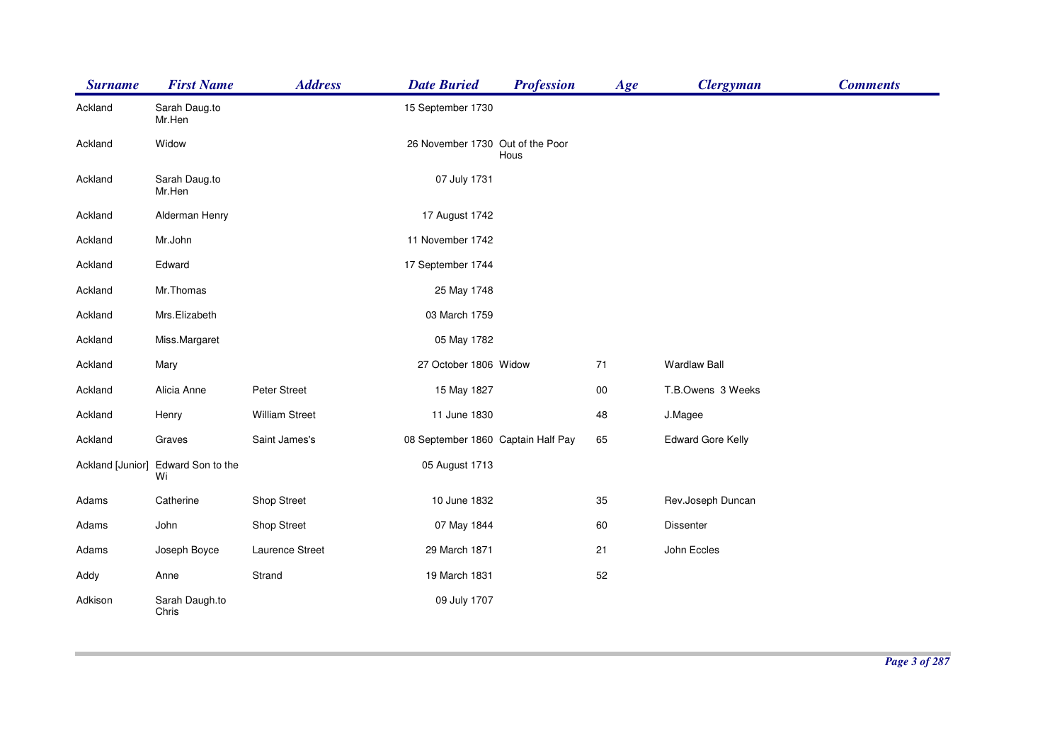| Surname | First Name | Address | Date Buried | Profession | Age | Clergyman | Comments |
|---|---|---|---|---|---|---|---|
| Ackland | Sarah Daug.to Mr.Hen | | 15 September 1730 | | | | |
| Ackland | Widow | | 26 November 1730 | Out of the Poor Hous | | | |
| Ackland | Sarah Daug.to Mr.Hen | | 07 July 1731 | | | | |
| Ackland | Alderman Henry | | 17 August 1742 | | | | |
| Ackland | Mr.John | | 11 November 1742 | | | | |
| Ackland | Edward | | 17 September 1744 | | | | |
| Ackland | Mr.Thomas | | 25 May 1748 | | | | |
| Ackland | Mrs.Elizabeth | | 03 March 1759 | | | | |
| Ackland | Miss.Margaret | | 05 May 1782 | | | | |
| Ackland | Mary | | 27 October 1806 | Widow | 71 | Wardlaw Ball | |
| Ackland | Alicia Anne | Peter Street | 15 May 1827 | | 00 | T.B.Owens 3 Weeks | |
| Ackland | Henry | William Street | 11 June 1830 | | 48 | J.Magee | |
| Ackland | Graves | Saint James's | 08 September 1860 | Captain Half Pay | 65 | Edward Gore Kelly | |
| Ackland [Junior] | Edward Son to the Wi | | 05 August 1713 | | | | |
| Adams | Catherine | Shop Street | 10 June 1832 | | 35 | Rev.Joseph Duncan | |
| Adams | John | Shop Street | 07 May 1844 | | 60 | Dissenter | |
| Adams | Joseph Boyce | Laurence Street | 29 March 1871 | | 21 | John Eccles | |
| Addy | Anne | Strand | 19 March 1831 | | 52 | | |
| Adkison | Sarah Daugh.to Chris | | 09 July 1707 | | | | |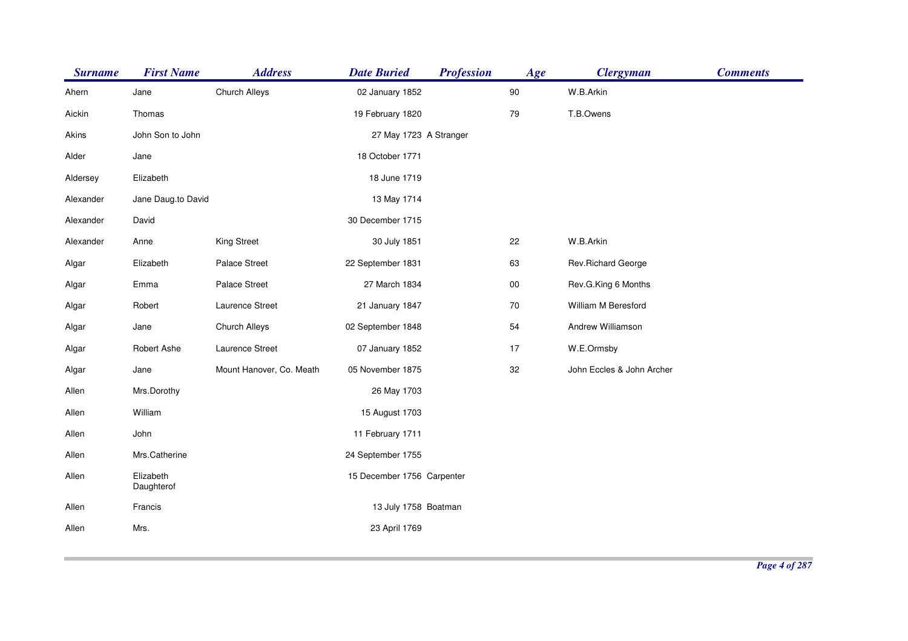| Surname | First Name | Address | Date Buried | Profession | Age | Clergyman | Comments |
|---|---|---|---|---|---|---|---|
| Ahern | Jane | Church Alleys | 02 January 1852 | | 90 | W.B.Arkin | |
| Aickin | Thomas | | 19 February 1820 | | 79 | T.B.Owens | |
| Akins | John Son to John | | 27 May 1723 | A Stranger | | | |
| Alder | Jane | | 18 October 1771 | | | | |
| Aldersey | Elizabeth | | 18 June 1719 | | | | |
| Alexander | Jane Daug.to David | | 13 May 1714 | | | | |
| Alexander | David | | 30 December 1715 | | | | |
| Alexander | Anne | King Street | 30 July 1851 | | 22 | W.B.Arkin | |
| Algar | Elizabeth | Palace Street | 22 September 1831 | | 63 | Rev.Richard George | |
| Algar | Emma | Palace Street | 27 March 1834 | | 00 | Rev.G.King 6 Months | |
| Algar | Robert | Laurence Street | 21 January 1847 | | 70 | William M Beresford | |
| Algar | Jane | Church Alleys | 02 September 1848 | | 54 | Andrew Williamson | |
| Algar | Robert Ashe | Laurence Street | 07 January 1852 | | 17 | W.E.Ormsby | |
| Algar | Jane | Mount Hanover, Co. Meath | 05 November 1875 | | 32 | John Eccles & John Archer | |
| Allen | Mrs.Dorothy | | 26 May 1703 | | | | |
| Allen | William | | 15 August 1703 | | | | |
| Allen | John | | 11 February 1711 | | | | |
| Allen | Mrs.Catherine | | 24 September 1755 | | | | |
| Allen | Elizabeth Daughterof | | 15 December 1756 | Carpenter | | | |
| Allen | Francis | | 13 July 1758 | Boatman | | | |
| Allen | Mrs. | | 23 April 1769 | | | | |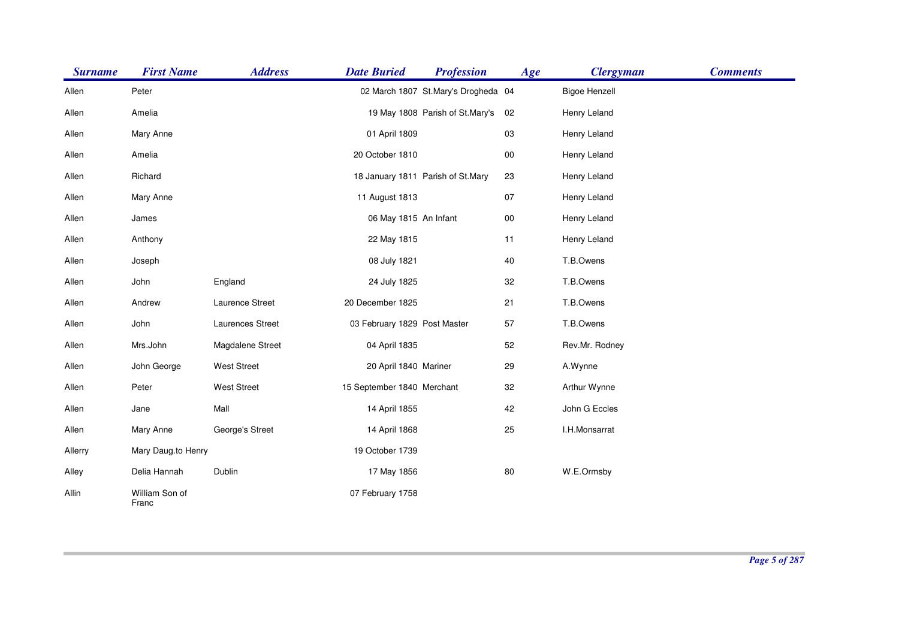| Surname | First Name | Address | Date Buried | Profession | Age | Clergyman | Comments |
|---|---|---|---|---|---|---|---|
| Allen | Peter | | 02 March 1807 | St.Mary's Drogheda | 04 | Bigoe Henzell | |
| Allen | Amelia | | 19 May 1808 | Parish of St.Mary's | 02 | Henry Leland | |
| Allen | Mary Anne | | 01 April 1809 | | 03 | Henry Leland | |
| Allen | Amelia | | 20 October 1810 | | 00 | Henry Leland | |
| Allen | Richard | | 18 January 1811 | Parish of St.Mary | 23 | Henry Leland | |
| Allen | Mary Anne | | 11 August 1813 | | 07 | Henry Leland | |
| Allen | James | | 06 May 1815 | An Infant | 00 | Henry Leland | |
| Allen | Anthony | | 22 May 1815 | | 11 | Henry Leland | |
| Allen | Joseph | | 08 July 1821 | | 40 | T.B.Owens | |
| Allen | John | England | 24 July 1825 | | 32 | T.B.Owens | |
| Allen | Andrew | Laurence Street | 20 December 1825 | | 21 | T.B.Owens | |
| Allen | John | Laurences Street | 03 February 1829 | Post Master | 57 | T.B.Owens | |
| Allen | Mrs.John | Magdalene Street | 04 April 1835 | | 52 | Rev.Mr. Rodney | |
| Allen | John George | West Street | 20 April 1840 | Mariner | 29 | A.Wynne | |
| Allen | Peter | West Street | 15 September 1840 | Merchant | 32 | Arthur Wynne | |
| Allen | Jane | Mall | 14 April 1855 | | 42 | John G Eccles | |
| Allen | Mary Anne | George's Street | 14 April 1868 | | 25 | I.H.Monsarrat | |
| Allerry | Mary Daug.to Henry | | 19 October 1739 | | | | |
| Alley | Delia Hannah | Dublin | 17 May 1856 | | 80 | W.E.Ormsby | |
| Allin | William Son of Franc | | 07 February 1758 | | | | |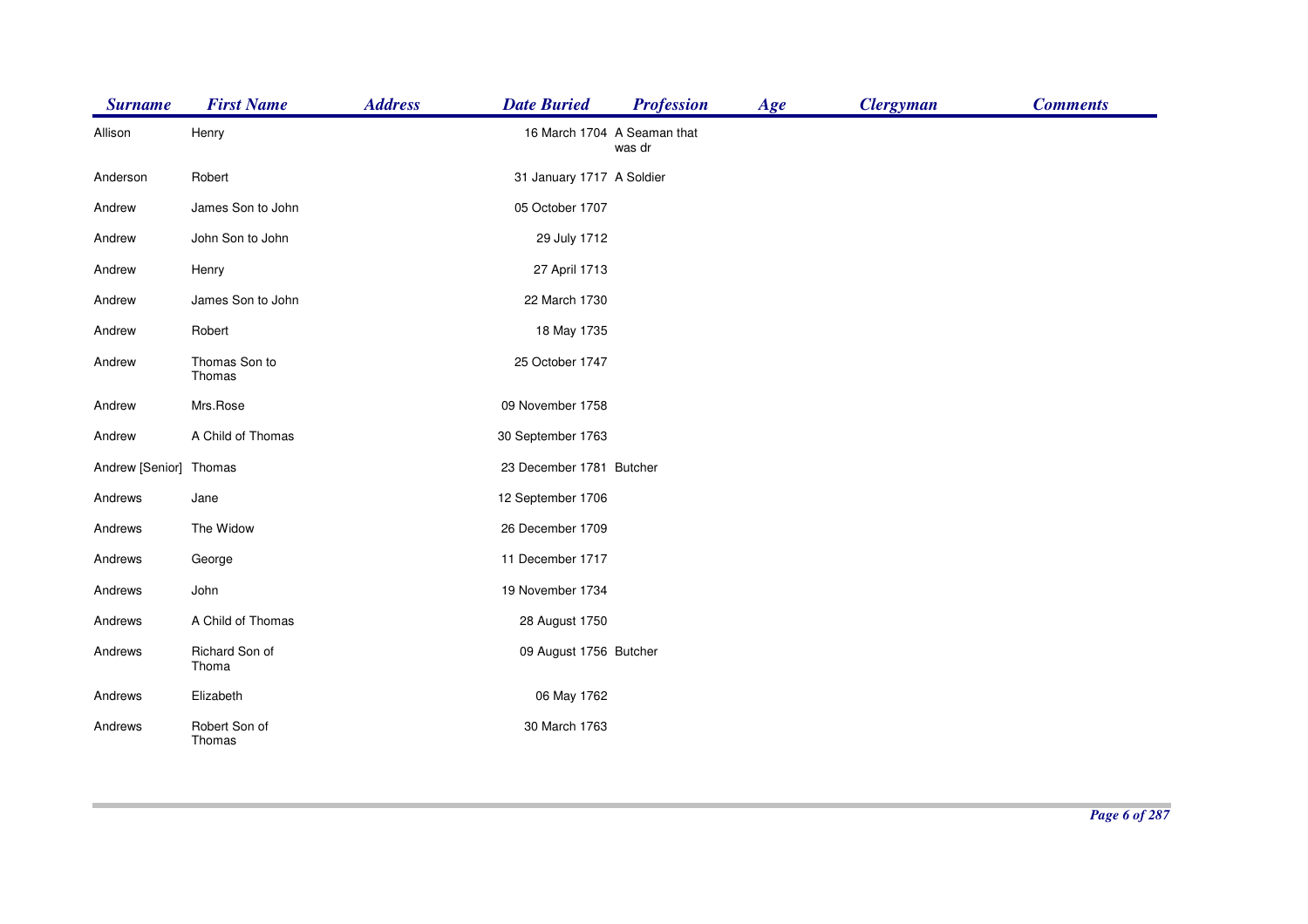| Surname | First Name | Address | Date Buried | Profession | Age | Clergyman | Comments |
|---|---|---|---|---|---|---|---|
| Allison | Henry | | 16 March 1704 | A Seaman that was dr | | | |
| Anderson | Robert | | 31 January 1717 | A Soldier | | | |
| Andrew | James Son to John | | 05 October 1707 | | | | |
| Andrew | John Son to John | | 29 July 1712 | | | | |
| Andrew | Henry | | 27 April 1713 | | | | |
| Andrew | James Son to John | | 22 March 1730 | | | | |
| Andrew | Robert | | 18 May 1735 | | | | |
| Andrew | Thomas Son to Thomas | | 25 October 1747 | | | | |
| Andrew | Mrs.Rose | | 09 November 1758 | | | | |
| Andrew | A Child of Thomas | | 30 September 1763 | | | | |
| Andrew [Senior] | Thomas | | 23 December 1781 | Butcher | | | |
| Andrews | Jane | | 12 September 1706 | | | | |
| Andrews | The Widow | | 26 December 1709 | | | | |
| Andrews | George | | 11 December 1717 | | | | |
| Andrews | John | | 19 November 1734 | | | | |
| Andrews | A Child of Thomas | | 28 August 1750 | | | | |
| Andrews | Richard Son of Thoma | | 09 August 1756 | Butcher | | | |
| Andrews | Elizabeth | | 06 May 1762 | | | | |
| Andrews | Robert Son of Thomas | | 30 March 1763 | | | | |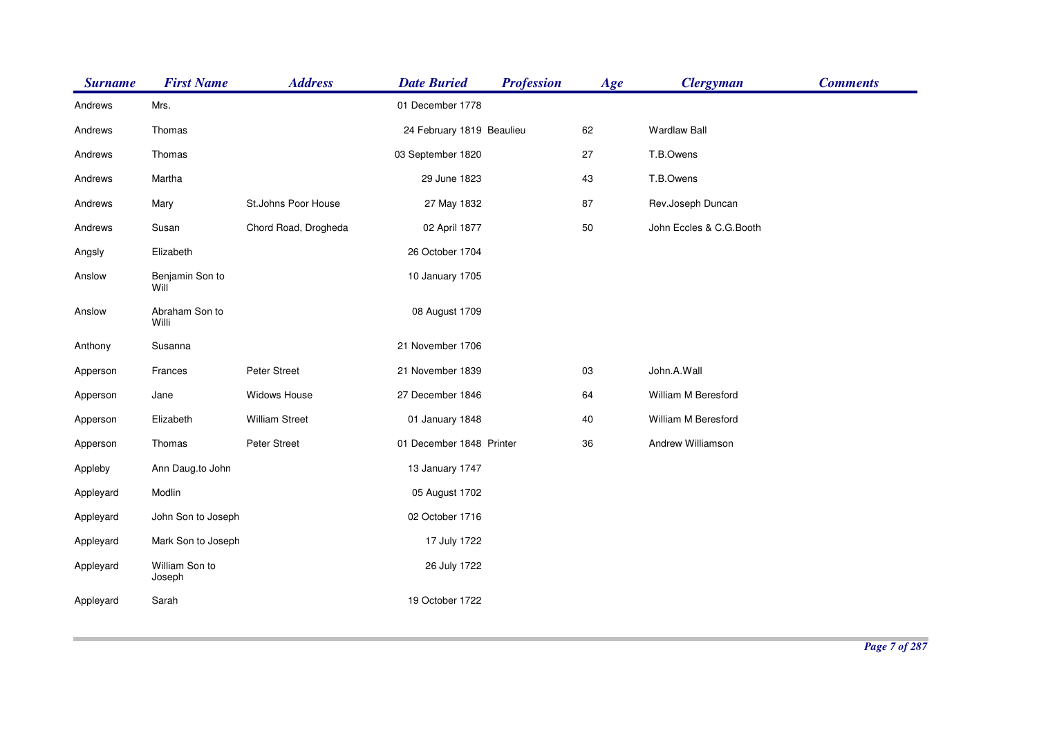| ***Surname*** | ***First Name*** | ***Address*** | ***Date Buried*** | ***Profession*** | ***Age*** | ***Clergyman*** | ***Comments*** |
|---|---|---|---|---|---|---|---|
| Andrews | Mrs. | | 01 December 1778 | | | | |
| Andrews | Thomas | | 24 February 1819 | Beaulieu | 62 | Wardlaw Ball | |
| Andrews | Thomas | | 03 September 1820 | | 27 | T.B.Owens | |
| Andrews | Martha | | 29 June 1823 | | 43 | T.B.Owens | |
| Andrews | Mary | St.Johns Poor House | 27 May 1832 | | 87 | Rev.Joseph Duncan | |
| Andrews | Susan | Chord Road, Drogheda | 02 April 1877 | | 50 | John Eccles & C.G.Booth | |
| Angsly | Elizabeth | | 26 October 1704 | | | | |
| Anslow | Benjamin Son to Will | | 10 January 1705 | | | | |
| Anslow | Abraham Son to Willi | | 08 August 1709 | | | | |
| Anthony | Susanna | | 21 November 1706 | | | | |
| Apperson | Frances | Peter Street | 21 November 1839 | | 03 | John.A.Wall | |
| Apperson | Jane | Widows House | 27 December 1846 | | 64 | William M Beresford | |
| Apperson | Elizabeth | William Street | 01 January 1848 | | 40 | William M Beresford | |
| Apperson | Thomas | Peter Street | 01 December 1848 | Printer | 36 | Andrew Williamson | |
| Appleby | Ann Daug.to John | | 13 January 1747 | | | | |
| Appleyard | Modlin | | 05 August 1702 | | | | |
| Appleyard | John Son to Joseph | | 02 October 1716 | | | | |
| Appleyard | Mark Son to Joseph | | 17 July 1722 | | | | |
| Appleyard | William Son to Joseph | | 26 July 1722 | | | | |
| Appleyard | Sarah | | 19 October 1722 | | | | |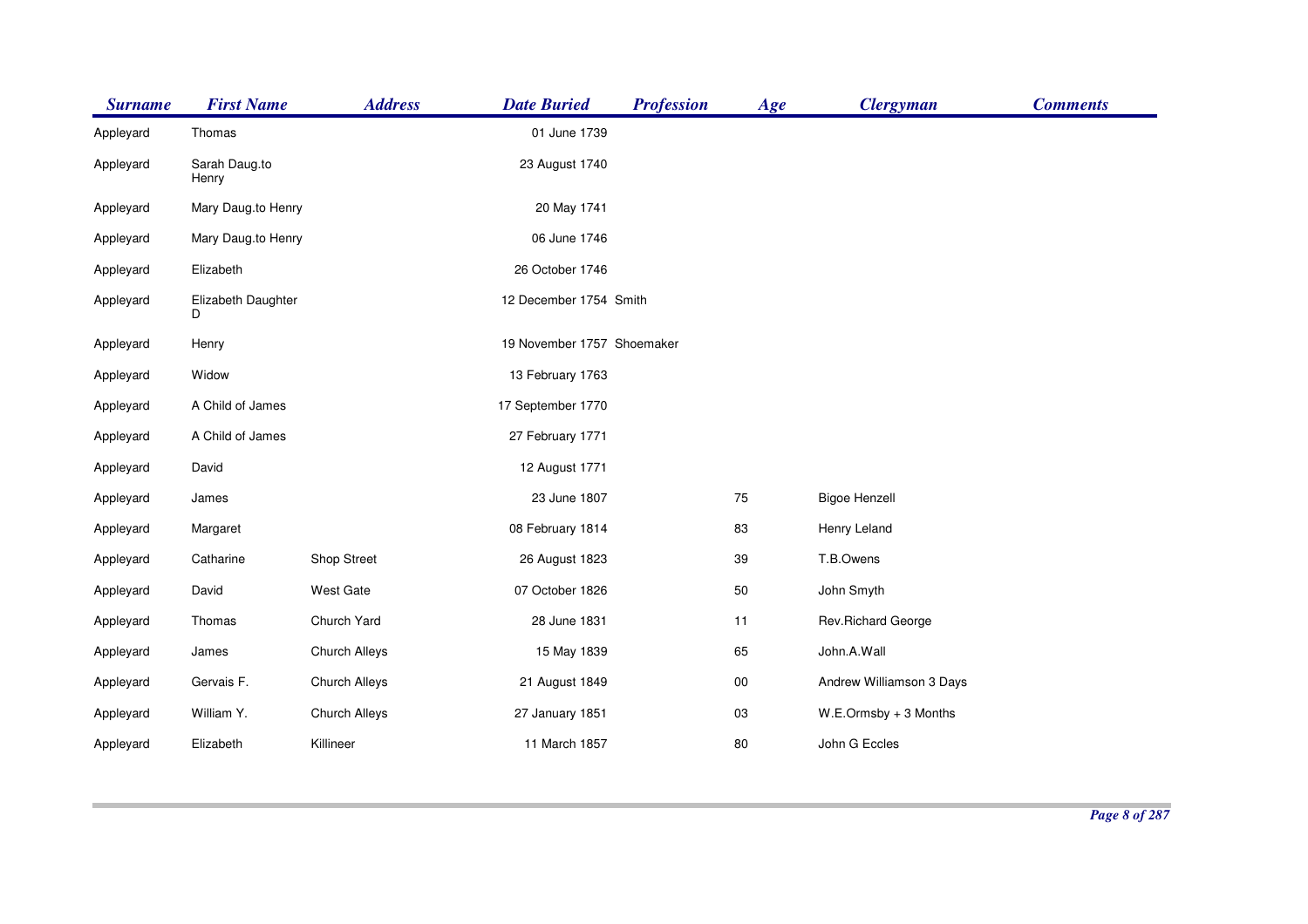| Surname | First Name | Address | Date Buried | Profession | Age | Clergyman | Comments |
|---|---|---|---|---|---|---|---|
| Appleyard | Thomas | | 01 June 1739 | | | | |
| Appleyard | Sarah Daug.to Henry | | 23 August 1740 | | | | |
| Appleyard | Mary Daug.to Henry | | 20 May 1741 | | | | |
| Appleyard | Mary Daug.to Henry | | 06 June 1746 | | | | |
| Appleyard | Elizabeth | | 26 October 1746 | | | | |
| Appleyard | Elizabeth Daughter D | | 12 December 1754 | Smith | | | |
| Appleyard | Henry | | 19 November 1757 | Shoemaker | | | |
| Appleyard | Widow | | 13 February 1763 | | | | |
| Appleyard | A Child of James | | 17 September 1770 | | | | |
| Appleyard | A Child of James | | 27 February 1771 | | | | |
| Appleyard | David | | 12 August 1771 | | | | |
| Appleyard | James | | 23 June 1807 | | 75 | Bigoe Henzell | |
| Appleyard | Margaret | | 08 February 1814 | | 83 | Henry Leland | |
| Appleyard | Catharine | Shop Street | 26 August 1823 | | 39 | T.B.Owens | |
| Appleyard | David | West Gate | 07 October 1826 | | 50 | John Smyth | |
| Appleyard | Thomas | Church Yard | 28 June 1831 | | 11 | Rev.Richard George | |
| Appleyard | James | Church Alleys | 15 May 1839 | | 65 | John.A.Wall | |
| Appleyard | Gervais F. | Church Alleys | 21 August 1849 | | 00 | Andrew Williamson 3 Days | |
| Appleyard | William Y. | Church Alleys | 27 January 1851 | | 03 | W.E.Ormsby + 3 Months | |
| Appleyard | Elizabeth | Killineer | 11 March 1857 | | 80 | John G Eccles | |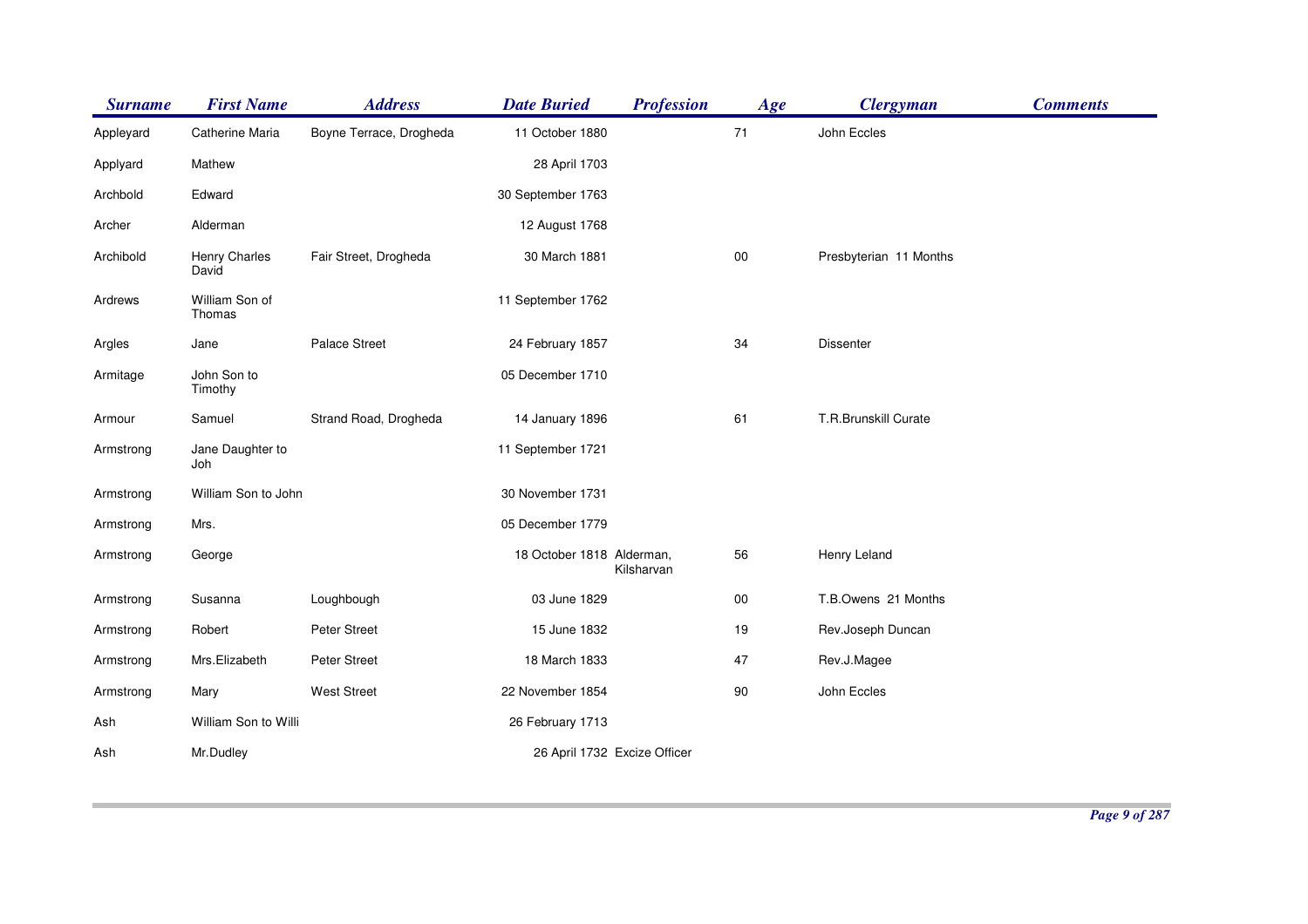| Surname | First Name | Address | Date Buried | Profession | Age | Clergyman | Comments |
|---|---|---|---|---|---|---|---|
| Appleyard | Catherine Maria | Boyne Terrace, Drogheda | 11 October 1880 | | 71 | John Eccles | |
| Applyard | Mathew | | 28 April 1703 | | | | |
| Archbold | Edward | | 30 September 1763 | | | | |
| Archer | Alderman | | 12 August 1768 | | | | |
| Archibold | Henry Charles David | Fair Street, Drogheda | 30 March 1881 | | 00 | Presbyterian 11 Months | |
| Ardrews | William Son of Thomas | | 11 September 1762 | | | | |
| Argles | Jane | Palace Street | 24 February 1857 | | 34 | Dissenter | |
| Armitage | John Son to Timothy | | 05 December 1710 | | | | |
| Armour | Samuel | Strand Road, Drogheda | 14 January 1896 | | 61 | T.R.Brunskill Curate | |
| Armstrong | Jane Daughter to Joh | | 11 September 1721 | | | | |
| Armstrong | William Son to John | | 30 November 1731 | | | | |
| Armstrong | Mrs. | | 05 December 1779 | | | | |
| Armstrong | George | | 18 October 1818 | Alderman, Kilsharvan | 56 | Henry Leland | |
| Armstrong | Susanna | Loughbough | 03 June 1829 | | 00 | T.B.Owens 21 Months | |
| Armstrong | Robert | Peter Street | 15 June 1832 | | 19 | Rev.Joseph Duncan | |
| Armstrong | Mrs.Elizabeth | Peter Street | 18 March 1833 | | 47 | Rev.J.Magee | |
| Armstrong | Mary | West Street | 22 November 1854 | | 90 | John Eccles | |
| Ash | William Son to Willi | | 26 February 1713 | | | | |
| Ash | Mr.Dudley | | 26 April 1732 | Excize Officer | | | |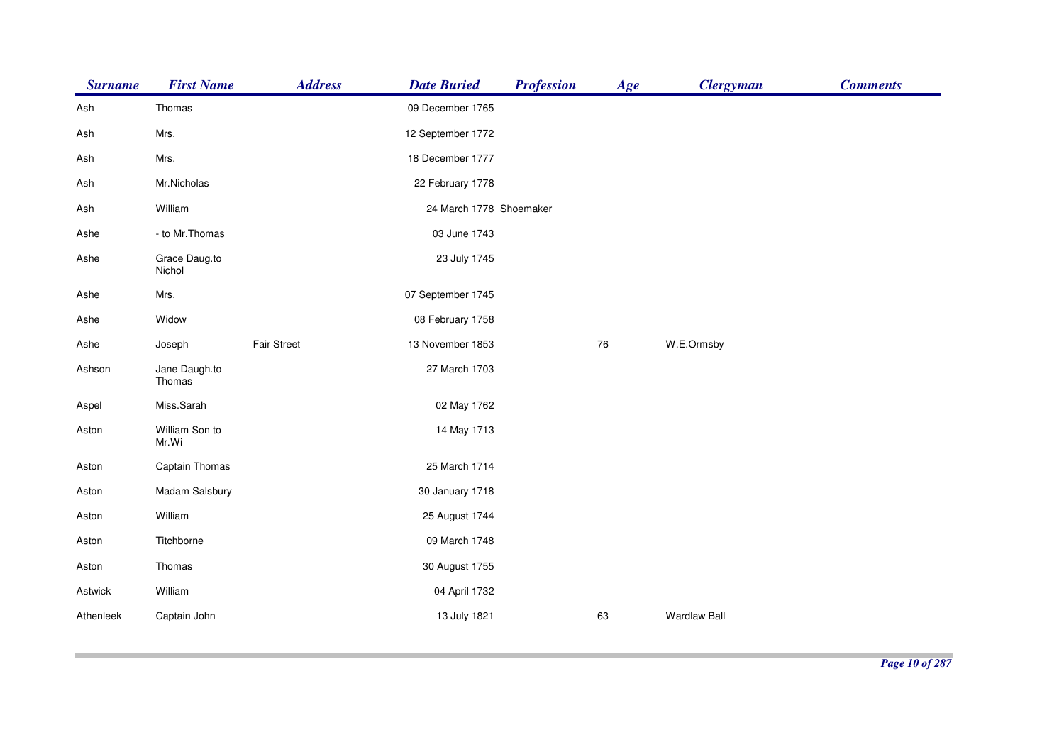| Surname | First Name | Address | Date Buried | Profession | Age | Clergyman | Comments |
|---|---|---|---|---|---|---|---|
| Ash | Thomas | | 09 December 1765 | | | | |
| Ash | Mrs. | | 12 September 1772 | | | | |
| Ash | Mrs. | | 18 December 1777 | | | | |
| Ash | Mr.Nicholas | | 22 February 1778 | | | | |
| Ash | William | | 24 March 1778 | Shoemaker | | | |
| Ashe | - to Mr.Thomas | | 03 June 1743 | | | | |
| Ashe | Grace Daug.to Nichol | | 23 July 1745 | | | | |
| Ashe | Mrs. | | 07 September 1745 | | | | |
| Ashe | Widow | | 08 February 1758 | | | | |
| Ashe | Joseph | Fair Street | 13 November 1853 | | 76 | W.E.Ormsby | |
| Ashson | Jane Daugh.to Thomas | | 27 March 1703 | | | | |
| Aspel | Miss.Sarah | | 02 May 1762 | | | | |
| Aston | William Son to Mr.Wi | | 14 May 1713 | | | | |
| Aston | Captain Thomas | | 25 March 1714 | | | | |
| Aston | Madam Salsbury | | 30 January 1718 | | | | |
| Aston | William | | 25 August 1744 | | | | |
| Aston | Titchborne | | 09 March 1748 | | | | |
| Aston | Thomas | | 30 August 1755 | | | | |
| Astwick | William | | 04 April 1732 | | | | |
| Athenleek | Captain John | | 13 July 1821 | | 63 | Wardlaw Ball | |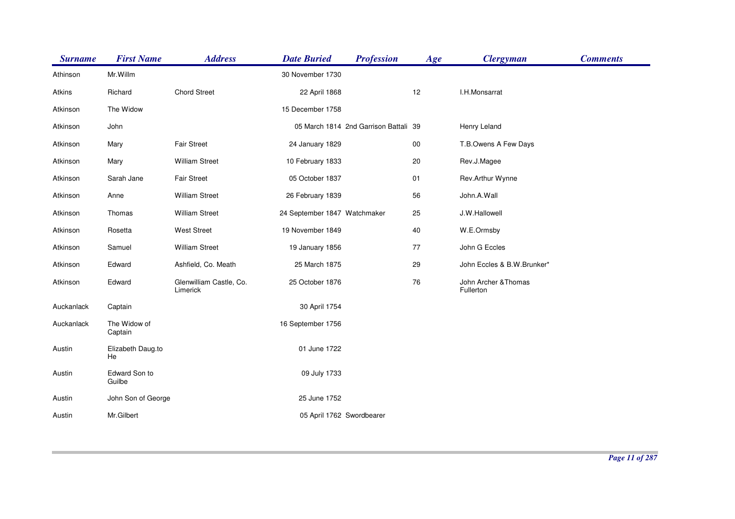| Surname | First Name | Address | Date Buried | Profession | Age | Clergyman | Comments |
|---|---|---|---|---|---|---|---|
| Athinson | Mr.Willm | | 30 November 1730 | | | | |
| Atkins | Richard | Chord Street | 22 April 1868 | | 12 | I.H.Monsarrat | |
| Atkinson | The Widow | | 15 December 1758 | | | | |
| Atkinson | John | | 05 March 1814 | 2nd Garrison Battali | 39 | Henry Leland | |
| Atkinson | Mary | Fair Street | 24 January 1829 | | 00 | T.B.Owens A Few Days | |
| Atkinson | Mary | William Street | 10 February 1833 | | 20 | Rev.J.Magee | |
| Atkinson | Sarah Jane | Fair Street | 05 October 1837 | | 01 | Rev.Arthur Wynne | |
| Atkinson | Anne | William Street | 26 February 1839 | | 56 | John.A.Wall | |
| Atkinson | Thomas | William Street | 24 September 1847 | Watchmaker | 25 | J.W.Hallowell | |
| Atkinson | Rosetta | West Street | 19 November 1849 | | 40 | W.E.Ormsby | |
| Atkinson | Samuel | William Street | 19 January 1856 | | 77 | John G Eccles | |
| Atkinson | Edward | Ashfield, Co. Meath | 25 March 1875 | | 29 | John Eccles & B.W.Brunker* | |
| Atkinson | Edward | Glenwilliam Castle, Co. Limerick | 25 October 1876 | | 76 | John Archer &Thomas Fullerton | |
| Auckanlack | Captain | | 30 April 1754 | | | | |
| Auckanlack | The Widow of Captain | | 16 September 1756 | | | | |
| Austin | Elizabeth Daug.to He | | 01 June 1722 | | | | |
| Austin | Edward Son to Guilbe | | 09 July 1733 | | | | |
| Austin | John Son of George | | 25 June 1752 | | | | |
| Austin | Mr.Gilbert | | 05 April 1762 | Swordbearer | | | |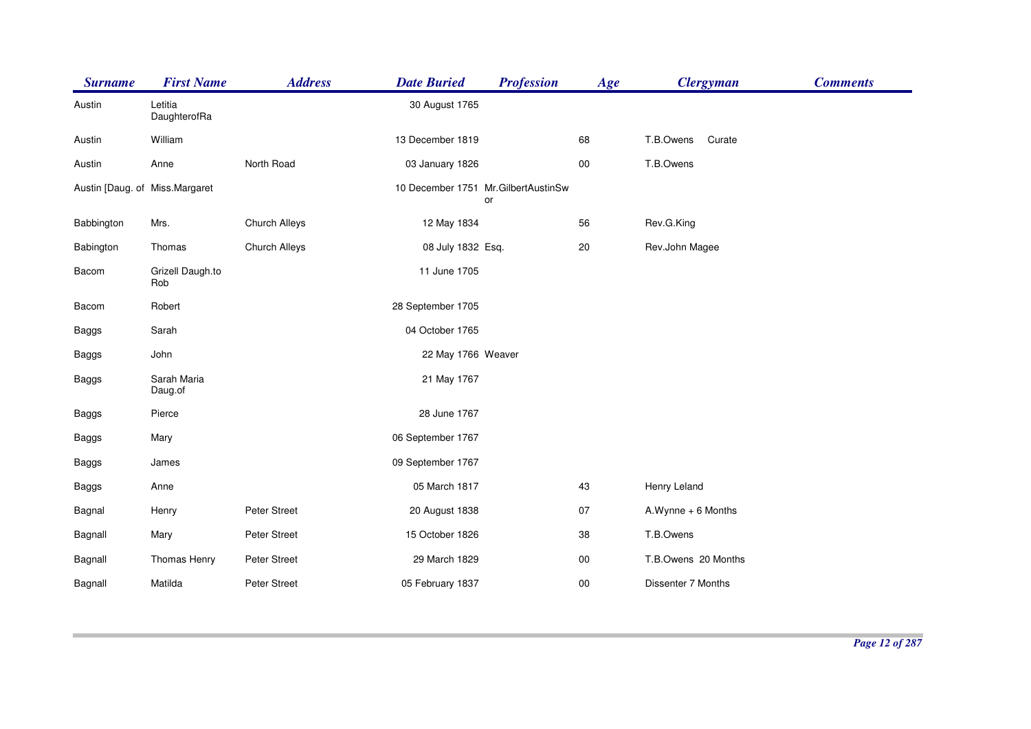| Surname | First Name | Address | Date Buried | Profession | Age | Clergyman | Comments |
| --- | --- | --- | --- | --- | --- | --- | --- |
| Austin | Letitia DaughterofRa | | 30 August 1765 | | | | |
| Austin | William | | 13 December 1819 | | 68 | T.B.Owens Curate | |
| Austin | Anne | North Road | 03 January 1826 | | 00 | T.B.Owens | |
| Austin [Daug. of | Miss.Margaret | | 10 December 1751 | Mr.GilbertAustinSwor | | | |
| Babbington | Mrs. | Church Alleys | 12 May 1834 | | 56 | Rev.G.King | |
| Babington | Thomas | Church Alleys | 08 July 1832 | Esq. | 20 | Rev.John Magee | |
| Bacom | Grizell Daugh.to Rob | | 11 June 1705 | | | | |
| Bacom | Robert | | 28 September 1705 | | | | |
| Baggs | Sarah | | 04 October 1765 | | | | |
| Baggs | John | | 22 May 1766 | Weaver | | | |
| Baggs | Sarah Maria Daug.of | | 21 May 1767 | | | | |
| Baggs | Pierce | | 28 June 1767 | | | | |
| Baggs | Mary | | 06 September 1767 | | | | |
| Baggs | James | | 09 September 1767 | | | | |
| Baggs | Anne | | 05 March 1817 | | 43 | Henry Leland | |
| Bagnal | Henry | Peter Street | 20 August 1838 | | 07 | A.Wynne + 6 Months | |
| Bagnall | Mary | Peter Street | 15 October 1826 | | 38 | T.B.Owens | |
| Bagnall | Thomas Henry | Peter Street | 29 March 1829 | | 00 | T.B.Owens 20 Months | |
| Bagnall | Matilda | Peter Street | 05 February 1837 | | 00 | Dissenter 7 Months | |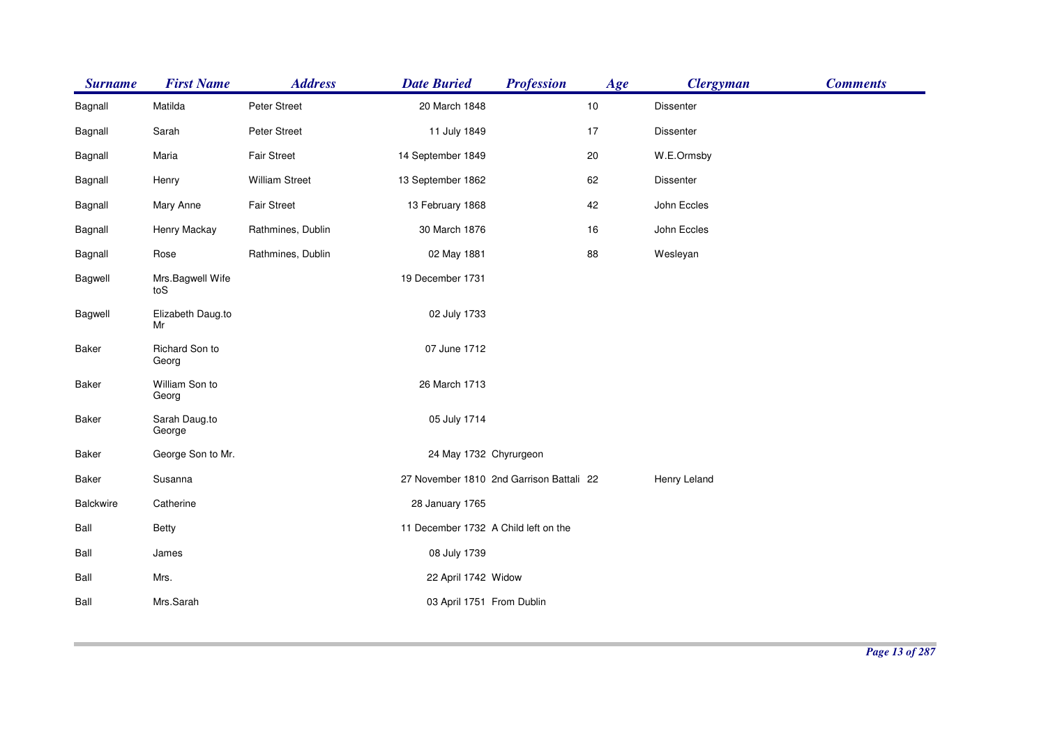| Surname | First Name | Address | Date Buried | Profession | Age | Clergyman | Comments |
|---|---|---|---|---|---|---|---|
| Bagnall | Matilda | Peter Street | 20 March 1848 | | 10 | Dissenter | |
| Bagnall | Sarah | Peter Street | 11 July 1849 | | 17 | Dissenter | |
| Bagnall | Maria | Fair Street | 14 September 1849 | | 20 | W.E.Ormsby | |
| Bagnall | Henry | William Street | 13 September 1862 | | 62 | Dissenter | |
| Bagnall | Mary Anne | Fair Street | 13 February 1868 | | 42 | John Eccles | |
| Bagnall | Henry Mackay | Rathmines, Dublin | 30 March 1876 | | 16 | John Eccles | |
| Bagnall | Rose | Rathmines, Dublin | 02 May 1881 | | 88 | Wesleyan | |
| Bagwell | Mrs.Bagwell Wife toS | | 19 December 1731 | | | | |
| Bagwell | Elizabeth Daug.to Mr | | 02 July 1733 | | | | |
| Baker | Richard Son to Georg | | 07 June 1712 | | | | |
| Baker | William Son to Georg | | 26 March 1713 | | | | |
| Baker | Sarah Daug.to George | | 05 July 1714 | | | | |
| Baker | George Son to Mr. | | 24 May 1732 | Chyrurgeon | | | |
| Baker | Susanna | | 27 November 1810 | 2nd Garrison Battali | 22 | Henry Leland | |
| Balckwire | Catherine | | 28 January 1765 | | | | |
| Ball | Betty | | 11 December 1732 | A Child left on the | | | |
| Ball | James | | 08 July 1739 | | | | |
| Ball | Mrs. | | 22 April 1742 | Widow | | | |
| Ball | Mrs.Sarah | | 03 April 1751 | From Dublin | | | |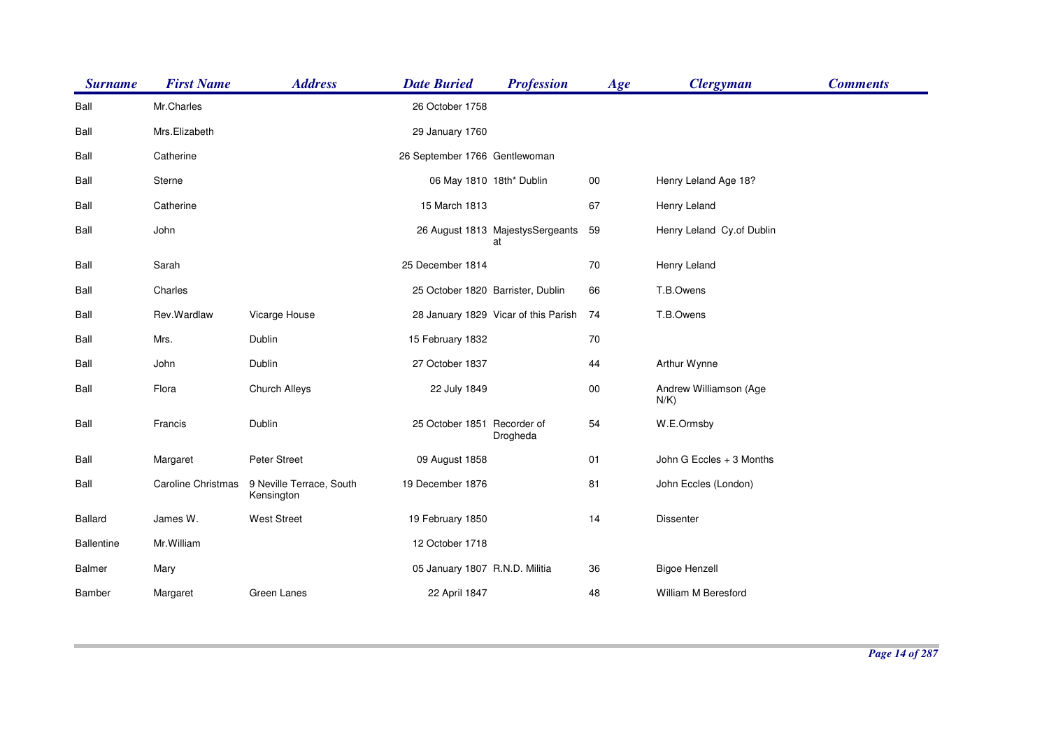| Surname | First Name | Address | Date Buried | Profession | Age | Clergyman | Comments |
|---|---|---|---|---|---|---|---|
| Ball | Mr.Charles | | 26 October 1758 | | | | |
| Ball | Mrs.Elizabeth | | 29 January 1760 | | | | |
| Ball | Catherine | | 26 September 1766 | Gentlewoman | | | |
| Ball | Sterne | | 06 May 1810 | 18th* Dublin | 00 | Henry Leland Age 18? | |
| Ball | Catherine | | 15 March 1813 | | 67 | Henry Leland | |
| Ball | John | | 26 August 1813 | MajestysSergeants at | 59 | Henry Leland Cy.of Dublin | |
| Ball | Sarah | | 25 December 1814 | | 70 | Henry Leland | |
| Ball | Charles | | 25 October 1820 | Barrister, Dublin | 66 | T.B.Owens | |
| Ball | Rev.Wardlaw | Vicarge House | 28 January 1829 | Vicar of this Parish | 74 | T.B.Owens | |
| Ball | Mrs. | Dublin | 15 February 1832 | | 70 | | |
| Ball | John | Dublin | 27 October 1837 | | 44 | Arthur Wynne | |
| Ball | Flora | Church Alleys | 22 July 1849 | | 00 | Andrew Williamson (Age N/K) | |
| Ball | Francis | Dublin | 25 October 1851 | Recorder of Drogheda | 54 | W.E.Ormsby | |
| Ball | Margaret | Peter Street | 09 August 1858 | | 01 | John G Eccles + 3 Months | |
| Ball | Caroline Christmas | 9 Neville Terrace, South Kensington | 19 December 1876 | | 81 | John Eccles (London) | |
| Ballard | James W. | West Street | 19 February 1850 | | 14 | Dissenter | |
| Ballentine | Mr.William | | 12 October 1718 | | | | |
| Balmer | Mary | | 05 January 1807 | R.N.D. Militia | 36 | Bigoe Henzell | |
| Bamber | Margaret | Green Lanes | 22 April 1847 | | 48 | William M Beresford | |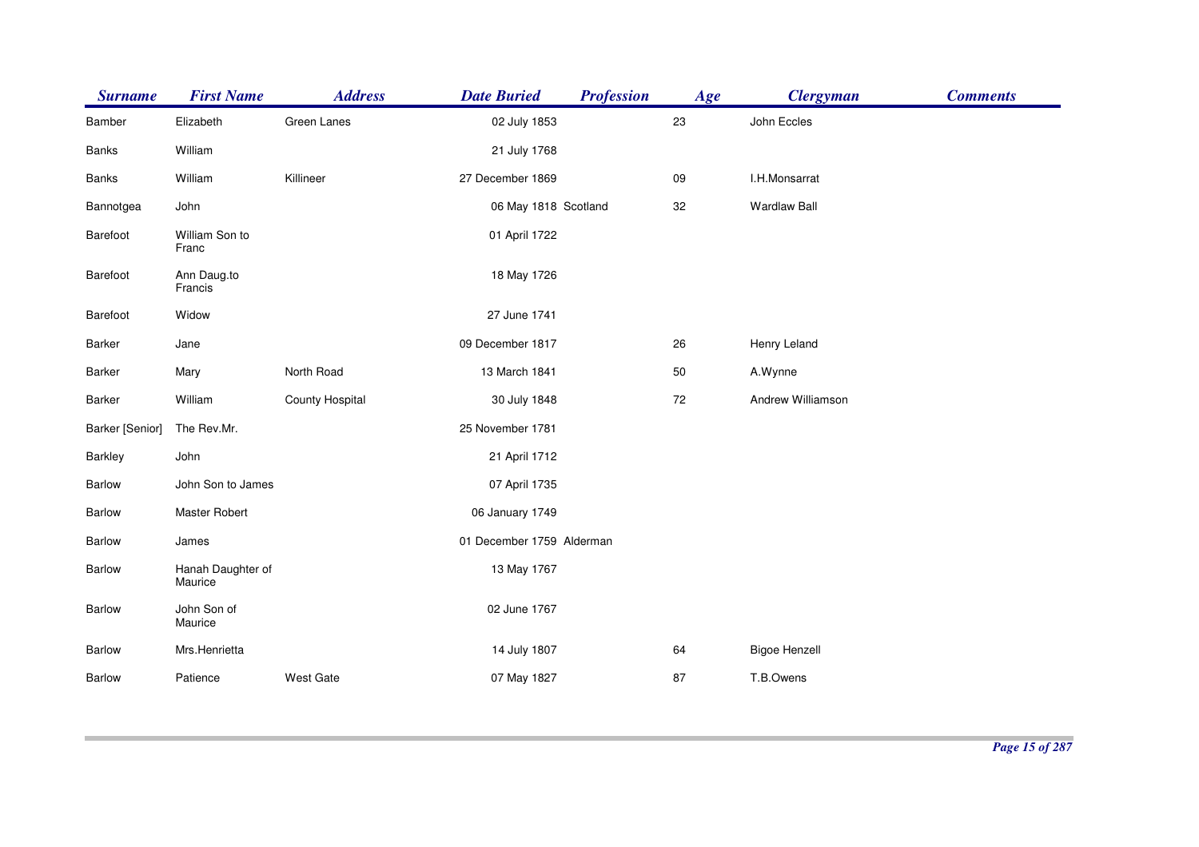| Surname | First Name | Address | Date Buried | Profession | Age | Clergyman | Comments |
|---|---|---|---|---|---|---|---|
| Bamber | Elizabeth | Green Lanes | 02 July 1853 | | 23 | John Eccles | |
| Banks | William | | 21 July 1768 | | | | |
| Banks | William | Killineer | 27 December 1869 | | 09 | I.H.Monsarrat | |
| Bannotgea | John | | 06 May 1818 | Scotland | 32 | Wardlaw Ball | |
| Barefoot | William Son to Franc | | 01 April 1722 | | | | |
| Barefoot | Ann Daug.to Francis | | 18 May 1726 | | | | |
| Barefoot | Widow | | 27 June 1741 | | | | |
| Barker | Jane | | 09 December 1817 | | 26 | Henry Leland | |
| Barker | Mary | North Road | 13 March 1841 | | 50 | A.Wynne | |
| Barker | William | County Hospital | 30 July 1848 | | 72 | Andrew Williamson | |
| Barker [Senior] | The Rev.Mr. | | 25 November 1781 | | | | |
| Barkley | John | | 21 April 1712 | | | | |
| Barlow | John Son to James | | 07 April 1735 | | | | |
| Barlow | Master Robert | | 06 January 1749 | | | | |
| Barlow | James | | 01 December 1759 | Alderman | | | |
| Barlow | Hanah Daughter of Maurice | | 13 May 1767 | | | | |
| Barlow | John Son of Maurice | | 02 June 1767 | | | | |
| Barlow | Mrs.Henrietta | | 14 July 1807 | | 64 | Bigoe Henzell | |
| Barlow | Patience | West Gate | 07 May 1827 | | 87 | T.B.Owens | |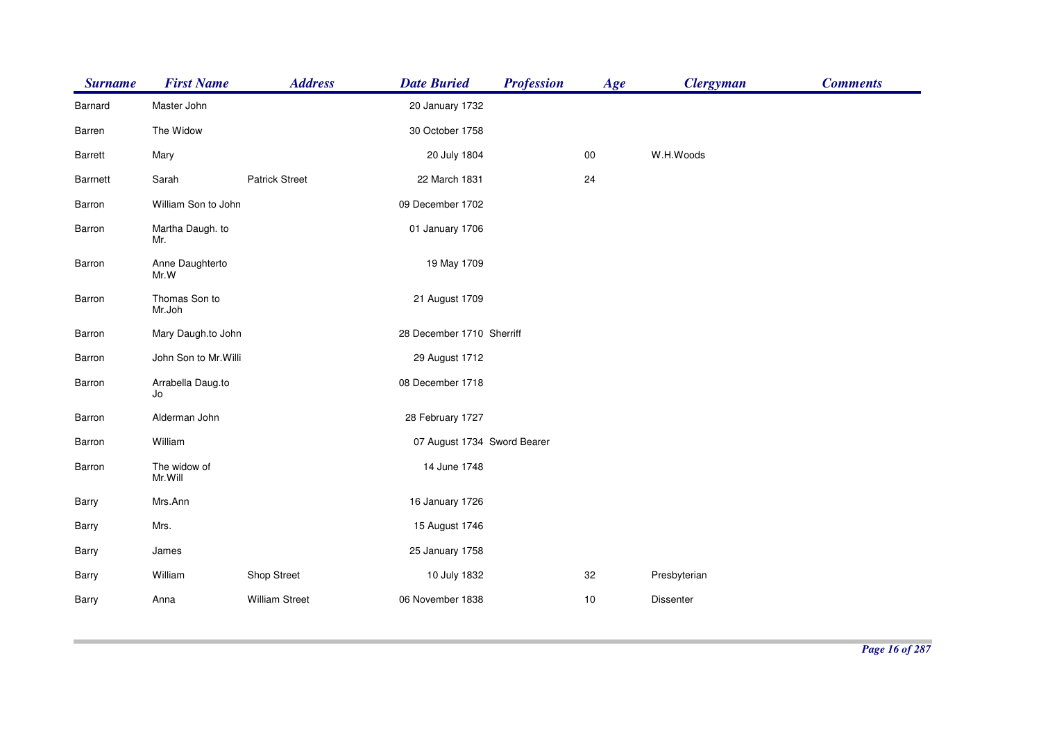| Surname | First Name | Address | Date Buried | Profession | Age | Clergyman | Comments |
|---|---|---|---|---|---|---|---|
| Barnard | Master John | | 20 January 1732 | | | | |
| Barren | The Widow | | 30 October 1758 | | | | |
| Barrett | Mary | | 20 July 1804 | | 00 | W.H.Woods | |
| Barrnett | Sarah | Patrick Street | 22 March 1831 | | 24 | | |
| Barron | William Son to John | | 09 December 1702 | | | | |
| Barron | Martha Daugh. to Mr. | | 01 January 1706 | | | | |
| Barron | Anne Daughterto Mr.W | | 19 May 1709 | | | | |
| Barron | Thomas Son to Mr.Joh | | 21 August 1709 | | | | |
| Barron | Mary Daugh.to John | | 28 December 1710 | Sherriff | | | |
| Barron | John Son to Mr.Willi | | 29 August 1712 | | | | |
| Barron | Arrabella Daug.to Jo | | 08 December 1718 | | | | |
| Barron | Alderman John | | 28 February 1727 | | | | |
| Barron | William | | 07 August 1734 | Sword Bearer | | | |
| Barron | The widow of Mr.Will | | 14 June 1748 | | | | |
| Barry | Mrs.Ann | | 16 January 1726 | | | | |
| Barry | Mrs. | | 15 August 1746 | | | | |
| Barry | James | | 25 January 1758 | | | | |
| Barry | William | Shop Street | 10 July 1832 | | 32 | Presbyterian | |
| Barry | Anna | William Street | 06 November 1838 | | 10 | Dissenter | |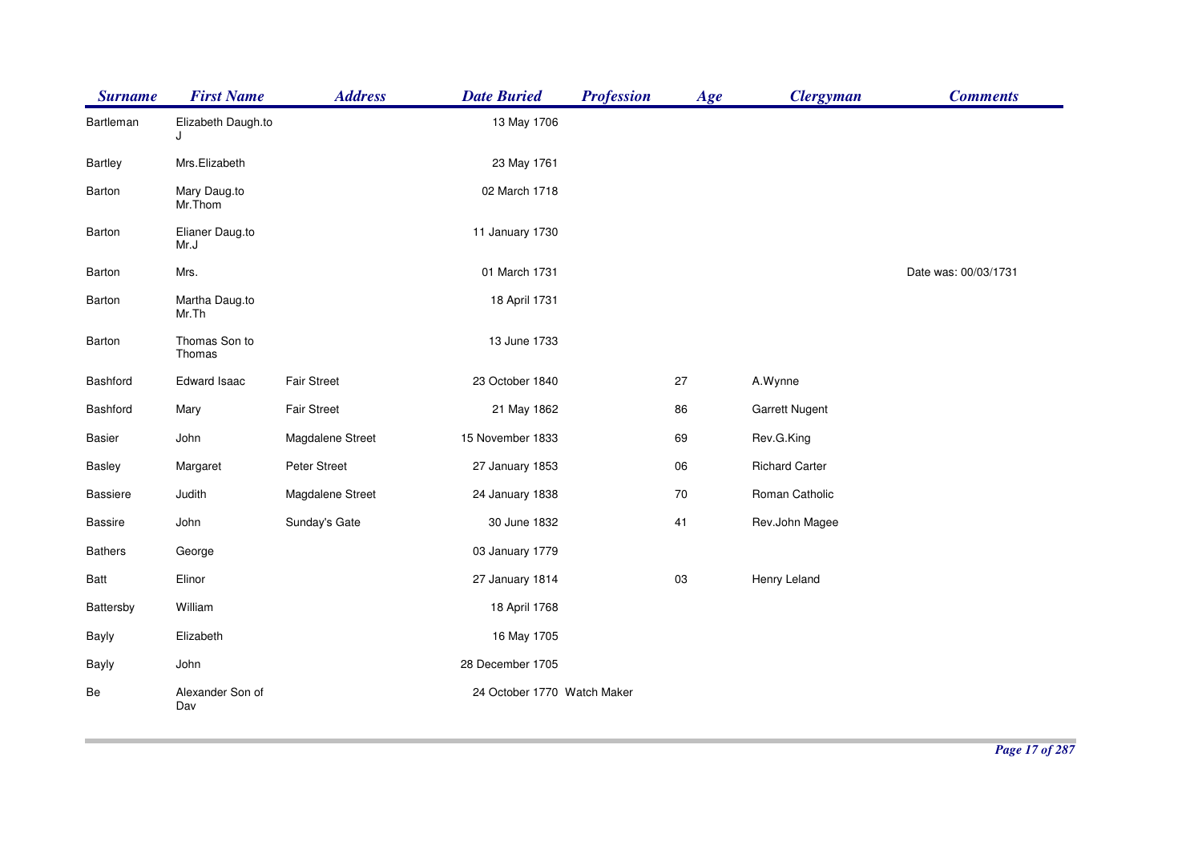| Surname | First Name | Address | Date Buried | Profession | Age | Clergyman | Comments |
|---|---|---|---|---|---|---|---|
| Bartleman | Elizabeth Daugh.to J | | 13 May 1706 | | | | |
| Bartley | Mrs.Elizabeth | | 23 May 1761 | | | | |
| Barton | Mary Daug.to Mr.Thom | | 02 March 1718 | | | | |
| Barton | Elianer Daug.to Mr.J | | 11 January 1730 | | | | |
| Barton | Mrs. | | 01 March 1731 | | | | Date was: 00/03/1731 |
| Barton | Martha Daug.to Mr.Th | | 18 April 1731 | | | | |
| Barton | Thomas Son to Thomas | | 13 June 1733 | | | | |
| Bashford | Edward Isaac | Fair Street | 23 October 1840 | | 27 | A.Wynne | |
| Bashford | Mary | Fair Street | 21 May 1862 | | 86 | Garrett Nugent | |
| Basier | John | Magdalene Street | 15 November 1833 | | 69 | Rev.G.King | |
| Basley | Margaret | Peter Street | 27 January 1853 | | 06 | Richard Carter | |
| Bassiere | Judith | Magdalene Street | 24 January 1838 | | 70 | Roman Catholic | |
| Bassire | John | Sunday's Gate | 30 June 1832 | | 41 | Rev.John Magee | |
| Bathers | George | | 03 January 1779 | | | | |
| Batt | Elinor | | 27 January 1814 | | 03 | Henry Leland | |
| Battersby | William | | 18 April 1768 | | | | |
| Bayly | Elizabeth | | 16 May 1705 | | | | |
| Bayly | John | | 28 December 1705 | | | | |
| Be | Alexander Son of Dav | | 24 October 1770 | Watch Maker | | | |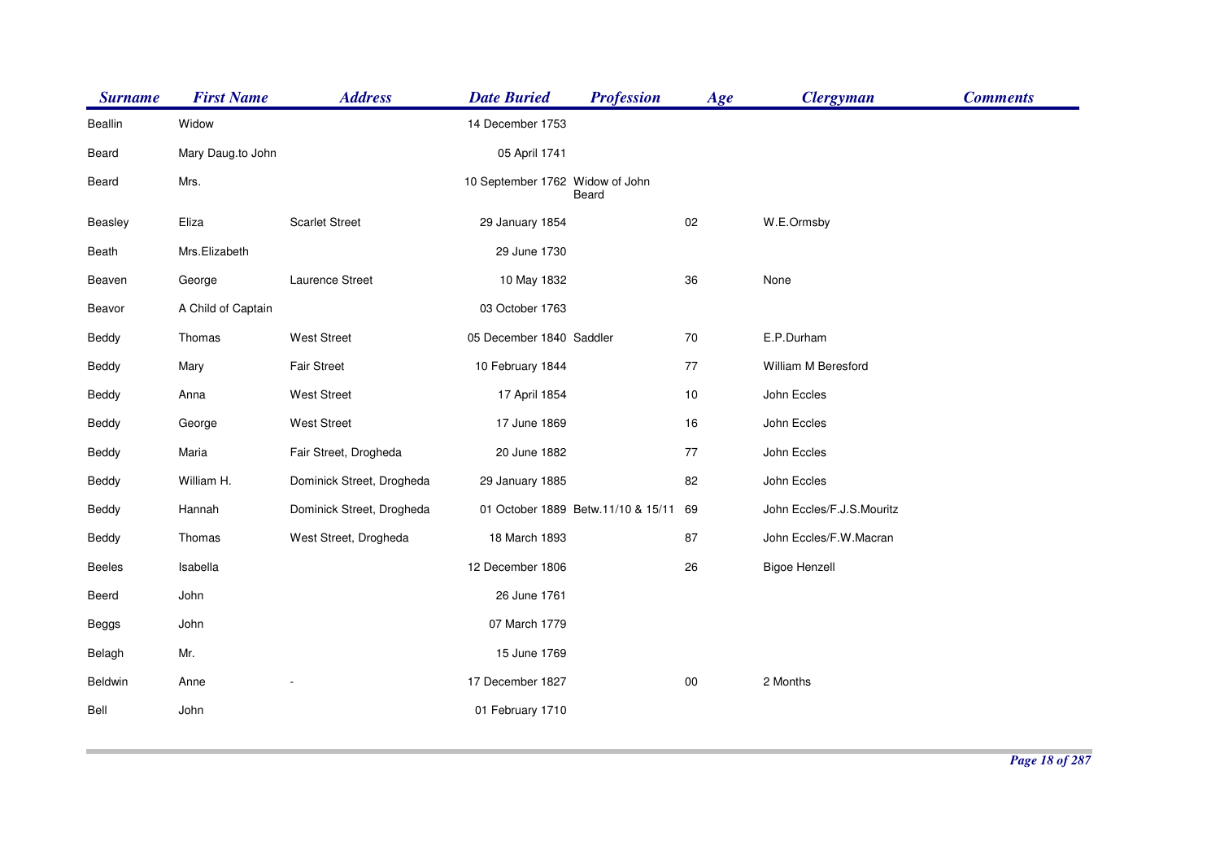| *Surname* | *First Name* | *Address* | *Date Buried* | *Profession* | *Age* | *Clergyman* | *Comments* |
|---|---|---|---|---|---|---|---|
| Beallin | Widow | | 14 December 1753 | | | | |
| Beard | Mary Daug.to John | | 05 April 1741 | | | | |
| Beard | Mrs. | | 10 September 1762 | Widow of John Beard | | | |
| Beasley | Eliza | Scarlet Street | 29 January 1854 | | 02 | W.E.Ormsby | |
| Beath | Mrs.Elizabeth | | 29 June 1730 | | | | |
| Beaven | George | Laurence Street | 10 May 1832 | | 36 | None | |
| Beavor | A Child of Captain | | 03 October 1763 | | | | |
| Beddy | Thomas | West Street | 05 December 1840 | Saddler | 70 | E.P.Durham | |
| Beddy | Mary | Fair Street | 10 February 1844 | | 77 | William M Beresford | |
| Beddy | Anna | West Street | 17 April 1854 | | 10 | John Eccles | |
| Beddy | George | West Street | 17 June 1869 | | 16 | John Eccles | |
| Beddy | Maria | Fair Street, Drogheda | 20 June 1882 | | 77 | John Eccles | |
| Beddy | William H. | Dominick Street, Drogheda | 29 January 1885 | | 82 | John Eccles | |
| Beddy | Hannah | Dominick Street, Drogheda | 01 October 1889 | Betw.11/10 & 15/11 | 69 | John Eccles/F.J.S.Mouritz | |
| Beddy | Thomas | West Street, Drogheda | 18 March 1893 | | 87 | John Eccles/F.W.Macran | |
| Beeles | Isabella | | 12 December 1806 | | 26 | Bigoe Henzell | |
| Beerd | John | | 26 June 1761 | | | | |
| Beggs | John | | 07 March 1779 | | | | |
| Belagh | Mr. | | 15 June 1769 | | | | |
| Beldwin | Anne | - | 17 December 1827 | | 00 | 2 Months | |
| Bell | John | | 01 February 1710 | | | | |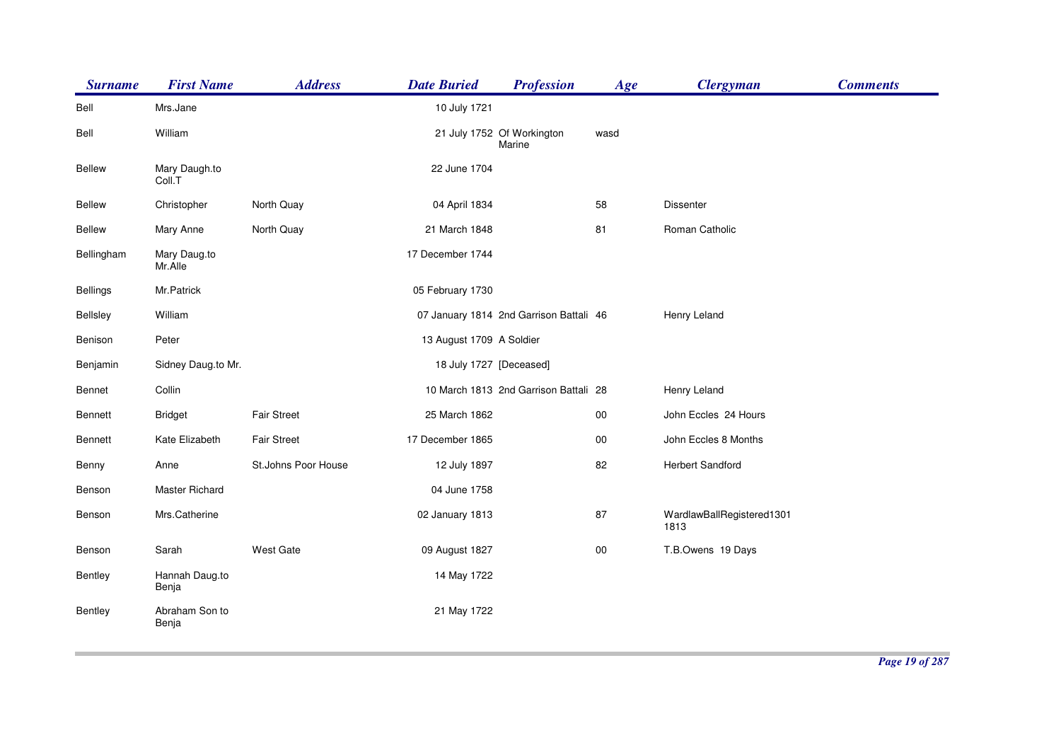| Surname | First Name | Address | Date Buried | Profession | Age | Clergyman | Comments |
|---|---|---|---|---|---|---|---|
| Bell | Mrs.Jane | | 10 July 1721 | | | | |
| Bell | William | | 21 July 1752 | Of Workington Marine | wasd | | |
| Bellew | Mary Daugh.to Coll.T | | 22 June 1704 | | | | |
| Bellew | Christopher | North Quay | 04 April 1834 | | 58 | Dissenter | |
| Bellew | Mary Anne | North Quay | 21 March 1848 | | 81 | Roman Catholic | |
| Bellingham | Mary Daug.to Mr.Alle | | 17 December 1744 | | | | |
| Bellings | Mr.Patrick | | 05 February 1730 | | | | |
| Bellsley | William | | 07 January 1814 | 2nd Garrison Battali | 46 | Henry Leland | |
| Benison | Peter | | 13 August 1709 | A Soldier | | | |
| Benjamin | Sidney Daug.to Mr. | | 18 July 1727 | [Deceased] | | | |
| Bennet | Collin | | 10 March 1813 | 2nd Garrison Battali | 28 | Henry Leland | |
| Bennett | Bridget | Fair Street | 25 March 1862 | | 00 | John Eccles 24 Hours | |
| Bennett | Kate Elizabeth | Fair Street | 17 December 1865 | | 00 | John Eccles 8 Months | |
| Benny | Anne | St.Johns Poor House | 12 July 1897 | | 82 | Herbert Sandford | |
| Benson | Master Richard | | 04 June 1758 | | | | |
| Benson | Mrs.Catherine | | 02 January 1813 | | 87 | WardlawBallRegistered1301 1813 | |
| Benson | Sarah | West Gate | 09 August 1827 | | 00 | T.B.Owens 19 Days | |
| Bentley | Hannah Daug.to Benja | | 14 May 1722 | | | | |
| Bentley | Abraham Son to Benja | | 21 May 1722 | | | | |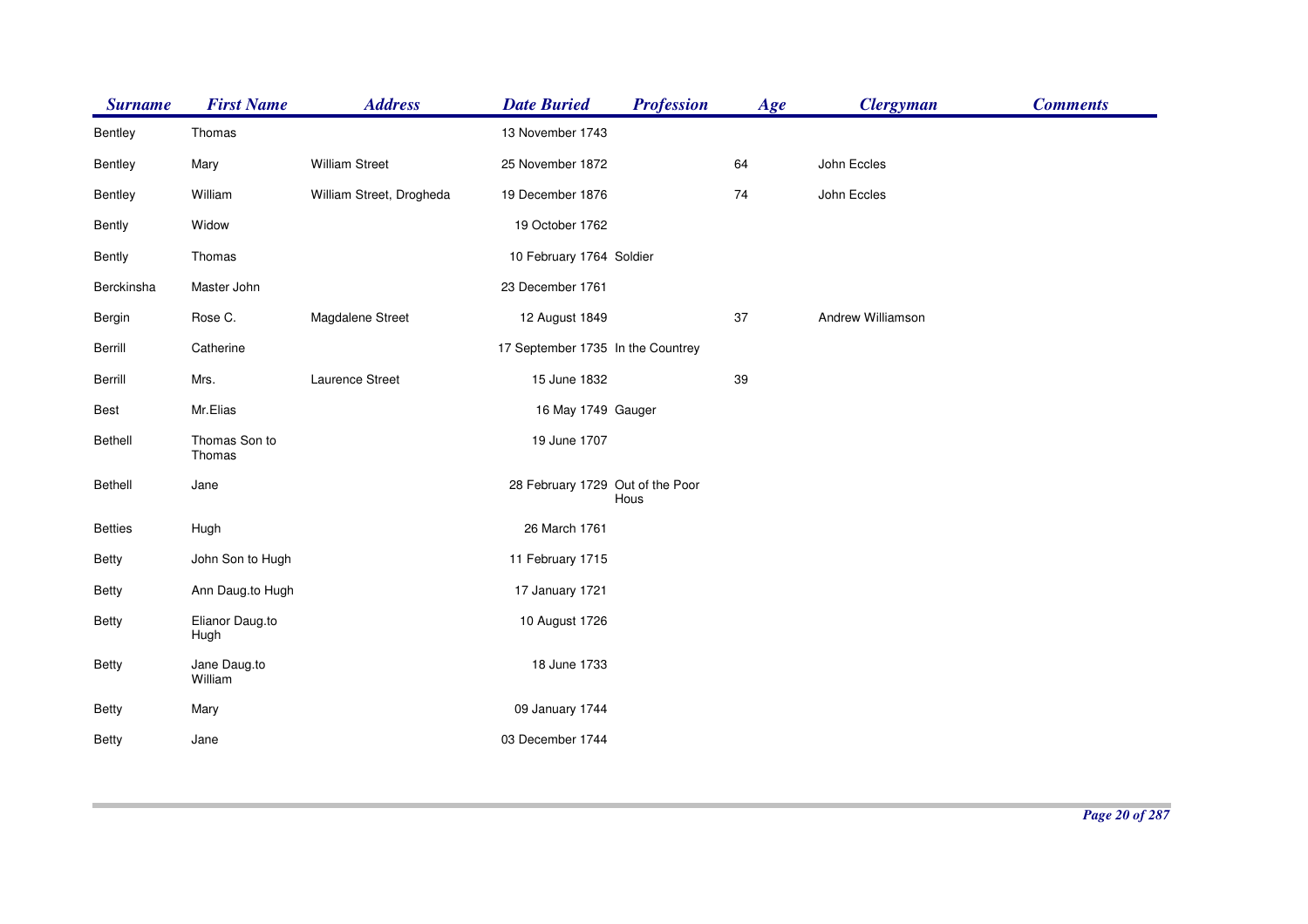| Surname | First Name | Address | Date Buried | Profession | Age | Clergyman | Comments |
|---|---|---|---|---|---|---|---|
| Bentley | Thomas | | 13 November 1743 | | | | |
| Bentley | Mary | William Street | 25 November 1872 | | 64 | John Eccles | |
| Bentley | William | William Street, Drogheda | 19 December 1876 | | 74 | John Eccles | |
| Bently | Widow | | 19 October 1762 | | | | |
| Bently | Thomas | | 10 February 1764 | Soldier | | | |
| Berckinsha | Master John | | 23 December 1761 | | | | |
| Bergin | Rose C. | Magdalene Street | 12 August 1849 | | 37 | Andrew Williamson | |
| Berrill | Catherine | | 17 September 1735 | In the Countrey | | | |
| Berrill | Mrs. | Laurence Street | 15 June 1832 | | 39 | | |
| Best | Mr.Elias | | 16 May 1749 | Gauger | | | |
| Bethell | Thomas Son to Thomas | | 19 June 1707 | | | | |
| Bethell | Jane | | 28 February 1729 | Out of the Poor Hous | | | |
| Betties | Hugh | | 26 March 1761 | | | | |
| Betty | John Son to Hugh | | 11 February 1715 | | | | |
| Betty | Ann Daug.to Hugh | | 17 January 1721 | | | | |
| Betty | Elianor Daug.to Hugh | | 10 August 1726 | | | | |
| Betty | Jane Daug.to William | | 18 June 1733 | | | | |
| Betty | Mary | | 09 January 1744 | | | | |
| Betty | Jane | | 03 December 1744 | | | | |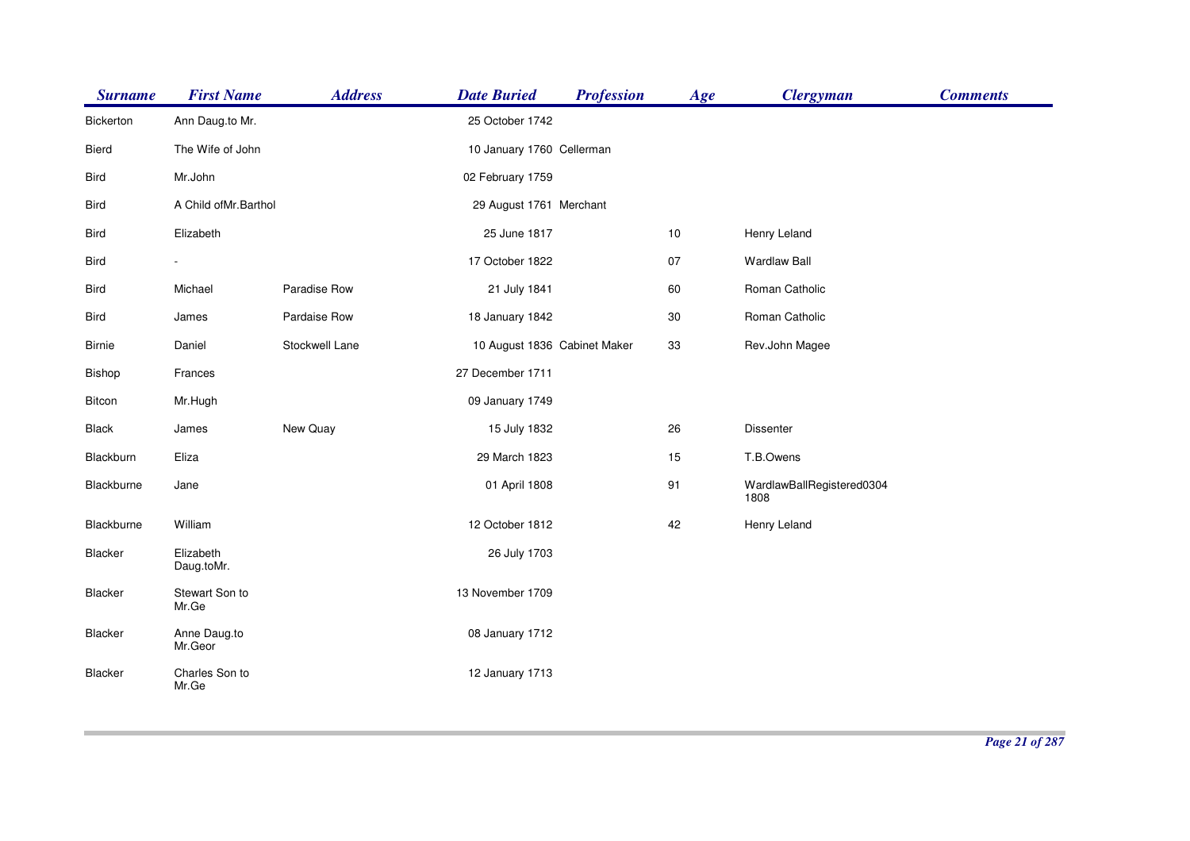| Surname | First Name | Address | Date Buried | Profession | Age | Clergyman | Comments |
|---|---|---|---|---|---|---|---|
| Bickerton | Ann Daug.to Mr. | | 25 October 1742 | | | | |
| Bierd | The Wife of John | | 10 January 1760 | Cellerman | | | |
| Bird | Mr.John | | 02 February 1759 | | | | |
| Bird | A Child ofMr.Barthol | | 29 August 1761 | Merchant | | | |
| Bird | Elizabeth | | 25 June 1817 | | 10 | Henry Leland | |
| Bird | - | | 17 October 1822 | | 07 | Wardlaw Ball | |
| Bird | Michael | Paradise Row | 21 July 1841 | | 60 | Roman Catholic | |
| Bird | James | Pardaise Row | 18 January 1842 | | 30 | Roman Catholic | |
| Birnie | Daniel | Stockwell Lane | 10 August 1836 | Cabinet Maker | 33 | Rev.John Magee | |
| Bishop | Frances | | 27 December 1711 | | | | |
| Bitcon | Mr.Hugh | | 09 January 1749 | | | | |
| Black | James | New Quay | 15 July 1832 | | 26 | Dissenter | |
| Blackburn | Eliza | | 29 March 1823 | | 15 | T.B.Owens | |
| Blackburne | Jane | | 01 April 1808 | | 91 | WardlawBallRegistered0304 1808 | |
| Blackburne | William | | 12 October 1812 | | 42 | Henry Leland | |
| Blacker | Elizabeth Daug.toMr. | | 26 July 1703 | | | | |
| Blacker | Stewart Son to Mr.Ge | | 13 November 1709 | | | | |
| Blacker | Anne Daug.to Mr.Geor | | 08 January 1712 | | | | |
| Blacker | Charles Son to Mr.Ge | | 12 January 1713 | | | | |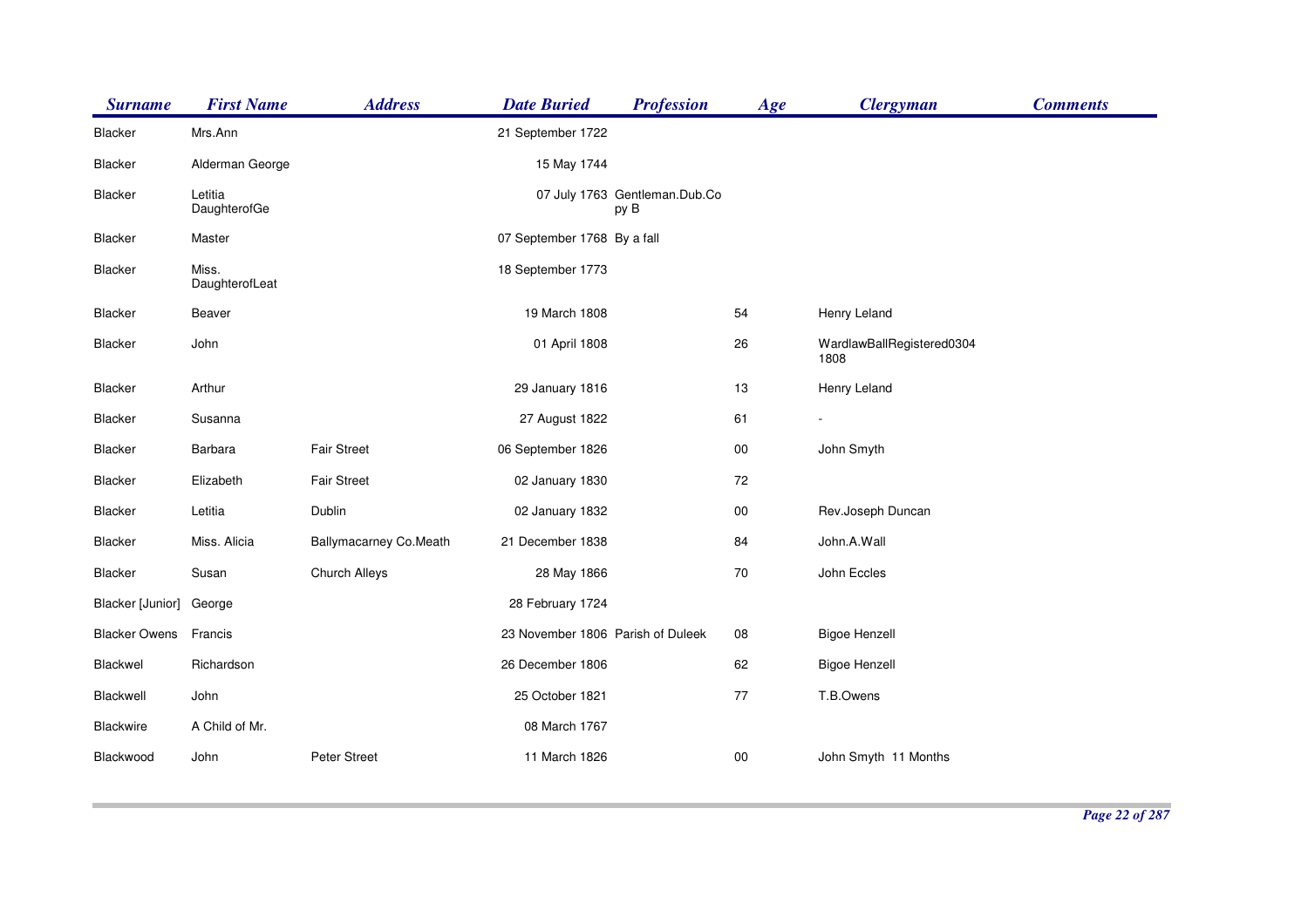| Surname | First Name | Address | Date Buried | Profession | Age | Clergyman | Comments |
|---|---|---|---|---|---|---|---|
| Blacker | Mrs.Ann | | 21 September 1722 | | | | |
| Blacker | Alderman George | | 15 May 1744 | | | | |
| Blacker | Letitia DaughterofGe | | 07 July 1763 | Gentleman.Dub.Co py B | | | |
| Blacker | Master | | 07 September 1768 | By a fall | | | |
| Blacker | Miss. DaughterofLeat | | 18 September 1773 | | | | |
| Blacker | Beaver | | 19 March 1808 | | 54 | Henry Leland | |
| Blacker | John | | 01 April 1808 | | 26 | WardlawBallRegistered0304 1808 | |
| Blacker | Arthur | | 29 January 1816 | | 13 | Henry Leland | |
| Blacker | Susanna | | 27 August 1822 | | 61 | - | |
| Blacker | Barbara | Fair Street | 06 September 1826 | | 00 | John Smyth | |
| Blacker | Elizabeth | Fair Street | 02 January 1830 | | 72 | | |
| Blacker | Letitia | Dublin | 02 January 1832 | | 00 | Rev.Joseph Duncan | |
| Blacker | Miss. Alicia | Ballymacarney Co.Meath | 21 December 1838 | | 84 | John.A.Wall | |
| Blacker | Susan | Church Alleys | 28 May 1866 | | 70 | John Eccles | |
| Blacker [Junior] | George | | 28 February 1724 | | | | |
| Blacker Owens | Francis | | 23 November 1806 | Parish of Duleek | 08 | Bigoe Henzell | |
| Blackwel | Richardson | | 26 December 1806 | | 62 | Bigoe Henzell | |
| Blackwell | John | | 25 October 1821 | | 77 | T.B.Owens | |
| Blackwire | A Child of Mr. | | 08 March 1767 | | | | |
| Blackwood | John | Peter Street | 11 March 1826 | | 00 | John Smyth 11 Months | |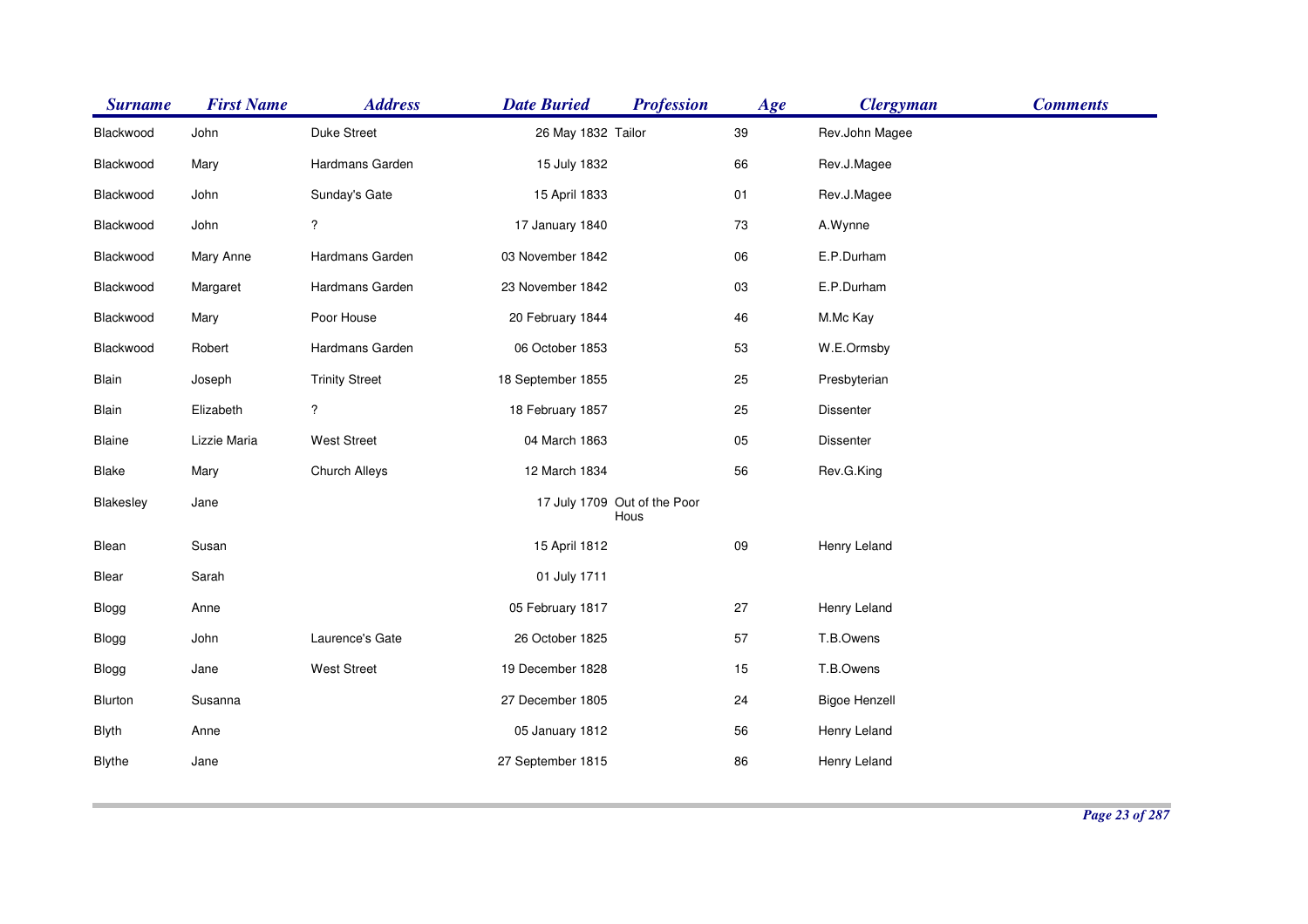| Surname | First Name | Address | Date Buried | Profession | Age | Clergyman | Comments |
|---|---|---|---|---|---|---|---|
| Blackwood | John | Duke Street | 26 May 1832 | Tailor | 39 | Rev.John Magee | |
| Blackwood | Mary | Hardmans Garden | 15 July 1832 | | 66 | Rev.J.Magee | |
| Blackwood | John | Sunday's Gate | 15 April 1833 | | 01 | Rev.J.Magee | |
| Blackwood | John | ? | 17 January 1840 | | 73 | A.Wynne | |
| Blackwood | Mary Anne | Hardmans Garden | 03 November 1842 | | 06 | E.P.Durham | |
| Blackwood | Margaret | Hardmans Garden | 23 November 1842 | | 03 | E.P.Durham | |
| Blackwood | Mary | Poor House | 20 February 1844 | | 46 | M.Mc Kay | |
| Blackwood | Robert | Hardmans Garden | 06 October 1853 | | 53 | W.E.Ormsby | |
| Blain | Joseph | Trinity Street | 18 September 1855 | | 25 | Presbyterian | |
| Blain | Elizabeth | ? | 18 February 1857 | | 25 | Dissenter | |
| Blaine | Lizzie Maria | West Street | 04 March 1863 | | 05 | Dissenter | |
| Blake | Mary | Church Alleys | 12 March 1834 | | 56 | Rev.G.King | |
| Blakesley | Jane | | 17 July 1709 | Out of the Poor Hous | | | |
| Blean | Susan | | 15 April 1812 | | 09 | Henry Leland | |
| Blear | Sarah | | 01 July 1711 | | | | |
| Blogg | Anne | | 05 February 1817 | | 27 | Henry Leland | |
| Blogg | John | Laurence's Gate | 26 October 1825 | | 57 | T.B.Owens | |
| Blogg | Jane | West Street | 19 December 1828 | | 15 | T.B.Owens | |
| Blurton | Susanna | | 27 December 1805 | | 24 | Bigoe Henzell | |
| Blyth | Anne | | 05 January 1812 | | 56 | Henry Leland | |
| Blythe | Jane | | 27 September 1815 | | 86 | Henry Leland | |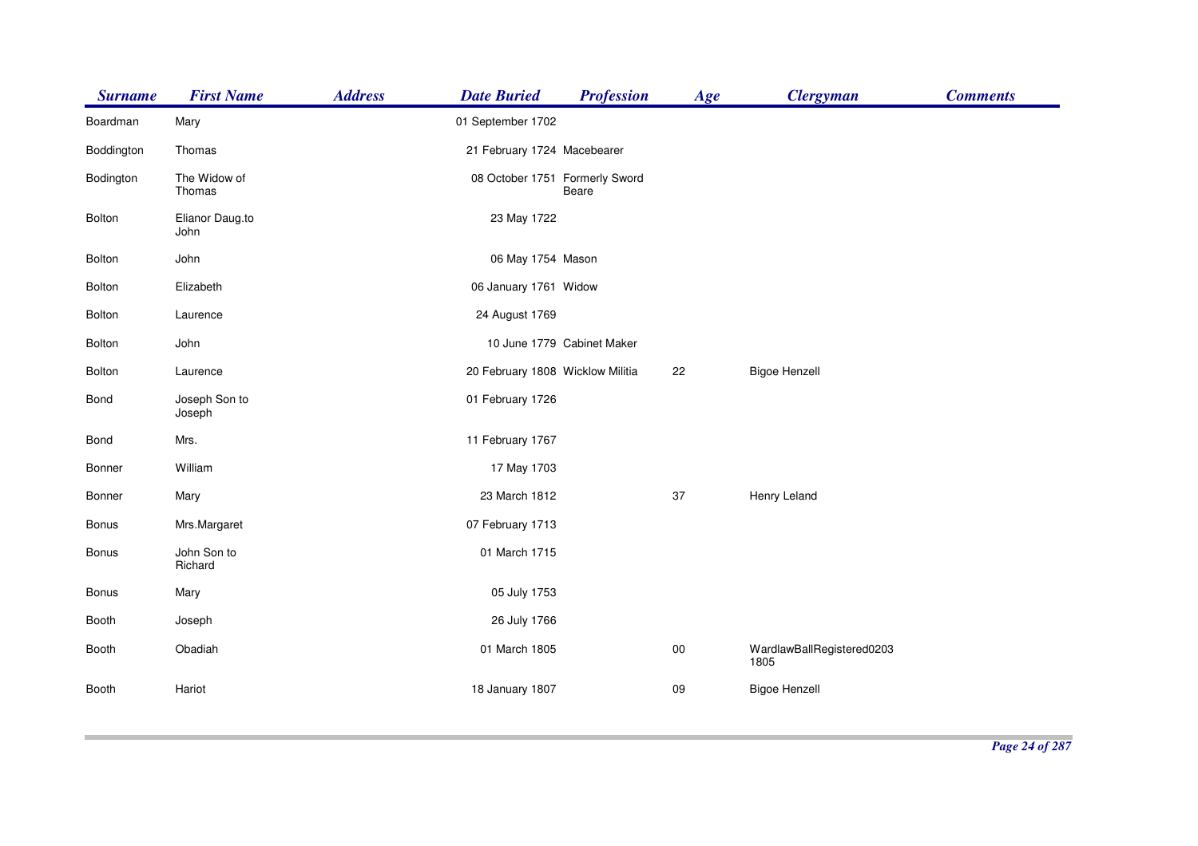| *Surname* | *First Name* | *Address* | *Date Buried* | *Profession* | *Age* | *Clergyman* | *Comments* |
|---|---|---|---|---|---|---|---|
| Boardman | Mary | | 01 September 1702 | | | | |
| Boddington | Thomas | | 21 February 1724 | Macebearer | | | |
| Bodington | The Widow of Thomas | | 08 October 1751 | Formerly Sword Beare | | | |
| Bolton | Elianor Daug.to John | | 23 May 1722 | | | | |
| Bolton | John | | 06 May 1754 | Mason | | | |
| Bolton | Elizabeth | | 06 January 1761 | Widow | | | |
| Bolton | Laurence | | 24 August 1769 | | | | |
| Bolton | John | | 10 June 1779 | Cabinet Maker | | | |
| Bolton | Laurence | | 20 February 1808 | Wicklow Militia | 22 | Bigoe Henzell | |
| Bond | Joseph Son to Joseph | | 01 February 1726 | | | | |
| Bond | Mrs. | | 11 February 1767 | | | | |
| Bonner | William | | 17 May 1703 | | | | |
| Bonner | Mary | | 23 March 1812 | | 37 | Henry Leland | |
| Bonus | Mrs.Margaret | | 07 February 1713 | | | | |
| Bonus | John Son to Richard | | 01 March 1715 | | | | |
| Bonus | Mary | | 05 July 1753 | | | | |
| Booth | Joseph | | 26 July 1766 | | | | |
| Booth | Obadiah | | 01 March 1805 | | 00 | WardlawBallRegistered0203 1805 | |
| Booth | Hariot | | 18 January 1807 | | 09 | Bigoe Henzell | |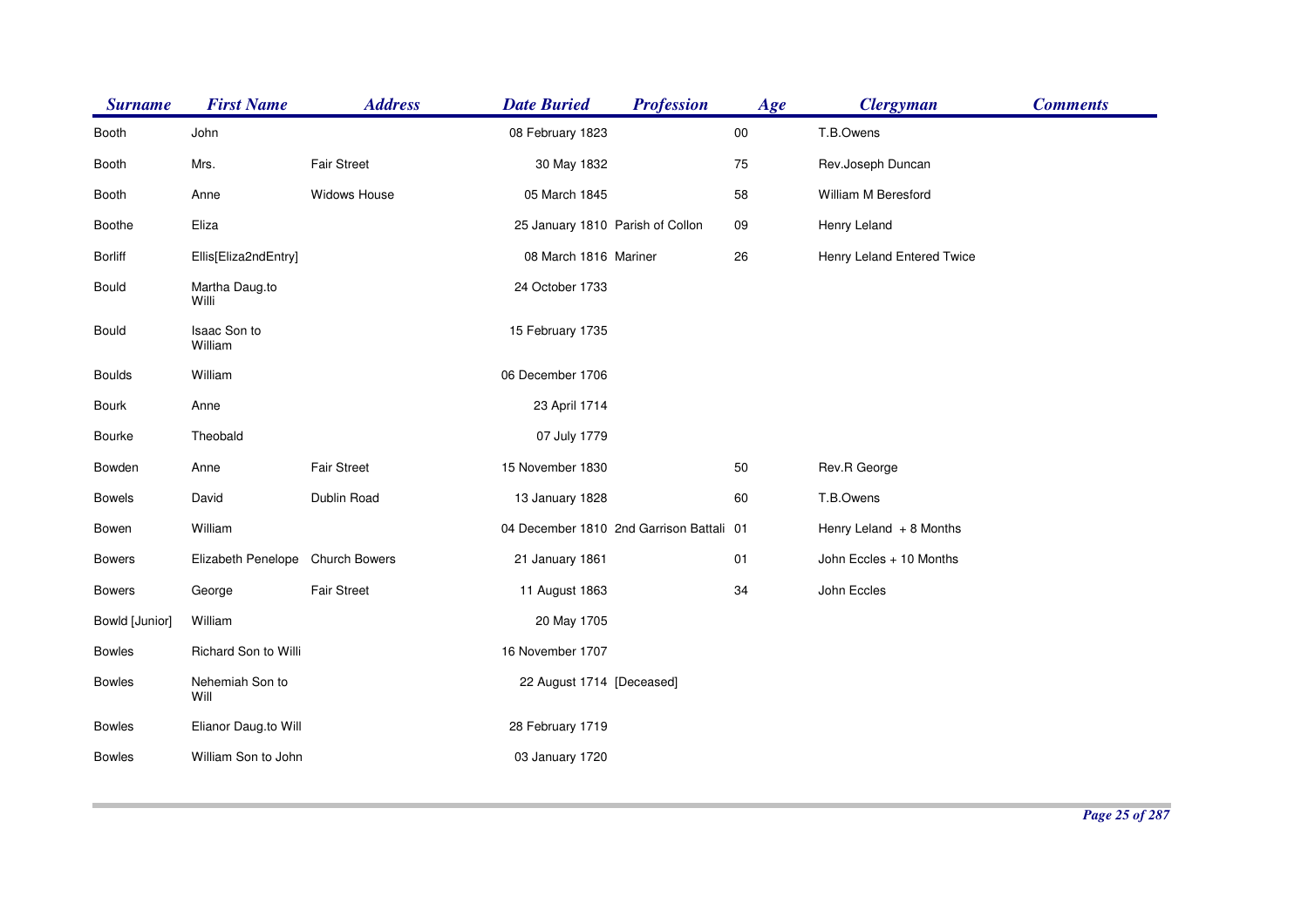| Surname | First Name | Address | Date Buried | Profession | Age | Clergyman | Comments |
|---|---|---|---|---|---|---|---|
| Booth | John | | 08 February 1823 | | 00 | T.B.Owens | |
| Booth | Mrs. | Fair Street | 30 May 1832 | | 75 | Rev.Joseph Duncan | |
| Booth | Anne | Widows House | 05 March 1845 | | 58 | William M Beresford | |
| Boothe | Eliza | | 25 January 1810 | Parish of Collon | 09 | Henry Leland | |
| Borliff | Ellis[Eliza2ndEntry] | | 08 March 1816 | Mariner | 26 | Henry Leland Entered Twice | |
| Bould | Martha Daug.to Willi | | 24 October 1733 | | | | |
| Bould | Isaac Son to William | | 15 February 1735 | | | | |
| Boulds | William | | 06 December 1706 | | | | |
| Bourk | Anne | | 23 April 1714 | | | | |
| Bourke | Theobald | | 07 July 1779 | | | | |
| Bowden | Anne | Fair Street | 15 November 1830 | | 50 | Rev.R George | |
| Bowels | David | Dublin Road | 13 January 1828 | | 60 | T.B.Owens | |
| Bowen | William | | 04 December 1810 | 2nd Garrison Battali | 01 | Henry Leland + 8 Months | |
| Bowers | Elizabeth Penelope | Church Bowers | 21 January 1861 | | 01 | John Eccles + 10 Months | |
| Bowers | George | Fair Street | 11 August 1863 | | 34 | John Eccles | |
| Bowld [Junior] | William | | 20 May 1705 | | | | |
| Bowles | Richard Son to Willi | | 16 November 1707 | | | | |
| Bowles | Nehemiah Son to Will | | 22 August 1714 | [Deceased] | | | |
| Bowles | Elianor Daug.to Will | | 28 February 1719 | | | | |
| Bowles | William Son to John | | 03 January 1720 | | | | |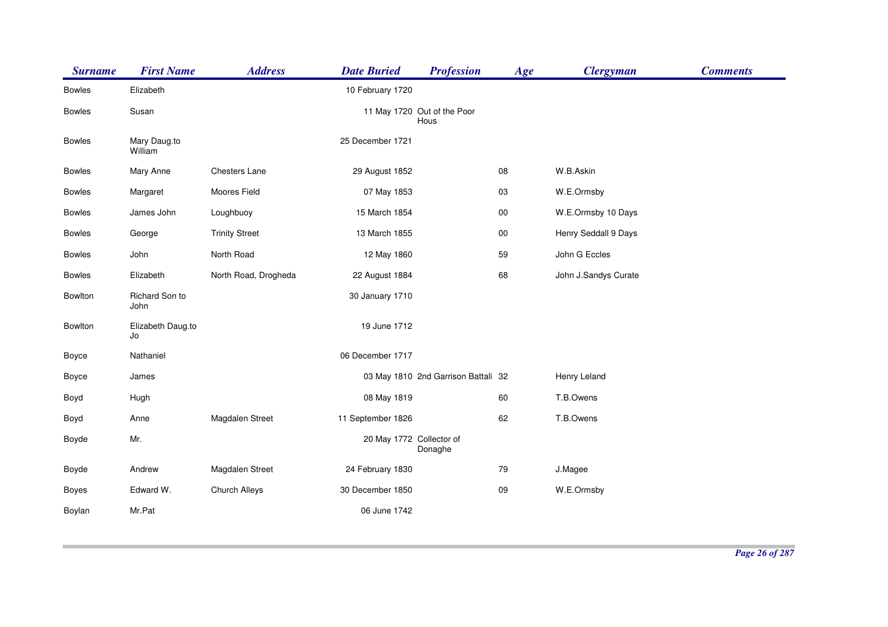| Surname | First Name | Address | Date Buried | Profession | Age | Clergyman | Comments |
|---|---|---|---|---|---|---|---|
| Bowles | Elizabeth | | 10 February 1720 | | | | |
| Bowles | Susan | | 11 May 1720 | Out of the Poor Hous | | | |
| Bowles | Mary Daug.to William | | 25 December 1721 | | | | |
| Bowles | Mary Anne | Chesters Lane | 29 August 1852 | | 08 | W.B.Askin | |
| Bowles | Margaret | Moores Field | 07 May 1853 | | 03 | W.E.Ormsby | |
| Bowles | James John | Loughbuoy | 15 March 1854 | | 00 | W.E.Ormsby 10 Days | |
| Bowles | George | Trinity Street | 13 March 1855 | | 00 | Henry Seddall 9 Days | |
| Bowles | John | North Road | 12 May 1860 | | 59 | John G Eccles | |
| Bowles | Elizabeth | North Road, Drogheda | 22 August 1884 | | 68 | John J.Sandys Curate | |
| Bowlton | Richard Son to John | | 30 January 1710 | | | | |
| Bowlton | Elizabeth Daug.to Jo | | 19 June 1712 | | | | |
| Boyce | Nathaniel | | 06 December 1717 | | | | |
| Boyce | James | | 03 May 1810 | 2nd Garrison Battali | 32 | Henry Leland | |
| Boyd | Hugh | | 08 May 1819 | | 60 | T.B.Owens | |
| Boyd | Anne | Magdalen Street | 11 September 1826 | | 62 | T.B.Owens | |
| Boyde | Mr. | | 20 May 1772 | Collector of Donaghe | | | |
| Boyde | Andrew | Magdalen Street | 24 February 1830 | | 79 | J.Magee | |
| Boyes | Edward W. | Church Alleys | 30 December 1850 | | 09 | W.E.Ormsby | |
| Boylan | Mr.Pat | | 06 June 1742 | | | | |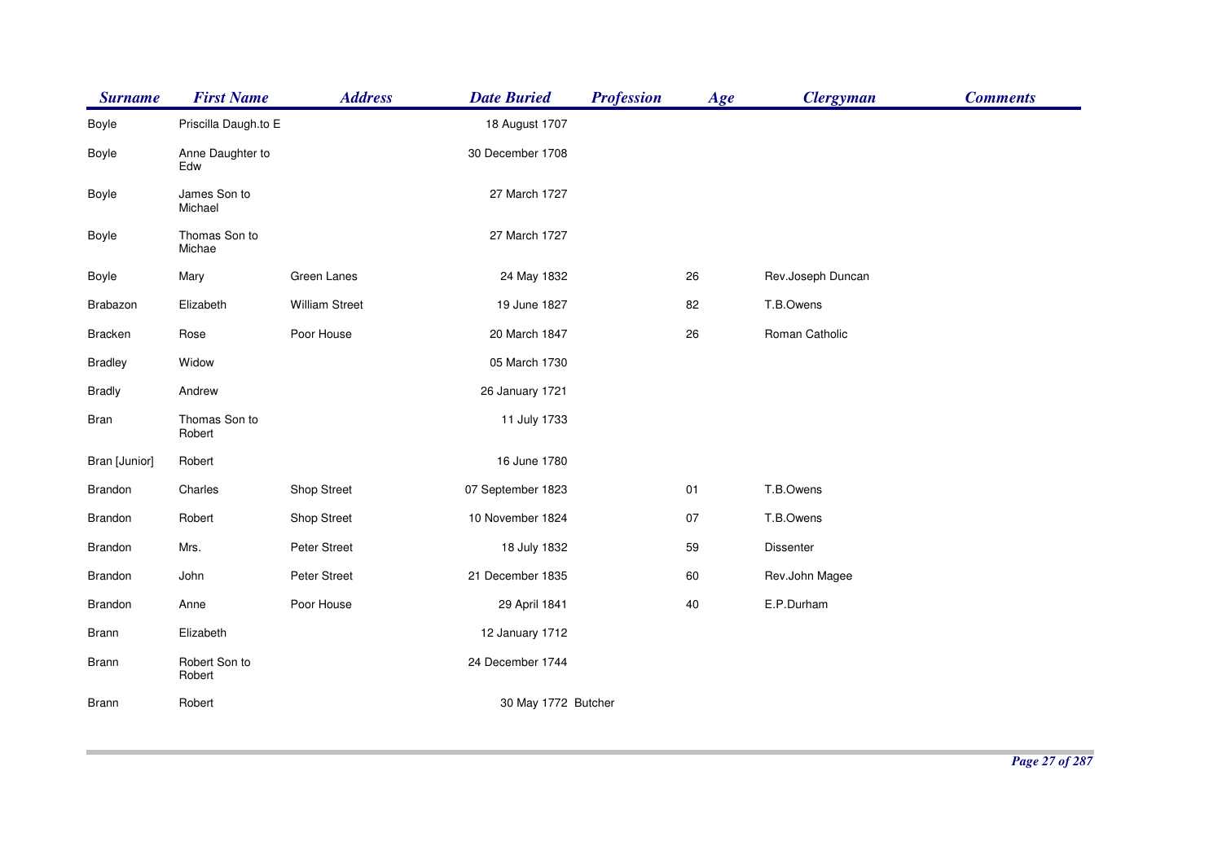| Surname | First Name | Address | Date Buried | Profession | Age | Clergyman | Comments |
|---|---|---|---|---|---|---|---|
| Boyle | Priscilla Daugh.to E | | 18 August 1707 | | | | |
| Boyle | Anne Daughter to Edw | | 30 December 1708 | | | | |
| Boyle | James Son to Michael | | 27 March 1727 | | | | |
| Boyle | Thomas Son to Michae | | 27 March 1727 | | | | |
| Boyle | Mary | Green Lanes | 24 May 1832 | | 26 | Rev.Joseph Duncan | |
| Brabazon | Elizabeth | William Street | 19 June 1827 | | 82 | T.B.Owens | |
| Bracken | Rose | Poor House | 20 March 1847 | | 26 | Roman Catholic | |
| Bradley | Widow | | 05 March 1730 | | | | |
| Bradly | Andrew | | 26 January 1721 | | | | |
| Bran | Thomas Son to Robert | | 11 July 1733 | | | | |
| Bran [Junior] | Robert | | 16 June 1780 | | | | |
| Brandon | Charles | Shop Street | 07 September 1823 | | 01 | T.B.Owens | |
| Brandon | Robert | Shop Street | 10 November 1824 | | 07 | T.B.Owens | |
| Brandon | Mrs. | Peter Street | 18 July 1832 | | 59 | Dissenter | |
| Brandon | John | Peter Street | 21 December 1835 | | 60 | Rev.John Magee | |
| Brandon | Anne | Poor House | 29 April 1841 | | 40 | E.P.Durham | |
| Brann | Elizabeth | | 12 January 1712 | | | | |
| Brann | Robert Son to Robert | | 24 December 1744 | | | | |
| Brann | Robert | | 30 May 1772 | Butcher | | | |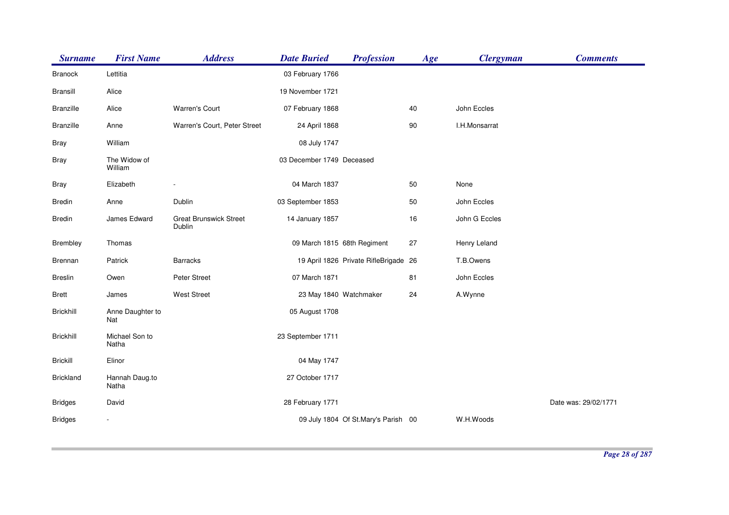| Surname | First Name | Address | Date Buried | Profession | Age | Clergyman | Comments |
|---|---|---|---|---|---|---|---|
| Branock | Lettitia | | 03 February 1766 | | | | |
| Bransill | Alice | | 19 November 1721 | | | | |
| Branzille | Alice | Warren's Court | 07 February 1868 | | 40 | John Eccles | |
| Branzille | Anne | Warren's Court, Peter Street | 24 April 1868 | | 90 | I.H.Monsarrat | |
| Bray | William | | 08 July 1747 | | | | |
| Bray | The Widow of William | | 03 December 1749 | Deceased | | | |
| Bray | Elizabeth | - | 04 March 1837 | | 50 | None | |
| Bredin | Anne | Dublin | 03 September 1853 | | 50 | John Eccles | |
| Bredin | James Edward | Great Brunswick Street Dublin | 14 January 1857 | | 16 | John G Eccles | |
| Brembley | Thomas | | 09 March 1815 | 68th Regiment | 27 | Henry Leland | |
| Brennan | Patrick | Barracks | 19 April 1826 | Private RifleBrigade | 26 | T.B.Owens | |
| Breslin | Owen | Peter Street | 07 March 1871 | | 81 | John Eccles | |
| Brett | James | West Street | 23 May 1840 | Watchmaker | 24 | A.Wynne | |
| Brickhill | Anne Daughter to Nat | | 05 August 1708 | | | | |
| Brickhill | Michael Son to Natha | | 23 September 1711 | | | | |
| Brickill | Elinor | | 04 May 1747 | | | | |
| Brickland | Hannah Daug.to Natha | | 27 October 1717 | | | | |
| Bridges | David | | 28 February 1771 | | | | Date was: 29/02/1771 |
| Bridges | - | | 09 July 1804 | Of St.Mary's Parish | 00 | W.H.Woods | |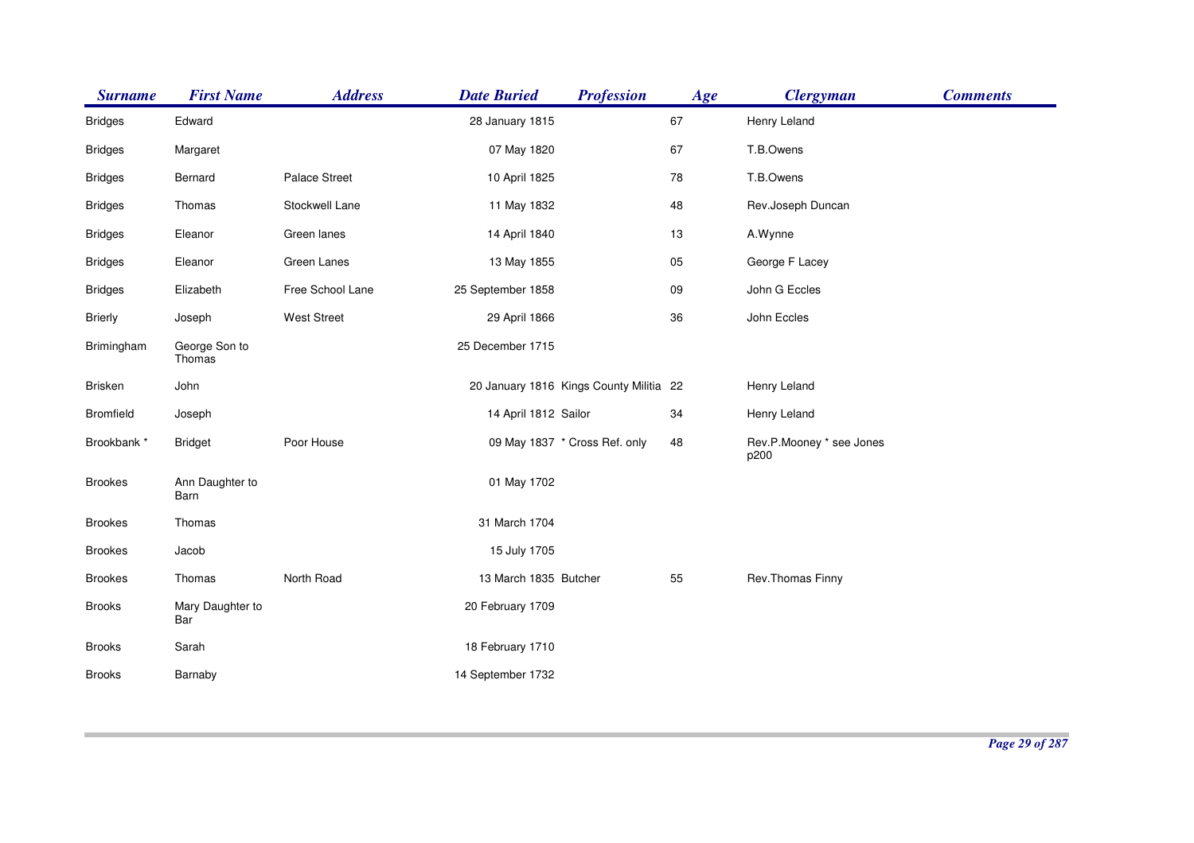| Surname | First Name | Address | Date Buried | Profession | Age | Clergyman | Comments |
|---|---|---|---|---|---|---|---|
| Bridges | Edward | | 28 January 1815 | | 67 | Henry Leland | |
| Bridges | Margaret | | 07 May 1820 | | 67 | T.B.Owens | |
| Bridges | Bernard | Palace Street | 10 April 1825 | | 78 | T.B.Owens | |
| Bridges | Thomas | Stockwell Lane | 11 May 1832 | | 48 | Rev.Joseph Duncan | |
| Bridges | Eleanor | Green lanes | 14 April 1840 | | 13 | A.Wynne | |
| Bridges | Eleanor | Green Lanes | 13 May 1855 | | 05 | George F Lacey | |
| Bridges | Elizabeth | Free School Lane | 25 September 1858 | | 09 | John G Eccles | |
| Brierly | Joseph | West Street | 29 April 1866 | | 36 | John Eccles | |
| Brimingham | George Son to Thomas | | 25 December 1715 | | | | |
| Brisken | John | | 20 January 1816 | Kings County Militia | 22 | Henry Leland | |
| Bromfield | Joseph | | 14 April 1812 | Sailor | 34 | Henry Leland | |
| Brookbank * | Bridget | Poor House | 09 May 1837 | * Cross Ref. only | 48 | Rev.P.Mooney * see Jones p200 | |
| Brookes | Ann Daughter to Barn | | 01 May 1702 | | | | |
| Brookes | Thomas | | 31 March 1704 | | | | |
| Brookes | Jacob | | 15 July 1705 | | | | |
| Brookes | Thomas | North Road | 13 March 1835 | Butcher | 55 | Rev.Thomas Finny | |
| Brooks | Mary Daughter to Bar | | 20 February 1709 | | | | |
| Brooks | Sarah | | 18 February 1710 | | | | |
| Brooks | Barnaby | | 14 September 1732 | | | | |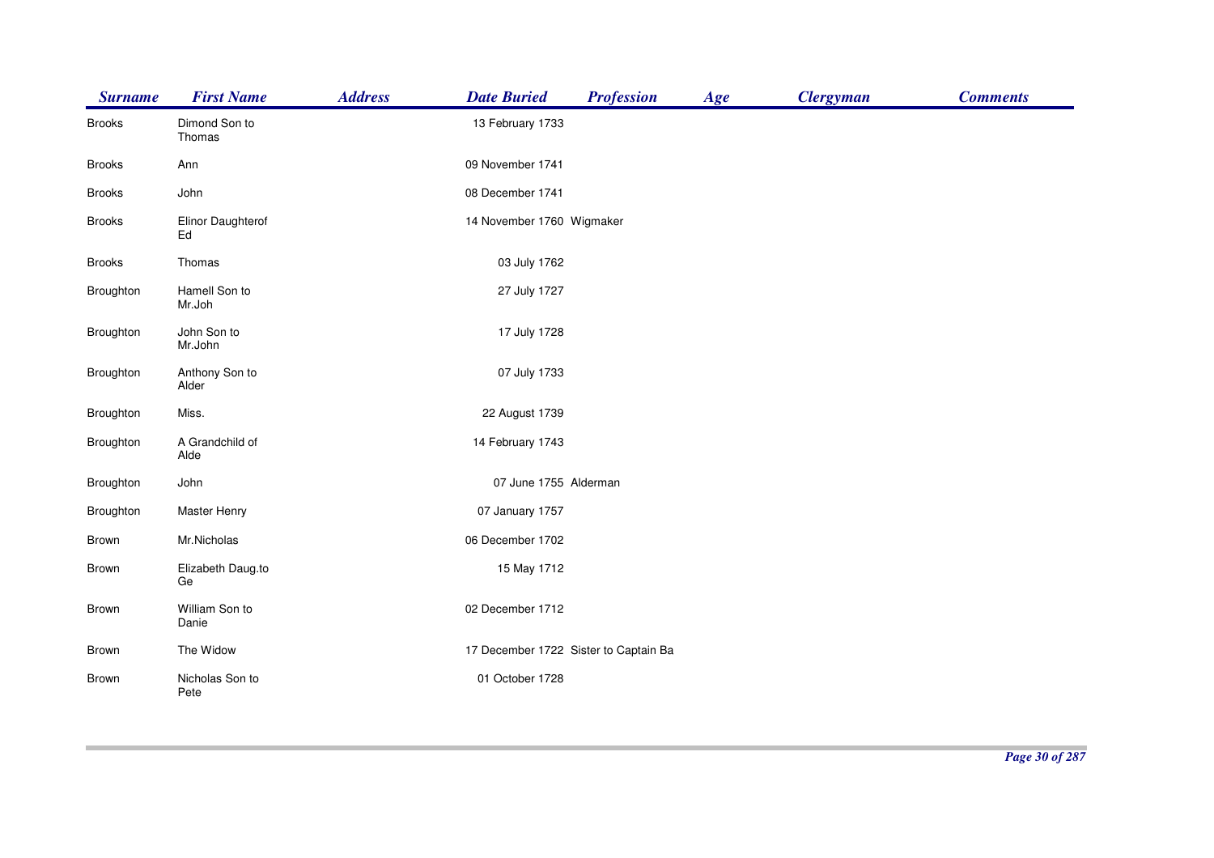| Surname | First Name | Address | Date Buried | Profession | Age | Clergyman | Comments |
|---|---|---|---|---|---|---|---|
| Brooks | Dimond Son to Thomas | | 13 February 1733 | | | | |
| Brooks | Ann | | 09 November 1741 | | | | |
| Brooks | John | | 08 December 1741 | | | | |
| Brooks | Elinor Daughterof Ed | | 14 November 1760 | Wigmaker | | | |
| Brooks | Thomas | | 03 July 1762 | | | | |
| Broughton | Hamell Son to Mr.Joh | | 27 July 1727 | | | | |
| Broughton | John Son to Mr.John | | 17 July 1728 | | | | |
| Broughton | Anthony Son to Alder | | 07 July 1733 | | | | |
| Broughton | Miss. | | 22 August 1739 | | | | |
| Broughton | A Grandchild of Alde | | 14 February 1743 | | | | |
| Broughton | John | | 07 June 1755 | Alderman | | | |
| Broughton | Master Henry | | 07 January 1757 | | | | |
| Brown | Mr.Nicholas | | 06 December 1702 | | | | |
| Brown | Elizabeth Daug.to Ge | | 15 May 1712 | | | | |
| Brown | William Son to Danie | | 02 December 1712 | | | | |
| Brown | The Widow | | 17 December 1722 | Sister to Captain Ba | | | |
| Brown | Nicholas Son to Pete | | 01 October 1728 | | | | |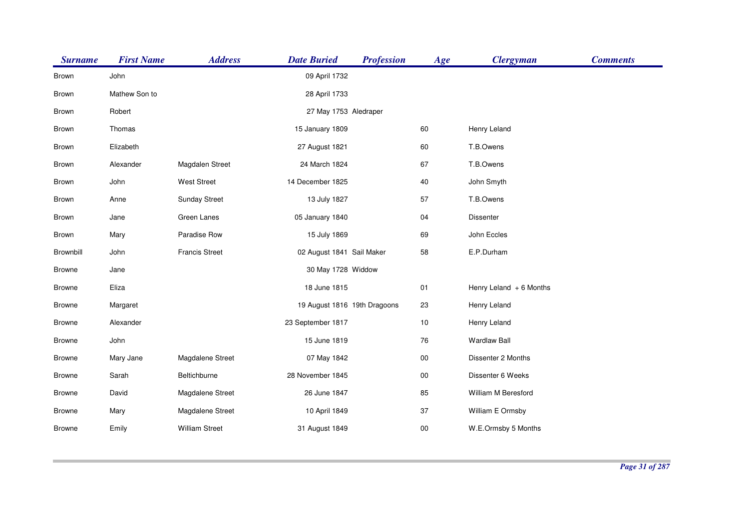| Surname | First Name | Address | Date Buried | Profession | Age | Clergyman | Comments |
|---|---|---|---|---|---|---|---|
| Brown | John | | 09 April 1732 | | | | |
| Brown | Mathew Son to | | 28 April 1733 | | | | |
| Brown | Robert | | 27 May 1753 | Aledraper | | | |
| Brown | Thomas | | 15 January 1809 | | 60 | Henry Leland | |
| Brown | Elizabeth | | 27 August 1821 | | 60 | T.B.Owens | |
| Brown | Alexander | Magdalen Street | 24 March 1824 | | 67 | T.B.Owens | |
| Brown | John | West Street | 14 December 1825 | | 40 | John Smyth | |
| Brown | Anne | Sunday Street | 13 July 1827 | | 57 | T.B.Owens | |
| Brown | Jane | Green Lanes | 05 January 1840 | | 04 | Dissenter | |
| Brown | Mary | Paradise Row | 15 July 1869 | | 69 | John Eccles | |
| Brownbill | John | Francis Street | 02 August 1841 | Sail Maker | 58 | E.P.Durham | |
| Browne | Jane | | 30 May 1728 | Widdow | | | |
| Browne | Eliza | | 18 June 1815 | | 01 | Henry Leland + 6 Months | |
| Browne | Margaret | | 19 August 1816 | 19th Dragoons | 23 | Henry Leland | |
| Browne | Alexander | | 23 September 1817 | | 10 | Henry Leland | |
| Browne | John | | 15 June 1819 | | 76 | Wardlaw Ball | |
| Browne | Mary Jane | Magdalene Street | 07 May 1842 | | 00 | Dissenter 2 Months | |
| Browne | Sarah | Beltichburne | 28 November 1845 | | 00 | Dissenter 6 Weeks | |
| Browne | David | Magdalene Street | 26 June 1847 | | 85 | William M Beresford | |
| Browne | Mary | Magdalene Street | 10 April 1849 | | 37 | William E Ormsby | |
| Browne | Emily | William Street | 31 August 1849 | | 00 | W.E.Ormsby 5 Months | |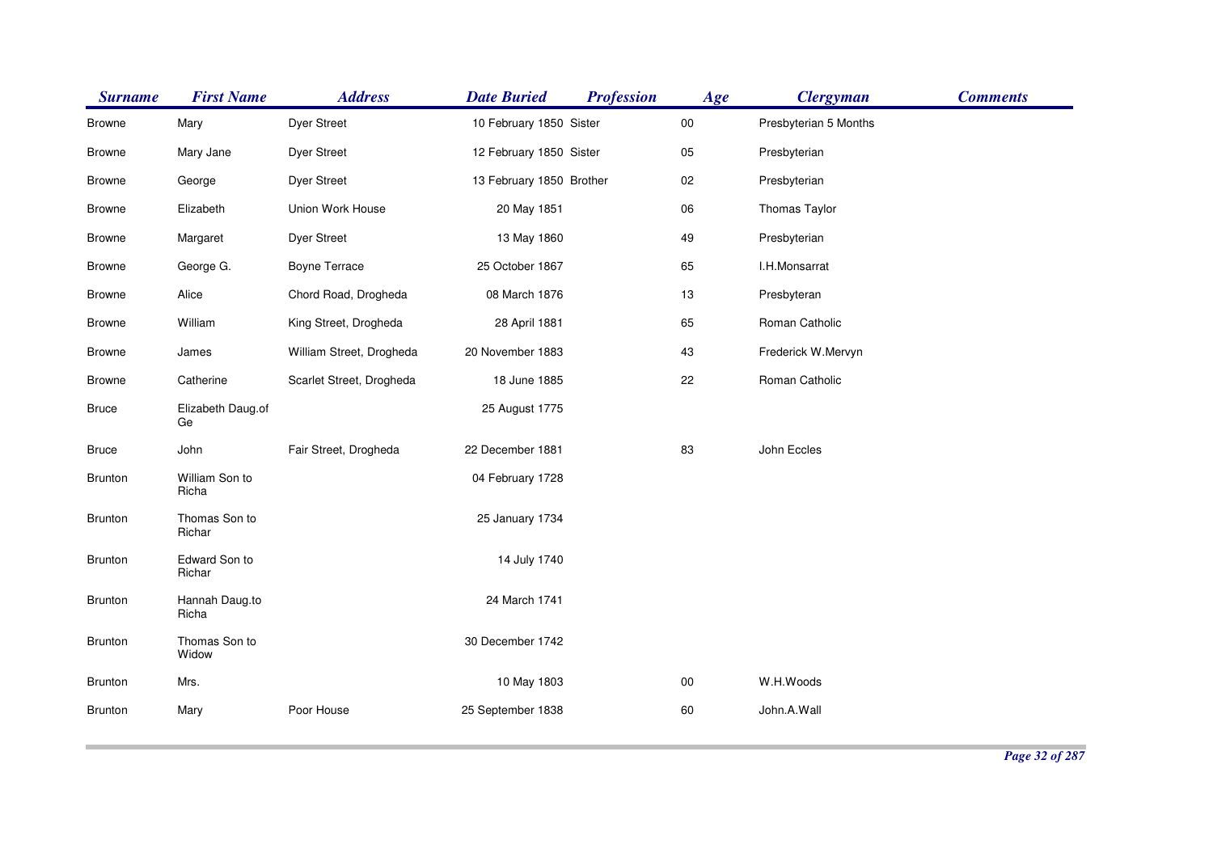| Surname | First Name | Address | Date Buried | Profession | Age | Clergyman | Comments |
|---|---|---|---|---|---|---|---|
| Browne | Mary | Dyer Street | 10 February 1850 | Sister | 00 | Presbyterian 5 Months | |
| Browne | Mary Jane | Dyer Street | 12 February 1850 | Sister | 05 | Presbyterian | |
| Browne | George | Dyer Street | 13 February 1850 | Brother | 02 | Presbyterian | |
| Browne | Elizabeth | Union Work House | 20 May 1851 | | 06 | Thomas Taylor | |
| Browne | Margaret | Dyer Street | 13 May 1860 | | 49 | Presbyterian | |
| Browne | George G. | Boyne Terrace | 25 October 1867 | | 65 | I.H.Monsarrat | |
| Browne | Alice | Chord Road, Drogheda | 08 March 1876 | | 13 | Presbyteran | |
| Browne | William | King Street, Drogheda | 28 April 1881 | | 65 | Roman Catholic | |
| Browne | James | William Street, Drogheda | 20 November 1883 | | 43 | Frederick W.Mervyn | |
| Browne | Catherine | Scarlet Street, Drogheda | 18 June 1885 | | 22 | Roman Catholic | |
| Bruce | Elizabeth Daug.of Ge | | 25 August 1775 | | | | |
| Bruce | John | Fair Street, Drogheda | 22 December 1881 | | 83 | John Eccles | |
| Brunton | William Son to Richa | | 04 February 1728 | | | | |
| Brunton | Thomas Son to Richar | | 25 January 1734 | | | | |
| Brunton | Edward Son to Richar | | 14 July 1740 | | | | |
| Brunton | Hannah Daug.to Richa | | 24 March 1741 | | | | |
| Brunton | Thomas Son to Widow | | 30 December 1742 | | | | |
| Brunton | Mrs. | | 10 May 1803 | | 00 | W.H.Woods | |
| Brunton | Mary | Poor House | 25 September 1838 | | 60 | John.A.Wall | |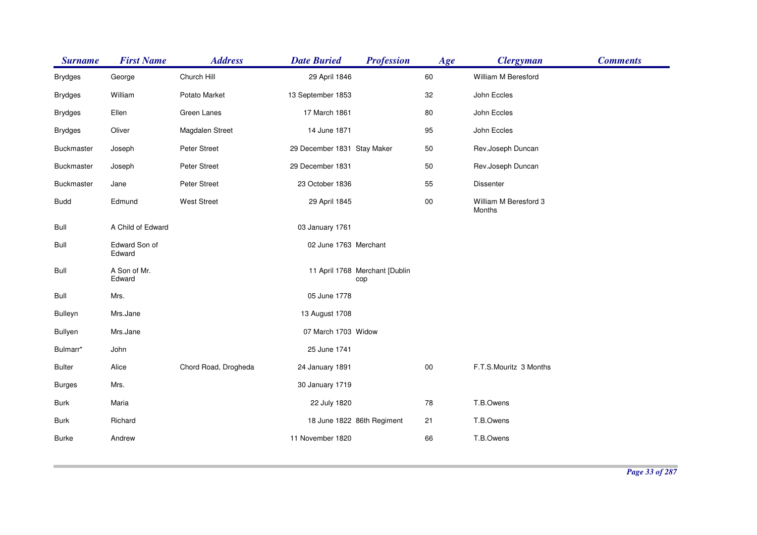| Surname | First Name | Address | Date Buried | Profession | Age | Clergyman | Comments |
|---|---|---|---|---|---|---|---|
| Brydges | George | Church Hill | 29 April 1846 | | 60 | William M Beresford | |
| Brydges | William | Potato Market | 13 September 1853 | | 32 | John Eccles | |
| Brydges | Ellen | Green Lanes | 17 March 1861 | | 80 | John Eccles | |
| Brydges | Oliver | Magdalen Street | 14 June 1871 | | 95 | John Eccles | |
| Buckmaster | Joseph | Peter Street | 29 December 1831 | Stay Maker | 50 | Rev.Joseph Duncan | |
| Buckmaster | Joseph | Peter Street | 29 December 1831 | | 50 | Rev.Joseph Duncan | |
| Buckmaster | Jane | Peter Street | 23 October 1836 | | 55 | Dissenter | |
| Budd | Edmund | West Street | 29 April 1845 | | 00 | William M Beresford 3 Months | |
| Bull | A Child of Edward | | 03 January 1761 | | | | |
| Bull | Edward Son of Edward | | 02 June 1763 | Merchant | | | |
| Bull | A Son of Mr. Edward | | 11 April 1768 | Merchant [Dublin cop | | | |
| Bull | Mrs. | | 05 June 1778 | | | | |
| Bulleyn | Mrs.Jane | | 13 August 1708 | | | | |
| Bullyen | Mrs.Jane | | 07 March 1703 | Widow | | | |
| Bulmarr* | John | | 25 June 1741 | | | | |
| Bulter | Alice | Chord Road, Drogheda | 24 January 1891 | | 00 | F.T.S.Mouritz 3 Months | |
| Burges | Mrs. | | 30 January 1719 | | | | |
| Burk | Maria | | 22 July 1820 | | 78 | T.B.Owens | |
| Burk | Richard | | 18 June 1822 | 86th Regiment | 21 | T.B.Owens | |
| Burke | Andrew | | 11 November 1820 | | 66 | T.B.Owens | |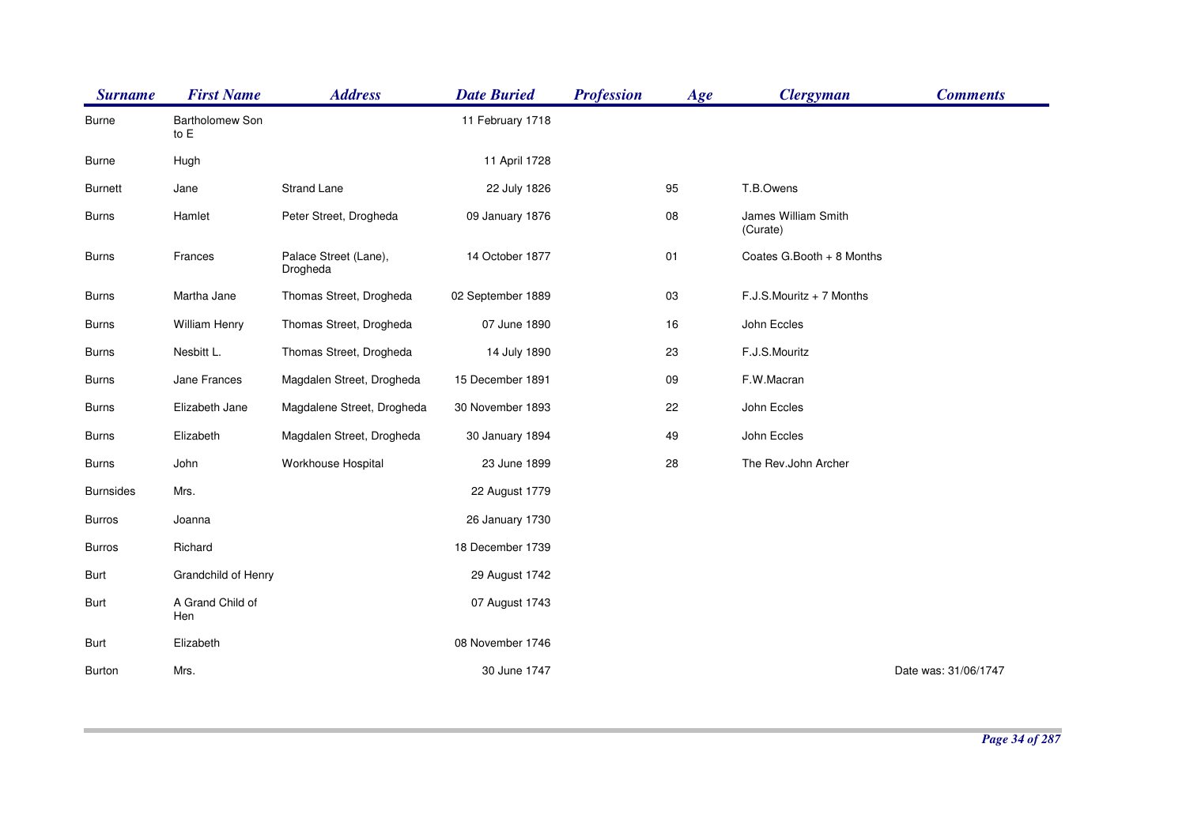| Surname | First Name | Address | Date Buried | Profession | Age | Clergyman | Comments |
|---|---|---|---|---|---|---|---|
| Burne | Bartholomew Son to E | | 11 February 1718 | | | | |
| Burne | Hugh | | 11 April 1728 | | | | |
| Burnett | Jane | Strand Lane | 22 July 1826 | | 95 | T.B.Owens | |
| Burns | Hamlet | Peter Street, Drogheda | 09 January 1876 | | 08 | James William Smith (Curate) | |
| Burns | Frances | Palace Street (Lane), Drogheda | 14 October 1877 | | 01 | Coates G.Booth + 8 Months | |
| Burns | Martha Jane | Thomas Street, Drogheda | 02 September 1889 | | 03 | F.J.S.Mouritz + 7 Months | |
| Burns | William Henry | Thomas Street, Drogheda | 07 June 1890 | | 16 | John Eccles | |
| Burns | Nesbitt L. | Thomas Street, Drogheda | 14 July 1890 | | 23 | F.J.S.Mouritz | |
| Burns | Jane Frances | Magdalen Street, Drogheda | 15 December 1891 | | 09 | F.W.Macran | |
| Burns | Elizabeth Jane | Magdalene Street, Drogheda | 30 November 1893 | | 22 | John Eccles | |
| Burns | Elizabeth | Magdalen Street, Drogheda | 30 January 1894 | | 49 | John Eccles | |
| Burns | John | Workhouse Hospital | 23 June 1899 | | 28 | The Rev.John Archer | |
| Burnsides | Mrs. | | 22 August 1779 | | | | |
| Burros | Joanna | | 26 January 1730 | | | | |
| Burros | Richard | | 18 December 1739 | | | | |
| Burt | Grandchild of Henry | | 29 August 1742 | | | | |
| Burt | A Grand Child of Hen | | 07 August 1743 | | | | |
| Burt | Elizabeth | | 08 November 1746 | | | | |
| Burton | Mrs. | | 30 June 1747 | | | | Date was: 31/06/1747 |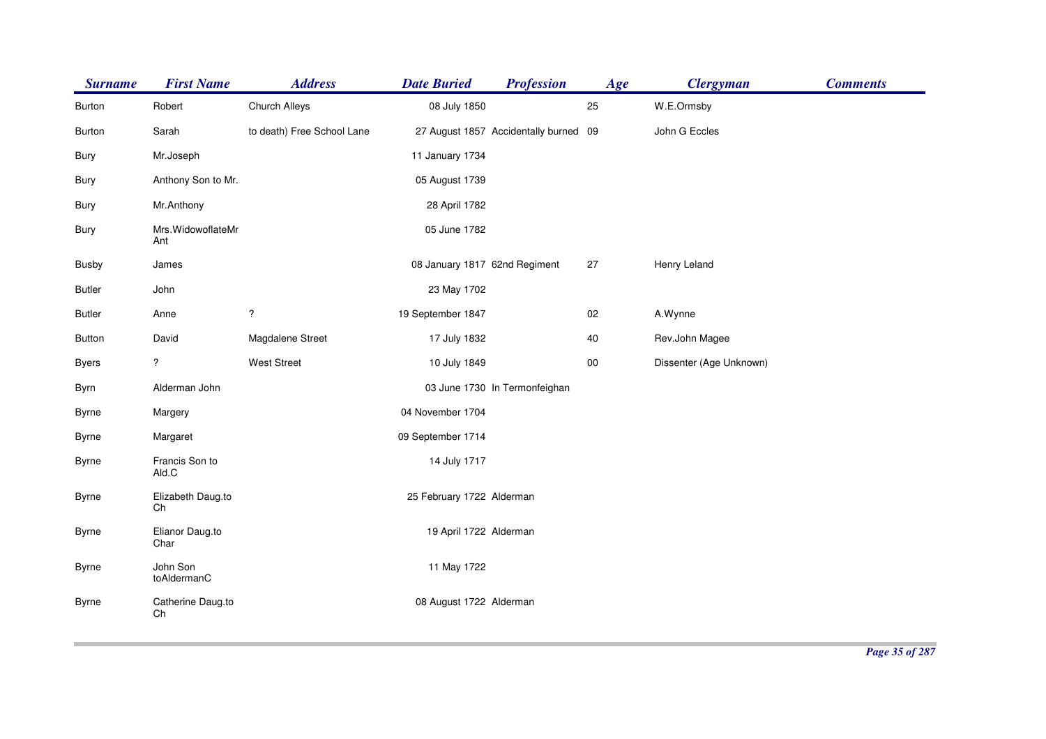| Surname | First Name | Address | Date Buried | Profession | Age | Clergyman | Comments |
|---|---|---|---|---|---|---|---|
| Burton | Robert | Church Alleys | 08 July 1850 | | 25 | W.E.Ormsby | |
| Burton | Sarah | to death) Free School Lane | 27 August 1857 | Accidentally burned | 09 | John G Eccles | |
| Bury | Mr.Joseph | | 11 January 1734 | | | | |
| Bury | Anthony Son to Mr. | | 05 August 1739 | | | | |
| Bury | Mr.Anthony | | 28 April 1782 | | | | |
| Bury | Mrs.WidowoflateMr Ant | | 05 June 1782 | | | | |
| Busby | James | | 08 January 1817 | 62nd Regiment | 27 | Henry Leland | |
| Butler | John | | 23 May 1702 | | | | |
| Butler | Anne | ? | 19 September 1847 | | 02 | A.Wynne | |
| Button | David | Magdalene Street | 17 July 1832 | | 40 | Rev.John Magee | |
| Byers | ? | West Street | 10 July 1849 | | 00 | Dissenter (Age Unknown) | |
| Byrn | Alderman John | | 03 June 1730 | In Termonfeighan | | | |
| Byrne | Margery | | 04 November 1704 | | | | |
| Byrne | Margaret | | 09 September 1714 | | | | |
| Byrne | Francis Son to Ald.C | | 14 July 1717 | | | | |
| Byrne | Elizabeth Daug.to Ch | | 25 February 1722 | Alderman | | | |
| Byrne | Elianor Daug.to Char | | 19 April 1722 | Alderman | | | |
| Byrne | John Son toAldermanC | | 11 May 1722 | | | | |
| Byrne | Catherine Daug.to Ch | | 08 August 1722 | Alderman | | | |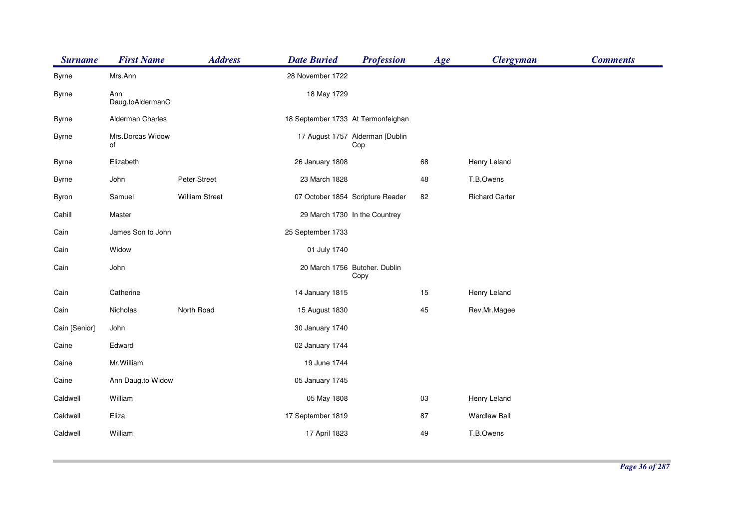| Surname | First Name | Address | Date Buried | Profession | Age | Clergyman | Comments |
|---|---|---|---|---|---|---|---|
| Byrne | Mrs.Ann | | 28 November 1722 | | | | |
| Byrne | Ann Daug.toAldermanC | | 18 May 1729 | | | | |
| Byrne | Alderman Charles | | 18 September 1733 | At Termonfeighan | | | |
| Byrne | Mrs.Dorcas Widow of | | 17 August 1757 | Alderman [Dublin Cop | | | |
| Byrne | Elizabeth | | 26 January 1808 | | 68 | Henry Leland | |
| Byrne | John | Peter Street | 23 March 1828 | | 48 | T.B.Owens | |
| Byron | Samuel | William Street | 07 October 1854 | Scripture Reader | 82 | Richard Carter | |
| Cahill | Master | | 29 March 1730 | In the Countrey | | | |
| Cain | James Son to John | | 25 September 1733 | | | | |
| Cain | Widow | | 01 July 1740 | | | | |
| Cain | John | | 20 March 1756 | Butcher. Dublin Copy | | | |
| Cain | Catherine | | 14 January 1815 | | 15 | Henry Leland | |
| Cain | Nicholas | North Road | 15 August 1830 | | 45 | Rev.Mr.Magee | |
| Cain [Senior] | John | | 30 January 1740 | | | | |
| Caine | Edward | | 02 January 1744 | | | | |
| Caine | Mr.William | | 19 June 1744 | | | | |
| Caine | Ann Daug.to Widow | | 05 January 1745 | | | | |
| Caldwell | William | | 05 May 1808 | | 03 | Henry Leland | |
| Caldwell | Eliza | | 17 September 1819 | | 87 | Wardlaw Ball | |
| Caldwell | William | | 17 April 1823 | | 49 | T.B.Owens | |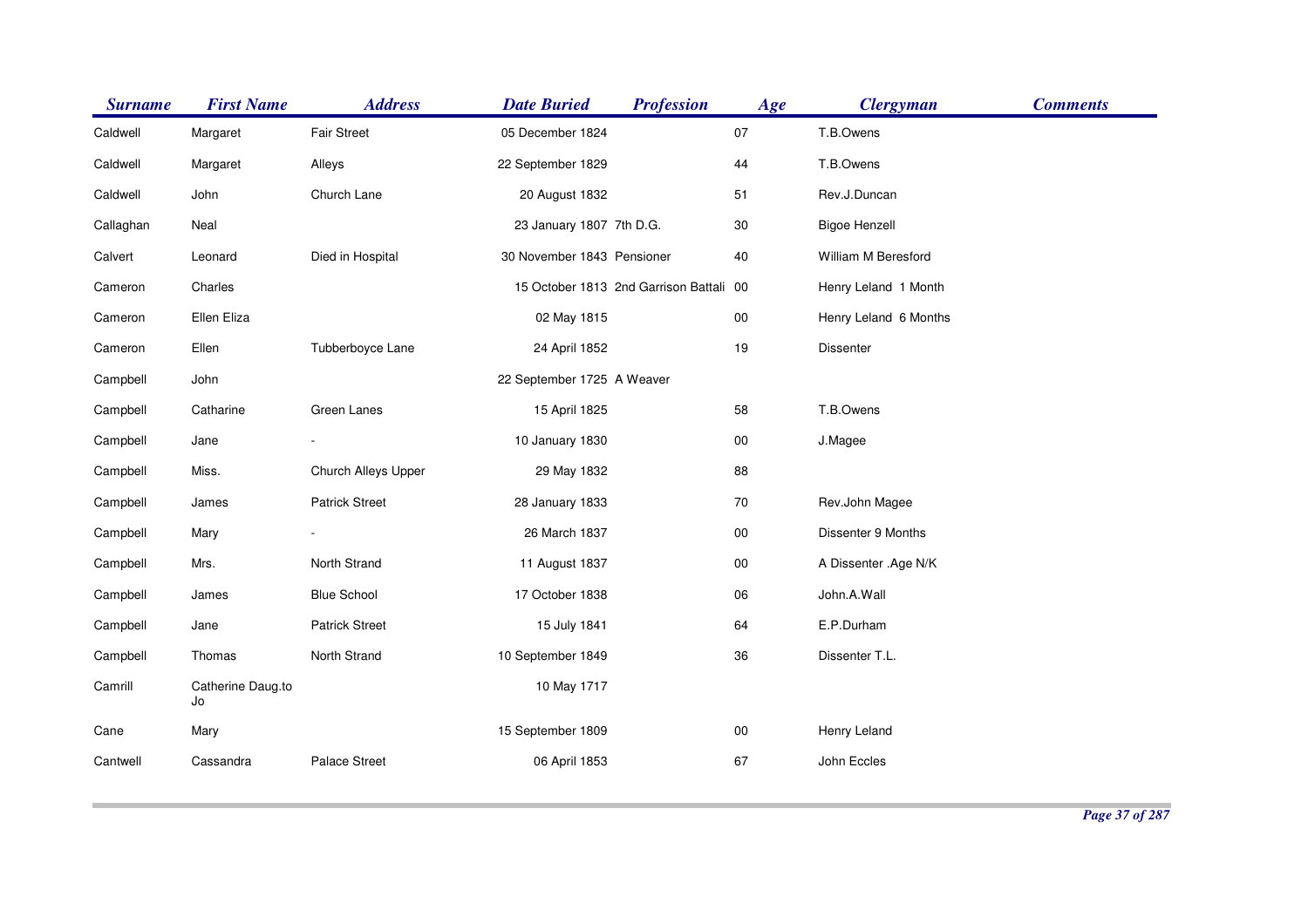| Surname | First Name | Address | Date Buried | Profession | Age | Clergyman | Comments |
|---|---|---|---|---|---|---|---|
| Caldwell | Margaret | Fair Street | 05 December 1824 | | 07 | T.B.Owens | |
| Caldwell | Margaret | Alleys | 22 September 1829 | | 44 | T.B.Owens | |
| Caldwell | John | Church Lane | 20 August 1832 | | 51 | Rev.J.Duncan | |
| Callaghan | Neal | | 23 January 1807 | 7th D.G. | 30 | Bigoe Henzell | |
| Calvert | Leonard | Died in Hospital | 30 November 1843 | Pensioner | 40 | William M Beresford | |
| Cameron | Charles | | 15 October 1813 | 2nd Garrison Battali | 00 | Henry Leland 1 Month | |
| Cameron | Ellen Eliza | | 02 May 1815 | | 00 | Henry Leland 6 Months | |
| Cameron | Ellen | Tubberboyce Lane | 24 April 1852 | | 19 | Dissenter | |
| Campbell | John | | 22 September 1725 | A Weaver | | | |
| Campbell | Catharine | Green Lanes | 15 April 1825 | | 58 | T.B.Owens | |
| Campbell | Jane | - | 10 January 1830 | | 00 | J.Magee | |
| Campbell | Miss. | Church Alleys Upper | 29 May 1832 | | 88 | | |
| Campbell | James | Patrick Street | 28 January 1833 | | 70 | Rev.John Magee | |
| Campbell | Mary | - | 26 March 1837 | | 00 | Dissenter 9 Months | |
| Campbell | Mrs. | North Strand | 11 August 1837 | | 00 | A Dissenter .Age N/K | |
| Campbell | James | Blue School | 17 October 1838 | | 06 | John.A.Wall | |
| Campbell | Jane | Patrick Street | 15 July 1841 | | 64 | E.P.Durham | |
| Campbell | Thomas | North Strand | 10 September 1849 | | 36 | Dissenter T.L. | |
| Camrill | Catherine Daug.to Jo | | 10 May 1717 | | | | |
| Cane | Mary | | 15 September 1809 | | 00 | Henry Leland | |
| Cantwell | Cassandra | Palace Street | 06 April 1853 | | 67 | John Eccles | |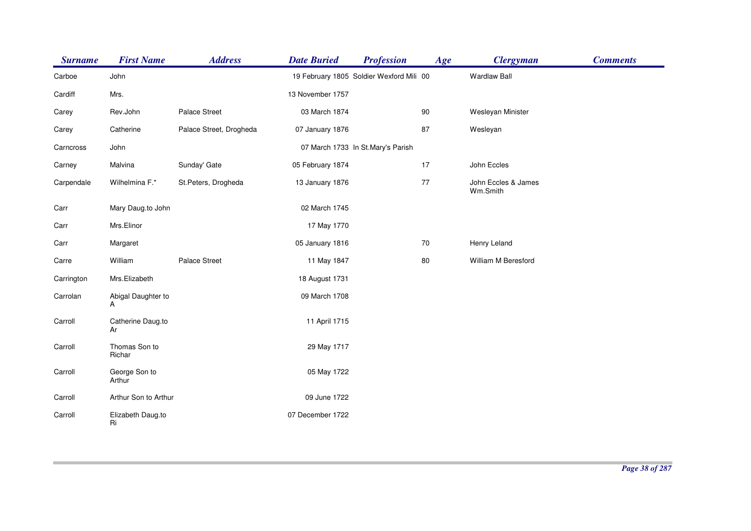| Surname | First Name | Address | Date Buried | Profession | Age | Clergyman | Comments |
|---|---|---|---|---|---|---|---|
| Carboe | John | | 19 February 1805 | Soldier Wexford Mili | 00 | Wardlaw Ball | |
| Cardiff | Mrs. | | 13 November 1757 | | | | |
| Carey | Rev.John | Palace Street | 03 March 1874 | | 90 | Wesleyan Minister | |
| Carey | Catherine | Palace Street, Drogheda | 07 January 1876 | | 87 | Wesleyan | |
| Carncross | John | | 07 March 1733 | In St.Mary's Parish | | | |
| Carney | Malvina | Sunday' Gate | 05 February 1874 | | 17 | John Eccles | |
| Carpendale | Wilhelmina F.* | St.Peters, Drogheda | 13 January 1876 | | 77 | John Eccles & James Wm.Smith | |
| Carr | Mary Daug.to John | | 02 March 1745 | | | | |
| Carr | Mrs.Elinor | | 17 May 1770 | | | | |
| Carr | Margaret | | 05 January 1816 | | 70 | Henry Leland | |
| Carre | William | Palace Street | 11 May 1847 | | 80 | William M Beresford | |
| Carrington | Mrs.Elizabeth | | 18 August 1731 | | | | |
| Carrolan | Abigal Daughter to A | | 09 March 1708 | | | | |
| Carroll | Catherine Daug.to Ar | | 11 April 1715 | | | | |
| Carroll | Thomas Son to Richar | | 29 May 1717 | | | | |
| Carroll | George Son to Arthur | | 05 May 1722 | | | | |
| Carroll | Arthur Son to Arthur | | 09 June 1722 | | | | |
| Carroll | Elizabeth Daug.to Ri | | 07 December 1722 | | | | |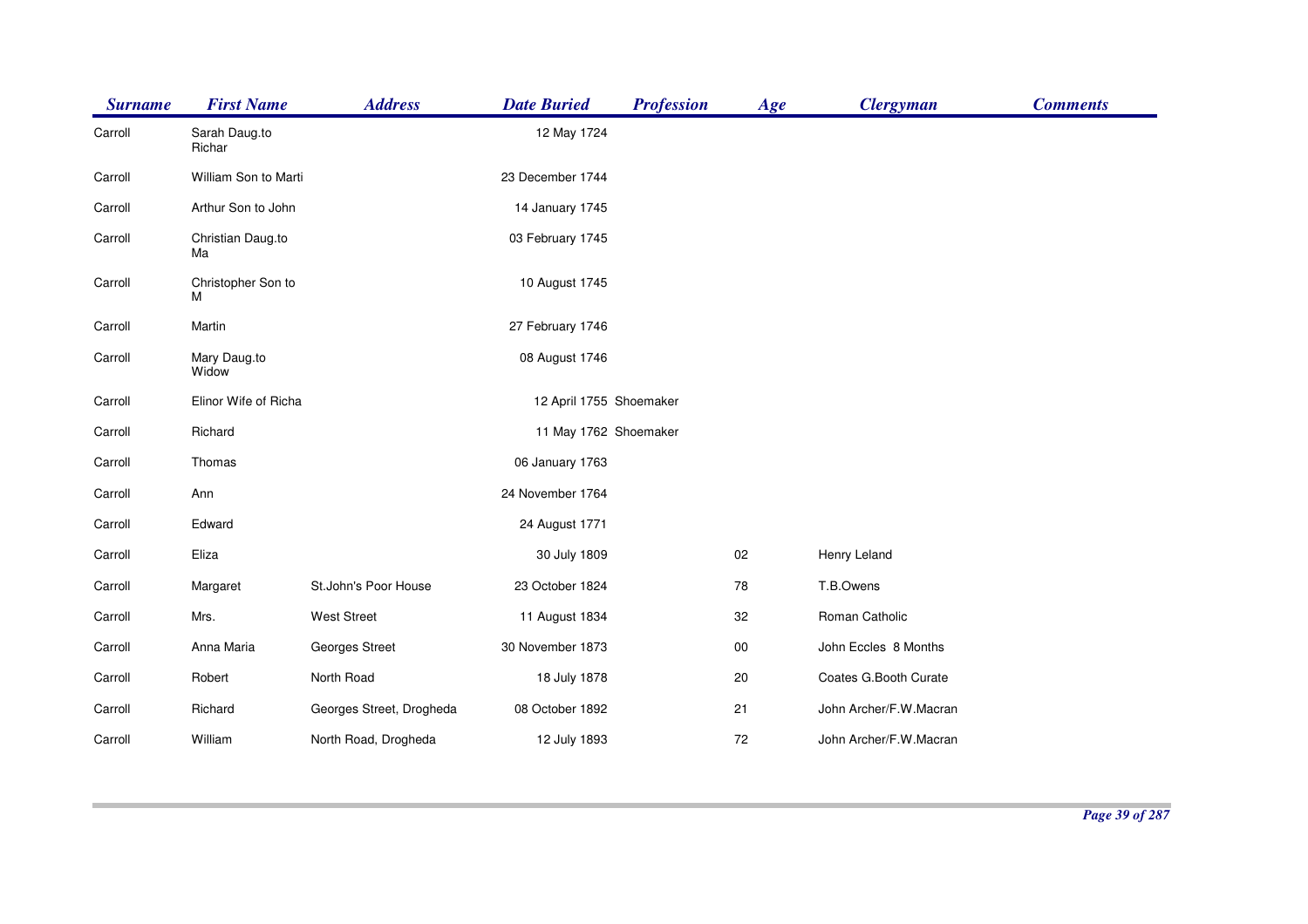| Surname | First Name | Address | Date Buried | Profession | Age | Clergyman | Comments |
|---|---|---|---|---|---|---|---|
| Carroll | Sarah Daug.to Richar | | 12 May 1724 | | | | |
| Carroll | William Son to Marti | | 23 December 1744 | | | | |
| Carroll | Arthur Son to John | | 14 January 1745 | | | | |
| Carroll | Christian Daug.to Ma | | 03 February 1745 | | | | |
| Carroll | Christopher Son to M | | 10 August 1745 | | | | |
| Carroll | Martin | | 27 February 1746 | | | | |
| Carroll | Mary Daug.to Widow | | 08 August 1746 | | | | |
| Carroll | Elinor Wife of Richa | | 12 April 1755 | Shoemaker | | | |
| Carroll | Richard | | 11 May 1762 | Shoemaker | | | |
| Carroll | Thomas | | 06 January 1763 | | | | |
| Carroll | Ann | | 24 November 1764 | | | | |
| Carroll | Edward | | 24 August 1771 | | | | |
| Carroll | Eliza | | 30 July 1809 | | 02 | Henry Leland | |
| Carroll | Margaret | St.John's Poor House | 23 October 1824 | | 78 | T.B.Owens | |
| Carroll | Mrs. | West Street | 11 August 1834 | | 32 | Roman Catholic | |
| Carroll | Anna Maria | Georges Street | 30 November 1873 | | 00 | John Eccles 8 Months | |
| Carroll | Robert | North Road | 18 July 1878 | | 20 | Coates G.Booth Curate | |
| Carroll | Richard | Georges Street, Drogheda | 08 October 1892 | | 21 | John Archer/F.W.Macran | |
| Carroll | William | North Road, Drogheda | 12 July 1893 | | 72 | John Archer/F.W.Macran | |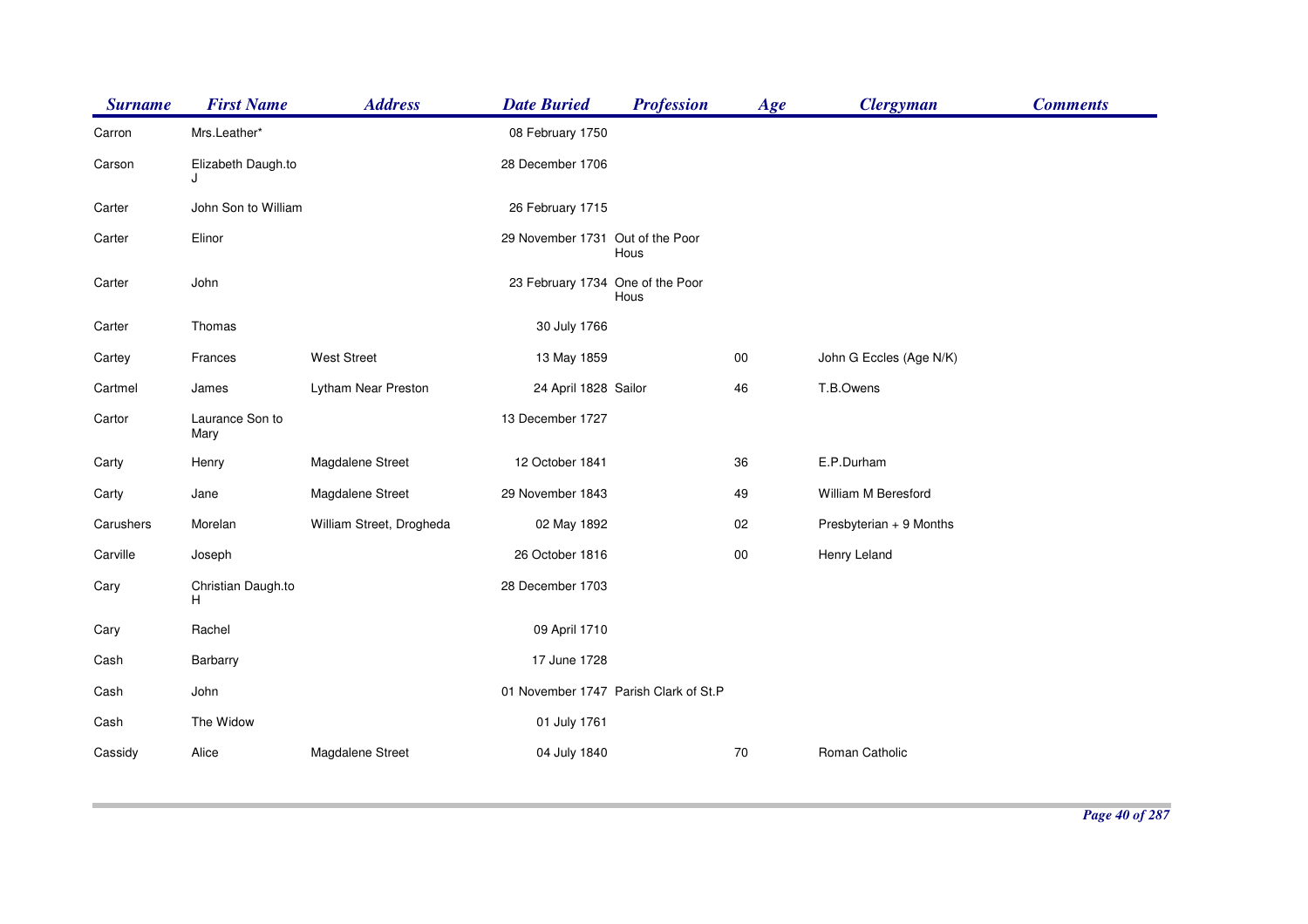| Surname | First Name | Address | Date Buried | Profession | Age | Clergyman | Comments |
|---|---|---|---|---|---|---|---|
| Carron | Mrs.Leather* | | 08 February 1750 | | | | |
| Carson | Elizabeth Daugh.to J | | 28 December 1706 | | | | |
| Carter | John Son to William | | 26 February 1715 | | | | |
| Carter | Elinor | | 29 November 1731 | Out of the Poor Hous | | | |
| Carter | John | | 23 February 1734 | One of the Poor Hous | | | |
| Carter | Thomas | | 30 July 1766 | | | | |
| Cartey | Frances | West Street | 13 May 1859 | | 00 | John G Eccles (Age N/K) | |
| Cartmel | James | Lytham Near Preston | 24 April 1828 | Sailor | 46 | T.B.Owens | |
| Cartor | Laurance Son to Mary | | 13 December 1727 | | | | |
| Carty | Henry | Magdalene Street | 12 October 1841 | | 36 | E.P.Durham | |
| Carty | Jane | Magdalene Street | 29 November 1843 | | 49 | William M Beresford | |
| Carushers | Morelan | William Street, Drogheda | 02 May 1892 | | 02 | Presbyterian + 9 Months | |
| Carville | Joseph | | 26 October 1816 | | 00 | Henry Leland | |
| Cary | Christian Daugh.to H | | 28 December 1703 | | | | |
| Cary | Rachel | | 09 April 1710 | | | | |
| Cash | Barbarry | | 17 June 1728 | | | | |
| Cash | John | | 01 November 1747 | Parish Clark of St.P | | | |
| Cash | The Widow | | 01 July 1761 | | | | |
| Cassidy | Alice | Magdalene Street | 04 July 1840 | | 70 | Roman Catholic | |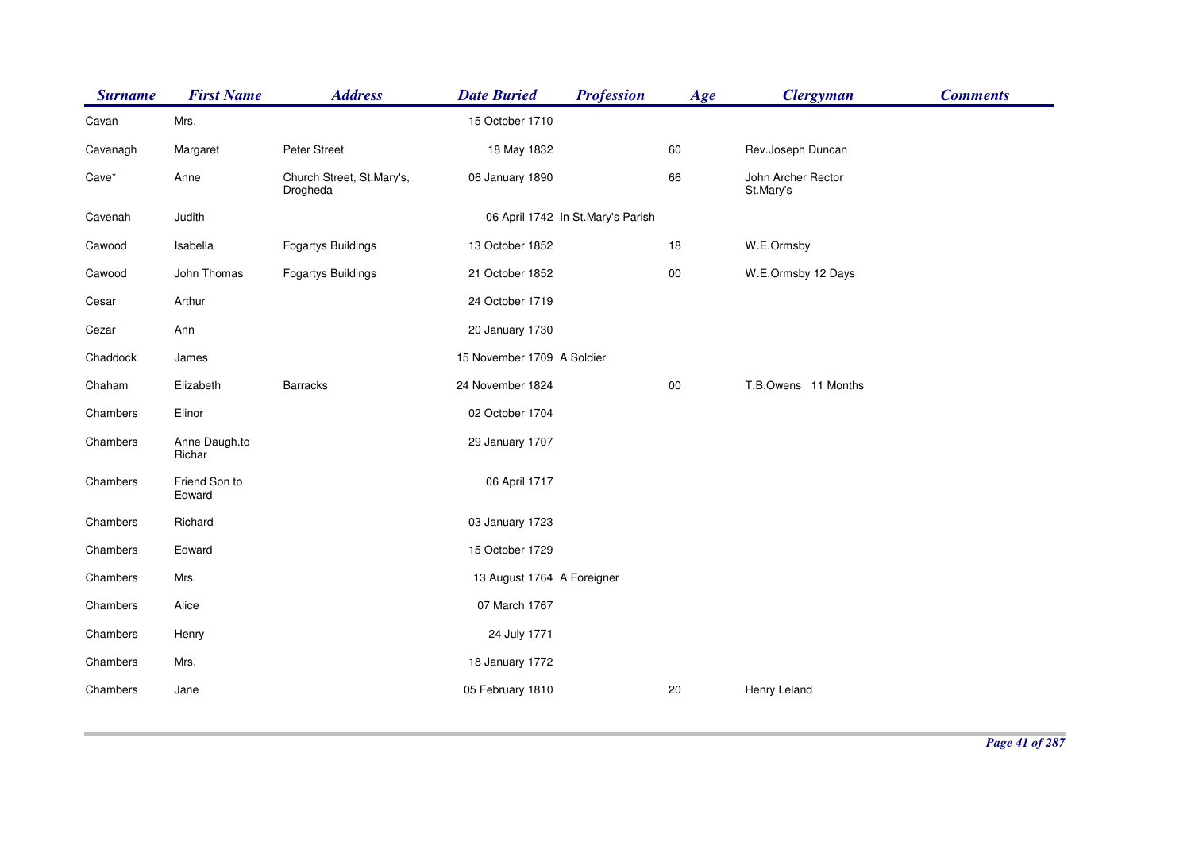| Surname | First Name | Address | Date Buried | Profession | Age | Clergyman | Comments |
|---|---|---|---|---|---|---|---|
| Cavan | Mrs. | | 15 October 1710 | | | | |
| Cavanagh | Margaret | Peter Street | 18 May 1832 | | 60 | Rev.Joseph Duncan | |
| Cave* | Anne | Church Street, St.Mary's, Drogheda | 06 January 1890 | | 66 | John Archer Rector St.Mary's | |
| Cavenah | Judith | | 06 April 1742 | In St.Mary's Parish | | | |
| Cawood | Isabella | Fogartys Buildings | 13 October 1852 | | 18 | W.E.Ormsby | |
| Cawood | John Thomas | Fogartys Buildings | 21 October 1852 | | 00 | W.E.Ormsby 12 Days | |
| Cesar | Arthur | | 24 October 1719 | | | | |
| Cezar | Ann | | 20 January 1730 | | | | |
| Chaddock | James | | 15 November 1709 | A Soldier | | | |
| Chaham | Elizabeth | Barracks | 24 November 1824 | | 00 | T.B.Owens 11 Months | |
| Chambers | Elinor | | 02 October 1704 | | | | |
| Chambers | Anne Daugh.to Richar | | 29 January 1707 | | | | |
| Chambers | Friend Son to Edward | | 06 April 1717 | | | | |
| Chambers | Richard | | 03 January 1723 | | | | |
| Chambers | Edward | | 15 October 1729 | | | | |
| Chambers | Mrs. | | 13 August 1764 | A Foreigner | | | |
| Chambers | Alice | | 07 March 1767 | | | | |
| Chambers | Henry | | 24 July 1771 | | | | |
| Chambers | Mrs. | | 18 January 1772 | | | | |
| Chambers | Jane | | 05 February 1810 | | 20 | Henry Leland | |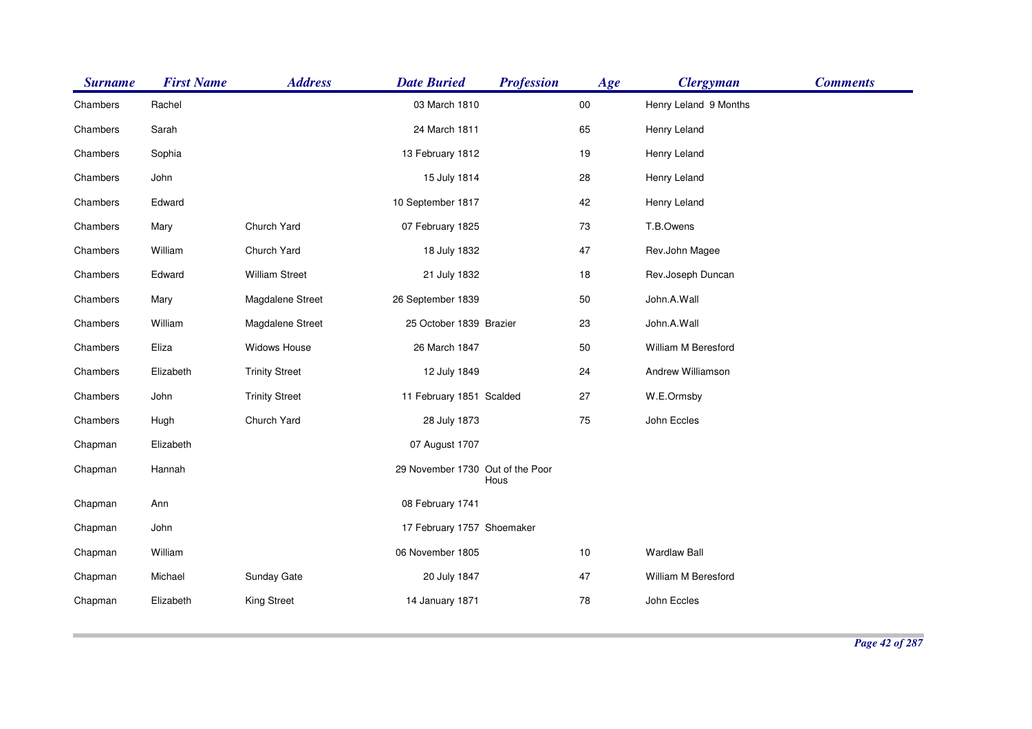| Surname | First Name | Address | Date Buried | Profession | Age | Clergyman | Comments |
|---|---|---|---|---|---|---|---|
| Chambers | Rachel | | 03 March 1810 | | 00 | Henry Leland 9 Months | |
| Chambers | Sarah | | 24 March 1811 | | 65 | Henry Leland | |
| Chambers | Sophia | | 13 February 1812 | | 19 | Henry Leland | |
| Chambers | John | | 15 July 1814 | | 28 | Henry Leland | |
| Chambers | Edward | | 10 September 1817 | | 42 | Henry Leland | |
| Chambers | Mary | Church Yard | 07 February 1825 | | 73 | T.B.Owens | |
| Chambers | William | Church Yard | 18 July 1832 | | 47 | Rev.John Magee | |
| Chambers | Edward | William Street | 21 July 1832 | | 18 | Rev.Joseph Duncan | |
| Chambers | Mary | Magdalene Street | 26 September 1839 | | 50 | John.A.Wall | |
| Chambers | William | Magdalene Street | 25 October 1839 | Brazier | 23 | John.A.Wall | |
| Chambers | Eliza | Widows House | 26 March 1847 | | 50 | William M Beresford | |
| Chambers | Elizabeth | Trinity Street | 12 July 1849 | | 24 | Andrew Williamson | |
| Chambers | John | Trinity Street | 11 February 1851 | Scalded | 27 | W.E.Ormsby | |
| Chambers | Hugh | Church Yard | 28 July 1873 | | 75 | John Eccles | |
| Chapman | Elizabeth | | 07 August 1707 | | | | |
| Chapman | Hannah | | 29 November 1730 | Out of the Poor Hous | | | |
| Chapman | Ann | | 08 February 1741 | | | | |
| Chapman | John | | 17 February 1757 | Shoemaker | | | |
| Chapman | William | | 06 November 1805 | | 10 | Wardlaw Ball | |
| Chapman | Michael | Sunday Gate | 20 July 1847 | | 47 | William M Beresford | |
| Chapman | Elizabeth | King Street | 14 January 1871 | | 78 | John Eccles | |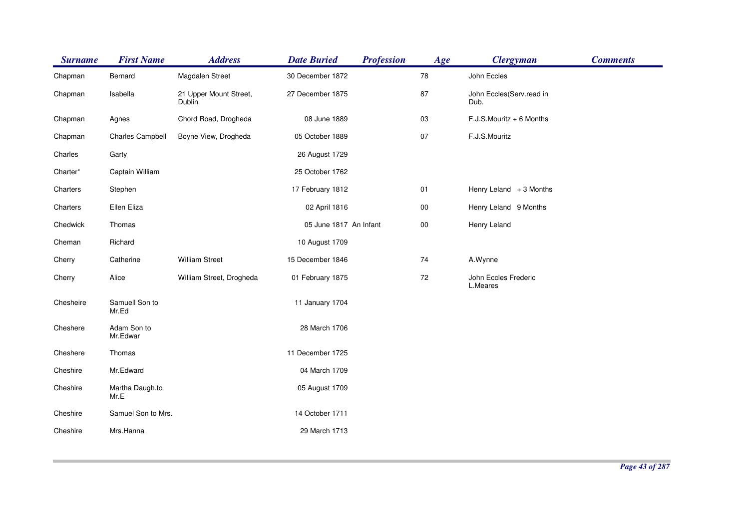| Surname | First Name | Address | Date Buried | Profession | Age | Clergyman | Comments |
|---|---|---|---|---|---|---|---|
| Chapman | Bernard | Magdalen Street | 30 December 1872 | | 78 | John Eccles | |
| Chapman | Isabella | 21 Upper Mount Street, Dublin | 27 December 1875 | | 87 | John Eccles(Serv.read in Dub. | |
| Chapman | Agnes | Chord Road, Drogheda | 08 June 1889 | | 03 | F.J.S.Mouritz + 6 Months | |
| Chapman | Charles Campbell | Boyne View, Drogheda | 05 October 1889 | | 07 | F.J.S.Mouritz | |
| Charles | Garty | | 26 August 1729 | | | | |
| Charter* | Captain William | | 25 October 1762 | | | | |
| Charters | Stephen | | 17 February 1812 | | 01 | Henry Leland + 3 Months | |
| Charters | Ellen Eliza | | 02 April 1816 | | 00 | Henry Leland 9 Months | |
| Chedwick | Thomas | | 05 June 1817 | An Infant | 00 | Henry Leland | |
| Cheman | Richard | | 10 August 1709 | | | | |
| Cherry | Catherine | William Street | 15 December 1846 | | 74 | A.Wynne | |
| Cherry | Alice | William Street, Drogheda | 01 February 1875 | | 72 | John Eccles Frederic L.Meares | |
| Chesheire | Samuell Son to Mr.Ed | | 11 January 1704 | | | | |
| Cheshere | Adam Son to Mr.Edwar | | 28 March 1706 | | | | |
| Cheshere | Thomas | | 11 December 1725 | | | | |
| Cheshire | Mr.Edward | | 04 March 1709 | | | | |
| Cheshire | Martha Daugh.to Mr.E | | 05 August 1709 | | | | |
| Cheshire | Samuel Son to Mrs. | | 14 October 1711 | | | | |
| Cheshire | Mrs.Hanna | | 29 March 1713 | | | | |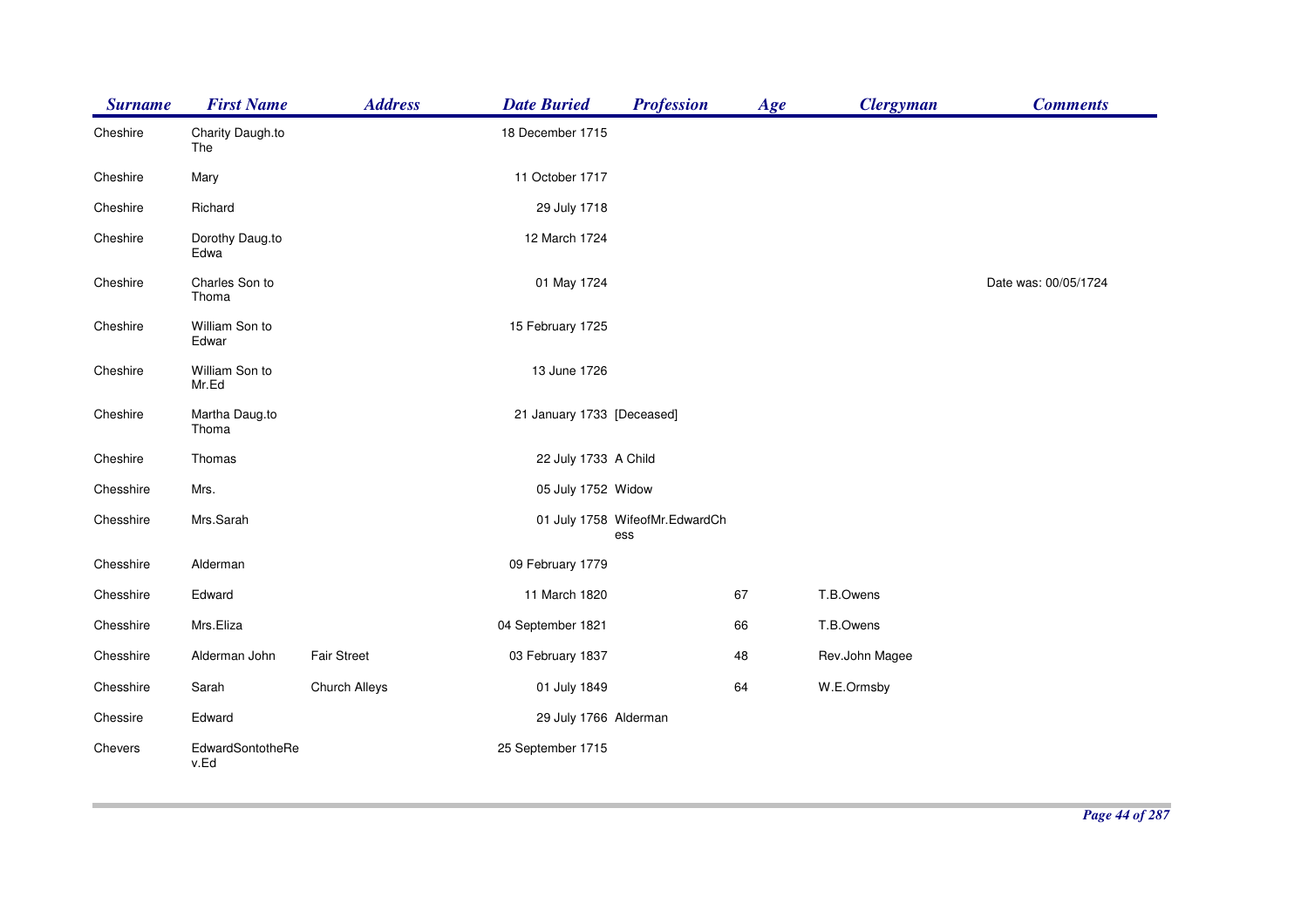| Surname | First Name | Address | Date Buried | Profession | Age | Clergyman | Comments |
|---|---|---|---|---|---|---|---|
| Cheshire | Charity Daugh.to The | | 18 December 1715 | | | | |
| Cheshire | Mary | | 11 October 1717 | | | | |
| Cheshire | Richard | | 29 July 1718 | | | | |
| Cheshire | Dorothy Daug.to Edwa | | 12 March 1724 | | | | |
| Cheshire | Charles Son to Thoma | | 01 May 1724 | | | | Date was: 00/05/1724 |
| Cheshire | William Son to Edwar | | 15 February 1725 | | | | |
| Cheshire | William Son to Mr.Ed | | 13 June 1726 | | | | |
| Cheshire | Martha Daug.to Thoma | | 21 January 1733 | [Deceased] | | | |
| Cheshire | Thomas | | 22 July 1733 | A Child | | | |
| Chesshire | Mrs. | | 05 July 1752 | Widow | | | |
| Chesshire | Mrs.Sarah | | 01 July 1758 | WifeofMr.EdwardChess | | | |
| Chesshire | Alderman | | 09 February 1779 | | | | |
| Chesshire | Edward | | 11 March 1820 | | 67 | T.B.Owens | |
| Chesshire | Mrs.Eliza | | 04 September 1821 | | 66 | T.B.Owens | |
| Chesshire | Alderman John | Fair Street | 03 February 1837 | | 48 | Rev.John Magee | |
| Chesshire | Sarah | Church Alleys | 01 July 1849 | | 64 | W.E.Ormsby | |
| Chessire | Edward | | 29 July 1766 | Alderman | | | |
| Chevers | EdwardSontotheRev.Ed | | 25 September 1715 | | | | |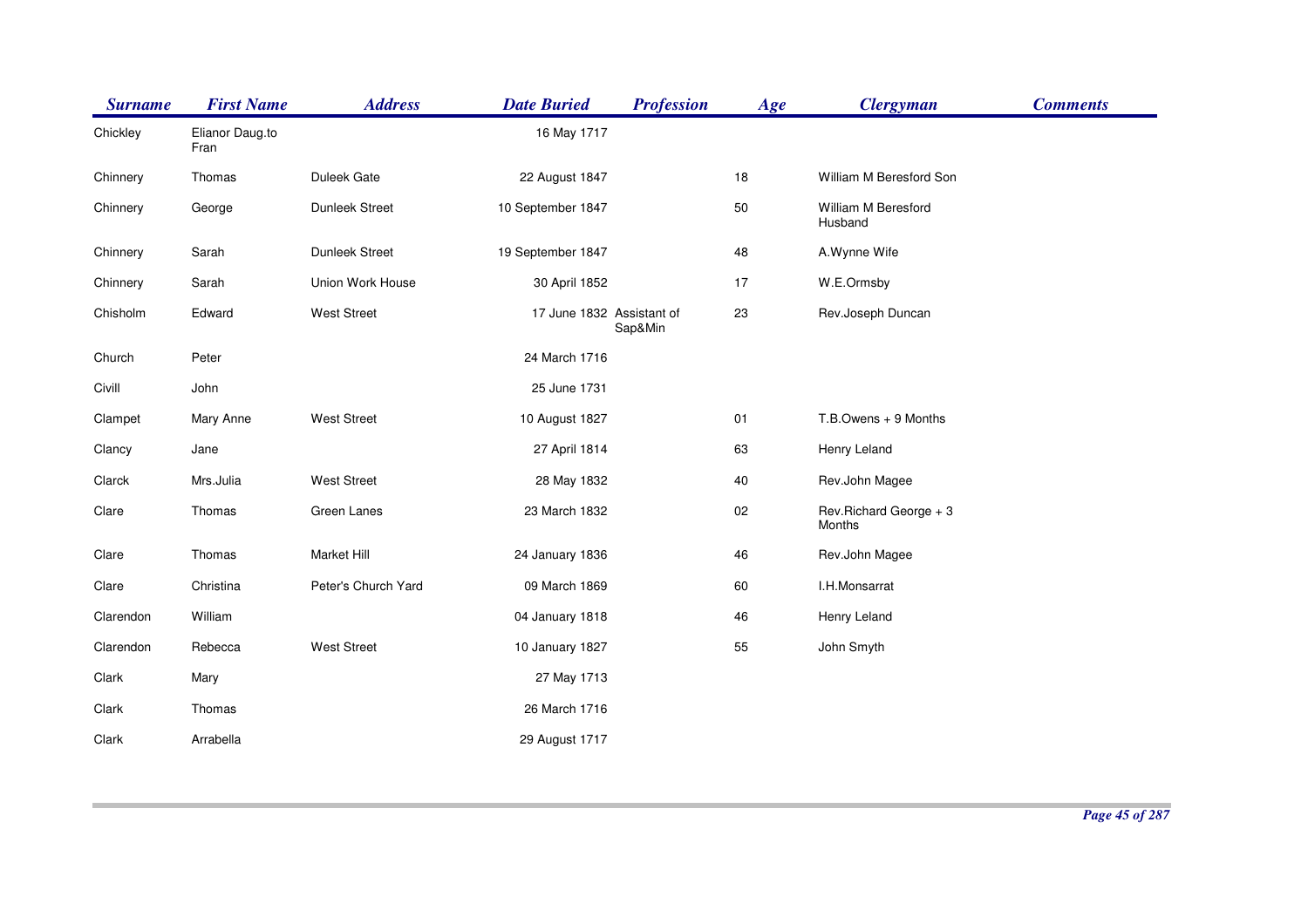| Surname | First Name | Address | Date Buried | Profession | Age | Clergyman | Comments |
|---|---|---|---|---|---|---|---|
| Chickley | Elianor Daug.to Fran | | 16 May 1717 | | | | |
| Chinnery | Thomas | Duleek Gate | 22 August 1847 | | 18 | William M Beresford Son | |
| Chinnery | George | Dunleek Street | 10 September 1847 | | 50 | William M Beresford Husband | |
| Chinnery | Sarah | Dunleek Street | 19 September 1847 | | 48 | A.Wynne Wife | |
| Chinnery | Sarah | Union Work House | 30 April 1852 | | 17 | W.E.Ormsby | |
| Chisholm | Edward | West Street | 17 June 1832 | Assistant of Sap&Min | 23 | Rev.Joseph Duncan | |
| Church | Peter | | 24 March 1716 | | | | |
| Civill | John | | 25 June 1731 | | | | |
| Clampet | Mary Anne | West Street | 10 August 1827 | | 01 | T.B.Owens + 9 Months | |
| Clancy | Jane | | 27 April 1814 | | 63 | Henry Leland | |
| Clarck | Mrs.Julia | West Street | 28 May 1832 | | 40 | Rev.John Magee | |
| Clare | Thomas | Green Lanes | 23 March 1832 | | 02 | Rev.Richard George + 3 Months | |
| Clare | Thomas | Market Hill | 24 January 1836 | | 46 | Rev.John Magee | |
| Clare | Christina | Peter's Church Yard | 09 March 1869 | | 60 | I.H.Monsarrat | |
| Clarendon | William | | 04 January 1818 | | 46 | Henry Leland | |
| Clarendon | Rebecca | West Street | 10 January 1827 | | 55 | John Smyth | |
| Clark | Mary | | 27 May 1713 | | | | |
| Clark | Thomas | | 26 March 1716 | | | | |
| Clark | Arrabella | | 29 August 1717 | | | | |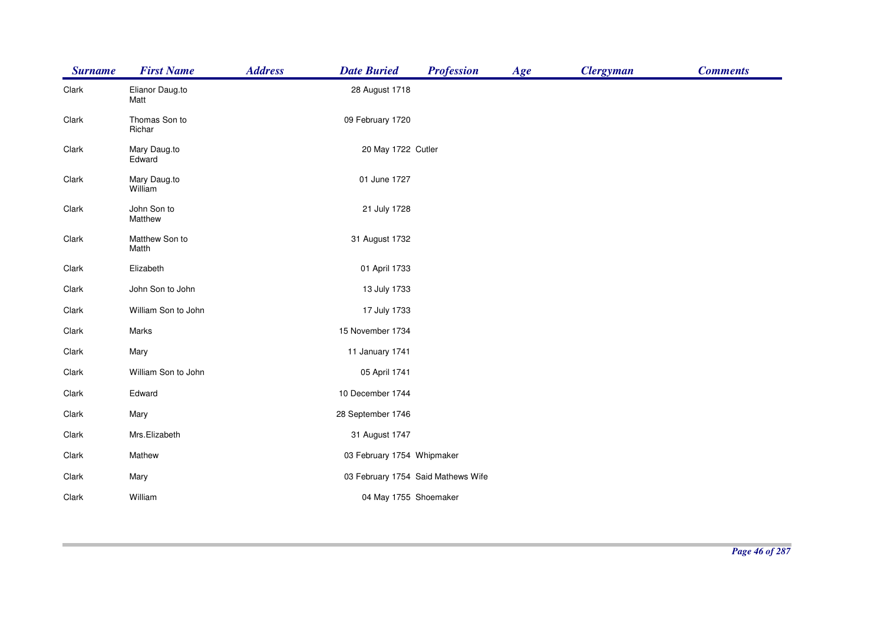| Surname | First Name | Address | Date Buried | Profession | Age | Clergyman | Comments |
| --- | --- | --- | --- | --- | --- | --- | --- |
| Clark | Elianor Daug.to Matt | | 28 August 1718 | | | | |
| Clark | Thomas Son to Richar | | 09 February 1720 | | | | |
| Clark | Mary Daug.to Edward | | 20 May 1722 | Cutler | | | |
| Clark | Mary Daug.to William | | 01 June 1727 | | | | |
| Clark | John Son to Matthew | | 21 July 1728 | | | | |
| Clark | Matthew Son to Matth | | 31 August 1732 | | | | |
| Clark | Elizabeth | | 01 April 1733 | | | | |
| Clark | John Son to John | | 13 July 1733 | | | | |
| Clark | William Son to John | | 17 July 1733 | | | | |
| Clark | Marks | | 15 November 1734 | | | | |
| Clark | Mary | | 11 January 1741 | | | | |
| Clark | William Son to John | | 05 April 1741 | | | | |
| Clark | Edward | | 10 December 1744 | | | | |
| Clark | Mary | | 28 September 1746 | | | | |
| Clark | Mrs.Elizabeth | | 31 August 1747 | | | | |
| Clark | Mathew | | 03 February 1754 | Whipmaker | | | |
| Clark | Mary | | 03 February 1754 | Said Mathews Wife | | | |
| Clark | William | | 04 May 1755 | Shoemaker | | | |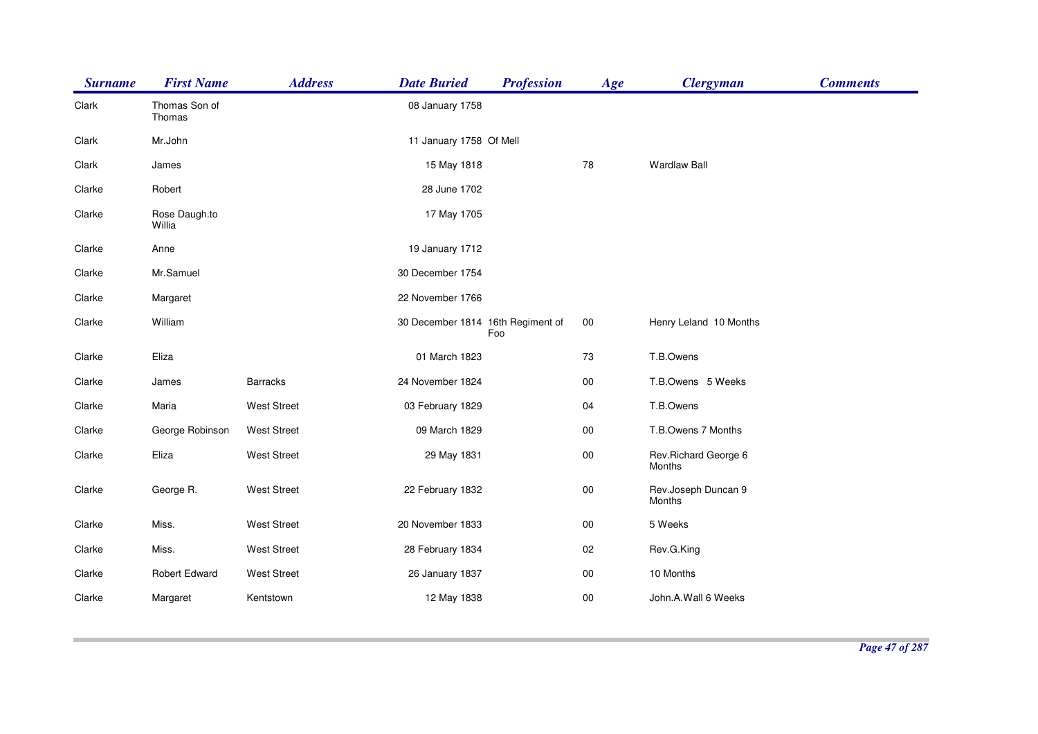| Surname | First Name | Address | Date Buried | Profession | Age | Clergyman | Comments |
|---|---|---|---|---|---|---|---|
| Clark | Thomas Son of Thomas | | 08 January 1758 | | | | |
| Clark | Mr.John | | 11 January 1758 | Of Mell | | | |
| Clark | James | | 15 May 1818 | | 78 | Wardlaw Ball | |
| Clarke | Robert | | 28 June 1702 | | | | |
| Clarke | Rose Daugh.to Willia | | 17 May 1705 | | | | |
| Clarke | Anne | | 19 January 1712 | | | | |
| Clarke | Mr.Samuel | | 30 December 1754 | | | | |
| Clarke | Margaret | | 22 November 1766 | | | | |
| Clarke | William | | 30 December 1814 | 16th Regiment of Foo | 00 | Henry Leland 10 Months | |
| Clarke | Eliza | | 01 March 1823 | | 73 | T.B.Owens | |
| Clarke | James | Barracks | 24 November 1824 | | 00 | T.B.Owens 5 Weeks | |
| Clarke | Maria | West Street | 03 February 1829 | | 04 | T.B.Owens | |
| Clarke | George Robinson | West Street | 09 March 1829 | | 00 | T.B.Owens 7 Months | |
| Clarke | Eliza | West Street | 29 May 1831 | | 00 | Rev.Richard George 6 Months | |
| Clarke | George R. | West Street | 22 February 1832 | | 00 | Rev.Joseph Duncan 9 Months | |
| Clarke | Miss. | West Street | 20 November 1833 | | 00 | 5 Weeks | |
| Clarke | Miss. | West Street | 28 February 1834 | | 02 | Rev.G.King | |
| Clarke | Robert Edward | West Street | 26 January 1837 | | 00 | 10 Months | |
| Clarke | Margaret | Kentstown | 12 May 1838 | | 00 | John.A.Wall 6 Weeks | |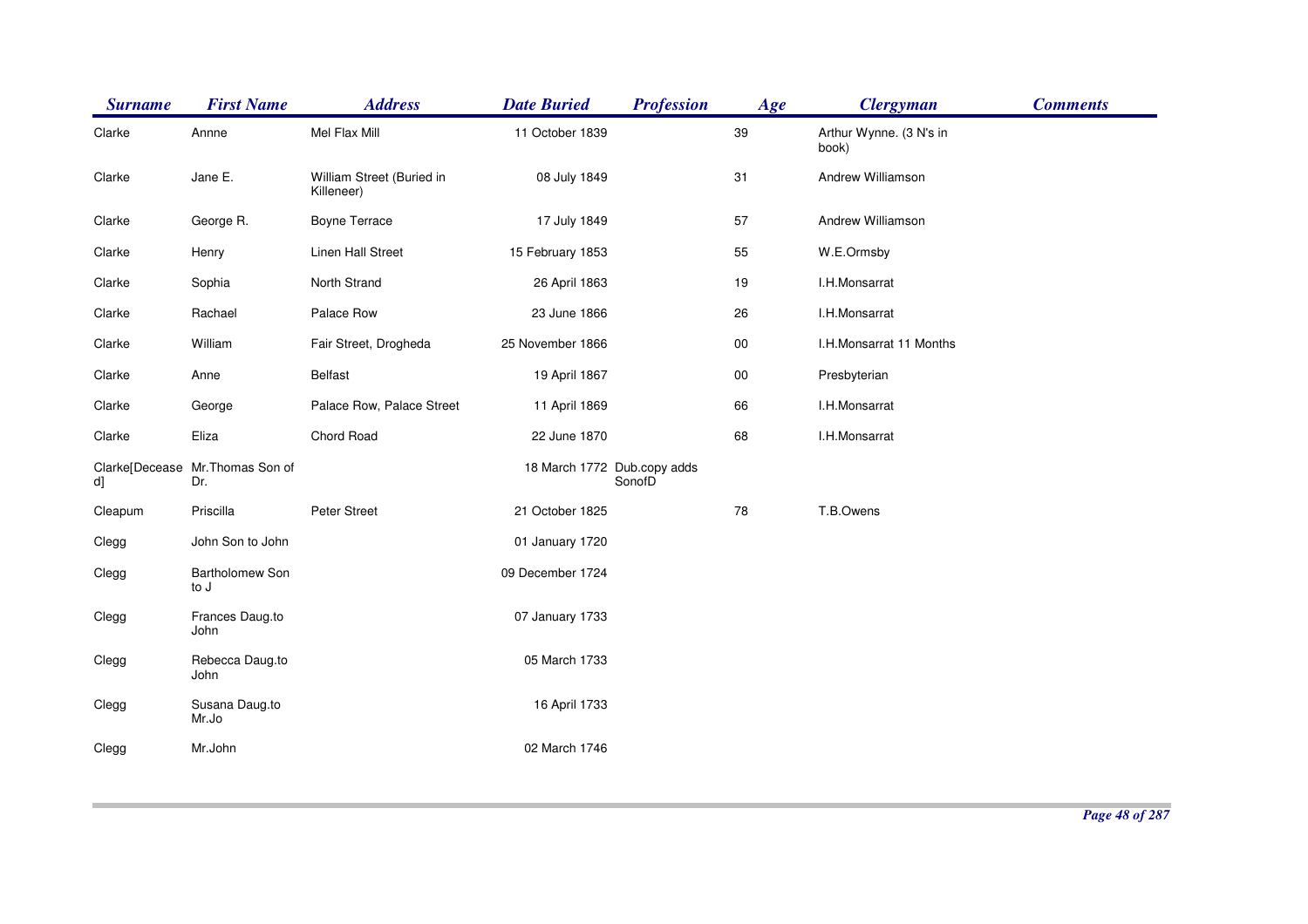| Surname | First Name | Address | Date Buried | Profession | Age | Clergyman | Comments |
|---|---|---|---|---|---|---|---|
| Clarke | Annne | Mel Flax Mill | 11 October 1839 | | 39 | Arthur Wynne. (3 N's in book) | |
| Clarke | Jane E. | William Street (Buried in Killeneer) | 08 July 1849 | | 31 | Andrew Williamson | |
| Clarke | George R. | Boyne Terrace | 17 July 1849 | | 57 | Andrew Williamson | |
| Clarke | Henry | Linen Hall Street | 15 February 1853 | | 55 | W.E.Ormsby | |
| Clarke | Sophia | North Strand | 26 April 1863 | | 19 | I.H.Monsarrat | |
| Clarke | Rachael | Palace Row | 23 June 1866 | | 26 | I.H.Monsarrat | |
| Clarke | William | Fair Street, Drogheda | 25 November 1866 | | 00 | I.H.Monsarrat 11 Months | |
| Clarke | Anne | Belfast | 19 April 1867 | | 00 | Presbyterian | |
| Clarke | George | Palace Row, Palace Street | 11 April 1869 | | 66 | I.H.Monsarrat | |
| Clarke | Eliza | Chord Road | 22 June 1870 | | 68 | I.H.Monsarrat | |
| Clarke[Deceased] | Mr.Thomas Son of Dr. | | 18 March 1772 | Dub.copy adds SonofD | | | |
| Cleapum | Priscilla | Peter Street | 21 October 1825 | | 78 | T.B.Owens | |
| Clegg | John Son to John | | 01 January 1720 | | | | |
| Clegg | Bartholomew Son to J | | 09 December 1724 | | | | |
| Clegg | Frances Daug.to John | | 07 January 1733 | | | | |
| Clegg | Rebecca Daug.to John | | 05 March 1733 | | | | |
| Clegg | Susana Daug.to Mr.Jo | | 16 April 1733 | | | | |
| Clegg | Mr.John | | 02 March 1746 | | | | |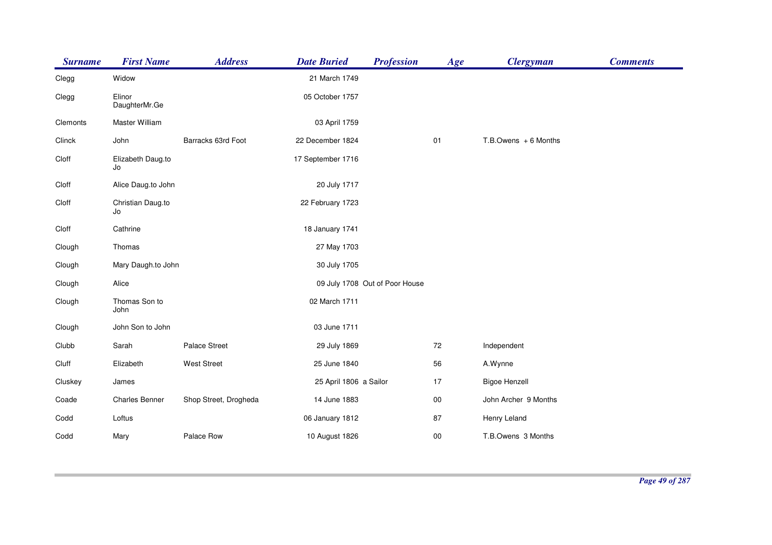| Surname | First Name | Address | Date Buried | Profession | Age | Clergyman | Comments |
|---|---|---|---|---|---|---|---|
| Clegg | Widow | | 21 March 1749 | | | | |
| Clegg | Elinor DaughterMr.Ge | | 05 October 1757 | | | | |
| Clemonts | Master William | | 03 April 1759 | | | | |
| Clinck | John | Barracks 63rd Foot | 22 December 1824 | | 01 | T.B.Owens + 6 Months | |
| Cloff | Elizabeth Daug.to Jo | | 17 September 1716 | | | | |
| Cloff | Alice Daug.to John | | 20 July 1717 | | | | |
| Cloff | Christian Daug.to Jo | | 22 February 1723 | | | | |
| Cloff | Cathrine | | 18 January 1741 | | | | |
| Clough | Thomas | | 27 May 1703 | | | | |
| Clough | Mary Daugh.to John | | 30 July 1705 | | | | |
| Clough | Alice | | 09 July 1708 | Out of Poor House | | | |
| Clough | Thomas Son to John | | 02 March 1711 | | | | |
| Clough | John Son to John | | 03 June 1711 | | | | |
| Clubb | Sarah | Palace Street | 29 July 1869 | | 72 | Independent | |
| Cluff | Elizabeth | West Street | 25 June 1840 | | 56 | A.Wynne | |
| Cluskey | James | | 25 April 1806 | a Sailor | 17 | Bigoe Henzell | |
| Coade | Charles Benner | Shop Street, Drogheda | 14 June 1883 | | 00 | John Archer 9 Months | |
| Codd | Loftus | | 06 January 1812 | | 87 | Henry Leland | |
| Codd | Mary | Palace Row | 10 August 1826 | | 00 | T.B.Owens 3 Months | |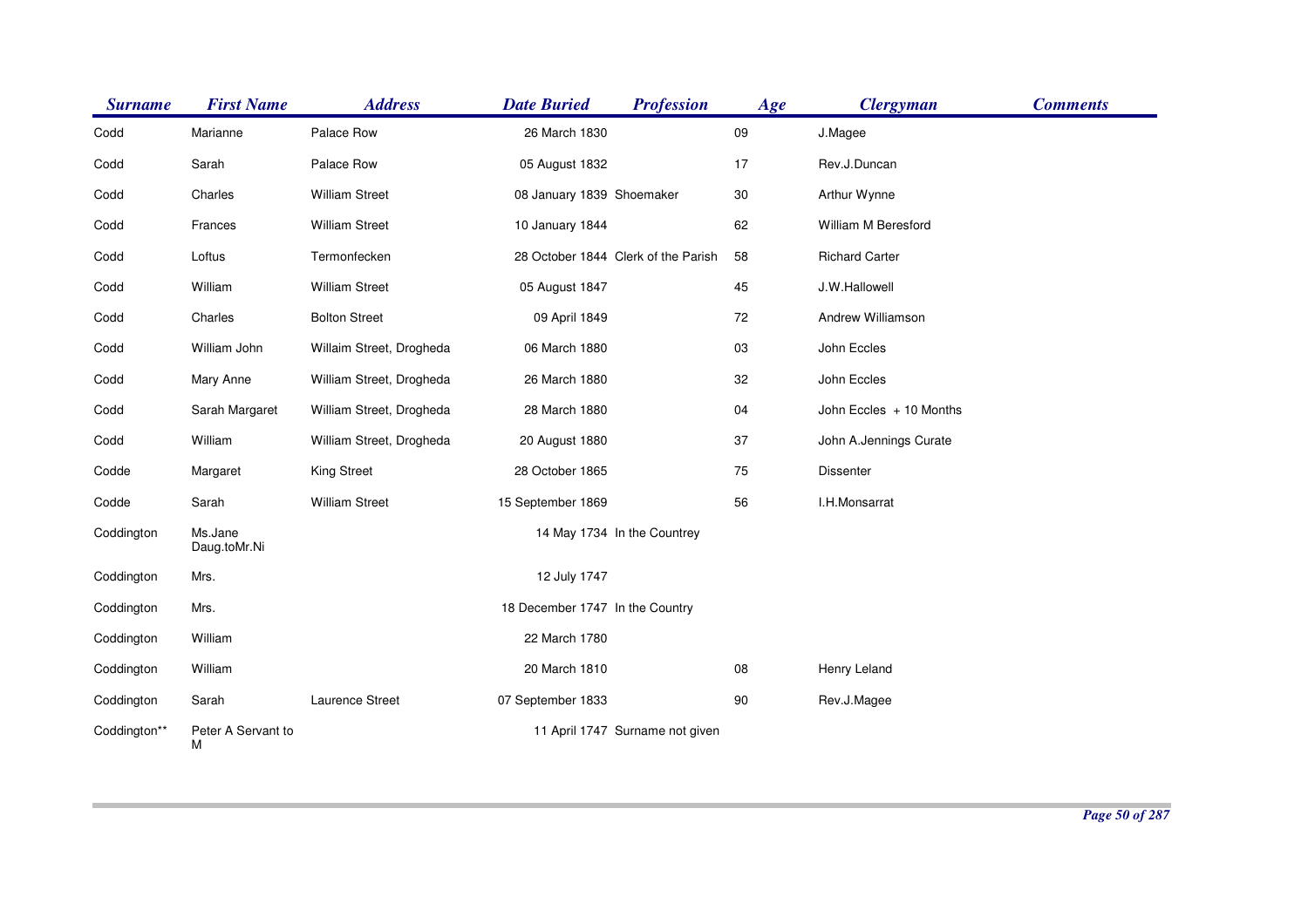| Surname | First Name | Address | Date Buried | Profession | Age | Clergyman | Comments |
|---|---|---|---|---|---|---|---|
| Codd | Marianne | Palace Row | 26 March 1830 | | 09 | J.Magee | |
| Codd | Sarah | Palace Row | 05 August 1832 | | 17 | Rev.J.Duncan | |
| Codd | Charles | William Street | 08 January 1839 | Shoemaker | 30 | Arthur Wynne | |
| Codd | Frances | William Street | 10 January 1844 | | 62 | William M Beresford | |
| Codd | Loftus | Termonfecken | 28 October 1844 | Clerk of the Parish | 58 | Richard Carter | |
| Codd | William | William Street | 05 August 1847 | | 45 | J.W.Hallowell | |
| Codd | Charles | Bolton Street | 09 April 1849 | | 72 | Andrew Williamson | |
| Codd | William John | Willaim Street, Drogheda | 06 March 1880 | | 03 | John Eccles | |
| Codd | Mary Anne | William Street, Drogheda | 26 March 1880 | | 32 | John Eccles | |
| Codd | Sarah Margaret | William Street, Drogheda | 28 March 1880 | | 04 | John Eccles + 10 Months | |
| Codd | William | William Street, Drogheda | 20 August 1880 | | 37 | John A.Jennings Curate | |
| Codde | Margaret | King Street | 28 October 1865 | | 75 | Dissenter | |
| Codde | Sarah | William Street | 15 September 1869 | | 56 | I.H.Monsarrat | |
| Coddington | Ms.Jane Daug.toMr.Ni | | 14 May 1734 | In the Countrey | | | |
| Coddington | Mrs. | | 12 July 1747 | | | | |
| Coddington | Mrs. | | 18 December 1747 | In the Country | | | |
| Coddington | William | | 22 March 1780 | | | | |
| Coddington | William | | 20 March 1810 | | 08 | Henry Leland | |
| Coddington | Sarah | Laurence Street | 07 September 1833 | | 90 | Rev.J.Magee | |
| Coddington** | Peter A Servant to M | | 11 April 1747 | Surname not given | | | |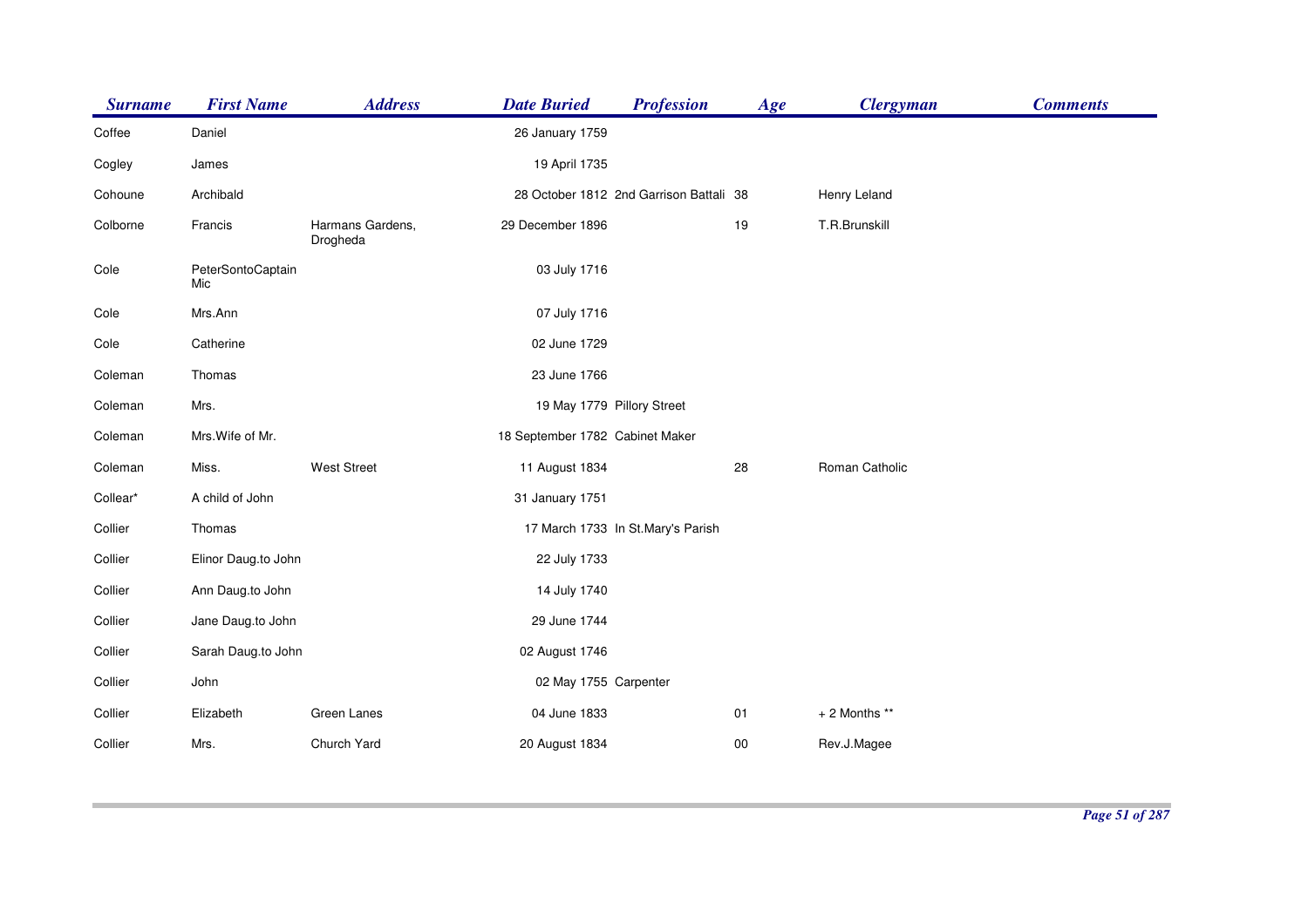| *Surname* | *First Name* | *Address* | *Date Buried* | *Profession* | *Age* | *Clergyman* | *Comments* |
|---|---|---|---|---|---|---|---|
| Coffee | Daniel | | 26 January 1759 | | | | |
| Cogley | James | | 19 April 1735 | | | | |
| Cohoune | Archibald | | 28 October 1812 | 2nd Garrison Battali | 38 | Henry Leland | |
| Colborne | Francis | Harmans Gardens, Drogheda | 29 December 1896 | | 19 | T.R.Brunskill | |
| Cole | PeterSontoCaptain Mic | | 03 July 1716 | | | | |
| Cole | Mrs.Ann | | 07 July 1716 | | | | |
| Cole | Catherine | | 02 June 1729 | | | | |
| Coleman | Thomas | | 23 June 1766 | | | | |
| Coleman | Mrs. | | 19 May 1779 | Pillory Street | | | |
| Coleman | Mrs.Wife of Mr. | | 18 September 1782 | Cabinet Maker | | | |
| Coleman | Miss. | West Street | 11 August 1834 | | 28 | Roman Catholic | |
| Collear* | A child of John | | 31 January 1751 | | | | |
| Collier | Thomas | | 17 March 1733 | In St.Mary's Parish | | | |
| Collier | Elinor Daug.to John | | 22 July 1733 | | | | |
| Collier | Ann Daug.to John | | 14 July 1740 | | | | |
| Collier | Jane Daug.to John | | 29 June 1744 | | | | |
| Collier | Sarah Daug.to John | | 02 August 1746 | | | | |
| Collier | John | | 02 May 1755 | Carpenter | | | |
| Collier | Elizabeth | Green Lanes | 04 June 1833 | | 01 | + 2 Months ** | |
| Collier | Mrs. | Church Yard | 20 August 1834 | | 00 | Rev.J.Magee | |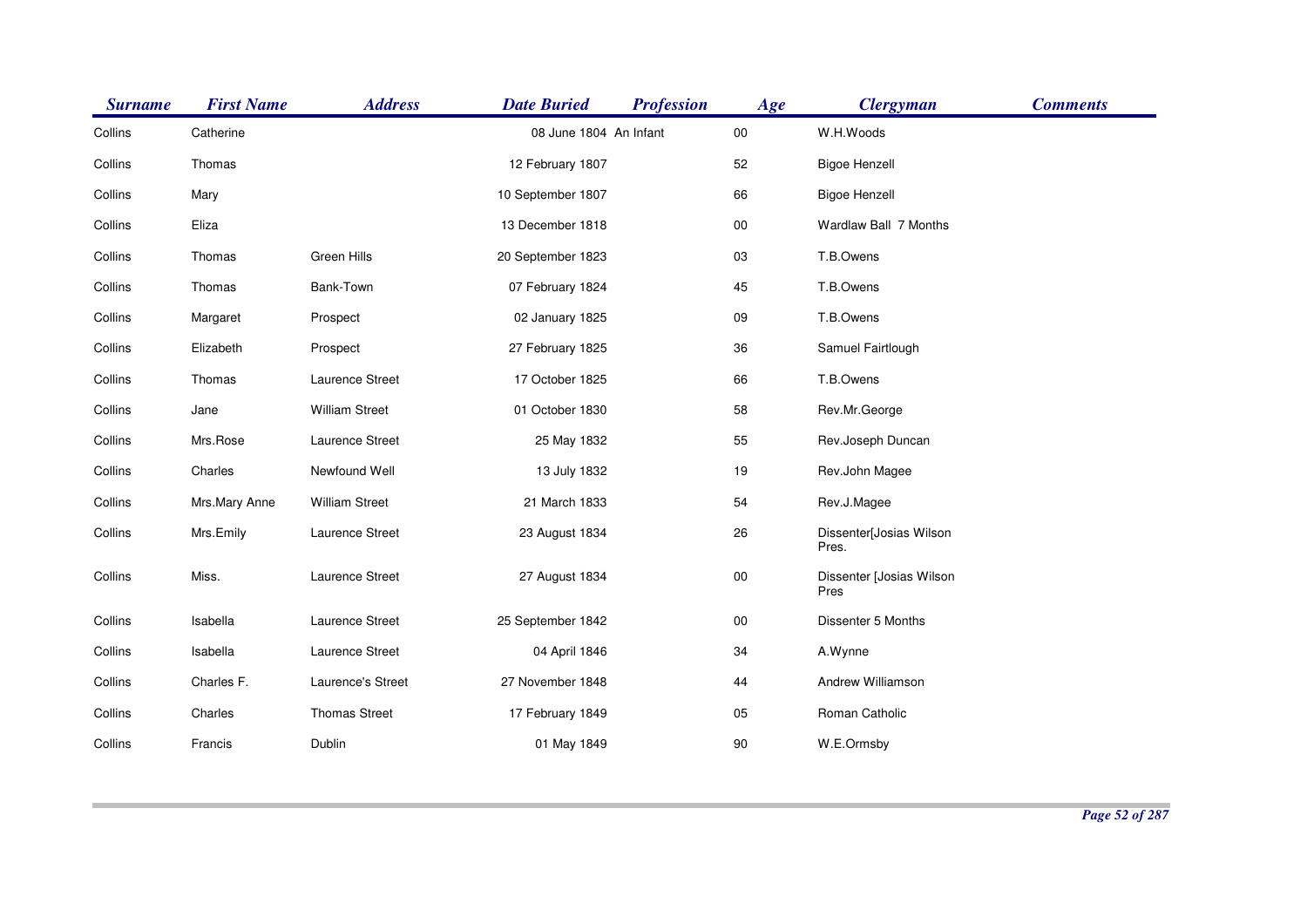| Surname | First Name | Address | Date Buried | Profession | Age | Clergyman | Comments |
|---|---|---|---|---|---|---|---|
| Collins | Catherine | | 08 June 1804 | An Infant | 00 | W.H.Woods | |
| Collins | Thomas | | 12 February 1807 | | 52 | Bigoe Henzell | |
| Collins | Mary | | 10 September 1807 | | 66 | Bigoe Henzell | |
| Collins | Eliza | | 13 December 1818 | | 00 | Wardlaw Ball 7 Months | |
| Collins | Thomas | Green Hills | 20 September 1823 | | 03 | T.B.Owens | |
| Collins | Thomas | Bank-Town | 07 February 1824 | | 45 | T.B.Owens | |
| Collins | Margaret | Prospect | 02 January 1825 | | 09 | T.B.Owens | |
| Collins | Elizabeth | Prospect | 27 February 1825 | | 36 | Samuel Fairtlough | |
| Collins | Thomas | Laurence Street | 17 October 1825 | | 66 | T.B.Owens | |
| Collins | Jane | William Street | 01 October 1830 | | 58 | Rev.Mr.George | |
| Collins | Mrs.Rose | Laurence Street | 25 May 1832 | | 55 | Rev.Joseph Duncan | |
| Collins | Charles | Newfound Well | 13 July 1832 | | 19 | Rev.John Magee | |
| Collins | Mrs.Mary Anne | William Street | 21 March 1833 | | 54 | Rev.J.Magee | |
| Collins | Mrs.Emily | Laurence Street | 23 August 1834 | | 26 | Dissenter[Josias Wilson Pres. | |
| Collins | Miss. | Laurence Street | 27 August 1834 | | 00 | Dissenter [Josias Wilson Pres | |
| Collins | Isabella | Laurence Street | 25 September 1842 | | 00 | Dissenter 5 Months | |
| Collins | Isabella | Laurence Street | 04 April 1846 | | 34 | A.Wynne | |
| Collins | Charles F. | Laurence's Street | 27 November 1848 | | 44 | Andrew Williamson | |
| Collins | Charles | Thomas Street | 17 February 1849 | | 05 | Roman Catholic | |
| Collins | Francis | Dublin | 01 May 1849 | | 90 | W.E.Ormsby | |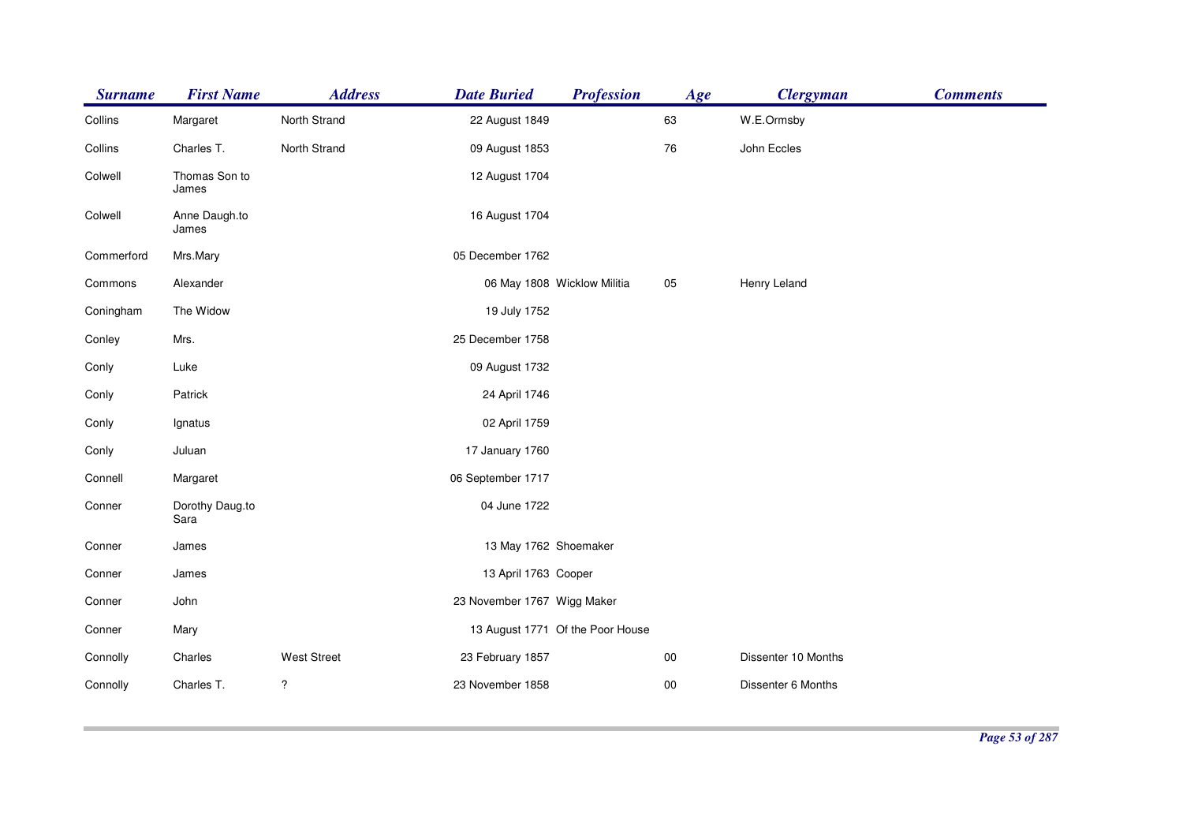| Surname | First Name | Address | Date Buried | Profession | Age | Clergyman | Comments |
|---|---|---|---|---|---|---|---|
| Collins | Margaret | North Strand | 22 August 1849 | | 63 | W.E.Ormsby | |
| Collins | Charles T. | North Strand | 09 August 1853 | | 76 | John Eccles | |
| Colwell | Thomas Son to James | | 12 August 1704 | | | | |
| Colwell | Anne Daugh.to James | | 16 August 1704 | | | | |
| Commerford | Mrs.Mary | | 05 December 1762 | | | | |
| Commons | Alexander | | 06 May 1808 | Wicklow Militia | 05 | Henry Leland | |
| Coningham | The Widow | | 19 July 1752 | | | | |
| Conley | Mrs. | | 25 December 1758 | | | | |
| Conly | Luke | | 09 August 1732 | | | | |
| Conly | Patrick | | 24 April 1746 | | | | |
| Conly | Ignatus | | 02 April 1759 | | | | |
| Conly | Juluan | | 17 January 1760 | | | | |
| Connell | Margaret | | 06 September 1717 | | | | |
| Conner | Dorothy Daug.to Sara | | 04 June 1722 | | | | |
| Conner | James | | 13 May 1762 | Shoemaker | | | |
| Conner | James | | 13 April 1763 | Cooper | | | |
| Conner | John | | 23 November 1767 | Wigg Maker | | | |
| Conner | Mary | | 13 August 1771 | Of the Poor House | | | |
| Connolly | Charles | West Street | 23 February 1857 | | 00 | Dissenter 10 Months | |
| Connolly | Charles T. | ? | 23 November 1858 | | 00 | Dissenter 6 Months | |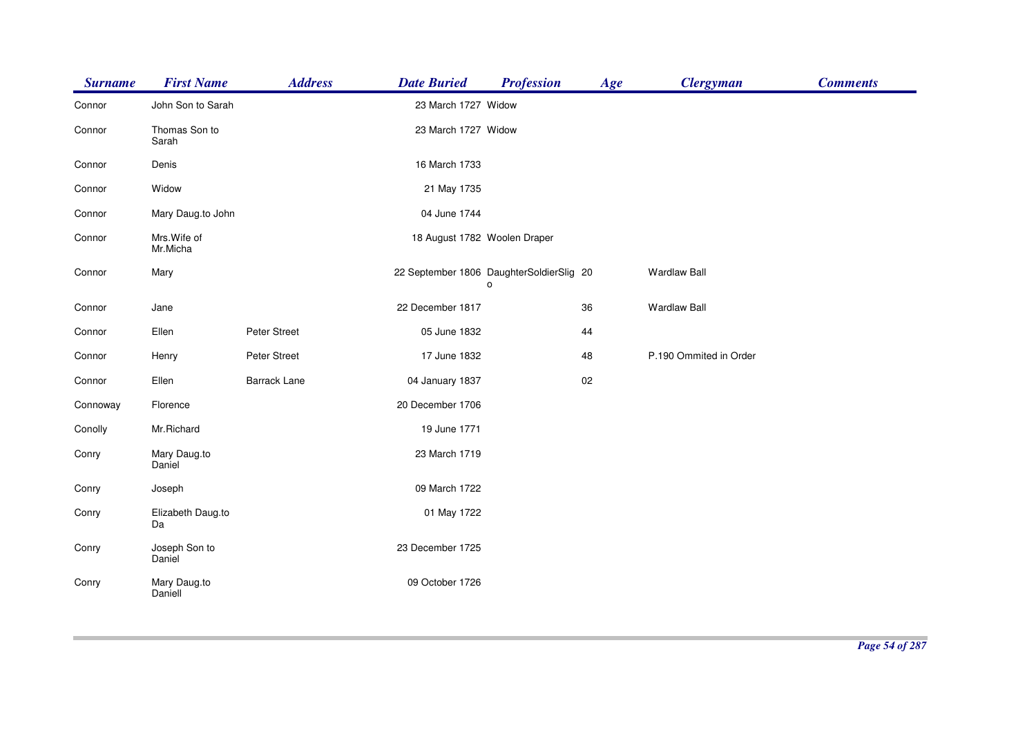| Surname | First Name | Address | Date Buried | Profession | Age | Clergyman | Comments |
|---|---|---|---|---|---|---|---|
| Connor | John Son to Sarah | | 23 March 1727 | Widow | | | |
| Connor | Thomas Son to Sarah | | 23 March 1727 | Widow | | | |
| Connor | Denis | | 16 March 1733 | | | | |
| Connor | Widow | | 21 May 1735 | | | | |
| Connor | Mary Daug.to John | | 04 June 1744 | | | | |
| Connor | Mrs.Wife of Mr.Micha | | 18 August 1782 | Woolen Draper | | | |
| Connor | Mary | | 22 September 1806 | DaughterSoldierSligo | 20 | Wardlaw Ball | |
| Connor | Jane | | 22 December 1817 | | 36 | Wardlaw Ball | |
| Connor | Ellen | Peter Street | 05 June 1832 | | 44 | | |
| Connor | Henry | Peter Street | 17 June 1832 | | 48 | P.190 Ommited in Order | |
| Connor | Ellen | Barrack Lane | 04 January 1837 | | 02 | | |
| Connoway | Florence | | 20 December 1706 | | | | |
| Conolly | Mr.Richard | | 19 June 1771 | | | | |
| Conry | Mary Daug.to Daniel | | 23 March 1719 | | | | |
| Conry | Joseph | | 09 March 1722 | | | | |
| Conry | Elizabeth Daug.to Da | | 01 May 1722 | | | | |
| Conry | Joseph Son to Daniel | | 23 December 1725 | | | | |
| Conry | Mary Daug.to Daniell | | 09 October 1726 | | | | |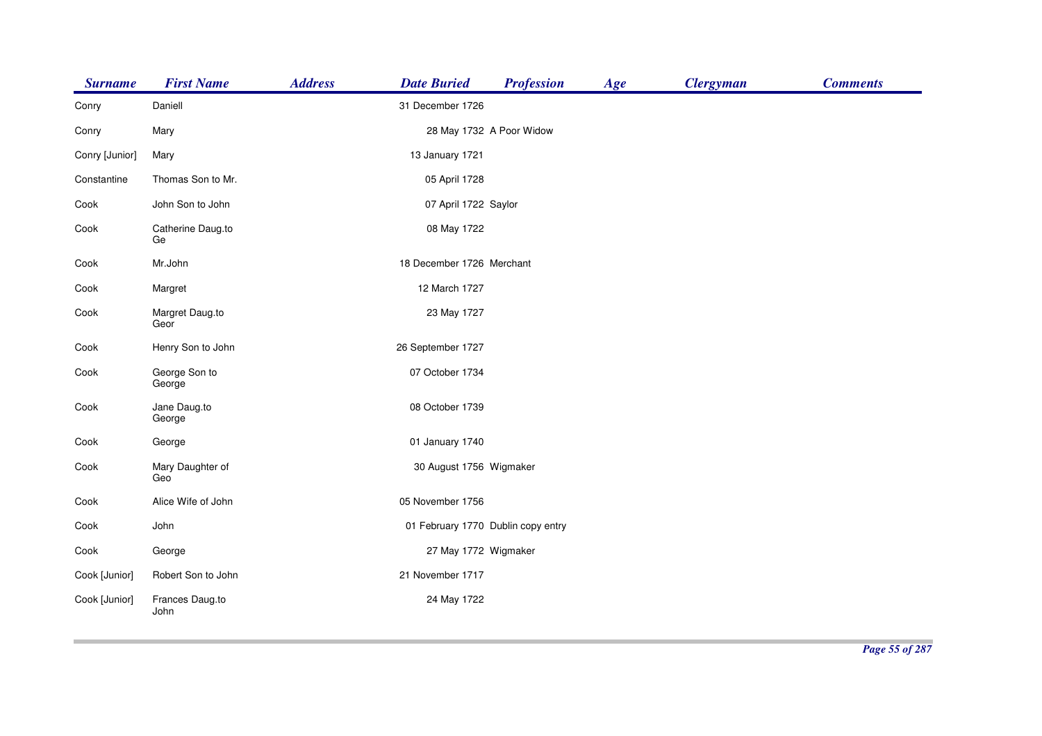| Surname | First Name | Address | Date Buried | Profession | Age | Clergyman | Comments |
| --- | --- | --- | --- | --- | --- | --- | --- |
| Conry | Daniell | | 31 December 1726 | | | | |
| Conry | Mary | | 28 May 1732 | A Poor Widow | | | |
| Conry [Junior] | Mary | | 13 January 1721 | | | | |
| Constantine | Thomas Son to Mr. | | 05 April 1728 | | | | |
| Cook | John Son to John | | 07 April 1722 | Saylor | | | |
| Cook | Catherine Daug.to Ge | | 08 May 1722 | | | | |
| Cook | Mr.John | | 18 December 1726 | Merchant | | | |
| Cook | Margret | | 12 March 1727 | | | | |
| Cook | Margret Daug.to Geor | | 23 May 1727 | | | | |
| Cook | Henry Son to John | | 26 September 1727 | | | | |
| Cook | George Son to George | | 07 October 1734 | | | | |
| Cook | Jane Daug.to George | | 08 October 1739 | | | | |
| Cook | George | | 01 January 1740 | | | | |
| Cook | Mary Daughter of Geo | | 30 August 1756 | Wigmaker | | | |
| Cook | Alice Wife of John | | 05 November 1756 | | | | |
| Cook | John | | 01 February 1770 | Dublin copy entry | | | |
| Cook | George | | 27 May 1772 | Wigmaker | | | |
| Cook [Junior] | Robert Son to John | | 21 November 1717 | | | | |
| Cook [Junior] | Frances Daug.to John | | 24 May 1722 | | | | |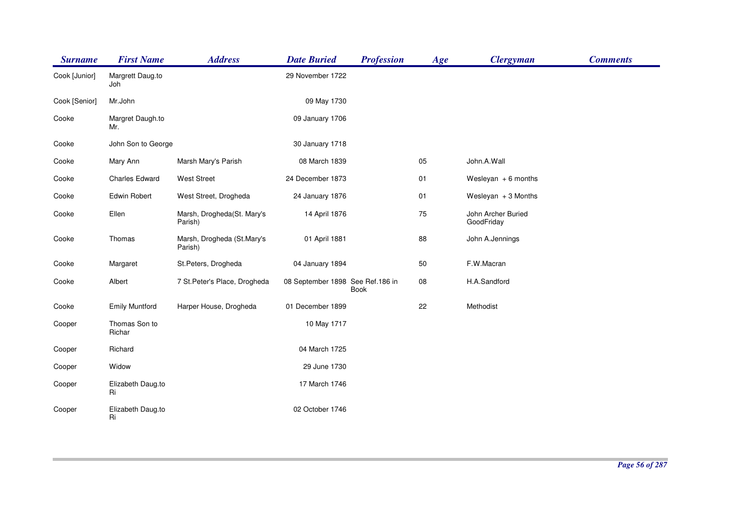| Surname | First Name | Address | Date Buried | Profession | Age | Clergyman | Comments |
|---|---|---|---|---|---|---|---|
| Cook [Junior] | Margrett Daug.to Joh | | 29 November 1722 | | | | |
| Cook [Senior] | Mr.John | | 09 May 1730 | | | | |
| Cooke | Margret Daugh.to Mr. | | 09 January 1706 | | | | |
| Cooke | John Son to George | | 30 January 1718 | | | | |
| Cooke | Mary Ann | Marsh Mary's Parish | 08 March 1839 | | 05 | John.A.Wall | |
| Cooke | Charles Edward | West Street | 24 December 1873 | | 01 | Wesleyan + 6 months | |
| Cooke | Edwin Robert | West Street, Drogheda | 24 January 1876 | | 01 | Wesleyan + 3 Months | |
| Cooke | Ellen | Marsh, Drogheda(St. Mary's Parish) | 14 April 1876 | | 75 | John Archer Buried GoodFriday | |
| Cooke | Thomas | Marsh, Drogheda (St.Mary's Parish) | 01 April 1881 | | 88 | John A.Jennings | |
| Cooke | Margaret | St.Peters, Drogheda | 04 January 1894 | | 50 | F.W.Macran | |
| Cooke | Albert | 7 St.Peter's Place, Drogheda | 08 September 1898 | See Ref.186 in Book | 08 | H.A.Sandford | |
| Cooke | Emily Muntford | Harper House, Drogheda | 01 December 1899 | | 22 | Methodist | |
| Cooper | Thomas Son to Richar | | 10 May 1717 | | | | |
| Cooper | Richard | | 04 March 1725 | | | | |
| Cooper | Widow | | 29 June 1730 | | | | |
| Cooper | Elizabeth Daug.to Ri | | 17 March 1746 | | | | |
| Cooper | Elizabeth Daug.to Ri | | 02 October 1746 | | | | |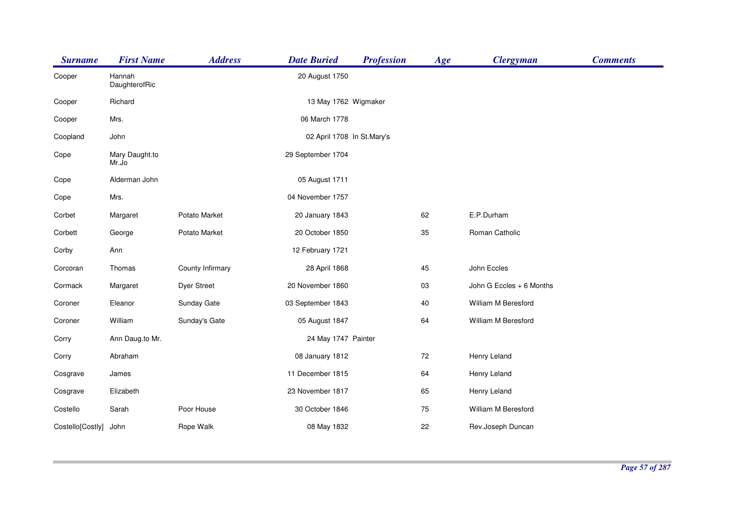| Surname | First Name | Address | Date Buried | Profession | Age | Clergyman | Comments |
|---|---|---|---|---|---|---|---|
| Cooper | Hannah DaughterofRic | | 20 August 1750 | | | | |
| Cooper | Richard | | 13 May 1762 | Wigmaker | | | |
| Cooper | Mrs. | | 06 March 1778 | | | | |
| Coopland | John | | 02 April 1708 | In St.Mary's | | | |
| Cope | Mary Daught.to Mr.Jo | | 29 September 1704 | | | | |
| Cope | Alderman John | | 05 August 1711 | | | | |
| Cope | Mrs. | | 04 November 1757 | | | | |
| Corbet | Margaret | Potato Market | 20 January 1843 | | 62 | E.P.Durham | |
| Corbett | George | Potato Market | 20 October 1850 | | 35 | Roman Catholic | |
| Corby | Ann | | 12 February 1721 | | | | |
| Corcoran | Thomas | County Infirmary | 28 April 1868 | | 45 | John Eccles | |
| Cormack | Margaret | Dyer Street | 20 November 1860 | | 03 | John G Eccles + 6 Months | |
| Coroner | Eleanor | Sunday Gate | 03 September 1843 | | 40 | William M Beresford | |
| Coroner | William | Sunday's Gate | 05 August 1847 | | 64 | William M Beresford | |
| Corry | Ann Daug.to Mr. | | 24 May 1747 | Painter | | | |
| Corry | Abraham | | 08 January 1812 | | 72 | Henry Leland | |
| Cosgrave | James | | 11 December 1815 | | 64 | Henry Leland | |
| Cosgrave | Elizabeth | | 23 November 1817 | | 65 | Henry Leland | |
| Costello | Sarah | Poor House | 30 October 1846 | | 75 | William M Beresford | |
| Costello[Costly] | John | Rope Walk | 08 May 1832 | | 22 | Rev.Joseph Duncan | |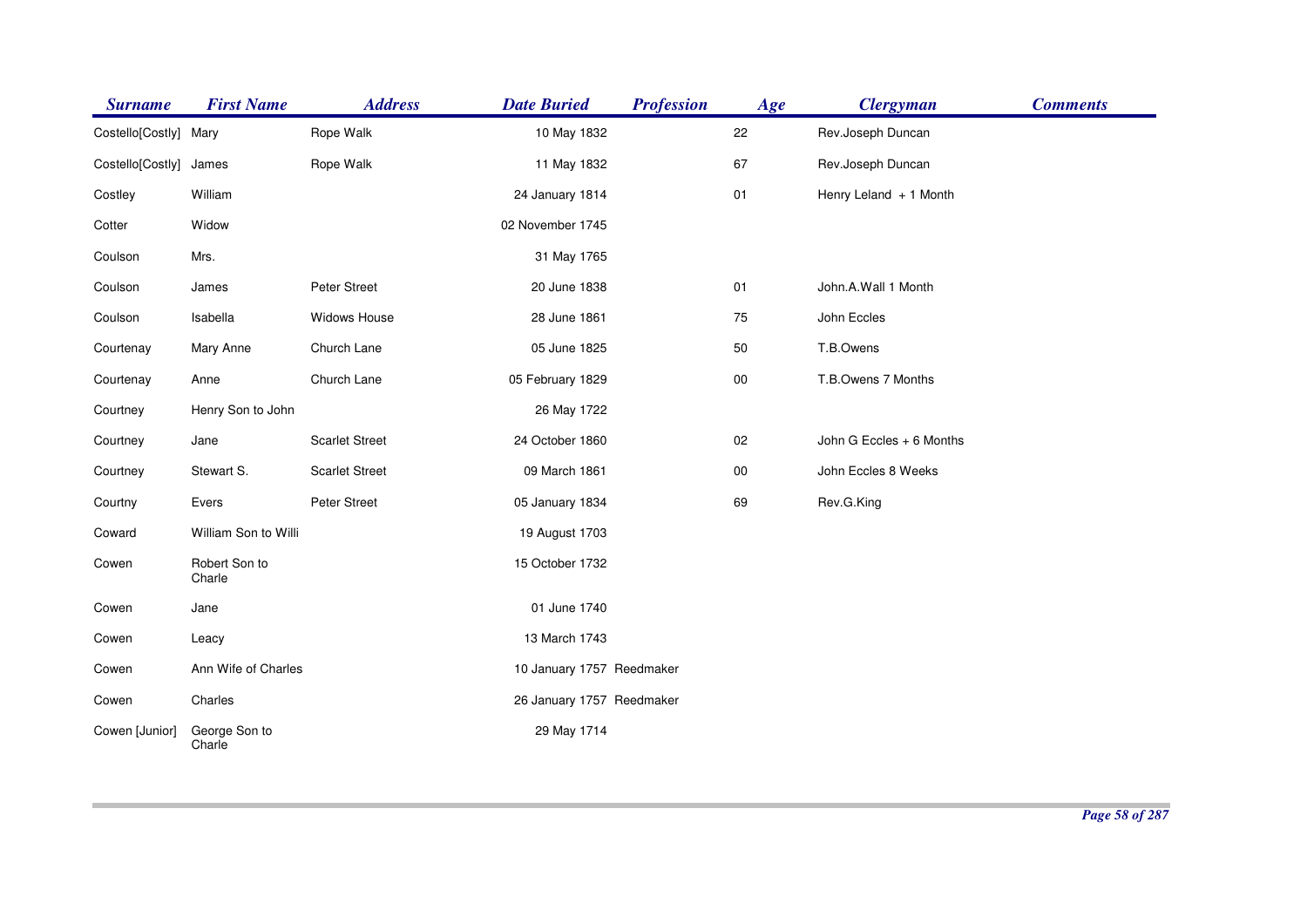| Surname | First Name | Address | Date Buried | Profession | Age | Clergyman | Comments |
|---|---|---|---|---|---|---|---|
| Costello[Costly] | Mary | Rope Walk | 10 May 1832 | | 22 | Rev.Joseph Duncan | |
| Costello[Costly] | James | Rope Walk | 11 May 1832 | | 67 | Rev.Joseph Duncan | |
| Costley | William | | 24 January 1814 | | 01 | Henry Leland + 1 Month | |
| Cotter | Widow | | 02 November 1745 | | | | |
| Coulson | Mrs. | | 31 May 1765 | | | | |
| Coulson | James | Peter Street | 20 June 1838 | | 01 | John.A.Wall 1 Month | |
| Coulson | Isabella | Widows House | 28 June 1861 | | 75 | John Eccles | |
| Courtenay | Mary Anne | Church Lane | 05 June 1825 | | 50 | T.B.Owens | |
| Courtenay | Anne | Church Lane | 05 February 1829 | | 00 | T.B.Owens 7 Months | |
| Courtney | Henry Son to John | | 26 May 1722 | | | | |
| Courtney | Jane | Scarlet Street | 24 October 1860 | | 02 | John G Eccles + 6 Months | |
| Courtney | Stewart S. | Scarlet Street | 09 March 1861 | | 00 | John Eccles 8 Weeks | |
| Courtny | Evers | Peter Street | 05 January 1834 | | 69 | Rev.G.King | |
| Coward | William Son to Willi | | 19 August 1703 | | | | |
| Cowen | Robert Son to Charle | | 15 October 1732 | | | | |
| Cowen | Jane | | 01 June 1740 | | | | |
| Cowen | Leacy | | 13 March 1743 | | | | |
| Cowen | Ann Wife of Charles | | 10 January 1757 | Reedmaker | | | |
| Cowen | Charles | | 26 January 1757 | Reedmaker | | | |
| Cowen [Junior] | George Son to Charle | | 29 May 1714 | | | | |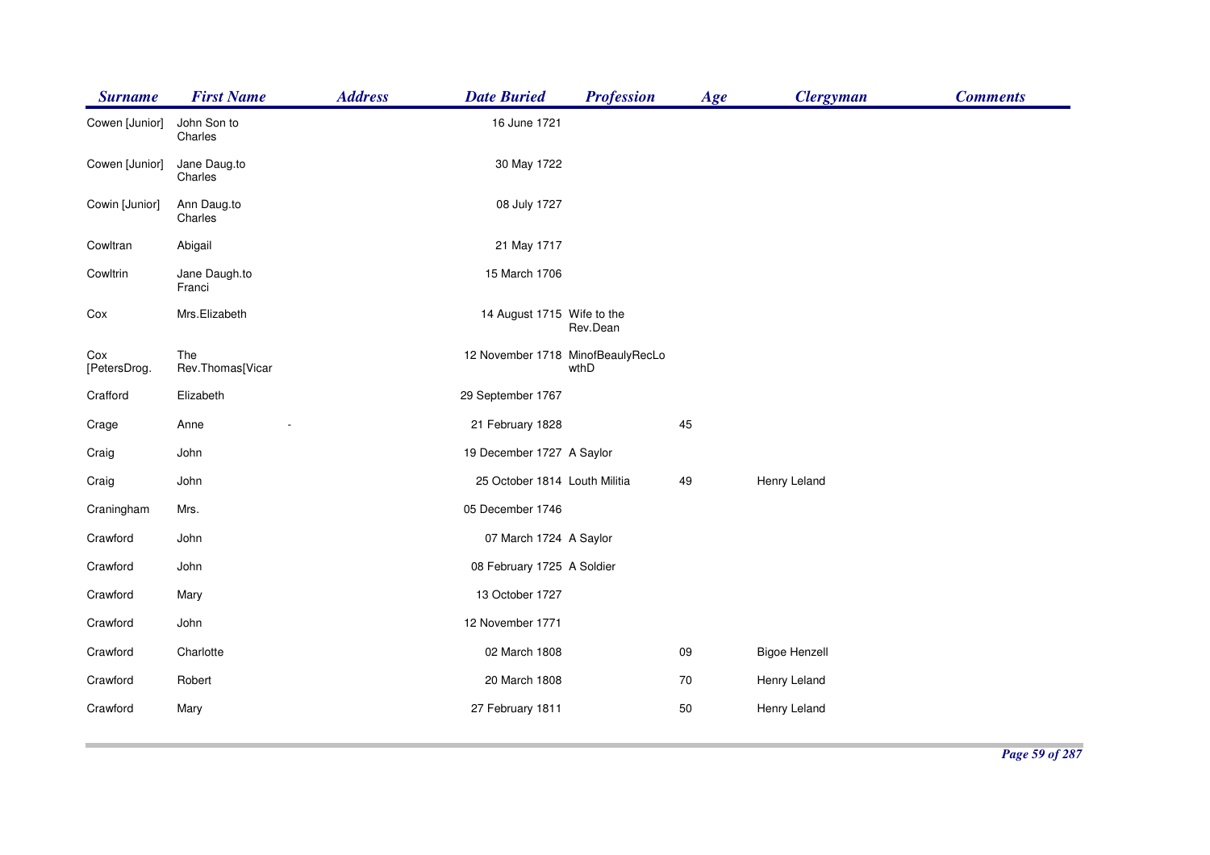| Surname | First Name | Address | Date Buried | Profession | Age | Clergyman | Comments |
|---|---|---|---|---|---|---|---|
| Cowen [Junior] | John Son to Charles | | 16 June 1721 | | | | |
| Cowen [Junior] | Jane Daug.to Charles | | 30 May 1722 | | | | |
| Cowin [Junior] | Ann Daug.to Charles | | 08 July 1727 | | | | |
| Cowltran | Abigail | | 21 May 1717 | | | | |
| Cowltrin | Jane Daugh.to Franci | | 15 March 1706 | | | | |
| Cox | Mrs.Elizabeth | | 14 August 1715 | Wife to the Rev.Dean | | | |
| Cox [PetersDrog. | The Rev.Thomas[Vicar | | 12 November 1718 | MinofBeaulyRecLowthD | | | |
| Crafford | Elizabeth | | 29 September 1767 | | | | |
| Crage | Anne | - | 21 February 1828 | | 45 | | |
| Craig | John | | 19 December 1727 | A Saylor | | | |
| Craig | John | | 25 October 1814 | Louth Militia | 49 | Henry Leland | |
| Craningham | Mrs. | | 05 December 1746 | | | | |
| Crawford | John | | 07 March 1724 | A Saylor | | | |
| Crawford | John | | 08 February 1725 | A Soldier | | | |
| Crawford | Mary | | 13 October 1727 | | | | |
| Crawford | John | | 12 November 1771 | | | | |
| Crawford | Charlotte | | 02 March 1808 | | 09 | Bigoe Henzell | |
| Crawford | Robert | | 20 March 1808 | | 70 | Henry Leland | |
| Crawford | Mary | | 27 February 1811 | | 50 | Henry Leland | |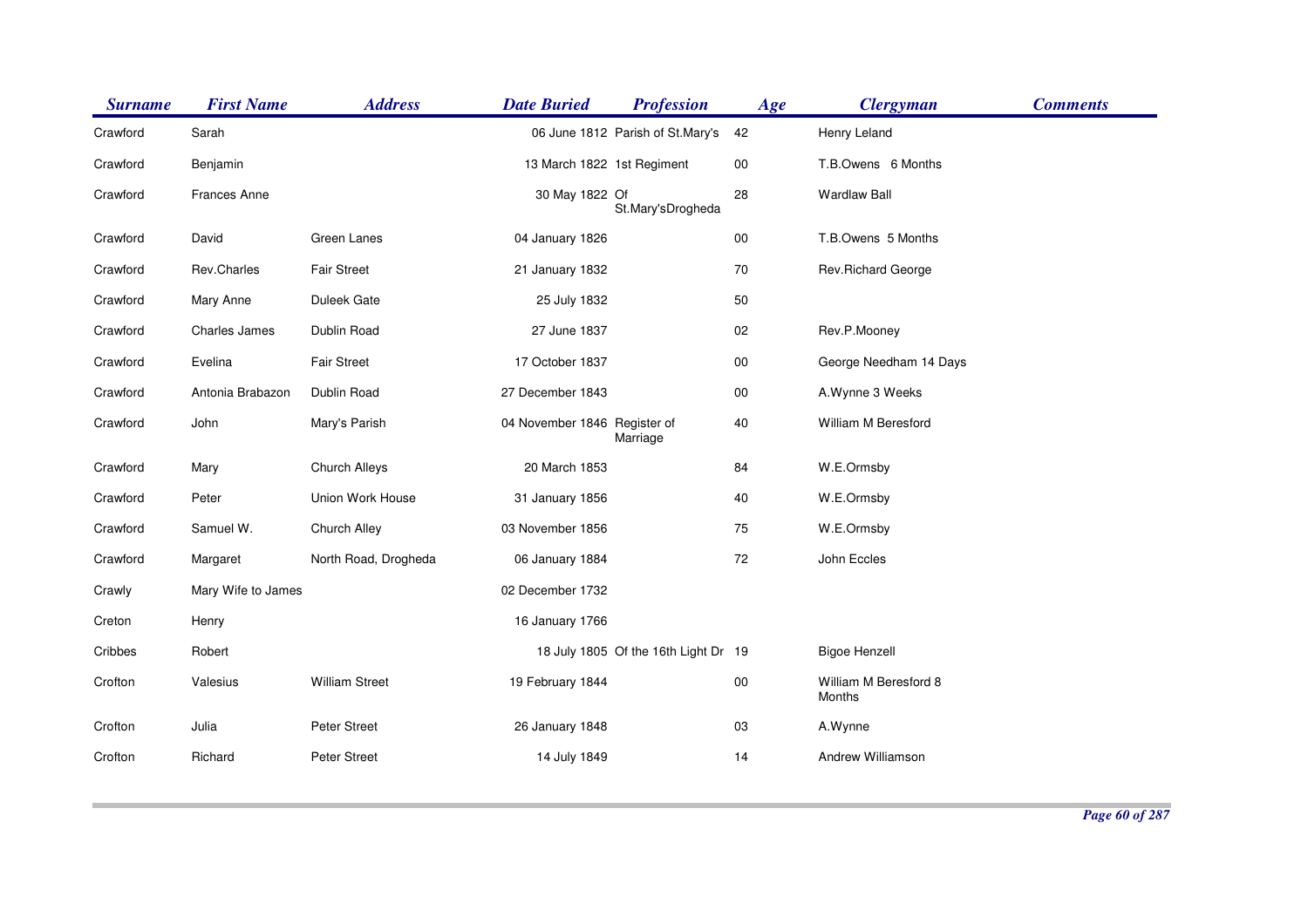| Surname | First Name | Address | Date Buried | Profession | Age | Clergyman | Comments |
|---|---|---|---|---|---|---|---|
| Crawford | Sarah | | 06 June 1812 | Parish of St.Mary's | 42 | Henry Leland | |
| Crawford | Benjamin | | 13 March 1822 | 1st Regiment | 00 | T.B.Owens 6 Months | |
| Crawford | Frances Anne | | 30 May 1822 | Of St.Mary'sDrogheda | 28 | Wardlaw Ball | |
| Crawford | David | Green Lanes | 04 January 1826 | | 00 | T.B.Owens 5 Months | |
| Crawford | Rev.Charles | Fair Street | 21 January 1832 | | 70 | Rev.Richard George | |
| Crawford | Mary Anne | Duleek Gate | 25 July 1832 | | 50 | | |
| Crawford | Charles James | Dublin Road | 27 June 1837 | | 02 | Rev.P.Mooney | |
| Crawford | Evelina | Fair Street | 17 October 1837 | | 00 | George Needham 14 Days | |
| Crawford | Antonia Brabazon | Dublin Road | 27 December 1843 | | 00 | A.Wynne 3 Weeks | |
| Crawford | John | Mary's Parish | 04 November 1846 | Register of Marriage | 40 | William M Beresford | |
| Crawford | Mary | Church Alleys | 20 March 1853 | | 84 | W.E.Ormsby | |
| Crawford | Peter | Union Work House | 31 January 1856 | | 40 | W.E.Ormsby | |
| Crawford | Samuel W. | Church Alley | 03 November 1856 | | 75 | W.E.Ormsby | |
| Crawford | Margaret | North Road, Drogheda | 06 January 1884 | | 72 | John Eccles | |
| Crawly | Mary Wife to James | | 02 December 1732 | | | | |
| Creton | Henry | | 16 January 1766 | | | | |
| Cribbes | Robert | | 18 July 1805 | Of the 16th Light Dr | 19 | Bigoe Henzell | |
| Crofton | Valesius | William Street | 19 February 1844 | | 00 | William M Beresford 8 Months | |
| Crofton | Julia | Peter Street | 26 January 1848 | | 03 | A.Wynne | |
| Crofton | Richard | Peter Street | 14 July 1849 | | 14 | Andrew Williamson | |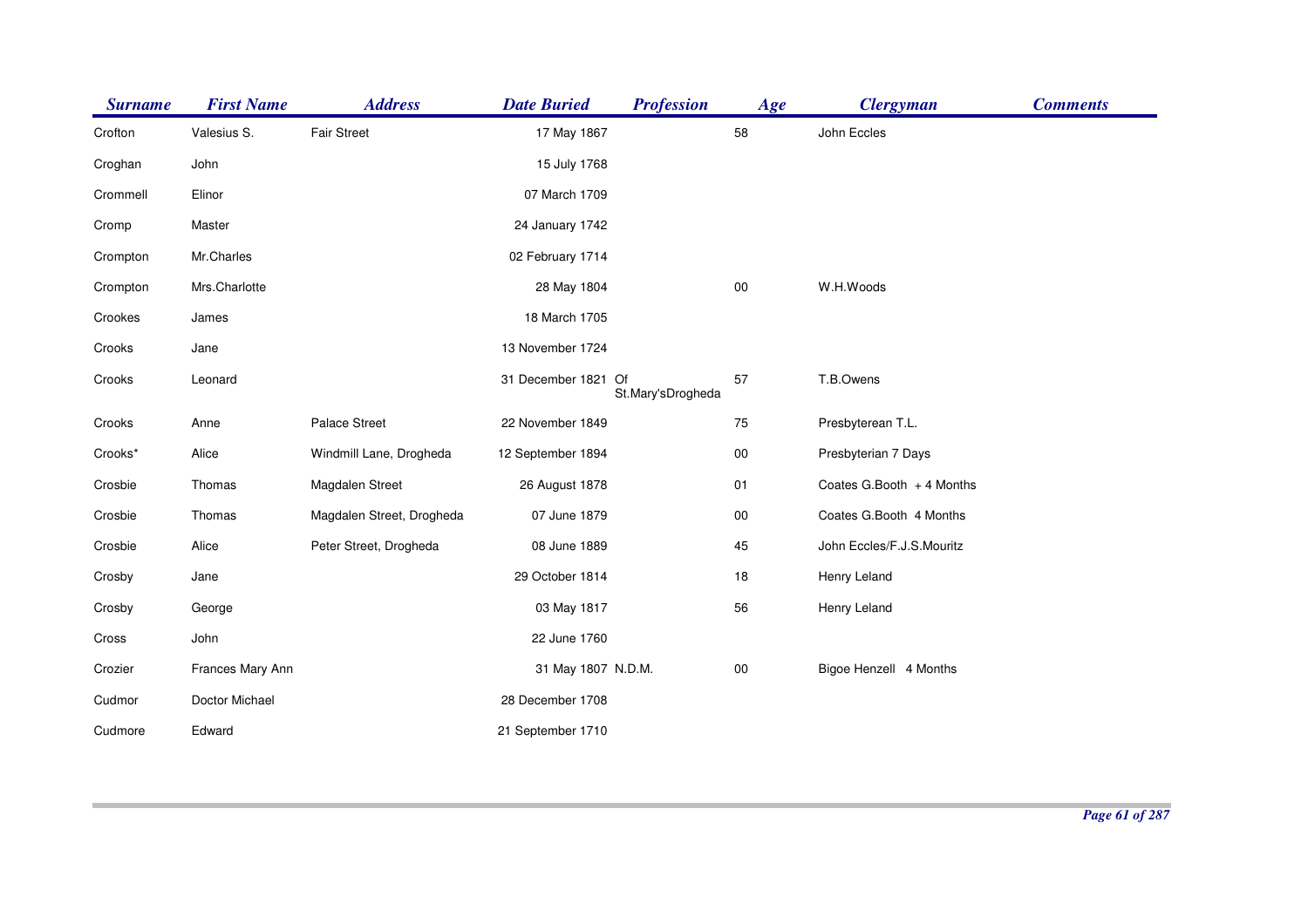| Surname | First Name | Address | Date Buried | Profession | Age | Clergyman | Comments |
|---|---|---|---|---|---|---|---|
| Crofton | Valesius S. | Fair Street | 17 May 1867 | | 58 | John Eccles | |
| Croghan | John | | 15 July 1768 | | | | |
| Crommell | Elinor | | 07 March 1709 | | | | |
| Cromp | Master | | 24 January 1742 | | | | |
| Crompton | Mr.Charles | | 02 February 1714 | | | | |
| Crompton | Mrs.Charlotte | | 28 May 1804 | | 00 | W.H.Woods | |
| Crookes | James | | 18 March 1705 | | | | |
| Crooks | Jane | | 13 November 1724 | | | | |
| Crooks | Leonard | | 31 December 1821 | Of St.Mary'sDrogheda | 57 | T.B.Owens | |
| Crooks | Anne | Palace Street | 22 November 1849 | | 75 | Presbyterean T.L. | |
| Crooks* | Alice | Windmill Lane, Drogheda | 12 September 1894 | | 00 | Presbyterian 7 Days | |
| Crosbie | Thomas | Magdalen Street | 26 August 1878 | | 01 | Coates G.Booth + 4 Months | |
| Crosbie | Thomas | Magdalen Street, Drogheda | 07 June 1879 | | 00 | Coates G.Booth 4 Months | |
| Crosbie | Alice | Peter Street, Drogheda | 08 June 1889 | | 45 | John Eccles/F.J.S.Mouritz | |
| Crosby | Jane | | 29 October 1814 | | 18 | Henry Leland | |
| Crosby | George | | 03 May 1817 | | 56 | Henry Leland | |
| Cross | John | | 22 June 1760 | | | | |
| Crozier | Frances Mary Ann | | 31 May 1807 | N.D.M. | 00 | Bigoe Henzell 4 Months | |
| Cudmor | Doctor Michael | | 28 December 1708 | | | | |
| Cudmore | Edward | | 21 September 1710 | | | | |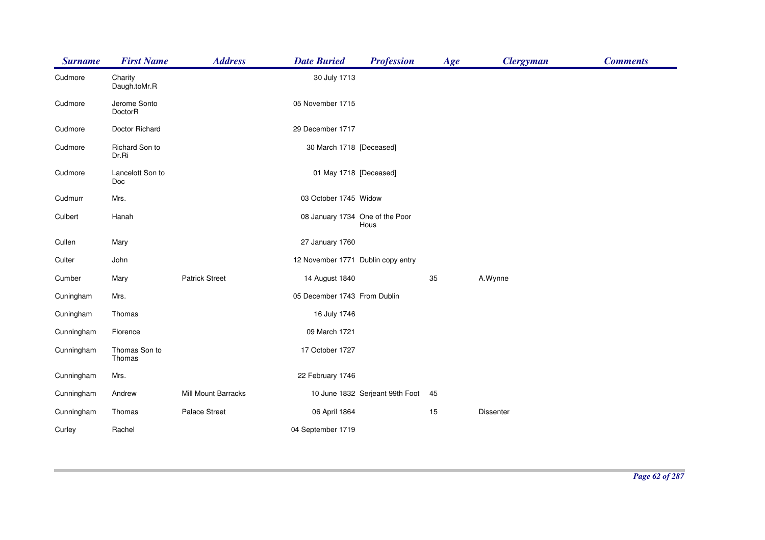| Surname | First Name | Address | Date Buried | Profession | Age | Clergyman | Comments |
|---|---|---|---|---|---|---|---|
| Cudmore | Charity Daugh.toMr.R | | 30 July 1713 | | | | |
| Cudmore | Jerome Sonto DoctorR | | 05 November 1715 | | | | |
| Cudmore | Doctor Richard | | 29 December 1717 | | | | |
| Cudmore | Richard Son to Dr.Ri | | 30 March 1718 | [Deceased] | | | |
| Cudmore | Lancelott Son to Doc | | 01 May 1718 | [Deceased] | | | |
| Cudmurr | Mrs. | | 03 October 1745 | Widow | | | |
| Culbert | Hanah | | 08 January 1734 | One of the Poor Hous | | | |
| Cullen | Mary | | 27 January 1760 | | | | |
| Culter | John | | 12 November 1771 | Dublin copy entry | | | |
| Cumber | Mary | Patrick Street | 14 August 1840 | | 35 | A.Wynne | |
| Cuningham | Mrs. | | 05 December 1743 | From Dublin | | | |
| Cuningham | Thomas | | 16 July 1746 | | | | |
| Cunningham | Florence | | 09 March 1721 | | | | |
| Cunningham | Thomas Son to Thomas | | 17 October 1727 | | | | |
| Cunningham | Mrs. | | 22 February 1746 | | | | |
| Cunningham | Andrew | Mill Mount Barracks | 10 June 1832 | Serjeant 99th Foot | 45 | | |
| Cunningham | Thomas | Palace Street | 06 April 1864 | | 15 | Dissenter | |
| Curley | Rachel | | 04 September 1719 | | | | |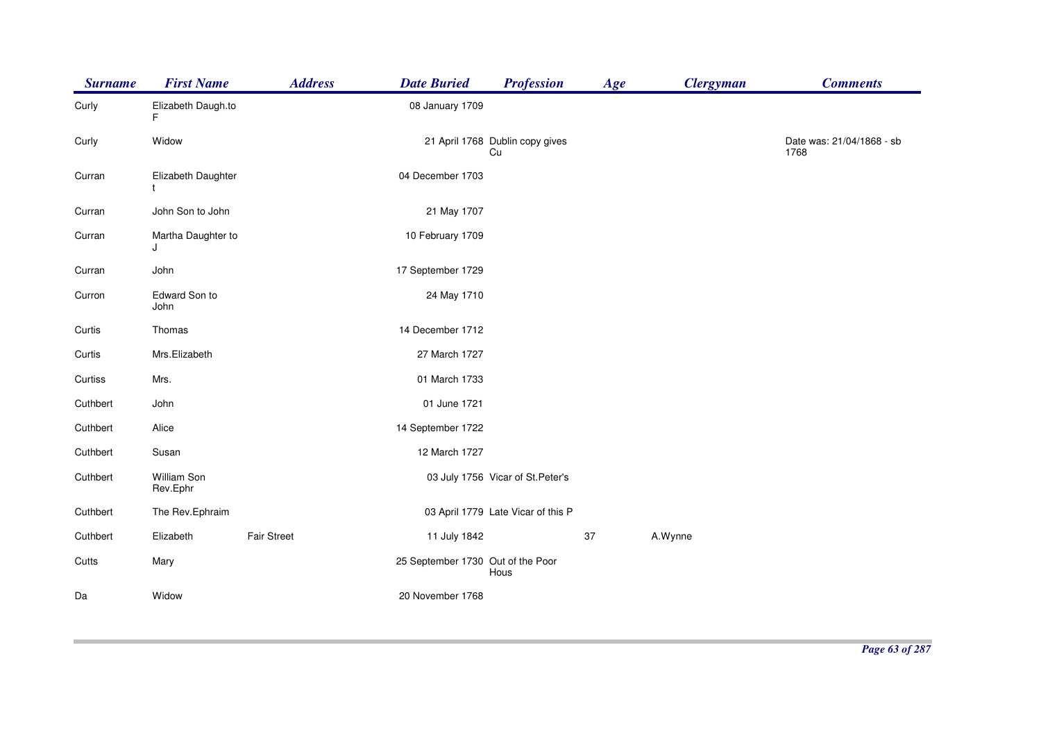| Surname | First Name | Address | Date Buried | Profession | Age | Clergyman | Comments |
|---|---|---|---|---|---|---|---|
| Curly | Elizabeth Daugh.to F | | 08 January 1709 | | | | |
| Curly | Widow | | 21 April 1768 | Dublin copy gives Cu | | | Date was: 21/04/1868 - sb 1768 |
| Curran | Elizabeth Daughter t | | 04 December 1703 | | | | |
| Curran | John Son to John | | 21 May 1707 | | | | |
| Curran | Martha Daughter to J | | 10 February 1709 | | | | |
| Curran | John | | 17 September 1729 | | | | |
| Curron | Edward Son to John | | 24 May 1710 | | | | |
| Curtis | Thomas | | 14 December 1712 | | | | |
| Curtis | Mrs.Elizabeth | | 27 March 1727 | | | | |
| Curtiss | Mrs. | | 01 March 1733 | | | | |
| Cuthbert | John | | 01 June 1721 | | | | |
| Cuthbert | Alice | | 14 September 1722 | | | | |
| Cuthbert | Susan | | 12 March 1727 | | | | |
| Cuthbert | William Son Rev.Ephr | | 03 July 1756 | Vicar of St.Peter's | | | |
| Cuthbert | The Rev.Ephraim | | 03 April 1779 | Late Vicar of this P | | | |
| Cuthbert | Elizabeth | Fair Street | 11 July 1842 | | 37 | A.Wynne | |
| Cutts | Mary | | 25 September 1730 | Out of the Poor Hous | | | |
| Da | Widow | | 20 November 1768 | | | | |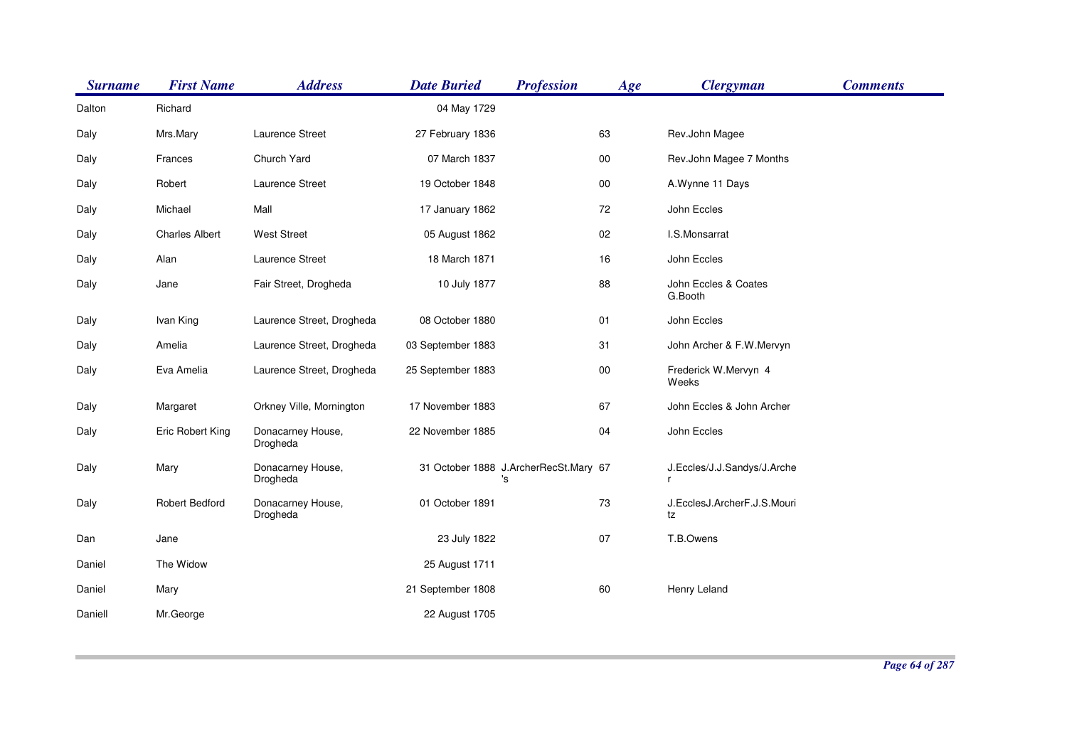| Surname | First Name | Address | Date Buried | Profession | Age | Clergyman | Comments |
|---|---|---|---|---|---|---|---|
| Dalton | Richard | | 04 May 1729 | | | | |
| Daly | Mrs.Mary | Laurence Street | 27 February 1836 | | 63 | Rev.John Magee | |
| Daly | Frances | Church Yard | 07 March 1837 | | 00 | Rev.John Magee 7 Months | |
| Daly | Robert | Laurence Street | 19 October 1848 | | 00 | A.Wynne 11 Days | |
| Daly | Michael | Mall | 17 January 1862 | | 72 | John Eccles | |
| Daly | Charles Albert | West Street | 05 August 1862 | | 02 | I.S.Monsarrat | |
| Daly | Alan | Laurence Street | 18 March 1871 | | 16 | John Eccles | |
| Daly | Jane | Fair Street, Drogheda | 10 July 1877 | | 88 | John Eccles & Coates G.Booth | |
| Daly | Ivan King | Laurence Street, Drogheda | 08 October 1880 | | 01 | John Eccles | |
| Daly | Amelia | Laurence Street, Drogheda | 03 September 1883 | | 31 | John Archer & F.W.Mervyn | |
| Daly | Eva Amelia | Laurence Street, Drogheda | 25 September 1883 | | 00 | Frederick W.Mervyn 4 Weeks | |
| Daly | Margaret | Orkney Ville, Mornington | 17 November 1883 | | 67 | John Eccles & John Archer | |
| Daly | Eric Robert King | Donacarney House, Drogheda | 22 November 1885 | | 04 | John Eccles | |
| Daly | Mary | Donacarney House, Drogheda | 31 October 1888 | J.ArcherRecSt.Mary's | 67 | J.Eccles/J.J.Sandys/J.Archer | |
| Daly | Robert Bedford | Donacarney House, Drogheda | 01 October 1891 | | 73 | J.EcclesJ.ArcherF.J.S.Mouritz | |
| Dan | Jane | | 23 July 1822 | | 07 | T.B.Owens | |
| Daniel | The Widow | | 25 August 1711 | | | | |
| Daniel | Mary | | 21 September 1808 | | 60 | Henry Leland | |
| Daniell | Mr.George | | 22 August 1705 | | | | |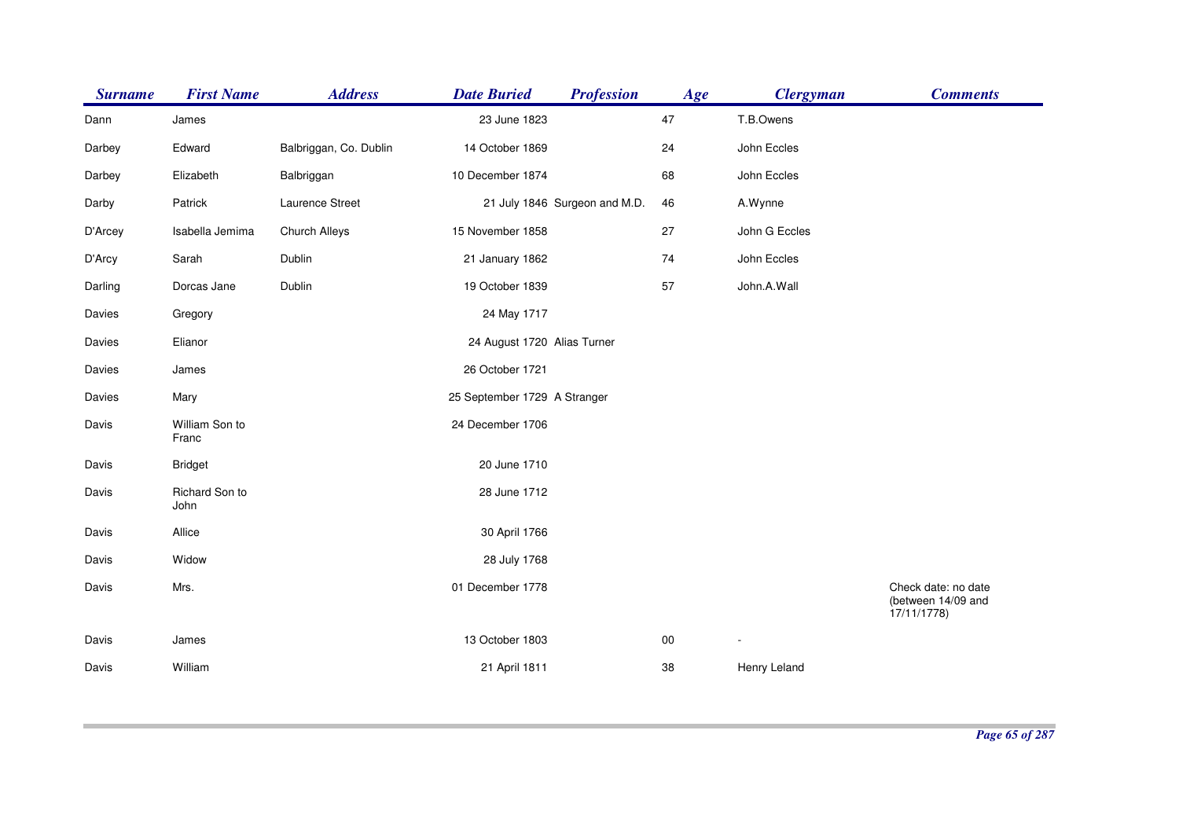| Surname | First Name | Address | Date Buried | Profession | Age | Clergyman | Comments |
|---|---|---|---|---|---|---|---|
| Dann | James | | 23 June 1823 | | 47 | T.B.Owens | |
| Darbey | Edward | Balbriggan, Co. Dublin | 14 October 1869 | | 24 | John Eccles | |
| Darbey | Elizabeth | Balbriggan | 10 December 1874 | | 68 | John Eccles | |
| Darby | Patrick | Laurence Street | 21 July 1846 | Surgeon and M.D. | 46 | A.Wynne | |
| D'Arcey | Isabella Jemima | Church Alleys | 15 November 1858 | | 27 | John G Eccles | |
| D'Arcy | Sarah | Dublin | 21 January 1862 | | 74 | John Eccles | |
| Darling | Dorcas Jane | Dublin | 19 October 1839 | | 57 | John.A.Wall | |
| Davies | Gregory | | 24 May 1717 | | | | |
| Davies | Elianor | | 24 August 1720 | Alias Turner | | | |
| Davies | James | | 26 October 1721 | | | | |
| Davies | Mary | | 25 September 1729 | A Stranger | | | |
| Davis | William Son to Franc | | 24 December 1706 | | | | |
| Davis | Bridget | | 20 June 1710 | | | | |
| Davis | Richard Son to John | | 28 June 1712 | | | | |
| Davis | Allice | | 30 April 1766 | | | | |
| Davis | Widow | | 28 July 1768 | | | | |
| Davis | Mrs. | | 01 December 1778 | | | | Check date: no date (between 14/09 and 17/11/1778) |
| Davis | James | | 13 October 1803 | | 00 | - | |
| Davis | William | | 21 April 1811 | | 38 | Henry Leland | |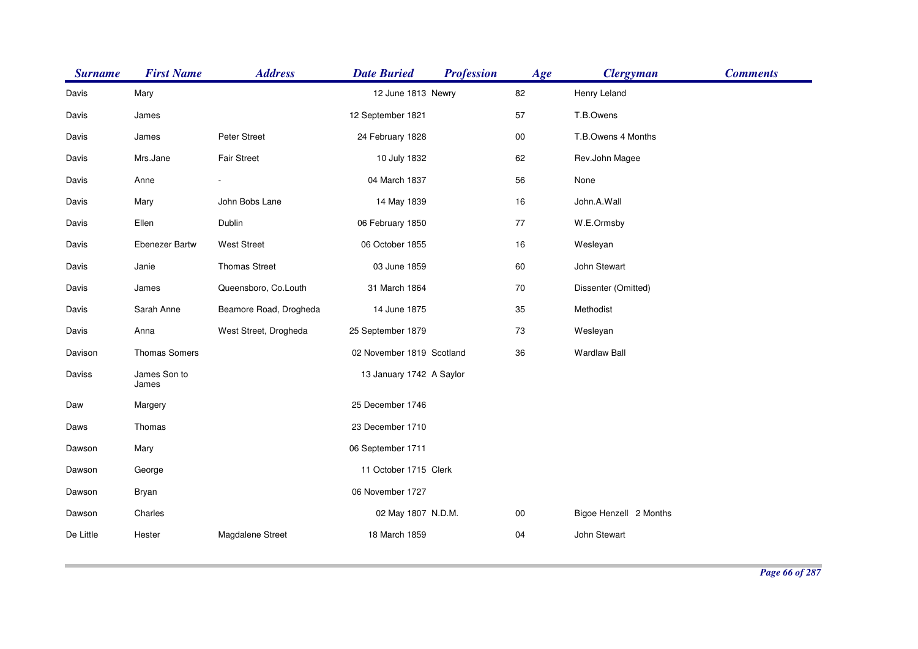| Surname | First Name | Address | Date Buried | Profession | Age | Clergyman | Comments |
|---|---|---|---|---|---|---|---|
| Davis | Mary | | 12 June 1813 | Newry | 82 | Henry Leland | |
| Davis | James | | 12 September 1821 | | 57 | T.B.Owens | |
| Davis | James | Peter Street | 24 February 1828 | | 00 | T.B.Owens 4 Months | |
| Davis | Mrs.Jane | Fair Street | 10 July 1832 | | 62 | Rev.John Magee | |
| Davis | Anne | - | 04 March 1837 | | 56 | None | |
| Davis | Mary | John Bobs Lane | 14 May 1839 | | 16 | John.A.Wall | |
| Davis | Ellen | Dublin | 06 February 1850 | | 77 | W.E.Ormsby | |
| Davis | Ebenezer Bartw | West Street | 06 October 1855 | | 16 | Wesleyan | |
| Davis | Janie | Thomas Street | 03 June 1859 | | 60 | John Stewart | |
| Davis | James | Queensboro, Co.Louth | 31 March 1864 | | 70 | Dissenter (Omitted) | |
| Davis | Sarah Anne | Beamore Road, Drogheda | 14 June 1875 | | 35 | Methodist | |
| Davis | Anna | West Street, Drogheda | 25 September 1879 | | 73 | Wesleyan | |
| Davison | Thomas Somers | | 02 November 1819 | Scotland | 36 | Wardlaw Ball | |
| Daviss | James Son to James | | 13 January 1742 | A Saylor | | | |
| Daw | Margery | | 25 December 1746 | | | | |
| Daws | Thomas | | 23 December 1710 | | | | |
| Dawson | Mary | | 06 September 1711 | | | | |
| Dawson | George | | 11 October 1715 | Clerk | | | |
| Dawson | Bryan | | 06 November 1727 | | | | |
| Dawson | Charles | | 02 May 1807 | N.D.M. | 00 | Bigoe Henzell 2 Months | |
| De Little | Hester | Magdalene Street | 18 March 1859 | | 04 | John Stewart | |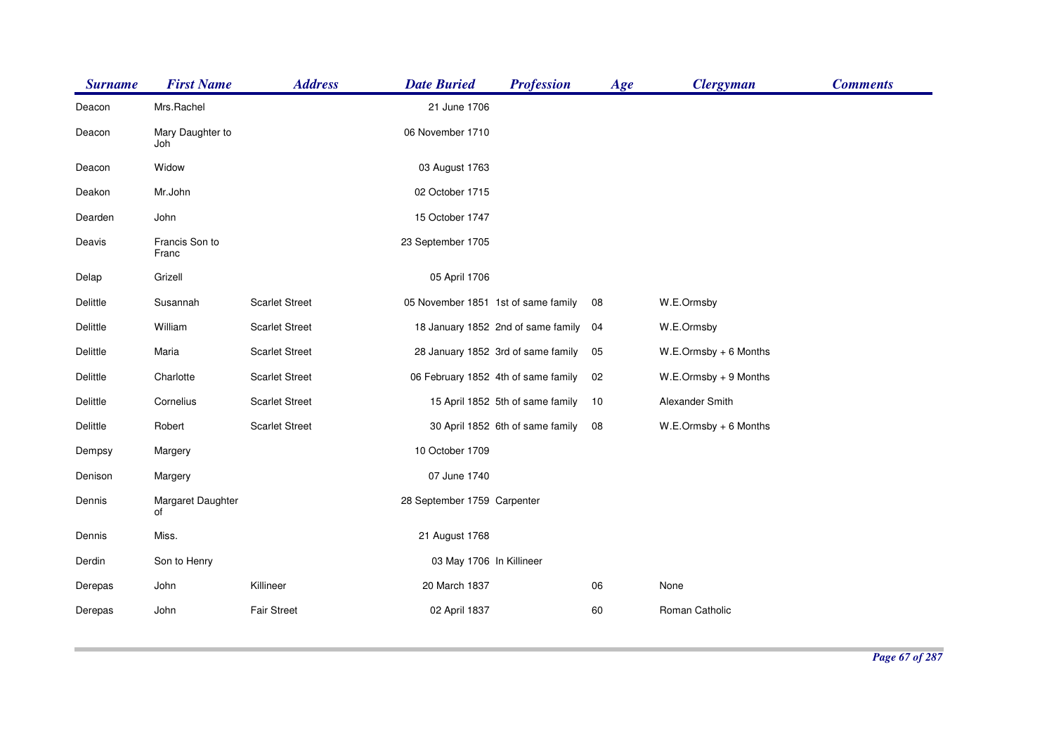| Surname | First Name | Address | Date Buried | Profession | Age | Clergyman | Comments |
|---|---|---|---|---|---|---|---|
| Deacon | Mrs.Rachel | | 21 June 1706 | | | | |
| Deacon | Mary Daughter to Joh | | 06 November 1710 | | | | |
| Deacon | Widow | | 03 August 1763 | | | | |
| Deakon | Mr.John | | 02 October 1715 | | | | |
| Dearden | John | | 15 October 1747 | | | | |
| Deavis | Francis Son to Franc | | 23 September 1705 | | | | |
| Delap | Grizell | | 05 April 1706 | | | | |
| Delittle | Susannah | Scarlet Street | 05 November 1851 | 1st of same family | 08 | W.E.Ormsby | |
| Delittle | William | Scarlet Street | 18 January 1852 | 2nd of same family | 04 | W.E.Ormsby | |
| Delittle | Maria | Scarlet Street | 28 January 1852 | 3rd of same family | 05 | W.E.Ormsby + 6 Months | |
| Delittle | Charlotte | Scarlet Street | 06 February 1852 | 4th of same family | 02 | W.E.Ormsby + 9 Months | |
| Delittle | Cornelius | Scarlet Street | 15 April 1852 | 5th of same family | 10 | Alexander Smith | |
| Delittle | Robert | Scarlet Street | 30 April 1852 | 6th of same family | 08 | W.E.Ormsby + 6 Months | |
| Dempsy | Margery | | 10 October 1709 | | | | |
| Denison | Margery | | 07 June 1740 | | | | |
| Dennis | Margaret Daughter of | | 28 September 1759 | Carpenter | | | |
| Dennis | Miss. | | 21 August 1768 | | | | |
| Derdin | Son to Henry | | 03 May 1706 | In Killineer | | | |
| Derepas | John | Killineer | 20 March 1837 | | 06 | None | |
| Derepas | John | Fair Street | 02 April 1837 | | 60 | Roman Catholic | |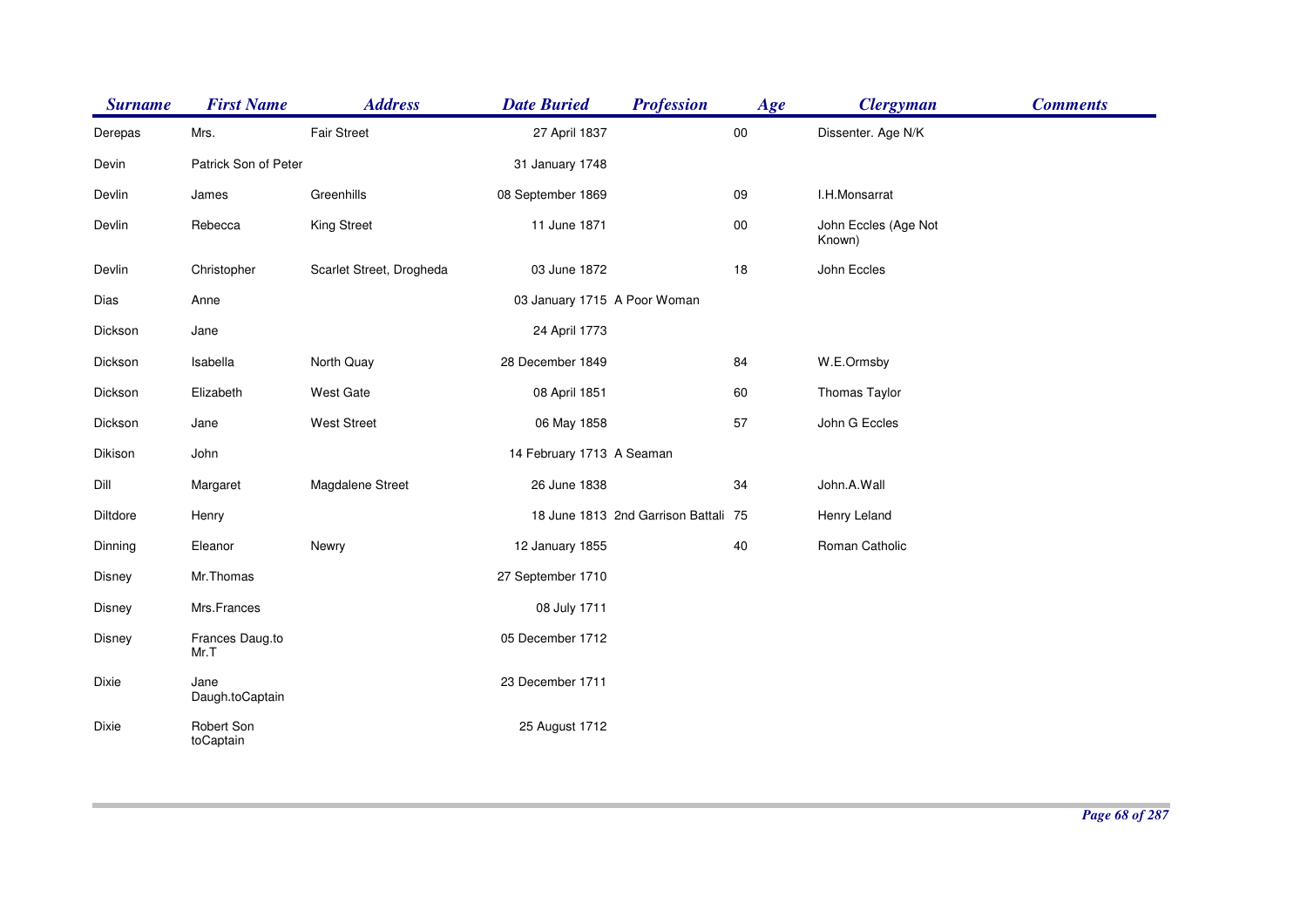| Surname | First Name | Address | Date Buried | Profession | Age | Clergyman | Comments |
|---|---|---|---|---|---|---|---|
| Derepas | Mrs. | Fair Street | 27 April 1837 | | 00 | Dissenter. Age N/K | |
| Devin | Patrick Son of Peter | | 31 January 1748 | | | | |
| Devlin | James | Greenhills | 08 September 1869 | | 09 | I.H.Monsarrat | |
| Devlin | Rebecca | King Street | 11 June 1871 | | 00 | John Eccles (Age Not Known) | |
| Devlin | Christopher | Scarlet Street, Drogheda | 03 June 1872 | | 18 | John Eccles | |
| Dias | Anne | | 03 January 1715 | A Poor Woman | | | |
| Dickson | Jane | | 24 April 1773 | | | | |
| Dickson | Isabella | North Quay | 28 December 1849 | | 84 | W.E.Ormsby | |
| Dickson | Elizabeth | West Gate | 08 April 1851 | | 60 | Thomas Taylor | |
| Dickson | Jane | West Street | 06 May 1858 | | 57 | John G Eccles | |
| Dikison | John | | 14 February 1713 | A Seaman | | | |
| Dill | Margaret | Magdalene Street | 26 June 1838 | | 34 | John.A.Wall | |
| Diltdore | Henry | | 18 June 1813 | 2nd Garrison Battali | 75 | Henry Leland | |
| Dinning | Eleanor | Newry | 12 January 1855 | | 40 | Roman Catholic | |
| Disney | Mr.Thomas | | 27 September 1710 | | | | |
| Disney | Mrs.Frances | | 08 July 1711 | | | | |
| Disney | Frances Daug.to Mr.T | | 05 December 1712 | | | | |
| Dixie | Jane Daugh.toCaptain | | 23 December 1711 | | | | |
| Dixie | Robert Son toCaptain | | 25 August 1712 | | | | |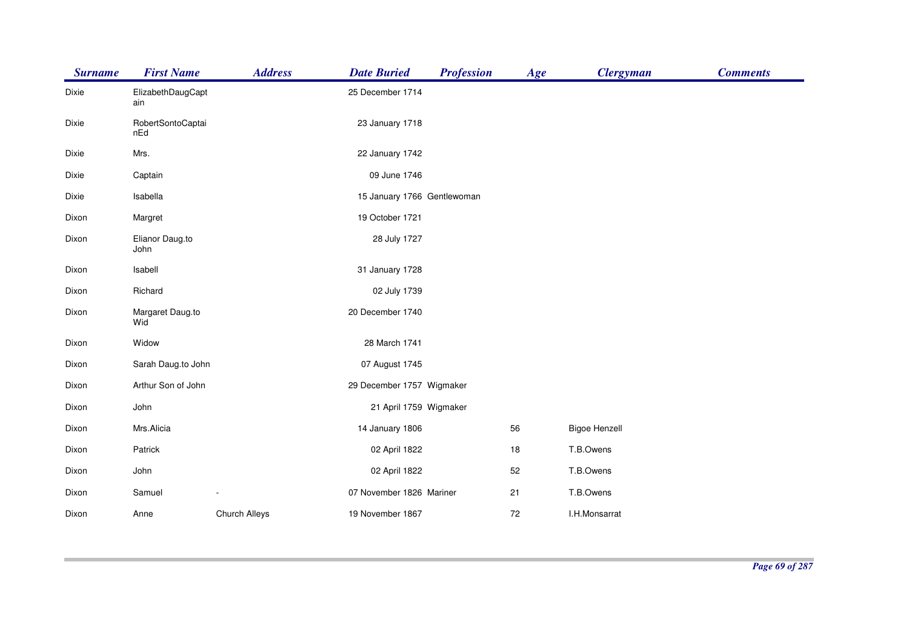| Surname | First Name | Address | Date Buried | Profession | Age | Clergyman | Comments |
|---|---|---|---|---|---|---|---|
| Dixie | ElizabethDaugCaptain | | 25 December 1714 | | | | |
| Dixie | RobertSontoCaptainEd | | 23 January 1718 | | | | |
| Dixie | Mrs. | | 22 January 1742 | | | | |
| Dixie | Captain | | 09 June 1746 | | | | |
| Dixie | Isabella | | 15 January 1766 | Gentlewoman | | | |
| Dixon | Margret | | 19 October 1721 | | | | |
| Dixon | Elianor Daug.to John | | 28 July 1727 | | | | |
| Dixon | Isabell | | 31 January 1728 | | | | |
| Dixon | Richard | | 02 July 1739 | | | | |
| Dixon | Margaret Daug.to Wid | | 20 December 1740 | | | | |
| Dixon | Widow | | 28 March 1741 | | | | |
| Dixon | Sarah Daug.to John | | 07 August 1745 | | | | |
| Dixon | Arthur Son of John | | 29 December 1757 | Wigmaker | | | |
| Dixon | John | | 21 April 1759 | Wigmaker | | | |
| Dixon | Mrs.Alicia | | 14 January 1806 | | 56 | Bigoe Henzell | |
| Dixon | Patrick | | 02 April 1822 | | 18 | T.B.Owens | |
| Dixon | John | | 02 April 1822 | | 52 | T.B.Owens | |
| Dixon | Samuel | - | 07 November 1826 | Mariner | 21 | T.B.Owens | |
| Dixon | Anne | Church Alleys | 19 November 1867 | | 72 | I.H.Monsarrat | |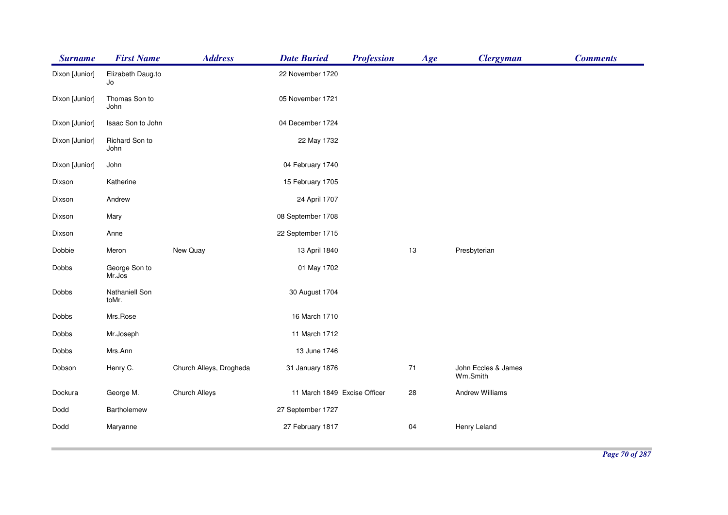| Surname | First Name | Address | Date Buried | Profession | Age | Clergyman | Comments |
| --- | --- | --- | --- | --- | --- | --- | --- |
| Dixon [Junior] | Elizabeth Daug.to Jo | | 22 November 1720 | | | | |
| Dixon [Junior] | Thomas Son to John | | 05 November 1721 | | | | |
| Dixon [Junior] | Isaac Son to John | | 04 December 1724 | | | | |
| Dixon [Junior] | Richard Son to John | | 22 May 1732 | | | | |
| Dixon [Junior] | John | | 04 February 1740 | | | | |
| Dixson | Katherine | | 15 February 1705 | | | | |
| Dixson | Andrew | | 24 April 1707 | | | | |
| Dixson | Mary | | 08 September 1708 | | | | |
| Dixson | Anne | | 22 September 1715 | | | | |
| Dobbie | Meron | New Quay | 13 April 1840 | | 13 | Presbyterian | |
| Dobbs | George Son to Mr.Jos | | 01 May 1702 | | | | |
| Dobbs | Nathaniell Son toMr. | | 30 August 1704 | | | | |
| Dobbs | Mrs.Rose | | 16 March 1710 | | | | |
| Dobbs | Mr.Joseph | | 11 March 1712 | | | | |
| Dobbs | Mrs.Ann | | 13 June 1746 | | | | |
| Dobson | Henry C. | Church Alleys, Drogheda | 31 January 1876 | | 71 | John Eccles & James Wm.Smith | |
| Dockura | George M. | Church Alleys | 11 March 1849 | Excise Officer | 28 | Andrew Williams | |
| Dodd | Bartholemew | | 27 September 1727 | | | | |
| Dodd | Maryanne | | 27 February 1817 | | 04 | Henry Leland | |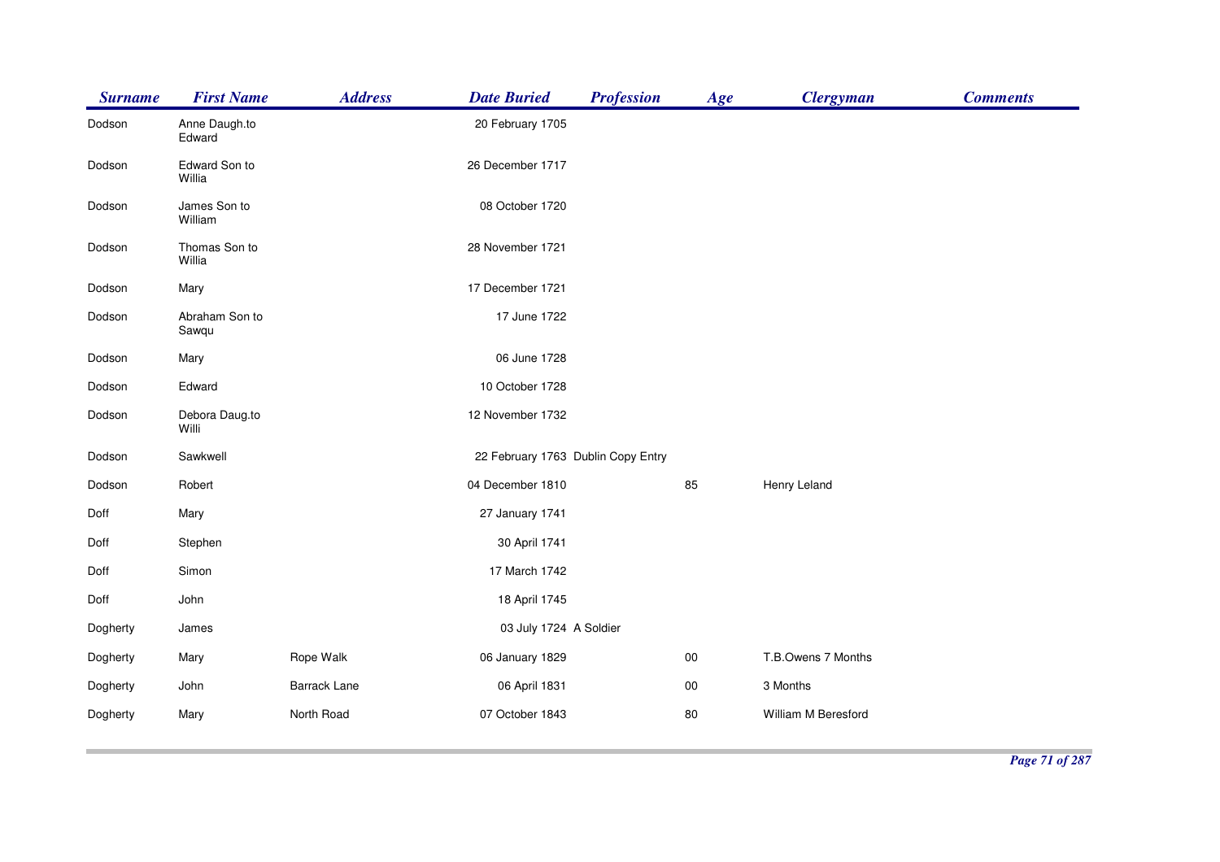| Surname | First Name | Address | Date Buried | Profession | Age | Clergyman | Comments |
|---|---|---|---|---|---|---|---|
| Dodson | Anne Daugh.to Edward | | 20 February 1705 | | | | |
| Dodson | Edward Son to Willia | | 26 December 1717 | | | | |
| Dodson | James Son to William | | 08 October 1720 | | | | |
| Dodson | Thomas Son to Willia | | 28 November 1721 | | | | |
| Dodson | Mary | | 17 December 1721 | | | | |
| Dodson | Abraham Son to Sawqu | | 17 June 1722 | | | | |
| Dodson | Mary | | 06 June 1728 | | | | |
| Dodson | Edward | | 10 October 1728 | | | | |
| Dodson | Debora Daug.to Willi | | 12 November 1732 | | | | |
| Dodson | Sawkwell | | 22 February 1763 | Dublin Copy Entry | | | |
| Dodson | Robert | | 04 December 1810 | | 85 | Henry Leland | |
| Doff | Mary | | 27 January 1741 | | | | |
| Doff | Stephen | | 30 April 1741 | | | | |
| Doff | Simon | | 17 March 1742 | | | | |
| Doff | John | | 18 April 1745 | | | | |
| Dogherty | James | | 03 July 1724 | A Soldier | | | |
| Dogherty | Mary | Rope Walk | 06 January 1829 | | 00 | T.B.Owens 7 Months | |
| Dogherty | John | Barrack Lane | 06 April 1831 | | 00 | 3 Months | |
| Dogherty | Mary | North Road | 07 October 1843 | | 80 | William M Beresford | |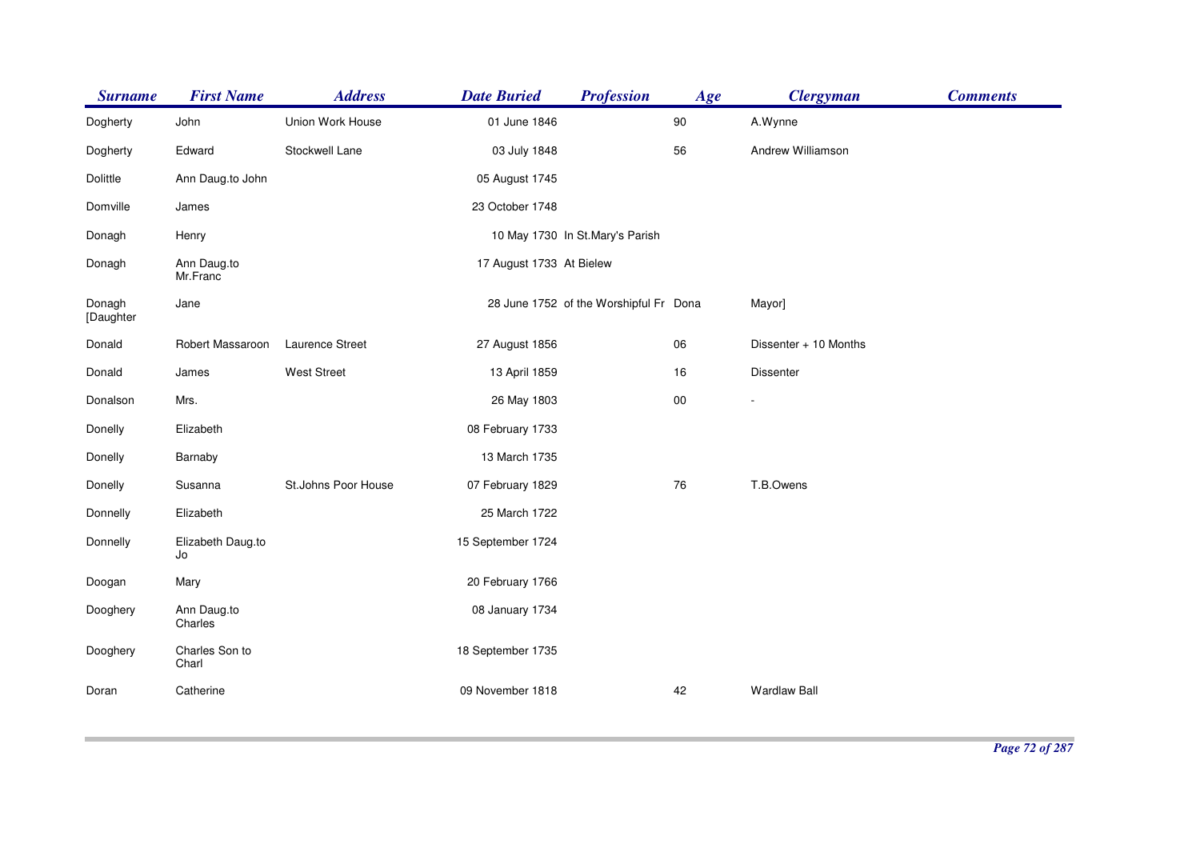| Surname | First Name | Address | Date Buried | Profession | Age | Clergyman | Comments |
|---|---|---|---|---|---|---|---|
| Dogherty | John | Union Work House | 01 June 1846 | | 90 | A.Wynne | |
| Dogherty | Edward | Stockwell Lane | 03 July 1848 | | 56 | Andrew Williamson | |
| Dolittle | Ann Daug.to John | | 05 August 1745 | | | | |
| Domville | James | | 23 October 1748 | | | | |
| Donagh | Henry | | 10 May 1730 | In St.Mary's Parish | | | |
| Donagh | Ann Daug.to Mr.Franc | | 17 August 1733 | At Bielew | | | |
| Donagh [Daughter | Jane | | 28 June 1752 | of the Worshipful Fr | Dona | Mayor] | |
| Donald | Robert Massaroon | Laurence Street | 27 August 1856 | | 06 | Dissenter + 10 Months | |
| Donald | James | West Street | 13 April 1859 | | 16 | Dissenter | |
| Donalson | Mrs. | | 26 May 1803 | | 00 | - | |
| Donelly | Elizabeth | | 08 February 1733 | | | | |
| Donelly | Barnaby | | 13 March 1735 | | | | |
| Donelly | Susanna | St.Johns Poor House | 07 February 1829 | | 76 | T.B.Owens | |
| Donnelly | Elizabeth | | 25 March 1722 | | | | |
| Donnelly | Elizabeth Daug.to Jo | | 15 September 1724 | | | | |
| Doogan | Mary | | 20 February 1766 | | | | |
| Dooghery | Ann Daug.to Charles | | 08 January 1734 | | | | |
| Dooghery | Charles Son to Charl | | 18 September 1735 | | | | |
| Doran | Catherine | | 09 November 1818 | | 42 | Wardlaw Ball | |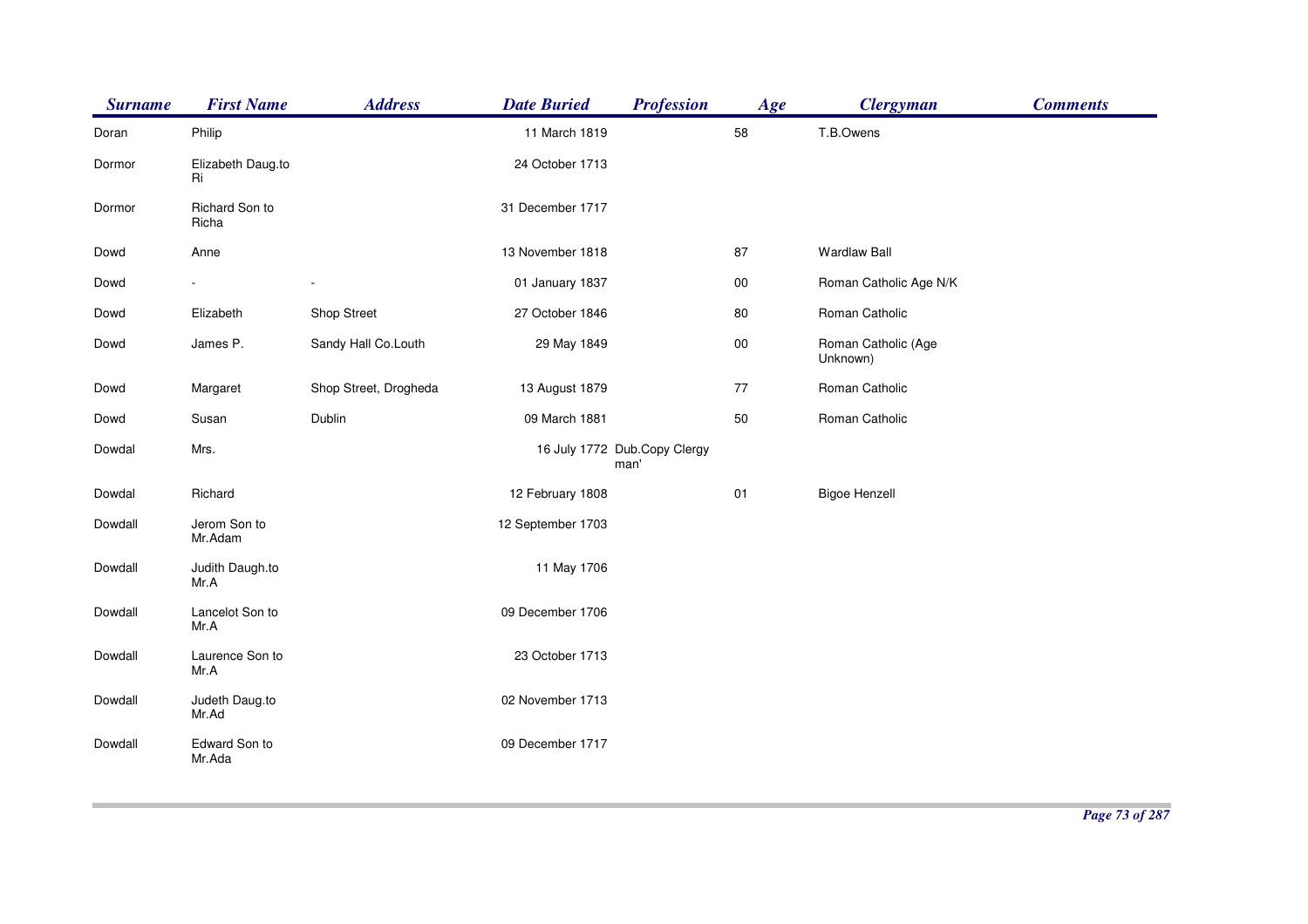| Surname | First Name | Address | Date Buried | Profession | Age | Clergyman | Comments |
|---|---|---|---|---|---|---|---|
| Doran | Philip | | 11 March 1819 | | 58 | T.B.Owens | |
| Dormor | Elizabeth Daug.to Ri | | 24 October 1713 | | | | |
| Dormor | Richard Son to Richa | | 31 December 1717 | | | | |
| Dowd | Anne | | 13 November 1818 | | 87 | Wardlaw Ball | |
| Dowd | - | - | 01 January 1837 | | 00 | Roman Catholic Age N/K | |
| Dowd | Elizabeth | Shop Street | 27 October 1846 | | 80 | Roman Catholic | |
| Dowd | James P. | Sandy Hall Co.Louth | 29 May 1849 | | 00 | Roman Catholic (Age Unknown) | |
| Dowd | Margaret | Shop Street, Drogheda | 13 August 1879 | | 77 | Roman Catholic | |
| Dowd | Susan | Dublin | 09 March 1881 | | 50 | Roman Catholic | |
| Dowdal | Mrs. | | 16 July 1772 | Dub.Copy Clergy man' | | | |
| Dowdal | Richard | | 12 February 1808 | | 01 | Bigoe Henzell | |
| Dowdall | Jerom Son to Mr.Adam | | 12 September 1703 | | | | |
| Dowdall | Judith Daugh.to Mr.A | | 11 May 1706 | | | | |
| Dowdall | Lancelot Son to Mr.A | | 09 December 1706 | | | | |
| Dowdall | Laurence Son to Mr.A | | 23 October 1713 | | | | |
| Dowdall | Judeth Daug.to Mr.Ad | | 02 November 1713 | | | | |
| Dowdall | Edward Son to Mr.Ada | | 09 December 1717 | | | | |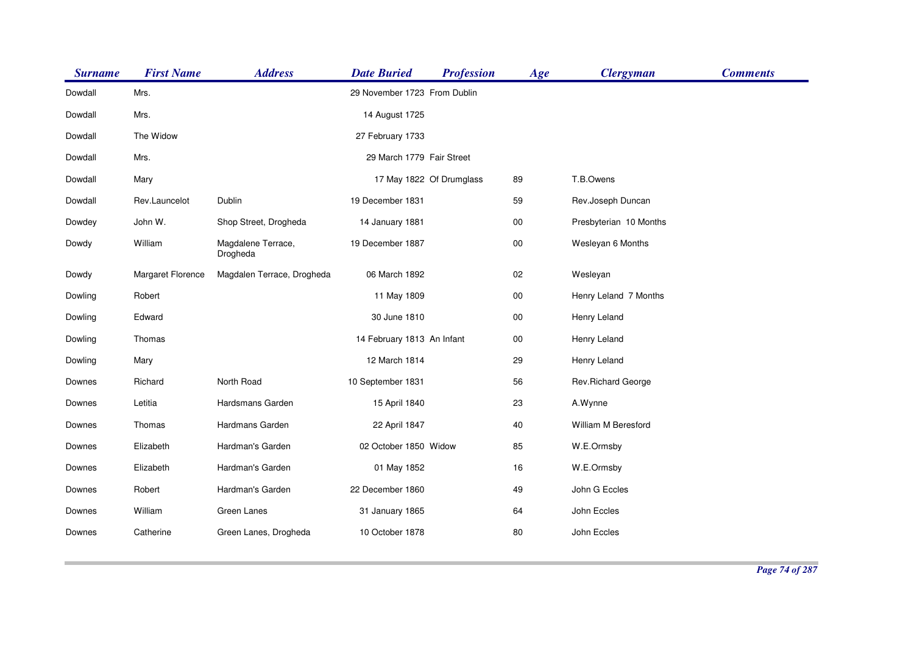| Surname | First Name | Address | Date Buried | Profession | Age | Clergyman | Comments |
|---|---|---|---|---|---|---|---|
| Dowdall | Mrs. | | 29 November 1723 | From Dublin | | | |
| Dowdall | Mrs. | | 14 August 1725 | | | | |
| Dowdall | The Widow | | 27 February 1733 | | | | |
| Dowdall | Mrs. | | 29 March 1779 | Fair Street | | | |
| Dowdall | Mary | | 17 May 1822 | Of Drumglass | 89 | T.B.Owens | |
| Dowdall | Rev.Launcelot | Dublin | 19 December 1831 | | 59 | Rev.Joseph Duncan | |
| Dowdey | John W. | Shop Street, Drogheda | 14 January 1881 | | 00 | Presbyterian 10 Months | |
| Dowdy | William | Magdalene Terrace, Drogheda | 19 December 1887 | | 00 | Wesleyan 6 Months | |
| Dowdy | Margaret Florence | Magdalen Terrace, Drogheda | 06 March 1892 | | 02 | Wesleyan | |
| Dowling | Robert | | 11 May 1809 | | 00 | Henry Leland 7 Months | |
| Dowling | Edward | | 30 June 1810 | | 00 | Henry Leland | |
| Dowling | Thomas | | 14 February 1813 | An Infant | 00 | Henry Leland | |
| Dowling | Mary | | 12 March 1814 | | 29 | Henry Leland | |
| Downes | Richard | North Road | 10 September 1831 | | 56 | Rev.Richard George | |
| Downes | Letitia | Hardsmans Garden | 15 April 1840 | | 23 | A.Wynne | |
| Downes | Thomas | Hardmans Garden | 22 April 1847 | | 40 | William M Beresford | |
| Downes | Elizabeth | Hardman's Garden | 02 October 1850 | Widow | 85 | W.E.Ormsby | |
| Downes | Elizabeth | Hardman's Garden | 01 May 1852 | | 16 | W.E.Ormsby | |
| Downes | Robert | Hardman's Garden | 22 December 1860 | | 49 | John G Eccles | |
| Downes | William | Green Lanes | 31 January 1865 | | 64 | John Eccles | |
| Downes | Catherine | Green Lanes, Drogheda | 10 October 1878 | | 80 | John Eccles | |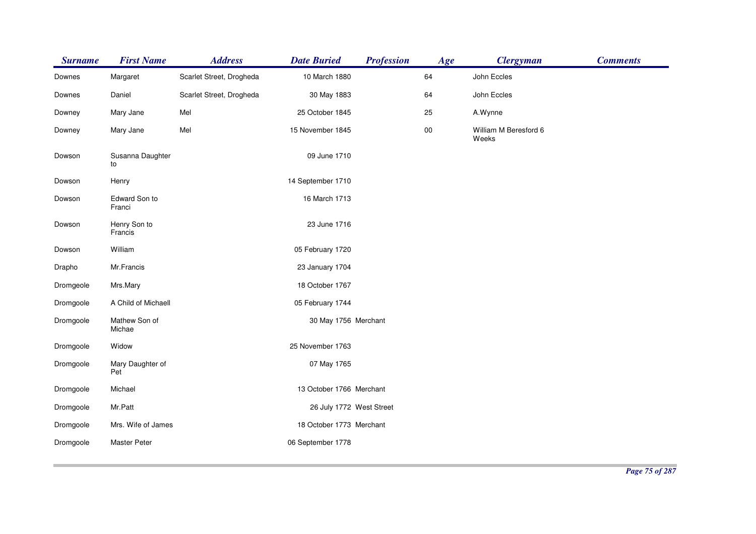| Surname | First Name | Address | Date Buried | Profession | Age | Clergyman | Comments |
|---|---|---|---|---|---|---|---|
| Downes | Margaret | Scarlet Street, Drogheda | 10 March 1880 | | 64 | John Eccles | |
| Downes | Daniel | Scarlet Street, Drogheda | 30 May 1883 | | 64 | John Eccles | |
| Downey | Mary Jane | Mel | 25 October 1845 | | 25 | A.Wynne | |
| Downey | Mary Jane | Mel | 15 November 1845 | | 00 | William M Beresford 6 Weeks | |
| Dowson | Susanna Daughter to | | 09 June 1710 | | | | |
| Dowson | Henry | | 14 September 1710 | | | | |
| Dowson | Edward Son to Franci | | 16 March 1713 | | | | |
| Dowson | Henry Son to Francis | | 23 June 1716 | | | | |
| Dowson | William | | 05 February 1720 | | | | |
| Drapho | Mr.Francis | | 23 January 1704 | | | | |
| Dromgeole | Mrs.Mary | | 18 October 1767 | | | | |
| Dromgoole | A Child of Michaell | | 05 February 1744 | | | | |
| Dromgoole | Mathew Son of Michae | | 30 May 1756 | Merchant | | | |
| Dromgoole | Widow | | 25 November 1763 | | | | |
| Dromgoole | Mary Daughter of Pet | | 07 May 1765 | | | | |
| Dromgoole | Michael | | 13 October 1766 | Merchant | | | |
| Dromgoole | Mr.Patt | | 26 July 1772 | West Street | | | |
| Dromgoole | Mrs. Wife of James | | 18 October 1773 | Merchant | | | |
| Dromgoole | Master Peter | | 06 September 1778 | | | | |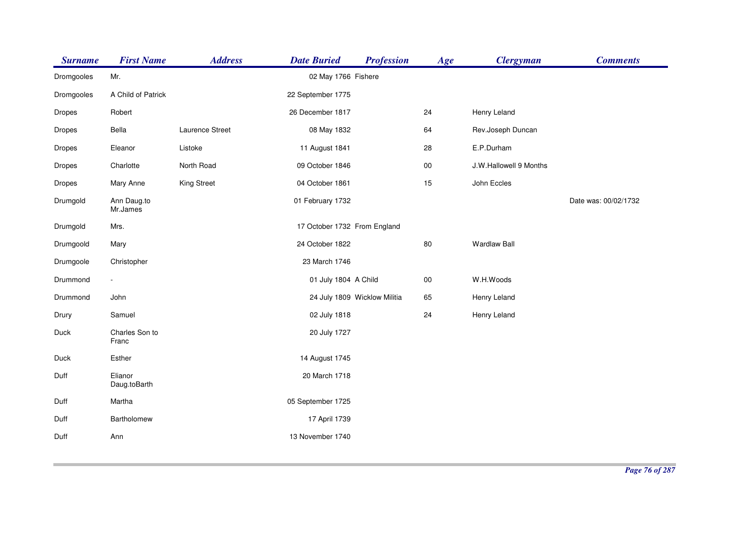| Surname | First Name | Address | Date Buried | Profession | Age | Clergyman | Comments |
|---|---|---|---|---|---|---|---|
| Dromgooles | Mr. | | 02 May 1766 | Fishere | | | |
| Dromgooles | A Child of Patrick | | 22 September 1775 | | | | |
| Dropes | Robert | | 26 December 1817 | | 24 | Henry Leland | |
| Dropes | Bella | Laurence Street | 08 May 1832 | | 64 | Rev.Joseph Duncan | |
| Dropes | Eleanor | Listoke | 11 August 1841 | | 28 | E.P.Durham | |
| Dropes | Charlotte | North Road | 09 October 1846 | | 00 | J.W.Hallowell 9 Months | |
| Dropes | Mary Anne | King Street | 04 October 1861 | | 15 | John Eccles | |
| Drumgold | Ann Daug.to Mr.James | | 01 February 1732 | | | | Date was: 00/02/1732 |
| Drumgold | Mrs. | | 17 October 1732 | From England | | | |
| Drumgoold | Mary | | 24 October 1822 | | 80 | Wardlaw Ball | |
| Drumgoole | Christopher | | 23 March 1746 | | | | |
| Drummond | - | | 01 July 1804 | A Child | 00 | W.H.Woods | |
| Drummond | John | | 24 July 1809 | Wicklow Militia | 65 | Henry Leland | |
| Drury | Samuel | | 02 July 1818 | | 24 | Henry Leland | |
| Duck | Charles Son to Franc | | 20 July 1727 | | | | |
| Duck | Esther | | 14 August 1745 | | | | |
| Duff | Elianor Daug.toBarth | | 20 March 1718 | | | | |
| Duff | Martha | | 05 September 1725 | | | | |
| Duff | Bartholomew | | 17 April 1739 | | | | |
| Duff | Ann | | 13 November 1740 | | | | |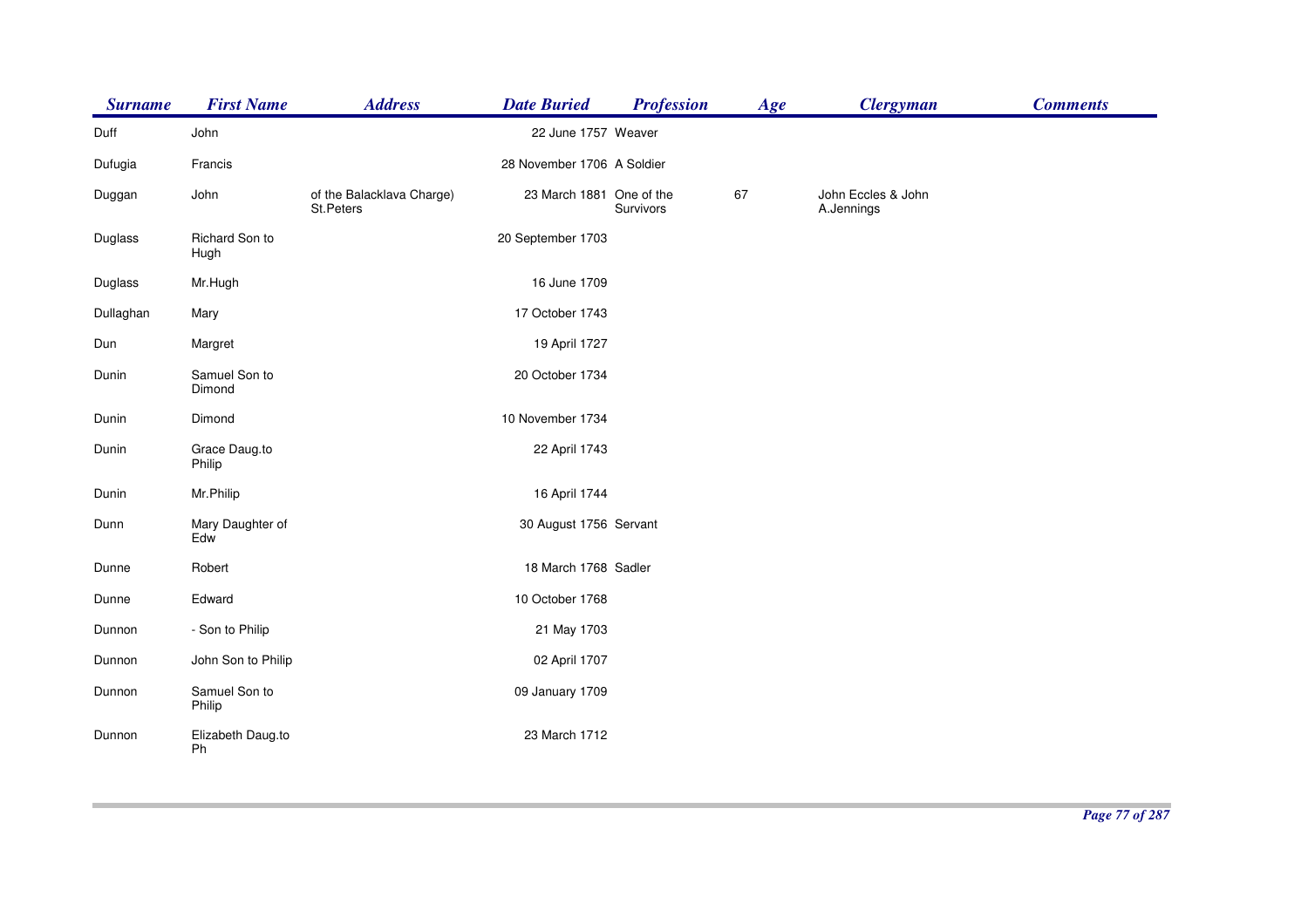| *Surname* | *First Name* | *Address* | *Date Buried* | *Profession* | *Age* | *Clergyman* | *Comments* |
|---|---|---|---|---|---|---|---|
| Duff | John | | 22 June 1757 | Weaver | | | |
| Dufugia | Francis | | 28 November 1706 | A Soldier | | | |
| Duggan | John | of the Balacklava Charge) St.Peters | 23 March 1881 | One of the Survivors | 67 | John Eccles & John A.Jennings | |
| Duglass | Richard Son to Hugh | | 20 September 1703 | | | | |
| Duglass | Mr.Hugh | | 16 June 1709 | | | | |
| Dullaghan | Mary | | 17 October 1743 | | | | |
| Dun | Margret | | 19 April 1727 | | | | |
| Dunin | Samuel Son to Dimond | | 20 October 1734 | | | | |
| Dunin | Dimond | | 10 November 1734 | | | | |
| Dunin | Grace Daug.to Philip | | 22 April 1743 | | | | |
| Dunin | Mr.Philip | | 16 April 1744 | | | | |
| Dunn | Mary Daughter of Edw | | 30 August 1756 | Servant | | | |
| Dunne | Robert | | 18 March 1768 | Sadler | | | |
| Dunne | Edward | | 10 October 1768 | | | | |
| Dunnon | - Son to Philip | | 21 May 1703 | | | | |
| Dunnon | John Son to Philip | | 02 April 1707 | | | | |
| Dunnon | Samuel Son to Philip | | 09 January 1709 | | | | |
| Dunnon | Elizabeth Daug.to Ph | | 23 March 1712 | | | | |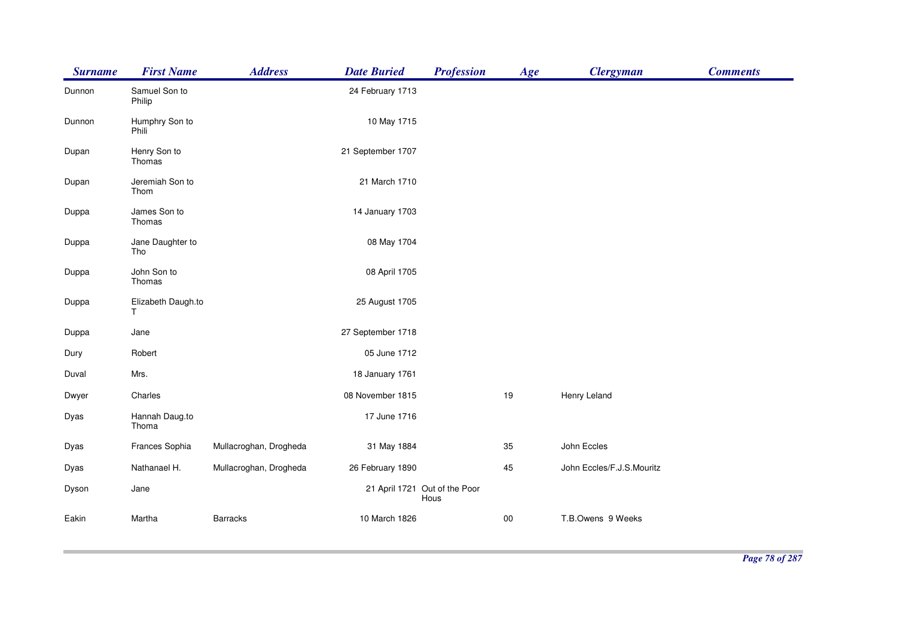| Surname | First Name | Address | Date Buried | Profession | Age | Clergyman | Comments |
|---|---|---|---|---|---|---|---|
| Dunnon | Samuel Son to Philip | | 24 February 1713 | | | | |
| Dunnon | Humphry Son to Phili | | 10 May 1715 | | | | |
| Dupan | Henry Son to Thomas | | 21 September 1707 | | | | |
| Dupan | Jeremiah Son to Thom | | 21 March 1710 | | | | |
| Duppa | James Son to Thomas | | 14 January 1703 | | | | |
| Duppa | Jane Daughter to Tho | | 08 May 1704 | | | | |
| Duppa | John Son to Thomas | | 08 April 1705 | | | | |
| Duppa | Elizabeth Daugh.to T | | 25 August 1705 | | | | |
| Duppa | Jane | | 27 September 1718 | | | | |
| Dury | Robert | | 05 June 1712 | | | | |
| Duval | Mrs. | | 18 January 1761 | | | | |
| Dwyer | Charles | | 08 November 1815 | | 19 | Henry Leland | |
| Dyas | Hannah Daug.to Thoma | | 17 June 1716 | | | | |
| Dyas | Frances Sophia | Mullacroghan, Drogheda | 31 May 1884 | | 35 | John Eccles | |
| Dyas | Nathanael H. | Mullacroghan, Drogheda | 26 February 1890 | | 45 | John Eccles/F.J.S.Mouritz | |
| Dyson | Jane | | 21 April 1721 | Out of the Poor Hous | | | |
| Eakin | Martha | Barracks | 10 March 1826 | | 00 | T.B.Owens 9 Weeks | |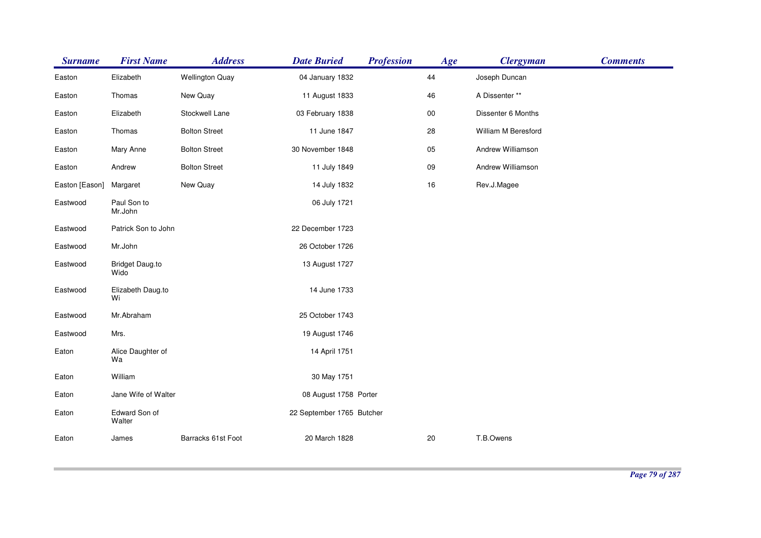| Surname | First Name | Address | Date Buried | Profession | Age | Clergyman | Comments |
|---|---|---|---|---|---|---|---|
| Easton | Elizabeth | Wellington Quay | 04 January 1832 | | 44 | Joseph Duncan | |
| Easton | Thomas | New Quay | 11 August 1833 | | 46 | A Dissenter ** | |
| Easton | Elizabeth | Stockwell Lane | 03 February 1838 | | 00 | Dissenter 6 Months | |
| Easton | Thomas | Bolton Street | 11 June 1847 | | 28 | William M Beresford | |
| Easton | Mary Anne | Bolton Street | 30 November 1848 | | 05 | Andrew Williamson | |
| Easton | Andrew | Bolton Street | 11 July 1849 | | 09 | Andrew Williamson | |
| Easton [Eason] | Margaret | New Quay | 14 July 1832 | | 16 | Rev.J.Magee | |
| Eastwood | Paul Son to Mr.John | | 06 July 1721 | | | | |
| Eastwood | Patrick Son to John | | 22 December 1723 | | | | |
| Eastwood | Mr.John | | 26 October 1726 | | | | |
| Eastwood | Bridget Daug.to Wido | | 13 August 1727 | | | | |
| Eastwood | Elizabeth Daug.to Wi | | 14 June 1733 | | | | |
| Eastwood | Mr.Abraham | | 25 October 1743 | | | | |
| Eastwood | Mrs. | | 19 August 1746 | | | | |
| Eaton | Alice Daughter of Wa | | 14 April 1751 | | | | |
| Eaton | William | | 30 May 1751 | | | | |
| Eaton | Jane Wife of Walter | | 08 August 1758 | Porter | | | |
| Eaton | Edward Son of Walter | | 22 September 1765 | Butcher | | | |
| Eaton | James | Barracks 61st Foot | 20 March 1828 | | 20 | T.B.Owens | |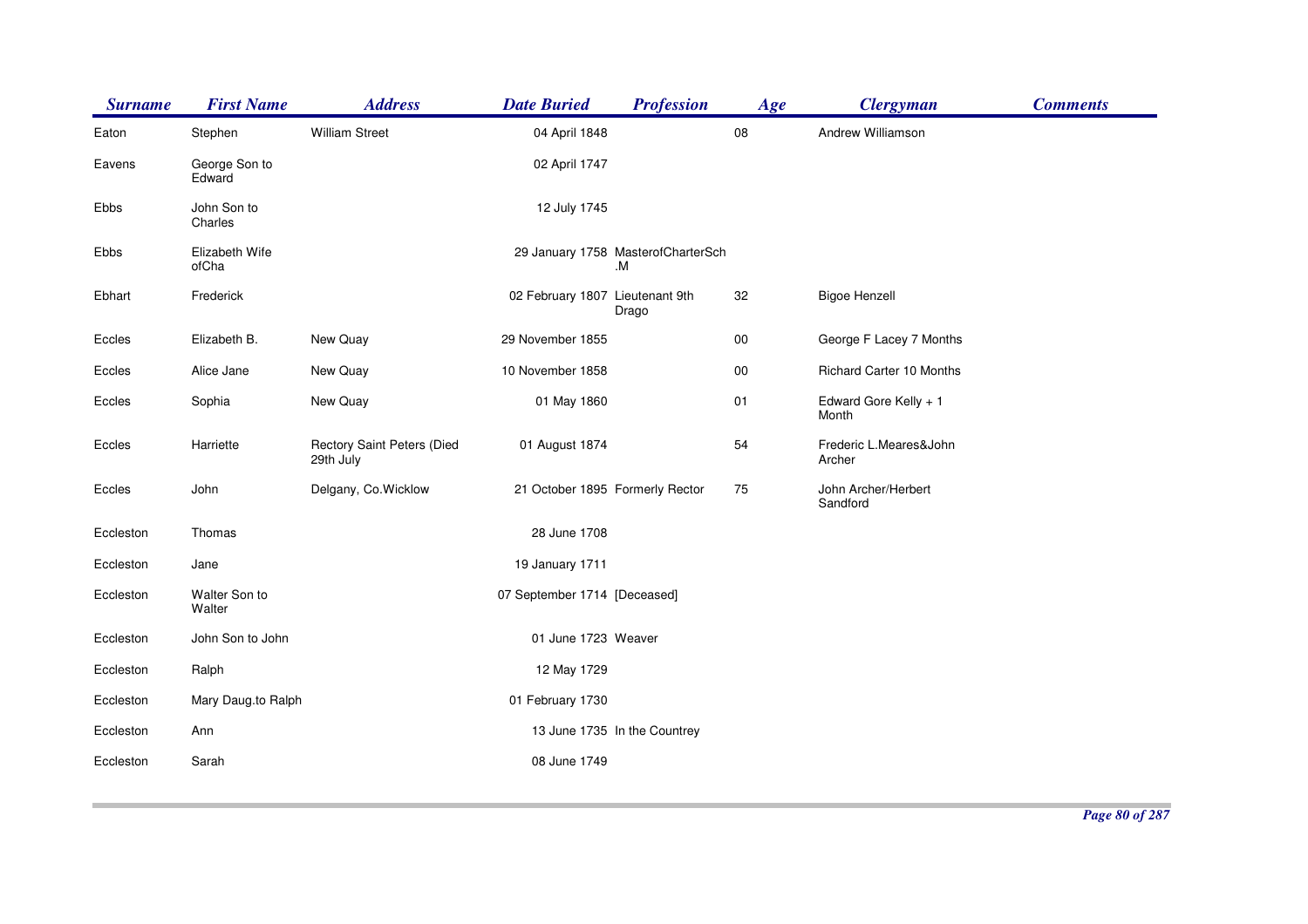| Surname | First Name | Address | Date Buried | Profession | Age | Clergyman | Comments |
|---|---|---|---|---|---|---|---|
| Eaton | Stephen | William Street | 04 April 1848 | | 08 | Andrew Williamson | |
| Eavens | George Son to Edward | | 02 April 1747 | | | | |
| Ebbs | John Son to Charles | | 12 July 1745 | | | | |
| Ebbs | Elizabeth Wife ofCha | | 29 January 1758 | MasterofCharterSch .M | | | |
| Ebhart | Frederick | | 02 February 1807 | Lieutenant 9th Drago | 32 | Bigoe Henzell | |
| Eccles | Elizabeth B. | New Quay | 29 November 1855 | | 00 | George F Lacey 7 Months | |
| Eccles | Alice Jane | New Quay | 10 November 1858 | | 00 | Richard Carter 10 Months | |
| Eccles | Sophia | New Quay | 01 May 1860 | | 01 | Edward Gore Kelly + 1 Month | |
| Eccles | Harriette | Rectory Saint Peters (Died 29th July | 01 August 1874 | | 54 | Frederic L.Meares&John Archer | |
| Eccles | John | Delgany, Co.Wicklow | 21 October 1895 | Formerly Rector | 75 | John Archer/Herbert Sandford | |
| Eccleston | Thomas | | 28 June 1708 | | | | |
| Eccleston | Jane | | 19 January 1711 | | | | |
| Eccleston | Walter Son to Walter | | 07 September 1714 | [Deceased] | | | |
| Eccleston | John Son to John | | 01 June 1723 | Weaver | | | |
| Eccleston | Ralph | | 12 May 1729 | | | | |
| Eccleston | Mary Daug.to Ralph | | 01 February 1730 | | | | |
| Eccleston | Ann | | 13 June 1735 | In the Countrey | | | |
| Eccleston | Sarah | | 08 June 1749 | | | | |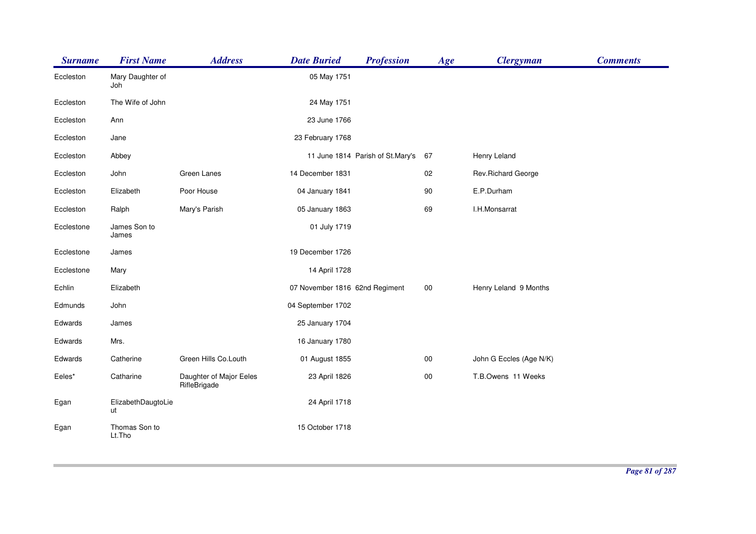| Surname | First Name | Address | Date Buried | Profession | Age | Clergyman | Comments |
|---|---|---|---|---|---|---|---|
| Eccleston | Mary Daughter of Joh | | 05 May 1751 | | | | |
| Eccleston | The Wife of John | | 24 May 1751 | | | | |
| Eccleston | Ann | | 23 June 1766 | | | | |
| Eccleston | Jane | | 23 February 1768 | | | | |
| Eccleston | Abbey | | 11 June 1814 | Parish of St.Mary's | 67 | Henry Leland | |
| Eccleston | John | Green Lanes | 14 December 1831 | | 02 | Rev.Richard George | |
| Eccleston | Elizabeth | Poor House | 04 January 1841 | | 90 | E.P.Durham | |
| Eccleston | Ralph | Mary's Parish | 05 January 1863 | | 69 | I.H.Monsarrat | |
| Ecclestone | James Son to James | | 01 July 1719 | | | | |
| Ecclestone | James | | 19 December 1726 | | | | |
| Ecclestone | Mary | | 14 April 1728 | | | | |
| Echlin | Elizabeth | | 07 November 1816 | 62nd Regiment | 00 | Henry Leland 9 Months | |
| Edmunds | John | | 04 September 1702 | | | | |
| Edwards | James | | 25 January 1704 | | | | |
| Edwards | Mrs. | | 16 January 1780 | | | | |
| Edwards | Catherine | Green Hills Co.Louth | 01 August 1855 | | 00 | John G Eccles (Age N/K) | |
| Eeles* | Catharine | Daughter of Major Eeles RifleBrigade | 23 April 1826 | | 00 | T.B.Owens 11 Weeks | |
| Egan | ElizabethDaugtoLieut | | 24 April 1718 | | | | |
| Egan | Thomas Son to Lt.Tho | | 15 October 1718 | | | | |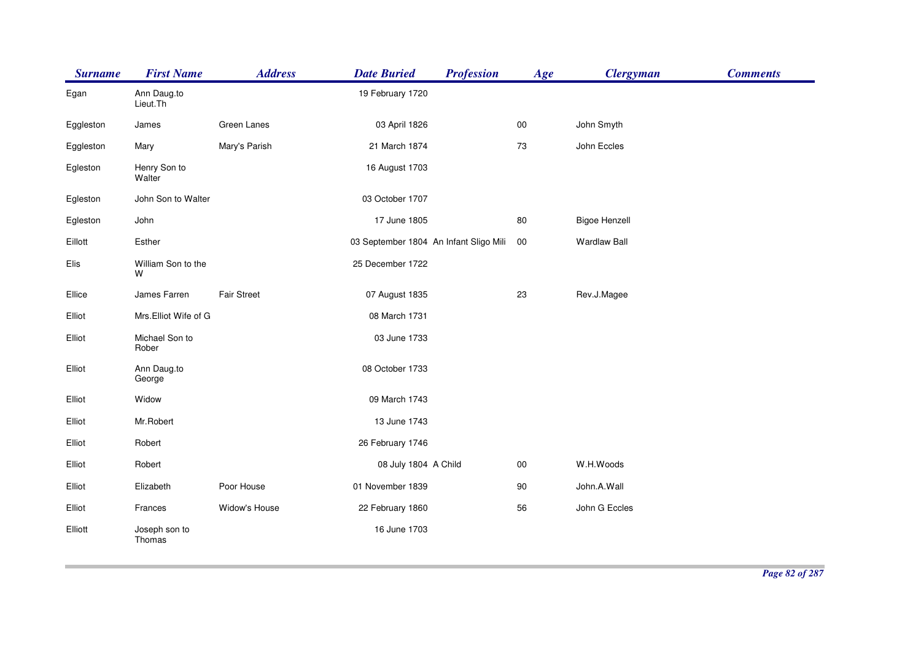| Surname | First Name | Address | Date Buried | Profession | Age | Clergyman | Comments |
|---|---|---|---|---|---|---|---|
| Egan | Ann Daug.to Lieut.Th | | 19 February 1720 | | | | |
| Eggleston | James | Green Lanes | 03 April 1826 | | 00 | John Smyth | |
| Eggleston | Mary | Mary's Parish | 21 March 1874 | | 73 | John Eccles | |
| Egleston | Henry Son to Walter | | 16 August 1703 | | | | |
| Egleston | John Son to Walter | | 03 October 1707 | | | | |
| Egleston | John | | 17 June 1805 | | 80 | Bigoe Henzell | |
| Eillott | Esther | | 03 September 1804 | An Infant Sligo Mili | 00 | Wardlaw Ball | |
| Elis | William Son to the W | | 25 December 1722 | | | | |
| Ellice | James Farren | Fair Street | 07 August 1835 | | 23 | Rev.J.Magee | |
| Elliot | Mrs.Elliot Wife of G | | 08 March 1731 | | | | |
| Elliot | Michael Son to Rober | | 03 June 1733 | | | | |
| Elliot | Ann Daug.to George | | 08 October 1733 | | | | |
| Elliot | Widow | | 09 March 1743 | | | | |
| Elliot | Mr.Robert | | 13 June 1743 | | | | |
| Elliot | Robert | | 26 February 1746 | | | | |
| Elliot | Robert | | 08 July 1804 | A Child | 00 | W.H.Woods | |
| Elliot | Elizabeth | Poor House | 01 November 1839 | | 90 | John.A.Wall | |
| Elliot | Frances | Widow's House | 22 February 1860 | | 56 | John G Eccles | |
| Elliott | Joseph son to Thomas | | 16 June 1703 | | | | |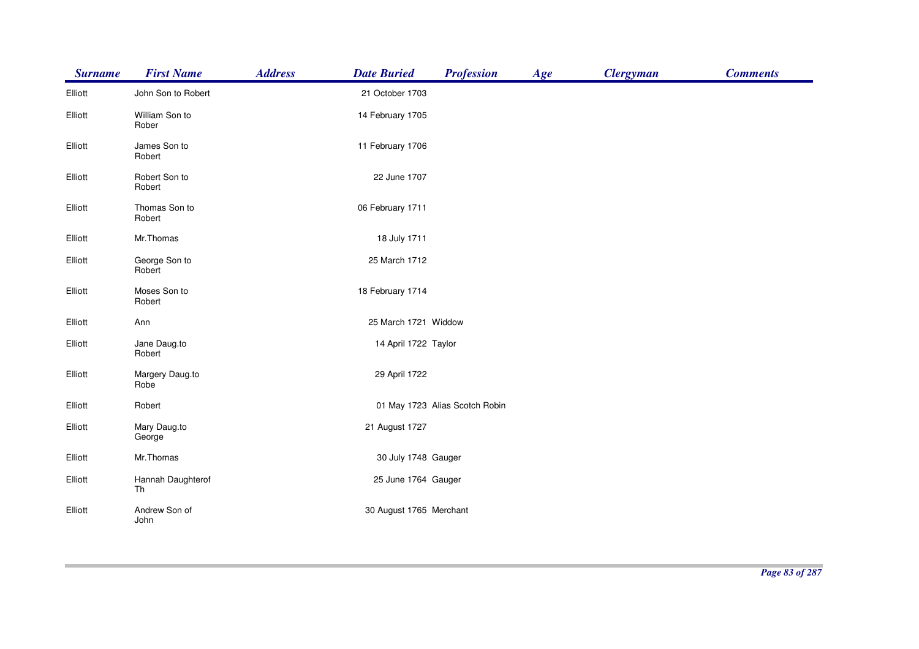| *Surname* | *First Name* | *Address* | *Date Buried* | *Profession* | *Age* | *Clergyman* | *Comments* |
|---|---|---|---|---|---|---|---|
| Elliott | John Son to Robert | | 21 October 1703 | | | | |
| Elliott | William Son to Rober | | 14 February 1705 | | | | |
| Elliott | James Son to Robert | | 11 February 1706 | | | | |
| Elliott | Robert Son to Robert | | 22 June 1707 | | | | |
| Elliott | Thomas Son to Robert | | 06 February 1711 | | | | |
| Elliott | Mr.Thomas | | 18 July 1711 | | | | |
| Elliott | George Son to Robert | | 25 March 1712 | | | | |
| Elliott | Moses Son to Robert | | 18 February 1714 | | | | |
| Elliott | Ann | | 25 March 1721 | Widdow | | | |
| Elliott | Jane Daug.to Robert | | 14 April 1722 | Taylor | | | |
| Elliott | Margery Daug.to Robe | | 29 April 1722 | | | | |
| Elliott | Robert | | 01 May 1723 | Alias Scotch Robin | | | |
| Elliott | Mary Daug.to George | | 21 August 1727 | | | | |
| Elliott | Mr.Thomas | | 30 July 1748 | Gauger | | | |
| Elliott | Hannah Daughterof Th | | 25 June 1764 | Gauger | | | |
| Elliott | Andrew Son of John | | 30 August 1765 | Merchant | | | |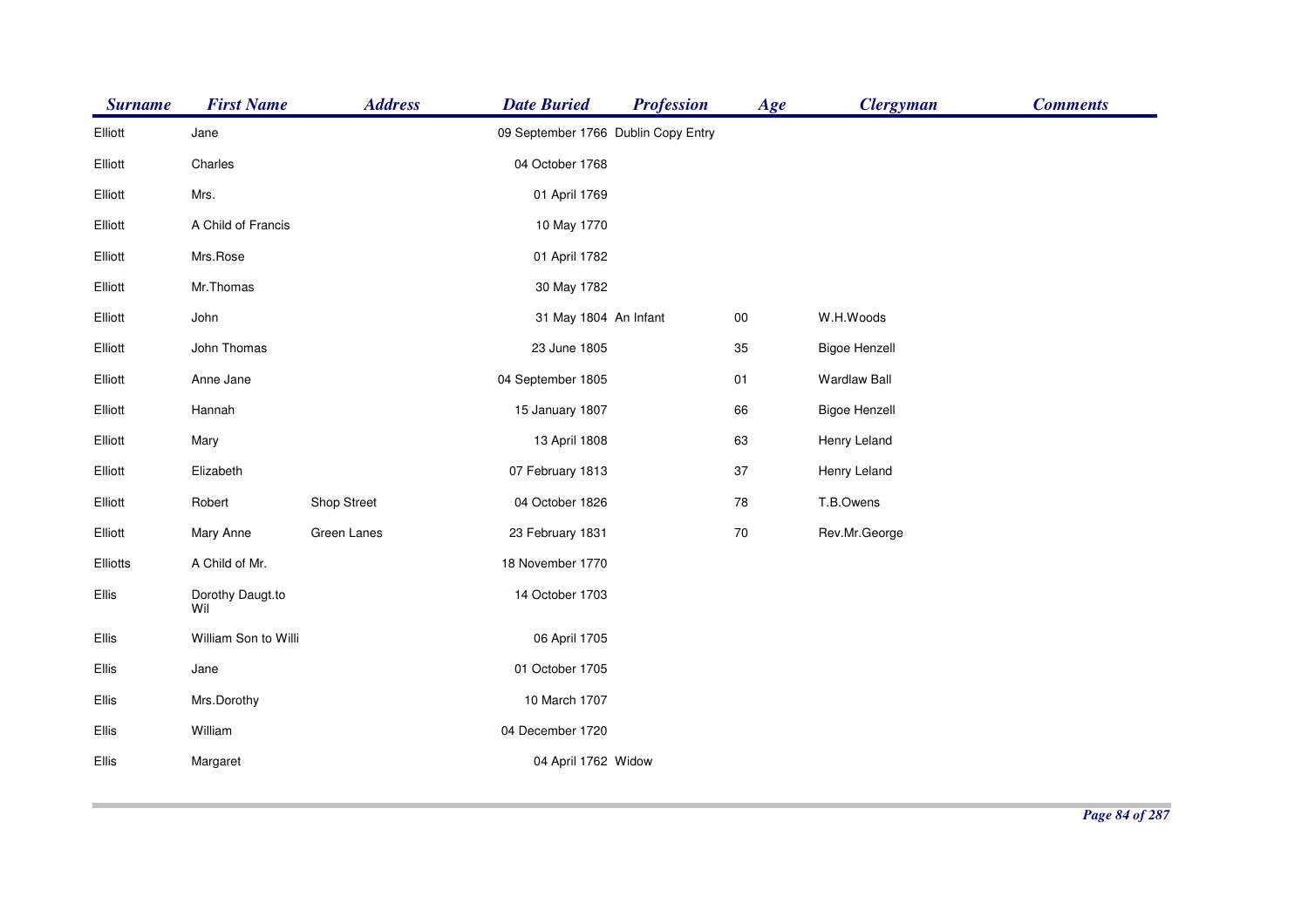| Surname | First Name | Address | Date Buried | Profession | Age | Clergyman | Comments |
|---|---|---|---|---|---|---|---|
| Elliott | Jane | | 09 September 1766 | Dublin Copy Entry | | | |
| Elliott | Charles | | 04 October 1768 | | | | |
| Elliott | Mrs. | | 01 April 1769 | | | | |
| Elliott | A Child of Francis | | 10 May 1770 | | | | |
| Elliott | Mrs.Rose | | 01 April 1782 | | | | |
| Elliott | Mr.Thomas | | 30 May 1782 | | | | |
| Elliott | John | | 31 May 1804 | An Infant | 00 | W.H.Woods | |
| Elliott | John Thomas | | 23 June 1805 | | 35 | Bigoe Henzell | |
| Elliott | Anne Jane | | 04 September 1805 | | 01 | Wardlaw Ball | |
| Elliott | Hannah | | 15 January 1807 | | 66 | Bigoe Henzell | |
| Elliott | Mary | | 13 April 1808 | | 63 | Henry Leland | |
| Elliott | Elizabeth | | 07 February 1813 | | 37 | Henry Leland | |
| Elliott | Robert | Shop Street | 04 October 1826 | | 78 | T.B.Owens | |
| Elliott | Mary Anne | Green Lanes | 23 February 1831 | | 70 | Rev.Mr.George | |
| Elliotts | A Child of Mr. | | 18 November 1770 | | | | |
| Ellis | Dorothy Daugt.to Wil | | 14 October 1703 | | | | |
| Ellis | William Son to Willi | | 06 April 1705 | | | | |
| Ellis | Jane | | 01 October 1705 | | | | |
| Ellis | Mrs.Dorothy | | 10 March 1707 | | | | |
| Ellis | William | | 04 December 1720 | | | | |
| Ellis | Margaret | | 04 April 1762 | Widow | | | |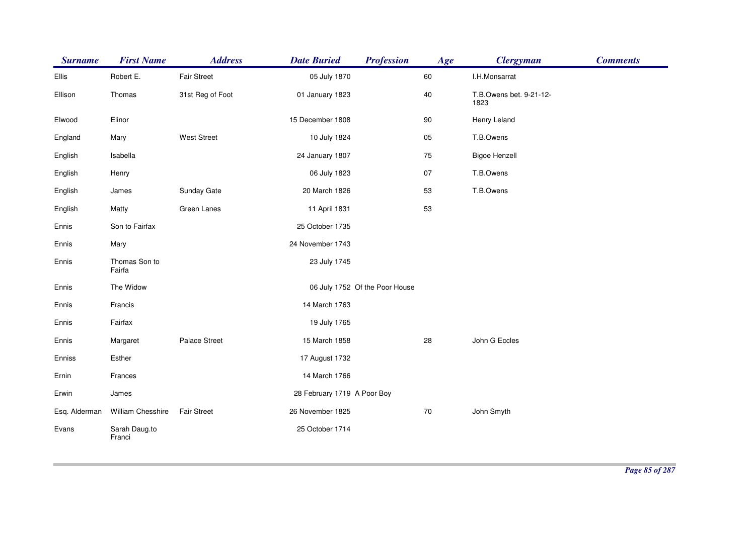| Surname | First Name | Address | Date Buried | Profession | Age | Clergyman | Comments |
|---|---|---|---|---|---|---|---|
| Ellis | Robert E. | Fair Street | 05 July 1870 | | 60 | I.H.Monsarrat | |
| Ellison | Thomas | 31st Reg of Foot | 01 January 1823 | | 40 | T.B.Owens bet. 9-21-12-1823 | |
| Elwood | Elinor | | 15 December 1808 | | 90 | Henry Leland | |
| England | Mary | West Street | 10 July 1824 | | 05 | T.B.Owens | |
| English | Isabella | | 24 January 1807 | | 75 | Bigoe Henzell | |
| English | Henry | | 06 July 1823 | | 07 | T.B.Owens | |
| English | James | Sunday Gate | 20 March 1826 | | 53 | T.B.Owens | |
| English | Matty | Green Lanes | 11 April 1831 | | 53 | | |
| Ennis | Son to Fairfax | | 25 October 1735 | | | | |
| Ennis | Mary | | 24 November 1743 | | | | |
| Ennis | Thomas Son to Fairfa | | 23 July 1745 | | | | |
| Ennis | The Widow | | 06 July 1752 | Of the Poor House | | | |
| Ennis | Francis | | 14 March 1763 | | | | |
| Ennis | Fairfax | | 19 July 1765 | | | | |
| Ennis | Margaret | Palace Street | 15 March 1858 | | 28 | John G Eccles | |
| Enniss | Esther | | 17 August 1732 | | | | |
| Ernin | Frances | | 14 March 1766 | | | | |
| Erwin | James | | 28 February 1719 | A Poor Boy | | | |
| Esq. Alderman | William Chesshire | Fair Street | 26 November 1825 | | 70 | John Smyth | |
| Evans | Sarah Daug.to Franci | | 25 October 1714 | | | | |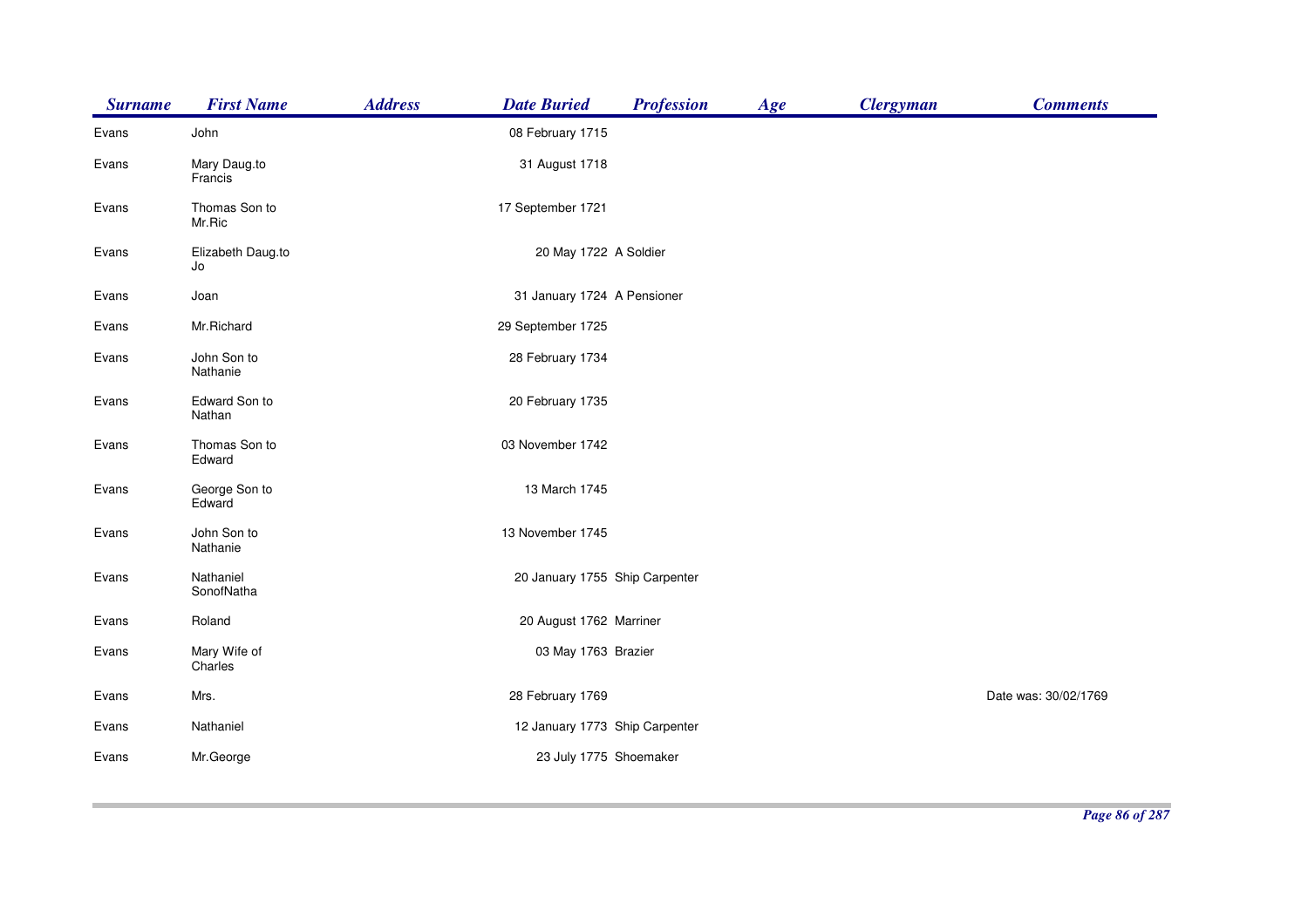| Surname | First Name | Address | Date Buried | Profession | Age | Clergyman | Comments |
|---|---|---|---|---|---|---|---|
| Evans | John | | 08 February 1715 | | | | |
| Evans | Mary Daug.to Francis | | 31 August 1718 | | | | |
| Evans | Thomas Son to Mr.Ric | | 17 September 1721 | | | | |
| Evans | Elizabeth Daug.to Jo | | 20 May 1722 | A Soldier | | | |
| Evans | Joan | | 31 January 1724 | A Pensioner | | | |
| Evans | Mr.Richard | | 29 September 1725 | | | | |
| Evans | John Son to Nathanie | | 28 February 1734 | | | | |
| Evans | Edward Son to Nathan | | 20 February 1735 | | | | |
| Evans | Thomas Son to Edward | | 03 November 1742 | | | | |
| Evans | George Son to Edward | | 13 March 1745 | | | | |
| Evans | John Son to Nathanie | | 13 November 1745 | | | | |
| Evans | Nathaniel SonofNatha | | 20 January 1755 | Ship Carpenter | | | |
| Evans | Roland | | 20 August 1762 | Marriner | | | |
| Evans | Mary Wife of Charles | | 03 May 1763 | Brazier | | | |
| Evans | Mrs. | | 28 February 1769 | | | | Date was: 30/02/1769 |
| Evans | Nathaniel | | 12 January 1773 | Ship Carpenter | | | |
| Evans | Mr.George | | 23 July 1775 | Shoemaker | | | |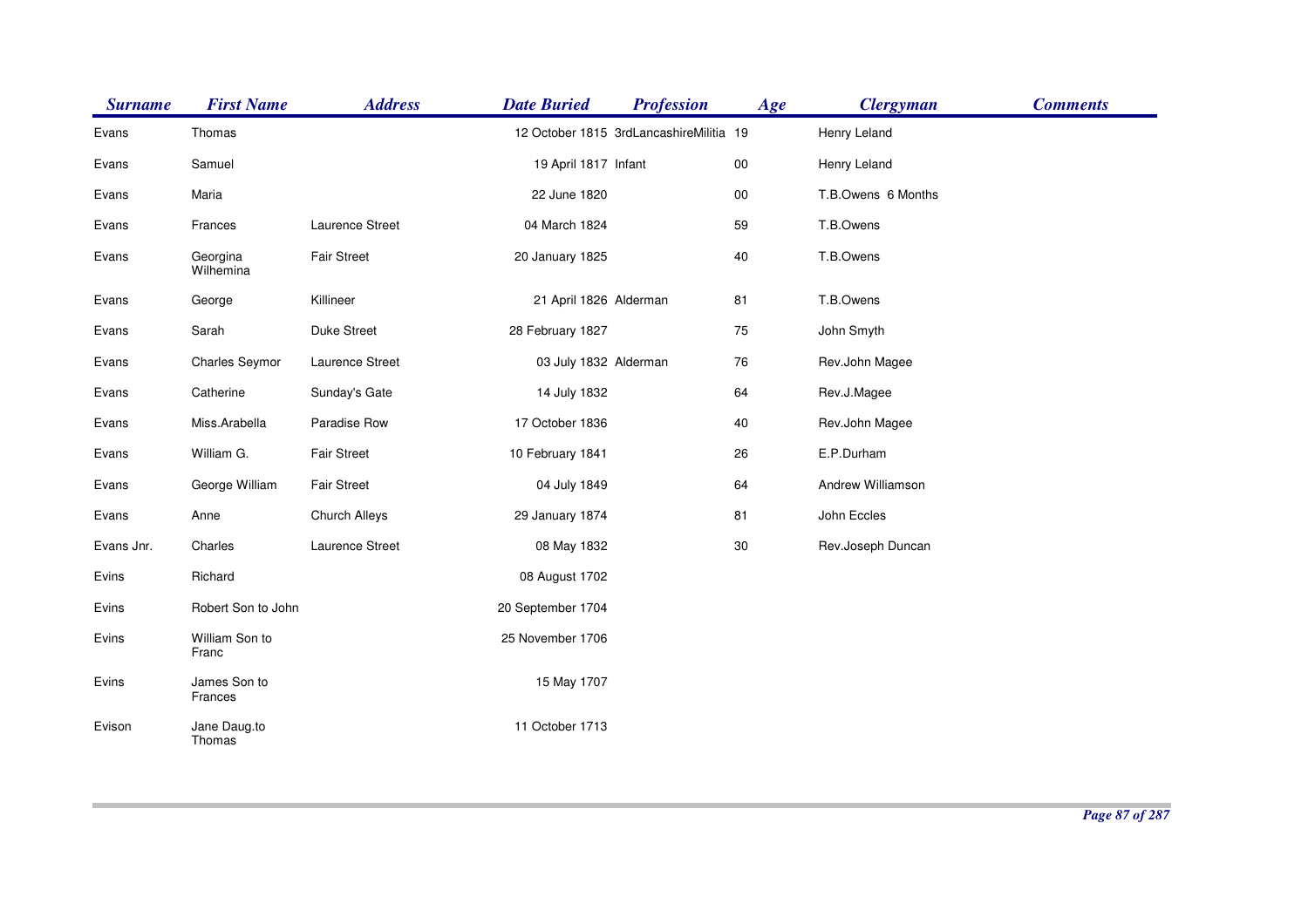| Surname | First Name | Address | Date Buried | Profession | Age | Clergyman | Comments |
|---|---|---|---|---|---|---|---|
| Evans | Thomas | | 12 October 1815 | 3rdLancashireMilitia | 19 | Henry Leland | |
| Evans | Samuel | | 19 April 1817 | Infant | 00 | Henry Leland | |
| Evans | Maria | | 22 June 1820 | | 00 | T.B.Owens 6 Months | |
| Evans | Frances | Laurence Street | 04 March 1824 | | 59 | T.B.Owens | |
| Evans | Georgina Wilhemina | Fair Street | 20 January 1825 | | 40 | T.B.Owens | |
| Evans | George | Killineer | 21 April 1826 | Alderman | 81 | T.B.Owens | |
| Evans | Sarah | Duke Street | 28 February 1827 | | 75 | John Smyth | |
| Evans | Charles Seymor | Laurence Street | 03 July 1832 | Alderman | 76 | Rev.John Magee | |
| Evans | Catherine | Sunday's Gate | 14 July 1832 | | 64 | Rev.J.Magee | |
| Evans | Miss.Arabella | Paradise Row | 17 October 1836 | | 40 | Rev.John Magee | |
| Evans | William G. | Fair Street | 10 February 1841 | | 26 | E.P.Durham | |
| Evans | George William | Fair Street | 04 July 1849 | | 64 | Andrew Williamson | |
| Evans | Anne | Church Alleys | 29 January 1874 | | 81 | John Eccles | |
| Evans Jnr. | Charles | Laurence Street | 08 May 1832 | | 30 | Rev.Joseph Duncan | |
| Evins | Richard | | 08 August 1702 | | | | |
| Evins | Robert Son to John | | 20 September 1704 | | | | |
| Evins | William Son to Franc | | 25 November 1706 | | | | |
| Evins | James Son to Frances | | 15 May 1707 | | | | |
| Evison | Jane Daug.to Thomas | | 11 October 1713 | | | | |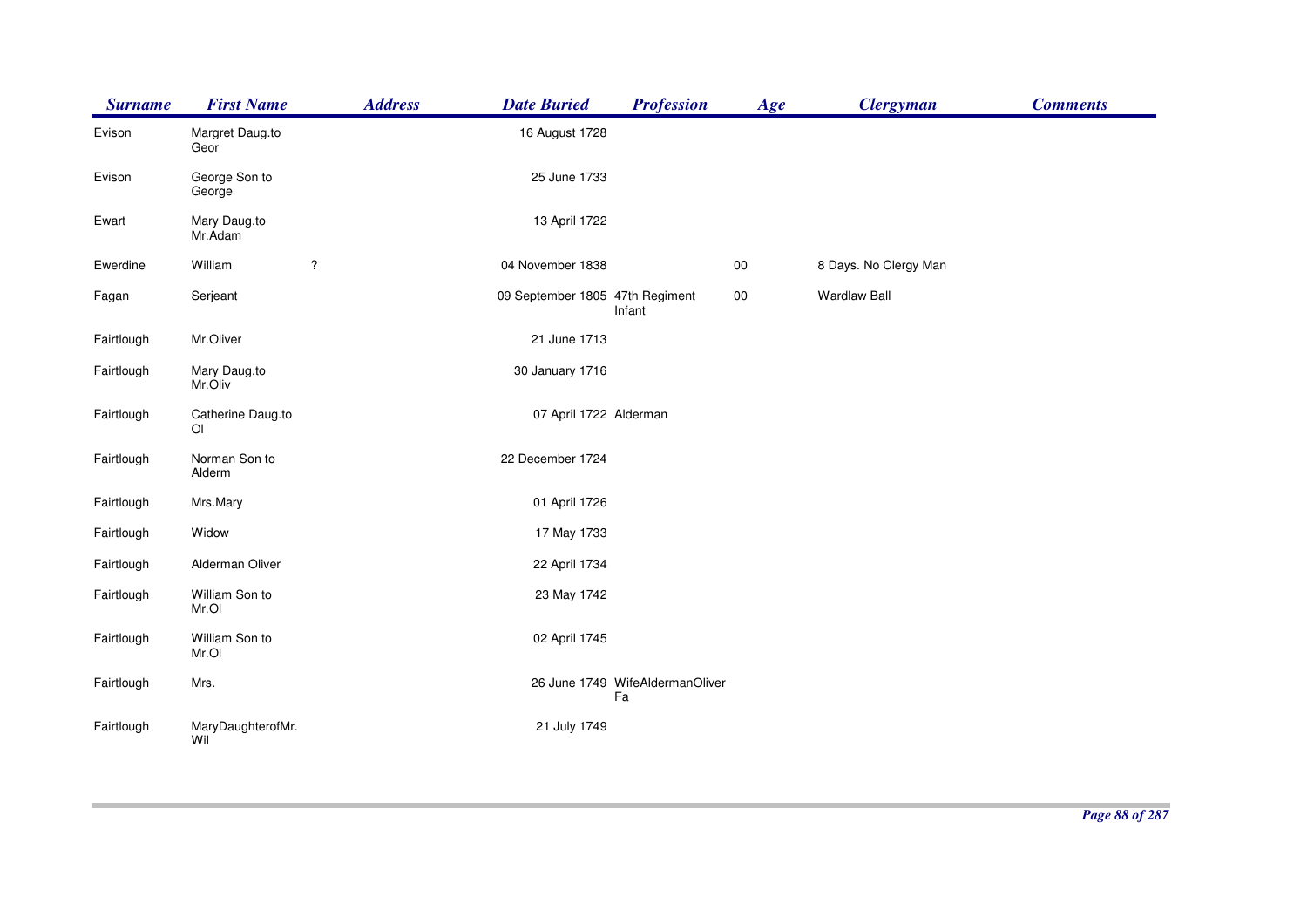| Surname | First Name | Address | Date Buried | Profession | Age | Clergyman | Comments |
|---|---|---|---|---|---|---|---|
| Evison | Margret Daug.to Geor | | 16 August 1728 | | | | |
| Evison | George Son to George | | 25 June 1733 | | | | |
| Ewart | Mary Daug.to Mr.Adam | | 13 April 1722 | | | | |
| Ewerdine | William | ? | 04 November 1838 | | 00 | 8 Days. No Clergy Man | |
| Fagan | Serjeant | | 09 September 1805 | 47th Regiment Infant | 00 | Wardlaw Ball | |
| Fairtlough | Mr.Oliver | | 21 June 1713 | | | | |
| Fairtlough | Mary Daug.to Mr.Oliv | | 30 January 1716 | | | | |
| Fairtlough | Catherine Daug.to Ol | | 07 April 1722 | Alderman | | | |
| Fairtlough | Norman Son to Alderm | | 22 December 1724 | | | | |
| Fairtlough | Mrs.Mary | | 01 April 1726 | | | | |
| Fairtlough | Widow | | 17 May 1733 | | | | |
| Fairtlough | Alderman Oliver | | 22 April 1734 | | | | |
| Fairtlough | William Son to Mr.Ol | | 23 May 1742 | | | | |
| Fairtlough | William Son to Mr.Ol | | 02 April 1745 | | | | |
| Fairtlough | Mrs. | | 26 June 1749 | WifeAldermanOliver Fa | | | |
| Fairtlough | MaryDaughterofMr. Wil | | 21 July 1749 | | | | |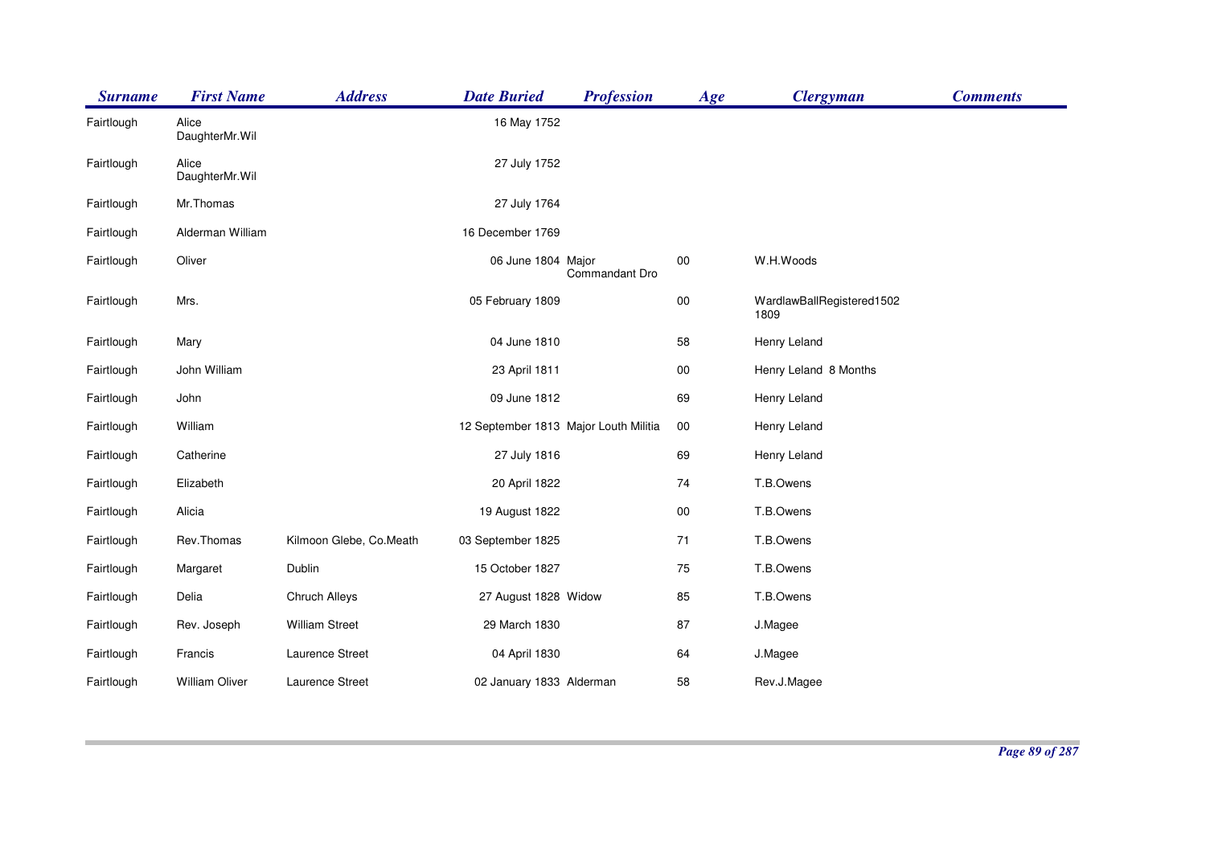| Surname | First Name | Address | Date Buried | Profession | Age | Clergyman | Comments |
|---|---|---|---|---|---|---|---|
| Fairtlough | Alice DaughterMr.Wil | | 16 May 1752 | | | | |
| Fairtlough | Alice DaughterMr.Wil | | 27 July 1752 | | | | |
| Fairtlough | Mr.Thomas | | 27 July 1764 | | | | |
| Fairtlough | Alderman William | | 16 December 1769 | | | | |
| Fairtlough | Oliver | | 06 June 1804 | Major Commandant Dro | 00 | W.H.Woods | |
| Fairtlough | Mrs. | | 05 February 1809 | | 00 | WardlawBallRegistered1502 1809 | |
| Fairtlough | Mary | | 04 June 1810 | | 58 | Henry Leland | |
| Fairtlough | John William | | 23 April 1811 | | 00 | Henry Leland 8 Months | |
| Fairtlough | John | | 09 June 1812 | | 69 | Henry Leland | |
| Fairtlough | William | | 12 September 1813 | Major Louth Militia | 00 | Henry Leland | |
| Fairtlough | Catherine | | 27 July 1816 | | 69 | Henry Leland | |
| Fairtlough | Elizabeth | | 20 April 1822 | | 74 | T.B.Owens | |
| Fairtlough | Alicia | | 19 August 1822 | | 00 | T.B.Owens | |
| Fairtlough | Rev.Thomas | Kilmoon Glebe, Co.Meath | 03 September 1825 | | 71 | T.B.Owens | |
| Fairtlough | Margaret | Dublin | 15 October 1827 | | 75 | T.B.Owens | |
| Fairtlough | Delia | Chruch Alleys | 27 August 1828 | Widow | 85 | T.B.Owens | |
| Fairtlough | Rev. Joseph | William Street | 29 March 1830 | | 87 | J.Magee | |
| Fairtlough | Francis | Laurence Street | 04 April 1830 | | 64 | J.Magee | |
| Fairtlough | William Oliver | Laurence Street | 02 January 1833 | Alderman | 58 | Rev.J.Magee | |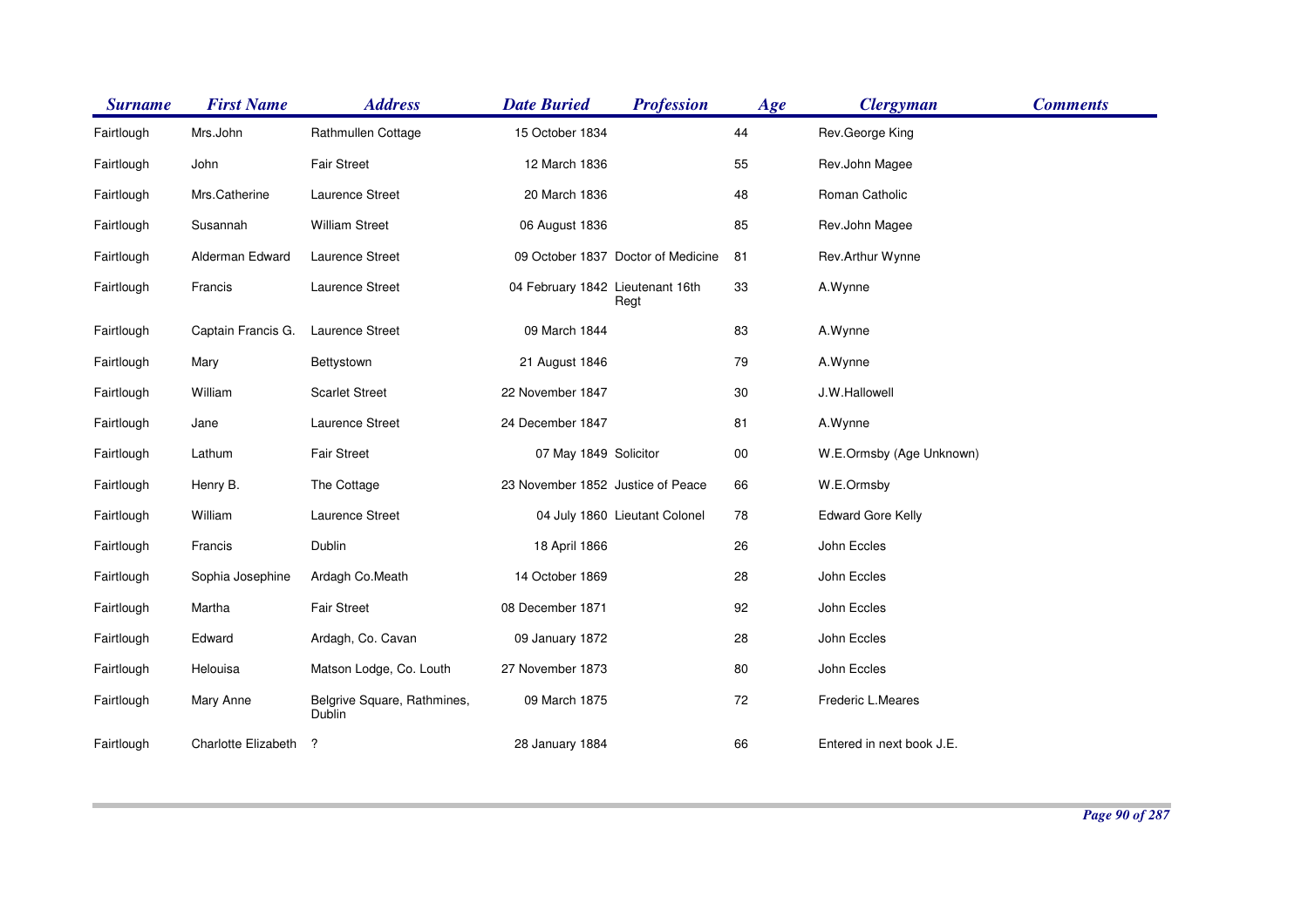| Surname | First Name | Address | Date Buried | Profession | Age | Clergyman | Comments |
|---|---|---|---|---|---|---|---|
| Fairtlough | Mrs.John | Rathmullen Cottage | 15 October 1834 | | 44 | Rev.George King | |
| Fairtlough | John | Fair Street | 12 March 1836 | | 55 | Rev.John Magee | |
| Fairtlough | Mrs.Catherine | Laurence Street | 20 March 1836 | | 48 | Roman Catholic | |
| Fairtlough | Susannah | William Street | 06 August 1836 | | 85 | Rev.John Magee | |
| Fairtlough | Alderman Edward | Laurence Street | 09 October 1837 | Doctor of Medicine | 81 | Rev.Arthur Wynne | |
| Fairtlough | Francis | Laurence Street | 04 February 1842 | Lieutenant 16th Regt | 33 | A.Wynne | |
| Fairtlough | Captain Francis G. | Laurence Street | 09 March 1844 | | 83 | A.Wynne | |
| Fairtlough | Mary | Bettystown | 21 August 1846 | | 79 | A.Wynne | |
| Fairtlough | William | Scarlet Street | 22 November 1847 | | 30 | J.W.Hallowell | |
| Fairtlough | Jane | Laurence Street | 24 December 1847 | | 81 | A.Wynne | |
| Fairtlough | Lathum | Fair Street | 07 May 1849 | Solicitor | 00 | W.E.Ormsby (Age Unknown) | |
| Fairtlough | Henry B. | The Cottage | 23 November 1852 | Justice of Peace | 66 | W.E.Ormsby | |
| Fairtlough | William | Laurence Street | 04 July 1860 | Lieutant Colonel | 78 | Edward Gore Kelly | |
| Fairtlough | Francis | Dublin | 18 April 1866 | | 26 | John Eccles | |
| Fairtlough | Sophia Josephine | Ardagh Co.Meath | 14 October 1869 | | 28 | John Eccles | |
| Fairtlough | Martha | Fair Street | 08 December 1871 | | 92 | John Eccles | |
| Fairtlough | Edward | Ardagh, Co. Cavan | 09 January 1872 | | 28 | John Eccles | |
| Fairtlough | Helouisa | Matson Lodge, Co. Louth | 27 November 1873 | | 80 | John Eccles | |
| Fairtlough | Mary Anne | Belgrive Square, Rathmines, Dublin | 09 March 1875 | | 72 | Frederic L.Meares | |
| Fairtlough | Charlotte Elizabeth | ? | 28 January 1884 | | 66 | Entered in next book J.E. | |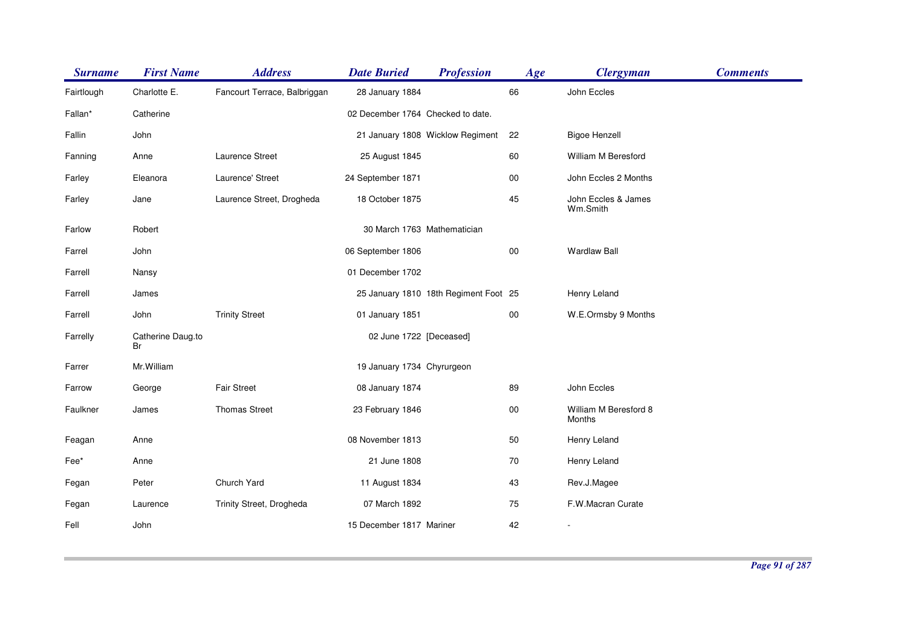| Surname | First Name | Address | Date Buried | Profession | Age | Clergyman | Comments |
|---|---|---|---|---|---|---|---|
| Fairtlough | Charlotte E. | Fancourt Terrace, Balbriggan | 28 January 1884 | | 66 | John Eccles | |
| Fallan* | Catherine | | 02 December 1764 | Checked to date. | | | |
| Fallin | John | | 21 January 1808 | Wicklow Regiment | 22 | Bigoe Henzell | |
| Fanning | Anne | Laurence Street | 25 August 1845 | | 60 | William M Beresford | |
| Farley | Eleanora | Laurence' Street | 24 September 1871 | | 00 | John Eccles 2 Months | |
| Farley | Jane | Laurence Street, Drogheda | 18 October 1875 | | 45 | John Eccles & James Wm.Smith | |
| Farlow | Robert | | 30 March 1763 | Mathematician | | | |
| Farrel | John | | 06 September 1806 | | 00 | Wardlaw Ball | |
| Farrell | Nansy | | 01 December 1702 | | | | |
| Farrell | James | | 25 January 1810 | 18th Regiment Foot | 25 | Henry Leland | |
| Farrell | John | Trinity Street | 01 January 1851 | | 00 | W.E.Ormsby 9 Months | |
| Farrelly | Catherine Daug.to Br | | 02 June 1722 | [Deceased] | | | |
| Farrer | Mr.William | | 19 January 1734 | Chyrurgeon | | | |
| Farrow | George | Fair Street | 08 January 1874 | | 89 | John Eccles | |
| Faulkner | James | Thomas Street | 23 February 1846 | | 00 | William M Beresford 8 Months | |
| Feagan | Anne | | 08 November 1813 | | 50 | Henry Leland | |
| Fee* | Anne | | 21 June 1808 | | 70 | Henry Leland | |
| Fegan | Peter | Church Yard | 11 August 1834 | | 43 | Rev.J.Magee | |
| Fegan | Laurence | Trinity Street, Drogheda | 07 March 1892 | | 75 | F.W.Macran Curate | |
| Fell | John | | 15 December 1817 | Mariner | 42 | - | |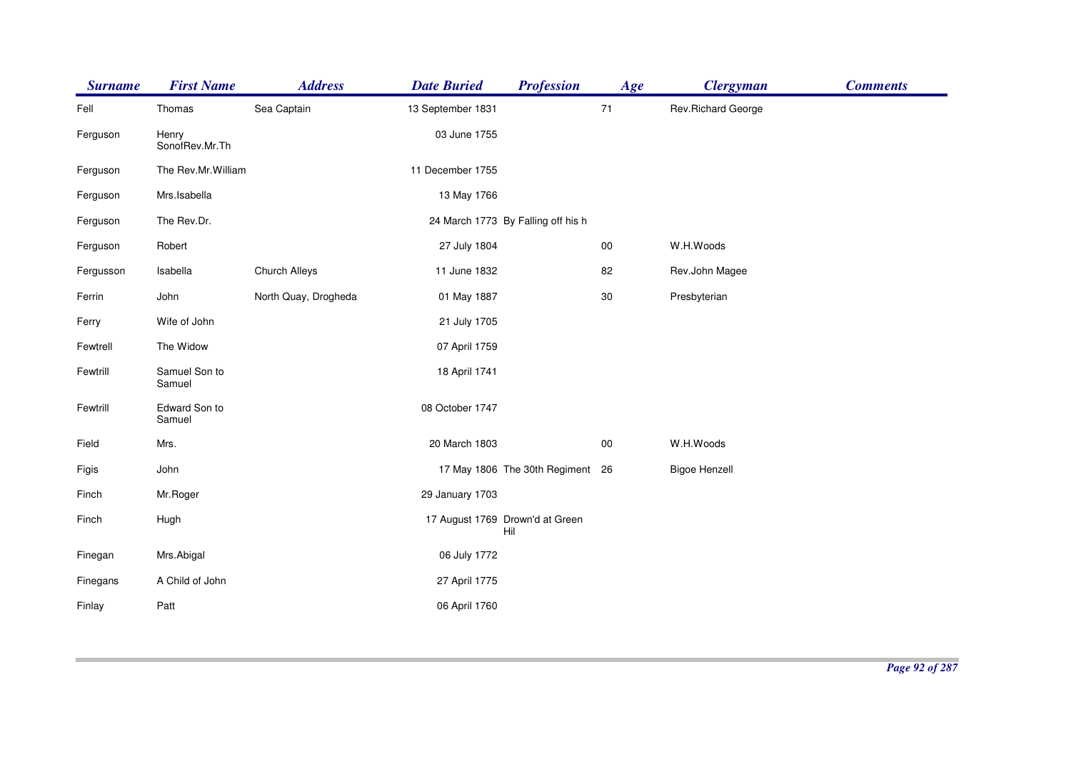| Surname | First Name | Address | Date Buried | Profession | Age | Clergyman | Comments |
|---|---|---|---|---|---|---|---|
| Fell | Thomas | Sea Captain | 13 September 1831 | | 71 | Rev.Richard George | |
| Ferguson | Henry SonofRev.Mr.Th | | 03 June 1755 | | | | |
| Ferguson | The Rev.Mr.William | | 11 December 1755 | | | | |
| Ferguson | Mrs.Isabella | | 13 May 1766 | | | | |
| Ferguson | The Rev.Dr. | | 24 March 1773 | By Falling off his h | | | |
| Ferguson | Robert | | 27 July 1804 | | 00 | W.H.Woods | |
| Fergusson | Isabella | Church Alleys | 11 June 1832 | | 82 | Rev.John Magee | |
| Ferrin | John | North Quay, Drogheda | 01 May 1887 | | 30 | Presbyterian | |
| Ferry | Wife of John | | 21 July 1705 | | | | |
| Fewtrell | The Widow | | 07 April 1759 | | | | |
| Fewtrill | Samuel Son to Samuel | | 18 April 1741 | | | | |
| Fewtrill | Edward Son to Samuel | | 08 October 1747 | | | | |
| Field | Mrs. | | 20 March 1803 | | 00 | W.H.Woods | |
| Figis | John | | 17 May 1806 | The 30th Regiment | 26 | Bigoe Henzell | |
| Finch | Mr.Roger | | 29 January 1703 | | | | |
| Finch | Hugh | | 17 August 1769 | Drown'd at Green Hil | | | |
| Finegan | Mrs.Abigal | | 06 July 1772 | | | | |
| Finegans | A Child of John | | 27 April 1775 | | | | |
| Finlay | Patt | | 06 April 1760 | | | | |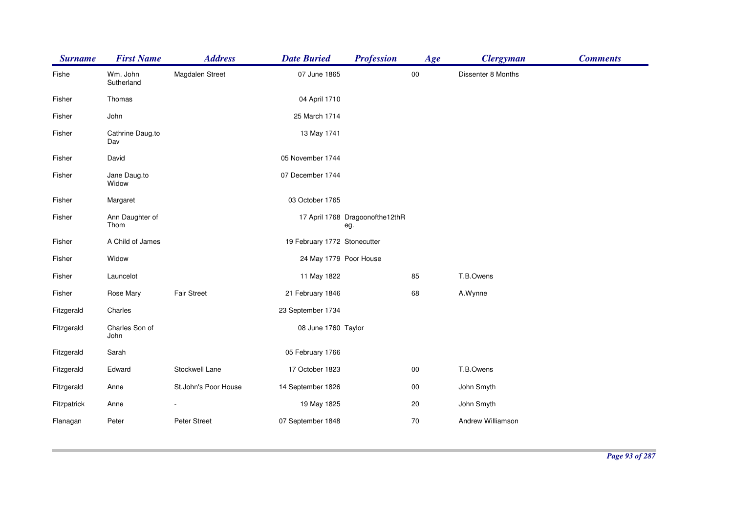| Surname | First Name | Address | Date Buried | Profession | Age | Clergyman | Comments |
| --- | --- | --- | --- | --- | --- | --- | --- |
| Fishe | Wm. John Sutherland | Magdalen Street | 07 June 1865 | | 00 | Dissenter 8 Months | |
| Fisher | Thomas | | 04 April 1710 | | | | |
| Fisher | John | | 25 March 1714 | | | | |
| Fisher | Cathrine Daug.to Dav | | 13 May 1741 | | | | |
| Fisher | David | | 05 November 1744 | | | | |
| Fisher | Jane Daug.to Widow | | 07 December 1744 | | | | |
| Fisher | Margaret | | 03 October 1765 | | | | |
| Fisher | Ann Daughter of Thom | | 17 April 1768 | Dragoonofthe12thReg. | | | |
| Fisher | A Child of James | | 19 February 1772 | Stonecutter | | | |
| Fisher | Widow | | 24 May 1779 | Poor House | | | |
| Fisher | Launcelot | | 11 May 1822 | | 85 | T.B.Owens | |
| Fisher | Rose Mary | Fair Street | 21 February 1846 | | 68 | A.Wynne | |
| Fitzgerald | Charles | | 23 September 1734 | | | | |
| Fitzgerald | Charles Son of John | | 08 June 1760 | Taylor | | | |
| Fitzgerald | Sarah | | 05 February 1766 | | | | |
| Fitzgerald | Edward | Stockwell Lane | 17 October 1823 | | 00 | T.B.Owens | |
| Fitzgerald | Anne | St.John's Poor House | 14 September 1826 | | 00 | John Smyth | |
| Fitzpatrick | Anne | - | 19 May 1825 | | 20 | John Smyth | |
| Flanagan | Peter | Peter Street | 07 September 1848 | | 70 | Andrew Williamson | |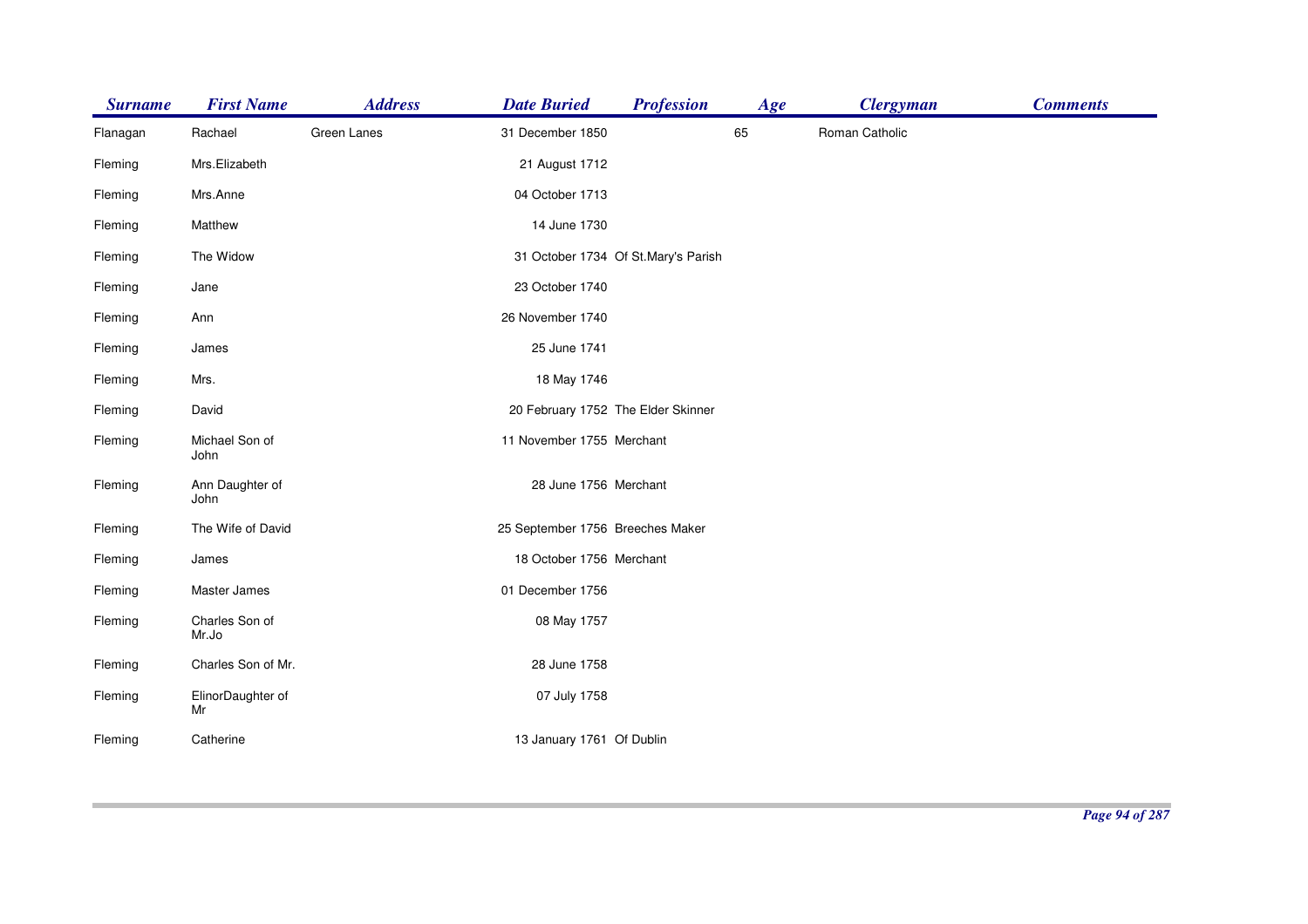| Surname | First Name | Address | Date Buried | Profession | Age | Clergyman | Comments |
|---|---|---|---|---|---|---|---|
| Flanagan | Rachael | Green Lanes | 31 December 1850 | | 65 | Roman Catholic | |
| Fleming | Mrs.Elizabeth | | 21 August 1712 | | | | |
| Fleming | Mrs.Anne | | 04 October 1713 | | | | |
| Fleming | Matthew | | 14 June 1730 | | | | |
| Fleming | The Widow | | 31 October 1734 | Of St.Mary's Parish | | | |
| Fleming | Jane | | 23 October 1740 | | | | |
| Fleming | Ann | | 26 November 1740 | | | | |
| Fleming | James | | 25 June 1741 | | | | |
| Fleming | Mrs. | | 18 May 1746 | | | | |
| Fleming | David | | 20 February 1752 | The Elder Skinner | | | |
| Fleming | Michael Son of John | | 11 November 1755 | Merchant | | | |
| Fleming | Ann Daughter of John | | 28 June 1756 | Merchant | | | |
| Fleming | The Wife of David | | 25 September 1756 | Breeches Maker | | | |
| Fleming | James | | 18 October 1756 | Merchant | | | |
| Fleming | Master James | | 01 December 1756 | | | | |
| Fleming | Charles Son of Mr.Jo | | 08 May 1757 | | | | |
| Fleming | Charles Son of Mr. | | 28 June 1758 | | | | |
| Fleming | ElinorDaughter of Mr | | 07 July 1758 | | | | |
| Fleming | Catherine | | 13 January 1761 | Of Dublin | | | |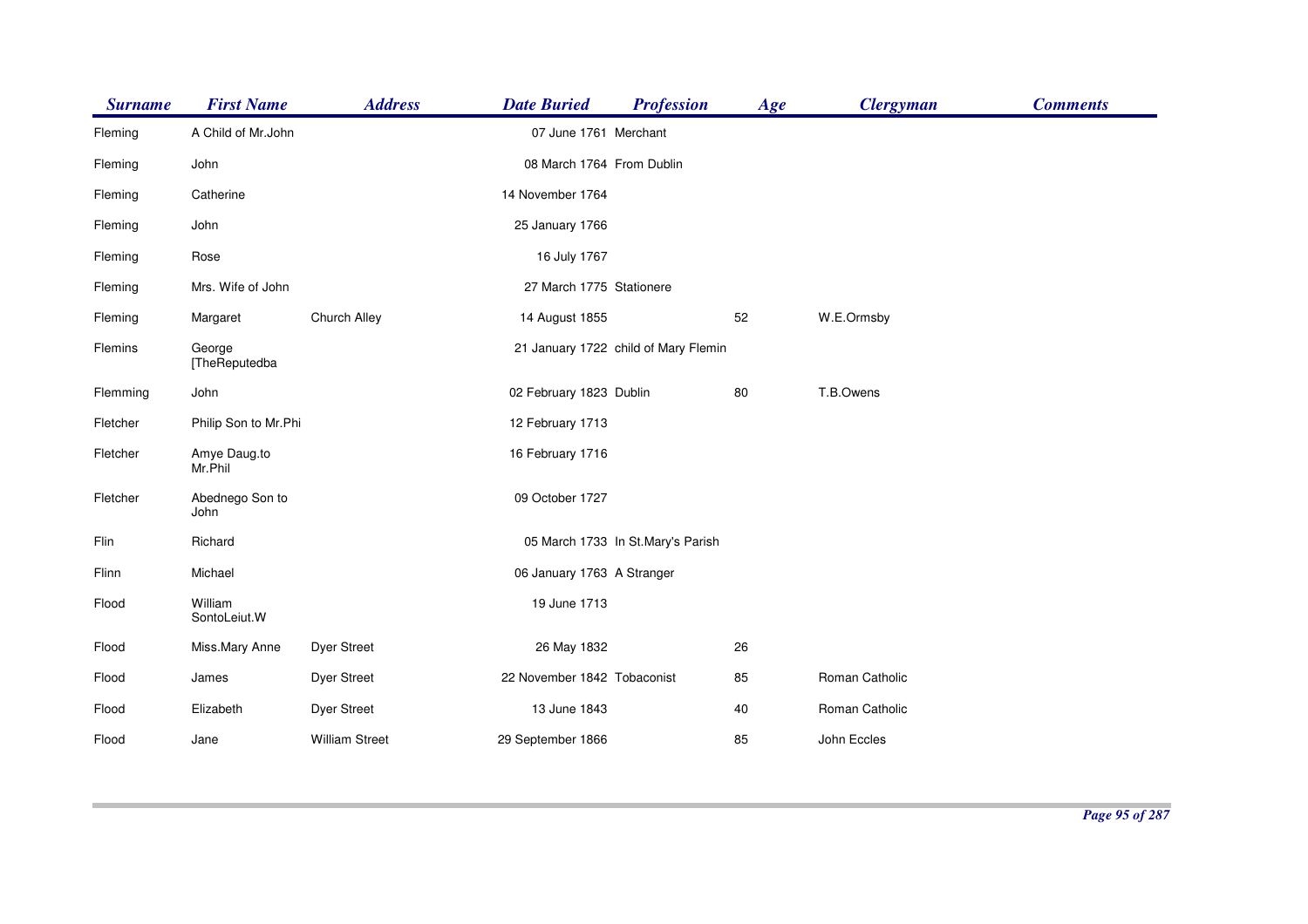| Surname | First Name | Address | Date Buried | Profession | Age | Clergyman | Comments |
|---|---|---|---|---|---|---|---|
| Fleming | A Child of Mr.John | | 07 June 1761 | Merchant | | | |
| Fleming | John | | 08 March 1764 | From Dublin | | | |
| Fleming | Catherine | | 14 November 1764 | | | | |
| Fleming | John | | 25 January 1766 | | | | |
| Fleming | Rose | | 16 July 1767 | | | | |
| Fleming | Mrs. Wife of John | | 27 March 1775 | Stationere | | | |
| Fleming | Margaret | Church Alley | 14 August 1855 | | 52 | W.E.Ormsby | |
| Flemins | George [TheReputedba | | 21 January 1722 | child of Mary Flemin | | | |
| Flemming | John | | 02 February 1823 | Dublin | 80 | T.B.Owens | |
| Fletcher | Philip Son to Mr.Phi | | 12 February 1713 | | | | |
| Fletcher | Amye Daug.to Mr.Phil | | 16 February 1716 | | | | |
| Fletcher | Abednego Son to John | | 09 October 1727 | | | | |
| Flin | Richard | | 05 March 1733 | In St.Mary's Parish | | | |
| Flinn | Michael | | 06 January 1763 | A Stranger | | | |
| Flood | William SontoLeiut.W | | 19 June 1713 | | | | |
| Flood | Miss.Mary Anne | Dyer Street | 26 May 1832 | | 26 | | |
| Flood | James | Dyer Street | 22 November 1842 | Tobaconist | 85 | Roman Catholic | |
| Flood | Elizabeth | Dyer Street | 13 June 1843 | | 40 | Roman Catholic | |
| Flood | Jane | William Street | 29 September 1866 | | 85 | John Eccles | |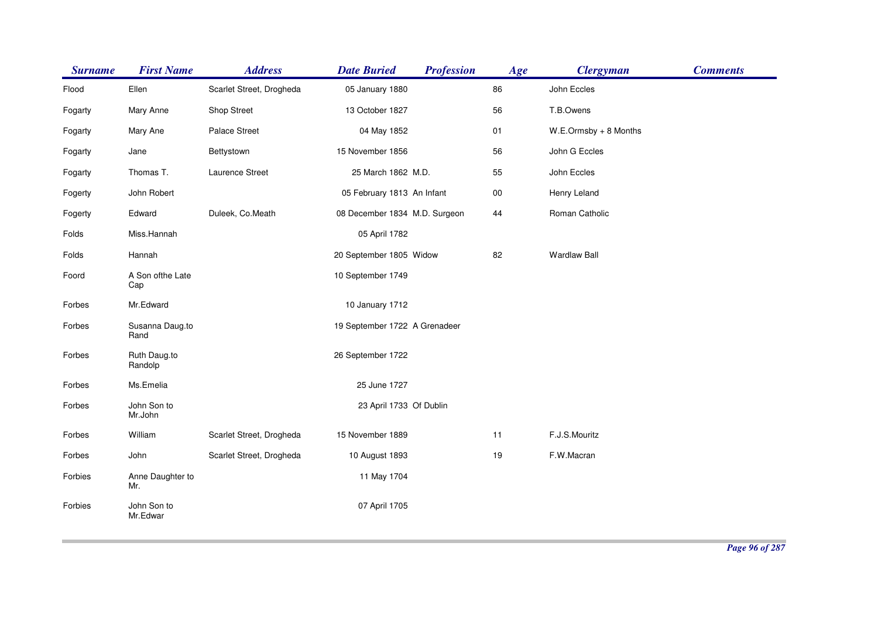| Surname | First Name | Address | Date Buried | Profession | Age | Clergyman | Comments |
|---|---|---|---|---|---|---|---|
| Flood | Ellen | Scarlet Street, Drogheda | 05 January 1880 | | 86 | John Eccles | |
| Fogarty | Mary Anne | Shop Street | 13 October 1827 | | 56 | T.B.Owens | |
| Fogarty | Mary Ane | Palace Street | 04 May 1852 | | 01 | W.E.Ormsby + 8 Months | |
| Fogarty | Jane | Bettystown | 15 November 1856 | | 56 | John G Eccles | |
| Fogarty | Thomas T. | Laurence Street | 25 March 1862 | M.D. | 55 | John Eccles | |
| Fogerty | John Robert | | 05 February 1813 | An Infant | 00 | Henry Leland | |
| Fogerty | Edward | Duleek, Co.Meath | 08 December 1834 | M.D. Surgeon | 44 | Roman Catholic | |
| Folds | Miss.Hannah | | 05 April 1782 | | | | |
| Folds | Hannah | | 20 September 1805 | Widow | 82 | Wardlaw Ball | |
| Foord | A Son ofthe Late Cap | | 10 September 1749 | | | | |
| Forbes | Mr.Edward | | 10 January 1712 | | | | |
| Forbes | Susanna Daug.to Rand | | 19 September 1722 | A Grenadeer | | | |
| Forbes | Ruth Daug.to Randolp | | 26 September 1722 | | | | |
| Forbes | Ms.Emelia | | 25 June 1727 | | | | |
| Forbes | John Son to Mr.John | | 23 April 1733 | Of Dublin | | | |
| Forbes | William | Scarlet Street, Drogheda | 15 November 1889 | | 11 | F.J.S.Mouritz | |
| Forbes | John | Scarlet Street, Drogheda | 10 August 1893 | | 19 | F.W.Macran | |
| Forbies | Anne Daughter to Mr. | | 11 May 1704 | | | | |
| Forbies | John Son to Mr.Edwar | | 07 April 1705 | | | | |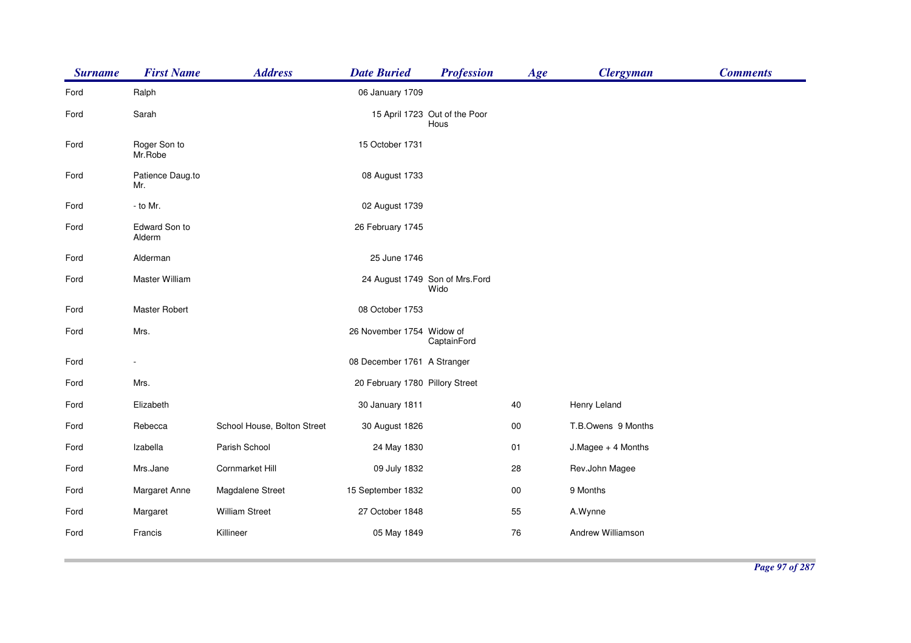| Surname | First Name | Address | Date Buried | Profession | Age | Clergyman | Comments |
|---|---|---|---|---|---|---|---|
| Ford | Ralph | | 06 January 1709 | | | | |
| Ford | Sarah | | 15 April 1723 | Out of the Poor Hous | | | |
| Ford | Roger Son to Mr.Robe | | 15 October 1731 | | | | |
| Ford | Patience Daug.to Mr. | | 08 August 1733 | | | | |
| Ford | - to Mr. | | 02 August 1739 | | | | |
| Ford | Edward Son to Alderm | | 26 February 1745 | | | | |
| Ford | Alderman | | 25 June 1746 | | | | |
| Ford | Master William | | 24 August 1749 | Son of Mrs.Ford Wido | | | |
| Ford | Master Robert | | 08 October 1753 | | | | |
| Ford | Mrs. | | 26 November 1754 | Widow of CaptainFord | | | |
| Ford | - | | 08 December 1761 | A Stranger | | | |
| Ford | Mrs. | | 20 February 1780 | Pillory Street | | | |
| Ford | Elizabeth | | 30 January 1811 | | 40 | Henry Leland | |
| Ford | Rebecca | School House, Bolton Street | 30 August 1826 | | 00 | T.B.Owens 9 Months | |
| Ford | Izabella | Parish School | 24 May 1830 | | 01 | J.Magee + 4 Months | |
| Ford | Mrs.Jane | Cornmarket Hill | 09 July 1832 | | 28 | Rev.John Magee | |
| Ford | Margaret Anne | Magdalene Street | 15 September 1832 | | 00 | 9 Months | |
| Ford | Margaret | William Street | 27 October 1848 | | 55 | A.Wynne | |
| Ford | Francis | Killineer | 05 May 1849 | | 76 | Andrew Williamson | |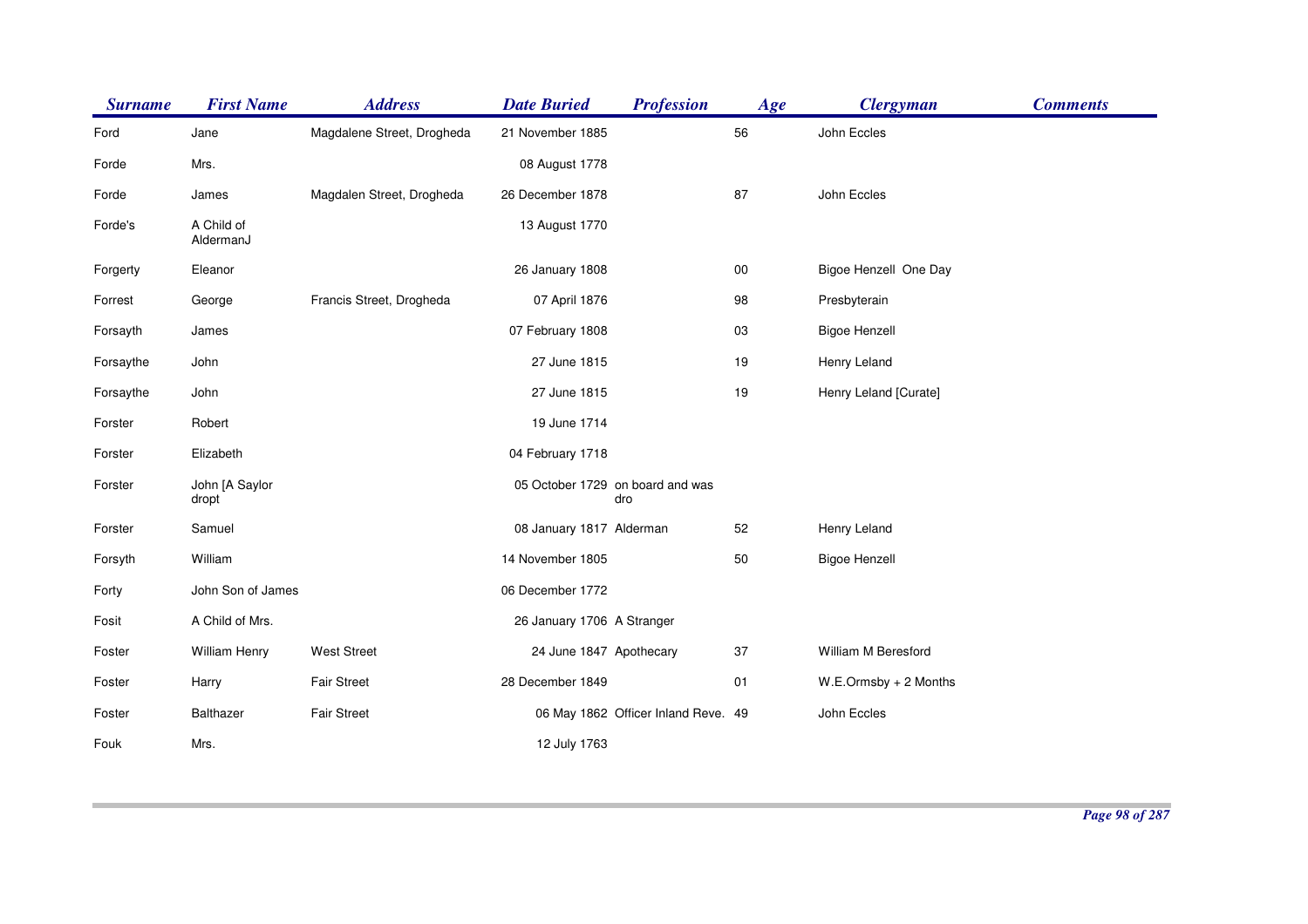| Surname | First Name | Address | Date Buried | Profession | Age | Clergyman | Comments |
|---|---|---|---|---|---|---|---|
| Ford | Jane | Magdalene Street, Drogheda | 21 November 1885 | | 56 | John Eccles | |
| Forde | Mrs. | | 08 August 1778 | | | | |
| Forde | James | Magdalen Street, Drogheda | 26 December 1878 | | 87 | John Eccles | |
| Forde's | A Child of AldermanJ | | 13 August 1770 | | | | |
| Forgerty | Eleanor | | 26 January 1808 | | 00 | Bigoe Henzell One Day | |
| Forrest | George | Francis Street, Drogheda | 07 April 1876 | | 98 | Presbyterain | |
| Forsayth | James | | 07 February 1808 | | 03 | Bigoe Henzell | |
| Forsaythe | John | | 27 June 1815 | | 19 | Henry Leland | |
| Forsaythe | John | | 27 June 1815 | | 19 | Henry Leland [Curate] | |
| Forster | Robert | | 19 June 1714 | | | | |
| Forster | Elizabeth | | 04 February 1718 | | | | |
| Forster | John [A Saylor dropt | | 05 October 1729 | on board and was dro | | | |
| Forster | Samuel | | 08 January 1817 | Alderman | 52 | Henry Leland | |
| Forsyth | William | | 14 November 1805 | | 50 | Bigoe Henzell | |
| Forty | John Son of James | | 06 December 1772 | | | | |
| Fosit | A Child of Mrs. | | 26 January 1706 | A Stranger | | | |
| Foster | William Henry | West Street | 24 June 1847 | Apothecary | 37 | William M Beresford | |
| Foster | Harry | Fair Street | 28 December 1849 | | 01 | W.E.Ormsby + 2 Months | |
| Foster | Balthazer | Fair Street | 06 May 1862 | Officer Inland Reve. | 49 | John Eccles | |
| Fouk | Mrs. | | 12 July 1763 | | | | |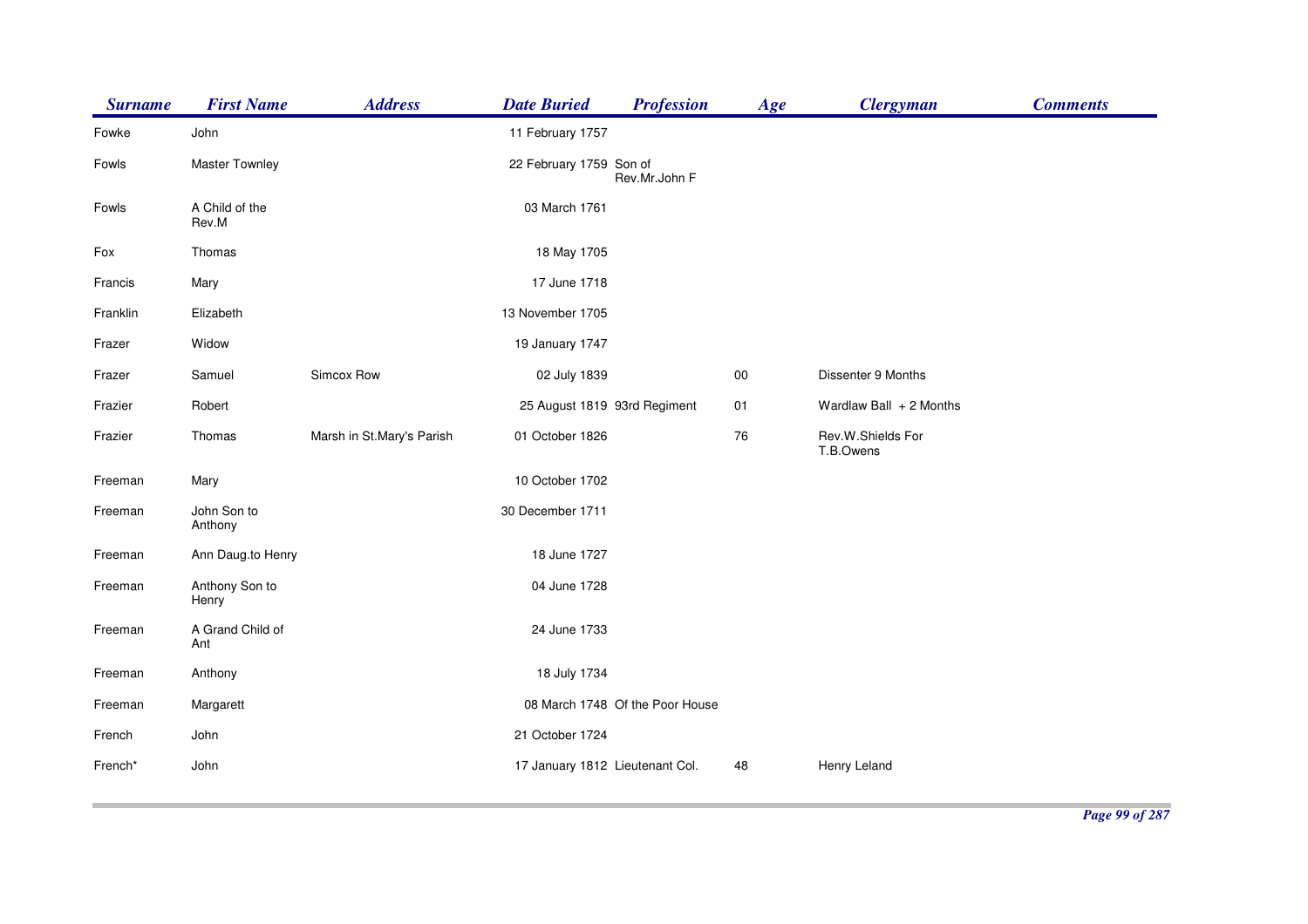| Surname | First Name | Address | Date Buried | Profession | Age | Clergyman | Comments |
|---|---|---|---|---|---|---|---|
| Fowke | John | | 11 February 1757 | | | | |
| Fowls | Master Townley | | 22 February 1759 | Son of Rev.Mr.John F | | | |
| Fowls | A Child of the Rev.M | | 03 March 1761 | | | | |
| Fox | Thomas | | 18 May 1705 | | | | |
| Francis | Mary | | 17 June 1718 | | | | |
| Franklin | Elizabeth | | 13 November 1705 | | | | |
| Frazer | Widow | | 19 January 1747 | | | | |
| Frazer | Samuel | Simcox Row | 02 July 1839 | | 00 | Dissenter 9 Months | |
| Frazier | Robert | | 25 August 1819 | 93rd Regiment | 01 | Wardlaw Ball + 2 Months | |
| Frazier | Thomas | Marsh in St.Mary's Parish | 01 October 1826 | | 76 | Rev.W.Shields For T.B.Owens | |
| Freeman | Mary | | 10 October 1702 | | | | |
| Freeman | John Son to Anthony | | 30 December 1711 | | | | |
| Freeman | Ann Daug.to Henry | | 18 June 1727 | | | | |
| Freeman | Anthony Son to Henry | | 04 June 1728 | | | | |
| Freeman | A Grand Child of Ant | | 24 June 1733 | | | | |
| Freeman | Anthony | | 18 July 1734 | | | | |
| Freeman | Margarett | | 08 March 1748 | Of the Poor House | | | |
| French | John | | 21 October 1724 | | | | |
| French* | John | | 17 January 1812 | Lieutenant Col. | 48 | Henry Leland | |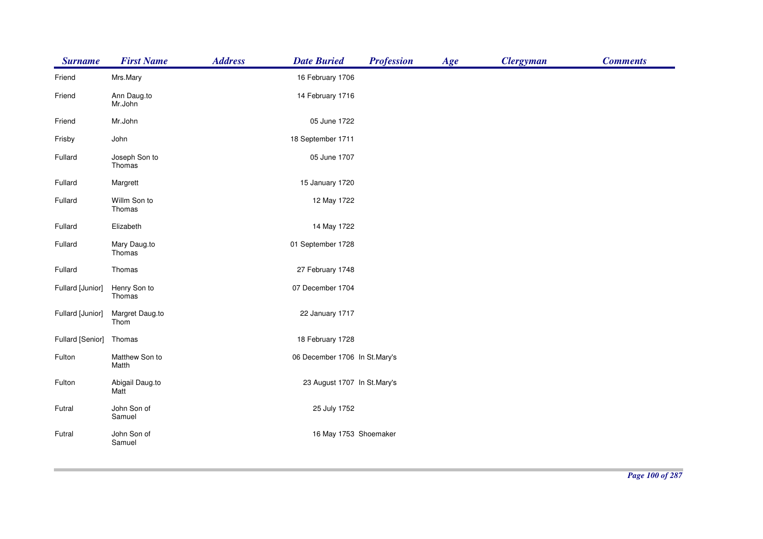| Surname | First Name | Address | Date Buried | Profession | Age | Clergyman | Comments |
|---|---|---|---|---|---|---|---|
| Friend | Mrs.Mary | | 16 February 1706 | | | | |
| Friend | Ann Daug.to Mr.John | | 14 February 1716 | | | | |
| Friend | Mr.John | | 05 June 1722 | | | | |
| Frisby | John | | 18 September 1711 | | | | |
| Fullard | Joseph Son to Thomas | | 05 June 1707 | | | | |
| Fullard | Margrett | | 15 January 1720 | | | | |
| Fullard | Willm Son to Thomas | | 12 May 1722 | | | | |
| Fullard | Elizabeth | | 14 May 1722 | | | | |
| Fullard | Mary Daug.to Thomas | | 01 September 1728 | | | | |
| Fullard | Thomas | | 27 February 1748 | | | | |
| Fullard [Junior] | Henry Son to Thomas | | 07 December 1704 | | | | |
| Fullard [Junior] | Margret Daug.to Thom | | 22 January 1717 | | | | |
| Fullard [Senior] | Thomas | | 18 February 1728 | | | | |
| Fulton | Matthew Son to Matth | | 06 December 1706 | In St.Mary's | | | |
| Fulton | Abigail Daug.to Matt | | 23 August 1707 | In St.Mary's | | | |
| Futral | John Son of Samuel | | 25 July 1752 | | | | |
| Futral | John Son of Samuel | | 16 May 1753 | Shoemaker | | | |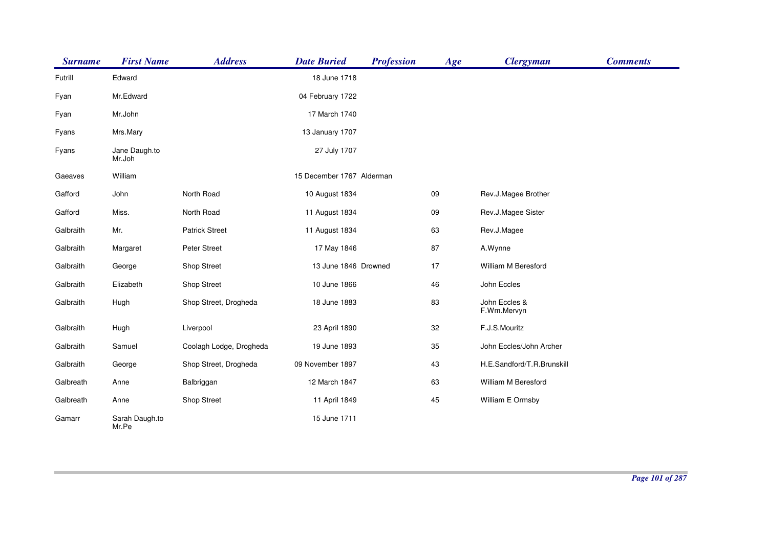| *Surname* | *First Name* | *Address* | *Date Buried* | *Profession* | *Age* | *Clergyman* | *Comments* |
|---|---|---|---|---|---|---|---|
| Futrill | Edward | | 18 June 1718 | | | | |
| Fyan | Mr.Edward | | 04 February 1722 | | | | |
| Fyan | Mr.John | | 17 March 1740 | | | | |
| Fyans | Mrs.Mary | | 13 January 1707 | | | | |
| Fyans | Jane Daugh.to Mr.Joh | | 27 July 1707 | | | | |
| Gaeaves | William | | 15 December 1767 | Alderman | | | |
| Gafford | John | North Road | 10 August 1834 | | 09 | Rev.J.Magee Brother | |
| Gafford | Miss. | North Road | 11 August 1834 | | 09 | Rev.J.Magee Sister | |
| Galbraith | Mr. | Patrick Street | 11 August 1834 | | 63 | Rev.J.Magee | |
| Galbraith | Margaret | Peter Street | 17 May 1846 | | 87 | A.Wynne | |
| Galbraith | George | Shop Street | 13 June 1846 | Drowned | 17 | William M Beresford | |
| Galbraith | Elizabeth | Shop Street | 10 June 1866 | | 46 | John Eccles | |
| Galbraith | Hugh | Shop Street, Drogheda | 18 June 1883 | | 83 | John Eccles & F.Wm.Mervyn | |
| Galbraith | Hugh | Liverpool | 23 April 1890 | | 32 | F.J.S.Mouritz | |
| Galbraith | Samuel | Coolagh Lodge, Drogheda | 19 June 1893 | | 35 | John Eccles/John Archer | |
| Galbraith | George | Shop Street, Drogheda | 09 November 1897 | | 43 | H.E.Sandford/T.R.Brunskill | |
| Galbreath | Anne | Balbriggan | 12 March 1847 | | 63 | William M Beresford | |
| Galbreath | Anne | Shop Street | 11 April 1849 | | 45 | William E Ormsby | |
| Gamarr | Sarah Daugh.to Mr.Pe | | 15 June 1711 | | | | |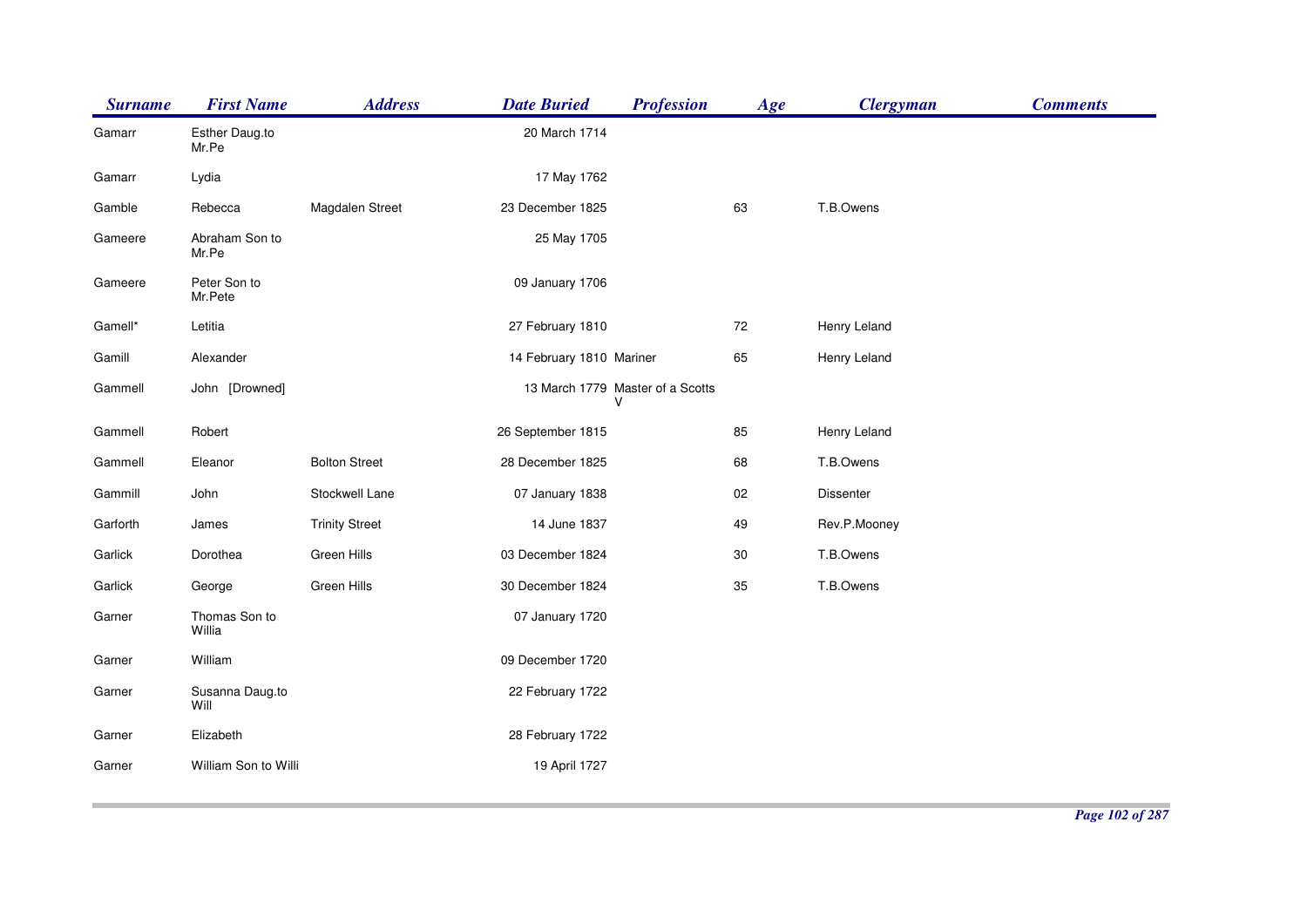| Surname | First Name | Address | Date Buried | Profession | Age | Clergyman | Comments |
|---|---|---|---|---|---|---|---|
| Gamarr | Esther Daug.to Mr.Pe | | 20 March 1714 | | | | |
| Gamarr | Lydia | | 17 May 1762 | | | | |
| Gamble | Rebecca | Magdalen Street | 23 December 1825 | | 63 | T.B.Owens | |
| Gameere | Abraham Son to Mr.Pe | | 25 May 1705 | | | | |
| Gameere | Peter Son to Mr.Pete | | 09 January 1706 | | | | |
| Gamell* | Letitia | | 27 February 1810 | | 72 | Henry Leland | |
| Gamill | Alexander | | 14 February 1810 | Mariner | 65 | Henry Leland | |
| Gammell | John [Drowned] | | 13 March 1779 | Master of a Scotts V | | | |
| Gammell | Robert | | 26 September 1815 | | 85 | Henry Leland | |
| Gammell | Eleanor | Bolton Street | 28 December 1825 | | 68 | T.B.Owens | |
| Gammill | John | Stockwell Lane | 07 January 1838 | | 02 | Dissenter | |
| Garforth | James | Trinity Street | 14 June 1837 | | 49 | Rev.P.Mooney | |
| Garlick | Dorothea | Green Hills | 03 December 1824 | | 30 | T.B.Owens | |
| Garlick | George | Green Hills | 30 December 1824 | | 35 | T.B.Owens | |
| Garner | Thomas Son to Willia | | 07 January 1720 | | | | |
| Garner | William | | 09 December 1720 | | | | |
| Garner | Susanna Daug.to Will | | 22 February 1722 | | | | |
| Garner | Elizabeth | | 28 February 1722 | | | | |
| Garner | William Son to Willi | | 19 April 1727 | | | | |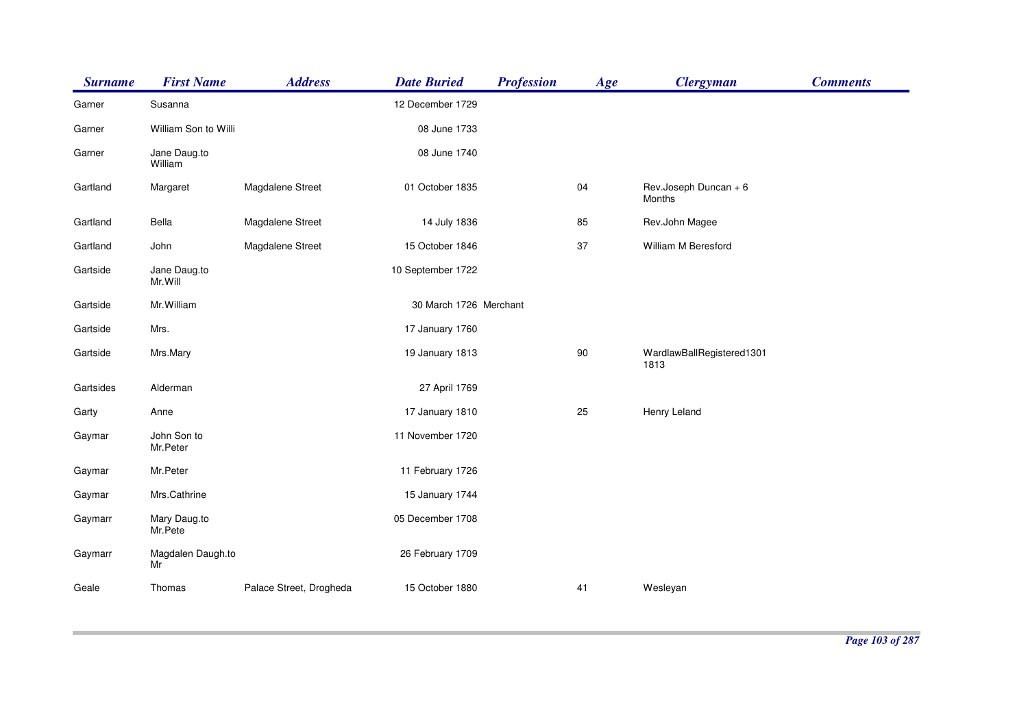| Surname | First Name | Address | Date Buried | Profession | Age | Clergyman | Comments |
|---|---|---|---|---|---|---|---|
| Garner | Susanna | | 12 December 1729 | | | | |
| Garner | William Son to Willi | | 08 June 1733 | | | | |
| Garner | Jane Daug.to William | | 08 June 1740 | | | | |
| Gartland | Margaret | Magdalene Street | 01 October 1835 | | 04 | Rev.Joseph Duncan + 6 Months | |
| Gartland | Bella | Magdalene Street | 14 July 1836 | | 85 | Rev.John Magee | |
| Gartland | John | Magdalene Street | 15 October 1846 | | 37 | William M Beresford | |
| Gartside | Jane Daug.to Mr.Will | | 10 September 1722 | | | | |
| Gartside | Mr.William | | 30 March 1726 | Merchant | | | |
| Gartside | Mrs. | | 17 January 1760 | | | | |
| Gartside | Mrs.Mary | | 19 January 1813 | | 90 | WardlawBallRegistered1301 1813 | |
| Gartsides | Alderman | | 27 April 1769 | | | | |
| Garty | Anne | | 17 January 1810 | | 25 | Henry Leland | |
| Gaymar | John Son to Mr.Peter | | 11 November 1720 | | | | |
| Gaymar | Mr.Peter | | 11 February 1726 | | | | |
| Gaymar | Mrs.Cathrine | | 15 January 1744 | | | | |
| Gaymarr | Mary Daug.to Mr.Pete | | 05 December 1708 | | | | |
| Gaymarr | Magdalen Daugh.to Mr | | 26 February 1709 | | | | |
| Geale | Thomas | Palace Street, Drogheda | 15 October 1880 | | 41 | Wesleyan | |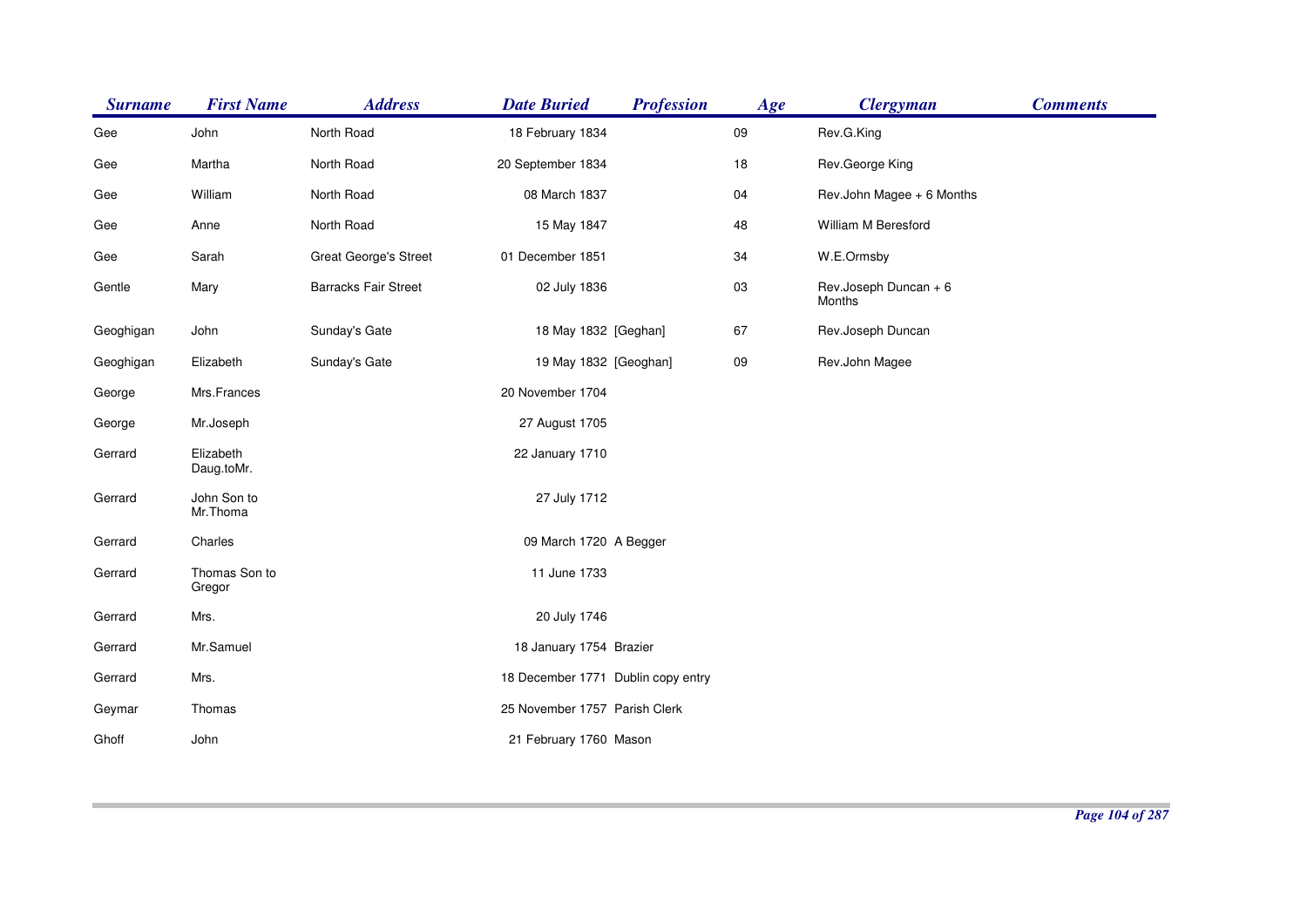| Surname | First Name | Address | Date Buried | Profession | Age | Clergyman | Comments |
|---|---|---|---|---|---|---|---|
| Gee | John | North Road | 18 February 1834 | | 09 | Rev.G.King | |
| Gee | Martha | North Road | 20 September 1834 | | 18 | Rev.George King | |
| Gee | William | North Road | 08 March 1837 | | 04 | Rev.John Magee + 6 Months | |
| Gee | Anne | North Road | 15 May 1847 | | 48 | William M Beresford | |
| Gee | Sarah | Great George's Street | 01 December 1851 | | 34 | W.E.Ormsby | |
| Gentle | Mary | Barracks Fair Street | 02 July 1836 | | 03 | Rev.Joseph Duncan + 6 Months | |
| Geoghigan | John | Sunday's Gate | 18 May 1832 | [Geghan] | 67 | Rev.Joseph Duncan | |
| Geoghigan | Elizabeth | Sunday's Gate | 19 May 1832 | [Geoghan] | 09 | Rev.John Magee | |
| George | Mrs.Frances | | 20 November 1704 | | | | |
| George | Mr.Joseph | | 27 August 1705 | | | | |
| Gerrard | Elizabeth Daug.toMr. | | 22 January 1710 | | | | |
| Gerrard | John Son to Mr.Thoma | | 27 July 1712 | | | | |
| Gerrard | Charles | | 09 March 1720 | A Begger | | | |
| Gerrard | Thomas Son to Gregor | | 11 June 1733 | | | | |
| Gerrard | Mrs. | | 20 July 1746 | | | | |
| Gerrard | Mr.Samuel | | 18 January 1754 | Brazier | | | |
| Gerrard | Mrs. | | 18 December 1771 | Dublin copy entry | | | |
| Geymar | Thomas | | 25 November 1757 | Parish Clerk | | | |
| Ghoff | John | | 21 February 1760 | Mason | | | |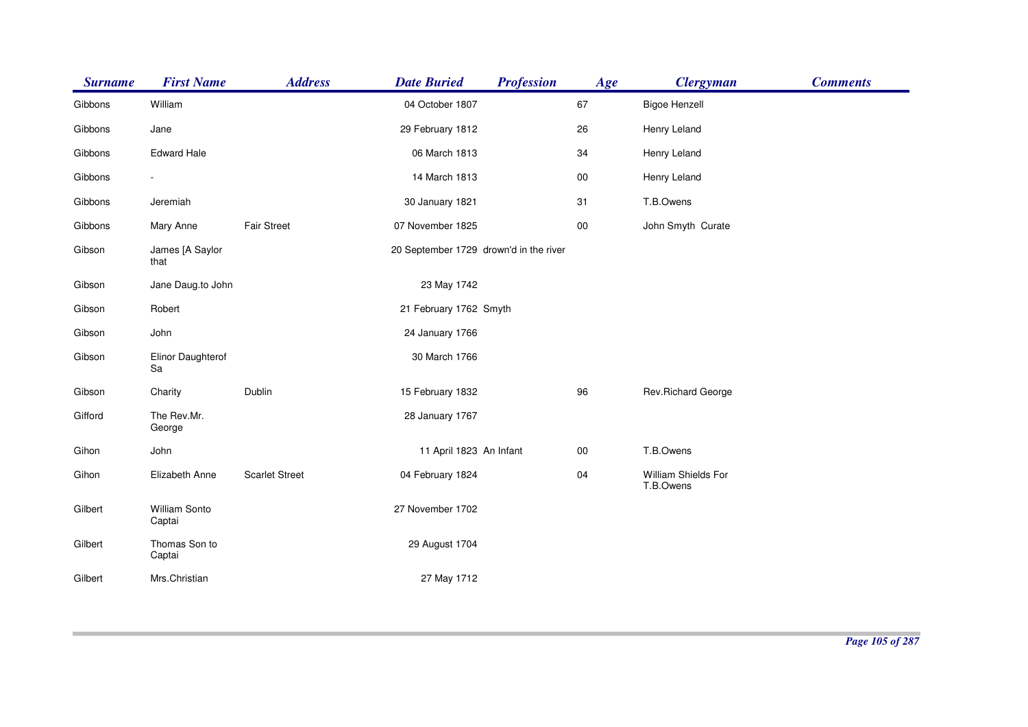| Surname | First Name | Address | Date Buried | Profession | Age | Clergyman | Comments |
|---|---|---|---|---|---|---|---|
| Gibbons | William | | 04 October 1807 | | 67 | Bigoe Henzell | |
| Gibbons | Jane | | 29 February 1812 | | 26 | Henry Leland | |
| Gibbons | Edward Hale | | 06 March 1813 | | 34 | Henry Leland | |
| Gibbons | - | | 14 March 1813 | | 00 | Henry Leland | |
| Gibbons | Jeremiah | | 30 January 1821 | | 31 | T.B.Owens | |
| Gibbons | Mary Anne | Fair Street | 07 November 1825 | | 00 | John Smyth Curate | |
| Gibson | James [A Saylor that | | 20 September 1729 | drown'd in the river | | | |
| Gibson | Jane Daug.to John | | 23 May 1742 | | | | |
| Gibson | Robert | | 21 February 1762 | Smyth | | | |
| Gibson | John | | 24 January 1766 | | | | |
| Gibson | Elinor Daughterof Sa | | 30 March 1766 | | | | |
| Gibson | Charity | Dublin | 15 February 1832 | | 96 | Rev.Richard George | |
| Gifford | The Rev.Mr. George | | 28 January 1767 | | | | |
| Gihon | John | | 11 April 1823 | An Infant | 00 | T.B.Owens | |
| Gihon | Elizabeth Anne | Scarlet Street | 04 February 1824 | | 04 | William Shields For T.B.Owens | |
| Gilbert | William Sonto Captai | | 27 November 1702 | | | | |
| Gilbert | Thomas Son to Captai | | 29 August 1704 | | | | |
| Gilbert | Mrs.Christian | | 27 May 1712 | | | | |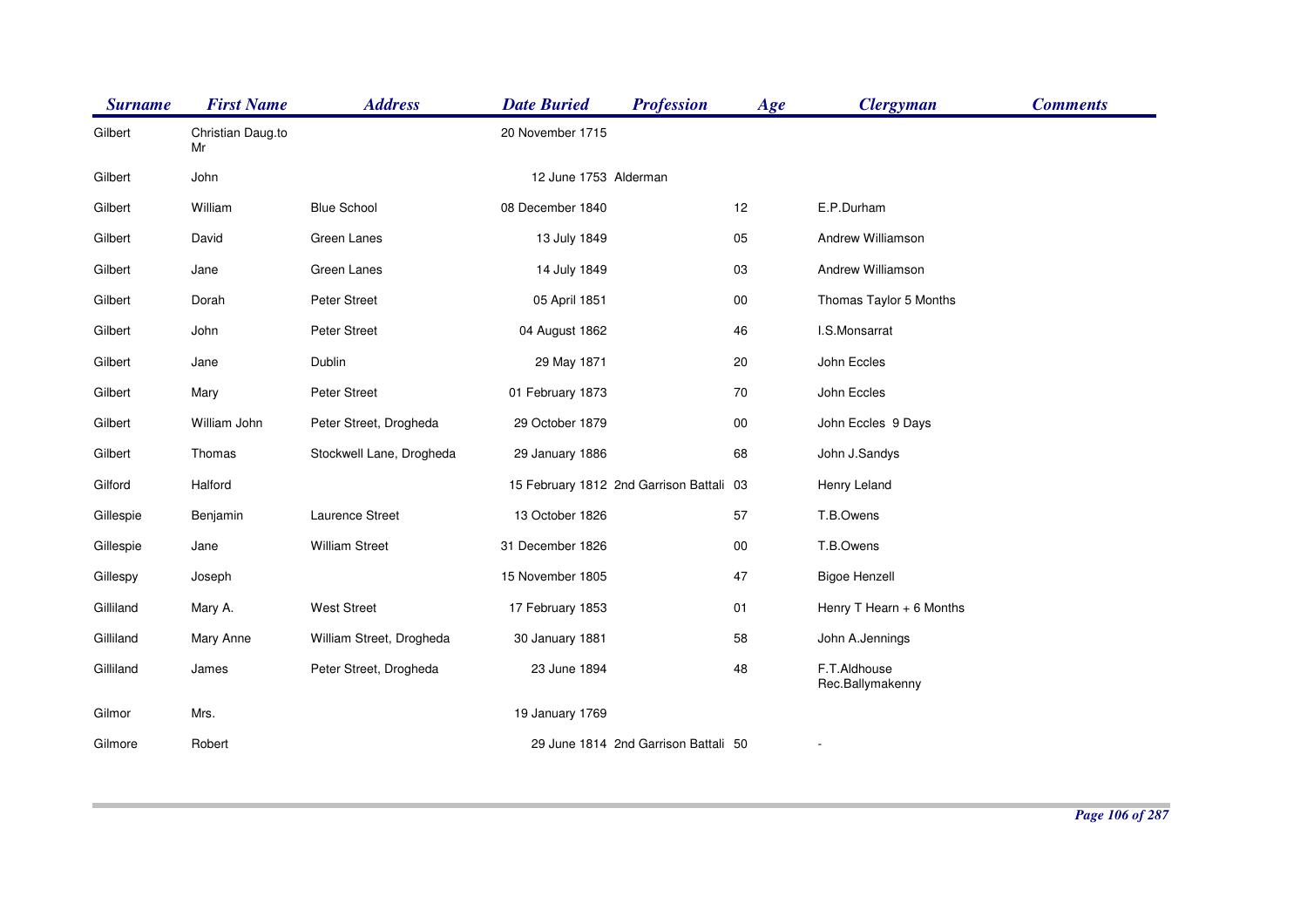| Surname | First Name | Address | Date Buried | Profession | Age | Clergyman | Comments |
|---|---|---|---|---|---|---|---|
| Gilbert | Christian Daug.to Mr | | 20 November 1715 | | | | |
| Gilbert | John | | 12 June 1753 | Alderman | | | |
| Gilbert | William | Blue School | 08 December 1840 | | 12 | E.P.Durham | |
| Gilbert | David | Green Lanes | 13 July 1849 | | 05 | Andrew Williamson | |
| Gilbert | Jane | Green Lanes | 14 July 1849 | | 03 | Andrew Williamson | |
| Gilbert | Dorah | Peter Street | 05 April 1851 | | 00 | Thomas Taylor 5 Months | |
| Gilbert | John | Peter Street | 04 August 1862 | | 46 | I.S.Monsarrat | |
| Gilbert | Jane | Dublin | 29 May 1871 | | 20 | John Eccles | |
| Gilbert | Mary | Peter Street | 01 February 1873 | | 70 | John Eccles | |
| Gilbert | William John | Peter Street, Drogheda | 29 October 1879 | | 00 | John Eccles 9 Days | |
| Gilbert | Thomas | Stockwell Lane, Drogheda | 29 January 1886 | | 68 | John J.Sandys | |
| Gilford | Halford | | 15 February 1812 | 2nd Garrison Battali | 03 | Henry Leland | |
| Gillespie | Benjamin | Laurence Street | 13 October 1826 | | 57 | T.B.Owens | |
| Gillespie | Jane | William Street | 31 December 1826 | | 00 | T.B.Owens | |
| Gillespy | Joseph | | 15 November 1805 | | 47 | Bigoe Henzell | |
| Gilliland | Mary A. | West Street | 17 February 1853 | | 01 | Henry T Hearn + 6 Months | |
| Gilliland | Mary Anne | William Street, Drogheda | 30 January 1881 | | 58 | John A.Jennings | |
| Gilliland | James | Peter Street, Drogheda | 23 June 1894 | | 48 | F.T.Aldhouse Rec.Ballymakenny | |
| Gilmor | Mrs. | | 19 January 1769 | | | | |
| Gilmore | Robert | | 29 June 1814 | 2nd Garrison Battali | 50 | - | |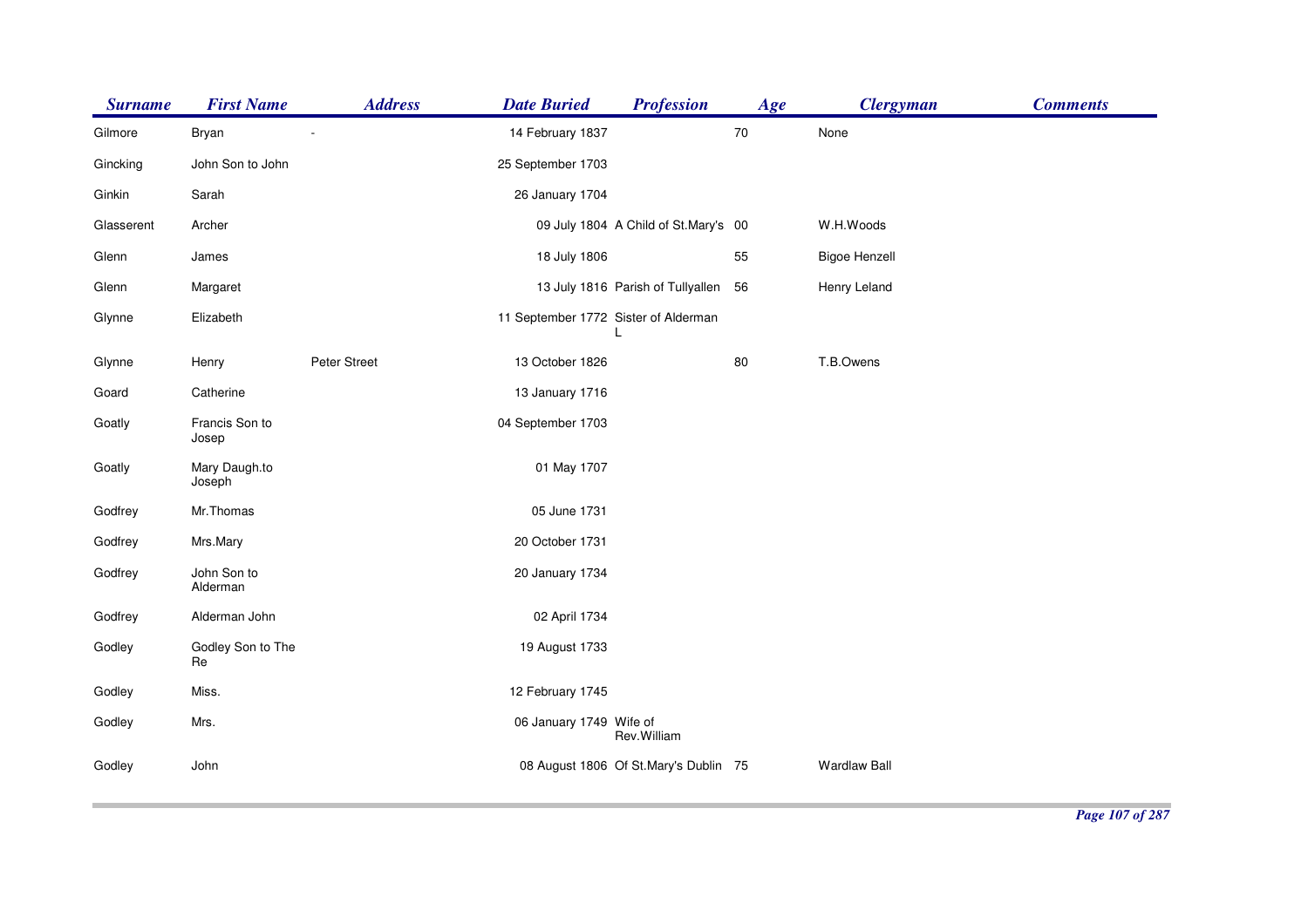| Surname | First Name | Address | Date Buried | Profession | Age | Clergyman | Comments |
|---|---|---|---|---|---|---|---|
| Gilmore | Bryan | - | 14 February 1837 | | 70 | None | |
| Gincking | John Son to John | | 25 September 1703 | | | | |
| Ginkin | Sarah | | 26 January 1704 | | | | |
| Glasserent | Archer | | 09 July 1804 | A Child of St.Mary's | 00 | W.H.Woods | |
| Glenn | James | | 18 July 1806 | | 55 | Bigoe Henzell | |
| Glenn | Margaret | | 13 July 1816 | Parish of Tullyallen | 56 | Henry Leland | |
| Glynne | Elizabeth | | 11 September 1772 | Sister of Alderman L | | | |
| Glynne | Henry | Peter Street | 13 October 1826 | | 80 | T.B.Owens | |
| Goard | Catherine | | 13 January 1716 | | | | |
| Goatly | Francis Son to Josep | | 04 September 1703 | | | | |
| Goatly | Mary Daugh.to Joseph | | 01 May 1707 | | | | |
| Godfrey | Mr.Thomas | | 05 June 1731 | | | | |
| Godfrey | Mrs.Mary | | 20 October 1731 | | | | |
| Godfrey | John Son to Alderman | | 20 January 1734 | | | | |
| Godfrey | Alderman John | | 02 April 1734 | | | | |
| Godley | Godley Son to The Re | | 19 August 1733 | | | | |
| Godley | Miss. | | 12 February 1745 | | | | |
| Godley | Mrs. | | 06 January 1749 | Wife of Rev.William | | | |
| Godley | John | | 08 August 1806 | Of St.Mary's Dublin | 75 | Wardlaw Ball | |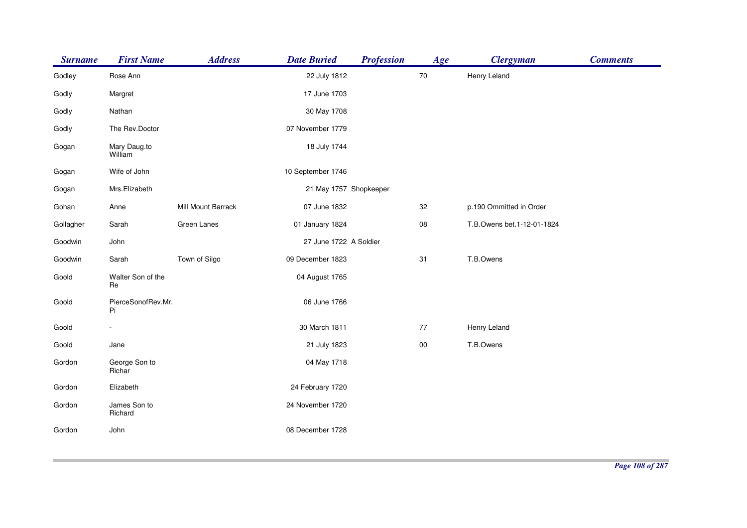| Surname | First Name | Address | Date Buried | Profession | Age | Clergyman | Comments |
|---|---|---|---|---|---|---|---|
| Godley | Rose Ann | | 22 July 1812 | | 70 | Henry Leland | |
| Godly | Margret | | 17 June 1703 | | | | |
| Godly | Nathan | | 30 May 1708 | | | | |
| Godly | The Rev.Doctor | | 07 November 1779 | | | | |
| Gogan | Mary Daug.to William | | 18 July 1744 | | | | |
| Gogan | Wife of John | | 10 September 1746 | | | | |
| Gogan | Mrs.Elizabeth | | 21 May 1757 | Shopkeeper | | | |
| Gohan | Anne | Mill Mount Barrack | 07 June 1832 | | 32 | p.190 Ommitted in Order | |
| Gollagher | Sarah | Green Lanes | 01 January 1824 | | 08 | T.B.Owens bet.1-12-01-1824 | |
| Goodwin | John | | 27 June 1722 | A Soldier | | | |
| Goodwin | Sarah | Town of Silgo | 09 December 1823 | | 31 | T.B.Owens | |
| Goold | Walter Son of the Re | | 04 August 1765 | | | | |
| Goold | PierceSonofRev.Mr. Pi | | 06 June 1766 | | | | |
| Goold | - | | 30 March 1811 | | 77 | Henry Leland | |
| Goold | Jane | | 21 July 1823 | | 00 | T.B.Owens | |
| Gordon | George Son to Richar | | 04 May 1718 | | | | |
| Gordon | Elizabeth | | 24 February 1720 | | | | |
| Gordon | James Son to Richard | | 24 November 1720 | | | | |
| Gordon | John | | 08 December 1728 | | | | |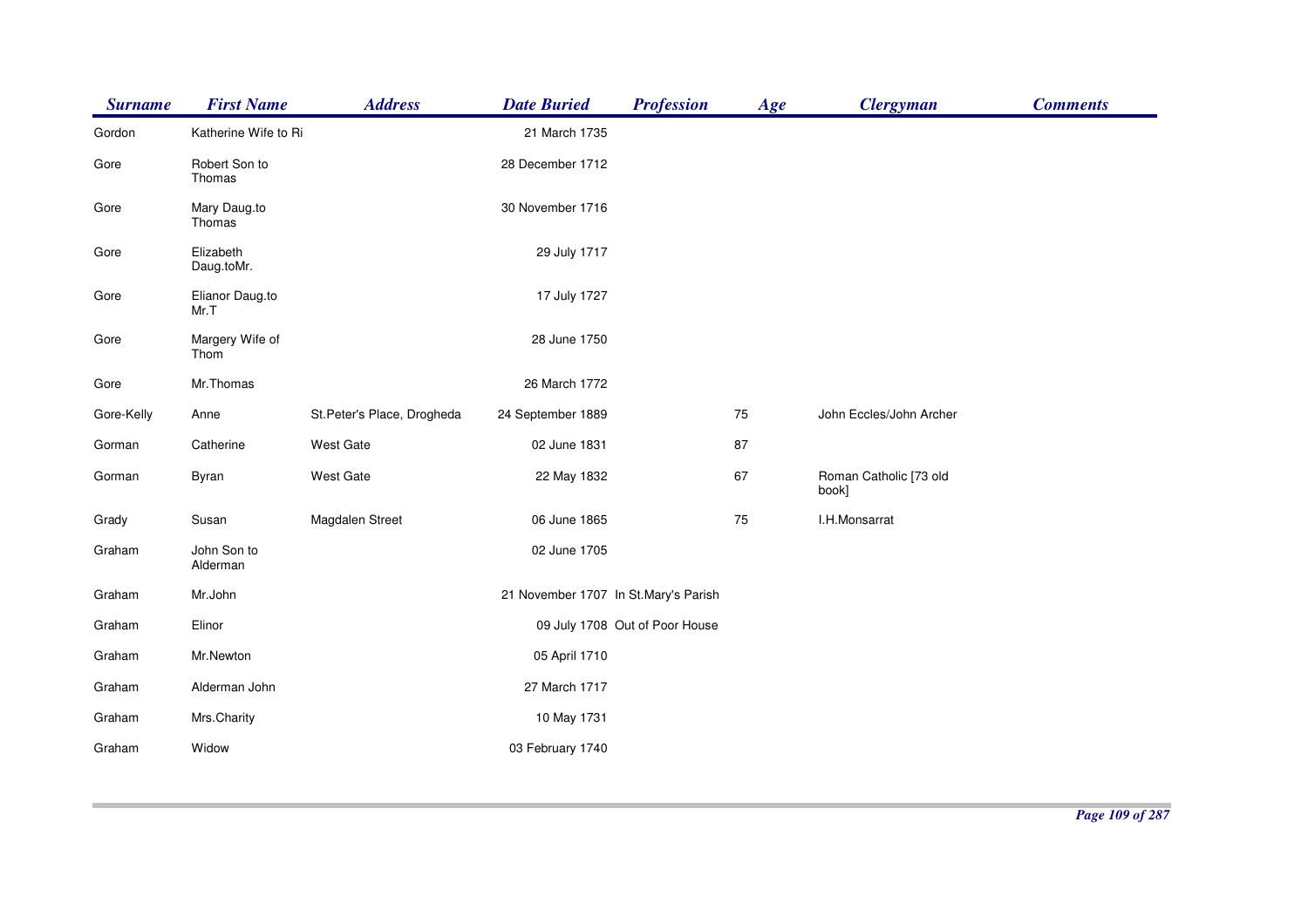| Surname | First Name | Address | Date Buried | Profession | Age | Clergyman | Comments |
|---|---|---|---|---|---|---|---|
| Gordon | Katherine Wife to Ri | | 21 March 1735 | | | | |
| Gore | Robert Son to Thomas | | 28 December 1712 | | | | |
| Gore | Mary Daug.to Thomas | | 30 November 1716 | | | | |
| Gore | Elizabeth Daug.toMr. | | 29 July 1717 | | | | |
| Gore | Elianor Daug.to Mr.T | | 17 July 1727 | | | | |
| Gore | Margery Wife of Thom | | 28 June 1750 | | | | |
| Gore | Mr.Thomas | | 26 March 1772 | | | | |
| Gore-Kelly | Anne | St.Peter's Place, Drogheda | 24 September 1889 | | 75 | John Eccles/John Archer | |
| Gorman | Catherine | West Gate | 02 June 1831 | | 87 | | |
| Gorman | Byran | West Gate | 22 May 1832 | | 67 | Roman Catholic [73 old book] | |
| Grady | Susan | Magdalen Street | 06 June 1865 | | 75 | I.H.Monsarrat | |
| Graham | John Son to Alderman | | 02 June 1705 | | | | |
| Graham | Mr.John | | 21 November 1707 | In St.Mary's Parish | | | |
| Graham | Elinor | | 09 July 1708 | Out of Poor House | | | |
| Graham | Mr.Newton | | 05 April 1710 | | | | |
| Graham | Alderman John | | 27 March 1717 | | | | |
| Graham | Mrs.Charity | | 10 May 1731 | | | | |
| Graham | Widow | | 03 February 1740 | | | | |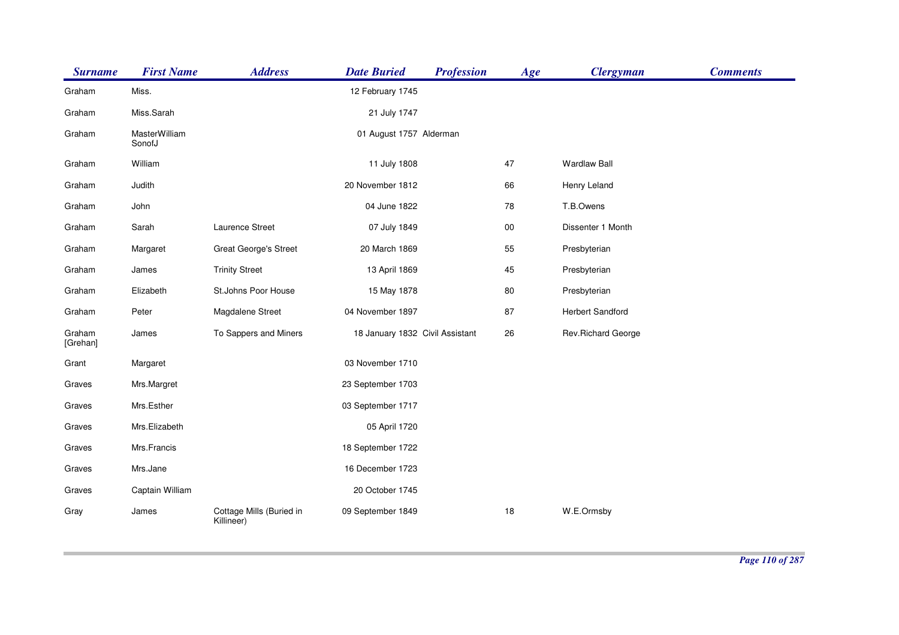| Surname | First Name | Address | Date Buried | Profession | Age | Clergyman | Comments |
|---|---|---|---|---|---|---|---|
| Graham | Miss. | | 12 February 1745 | | | | |
| Graham | Miss.Sarah | | 21 July 1747 | | | | |
| Graham | MasterWilliam SonofJ | | 01 August 1757 | Alderman | | | |
| Graham | William | | 11 July 1808 | | 47 | Wardlaw Ball | |
| Graham | Judith | | 20 November 1812 | | 66 | Henry Leland | |
| Graham | John | | 04 June 1822 | | 78 | T.B.Owens | |
| Graham | Sarah | Laurence Street | 07 July 1849 | | 00 | Dissenter 1 Month | |
| Graham | Margaret | Great George's Street | 20 March 1869 | | 55 | Presbyterian | |
| Graham | James | Trinity Street | 13 April 1869 | | 45 | Presbyterian | |
| Graham | Elizabeth | St.Johns Poor House | 15 May 1878 | | 80 | Presbyterian | |
| Graham | Peter | Magdalene Street | 04 November 1897 | | 87 | Herbert Sandford | |
| Graham [Grehan] | James | To Sappers and Miners | 18 January 1832 | Civil Assistant | 26 | Rev.Richard George | |
| Grant | Margaret | | 03 November 1710 | | | | |
| Graves | Mrs.Margret | | 23 September 1703 | | | | |
| Graves | Mrs.Esther | | 03 September 1717 | | | | |
| Graves | Mrs.Elizabeth | | 05 April 1720 | | | | |
| Graves | Mrs.Francis | | 18 September 1722 | | | | |
| Graves | Mrs.Jane | | 16 December 1723 | | | | |
| Graves | Captain William | | 20 October 1745 | | | | |
| Gray | James | Cottage Mills (Buried in Killineer) | 09 September 1849 | | 18 | W.E.Ormsby | |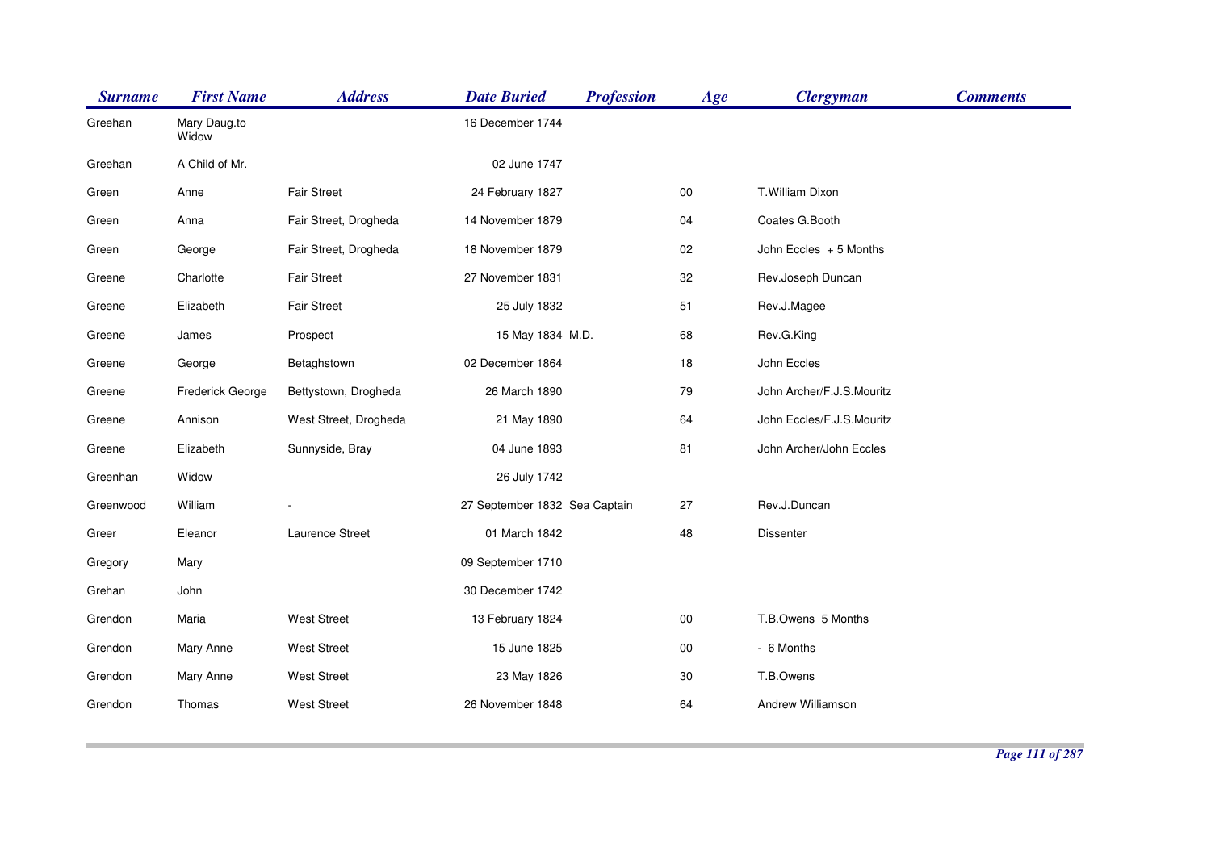| Surname | First Name | Address | Date Buried | Profession | Age | Clergyman | Comments |
|---|---|---|---|---|---|---|---|
| Greehan | Mary Daug.to Widow | | 16 December 1744 | | | | |
| Greehan | A Child of Mr. | | 02 June 1747 | | | | |
| Green | Anne | Fair Street | 24 February 1827 | | 00 | T.William Dixon | |
| Green | Anna | Fair Street, Drogheda | 14 November 1879 | | 04 | Coates G.Booth | |
| Green | George | Fair Street, Drogheda | 18 November 1879 | | 02 | John Eccles + 5 Months | |
| Greene | Charlotte | Fair Street | 27 November 1831 | | 32 | Rev.Joseph Duncan | |
| Greene | Elizabeth | Fair Street | 25 July 1832 | | 51 | Rev.J.Magee | |
| Greene | James | Prospect | 15 May 1834 | M.D. | 68 | Rev.G.King | |
| Greene | George | Betaghstown | 02 December 1864 | | 18 | John Eccles | |
| Greene | Frederick George | Bettystown, Drogheda | 26 March 1890 | | 79 | John Archer/F.J.S.Mouritz | |
| Greene | Annison | West Street, Drogheda | 21 May 1890 | | 64 | John Eccles/F.J.S.Mouritz | |
| Greene | Elizabeth | Sunnyside, Bray | 04 June 1893 | | 81 | John Archer/John Eccles | |
| Greenhan | Widow | | 26 July 1742 | | | | |
| Greenwood | William | - | 27 September 1832 | Sea Captain | 27 | Rev.J.Duncan | |
| Greer | Eleanor | Laurence Street | 01 March 1842 | | 48 | Dissenter | |
| Gregory | Mary | | 09 September 1710 | | | | |
| Grehan | John | | 30 December 1742 | | | | |
| Grendon | Maria | West Street | 13 February 1824 | | 00 | T.B.Owens 5 Months | |
| Grendon | Mary Anne | West Street | 15 June 1825 | | 00 | - 6 Months | |
| Grendon | Mary Anne | West Street | 23 May 1826 | | 30 | T.B.Owens | |
| Grendon | Thomas | West Street | 26 November 1848 | | 64 | Andrew Williamson | |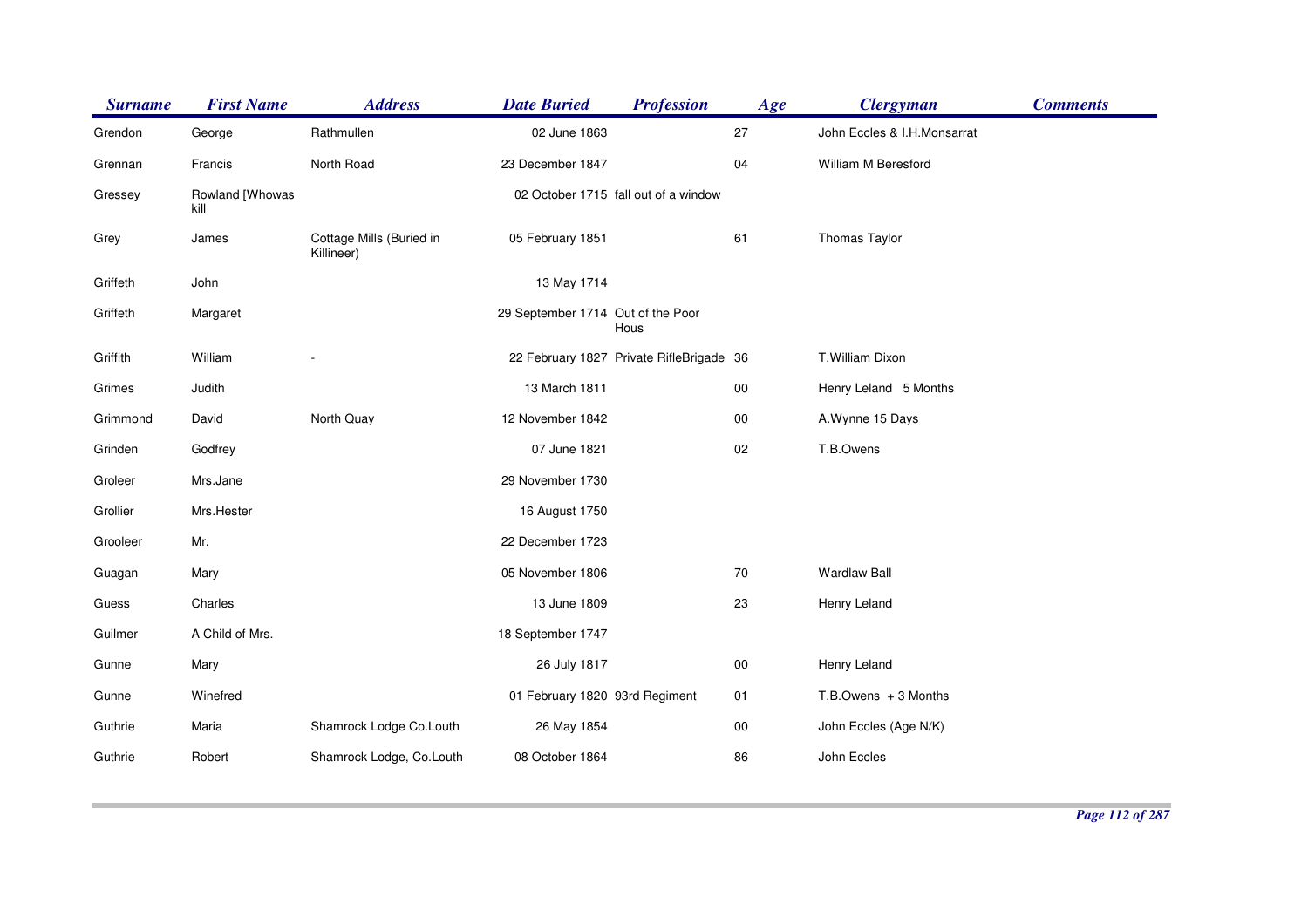| Surname | First Name | Address | Date Buried | Profession | Age | Clergyman | Comments |
|---|---|---|---|---|---|---|---|
| Grendon | George | Rathmullen | 02 June 1863 | | 27 | John Eccles & I.H.Monsarrat | |
| Grennan | Francis | North Road | 23 December 1847 | | 04 | William M Beresford | |
| Gressey | Rowland [Whowas kill | | 02 October 1715 | fall out of a window | | | |
| Grey | James | Cottage Mills (Buried in Killineer) | 05 February 1851 | | 61 | Thomas Taylor | |
| Griffeth | John | | 13 May 1714 | | | | |
| Griffeth | Margaret | | 29 September 1714 | Out of the Poor Hous | | | |
| Griffith | William | - | 22 February 1827 | Private RifleBrigade | 36 | T.William Dixon | |
| Grimes | Judith | | 13 March 1811 | | 00 | Henry Leland 5 Months | |
| Grimmond | David | North Quay | 12 November 1842 | | 00 | A.Wynne 15 Days | |
| Grinden | Godfrey | | 07 June 1821 | | 02 | T.B.Owens | |
| Groleer | Mrs.Jane | | 29 November 1730 | | | | |
| Grollier | Mrs.Hester | | 16 August 1750 | | | | |
| Grooleer | Mr. | | 22 December 1723 | | | | |
| Guagan | Mary | | 05 November 1806 | | 70 | Wardlaw Ball | |
| Guess | Charles | | 13 June 1809 | | 23 | Henry Leland | |
| Guilmer | A Child of Mrs. | | 18 September 1747 | | | | |
| Gunne | Mary | | 26 July 1817 | | 00 | Henry Leland | |
| Gunne | Winefred | | 01 February 1820 | 93rd Regiment | 01 | T.B.Owens + 3 Months | |
| Guthrie | Maria | Shamrock Lodge Co.Louth | 26 May 1854 | | 00 | John Eccles (Age N/K) | |
| Guthrie | Robert | Shamrock Lodge, Co.Louth | 08 October 1864 | | 86 | John Eccles | |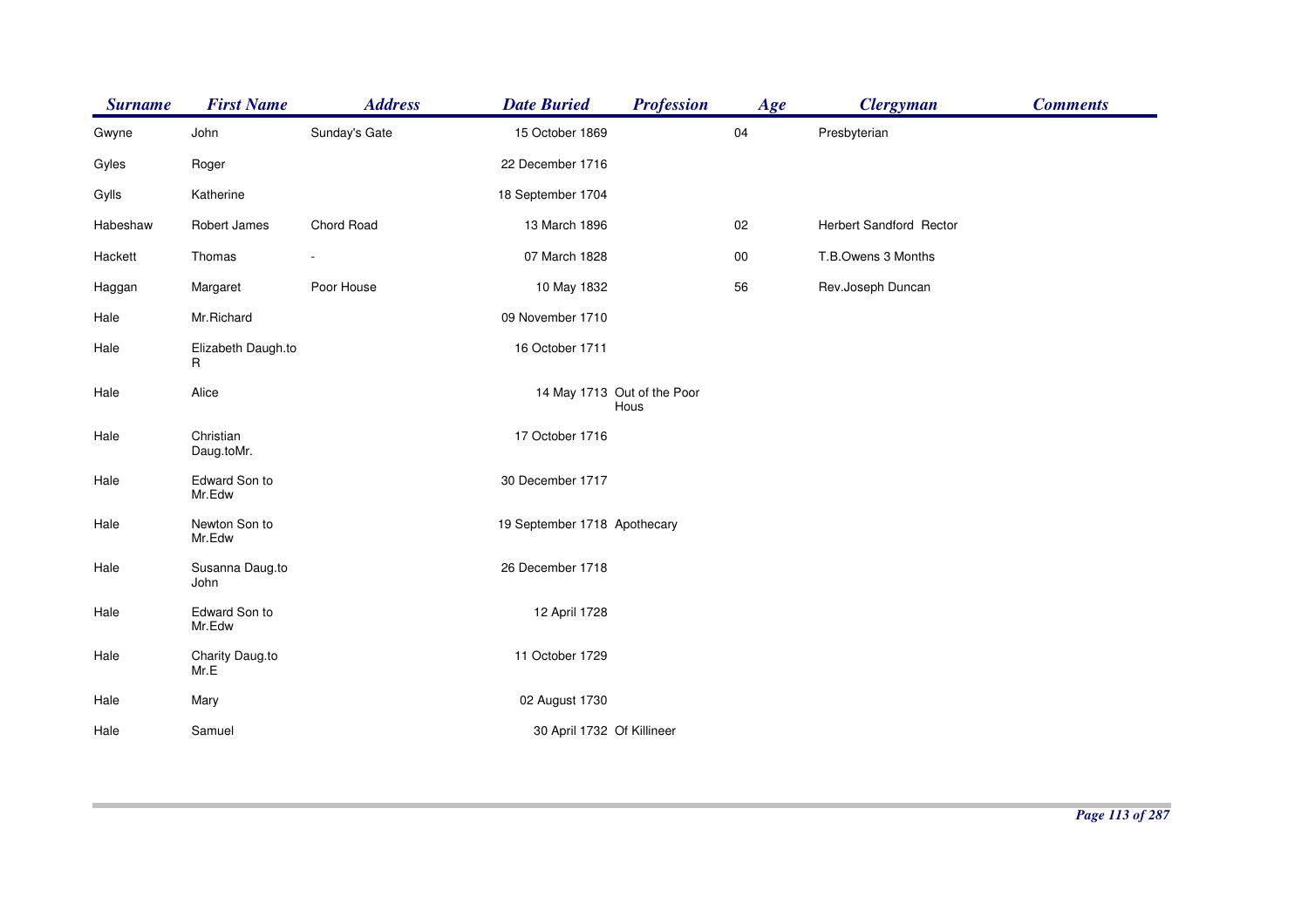| Surname | First Name | Address | Date Buried | Profession | Age | Clergyman | Comments |
|---|---|---|---|---|---|---|---|
| Gwyne | John | Sunday's Gate | 15 October 1869 | | 04 | Presbyterian | |
| Gyles | Roger | | 22 December 1716 | | | | |
| Gylls | Katherine | | 18 September 1704 | | | | |
| Habeshaw | Robert James | Chord Road | 13 March 1896 | | 02 | Herbert Sandford Rector | |
| Hackett | Thomas | - | 07 March 1828 | | 00 | T.B.Owens 3 Months | |
| Haggan | Margaret | Poor House | 10 May 1832 | | 56 | Rev.Joseph Duncan | |
| Hale | Mr.Richard | | 09 November 1710 | | | | |
| Hale | Elizabeth Daugh.to R | | 16 October 1711 | | | | |
| Hale | Alice | | 14 May 1713 | Out of the Poor Hous | | | |
| Hale | Christian Daug.toMr. | | 17 October 1716 | | | | |
| Hale | Edward Son to Mr.Edw | | 30 December 1717 | | | | |
| Hale | Newton Son to Mr.Edw | | 19 September 1718 | Apothecary | | | |
| Hale | Susanna Daug.to John | | 26 December 1718 | | | | |
| Hale | Edward Son to Mr.Edw | | 12 April 1728 | | | | |
| Hale | Charity Daug.to Mr.E | | 11 October 1729 | | | | |
| Hale | Mary | | 02 August 1730 | | | | |
| Hale | Samuel | | 30 April 1732 | Of Killineer | | | |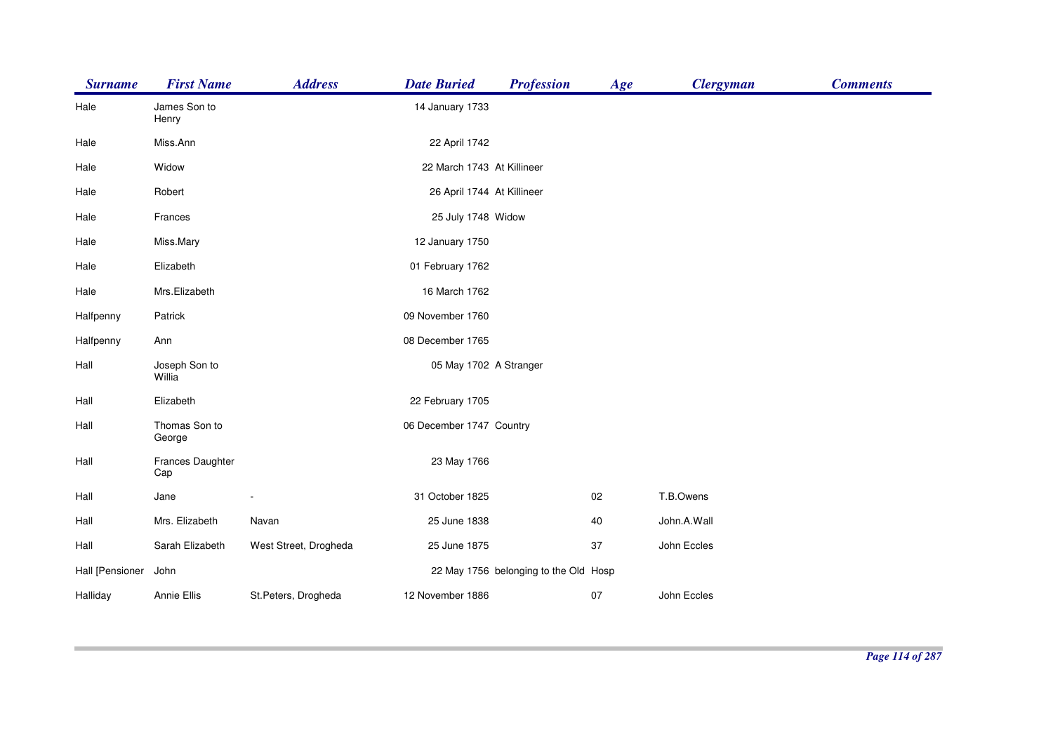| Surname | First Name | Address | Date Buried | Profession | Age | Clergyman | Comments |
|---|---|---|---|---|---|---|---|
| Hale | James Son to Henry | | 14 January 1733 | | | | |
| Hale | Miss.Ann | | 22 April 1742 | | | | |
| Hale | Widow | | 22 March 1743 | At Killineer | | | |
| Hale | Robert | | 26 April 1744 | At Killineer | | | |
| Hale | Frances | | 25 July 1748 | Widow | | | |
| Hale | Miss.Mary | | 12 January 1750 | | | | |
| Hale | Elizabeth | | 01 February 1762 | | | | |
| Hale | Mrs.Elizabeth | | 16 March 1762 | | | | |
| Halfpenny | Patrick | | 09 November 1760 | | | | |
| Halfpenny | Ann | | 08 December 1765 | | | | |
| Hall | Joseph Son to Willia | | 05 May 1702 | A Stranger | | | |
| Hall | Elizabeth | | 22 February 1705 | | | | |
| Hall | Thomas Son to George | | 06 December 1747 | Country | | | |
| Hall | Frances Daughter Cap | | 23 May 1766 | | | | |
| Hall | Jane | - | 31 October 1825 | | 02 | T.B.Owens | |
| Hall | Mrs. Elizabeth | Navan | 25 June 1838 | | 40 | John.A.Wall | |
| Hall | Sarah Elizabeth | West Street, Drogheda | 25 June 1875 | | 37 | John Eccles | |
| Hall [Pensioner | John | | 22 May 1756 | belonging to the Old Hosp | | | |
| Halliday | Annie Ellis | St.Peters, Drogheda | 12 November 1886 | | 07 | John Eccles | |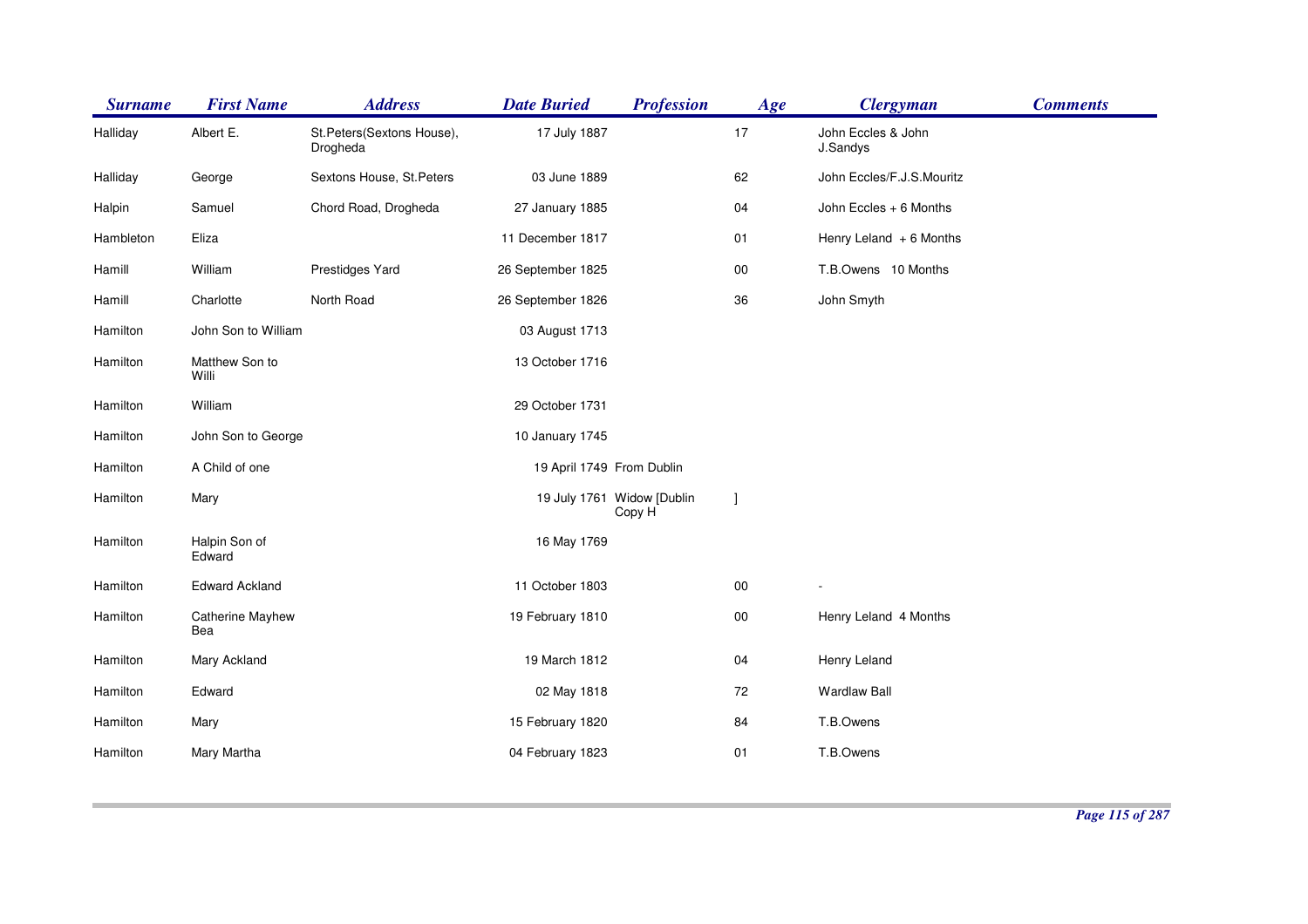| Surname | First Name | Address | Date Buried | Profession | Age | Clergyman | Comments |
|---|---|---|---|---|---|---|---|
| Halliday | Albert E. | St.Peters(Sextons House), Drogheda | 17 July 1887 | | 17 | John Eccles & John J.Sandys | |
| Halliday | George | Sextons House, St.Peters | 03 June 1889 | | 62 | John Eccles/F.J.S.Mouritz | |
| Halpin | Samuel | Chord Road, Drogheda | 27 January 1885 | | 04 | John Eccles + 6 Months | |
| Hambleton | Eliza | | 11 December 1817 | | 01 | Henry Leland + 6 Months | |
| Hamill | William | Prestidges Yard | 26 September 1825 | | 00 | T.B.Owens 10 Months | |
| Hamill | Charlotte | North Road | 26 September 1826 | | 36 | John Smyth | |
| Hamilton | John Son to William | | 03 August 1713 | | | | |
| Hamilton | Matthew Son to Willi | | 13 October 1716 | | | | |
| Hamilton | William | | 29 October 1731 | | | | |
| Hamilton | John Son to George | | 10 January 1745 | | | | |
| Hamilton | A Child of one | | 19 April 1749 | From Dublin | | | |
| Hamilton | Mary | | 19 July 1761 | Widow [Dublin Copy H | ] | | |
| Hamilton | Halpin Son of Edward | | 16 May 1769 | | | | |
| Hamilton | Edward Ackland | | 11 October 1803 | | 00 | - | |
| Hamilton | Catherine Mayhew Bea | | 19 February 1810 | | 00 | Henry Leland 4 Months | |
| Hamilton | Mary Ackland | | 19 March 1812 | | 04 | Henry Leland | |
| Hamilton | Edward | | 02 May 1818 | | 72 | Wardlaw Ball | |
| Hamilton | Mary | | 15 February 1820 | | 84 | T.B.Owens | |
| Hamilton | Mary Martha | | 04 February 1823 | | 01 | T.B.Owens | |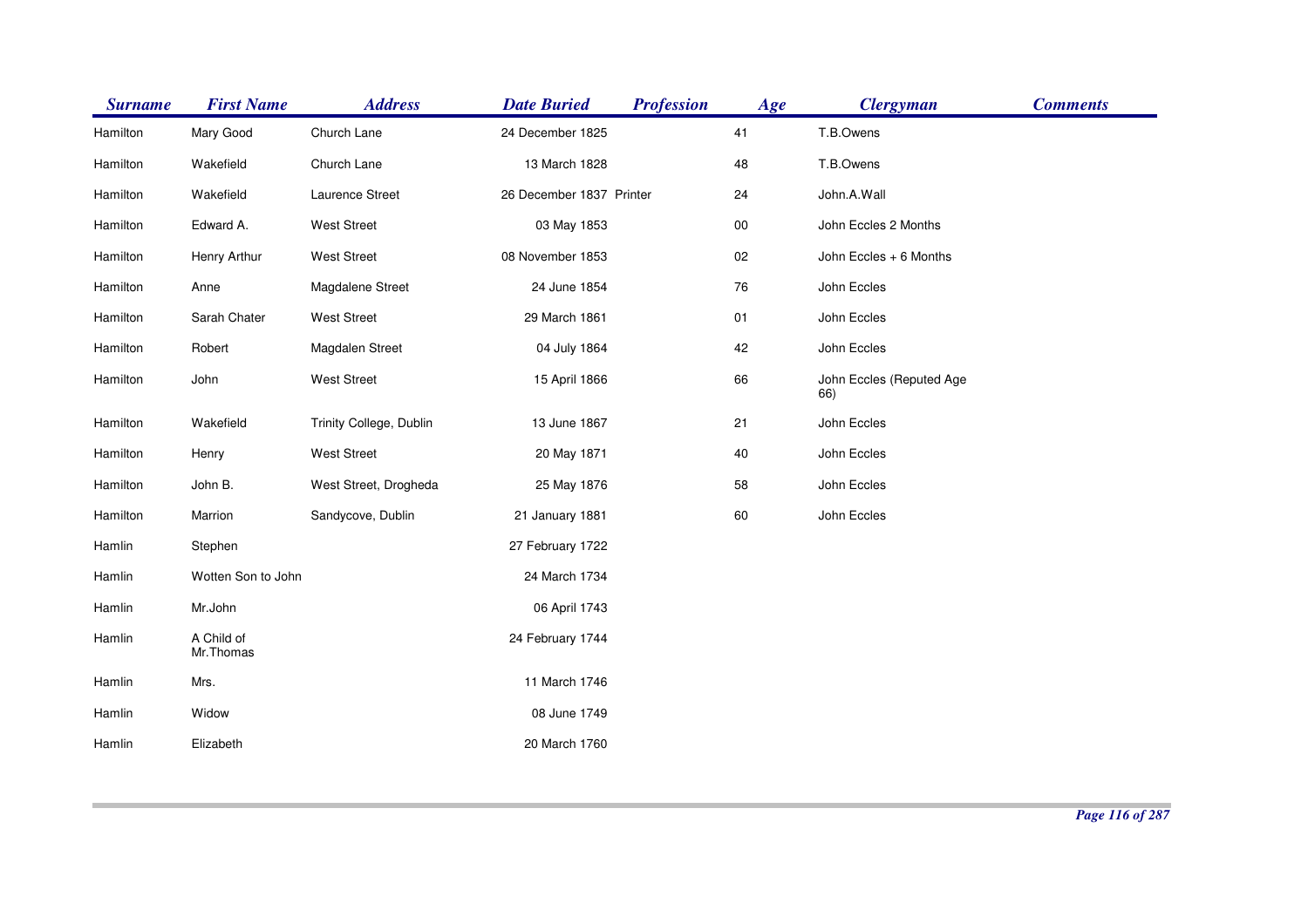| Surname | First Name | Address | Date Buried | Profession | Age | Clergyman | Comments |
|---|---|---|---|---|---|---|---|
| Hamilton | Mary Good | Church Lane | 24 December 1825 | | 41 | T.B.Owens | |
| Hamilton | Wakefield | Church Lane | 13 March 1828 | | 48 | T.B.Owens | |
| Hamilton | Wakefield | Laurence Street | 26 December 1837 | Printer | 24 | John.A.Wall | |
| Hamilton | Edward A. | West Street | 03 May 1853 | | 00 | John Eccles 2 Months | |
| Hamilton | Henry Arthur | West Street | 08 November 1853 | | 02 | John Eccles + 6 Months | |
| Hamilton | Anne | Magdalene Street | 24 June 1854 | | 76 | John Eccles | |
| Hamilton | Sarah Chater | West Street | 29 March 1861 | | 01 | John Eccles | |
| Hamilton | Robert | Magdalen Street | 04 July 1864 | | 42 | John Eccles | |
| Hamilton | John | West Street | 15 April 1866 | | 66 | John Eccles (Reputed Age 66) | |
| Hamilton | Wakefield | Trinity College, Dublin | 13 June 1867 | | 21 | John Eccles | |
| Hamilton | Henry | West Street | 20 May 1871 | | 40 | John Eccles | |
| Hamilton | John B. | West Street, Drogheda | 25 May 1876 | | 58 | John Eccles | |
| Hamilton | Marrion | Sandycove, Dublin | 21 January 1881 | | 60 | John Eccles | |
| Hamlin | Stephen | | 27 February 1722 | | | | |
| Hamlin | Wotten Son to John | | 24 March 1734 | | | | |
| Hamlin | Mr.John | | 06 April 1743 | | | | |
| Hamlin | A Child of Mr.Thomas | | 24 February 1744 | | | | |
| Hamlin | Mrs. | | 11 March 1746 | | | | |
| Hamlin | Widow | | 08 June 1749 | | | | |
| Hamlin | Elizabeth | | 20 March 1760 | | | | |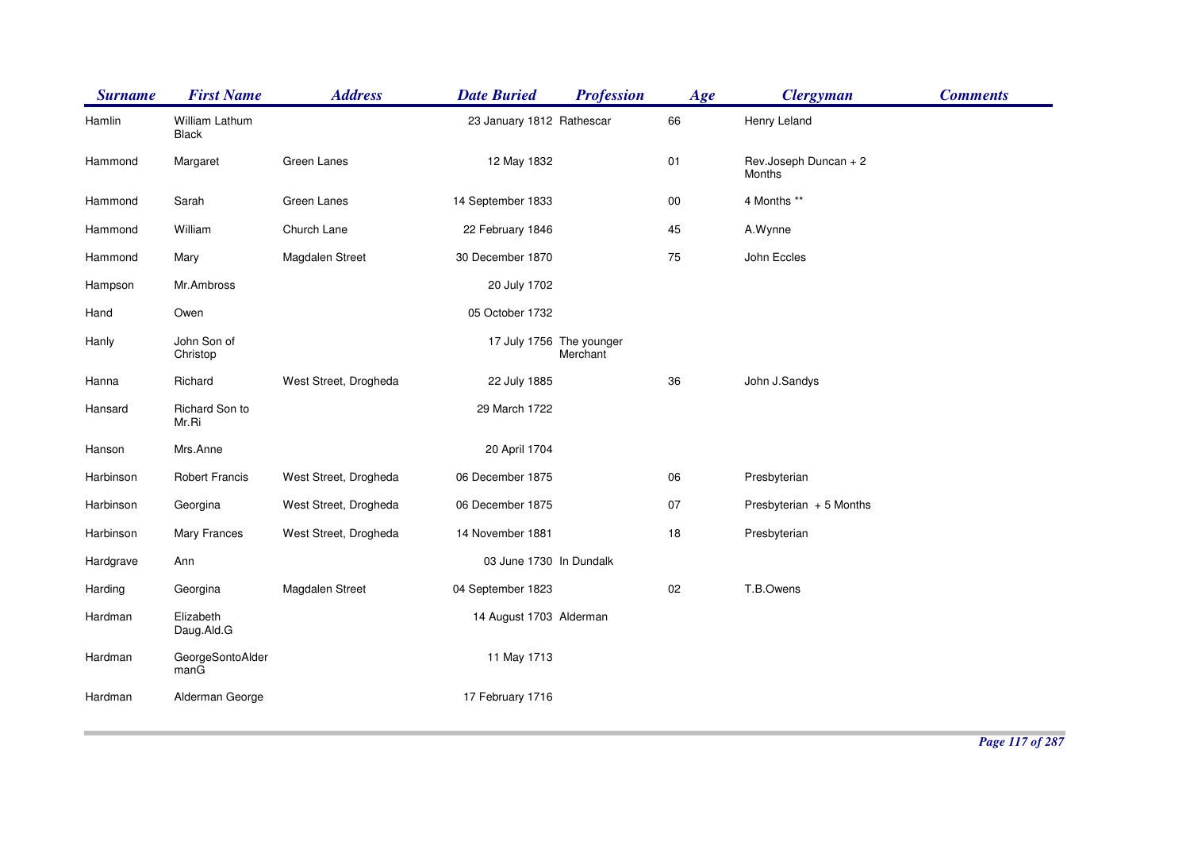| Surname | First Name | Address | Date Buried | Profession | Age | Clergyman | Comments |
|---|---|---|---|---|---|---|---|
| Hamlin | William Lathum Black | | 23 January 1812 | Rathescar | 66 | Henry Leland | |
| Hammond | Margaret | Green Lanes | 12 May 1832 | | 01 | Rev.Joseph Duncan + 2 Months | |
| Hammond | Sarah | Green Lanes | 14 September 1833 | | 00 | 4 Months ** | |
| Hammond | William | Church Lane | 22 February 1846 | | 45 | A.Wynne | |
| Hammond | Mary | Magdalen Street | 30 December 1870 | | 75 | John Eccles | |
| Hampson | Mr.Ambross | | 20 July 1702 | | | | |
| Hand | Owen | | 05 October 1732 | | | | |
| Hanly | John Son of Christop | | 17 July 1756 | The younger Merchant | | | |
| Hanna | Richard | West Street, Drogheda | 22 July 1885 | | 36 | John J.Sandys | |
| Hansard | Richard Son to Mr.Ri | | 29 March 1722 | | | | |
| Hanson | Mrs.Anne | | 20 April 1704 | | | | |
| Harbinson | Robert Francis | West Street, Drogheda | 06 December 1875 | | 06 | Presbyterian | |
| Harbinson | Georgina | West Street, Drogheda | 06 December 1875 | | 07 | Presbyterian + 5 Months | |
| Harbinson | Mary Frances | West Street, Drogheda | 14 November 1881 | | 18 | Presbyterian | |
| Hardgrave | Ann | | 03 June 1730 | In Dundalk | | | |
| Harding | Georgina | Magdalen Street | 04 September 1823 | | 02 | T.B.Owens | |
| Hardman | Elizabeth Daug.Ald.G | | 14 August 1703 | Alderman | | | |
| Hardman | GeorgeSontoAlder manG | | 11 May 1713 | | | | |
| Hardman | Alderman George | | 17 February 1716 | | | | |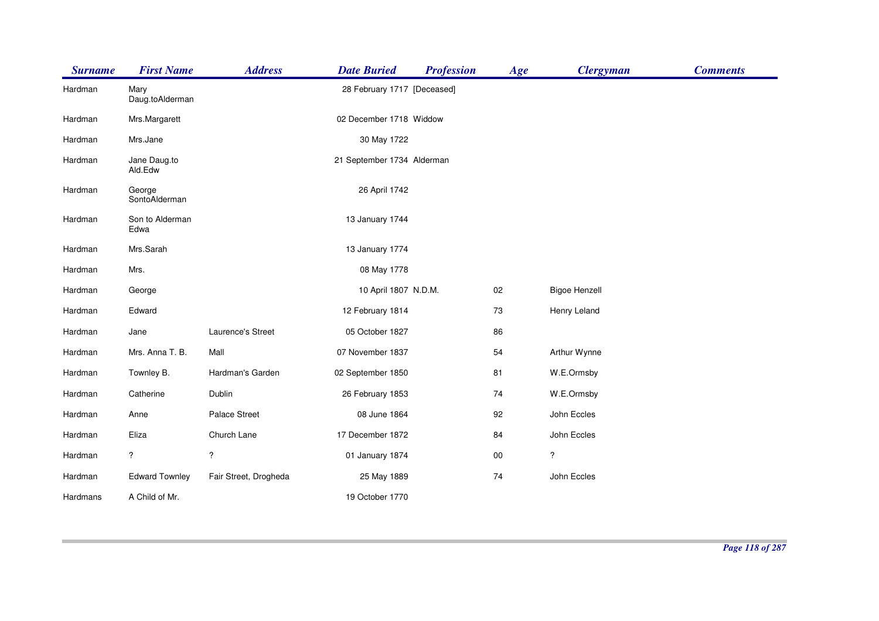| Surname | First Name | Address | Date Buried | Profession | Age | Clergyman | Comments |
|---|---|---|---|---|---|---|---|
| Hardman | Mary Daug.toAlderman | | 28 February 1717 | [Deceased] | | | |
| Hardman | Mrs.Margarett | | 02 December 1718 | Widdow | | | |
| Hardman | Mrs.Jane | | 30 May 1722 | | | | |
| Hardman | Jane Daug.to Ald.Edw | | 21 September 1734 | Alderman | | | |
| Hardman | George SontoAlderman | | 26 April 1742 | | | | |
| Hardman | Son to Alderman Edwa | | 13 January 1744 | | | | |
| Hardman | Mrs.Sarah | | 13 January 1774 | | | | |
| Hardman | Mrs. | | 08 May 1778 | | | | |
| Hardman | George | | 10 April 1807 | N.D.M. | 02 | Bigoe Henzell | |
| Hardman | Edward | | 12 February 1814 | | 73 | Henry Leland | |
| Hardman | Jane | Laurence's Street | 05 October 1827 | | 86 | | |
| Hardman | Mrs. Anna T. B. | Mall | 07 November 1837 | | 54 | Arthur Wynne | |
| Hardman | Townley B. | Hardman's Garden | 02 September 1850 | | 81 | W.E.Ormsby | |
| Hardman | Catherine | Dublin | 26 February 1853 | | 74 | W.E.Ormsby | |
| Hardman | Anne | Palace Street | 08 June 1864 | | 92 | John Eccles | |
| Hardman | Eliza | Church Lane | 17 December 1872 | | 84 | John Eccles | |
| Hardman | ? | ? | 01 January 1874 | | 00 | ? | |
| Hardman | Edward Townley | Fair Street, Drogheda | 25 May 1889 | | 74 | John Eccles | |
| Hardmans | A Child of Mr. | | 19 October 1770 | | | | |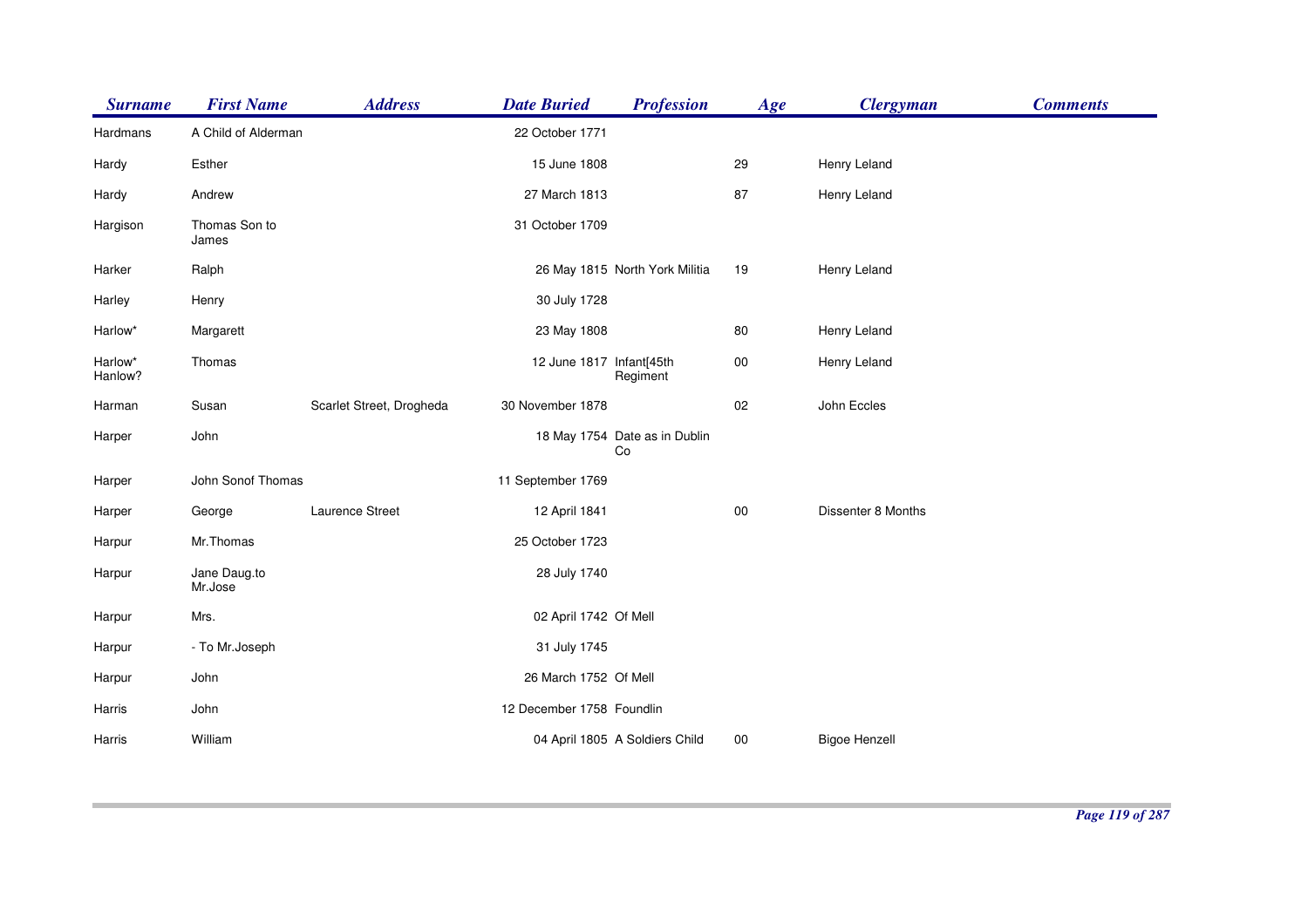| Surname | First Name | Address | Date Buried | Profession | Age | Clergyman | Comments |
|---|---|---|---|---|---|---|---|
| Hardmans | A Child of Alderman | | 22 October 1771 | | | | |
| Hardy | Esther | | 15 June 1808 | | 29 | Henry Leland | |
| Hardy | Andrew | | 27 March 1813 | | 87 | Henry Leland | |
| Hargison | Thomas Son to James | | 31 October 1709 | | | | |
| Harker | Ralph | | 26 May 1815 | North York Militia | 19 | Henry Leland | |
| Harley | Henry | | 30 July 1728 | | | | |
| Harlow* | Margarett | | 23 May 1808 | | 80 | Henry Leland | |
| Harlow* Hanlow? | Thomas | | 12 June 1817 | Infant[45th Regiment | 00 | Henry Leland | |
| Harman | Susan | Scarlet Street, Drogheda | 30 November 1878 | | 02 | John Eccles | |
| Harper | John | | 18 May 1754 | Date as in Dublin Co | | | |
| Harper | John Sonof Thomas | | 11 September 1769 | | | | |
| Harper | George | Laurence Street | 12 April 1841 | | 00 | Dissenter 8 Months | |
| Harpur | Mr.Thomas | | 25 October 1723 | | | | |
| Harpur | Jane Daug.to Mr.Jose | | 28 July 1740 | | | | |
| Harpur | Mrs. | | 02 April 1742 | Of Mell | | | |
| Harpur | - To Mr.Joseph | | 31 July 1745 | | | | |
| Harpur | John | | 26 March 1752 | Of Mell | | | |
| Harris | John | | 12 December 1758 | Foundlin | | | |
| Harris | William | | 04 April 1805 | A Soldiers Child | 00 | Bigoe Henzell | |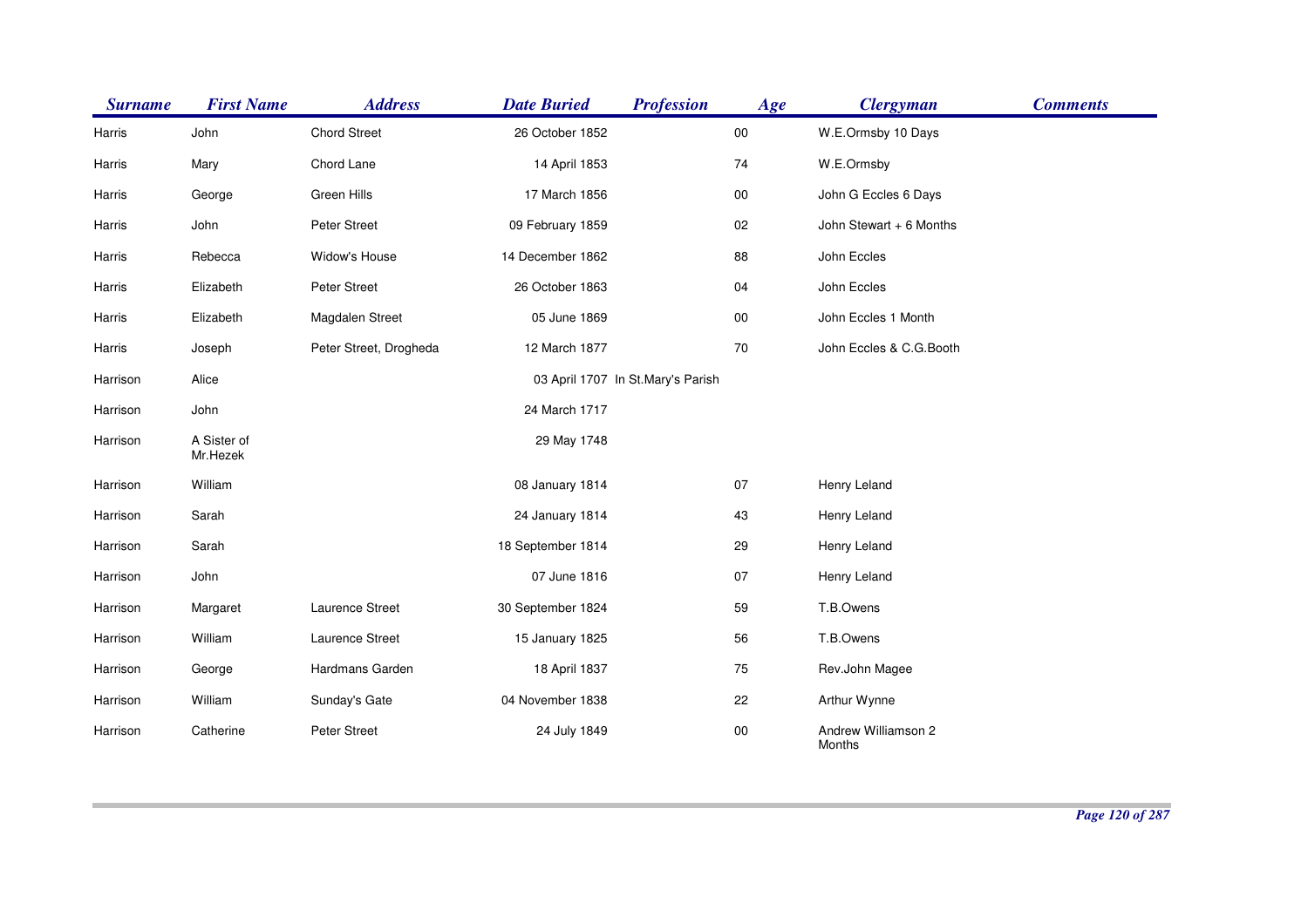| *Surname* | *First Name* | *Address* | *Date Buried* | *Profession* | *Age* | *Clergyman* | *Comments* |
|---|---|---|---|---|---|---|---|
| Harris | John | Chord Street | 26 October 1852 | | 00 | W.E.Ormsby 10 Days | |
| Harris | Mary | Chord Lane | 14 April 1853 | | 74 | W.E.Ormsby | |
| Harris | George | Green Hills | 17 March 1856 | | 00 | John G Eccles 6 Days | |
| Harris | John | Peter Street | 09 February 1859 | | 02 | John Stewart + 6 Months | |
| Harris | Rebecca | Widow's House | 14 December 1862 | | 88 | John Eccles | |
| Harris | Elizabeth | Peter Street | 26 October 1863 | | 04 | John Eccles | |
| Harris | Elizabeth | Magdalen Street | 05 June 1869 | | 00 | John Eccles 1 Month | |
| Harris | Joseph | Peter Street, Drogheda | 12 March 1877 | | 70 | John Eccles & C.G.Booth | |
| Harrison | Alice | | 03 April 1707 | In St.Mary's Parish | | | |
| Harrison | John | | 24 March 1717 | | | | |
| Harrison | A Sister of Mr.Hezek | | 29 May 1748 | | | | |
| Harrison | William | | 08 January 1814 | | 07 | Henry Leland | |
| Harrison | Sarah | | 24 January 1814 | | 43 | Henry Leland | |
| Harrison | Sarah | | 18 September 1814 | | 29 | Henry Leland | |
| Harrison | John | | 07 June 1816 | | 07 | Henry Leland | |
| Harrison | Margaret | Laurence Street | 30 September 1824 | | 59 | T.B.Owens | |
| Harrison | William | Laurence Street | 15 January 1825 | | 56 | T.B.Owens | |
| Harrison | George | Hardmans Garden | 18 April 1837 | | 75 | Rev.John Magee | |
| Harrison | William | Sunday's Gate | 04 November 1838 | | 22 | Arthur Wynne | |
| Harrison | Catherine | Peter Street | 24 July 1849 | | 00 | Andrew Williamson 2 Months | |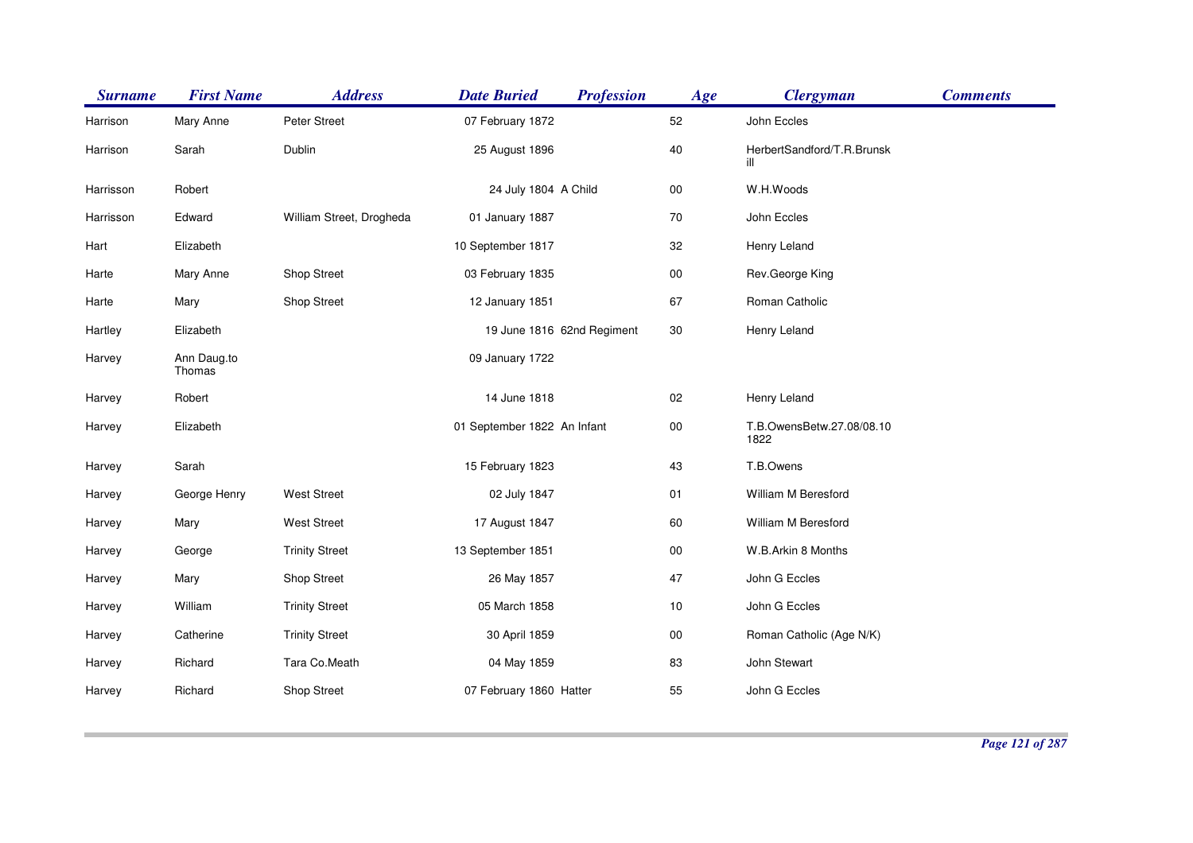| Surname | First Name | Address | Date Buried | Profession | Age | Clergyman | Comments |
|---|---|---|---|---|---|---|---|
| Harrison | Mary Anne | Peter Street | 07 February 1872 | | 52 | John Eccles | |
| Harrison | Sarah | Dublin | 25 August 1896 | | 40 | HerbertSandford/T.R.Brunskill | |
| Harrisson | Robert | | 24 July 1804 | A Child | 00 | W.H.Woods | |
| Harrisson | Edward | William Street, Drogheda | 01 January 1887 | | 70 | John Eccles | |
| Hart | Elizabeth | | 10 September 1817 | | 32 | Henry Leland | |
| Harte | Mary Anne | Shop Street | 03 February 1835 | | 00 | Rev.George King | |
| Harte | Mary | Shop Street | 12 January 1851 | | 67 | Roman Catholic | |
| Hartley | Elizabeth | | 19 June 1816 | 62nd Regiment | 30 | Henry Leland | |
| Harvey | Ann Daug.to Thomas | | 09 January 1722 | | | | |
| Harvey | Robert | | 14 June 1818 | | 02 | Henry Leland | |
| Harvey | Elizabeth | | 01 September 1822 | An Infant | 00 | T.B.OwensBetw.27.08/08.10 1822 | |
| Harvey | Sarah | | 15 February 1823 | | 43 | T.B.Owens | |
| Harvey | George Henry | West Street | 02 July 1847 | | 01 | William M Beresford | |
| Harvey | Mary | West Street | 17 August 1847 | | 60 | William M Beresford | |
| Harvey | George | Trinity Street | 13 September 1851 | | 00 | W.B.Arkin 8 Months | |
| Harvey | Mary | Shop Street | 26 May 1857 | | 47 | John G Eccles | |
| Harvey | William | Trinity Street | 05 March 1858 | | 10 | John G Eccles | |
| Harvey | Catherine | Trinity Street | 30 April 1859 | | 00 | Roman Catholic (Age N/K) | |
| Harvey | Richard | Tara Co.Meath | 04 May 1859 | | 83 | John Stewart | |
| Harvey | Richard | Shop Street | 07 February 1860 | Hatter | 55 | John G Eccles | |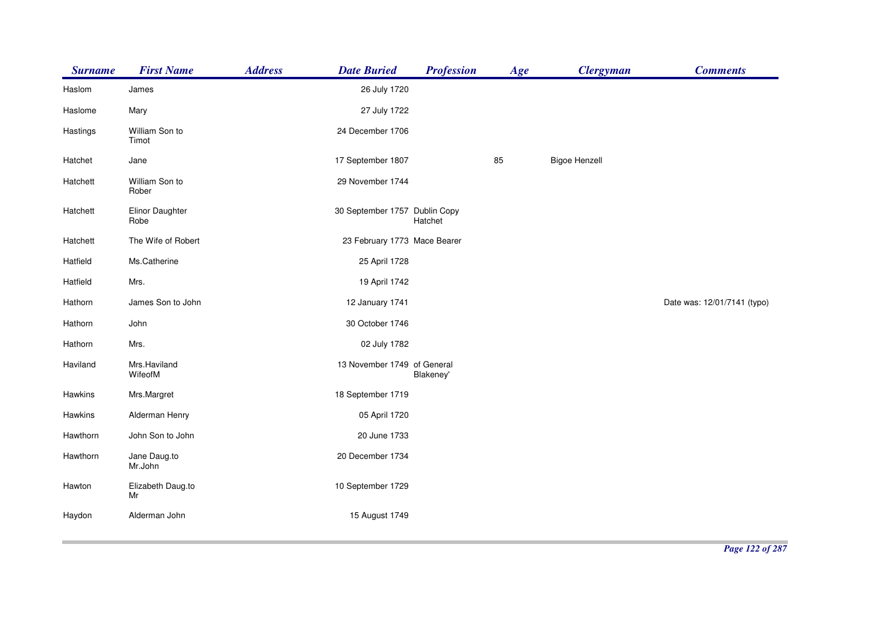| Surname | First Name | Address | Date Buried | Profession | Age | Clergyman | Comments |
|---|---|---|---|---|---|---|---|
| Haslom | James | | 26 July 1720 | | | | |
| Haslome | Mary | | 27 July 1722 | | | | |
| Hastings | William Son to Timot | | 24 December 1706 | | | | |
| Hatchet | Jane | | 17 September 1807 | | 85 | Bigoe Henzell | |
| Hatchett | William Son to Rober | | 29 November 1744 | | | | |
| Hatchett | Elinor Daughter Robe | | 30 September 1757 | Dublin Copy Hatchet | | | |
| Hatchett | The Wife of Robert | | 23 February 1773 | Mace Bearer | | | |
| Hatfield | Ms.Catherine | | 25 April 1728 | | | | |
| Hatfield | Mrs. | | 19 April 1742 | | | | |
| Hathorn | James Son to John | | 12 January 1741 | | | | Date was: 12/01/7141 (typo) |
| Hathorn | John | | 30 October 1746 | | | | |
| Hathorn | Mrs. | | 02 July 1782 | | | | |
| Haviland | Mrs.Haviland WifeofM | | 13 November 1749 | of General Blakeney' | | | |
| Hawkins | Mrs.Margret | | 18 September 1719 | | | | |
| Hawkins | Alderman Henry | | 05 April 1720 | | | | |
| Hawthorn | John Son to John | | 20 June 1733 | | | | |
| Hawthorn | Jane Daug.to Mr.John | | 20 December 1734 | | | | |
| Hawton | Elizabeth Daug.to Mr | | 10 September 1729 | | | | |
| Haydon | Alderman John | | 15 August 1749 | | | | |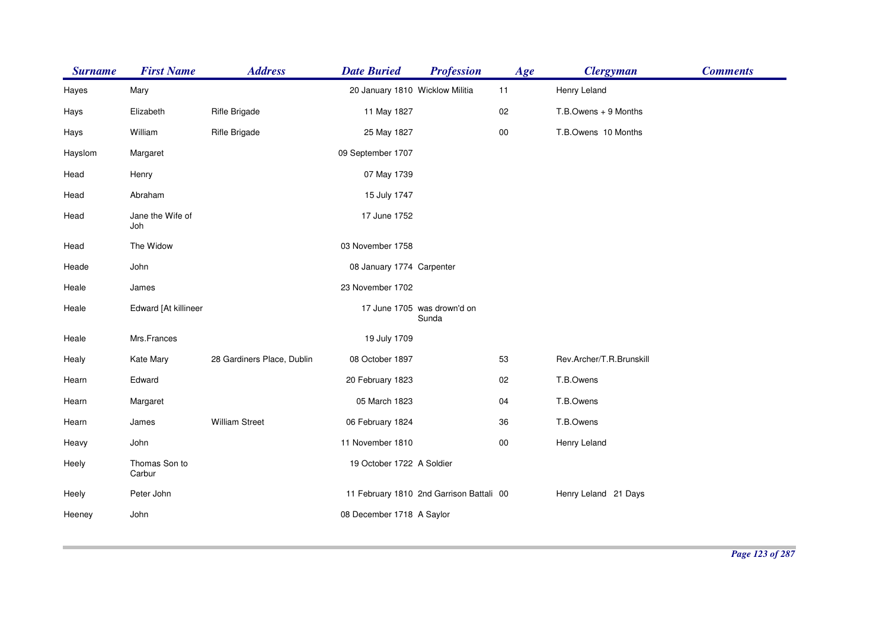| Surname | First Name | Address | Date Buried | Profession | Age | Clergyman | Comments |
|---|---|---|---|---|---|---|---|
| Hayes | Mary | | 20 January 1810 | Wicklow Militia | 11 | Henry Leland | |
| Hays | Elizabeth | Rifle Brigade | 11 May 1827 | | 02 | T.B.Owens + 9 Months | |
| Hays | William | Rifle Brigade | 25 May 1827 | | 00 | T.B.Owens 10 Months | |
| Hayslom | Margaret | | 09 September 1707 | | | | |
| Head | Henry | | 07 May 1739 | | | | |
| Head | Abraham | | 15 July 1747 | | | | |
| Head | Jane the Wife of Joh | | 17 June 1752 | | | | |
| Head | The Widow | | 03 November 1758 | | | | |
| Heade | John | | 08 January 1774 | Carpenter | | | |
| Heale | James | | 23 November 1702 | | | | |
| Heale | Edward [At killineer | | 17 June 1705 | was drown'd on Sunda | | | |
| Heale | Mrs.Frances | | 19 July 1709 | | | | |
| Healy | Kate Mary | 28 Gardiners Place, Dublin | 08 October 1897 | | 53 | Rev.Archer/T.R.Brunskill | |
| Hearn | Edward | | 20 February 1823 | | 02 | T.B.Owens | |
| Hearn | Margaret | | 05 March 1823 | | 04 | T.B.Owens | |
| Hearn | James | William Street | 06 February 1824 | | 36 | T.B.Owens | |
| Heavy | John | | 11 November 1810 | | 00 | Henry Leland | |
| Heely | Thomas Son to Carbur | | 19 October 1722 | A Soldier | | | |
| Heely | Peter John | | 11 February 1810 | 2nd Garrison Battali | 00 | Henry Leland 21 Days | |
| Heeney | John | | 08 December 1718 | A Saylor | | | |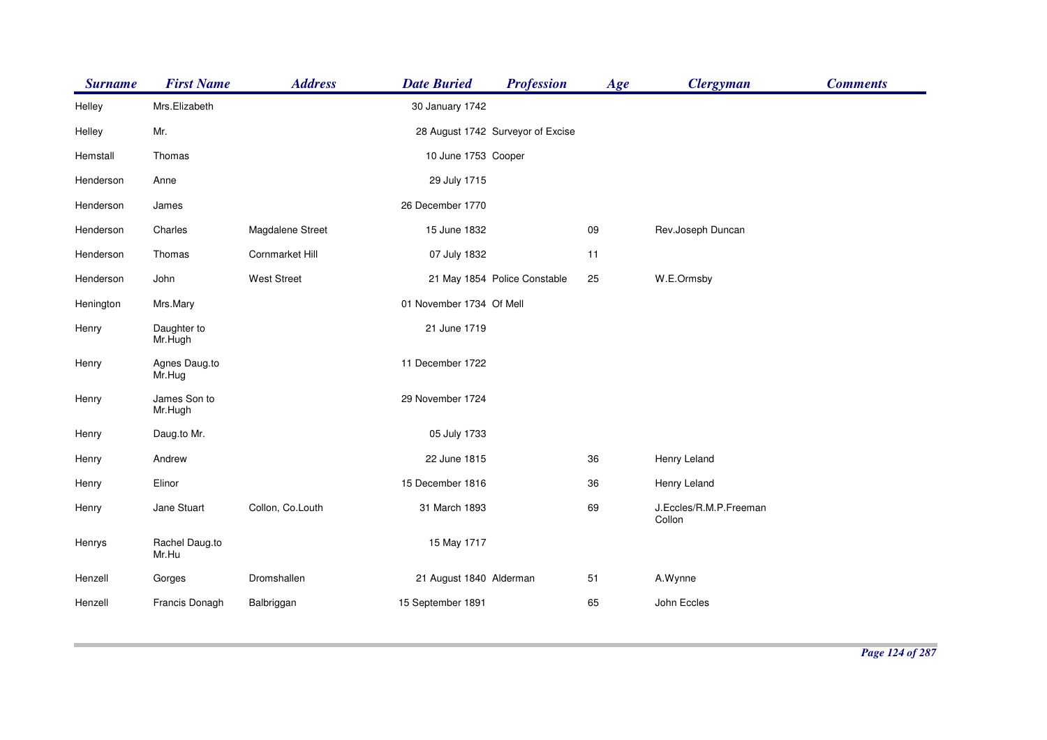| *Surname* | *First Name* | *Address* | *Date Buried* | *Profession* | *Age* | *Clergyman* | *Comments* |
|---|---|---|---|---|---|---|---|
| Helley | Mrs.Elizabeth | | 30 January 1742 | | | | |
| Helley | Mr. | | 28 August 1742 | Surveyor of Excise | | | |
| Hemstall | Thomas | | 10 June 1753 | Cooper | | | |
| Henderson | Anne | | 29 July 1715 | | | | |
| Henderson | James | | 26 December 1770 | | | | |
| Henderson | Charles | Magdalene Street | 15 June 1832 | | 09 | Rev.Joseph Duncan | |
| Henderson | Thomas | Cornmarket Hill | 07 July 1832 | | 11 | | |
| Henderson | John | West Street | 21 May 1854 | Police Constable | 25 | W.E.Ormsby | |
| Henington | Mrs.Mary | | 01 November 1734 | Of Mell | | | |
| Henry | Daughter to Mr.Hugh | | 21 June 1719 | | | | |
| Henry | Agnes Daug.to Mr.Hug | | 11 December 1722 | | | | |
| Henry | James Son to Mr.Hugh | | 29 November 1724 | | | | |
| Henry | Daug.to Mr. | | 05 July 1733 | | | | |
| Henry | Andrew | | 22 June 1815 | | 36 | Henry Leland | |
| Henry | Elinor | | 15 December 1816 | | 36 | Henry Leland | |
| Henry | Jane Stuart | Collon, Co.Louth | 31 March 1893 | | 69 | J.Eccles/R.M.P.Freeman Collon | |
| Henrys | Rachel Daug.to Mr.Hu | | 15 May 1717 | | | | |
| Henzell | Gorges | Dromshallen | 21 August 1840 | Alderman | 51 | A.Wynne | |
| Henzell | Francis Donagh | Balbriggan | 15 September 1891 | | 65 | John Eccles | |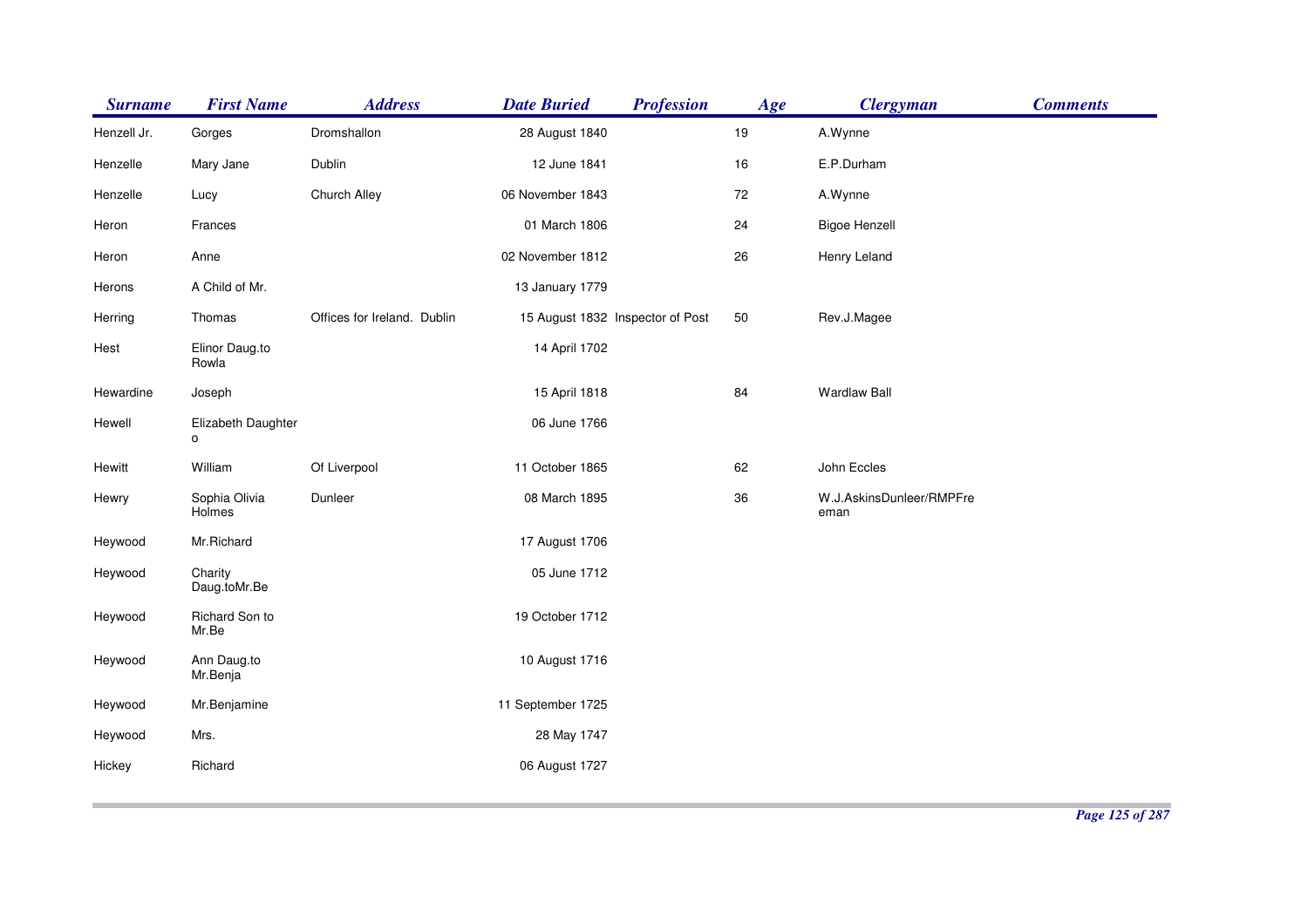| Surname | First Name | Address | Date Buried | Profession | Age | Clergyman | Comments |
|---|---|---|---|---|---|---|---|
| Henzell Jr. | Gorges | Dromshallon | 28 August 1840 | | 19 | A.Wynne | |
| Henzelle | Mary Jane | Dublin | 12 June 1841 | | 16 | E.P.Durham | |
| Henzelle | Lucy | Church Alley | 06 November 1843 | | 72 | A.Wynne | |
| Heron | Frances | | 01 March 1806 | | 24 | Bigoe Henzell | |
| Heron | Anne | | 02 November 1812 | | 26 | Henry Leland | |
| Herons | A Child of Mr. | | 13 January 1779 | | | | |
| Herring | Thomas | Offices for Ireland. Dublin | 15 August 1832 | Inspector of Post | 50 | Rev.J.Magee | |
| Hest | Elinor Daug.to Rowla | | 14 April 1702 | | | | |
| Hewardine | Joseph | | 15 April 1818 | | 84 | Wardlaw Ball | |
| Hewell | Elizabeth Daughter o | | 06 June 1766 | | | | |
| Hewitt | William | Of Liverpool | 11 October 1865 | | 62 | John Eccles | |
| Hewry | Sophia Olivia Holmes | Dunleer | 08 March 1895 | | 36 | W.J.AskinsDunleer/RMPFreeman | |
| Heywood | Mr.Richard | | 17 August 1706 | | | | |
| Heywood | Charity Daug.toMr.Be | | 05 June 1712 | | | | |
| Heywood | Richard Son to Mr.Be | | 19 October 1712 | | | | |
| Heywood | Ann Daug.to Mr.Benja | | 10 August 1716 | | | | |
| Heywood | Mr.Benjamine | | 11 September 1725 | | | | |
| Heywood | Mrs. | | 28 May 1747 | | | | |
| Hickey | Richard | | 06 August 1727 | | | | |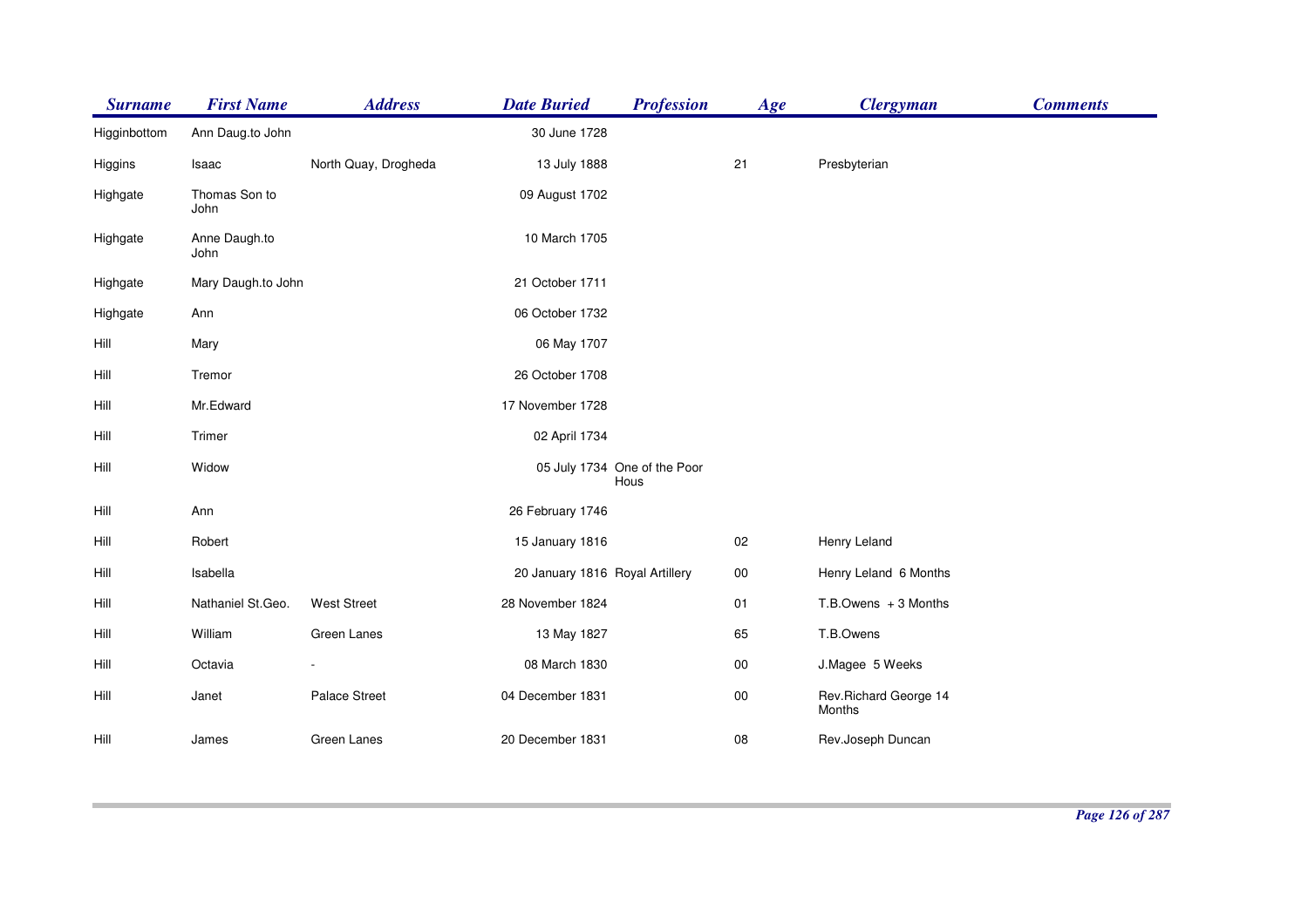| Surname | First Name | Address | Date Buried | Profession | Age | Clergyman | Comments |
|---|---|---|---|---|---|---|---|
| Higginbottom | Ann Daug.to John | | 30 June 1728 | | | | |
| Higgins | Isaac | North Quay, Drogheda | 13 July 1888 | | 21 | Presbyterian | |
| Highgate | Thomas Son to John | | 09 August 1702 | | | | |
| Highgate | Anne Daugh.to John | | 10 March 1705 | | | | |
| Highgate | Mary Daugh.to John | | 21 October 1711 | | | | |
| Highgate | Ann | | 06 October 1732 | | | | |
| Hill | Mary | | 06 May 1707 | | | | |
| Hill | Tremor | | 26 October 1708 | | | | |
| Hill | Mr.Edward | | 17 November 1728 | | | | |
| Hill | Trimer | | 02 April 1734 | | | | |
| Hill | Widow | | 05 July 1734 | One of the Poor Hous | | | |
| Hill | Ann | | 26 February 1746 | | | | |
| Hill | Robert | | 15 January 1816 | | 02 | Henry Leland | |
| Hill | Isabella | | 20 January 1816 | Royal Artillery | 00 | Henry Leland 6 Months | |
| Hill | Nathaniel St.Geo. | West Street | 28 November 1824 | | 01 | T.B.Owens + 3 Months | |
| Hill | William | Green Lanes | 13 May 1827 | | 65 | T.B.Owens | |
| Hill | Octavia | - | 08 March 1830 | | 00 | J.Magee 5 Weeks | |
| Hill | Janet | Palace Street | 04 December 1831 | | 00 | Rev.Richard George 14 Months | |
| Hill | James | Green Lanes | 20 December 1831 | | 08 | Rev.Joseph Duncan | |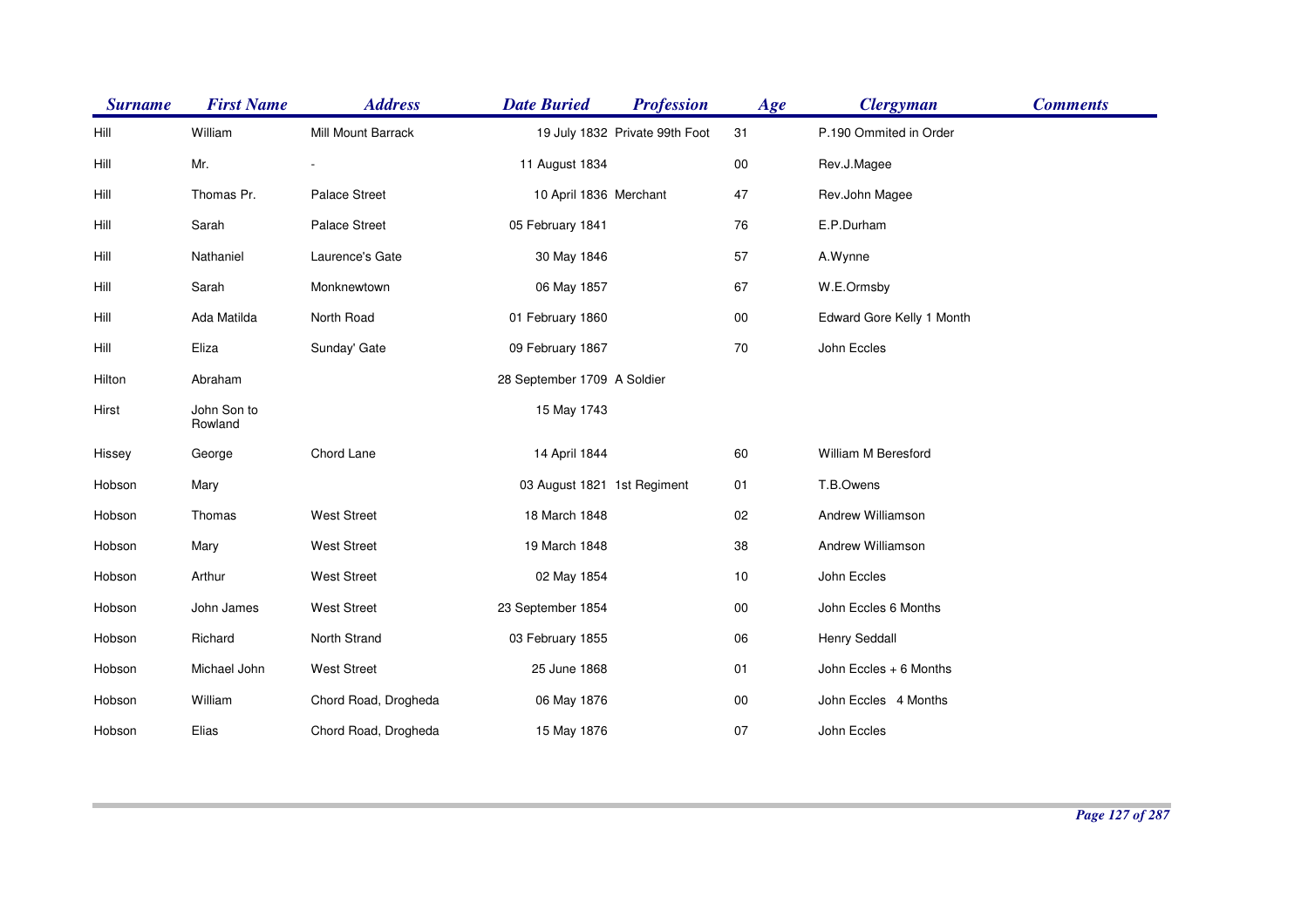| Surname | First Name | Address | Date Buried | Profession | Age | Clergyman | Comments |
| --- | --- | --- | --- | --- | --- | --- | --- |
| Hill | William | Mill Mount Barrack | 19 July 1832 | Private 99th Foot | 31 | P.190 Ommited in Order | |
| Hill | Mr. | - | 11 August 1834 | | 00 | Rev.J.Magee | |
| Hill | Thomas Pr. | Palace Street | 10 April 1836 | Merchant | 47 | Rev.John Magee | |
| Hill | Sarah | Palace Street | 05 February 1841 | | 76 | E.P.Durham | |
| Hill | Nathaniel | Laurence's Gate | 30 May 1846 | | 57 | A.Wynne | |
| Hill | Sarah | Monknewtown | 06 May 1857 | | 67 | W.E.Ormsby | |
| Hill | Ada Matilda | North Road | 01 February 1860 | | 00 | Edward Gore Kelly 1 Month | |
| Hill | Eliza | Sunday' Gate | 09 February 1867 | | 70 | John Eccles | |
| Hilton | Abraham | | 28 September 1709 | A Soldier | | | |
| Hirst | John Son to Rowland | | 15 May 1743 | | | | |
| Hissey | George | Chord Lane | 14 April 1844 | | 60 | William M Beresford | |
| Hobson | Mary | | 03 August 1821 | 1st Regiment | 01 | T.B.Owens | |
| Hobson | Thomas | West Street | 18 March 1848 | | 02 | Andrew Williamson | |
| Hobson | Mary | West Street | 19 March 1848 | | 38 | Andrew Williamson | |
| Hobson | Arthur | West Street | 02 May 1854 | | 10 | John Eccles | |
| Hobson | John James | West Street | 23 September 1854 | | 00 | John Eccles 6 Months | |
| Hobson | Richard | North Strand | 03 February 1855 | | 06 | Henry Seddall | |
| Hobson | Michael John | West Street | 25 June 1868 | | 01 | John Eccles + 6 Months | |
| Hobson | William | Chord Road, Drogheda | 06 May 1876 | | 00 | John Eccles 4 Months | |
| Hobson | Elias | Chord Road, Drogheda | 15 May 1876 | | 07 | John Eccles | |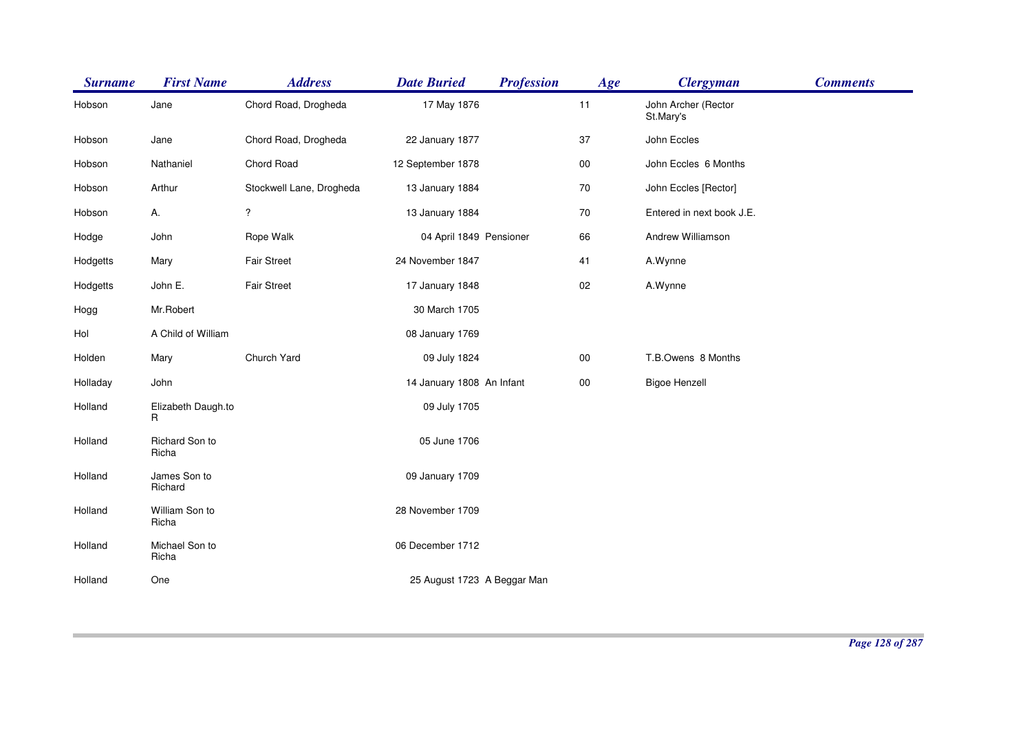| Surname | First Name | Address | Date Buried | Profession | Age | Clergyman | Comments |
|---|---|---|---|---|---|---|---|
| Hobson | Jane | Chord Road, Drogheda | 17 May 1876 | | 11 | John Archer (Rector St.Mary's | |
| Hobson | Jane | Chord Road, Drogheda | 22 January 1877 | | 37 | John Eccles | |
| Hobson | Nathaniel | Chord Road | 12 September 1878 | | 00 | John Eccles 6 Months | |
| Hobson | Arthur | Stockwell Lane, Drogheda | 13 January 1884 | | 70 | John Eccles [Rector] | |
| Hobson | A. | ? | 13 January 1884 | | 70 | Entered in next book J.E. | |
| Hodge | John | Rope Walk | 04 April 1849 | Pensioner | 66 | Andrew Williamson | |
| Hodgetts | Mary | Fair Street | 24 November 1847 | | 41 | A.Wynne | |
| Hodgetts | John E. | Fair Street | 17 January 1848 | | 02 | A.Wynne | |
| Hogg | Mr.Robert | | 30 March 1705 | | | | |
| Hol | A Child of William | | 08 January 1769 | | | | |
| Holden | Mary | Church Yard | 09 July 1824 | | 00 | T.B.Owens 8 Months | |
| Holladay | John | | 14 January 1808 | An Infant | 00 | Bigoe Henzell | |
| Holland | Elizabeth Daugh.to R | | 09 July 1705 | | | | |
| Holland | Richard Son to Richa | | 05 June 1706 | | | | |
| Holland | James Son to Richard | | 09 January 1709 | | | | |
| Holland | William Son to Richa | | 28 November 1709 | | | | |
| Holland | Michael Son to Richa | | 06 December 1712 | | | | |
| Holland | One | | 25 August 1723 | A Beggar Man | | | |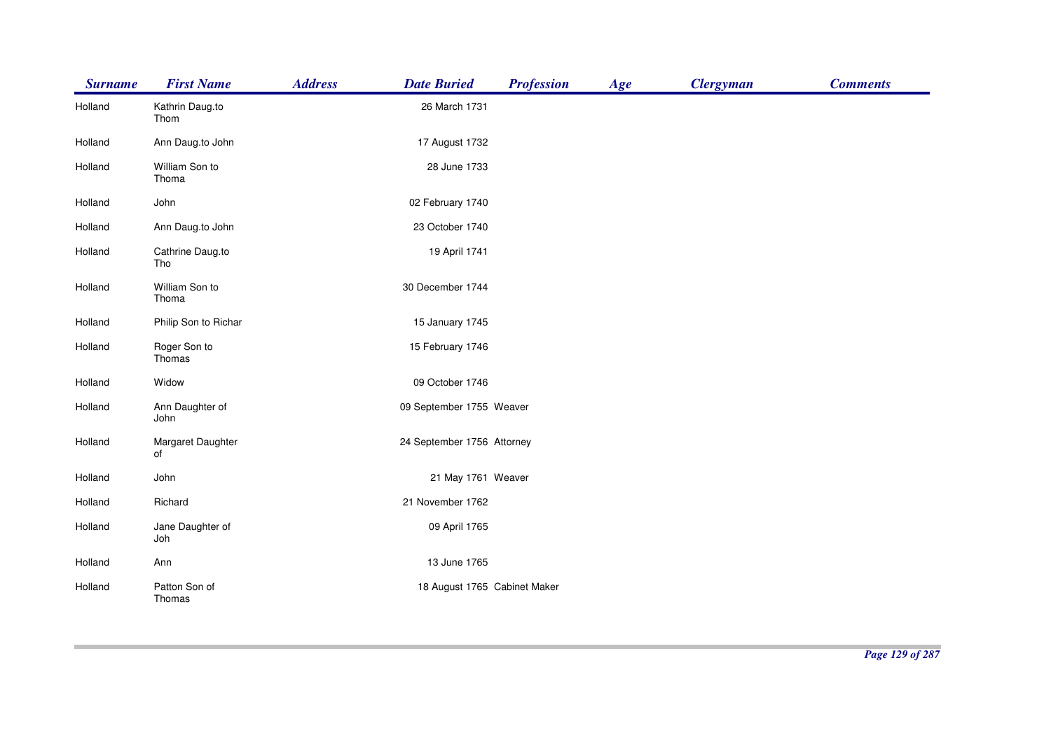| Surname | First Name | Address | Date Buried | Profession | Age | Clergyman | Comments |
|---|---|---|---|---|---|---|---|
| Holland | Kathrin Daug.to Thom | | 26 March 1731 | | | | |
| Holland | Ann Daug.to John | | 17 August 1732 | | | | |
| Holland | William Son to Thoma | | 28 June 1733 | | | | |
| Holland | John | | 02 February 1740 | | | | |
| Holland | Ann Daug.to John | | 23 October 1740 | | | | |
| Holland | Cathrine Daug.to Tho | | 19 April 1741 | | | | |
| Holland | William Son to Thoma | | 30 December 1744 | | | | |
| Holland | Philip Son to Richar | | 15 January 1745 | | | | |
| Holland | Roger Son to Thomas | | 15 February 1746 | | | | |
| Holland | Widow | | 09 October 1746 | | | | |
| Holland | Ann Daughter of John | | 09 September 1755 | Weaver | | | |
| Holland | Margaret Daughter of | | 24 September 1756 | Attorney | | | |
| Holland | John | | 21 May 1761 | Weaver | | | |
| Holland | Richard | | 21 November 1762 | | | | |
| Holland | Jane Daughter of Joh | | 09 April 1765 | | | | |
| Holland | Ann | | 13 June 1765 | | | | |
| Holland | Patton Son of Thomas | | 18 August 1765 | Cabinet Maker | | | |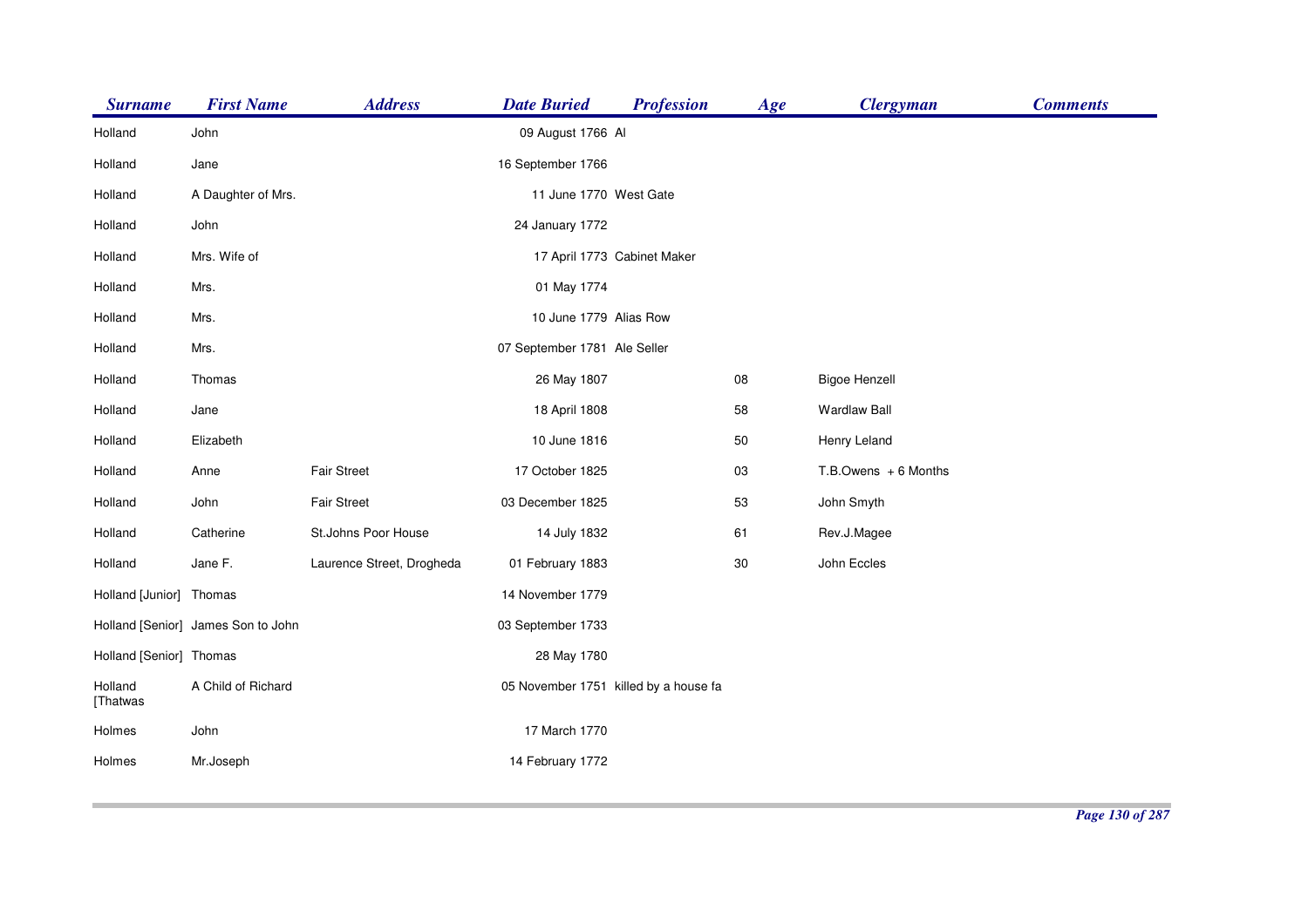| Surname | First Name | Address | Date Buried | Profession | Age | Clergyman | Comments |
| --- | --- | --- | --- | --- | --- | --- | --- |
| Holland | John | | 09 August 1766 | Al | | | |
| Holland | Jane | | 16 September 1766 | | | | |
| Holland | A Daughter of Mrs. | | 11 June 1770 | West Gate | | | |
| Holland | John | | 24 January 1772 | | | | |
| Holland | Mrs. Wife of | | 17 April 1773 | Cabinet Maker | | | |
| Holland | Mrs. | | 01 May 1774 | | | | |
| Holland | Mrs. | | 10 June 1779 | Alias Row | | | |
| Holland | Mrs. | | 07 September 1781 | Ale Seller | | | |
| Holland | Thomas | | 26 May 1807 | | 08 | Bigoe Henzell | |
| Holland | Jane | | 18 April 1808 | | 58 | Wardlaw Ball | |
| Holland | Elizabeth | | 10 June 1816 | | 50 | Henry Leland | |
| Holland | Anne | Fair Street | 17 October 1825 | | 03 | T.B.Owens + 6 Months | |
| Holland | John | Fair Street | 03 December 1825 | | 53 | John Smyth | |
| Holland | Catherine | St.Johns Poor House | 14 July 1832 | | 61 | Rev.J.Magee | |
| Holland | Jane F. | Laurence Street, Drogheda | 01 February 1883 | | 30 | John Eccles | |
| Holland [Junior] | Thomas | | 14 November 1779 | | | | |
| Holland [Senior] | James Son to John | | 03 September 1733 | | | | |
| Holland [Senior] | Thomas | | 28 May 1780 | | | | |
| Holland [Thatwas | A Child of Richard | | 05 November 1751 | killed by a house fa | | | |
| Holmes | John | | 17 March 1770 | | | | |
| Holmes | Mr.Joseph | | 14 February 1772 | | | | |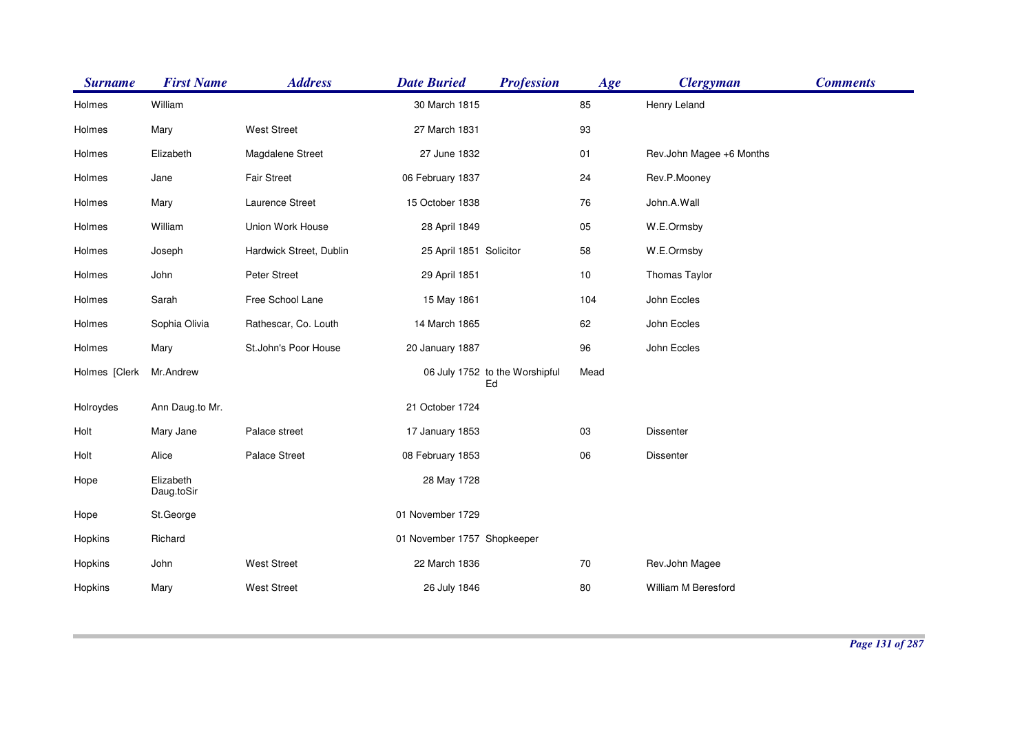| Surname | First Name | Address | Date Buried | Profession | Age | Clergyman | Comments |
|---|---|---|---|---|---|---|---|
| Holmes | William | | 30 March 1815 | | 85 | Henry Leland | |
| Holmes | Mary | West Street | 27 March 1831 | | 93 | | |
| Holmes | Elizabeth | Magdalene Street | 27 June 1832 | | 01 | Rev.John Magee +6 Months | |
| Holmes | Jane | Fair Street | 06 February 1837 | | 24 | Rev.P.Mooney | |
| Holmes | Mary | Laurence Street | 15 October 1838 | | 76 | John.A.Wall | |
| Holmes | William | Union Work House | 28 April 1849 | | 05 | W.E.Ormsby | |
| Holmes | Joseph | Hardwick Street, Dublin | 25 April 1851 | Solicitor | 58 | W.E.Ormsby | |
| Holmes | John | Peter Street | 29 April 1851 | | 10 | Thomas Taylor | |
| Holmes | Sarah | Free School Lane | 15 May 1861 | | 104 | John Eccles | |
| Holmes | Sophia Olivia | Rathescar, Co. Louth | 14 March 1865 | | 62 | John Eccles | |
| Holmes | Mary | St.John's Poor House | 20 January 1887 | | 96 | John Eccles | |
| Holmes [Clerk | Mr.Andrew | | 06 July 1752 | to the Worshipful Ed | Mead | | |
| Holroydes | Ann Daug.to Mr. | | 21 October 1724 | | | | |
| Holt | Mary Jane | Palace street | 17 January 1853 | | 03 | Dissenter | |
| Holt | Alice | Palace Street | 08 February 1853 | | 06 | Dissenter | |
| Hope | Elizabeth Daug.toSir | | 28 May 1728 | | | | |
| Hope | St.George | | 01 November 1729 | | | | |
| Hopkins | Richard | | 01 November 1757 | Shopkeeper | | | |
| Hopkins | John | West Street | 22 March 1836 | | 70 | Rev.John Magee | |
| Hopkins | Mary | West Street | 26 July 1846 | | 80 | William M Beresford | |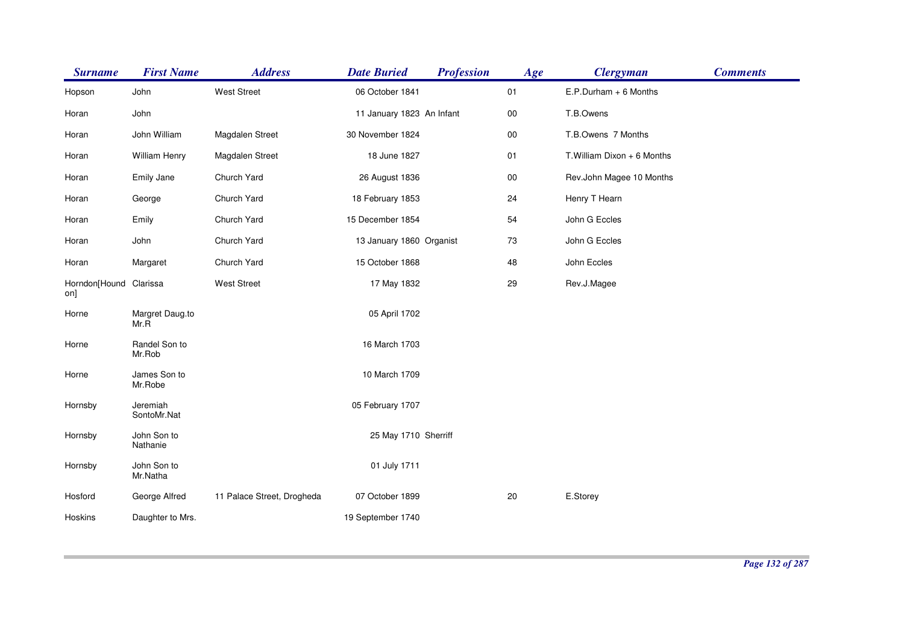| Surname | First Name | Address | Date Buried | Profession | Age | Clergyman | Comments |
|---|---|---|---|---|---|---|---|
| Hopson | John | West Street | 06 October 1841 | | 01 | E.P.Durham + 6 Months | |
| Horan | John | | 11 January 1823 | An Infant | 00 | T.B.Owens | |
| Horan | John William | Magdalen Street | 30 November 1824 | | 00 | T.B.Owens 7 Months | |
| Horan | William Henry | Magdalen Street | 18 June 1827 | | 01 | T.William Dixon + 6 Months | |
| Horan | Emily Jane | Church Yard | 26 August 1836 | | 00 | Rev.John Magee 10 Months | |
| Horan | George | Church Yard | 18 February 1853 | | 24 | Henry T Hearn | |
| Horan | Emily | Church Yard | 15 December 1854 | | 54 | John G Eccles | |
| Horan | John | Church Yard | 13 January 1860 | Organist | 73 | John G Eccles | |
| Horan | Margaret | Church Yard | 15 October 1868 | | 48 | John Eccles | |
| Horndon[Houndon] | Clarissa | West Street | 17 May 1832 | | 29 | Rev.J.Magee | |
| Horne | Margret Daug.to Mr.R | | 05 April 1702 | | | | |
| Horne | Randel Son to Mr.Rob | | 16 March 1703 | | | | |
| Horne | James Son to Mr.Robe | | 10 March 1709 | | | | |
| Hornsby | Jeremiah SontoMr.Nat | | 05 February 1707 | | | | |
| Hornsby | John Son to Nathanie | | 25 May 1710 | Sherriff | | | |
| Hornsby | John Son to Mr.Natha | | 01 July 1711 | | | | |
| Hosford | George Alfred | 11 Palace Street, Drogheda | 07 October 1899 | | 20 | E.Storey | |
| Hoskins | Daughter to Mrs. | | 19 September 1740 | | | | |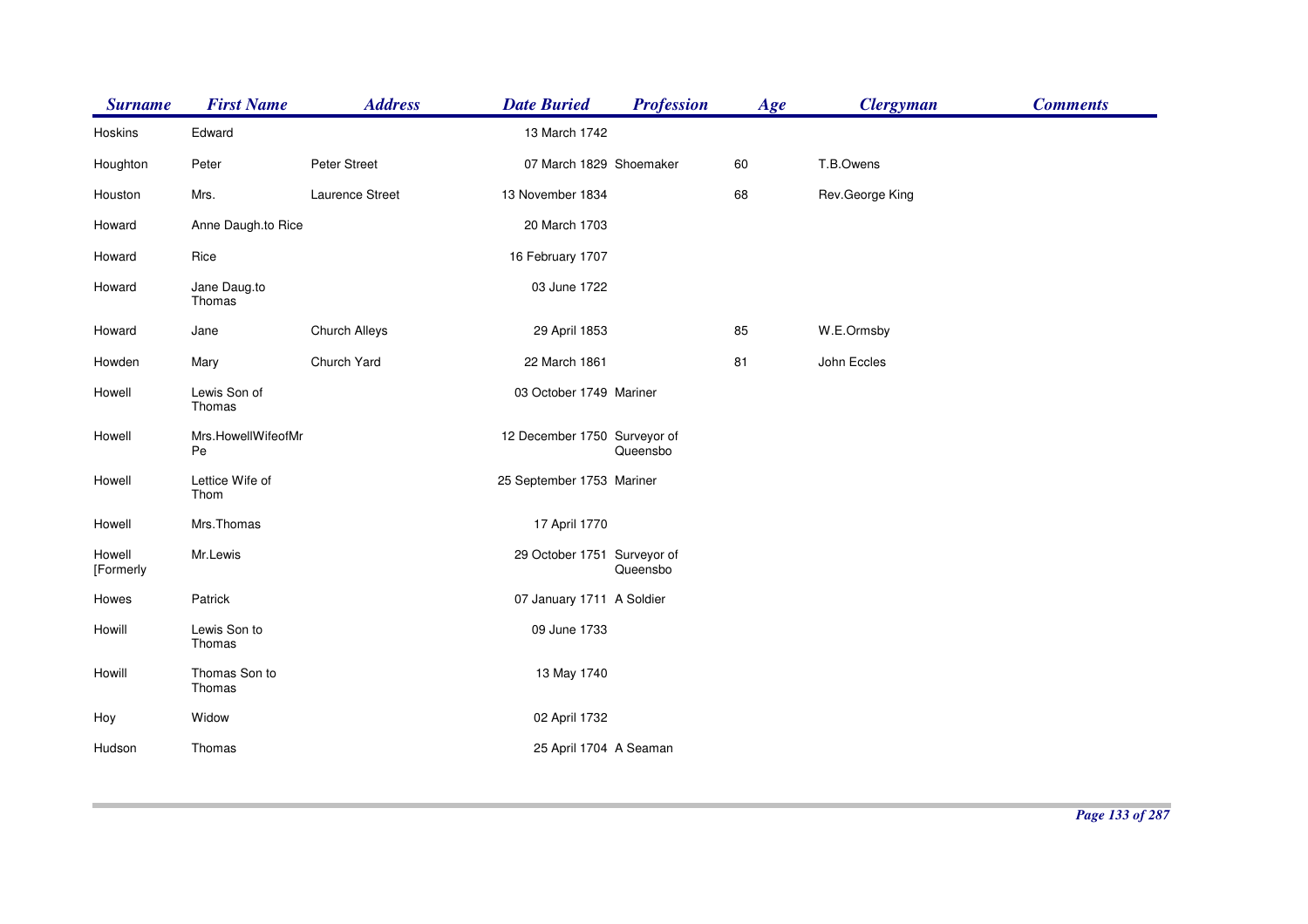| Surname | First Name | Address | Date Buried | Profession | Age | Clergyman | Comments |
|---|---|---|---|---|---|---|---|
| Hoskins | Edward | | 13 March 1742 | | | | |
| Houghton | Peter | Peter Street | 07 March 1829 | Shoemaker | 60 | T.B.Owens | |
| Houston | Mrs. | Laurence Street | 13 November 1834 | | 68 | Rev.George King | |
| Howard | Anne Daugh.to Rice | | 20 March 1703 | | | | |
| Howard | Rice | | 16 February 1707 | | | | |
| Howard | Jane Daug.to Thomas | | 03 June 1722 | | | | |
| Howard | Jane | Church Alleys | 29 April 1853 | | 85 | W.E.Ormsby | |
| Howden | Mary | Church Yard | 22 March 1861 | | 81 | John Eccles | |
| Howell | Lewis Son of Thomas | | 03 October 1749 | Mariner | | | |
| Howell | Mrs.HowellWifeofMr Pe | | 12 December 1750 | Surveyor of Queensbo | | | |
| Howell | Lettice Wife of Thom | | 25 September 1753 | Mariner | | | |
| Howell | Mrs.Thomas | | 17 April 1770 | | | | |
| Howell [Formerly | Mr.Lewis | | 29 October 1751 | Surveyor of Queensbo | | | |
| Howes | Patrick | | 07 January 1711 | A Soldier | | | |
| Howill | Lewis Son to Thomas | | 09 June 1733 | | | | |
| Howill | Thomas Son to Thomas | | 13 May 1740 | | | | |
| Hoy | Widow | | 02 April 1732 | | | | |
| Hudson | Thomas | | 25 April 1704 | A Seaman | | | |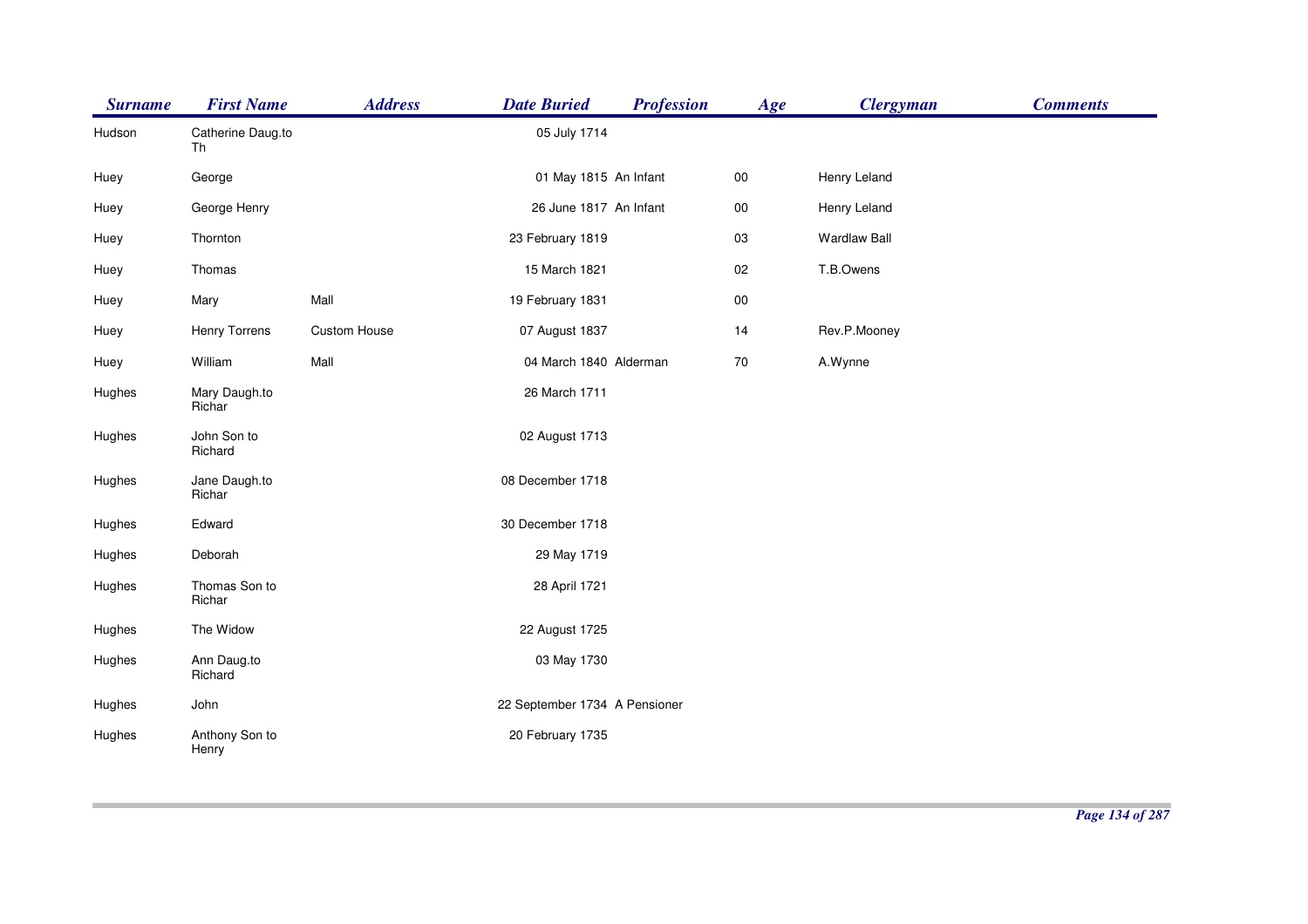| Surname | First Name | Address | Date Buried | Profession | Age | Clergyman | Comments |
|---|---|---|---|---|---|---|---|
| Hudson | Catherine Daug.to Th | | 05 July 1714 | | | | |
| Huey | George | | 01 May 1815 | An Infant | 00 | Henry Leland | |
| Huey | George Henry | | 26 June 1817 | An Infant | 00 | Henry Leland | |
| Huey | Thornton | | 23 February 1819 | | 03 | Wardlaw Ball | |
| Huey | Thomas | | 15 March 1821 | | 02 | T.B.Owens | |
| Huey | Mary | Mall | 19 February 1831 | | 00 | | |
| Huey | Henry Torrens | Custom House | 07 August 1837 | | 14 | Rev.P.Mooney | |
| Huey | William | Mall | 04 March 1840 | Alderman | 70 | A.Wynne | |
| Hughes | Mary Daugh.to Richar | | 26 March 1711 | | | | |
| Hughes | John Son to Richard | | 02 August 1713 | | | | |
| Hughes | Jane Daugh.to Richar | | 08 December 1718 | | | | |
| Hughes | Edward | | 30 December 1718 | | | | |
| Hughes | Deborah | | 29 May 1719 | | | | |
| Hughes | Thomas Son to Richar | | 28 April 1721 | | | | |
| Hughes | The Widow | | 22 August 1725 | | | | |
| Hughes | Ann Daug.to Richard | | 03 May 1730 | | | | |
| Hughes | John | | 22 September 1734 | A Pensioner | | | |
| Hughes | Anthony Son to Henry | | 20 February 1735 | | | | |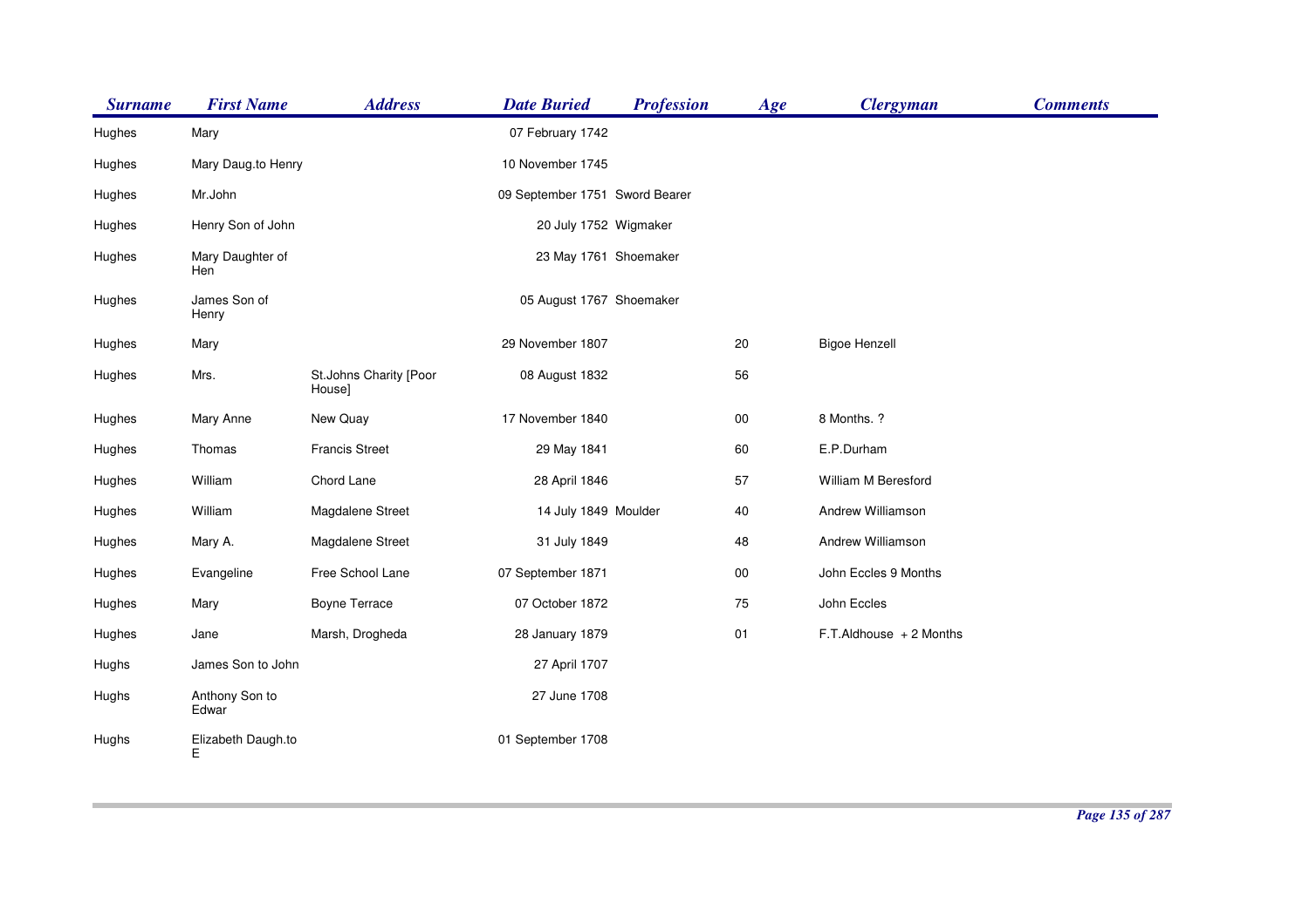| Surname | First Name | Address | Date Buried | Profession | Age | Clergyman | Comments |
|---|---|---|---|---|---|---|---|
| Hughes | Mary | | 07 February 1742 | | | | |
| Hughes | Mary Daug.to Henry | | 10 November 1745 | | | | |
| Hughes | Mr.John | | 09 September 1751 | Sword Bearer | | | |
| Hughes | Henry Son of John | | 20 July 1752 | Wigmaker | | | |
| Hughes | Mary Daughter of Hen | | 23 May 1761 | Shoemaker | | | |
| Hughes | James Son of Henry | | 05 August 1767 | Shoemaker | | | |
| Hughes | Mary | | 29 November 1807 | | 20 | Bigoe Henzell | |
| Hughes | Mrs. | St.Johns Charity [Poor House] | 08 August 1832 | | 56 | | |
| Hughes | Mary Anne | New Quay | 17 November 1840 | | 00 | 8 Months. ? | |
| Hughes | Thomas | Francis Street | 29 May 1841 | | 60 | E.P.Durham | |
| Hughes | William | Chord Lane | 28 April 1846 | | 57 | William M Beresford | |
| Hughes | William | Magdalene Street | 14 July 1849 | Moulder | 40 | Andrew Williamson | |
| Hughes | Mary A. | Magdalene Street | 31 July 1849 | | 48 | Andrew Williamson | |
| Hughes | Evangeline | Free School Lane | 07 September 1871 | | 00 | John Eccles 9 Months | |
| Hughes | Mary | Boyne Terrace | 07 October 1872 | | 75 | John Eccles | |
| Hughes | Jane | Marsh, Drogheda | 28 January 1879 | | 01 | F.T.Aldhouse + 2 Months | |
| Hughs | James Son to John | | 27 April 1707 | | | | |
| Hughs | Anthony Son to Edwar | | 27 June 1708 | | | | |
| Hughs | Elizabeth Daugh.to E | | 01 September 1708 | | | | |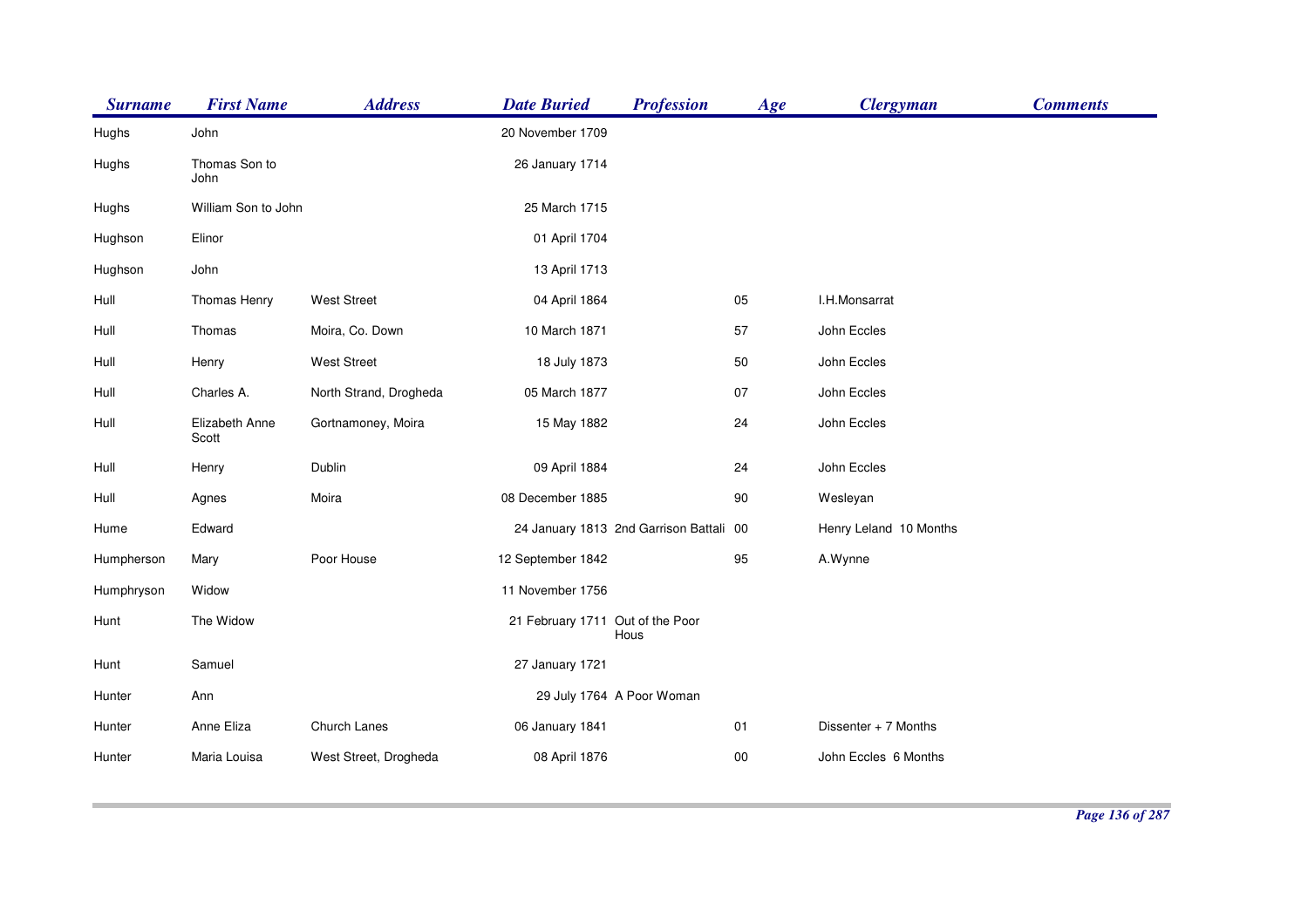| Surname | First Name | Address | Date Buried | Profession | Age | Clergyman | Comments |
|---|---|---|---|---|---|---|---|
| Hughs | John | | 20 November 1709 | | | | |
| Hughs | Thomas Son to John | | 26 January 1714 | | | | |
| Hughs | William Son to John | | 25 March 1715 | | | | |
| Hughson | Elinor | | 01 April 1704 | | | | |
| Hughson | John | | 13 April 1713 | | | | |
| Hull | Thomas Henry | West Street | 04 April 1864 | | 05 | I.H.Monsarrat | |
| Hull | Thomas | Moira, Co. Down | 10 March 1871 | | 57 | John Eccles | |
| Hull | Henry | West Street | 18 July 1873 | | 50 | John Eccles | |
| Hull | Charles A. | North Strand, Drogheda | 05 March 1877 | | 07 | John Eccles | |
| Hull | Elizabeth Anne Scott | Gortnamoney, Moira | 15 May 1882 | | 24 | John Eccles | |
| Hull | Henry | Dublin | 09 April 1884 | | 24 | John Eccles | |
| Hull | Agnes | Moira | 08 December 1885 | | 90 | Wesleyan | |
| Hume | Edward | | 24 January 1813 | 2nd Garrison Battali | 00 | Henry Leland 10 Months | |
| Humpherson | Mary | Poor House | 12 September 1842 | | 95 | A.Wynne | |
| Humphryson | Widow | | 11 November 1756 | | | | |
| Hunt | The Widow | | 21 February 1711 | Out of the Poor Hous | | | |
| Hunt | Samuel | | 27 January 1721 | | | | |
| Hunter | Ann | | 29 July 1764 | A Poor Woman | | | |
| Hunter | Anne Eliza | Church Lanes | 06 January 1841 | | 01 | Dissenter + 7 Months | |
| Hunter | Maria Louisa | West Street, Drogheda | 08 April 1876 | | 00 | John Eccles 6 Months | |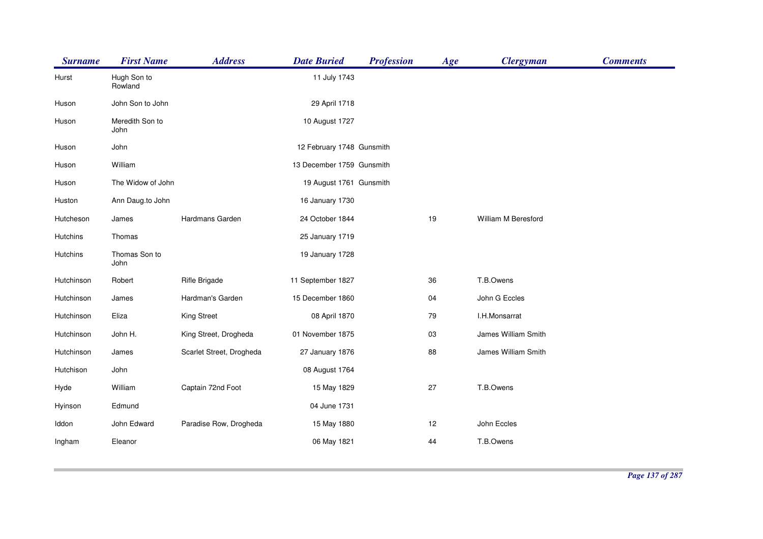| Surname | First Name | Address | Date Buried | Profession | Age | Clergyman | Comments |
|---|---|---|---|---|---|---|---|
| Hurst | Hugh Son to Rowland | | 11 July 1743 | | | | |
| Huson | John Son to John | | 29 April 1718 | | | | |
| Huson | Meredith Son to John | | 10 August 1727 | | | | |
| Huson | John | | 12 February 1748 | Gunsmith | | | |
| Huson | William | | 13 December 1759 | Gunsmith | | | |
| Huson | The Widow of John | | 19 August 1761 | Gunsmith | | | |
| Huston | Ann Daug.to John | | 16 January 1730 | | | | |
| Hutcheson | James | Hardmans Garden | 24 October 1844 | | 19 | William M Beresford | |
| Hutchins | Thomas | | 25 January 1719 | | | | |
| Hutchins | Thomas Son to John | | 19 January 1728 | | | | |
| Hutchinson | Robert | Rifle Brigade | 11 September 1827 | | 36 | T.B.Owens | |
| Hutchinson | James | Hardman's Garden | 15 December 1860 | | 04 | John G Eccles | |
| Hutchinson | Eliza | King Street | 08 April 1870 | | 79 | I.H.Monsarrat | |
| Hutchinson | John H. | King Street, Drogheda | 01 November 1875 | | 03 | James William Smith | |
| Hutchinson | James | Scarlet Street, Drogheda | 27 January 1876 | | 88 | James William Smith | |
| Hutchison | John | | 08 August 1764 | | | | |
| Hyde | William | Captain 72nd Foot | 15 May 1829 | | 27 | T.B.Owens | |
| Hyinson | Edmund | | 04 June 1731 | | | | |
| Iddon | John Edward | Paradise Row, Drogheda | 15 May 1880 | | 12 | John Eccles | |
| Ingham | Eleanor | | 06 May 1821 | | 44 | T.B.Owens | |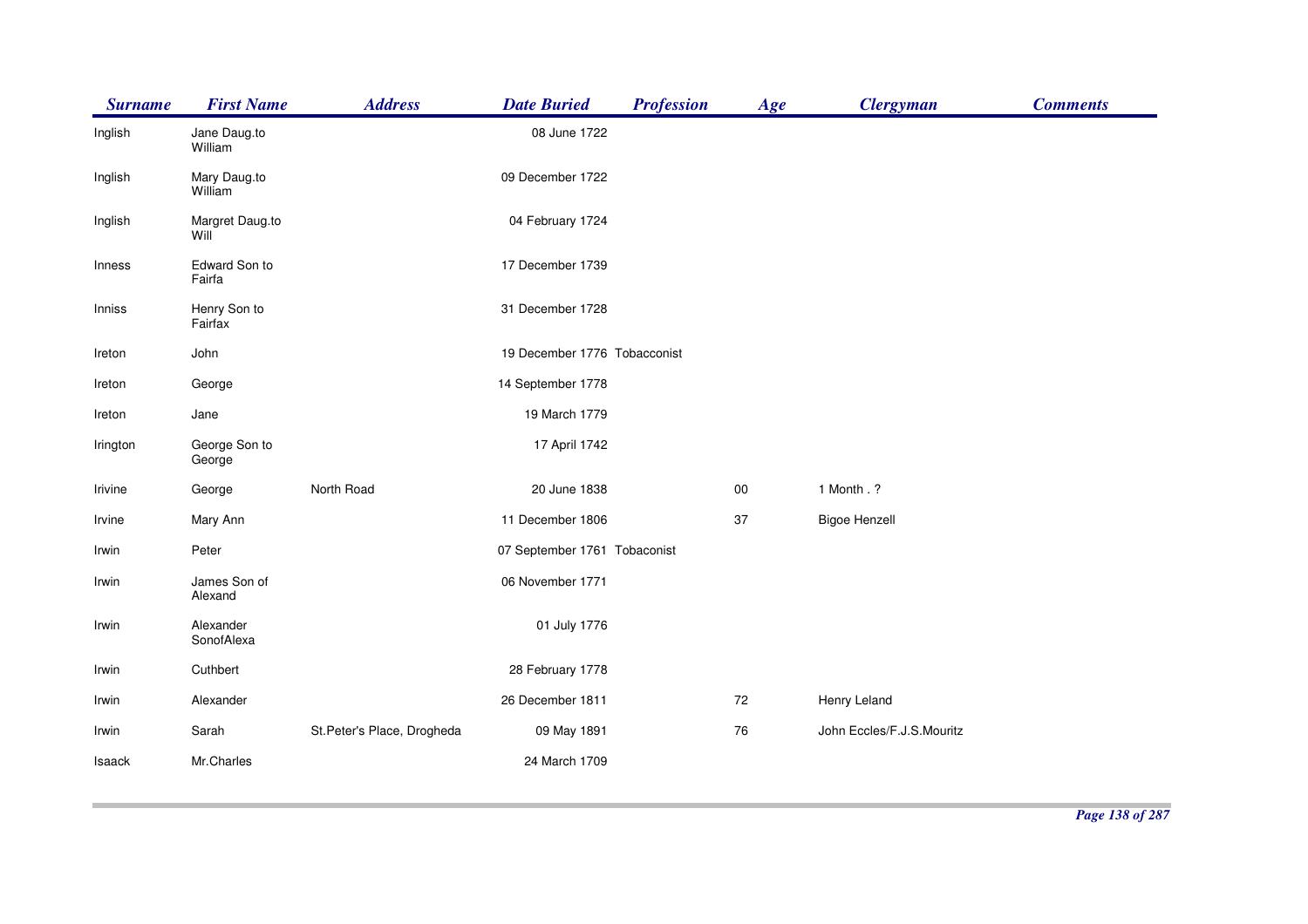| Surname | First Name | Address | Date Buried | Profession | Age | Clergyman | Comments |
| --- | --- | --- | --- | --- | --- | --- | --- |
| Inglish | Jane Daug.to William | | 08 June 1722 | | | | |
| Inglish | Mary Daug.to William | | 09 December 1722 | | | | |
| Inglish | Margret Daug.to Will | | 04 February 1724 | | | | |
| Inness | Edward Son to Fairfa | | 17 December 1739 | | | | |
| Inniss | Henry Son to Fairfax | | 31 December 1728 | | | | |
| Ireton | John | | 19 December 1776 | Tobacconist | | | |
| Ireton | George | | 14 September 1778 | | | | |
| Ireton | Jane | | 19 March 1779 | | | | |
| Irington | George Son to George | | 17 April 1742 | | | | |
| Irivine | George | North Road | 20 June 1838 | | 00 | 1 Month . ? | |
| Irvine | Mary Ann | | 11 December 1806 | | 37 | Bigoe Henzell | |
| Irwin | Peter | | 07 September 1761 | Tobaconist | | | |
| Irwin | James Son of Alexand | | 06 November 1771 | | | | |
| Irwin | Alexander SonofAlexa | | 01 July 1776 | | | | |
| Irwin | Cuthbert | | 28 February 1778 | | | | |
| Irwin | Alexander | | 26 December 1811 | | 72 | Henry Leland | |
| Irwin | Sarah | St.Peter's Place, Drogheda | 09 May 1891 | | 76 | John Eccles/F.J.S.Mouritz | |
| Isaack | Mr.Charles | | 24 March 1709 | | | | |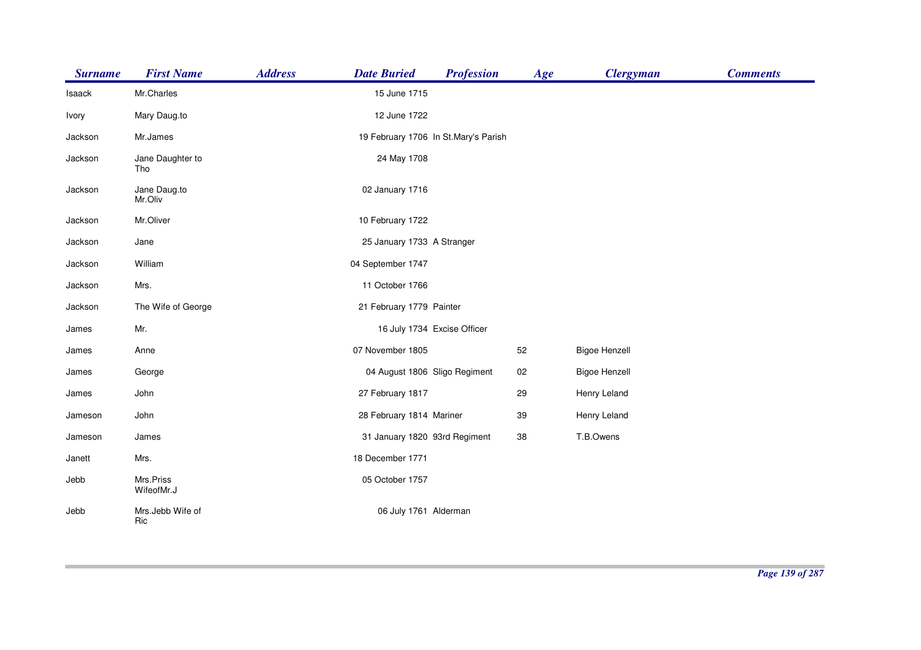| Surname | First Name | Address | Date Buried | Profession | Age | Clergyman | Comments |
|---|---|---|---|---|---|---|---|
| Isaack | Mr.Charles | | 15 June 1715 | | | | |
| Ivory | Mary Daug.to | | 12 June 1722 | | | | |
| Jackson | Mr.James | | 19 February 1706 | In St.Mary's Parish | | | |
| Jackson | Jane Daughter to Tho | | 24 May 1708 | | | | |
| Jackson | Jane Daug.to Mr.Oliv | | 02 January 1716 | | | | |
| Jackson | Mr.Oliver | | 10 February 1722 | | | | |
| Jackson | Jane | | 25 January 1733 | A Stranger | | | |
| Jackson | William | | 04 September 1747 | | | | |
| Jackson | Mrs. | | 11 October 1766 | | | | |
| Jackson | The Wife of George | | 21 February 1779 | Painter | | | |
| James | Mr. | | 16 July 1734 | Excise Officer | | | |
| James | Anne | | 07 November 1805 | | 52 | Bigoe Henzell | |
| James | George | | 04 August 1806 | Sligo Regiment | 02 | Bigoe Henzell | |
| James | John | | 27 February 1817 | | 29 | Henry Leland | |
| Jameson | John | | 28 February 1814 | Mariner | 39 | Henry Leland | |
| Jameson | James | | 31 January 1820 | 93rd Regiment | 38 | T.B.Owens | |
| Janett | Mrs. | | 18 December 1771 | | | | |
| Jebb | Mrs.Priss WifeofMr.J | | 05 October 1757 | | | | |
| Jebb | Mrs.Jebb Wife of Ric | | 06 July 1761 | Alderman | | | |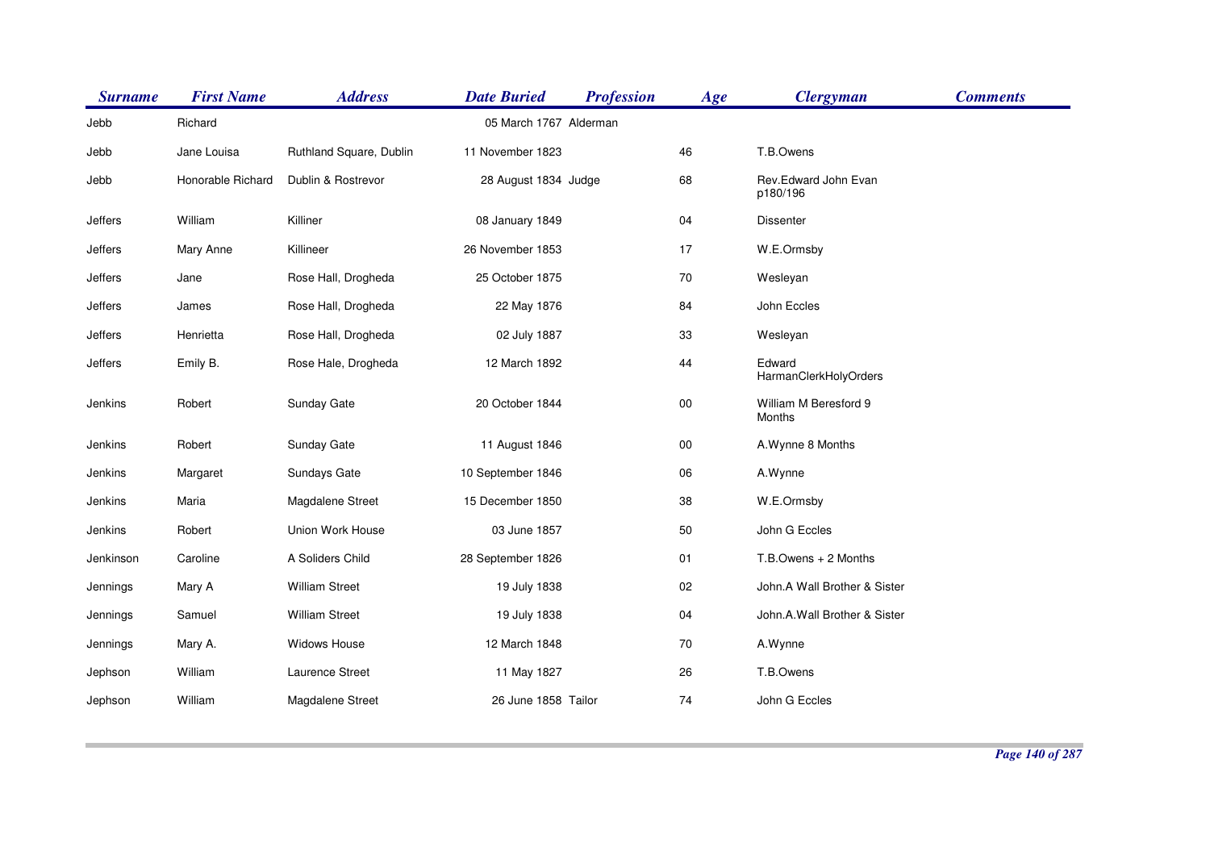| Surname | First Name | Address | Date Buried | Profession | Age | Clergyman | Comments |
|---|---|---|---|---|---|---|---|
| Jebb | Richard | | 05 March 1767 | Alderman | | | |
| Jebb | Jane Louisa | Ruthland Square, Dublin | 11 November 1823 | | 46 | T.B.Owens | |
| Jebb | Honorable Richard | Dublin & Rostrevor | 28 August 1834 | Judge | 68 | Rev.Edward John Evan p180/196 | |
| Jeffers | William | Killiner | 08 January 1849 | | 04 | Dissenter | |
| Jeffers | Mary Anne | Killineer | 26 November 1853 | | 17 | W.E.Ormsby | |
| Jeffers | Jane | Rose Hall, Drogheda | 25 October 1875 | | 70 | Wesleyan | |
| Jeffers | James | Rose Hall, Drogheda | 22 May 1876 | | 84 | John Eccles | |
| Jeffers | Henrietta | Rose Hall, Drogheda | 02 July 1887 | | 33 | Wesleyan | |
| Jeffers | Emily B. | Rose Hale, Drogheda | 12 March 1892 | | 44 | Edward HarmanClerkHolyOrders | |
| Jenkins | Robert | Sunday Gate | 20 October 1844 | | 00 | William M Beresford 9 Months | |
| Jenkins | Robert | Sunday Gate | 11 August 1846 | | 00 | A.Wynne 8 Months | |
| Jenkins | Margaret | Sundays Gate | 10 September 1846 | | 06 | A.Wynne | |
| Jenkins | Maria | Magdalene Street | 15 December 1850 | | 38 | W.E.Ormsby | |
| Jenkins | Robert | Union Work House | 03 June 1857 | | 50 | John G Eccles | |
| Jenkinson | Caroline | A Soliders Child | 28 September 1826 | | 01 | T.B.Owens + 2 Months | |
| Jennings | Mary A | William Street | 19 July 1838 | | 02 | John.A Wall Brother & Sister | |
| Jennings | Samuel | William Street | 19 July 1838 | | 04 | John.A.Wall Brother & Sister | |
| Jennings | Mary A. | Widows House | 12 March 1848 | | 70 | A.Wynne | |
| Jephson | William | Laurence Street | 11 May 1827 | | 26 | T.B.Owens | |
| Jephson | William | Magdalene Street | 26 June 1858 | Tailor | 74 | John G Eccles | |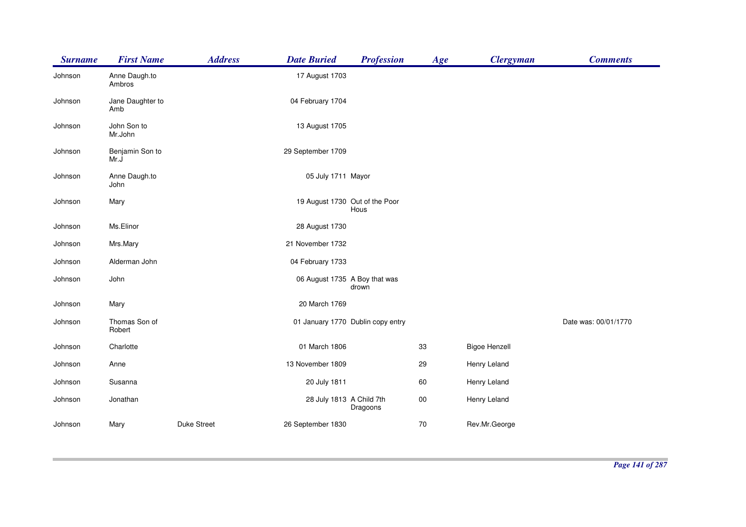| Surname | First Name | Address | Date Buried | Profession | Age | Clergyman | Comments |
|---|---|---|---|---|---|---|---|
| Johnson | Anne Daugh.to Ambros | | 17 August 1703 | | | | |
| Johnson | Jane Daughter to Amb | | 04 February 1704 | | | | |
| Johnson | John Son to Mr.John | | 13 August 1705 | | | | |
| Johnson | Benjamin Son to Mr.J | | 29 September 1709 | | | | |
| Johnson | Anne Daugh.to John | | 05 July 1711 | Mayor | | | |
| Johnson | Mary | | 19 August 1730 | Out of the Poor Hous | | | |
| Johnson | Ms.Elinor | | 28 August 1730 | | | | |
| Johnson | Mrs.Mary | | 21 November 1732 | | | | |
| Johnson | Alderman John | | 04 February 1733 | | | | |
| Johnson | John | | 06 August 1735 | A Boy that was drown | | | |
| Johnson | Mary | | 20 March 1769 | | | | |
| Johnson | Thomas Son of Robert | | 01 January 1770 | Dublin copy entry | | | Date was: 00/01/1770 |
| Johnson | Charlotte | | 01 March 1806 | | 33 | Bigoe Henzell | |
| Johnson | Anne | | 13 November 1809 | | 29 | Henry Leland | |
| Johnson | Susanna | | 20 July 1811 | | 60 | Henry Leland | |
| Johnson | Jonathan | | 28 July 1813 | A Child 7th Dragoons | 00 | Henry Leland | |
| Johnson | Mary | Duke Street | 26 September 1830 | | 70 | Rev.Mr.George | |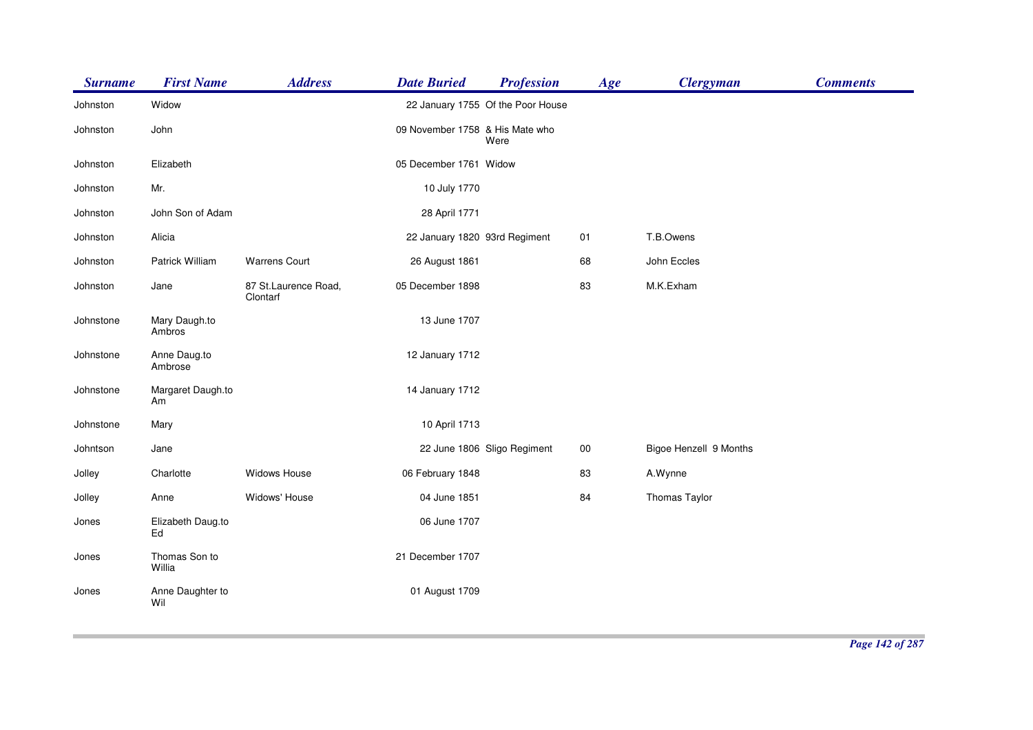| Surname | First Name | Address | Date Buried | Profession | Age | Clergyman | Comments |
|---|---|---|---|---|---|---|---|
| Johnston | Widow | | 22 January 1755 | Of the Poor House | | | |
| Johnston | John | | 09 November 1758 | & His Mate who Were | | | |
| Johnston | Elizabeth | | 05 December 1761 | Widow | | | |
| Johnston | Mr. | | 10 July 1770 | | | | |
| Johnston | John Son of Adam | | 28 April 1771 | | | | |
| Johnston | Alicia | | 22 January 1820 | 93rd Regiment | 01 | T.B.Owens | |
| Johnston | Patrick William | Warrens Court | 26 August 1861 | | 68 | John Eccles | |
| Johnston | Jane | 87 St.Laurence Road, Clontarf | 05 December 1898 | | 83 | M.K.Exham | |
| Johnstone | Mary Daugh.to Ambros | | 13 June 1707 | | | | |
| Johnstone | Anne Daug.to Ambrose | | 12 January 1712 | | | | |
| Johnstone | Margaret Daugh.to Am | | 14 January 1712 | | | | |
| Johnstone | Mary | | 10 April 1713 | | | | |
| Johntson | Jane | | 22 June 1806 | Sligo Regiment | 00 | Bigoe Henzell 9 Months | |
| Jolley | Charlotte | Widows House | 06 February 1848 | | 83 | A.Wynne | |
| Jolley | Anne | Widows' House | 04 June 1851 | | 84 | Thomas Taylor | |
| Jones | Elizabeth Daug.to Ed | | 06 June 1707 | | | | |
| Jones | Thomas Son to Willia | | 21 December 1707 | | | | |
| Jones | Anne Daughter to Wil | | 01 August 1709 | | | | |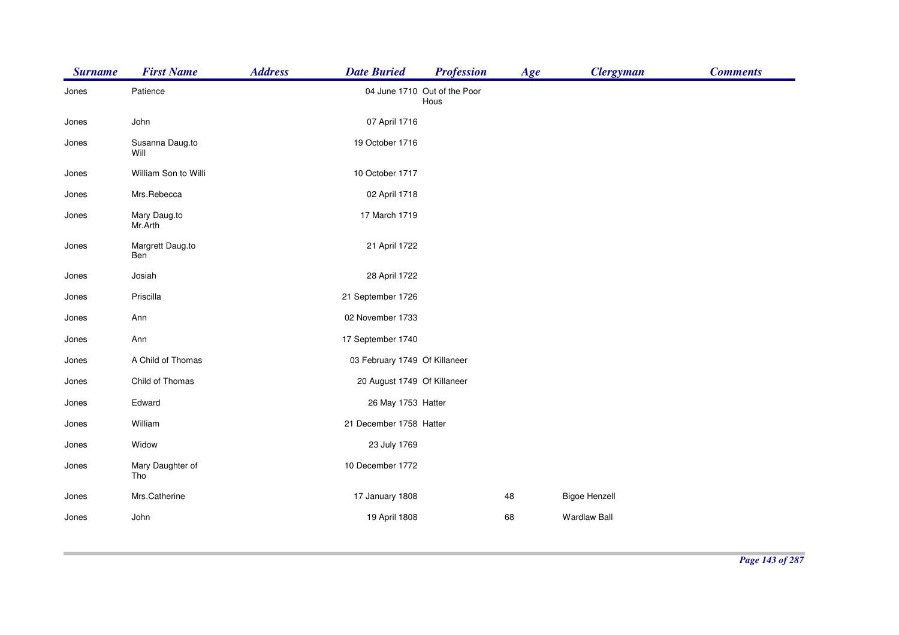| Surname | First Name | Address | Date Buried | Profession | Age | Clergyman | Comments |
|---|---|---|---|---|---|---|---|
| Jones | Patience | | 04 June 1710 | Out of the Poor Hous | | | |
| Jones | John | | 07 April 1716 | | | | |
| Jones | Susanna Daug.to Will | | 19 October 1716 | | | | |
| Jones | William Son to Willi | | 10 October 1717 | | | | |
| Jones | Mrs.Rebecca | | 02 April 1718 | | | | |
| Jones | Mary Daug.to Mr.Arth | | 17 March 1719 | | | | |
| Jones | Margrett Daug.to Ben | | 21 April 1722 | | | | |
| Jones | Josiah | | 28 April 1722 | | | | |
| Jones | Priscilla | | 21 September 1726 | | | | |
| Jones | Ann | | 02 November 1733 | | | | |
| Jones | Ann | | 17 September 1740 | | | | |
| Jones | A Child of Thomas | | 03 February 1749 | Of Killaneer | | | |
| Jones | Child of Thomas | | 20 August 1749 | Of Killaneer | | | |
| Jones | Edward | | 26 May 1753 | Hatter | | | |
| Jones | William | | 21 December 1758 | Hatter | | | |
| Jones | Widow | | 23 July 1769 | | | | |
| Jones | Mary Daughter of Tho | | 10 December 1772 | | | | |
| Jones | Mrs.Catherine | | 17 January 1808 | | 48 | Bigoe Henzell | |
| Jones | John | | 19 April 1808 | | 68 | Wardlaw Ball | |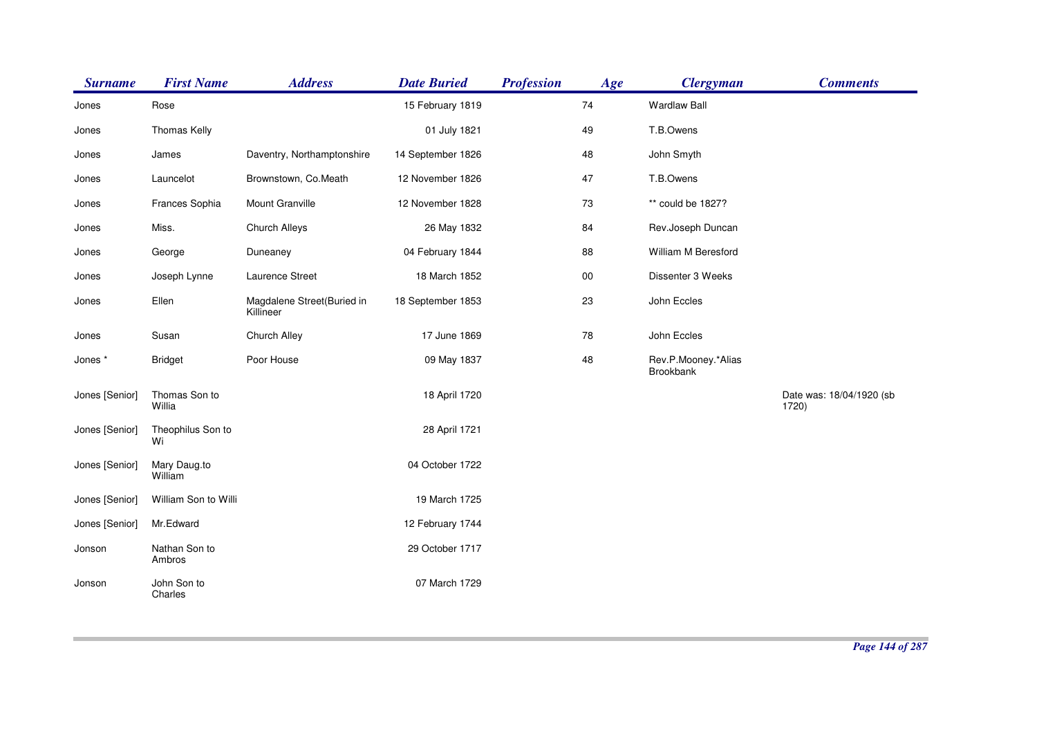| Surname | First Name | Address | Date Buried | Profession | Age | Clergyman | Comments |
|---|---|---|---|---|---|---|---|
| Jones | Rose | | 15 February 1819 | | 74 | Wardlaw Ball | |
| Jones | Thomas Kelly | | 01 July 1821 | | 49 | T.B.Owens | |
| Jones | James | Daventry, Northamptonshire | 14 September 1826 | | 48 | John Smyth | |
| Jones | Launcelot | Brownstown, Co.Meath | 12 November 1826 | | 47 | T.B.Owens | |
| Jones | Frances Sophia | Mount Granville | 12 November 1828 | | 73 | ** could be 1827? | |
| Jones | Miss. | Church Alleys | 26 May 1832 | | 84 | Rev.Joseph Duncan | |
| Jones | George | Duneaney | 04 February 1844 | | 88 | William M Beresford | |
| Jones | Joseph Lynne | Laurence Street | 18 March 1852 | | 00 | Dissenter 3 Weeks | |
| Jones | Ellen | Magdalene Street(Buried in Killineer | 18 September 1853 | | 23 | John Eccles | |
| Jones | Susan | Church Alley | 17 June 1869 | | 78 | John Eccles | |
| Jones * | Bridget | Poor House | 09 May 1837 | | 48 | Rev.P.Mooney.*Alias Brookbank | |
| Jones [Senior] | Thomas Son to Willia | | 18 April 1720 | | | | Date was: 18/04/1920 (sb 1720) |
| Jones [Senior] | Theophilus Son to Wi | | 28 April 1721 | | | | |
| Jones [Senior] | Mary Daug.to William | | 04 October 1722 | | | | |
| Jones [Senior] | William Son to Willi | | 19 March 1725 | | | | |
| Jones [Senior] | Mr.Edward | | 12 February 1744 | | | | |
| Jonson | Nathan Son to Ambros | | 29 October 1717 | | | | |
| Jonson | John Son to Charles | | 07 March 1729 | | | | |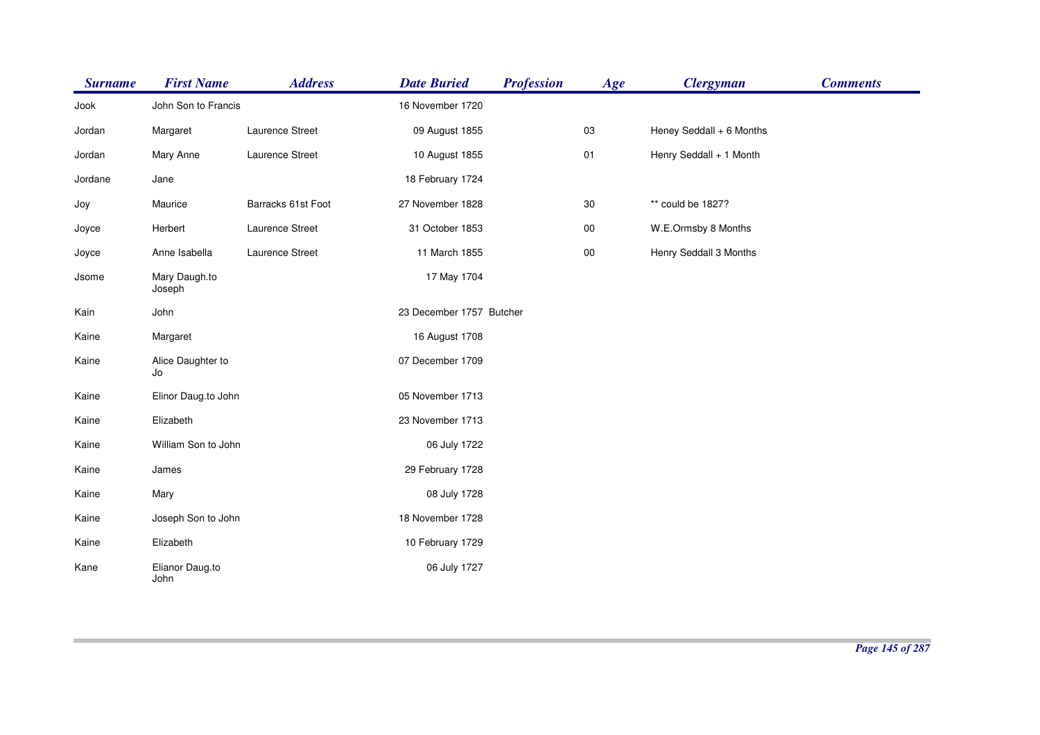| Surname | First Name | Address | Date Buried | Profession | Age | Clergyman | Comments |
|---|---|---|---|---|---|---|---|
| Jook | John Son to Francis | | 16 November 1720 | | | | |
| Jordan | Margaret | Laurence Street | 09 August 1855 | | 03 | Heney Seddall + 6 Months | |
| Jordan | Mary Anne | Laurence Street | 10 August 1855 | | 01 | Henry Seddall + 1 Month | |
| Jordane | Jane | | 18 February 1724 | | | | |
| Joy | Maurice | Barracks 61st Foot | 27 November 1828 | | 30 | ** could be 1827? | |
| Joyce | Herbert | Laurence Street | 31 October 1853 | | 00 | W.E.Ormsby 8 Months | |
| Joyce | Anne Isabella | Laurence Street | 11 March 1855 | | 00 | Henry Seddall 3 Months | |
| Jsome | Mary Daugh.to Joseph | | 17 May 1704 | | | | |
| Kain | John | | 23 December 1757 | Butcher | | | |
| Kaine | Margaret | | 16 August 1708 | | | | |
| Kaine | Alice Daughter to Jo | | 07 December 1709 | | | | |
| Kaine | Elinor Daug.to John | | 05 November 1713 | | | | |
| Kaine | Elizabeth | | 23 November 1713 | | | | |
| Kaine | William Son to John | | 06 July 1722 | | | | |
| Kaine | James | | 29 February 1728 | | | | |
| Kaine | Mary | | 08 July 1728 | | | | |
| Kaine | Joseph Son to John | | 18 November 1728 | | | | |
| Kaine | Elizabeth | | 10 February 1729 | | | | |
| Kane | Elianor Daug.to John | | 06 July 1727 | | | | |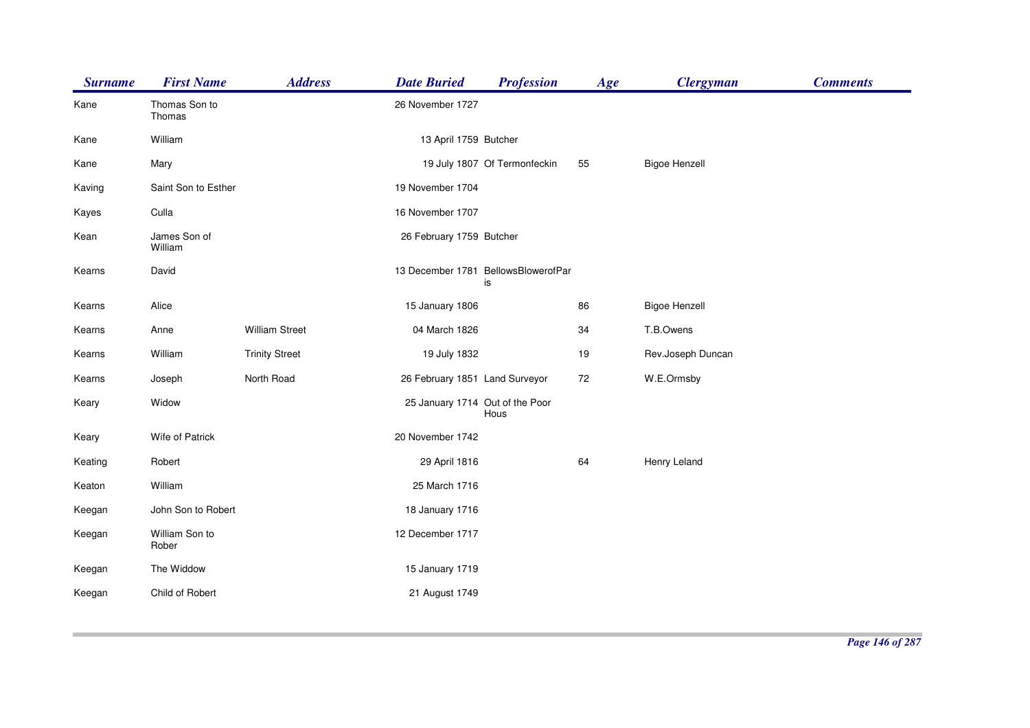| Surname | First Name | Address | Date Buried | Profession | Age | Clergyman | Comments |
|---|---|---|---|---|---|---|---|
| Kane | Thomas Son to Thomas | | 26 November 1727 | | | | |
| Kane | William | | 13 April 1759 | Butcher | | | |
| Kane | Mary | | 19 July 1807 | Of Termonfeckin | 55 | Bigoe Henzell | |
| Kaving | Saint Son to Esther | | 19 November 1704 | | | | |
| Kayes | Culla | | 16 November 1707 | | | | |
| Kean | James Son of William | | 26 February 1759 | Butcher | | | |
| Kearns | David | | 13 December 1781 | BellowsBlowerofParis | | | |
| Kearns | Alice | | 15 January 1806 | | 86 | Bigoe Henzell | |
| Kearns | Anne | William Street | 04 March 1826 | | 34 | T.B.Owens | |
| Kearns | William | Trinity Street | 19 July 1832 | | 19 | Rev.Joseph Duncan | |
| Kearns | Joseph | North Road | 26 February 1851 | Land Surveyor | 72 | W.E.Ormsby | |
| Keary | Widow | | 25 January 1714 | Out of the Poor Hous | | | |
| Keary | Wife of Patrick | | 20 November 1742 | | | | |
| Keating | Robert | | 29 April 1816 | | 64 | Henry Leland | |
| Keaton | William | | 25 March 1716 | | | | |
| Keegan | John Son to Robert | | 18 January 1716 | | | | |
| Keegan | William Son to Rober | | 12 December 1717 | | | | |
| Keegan | The Widdow | | 15 January 1719 | | | | |
| Keegan | Child of Robert | | 21 August 1749 | | | | |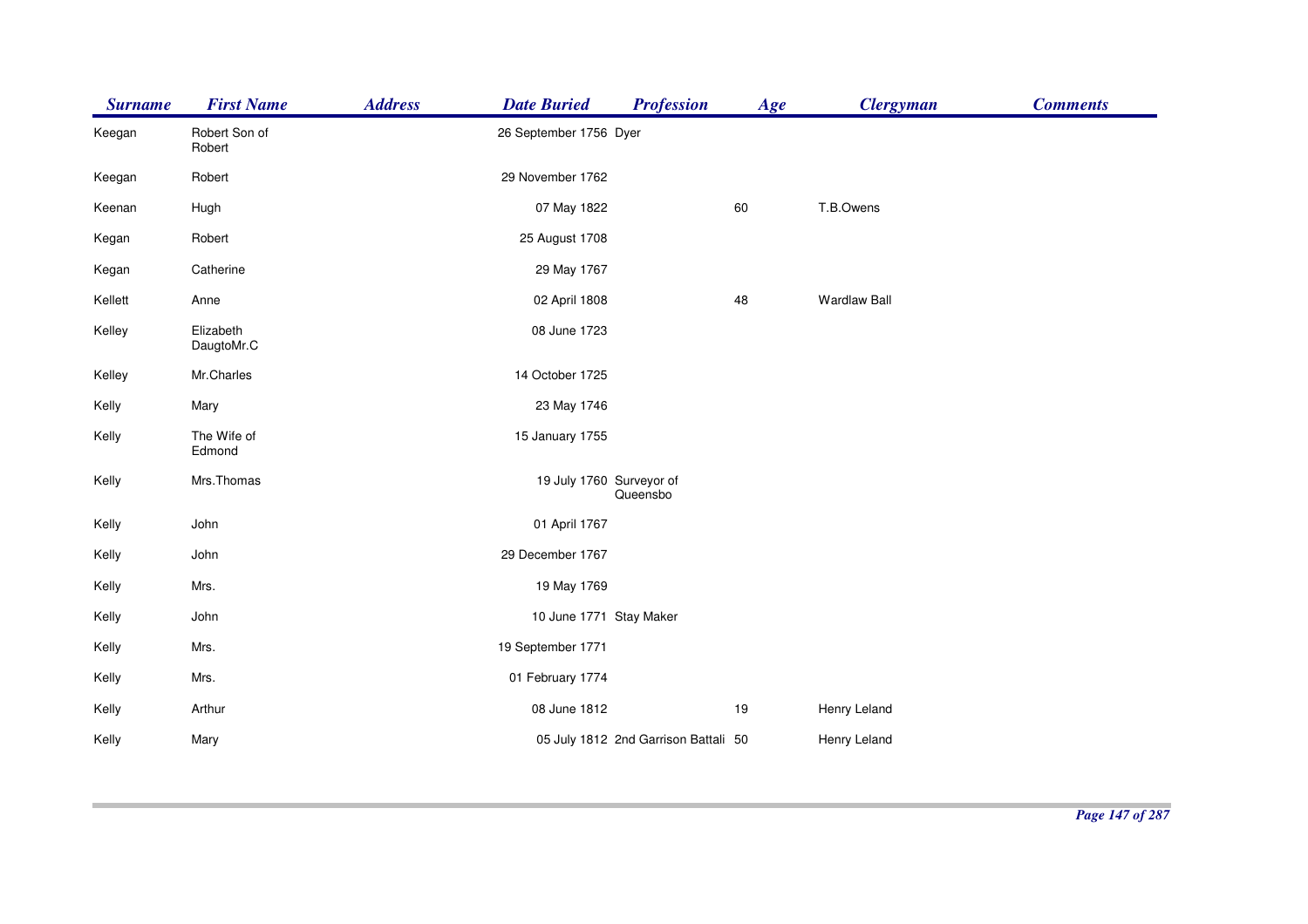| Surname | First Name | Address | Date Buried | Profession | Age | Clergyman | Comments |
|---|---|---|---|---|---|---|---|
| Keegan | Robert Son of Robert | | 26 September 1756 | Dyer | | | |
| Keegan | Robert | | 29 November 1762 | | | | |
| Keenan | Hugh | | 07 May 1822 | | 60 | T.B.Owens | |
| Kegan | Robert | | 25 August 1708 | | | | |
| Kegan | Catherine | | 29 May 1767 | | | | |
| Kellett | Anne | | 02 April 1808 | | 48 | Wardlaw Ball | |
| Kelley | Elizabeth DaugtoMr.C | | 08 June 1723 | | | | |
| Kelley | Mr.Charles | | 14 October 1725 | | | | |
| Kelly | Mary | | 23 May 1746 | | | | |
| Kelly | The Wife of Edmond | | 15 January 1755 | | | | |
| Kelly | Mrs.Thomas | | 19 July 1760 | Surveyor of Queensbo | | | |
| Kelly | John | | 01 April 1767 | | | | |
| Kelly | John | | 29 December 1767 | | | | |
| Kelly | Mrs. | | 19 May 1769 | | | | |
| Kelly | John | | 10 June 1771 | Stay Maker | | | |
| Kelly | Mrs. | | 19 September 1771 | | | | |
| Kelly | Mrs. | | 01 February 1774 | | | | |
| Kelly | Arthur | | 08 June 1812 | | 19 | Henry Leland | |
| Kelly | Mary | | 05 July 1812 | 2nd Garrison Battali | 50 | Henry Leland | |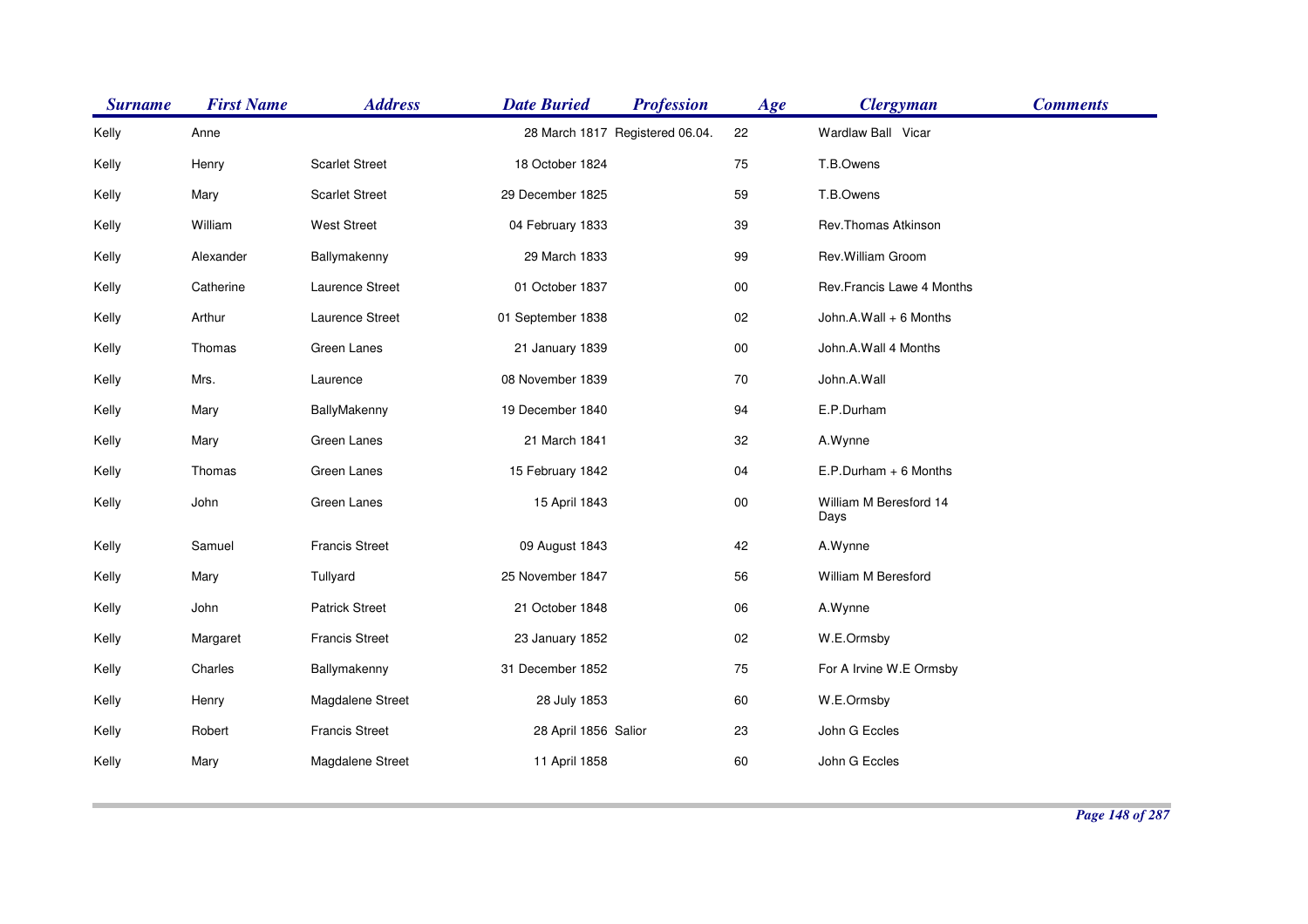| Surname | First Name | Address | Date Buried | Profession | Age | Clergyman | Comments |
|---|---|---|---|---|---|---|---|
| Kelly | Anne | | 28 March 1817 | Registered 06.04. | 22 | Wardlaw Ball Vicar | |
| Kelly | Henry | Scarlet Street | 18 October 1824 | | 75 | T.B.Owens | |
| Kelly | Mary | Scarlet Street | 29 December 1825 | | 59 | T.B.Owens | |
| Kelly | William | West Street | 04 February 1833 | | 39 | Rev.Thomas Atkinson | |
| Kelly | Alexander | Ballymakenny | 29 March 1833 | | 99 | Rev.William Groom | |
| Kelly | Catherine | Laurence Street | 01 October 1837 | | 00 | Rev.Francis Lawe 4 Months | |
| Kelly | Arthur | Laurence Street | 01 September 1838 | | 02 | John.A.Wall + 6 Months | |
| Kelly | Thomas | Green Lanes | 21 January 1839 | | 00 | John.A.Wall 4 Months | |
| Kelly | Mrs. | Laurence | 08 November 1839 | | 70 | John.A.Wall | |
| Kelly | Mary | BallyMakenny | 19 December 1840 | | 94 | E.P.Durham | |
| Kelly | Mary | Green Lanes | 21 March 1841 | | 32 | A.Wynne | |
| Kelly | Thomas | Green Lanes | 15 February 1842 | | 04 | E.P.Durham + 6 Months | |
| Kelly | John | Green Lanes | 15 April 1843 | | 00 | William M Beresford 14 Days | |
| Kelly | Samuel | Francis Street | 09 August 1843 | | 42 | A.Wynne | |
| Kelly | Mary | Tullyard | 25 November 1847 | | 56 | William M Beresford | |
| Kelly | John | Patrick Street | 21 October 1848 | | 06 | A.Wynne | |
| Kelly | Margaret | Francis Street | 23 January 1852 | | 02 | W.E.Ormsby | |
| Kelly | Charles | Ballymakenny | 31 December 1852 | | 75 | For A Irvine W.E Ormsby | |
| Kelly | Henry | Magdalene Street | 28 July 1853 | | 60 | W.E.Ormsby | |
| Kelly | Robert | Francis Street | 28 April 1856 | Salior | 23 | John G Eccles | |
| Kelly | Mary | Magdalene Street | 11 April 1858 | | 60 | John G Eccles | |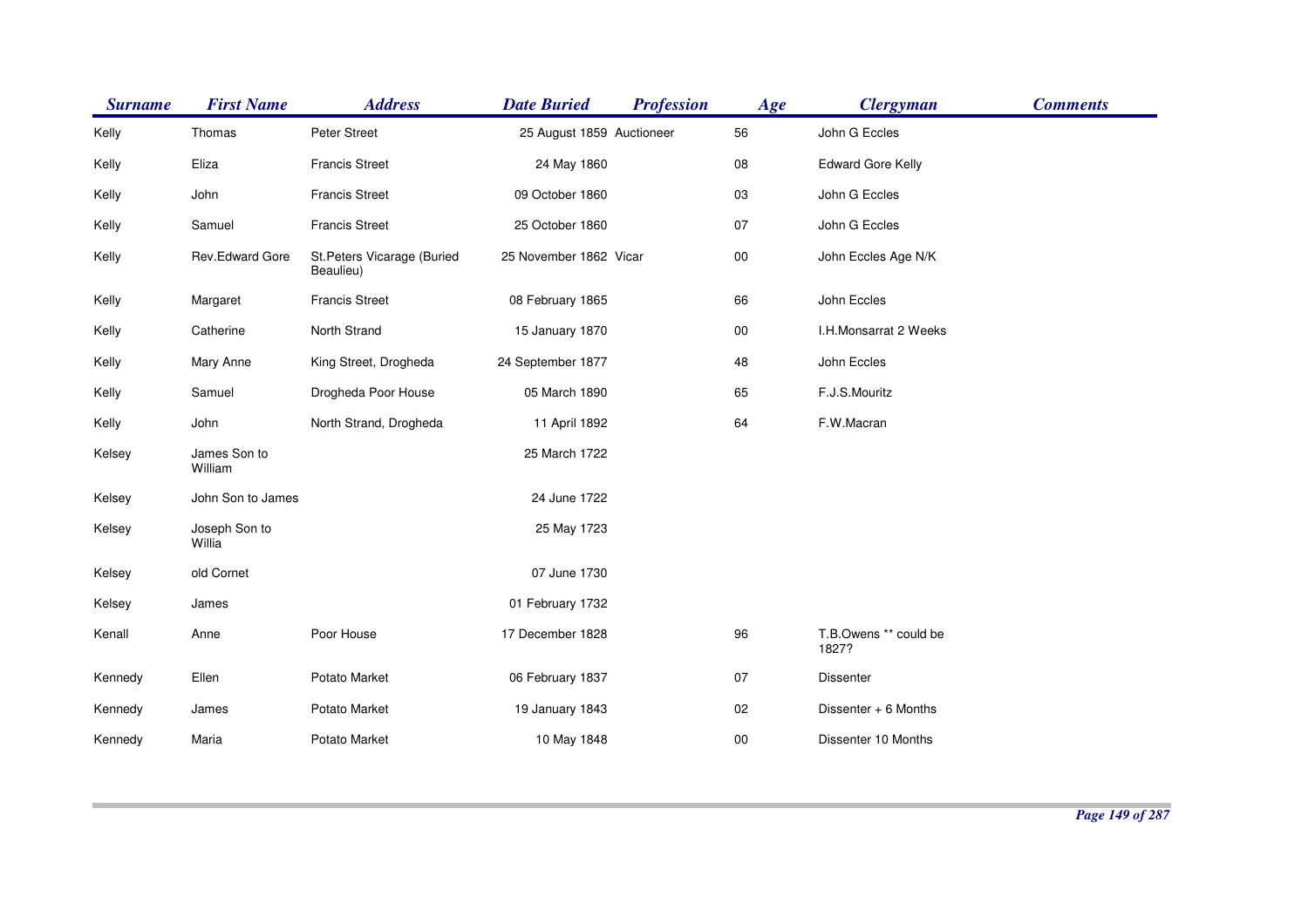| Surname | First Name | Address | Date Buried | Profession | Age | Clergyman | Comments |
|---|---|---|---|---|---|---|---|
| Kelly | Thomas | Peter Street | 25 August 1859 | Auctioneer | 56 | John G Eccles | |
| Kelly | Eliza | Francis Street | 24 May 1860 | | 08 | Edward Gore Kelly | |
| Kelly | John | Francis Street | 09 October 1860 | | 03 | John G Eccles | |
| Kelly | Samuel | Francis Street | 25 October 1860 | | 07 | John G Eccles | |
| Kelly | Rev.Edward Gore | St.Peters Vicarage (Buried Beaulieu) | 25 November 1862 | Vicar | 00 | John Eccles Age N/K | |
| Kelly | Margaret | Francis Street | 08 February 1865 | | 66 | John Eccles | |
| Kelly | Catherine | North Strand | 15 January 1870 | | 00 | I.H.Monsarrat 2 Weeks | |
| Kelly | Mary Anne | King Street, Drogheda | 24 September 1877 | | 48 | John Eccles | |
| Kelly | Samuel | Drogheda Poor House | 05 March 1890 | | 65 | F.J.S.Mouritz | |
| Kelly | John | North Strand, Drogheda | 11 April 1892 | | 64 | F.W.Macran | |
| Kelsey | James Son to William | | 25 March 1722 | | | | |
| Kelsey | John Son to James | | 24 June 1722 | | | | |
| Kelsey | Joseph Son to Willia | | 25 May 1723 | | | | |
| Kelsey | old Cornet | | 07 June 1730 | | | | |
| Kelsey | James | | 01 February 1732 | | | | |
| Kenall | Anne | Poor House | 17 December 1828 | | 96 | T.B.Owens ** could be 1827? | |
| Kennedy | Ellen | Potato Market | 06 February 1837 | | 07 | Dissenter | |
| Kennedy | James | Potato Market | 19 January 1843 | | 02 | Dissenter + 6 Months | |
| Kennedy | Maria | Potato Market | 10 May 1848 | | 00 | Dissenter 10 Months | |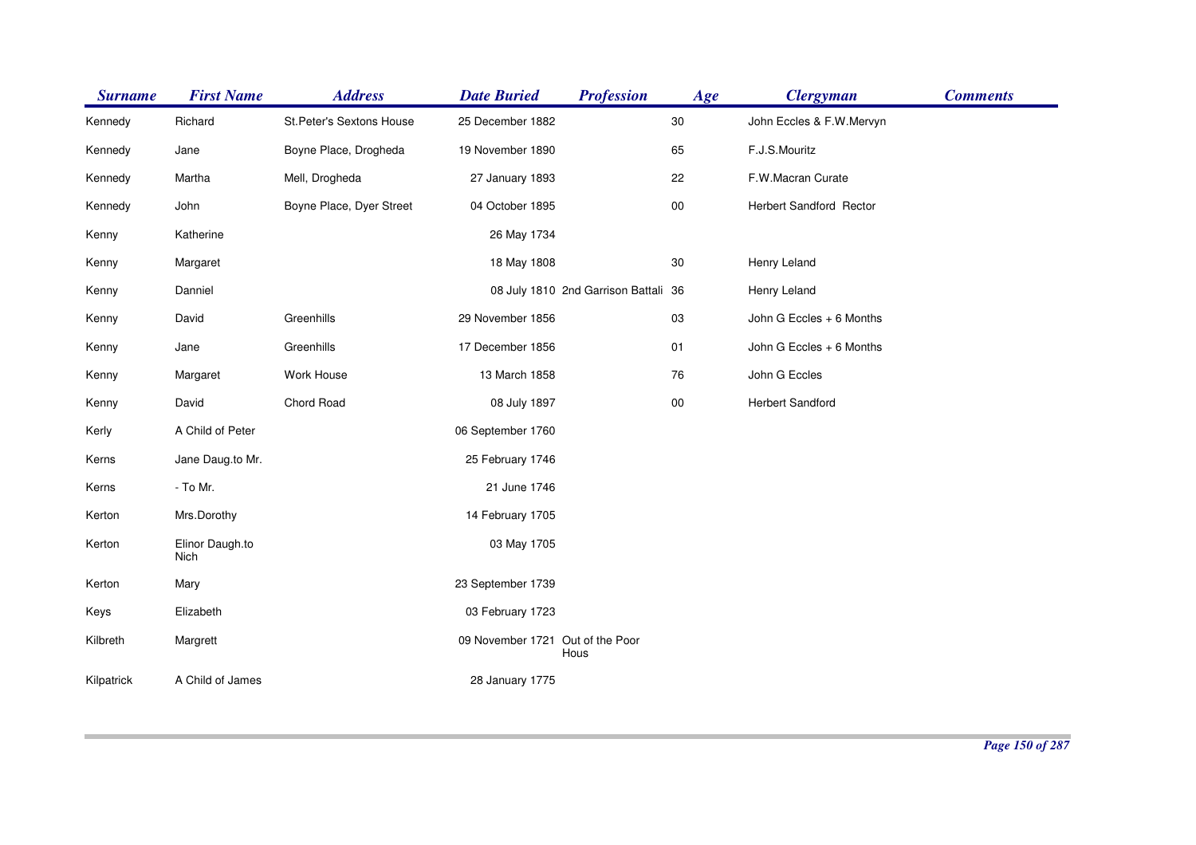| Surname | First Name | Address | Date Buried | Profession | Age | Clergyman | Comments |
|---|---|---|---|---|---|---|---|
| Kennedy | Richard | St.Peter's Sextons House | 25 December 1882 | | 30 | John Eccles & F.W.Mervyn | |
| Kennedy | Jane | Boyne Place, Drogheda | 19 November 1890 | | 65 | F.J.S.Mouritz | |
| Kennedy | Martha | Mell, Drogheda | 27 January 1893 | | 22 | F.W.Macran Curate | |
| Kennedy | John | Boyne Place, Dyer Street | 04 October 1895 | | 00 | Herbert Sandford Rector | |
| Kenny | Katherine | | 26 May 1734 | | | | |
| Kenny | Margaret | | 18 May 1808 | | 30 | Henry Leland | |
| Kenny | Danniel | | 08 July 1810 | 2nd Garrison Battali | 36 | Henry Leland | |
| Kenny | David | Greenhills | 29 November 1856 | | 03 | John G Eccles + 6 Months | |
| Kenny | Jane | Greenhills | 17 December 1856 | | 01 | John G Eccles + 6 Months | |
| Kenny | Margaret | Work House | 13 March 1858 | | 76 | John G Eccles | |
| Kenny | David | Chord Road | 08 July 1897 | | 00 | Herbert Sandford | |
| Kerly | A Child of Peter | | 06 September 1760 | | | | |
| Kerns | Jane Daug.to Mr. | | 25 February 1746 | | | | |
| Kerns | - To Mr. | | 21 June 1746 | | | | |
| Kerton | Mrs.Dorothy | | 14 February 1705 | | | | |
| Kerton | Elinor Daugh.to Nich | | 03 May 1705 | | | | |
| Kerton | Mary | | 23 September 1739 | | | | |
| Keys | Elizabeth | | 03 February 1723 | | | | |
| Kilbreth | Margrett | | 09 November 1721 | Out of the Poor Hous | | | |
| Kilpatrick | A Child of James | | 28 January 1775 | | | | |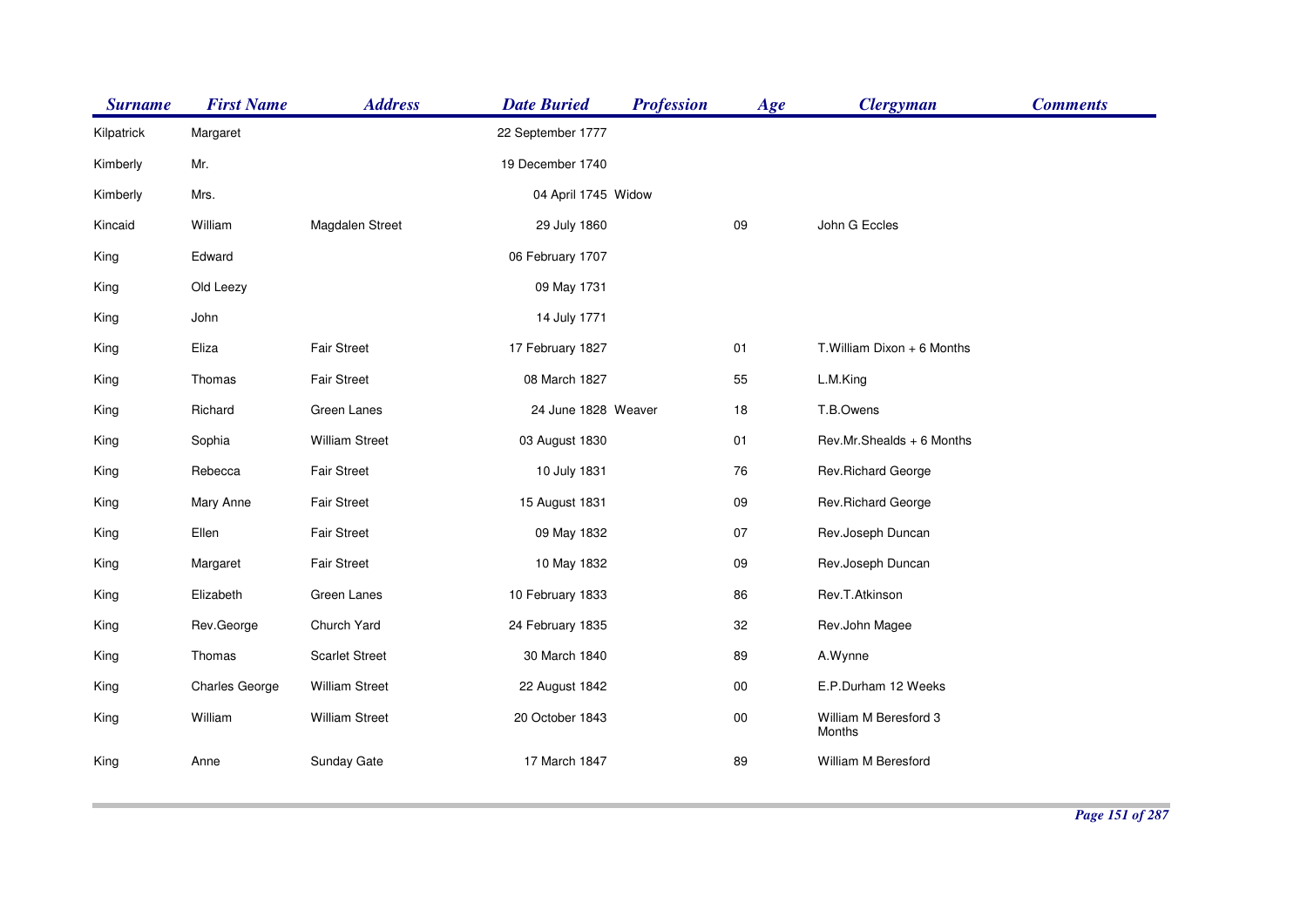| Surname | First Name | Address | Date Buried | Profession | Age | Clergyman | Comments |
|---|---|---|---|---|---|---|---|
| Kilpatrick | Margaret | | 22 September 1777 | | | | |
| Kimberly | Mr. | | 19 December 1740 | | | | |
| Kimberly | Mrs. | | 04 April 1745 | Widow | | | |
| Kincaid | William | Magdalen Street | 29 July 1860 | | 09 | John G Eccles | |
| King | Edward | | 06 February 1707 | | | | |
| King | Old Leezy | | 09 May 1731 | | | | |
| King | John | | 14 July 1771 | | | | |
| King | Eliza | Fair Street | 17 February 1827 | | 01 | T.William Dixon + 6 Months | |
| King | Thomas | Fair Street | 08 March 1827 | | 55 | L.M.King | |
| King | Richard | Green Lanes | 24 June 1828 | Weaver | 18 | T.B.Owens | |
| King | Sophia | William Street | 03 August 1830 | | 01 | Rev.Mr.Shealds + 6 Months | |
| King | Rebecca | Fair Street | 10 July 1831 | | 76 | Rev.Richard George | |
| King | Mary Anne | Fair Street | 15 August 1831 | | 09 | Rev.Richard George | |
| King | Ellen | Fair Street | 09 May 1832 | | 07 | Rev.Joseph Duncan | |
| King | Margaret | Fair Street | 10 May 1832 | | 09 | Rev.Joseph Duncan | |
| King | Elizabeth | Green Lanes | 10 February 1833 | | 86 | Rev.T.Atkinson | |
| King | Rev.George | Church Yard | 24 February 1835 | | 32 | Rev.John Magee | |
| King | Thomas | Scarlet Street | 30 March 1840 | | 89 | A.Wynne | |
| King | Charles George | William Street | 22 August 1842 | | 00 | E.P.Durham 12 Weeks | |
| King | William | William Street | 20 October 1843 | | 00 | William M Beresford 3 Months | |
| King | Anne | Sunday Gate | 17 March 1847 | | 89 | William M Beresford | |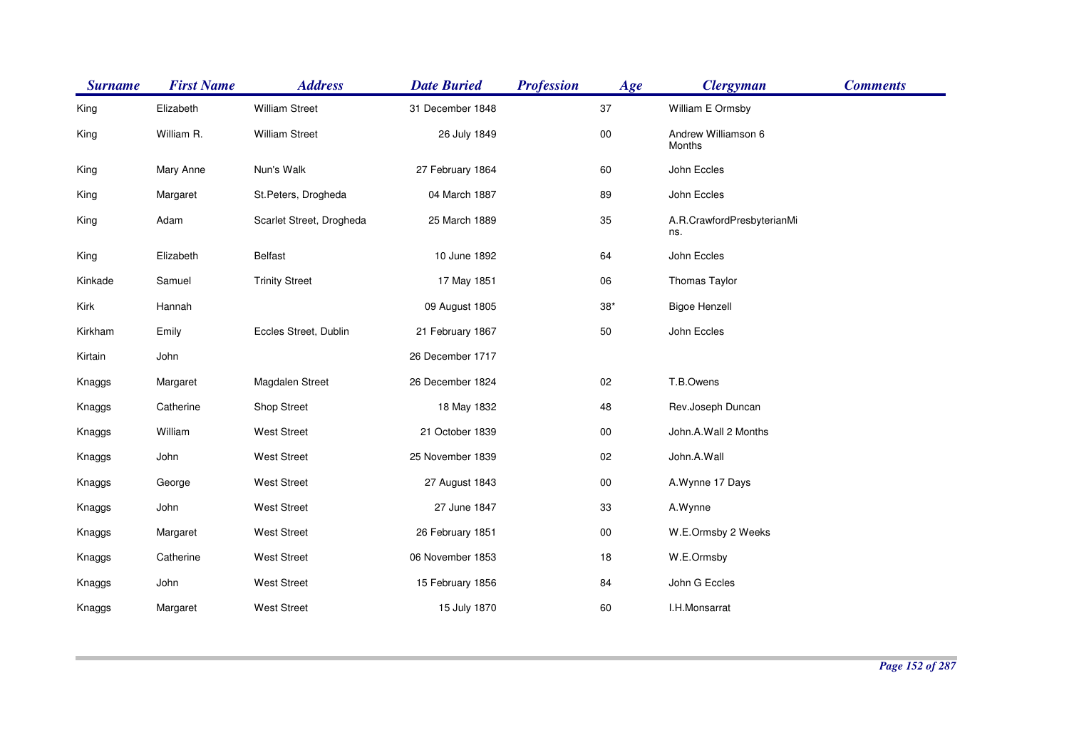| *Surname* | *First Name* | *Address* | *Date Buried* | *Profession* | *Age* | *Clergyman* | *Comments* |
|---|---|---|---|---|---|---|---|
| King | Elizabeth | William Street | 31 December 1848 | | 37 | William E Ormsby | |
| King | William R. | William Street | 26 July 1849 | | 00 | Andrew Williamson 6 Months | |
| King | Mary Anne | Nun's Walk | 27 February 1864 | | 60 | John Eccles | |
| King | Margaret | St.Peters, Drogheda | 04 March 1887 | | 89 | John Eccles | |
| King | Adam | Scarlet Street, Drogheda | 25 March 1889 | | 35 | A.R.CrawfordPresbyterianMins. | |
| King | Elizabeth | Belfast | 10 June 1892 | | 64 | John Eccles | |
| Kinkade | Samuel | Trinity Street | 17 May 1851 | | 06 | Thomas Taylor | |
| Kirk | Hannah | | 09 August 1805 | | 38* | Bigoe Henzell | |
| Kirkham | Emily | Eccles Street, Dublin | 21 February 1867 | | 50 | John Eccles | |
| Kirtain | John | | 26 December 1717 | | | | |
| Knaggs | Margaret | Magdalen Street | 26 December 1824 | | 02 | T.B.Owens | |
| Knaggs | Catherine | Shop Street | 18 May 1832 | | 48 | Rev.Joseph Duncan | |
| Knaggs | William | West Street | 21 October 1839 | | 00 | John.A.Wall 2 Months | |
| Knaggs | John | West Street | 25 November 1839 | | 02 | John.A.Wall | |
| Knaggs | George | West Street | 27 August 1843 | | 00 | A.Wynne 17 Days | |
| Knaggs | John | West Street | 27 June 1847 | | 33 | A.Wynne | |
| Knaggs | Margaret | West Street | 26 February 1851 | | 00 | W.E.Ormsby 2 Weeks | |
| Knaggs | Catherine | West Street | 06 November 1853 | | 18 | W.E.Ormsby | |
| Knaggs | John | West Street | 15 February 1856 | | 84 | John G Eccles | |
| Knaggs | Margaret | West Street | 15 July 1870 | | 60 | I.H.Monsarrat | |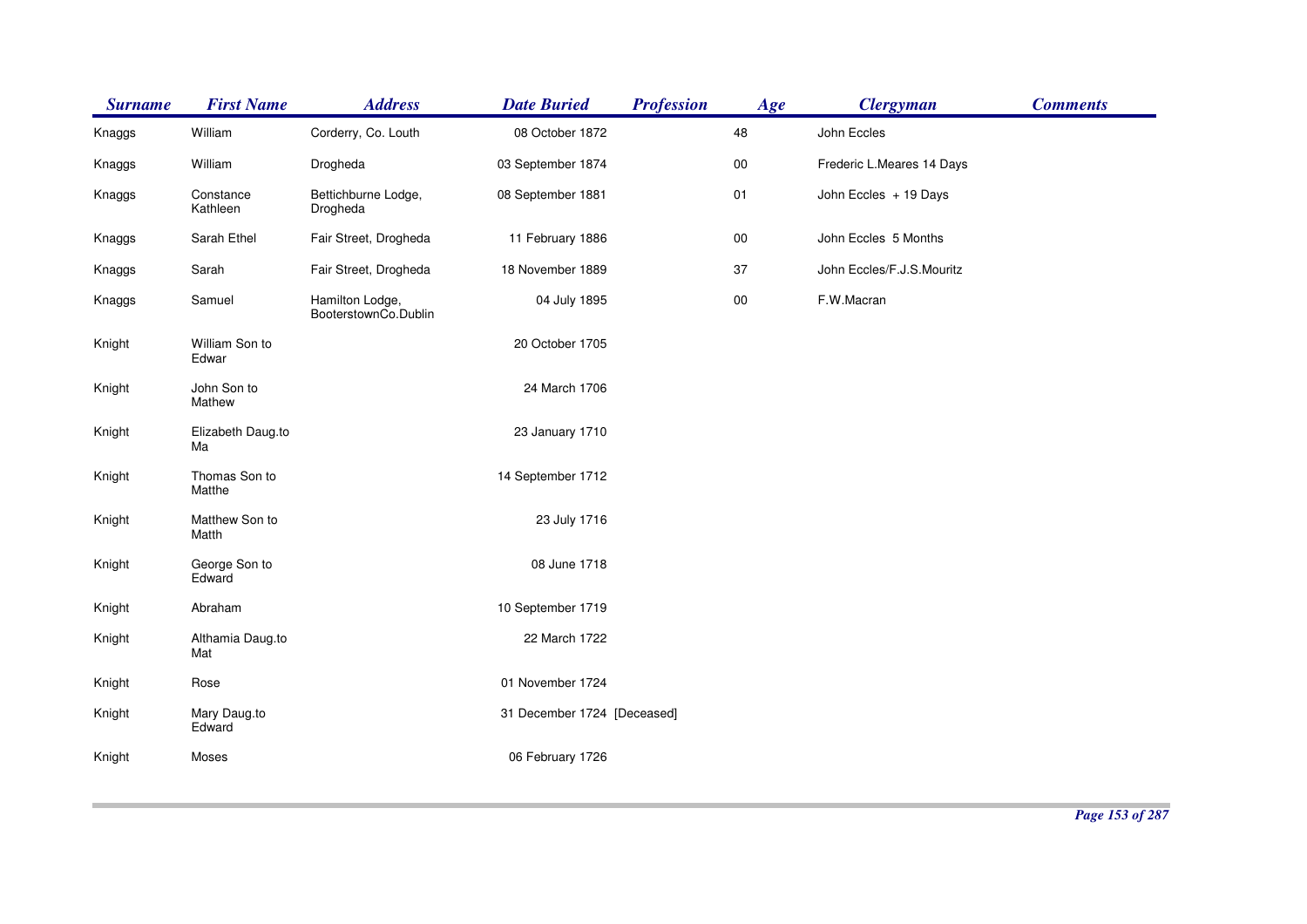| Surname | First Name | Address | Date Buried | Profession | Age | Clergyman | Comments |
|---|---|---|---|---|---|---|---|
| Knaggs | William | Corderry, Co. Louth | 08 October 1872 | | 48 | John Eccles | |
| Knaggs | William | Drogheda | 03 September 1874 | | 00 | Frederic L.Meares 14 Days | |
| Knaggs | Constance Kathleen | Bettichburne Lodge, Drogheda | 08 September 1881 | | 01 | John Eccles + 19 Days | |
| Knaggs | Sarah Ethel | Fair Street, Drogheda | 11 February 1886 | | 00 | John Eccles 5 Months | |
| Knaggs | Sarah | Fair Street, Drogheda | 18 November 1889 | | 37 | John Eccles/F.J.S.Mouritz | |
| Knaggs | Samuel | Hamilton Lodge, BooterstownCo.Dublin | 04 July 1895 | | 00 | F.W.Macran | |
| Knight | William Son to Edwar | | 20 October 1705 | | | | |
| Knight | John Son to Mathew | | 24 March 1706 | | | | |
| Knight | Elizabeth Daug.to Ma | | 23 January 1710 | | | | |
| Knight | Thomas Son to Matthe | | 14 September 1712 | | | | |
| Knight | Matthew Son to Matth | | 23 July 1716 | | | | |
| Knight | George Son to Edward | | 08 June 1718 | | | | |
| Knight | Abraham | | 10 September 1719 | | | | |
| Knight | Althamia Daug.to Mat | | 22 March 1722 | | | | |
| Knight | Rose | | 01 November 1724 | | | | |
| Knight | Mary Daug.to Edward | | 31 December 1724 | [Deceased] | | | |
| Knight | Moses | | 06 February 1726 | | | | |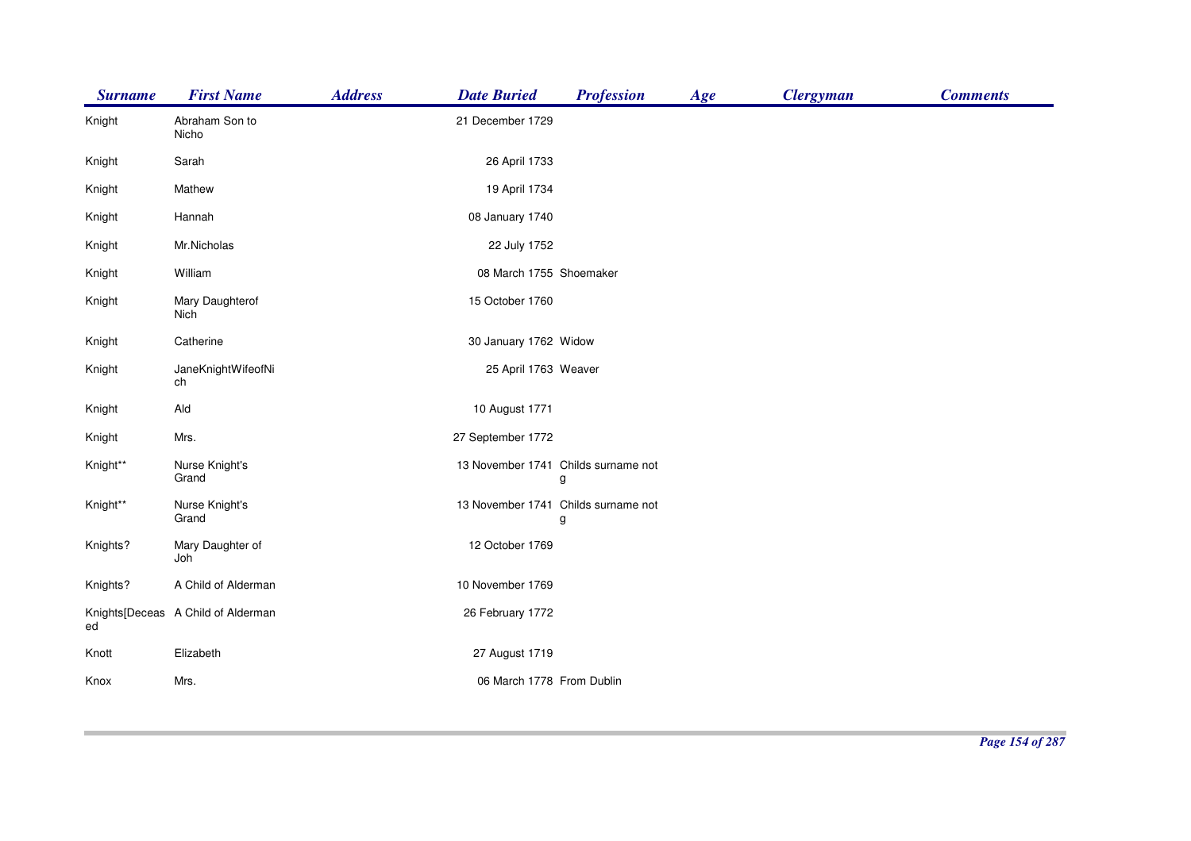| Surname | First Name | Address | Date Buried | Profession | Age | Clergyman | Comments |
|---|---|---|---|---|---|---|---|
| Knight | Abraham Son to Nicho | | 21 December 1729 | | | | |
| Knight | Sarah | | 26 April 1733 | | | | |
| Knight | Mathew | | 19 April 1734 | | | | |
| Knight | Hannah | | 08 January 1740 | | | | |
| Knight | Mr.Nicholas | | 22 July 1752 | | | | |
| Knight | William | | 08 March 1755 | Shoemaker | | | |
| Knight | Mary Daughterof Nich | | 15 October 1760 | | | | |
| Knight | Catherine | | 30 January 1762 | Widow | | | |
| Knight | JaneKnightWifeofNich | | 25 April 1763 | Weaver | | | |
| Knight | Ald | | 10 August 1771 | | | | |
| Knight | Mrs. | | 27 September 1772 | | | | |
| Knight** | Nurse Knight's Grand | | 13 November 1741 | Childs surname not g | | | |
| Knight** | Nurse Knight's Grand | | 13 November 1741 | Childs surname not g | | | |
| Knights? | Mary Daughter of Joh | | 12 October 1769 | | | | |
| Knights? | A Child of Alderman | | 10 November 1769 | | | | |
| Knights[Deceased | A Child of Alderman | | 26 February 1772 | | | | |
| Knott | Elizabeth | | 27 August 1719 | | | | |
| Knox | Mrs. | | 06 March 1778 | From Dublin | | | |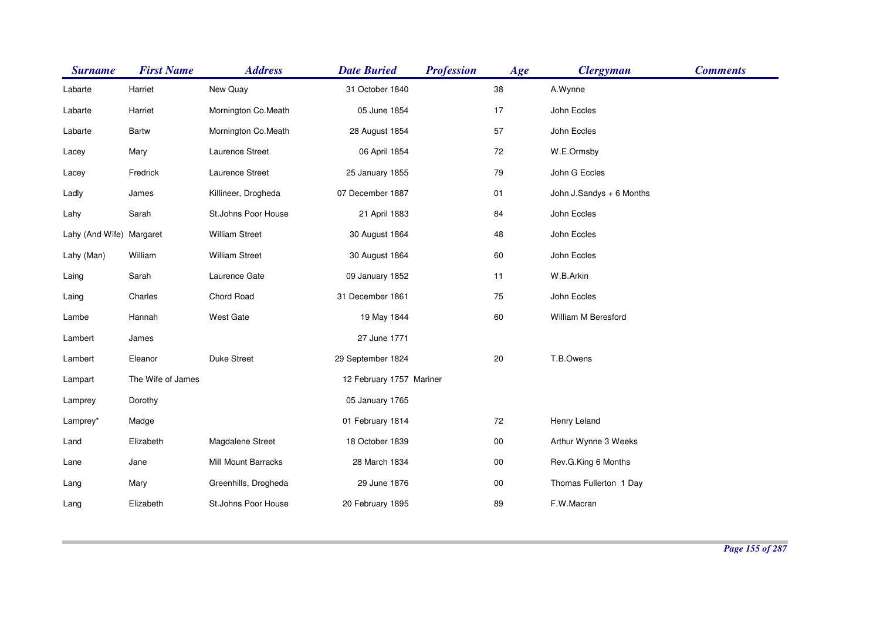| Surname | First Name | Address | Date Buried | Profession | Age | Clergyman | Comments |
|---|---|---|---|---|---|---|---|
| Labarte | Harriet | New Quay | 31 October 1840 | | 38 | A.Wynne | |
| Labarte | Harriet | Mornington Co.Meath | 05 June 1854 | | 17 | John Eccles | |
| Labarte | Bartw | Mornington Co.Meath | 28 August 1854 | | 57 | John Eccles | |
| Lacey | Mary | Laurence Street | 06 April 1854 | | 72 | W.E.Ormsby | |
| Lacey | Fredrick | Laurence Street | 25 January 1855 | | 79 | John G Eccles | |
| Ladly | James | Killineer, Drogheda | 07 December 1887 | | 01 | John J.Sandys + 6 Months | |
| Lahy | Sarah | St.Johns Poor House | 21 April 1883 | | 84 | John Eccles | |
| Lahy (And Wife) | Margaret | William Street | 30 August 1864 | | 48 | John Eccles | |
| Lahy (Man) | William | William Street | 30 August 1864 | | 60 | John Eccles | |
| Laing | Sarah | Laurence Gate | 09 January 1852 | | 11 | W.B.Arkin | |
| Laing | Charles | Chord Road | 31 December 1861 | | 75 | John Eccles | |
| Lambe | Hannah | West Gate | 19 May 1844 | | 60 | William M Beresford | |
| Lambert | James | | 27 June 1771 | | | | |
| Lambert | Eleanor | Duke Street | 29 September 1824 | | 20 | T.B.Owens | |
| Lampart | The Wife of James | | 12 February 1757 | Mariner | | | |
| Lamprey | Dorothy | | 05 January 1765 | | | | |
| Lamprey* | Madge | | 01 February 1814 | | 72 | Henry Leland | |
| Land | Elizabeth | Magdalene Street | 18 October 1839 | | 00 | Arthur Wynne 3 Weeks | |
| Lane | Jane | Mill Mount Barracks | 28 March 1834 | | 00 | Rev.G.King 6 Months | |
| Lang | Mary | Greenhills, Drogheda | 29 June 1876 | | 00 | Thomas Fullerton 1 Day | |
| Lang | Elizabeth | St.Johns Poor House | 20 February 1895 | | 89 | F.W.Macran | |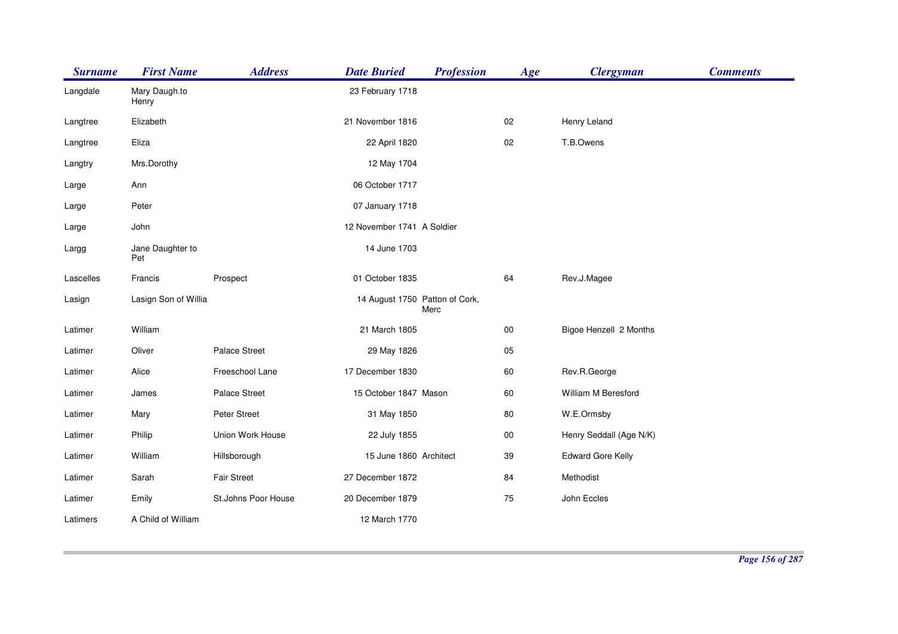| Surname | First Name | Address | Date Buried | Profession | Age | Clergyman | Comments |
|---|---|---|---|---|---|---|---|
| Langdale | Mary Daugh.to Henry | | 23 February 1718 | | | | |
| Langtree | Elizabeth | | 21 November 1816 | | 02 | Henry Leland | |
| Langtree | Eliza | | 22 April 1820 | | 02 | T.B.Owens | |
| Langtry | Mrs.Dorothy | | 12 May 1704 | | | | |
| Large | Ann | | 06 October 1717 | | | | |
| Large | Peter | | 07 January 1718 | | | | |
| Large | John | | 12 November 1741 | A Soldier | | | |
| Largg | Jane Daughter to Pet | | 14 June 1703 | | | | |
| Lascelles | Francis | Prospect | 01 October 1835 | | 64 | Rev.J.Magee | |
| Lasign | Lasign Son of Willia | | 14 August 1750 | Patton of Cork, Merc | | | |
| Latimer | William | | 21 March 1805 | | 00 | Bigoe Henzell 2 Months | |
| Latimer | Oliver | Palace Street | 29 May 1826 | | 05 | | |
| Latimer | Alice | Freeschool Lane | 17 December 1830 | | 60 | Rev.R.George | |
| Latimer | James | Palace Street | 15 October 1847 | Mason | 60 | William M Beresford | |
| Latimer | Mary | Peter Street | 31 May 1850 | | 80 | W.E.Ormsby | |
| Latimer | Philip | Union Work House | 22 July 1855 | | 00 | Henry Seddall (Age N/K) | |
| Latimer | William | Hillsborough | 15 June 1860 | Architect | 39 | Edward Gore Kelly | |
| Latimer | Sarah | Fair Street | 27 December 1872 | | 84 | Methodist | |
| Latimer | Emily | St.Johns Poor House | 20 December 1879 | | 75 | John Eccles | |
| Latimers | A Child of William | | 12 March 1770 | | | | |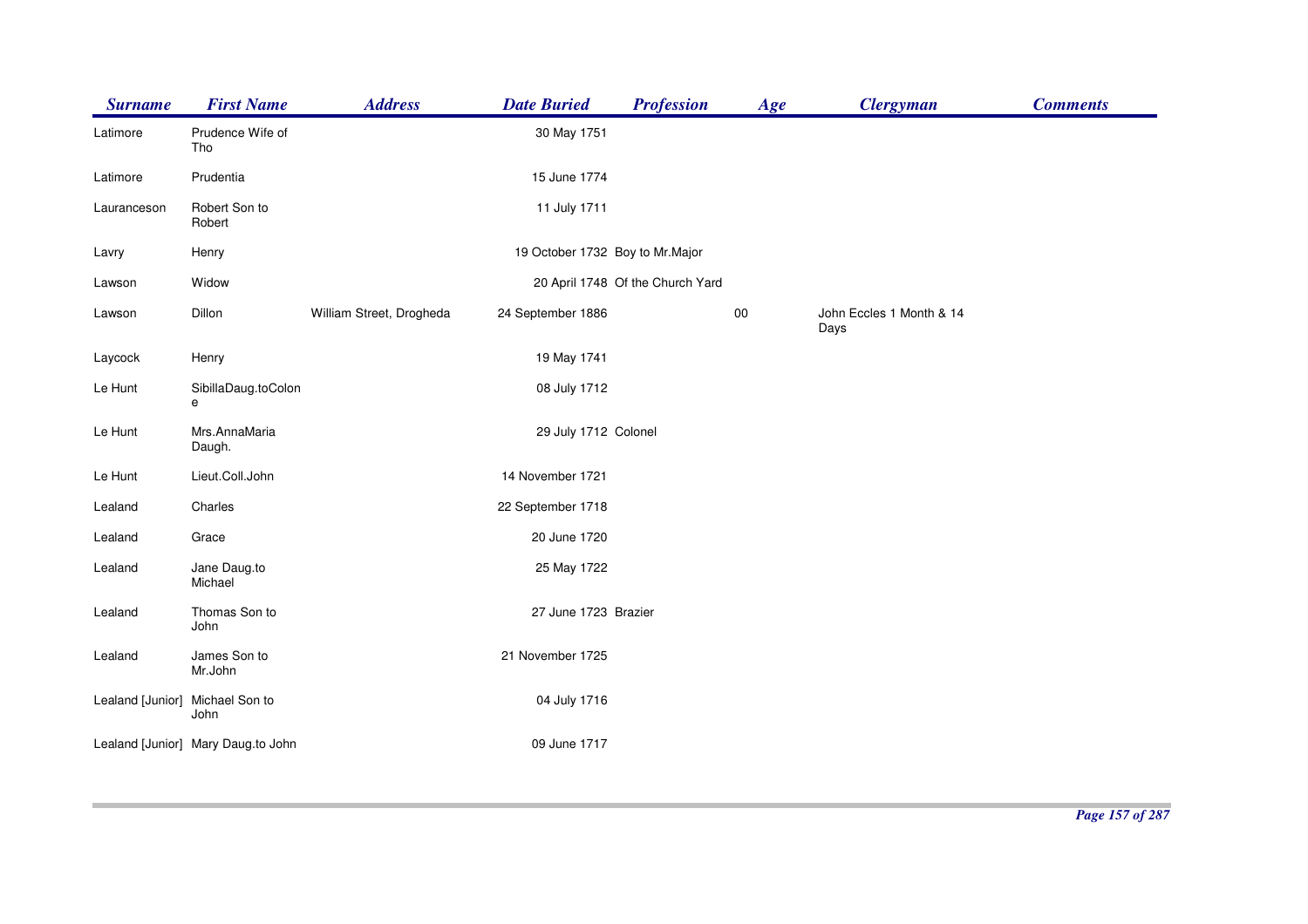| Surname | First Name | Address | Date Buried | Profession | Age | Clergyman | Comments |
| --- | --- | --- | --- | --- | --- | --- | --- |
| Latimore | Prudence Wife of Tho | | 30 May 1751 | | | | |
| Latimore | Prudentia | | 15 June 1774 | | | | |
| Lauranceson | Robert Son to Robert | | 11 July 1711 | | | | |
| Lavry | Henry | | 19 October 1732 | Boy to Mr.Major | | | |
| Lawson | Widow | | 20 April 1748 | Of the Church Yard | | | |
| Lawson | Dillon | William Street, Drogheda | 24 September 1886 | | 00 | John Eccles 1 Month & 14 Days | |
| Laycock | Henry | | 19 May 1741 | | | | |
| Le Hunt | SibillaDaug.toColone | | 08 July 1712 | | | | |
| Le Hunt | Mrs.AnnaMaria Daugh. | | 29 July 1712 | Colonel | | | |
| Le Hunt | Lieut.Coll.John | | 14 November 1721 | | | | |
| Lealand | Charles | | 22 September 1718 | | | | |
| Lealand | Grace | | 20 June 1720 | | | | |
| Lealand | Jane Daug.to Michael | | 25 May 1722 | | | | |
| Lealand | Thomas Son to John | | 27 June 1723 | Brazier | | | |
| Lealand | James Son to Mr.John | | 21 November 1725 | | | | |
| Lealand [Junior] | Michael Son to John | | 04 July 1716 | | | | |
| Lealand [Junior] | Mary Daug.to John | | 09 June 1717 | | | | |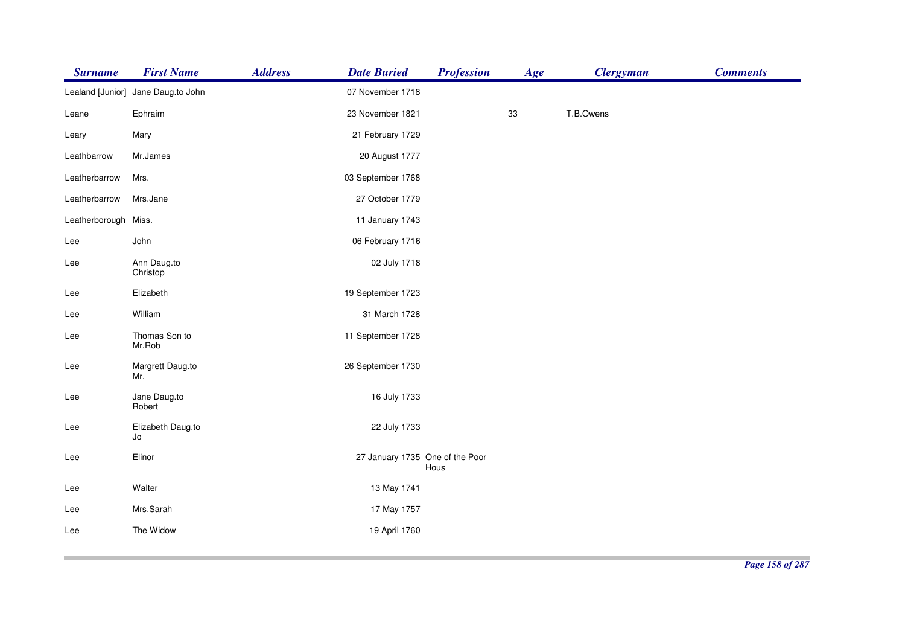| Surname | First Name | Address | Date Buried | Profession | Age | Clergyman | Comments |
|---|---|---|---|---|---|---|---|
| Lealand [Junior] | Jane Daug.to John | | 07 November 1718 | | | | |
| Leane | Ephraim | | 23 November 1821 | | 33 | T.B.Owens | |
| Leary | Mary | | 21 February 1729 | | | | |
| Leathbarrow | Mr.James | | 20 August 1777 | | | | |
| Leatherbarrow | Mrs. | | 03 September 1768 | | | | |
| Leatherbarrow | Mrs.Jane | | 27 October 1779 | | | | |
| Leatherborough | Miss. | | 11 January 1743 | | | | |
| Lee | John | | 06 February 1716 | | | | |
| Lee | Ann Daug.to Christop | | 02 July 1718 | | | | |
| Lee | Elizabeth | | 19 September 1723 | | | | |
| Lee | William | | 31 March 1728 | | | | |
| Lee | Thomas Son to Mr.Rob | | 11 September 1728 | | | | |
| Lee | Margrett Daug.to Mr. | | 26 September 1730 | | | | |
| Lee | Jane Daug.to Robert | | 16 July 1733 | | | | |
| Lee | Elizabeth Daug.to Jo | | 22 July 1733 | | | | |
| Lee | Elinor | | 27 January 1735 | One of the Poor Hous | | | |
| Lee | Walter | | 13 May 1741 | | | | |
| Lee | Mrs.Sarah | | 17 May 1757 | | | | |
| Lee | The Widow | | 19 April 1760 | | | | |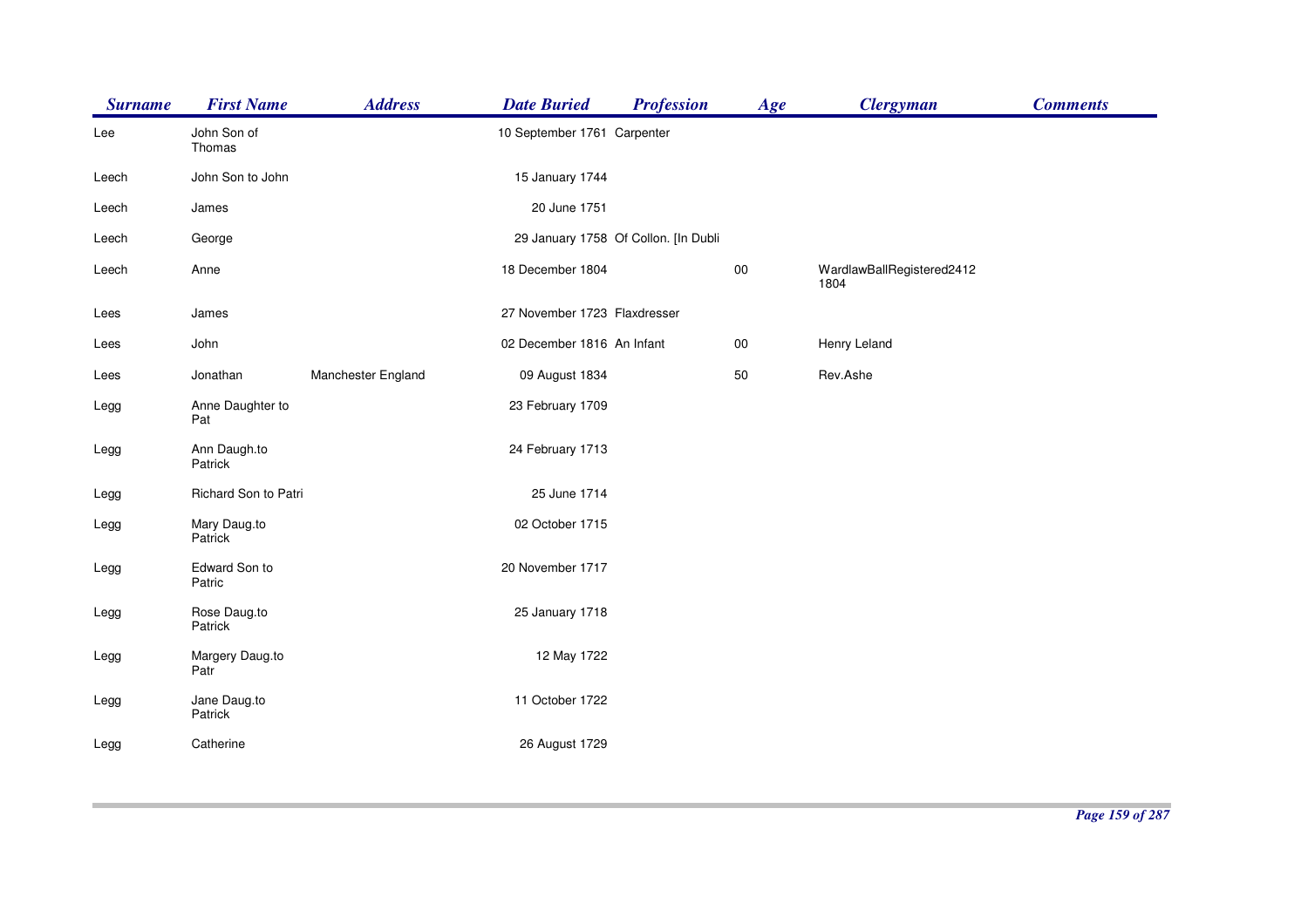| Surname | First Name | Address | Date Buried | Profession | Age | Clergyman | Comments |
|---|---|---|---|---|---|---|---|
| Lee | John Son of Thomas | | 10 September 1761 | Carpenter | | | |
| Leech | John Son to John | | 15 January 1744 | | | | |
| Leech | James | | 20 June 1751 | | | | |
| Leech | George | | 29 January 1758 | Of Collon. [In Dubli | | | |
| Leech | Anne | | 18 December 1804 | | 00 | WardlawBallRegistered2412 1804 | |
| Lees | James | | 27 November 1723 | Flaxdresser | | | |
| Lees | John | | 02 December 1816 | An Infant | 00 | Henry Leland | |
| Lees | Jonathan | Manchester England | 09 August 1834 | | 50 | Rev.Ashe | |
| Legg | Anne Daughter to Pat | | 23 February 1709 | | | | |
| Legg | Ann Daugh.to Patrick | | 24 February 1713 | | | | |
| Legg | Richard Son to Patri | | 25 June 1714 | | | | |
| Legg | Mary Daug.to Patrick | | 02 October 1715 | | | | |
| Legg | Edward Son to Patric | | 20 November 1717 | | | | |
| Legg | Rose Daug.to Patrick | | 25 January 1718 | | | | |
| Legg | Margery Daug.to Patr | | 12 May 1722 | | | | |
| Legg | Jane Daug.to Patrick | | 11 October 1722 | | | | |
| Legg | Catherine | | 26 August 1729 | | | | |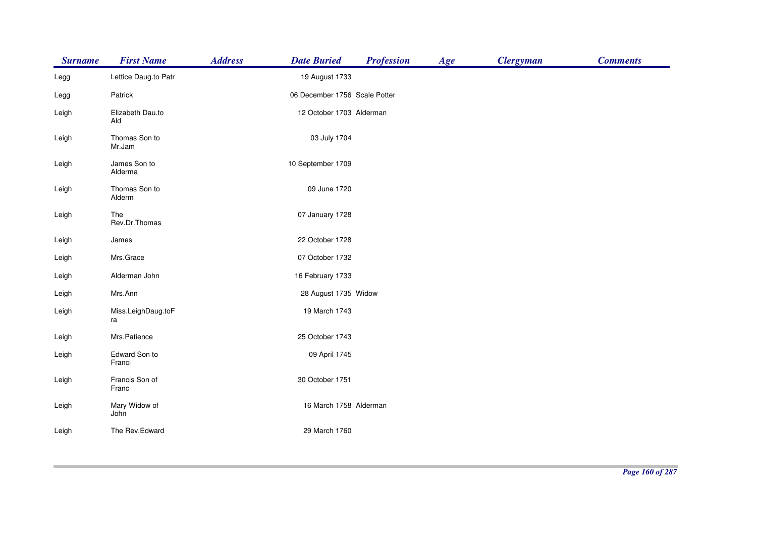| Surname | First Name | Address | Date Buried | Profession | Age | Clergyman | Comments |
|---|---|---|---|---|---|---|---|
| Legg | Lettice Daug.to Patr | | 19 August 1733 | | | | |
| Legg | Patrick | | 06 December 1756 | Scale Potter | | | |
| Leigh | Elizabeth Dau.to Ald | | 12 October 1703 | Alderman | | | |
| Leigh | Thomas Son to Mr.Jam | | 03 July 1704 | | | | |
| Leigh | James Son to Alderma | | 10 September 1709 | | | | |
| Leigh | Thomas Son to Alderm | | 09 June 1720 | | | | |
| Leigh | The Rev.Dr.Thomas | | 07 January 1728 | | | | |
| Leigh | James | | 22 October 1728 | | | | |
| Leigh | Mrs.Grace | | 07 October 1732 | | | | |
| Leigh | Alderman John | | 16 February 1733 | | | | |
| Leigh | Mrs.Ann | | 28 August 1735 | Widow | | | |
| Leigh | Miss.LeighDaug.toF ra | | 19 March 1743 | | | | |
| Leigh | Mrs.Patience | | 25 October 1743 | | | | |
| Leigh | Edward Son to Franci | | 09 April 1745 | | | | |
| Leigh | Francis Son of Franc | | 30 October 1751 | | | | |
| Leigh | Mary Widow of John | | 16 March 1758 | Alderman | | | |
| Leigh | The Rev.Edward | | 29 March 1760 | | | | |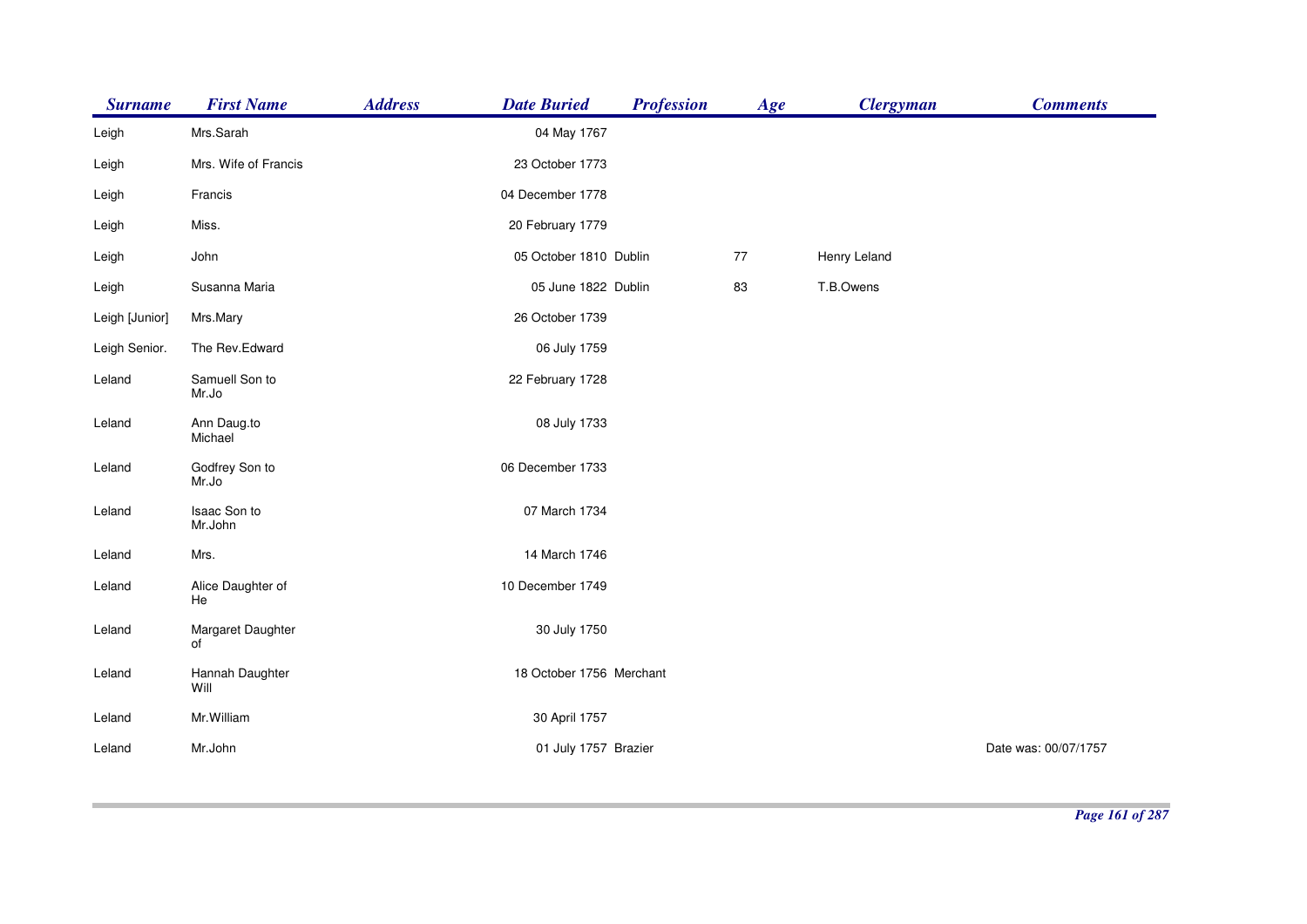| Surname | First Name | Address | Date Buried | Profession | Age | Clergyman | Comments |
|---|---|---|---|---|---|---|---|
| Leigh | Mrs.Sarah | | 04 May 1767 | | | | |
| Leigh | Mrs. Wife of Francis | | 23 October 1773 | | | | |
| Leigh | Francis | | 04 December 1778 | | | | |
| Leigh | Miss. | | 20 February 1779 | | | | |
| Leigh | John | | 05 October 1810 | Dublin | 77 | Henry Leland | |
| Leigh | Susanna Maria | | 05 June 1822 | Dublin | 83 | T.B.Owens | |
| Leigh [Junior] | Mrs.Mary | | 26 October 1739 | | | | |
| Leigh Senior. | The Rev.Edward | | 06 July 1759 | | | | |
| Leland | Samuell Son to Mr.Jo | | 22 February 1728 | | | | |
| Leland | Ann Daug.to Michael | | 08 July 1733 | | | | |
| Leland | Godfrey Son to Mr.Jo | | 06 December 1733 | | | | |
| Leland | Isaac Son to Mr.John | | 07 March 1734 | | | | |
| Leland | Mrs. | | 14 March 1746 | | | | |
| Leland | Alice Daughter of He | | 10 December 1749 | | | | |
| Leland | Margaret Daughter of | | 30 July 1750 | | | | |
| Leland | Hannah Daughter Will | | 18 October 1756 | Merchant | | | |
| Leland | Mr.William | | 30 April 1757 | | | | |
| Leland | Mr.John | | 01 July 1757 | Brazier | | | Date was: 00/07/1757 |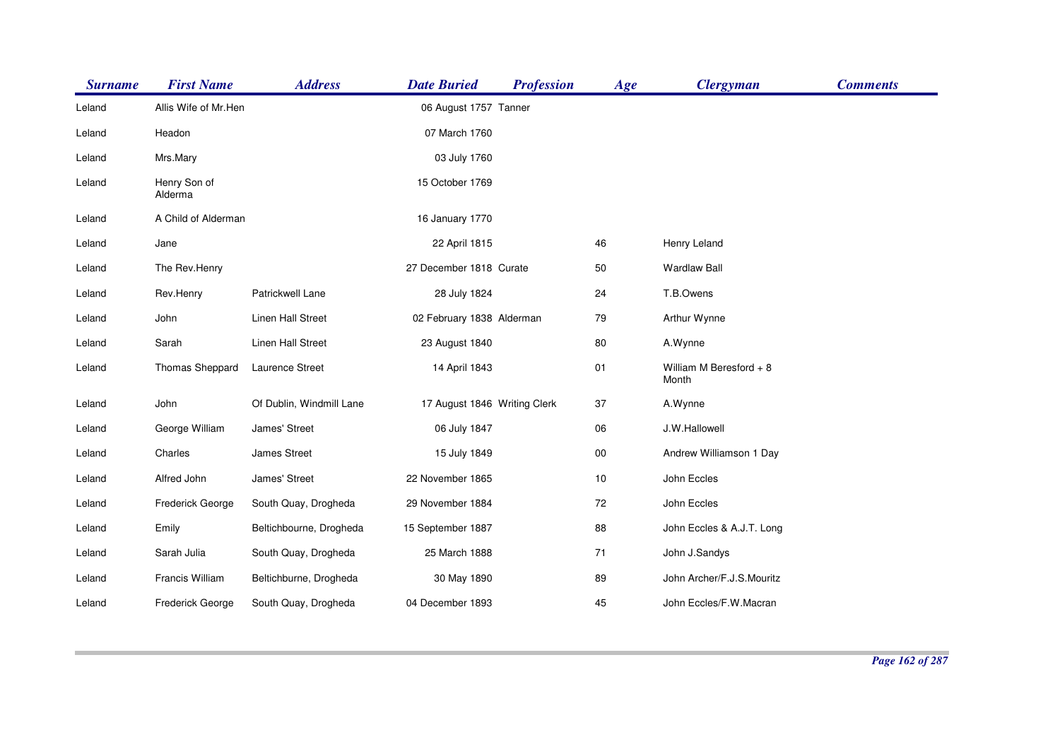| Surname | First Name | Address | Date Buried | Profession | Age | Clergyman | Comments |
|---|---|---|---|---|---|---|---|
| Leland | Allis Wife of Mr.Hen | | 06 August 1757 | Tanner | | | |
| Leland | Headon | | 07 March 1760 | | | | |
| Leland | Mrs.Mary | | 03 July 1760 | | | | |
| Leland | Henry Son of Alderma | | 15 October 1769 | | | | |
| Leland | A Child of Alderman | | 16 January 1770 | | | | |
| Leland | Jane | | 22 April 1815 | | 46 | Henry Leland | |
| Leland | The Rev.Henry | | 27 December 1818 | Curate | 50 | Wardlaw Ball | |
| Leland | Rev.Henry | Patrickwell Lane | 28 July 1824 | | 24 | T.B.Owens | |
| Leland | John | Linen Hall Street | 02 February 1838 | Alderman | 79 | Arthur Wynne | |
| Leland | Sarah | Linen Hall Street | 23 August 1840 | | 80 | A.Wynne | |
| Leland | Thomas Sheppard | Laurence Street | 14 April 1843 | | 01 | William M Beresford + 8 Month | |
| Leland | John | Of Dublin, Windmill Lane | 17 August 1846 | Writing Clerk | 37 | A.Wynne | |
| Leland | George William | James' Street | 06 July 1847 | | 06 | J.W.Hallowell | |
| Leland | Charles | James Street | 15 July 1849 | | 00 | Andrew Williamson 1 Day | |
| Leland | Alfred John | James' Street | 22 November 1865 | | 10 | John Eccles | |
| Leland | Frederick George | South Quay, Drogheda | 29 November 1884 | | 72 | John Eccles | |
| Leland | Emily | Beltichbourne, Drogheda | 15 September 1887 | | 88 | John Eccles & A.J.T. Long | |
| Leland | Sarah Julia | South Quay, Drogheda | 25 March 1888 | | 71 | John J.Sandys | |
| Leland | Francis William | Beltichburne, Drogheda | 30 May 1890 | | 89 | John Archer/F.J.S.Mouritz | |
| Leland | Frederick George | South Quay, Drogheda | 04 December 1893 | | 45 | John Eccles/F.W.Macran | |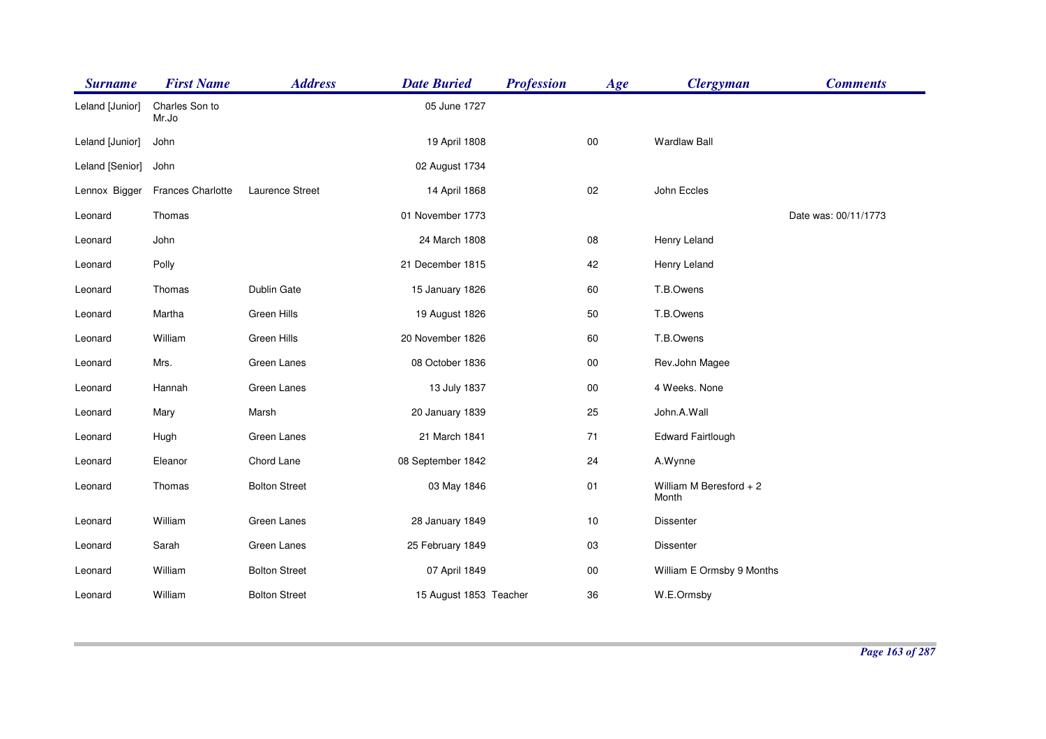| Surname | First Name | Address | Date Buried | Profession | Age | Clergyman | Comments |
|---|---|---|---|---|---|---|---|
| Leland [Junior] | Charles Son to Mr.Jo | | 05 June 1727 | | | | |
| Leland [Junior] | John | | 19 April 1808 | | 00 | Wardlaw Ball | |
| Leland [Senior] | John | | 02 August 1734 | | | | |
| Lennox Bigger | Frances Charlotte | Laurence Street | 14 April 1868 | | 02 | John Eccles | |
| Leonard | Thomas | | 01 November 1773 | | | | Date was: 00/11/1773 |
| Leonard | John | | 24 March 1808 | | 08 | Henry Leland | |
| Leonard | Polly | | 21 December 1815 | | 42 | Henry Leland | |
| Leonard | Thomas | Dublin Gate | 15 January 1826 | | 60 | T.B.Owens | |
| Leonard | Martha | Green Hills | 19 August 1826 | | 50 | T.B.Owens | |
| Leonard | William | Green Hills | 20 November 1826 | | 60 | T.B.Owens | |
| Leonard | Mrs. | Green Lanes | 08 October 1836 | | 00 | Rev.John Magee | |
| Leonard | Hannah | Green Lanes | 13 July 1837 | | 00 | 4 Weeks. None | |
| Leonard | Mary | Marsh | 20 January 1839 | | 25 | John.A.Wall | |
| Leonard | Hugh | Green Lanes | 21 March 1841 | | 71 | Edward Fairtlough | |
| Leonard | Eleanor | Chord Lane | 08 September 1842 | | 24 | A.Wynne | |
| Leonard | Thomas | Bolton Street | 03 May 1846 | | 01 | William M Beresford + 2 Month | |
| Leonard | William | Green Lanes | 28 January 1849 | | 10 | Dissenter | |
| Leonard | Sarah | Green Lanes | 25 February 1849 | | 03 | Dissenter | |
| Leonard | William | Bolton Street | 07 April 1849 | | 00 | William E Ormsby 9 Months | |
| Leonard | William | Bolton Street | 15 August 1853 | Teacher | 36 | W.E.Ormsby | |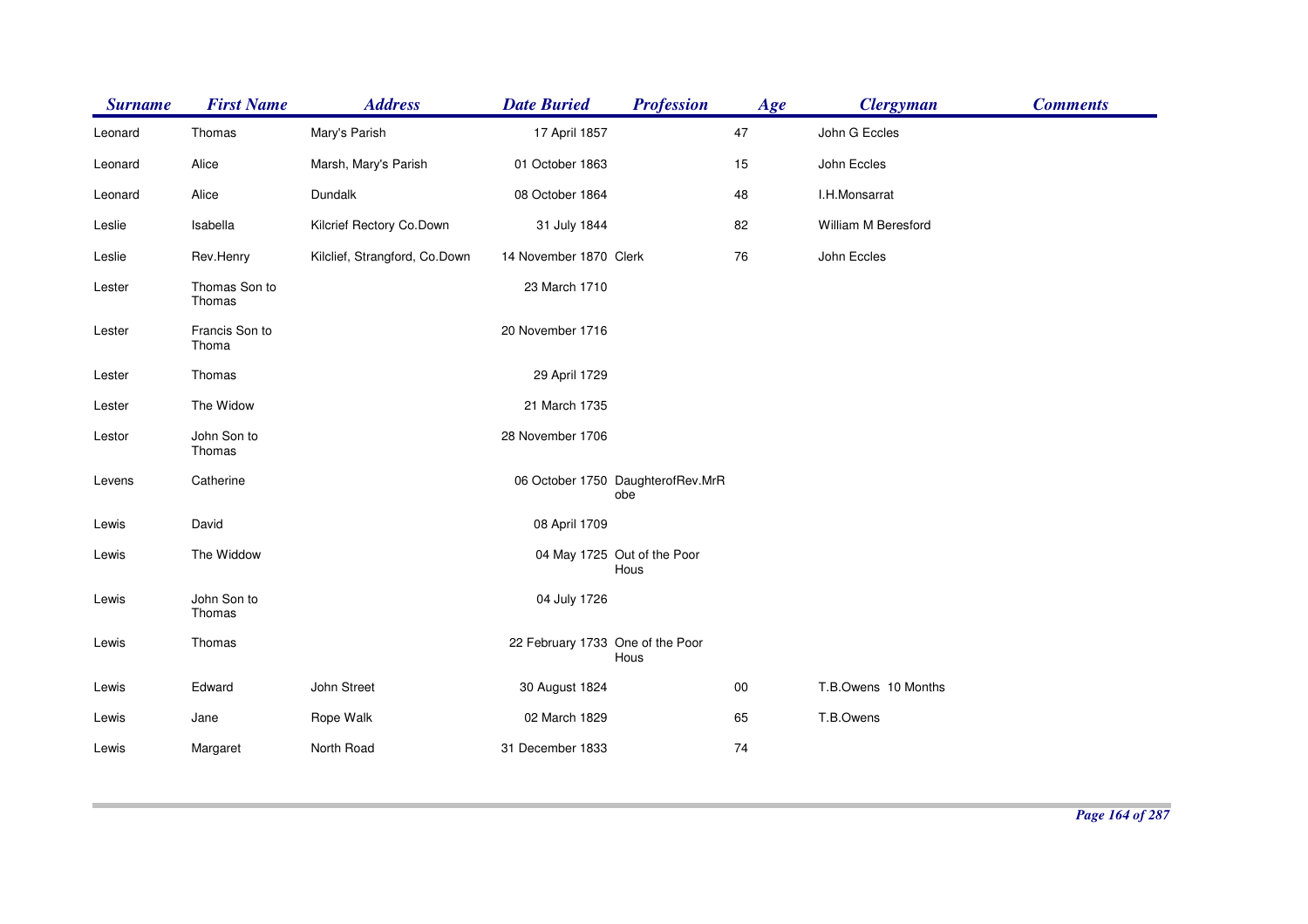| Surname | First Name | Address | Date Buried | Profession | Age | Clergyman | Comments |
|---|---|---|---|---|---|---|---|
| Leonard | Thomas | Mary's Parish | 17 April 1857 | | 47 | John G Eccles | |
| Leonard | Alice | Marsh, Mary's Parish | 01 October 1863 | | 15 | John Eccles | |
| Leonard | Alice | Dundalk | 08 October 1864 | | 48 | I.H.Monsarrat | |
| Leslie | Isabella | Kilcrief Rectory Co.Down | 31 July 1844 | | 82 | William M Beresford | |
| Leslie | Rev.Henry | Kilclief, Strangford, Co.Down | 14 November 1870 | Clerk | 76 | John Eccles | |
| Lester | Thomas Son to Thomas | | 23 March 1710 | | | | |
| Lester | Francis Son to Thoma | | 20 November 1716 | | | | |
| Lester | Thomas | | 29 April 1729 | | | | |
| Lester | The Widow | | 21 March 1735 | | | | |
| Lestor | John Son to Thomas | | 28 November 1706 | | | | |
| Levens | Catherine | | 06 October 1750 | DaughterofRev.MrRobe | | | |
| Lewis | David | | 08 April 1709 | | | | |
| Lewis | The Widdow | | 04 May 1725 | Out of the Poor Hous | | | |
| Lewis | John Son to Thomas | | 04 July 1726 | | | | |
| Lewis | Thomas | | 22 February 1733 | One of the Poor Hous | | | |
| Lewis | Edward | John Street | 30 August 1824 | | 00 | T.B.Owens 10 Months | |
| Lewis | Jane | Rope Walk | 02 March 1829 | | 65 | T.B.Owens | |
| Lewis | Margaret | North Road | 31 December 1833 | | 74 | | |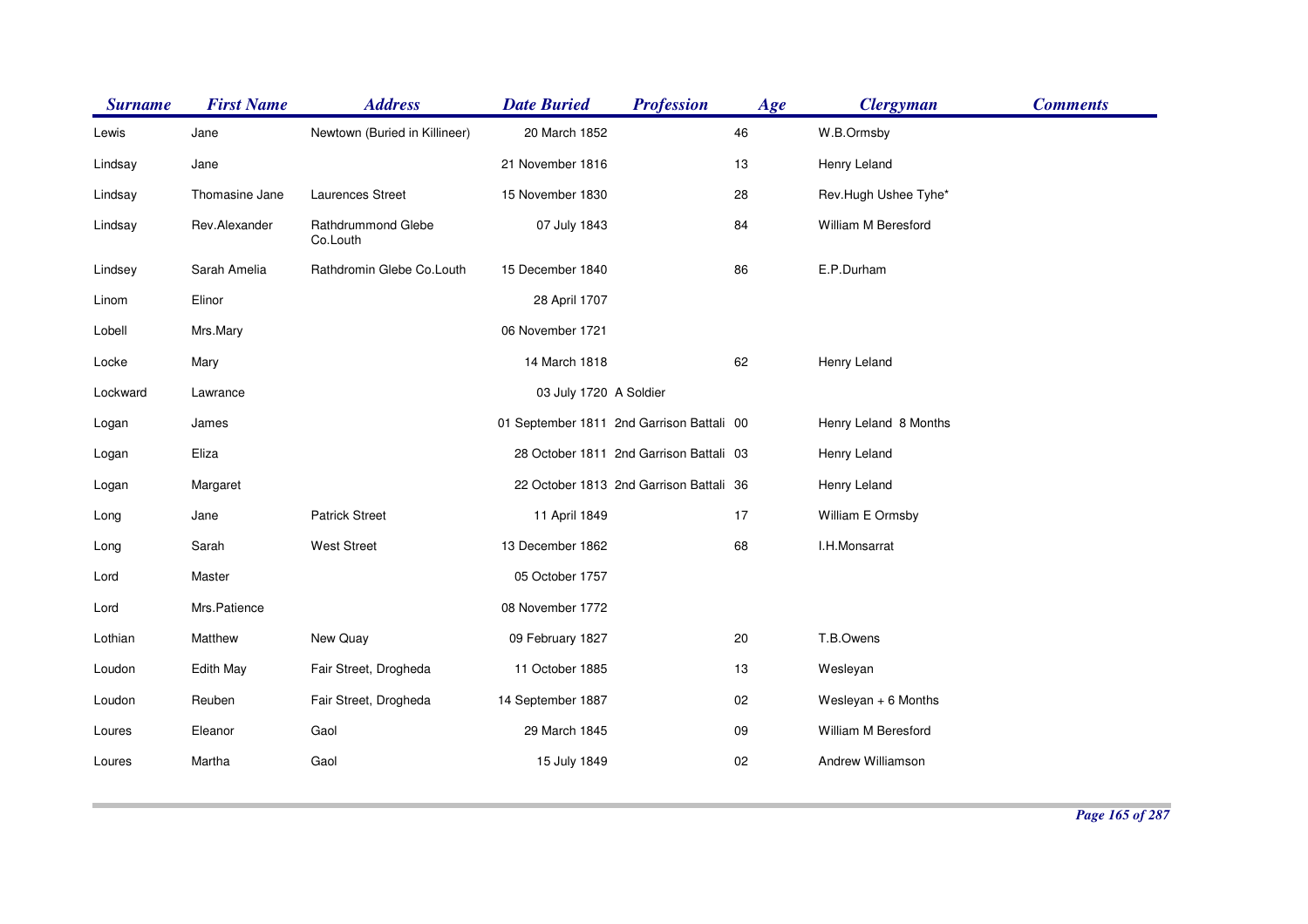| Surname | First Name | Address | Date Buried | Profession | Age | Clergyman | Comments |
|---|---|---|---|---|---|---|---|
| Lewis | Jane | Newtown (Buried in Killineer) | 20 March 1852 | | 46 | W.B.Ormsby | |
| Lindsay | Jane | | 21 November 1816 | | 13 | Henry Leland | |
| Lindsay | Thomasine Jane | Laurences Street | 15 November 1830 | | 28 | Rev.Hugh Ushee Tyhe* | |
| Lindsay | Rev.Alexander | Rathdrummond Glebe Co.Louth | 07 July 1843 | | 84 | William M Beresford | |
| Lindsey | Sarah Amelia | Rathdromin Glebe Co.Louth | 15 December 1840 | | 86 | E.P.Durham | |
| Linom | Elinor | | 28 April 1707 | | | | |
| Lobell | Mrs.Mary | | 06 November 1721 | | | | |
| Locke | Mary | | 14 March 1818 | | 62 | Henry Leland | |
| Lockward | Lawrance | | 03 July 1720 | A Soldier | | | |
| Logan | James | | 01 September 1811 | 2nd Garrison Battali | 00 | Henry Leland 8 Months | |
| Logan | Eliza | | 28 October 1811 | 2nd Garrison Battali | 03 | Henry Leland | |
| Logan | Margaret | | 22 October 1813 | 2nd Garrison Battali | 36 | Henry Leland | |
| Long | Jane | Patrick Street | 11 April 1849 | | 17 | William E Ormsby | |
| Long | Sarah | West Street | 13 December 1862 | | 68 | I.H.Monsarrat | |
| Lord | Master | | 05 October 1757 | | | | |
| Lord | Mrs.Patience | | 08 November 1772 | | | | |
| Lothian | Matthew | New Quay | 09 February 1827 | | 20 | T.B.Owens | |
| Loudon | Edith May | Fair Street, Drogheda | 11 October 1885 | | 13 | Wesleyan | |
| Loudon | Reuben | Fair Street, Drogheda | 14 September 1887 | | 02 | Wesleyan + 6 Months | |
| Loures | Eleanor | Gaol | 29 March 1845 | | 09 | William M Beresford | |
| Loures | Martha | Gaol | 15 July 1849 | | 02 | Andrew Williamson | |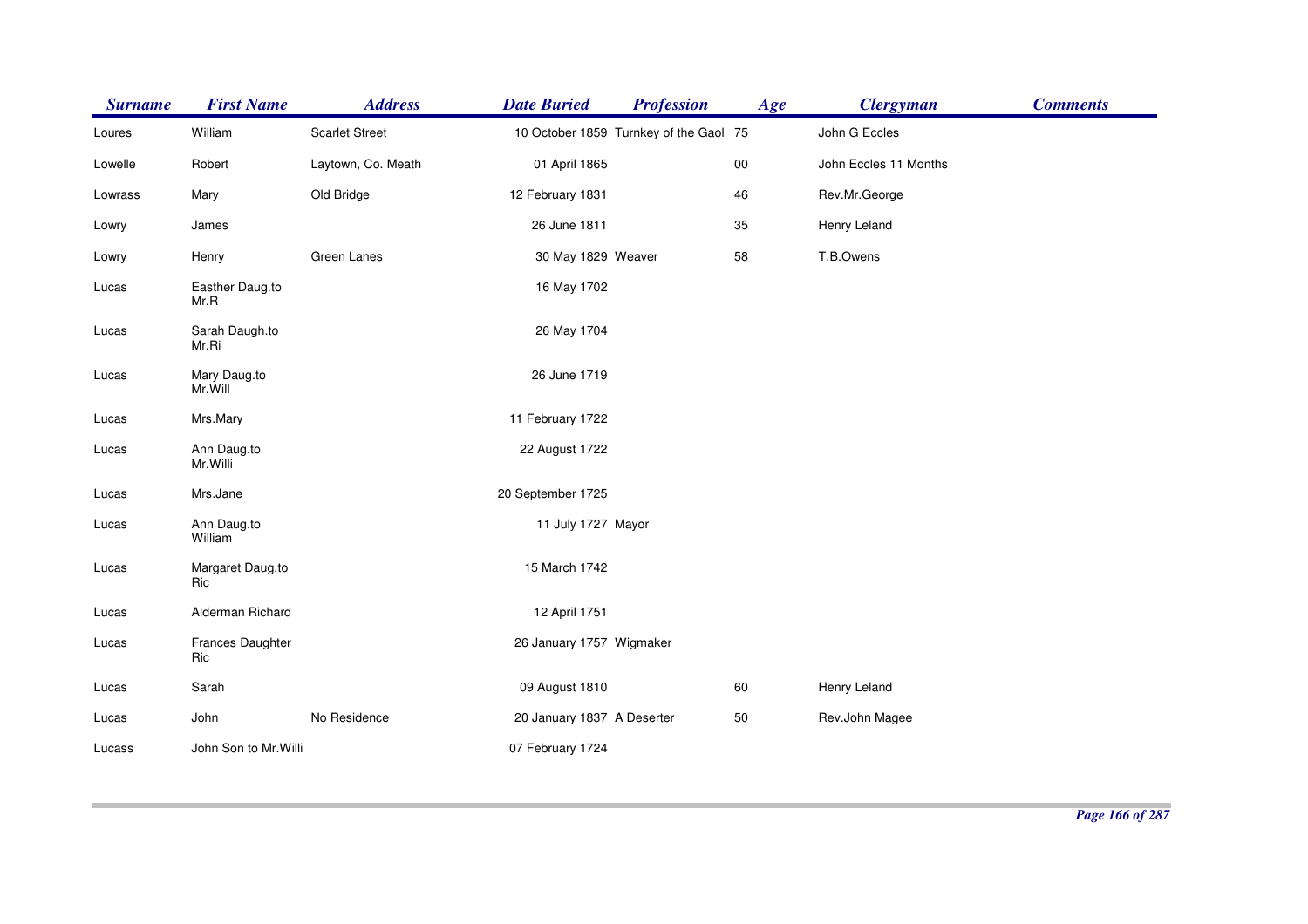| Surname | First Name | Address | Date Buried | Profession | Age | Clergyman | Comments |
|---|---|---|---|---|---|---|---|
| Loures | William | Scarlet Street | 10 October 1859 | Turnkey of the Gaol | 75 | John G Eccles | |
| Lowelle | Robert | Laytown, Co. Meath | 01 April 1865 | | 00 | John Eccles 11 Months | |
| Lowrass | Mary | Old Bridge | 12 February 1831 | | 46 | Rev.Mr.George | |
| Lowry | James | | 26 June 1811 | | 35 | Henry Leland | |
| Lowry | Henry | Green Lanes | 30 May 1829 | Weaver | 58 | T.B.Owens | |
| Lucas | Easther Daug.to Mr.R | | 16 May 1702 | | | | |
| Lucas | Sarah Daugh.to Mr.Ri | | 26 May 1704 | | | | |
| Lucas | Mary Daug.to Mr.Will | | 26 June 1719 | | | | |
| Lucas | Mrs.Mary | | 11 February 1722 | | | | |
| Lucas | Ann Daug.to Mr.Willi | | 22 August 1722 | | | | |
| Lucas | Mrs.Jane | | 20 September 1725 | | | | |
| Lucas | Ann Daug.to William | | 11 July 1727 | Mayor | | | |
| Lucas | Margaret Daug.to Ric | | 15 March 1742 | | | | |
| Lucas | Alderman Richard | | 12 April 1751 | | | | |
| Lucas | Frances Daughter Ric | | 26 January 1757 | Wigmaker | | | |
| Lucas | Sarah | | 09 August 1810 | | 60 | Henry Leland | |
| Lucas | John | No Residence | 20 January 1837 | A Deserter | 50 | Rev.John Magee | |
| Lucass | John Son to Mr.Willi | | 07 February 1724 | | | | |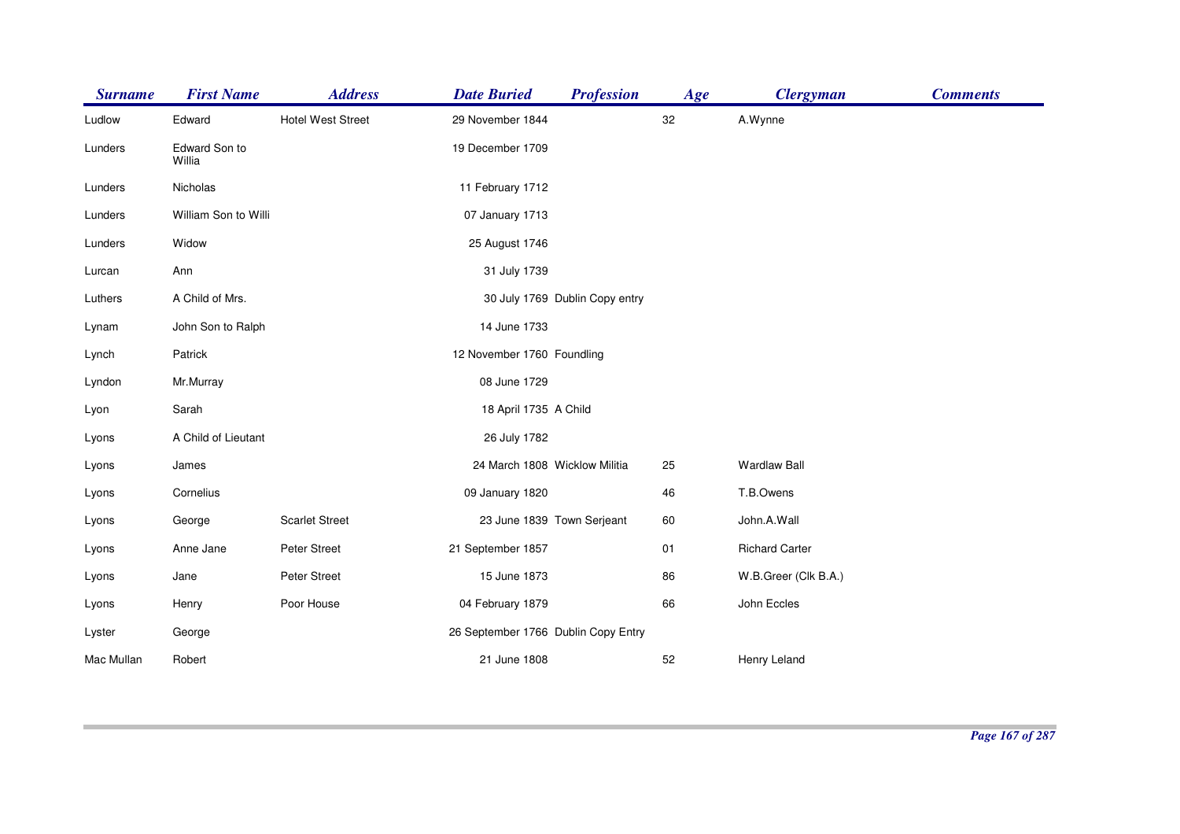| Surname | First Name | Address | Date Buried | Profession | Age | Clergyman | Comments |
|---|---|---|---|---|---|---|---|
| Ludlow | Edward | Hotel West Street | 29 November 1844 | | 32 | A.Wynne | |
| Lunders | Edward Son to Willia | | 19 December 1709 | | | | |
| Lunders | Nicholas | | 11 February 1712 | | | | |
| Lunders | William Son to Willi | | 07 January 1713 | | | | |
| Lunders | Widow | | 25 August 1746 | | | | |
| Lurcan | Ann | | 31 July 1739 | | | | |
| Luthers | A Child of Mrs. | | 30 July 1769 | Dublin Copy entry | | | |
| Lynam | John Son to Ralph | | 14 June 1733 | | | | |
| Lynch | Patrick | | 12 November 1760 | Foundling | | | |
| Lyndon | Mr.Murray | | 08 June 1729 | | | | |
| Lyon | Sarah | | 18 April 1735 | A Child | | | |
| Lyons | A Child of Lieutant | | 26 July 1782 | | | | |
| Lyons | James | | 24 March 1808 | Wicklow Militia | 25 | Wardlaw Ball | |
| Lyons | Cornelius | | 09 January 1820 | | 46 | T.B.Owens | |
| Lyons | George | Scarlet Street | 23 June 1839 | Town Serjeant | 60 | John.A.Wall | |
| Lyons | Anne Jane | Peter Street | 21 September 1857 | | 01 | Richard Carter | |
| Lyons | Jane | Peter Street | 15 June 1873 | | 86 | W.B.Greer (Clk B.A.) | |
| Lyons | Henry | Poor House | 04 February 1879 | | 66 | John Eccles | |
| Lyster | George | | 26 September 1766 | Dublin Copy Entry | | | |
| Mac Mullan | Robert | | 21 June 1808 | | 52 | Henry Leland | |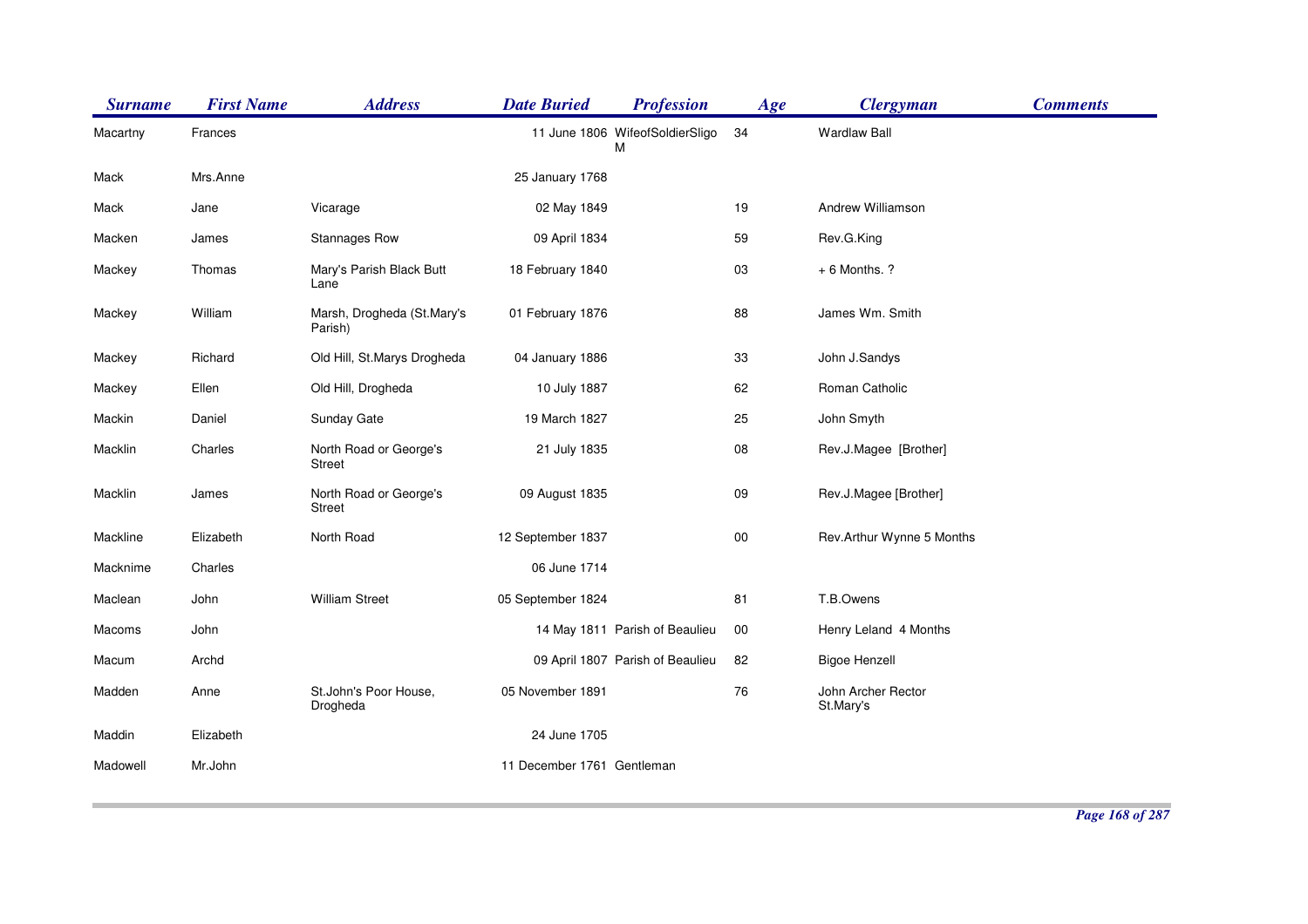| Surname | First Name | Address | Date Buried | Profession | Age | Clergyman | Comments |
|---|---|---|---|---|---|---|---|
| Macartny | Frances | | 11 June 1806 | WifeofSoldierSligo M | 34 | Wardlaw Ball | |
| Mack | Mrs.Anne | | 25 January 1768 | | | | |
| Mack | Jane | Vicarage | 02 May 1849 | | 19 | Andrew Williamson | |
| Macken | James | Stannages Row | 09 April 1834 | | 59 | Rev.G.King | |
| Mackey | Thomas | Mary's Parish Black Butt Lane | 18 February 1840 | | 03 | + 6 Months. ? | |
| Mackey | William | Marsh, Drogheda (St.Mary's Parish) | 01 February 1876 | | 88 | James Wm. Smith | |
| Mackey | Richard | Old Hill, St.Marys Drogheda | 04 January 1886 | | 33 | John J.Sandys | |
| Mackey | Ellen | Old Hill, Drogheda | 10 July 1887 | | 62 | Roman Catholic | |
| Mackin | Daniel | Sunday Gate | 19 March 1827 | | 25 | John Smyth | |
| Macklin | Charles | North Road or George's Street | 21 July 1835 | | 08 | Rev.J.Magee [Brother] | |
| Macklin | James | North Road or George's Street | 09 August 1835 | | 09 | Rev.J.Magee [Brother] | |
| Mackline | Elizabeth | North Road | 12 September 1837 | | 00 | Rev.Arthur Wynne 5 Months | |
| Macknime | Charles | | 06 June 1714 | | | | |
| Maclean | John | William Street | 05 September 1824 | | 81 | T.B.Owens | |
| Macoms | John | | 14 May 1811 | Parish of Beaulieu | 00 | Henry Leland 4 Months | |
| Macum | Archd | | 09 April 1807 | Parish of Beaulieu | 82 | Bigoe Henzell | |
| Madden | Anne | St.John's Poor House, Drogheda | 05 November 1891 | | 76 | John Archer Rector St.Mary's | |
| Maddin | Elizabeth | | 24 June 1705 | | | | |
| Madowell | Mr.John | | 11 December 1761 | Gentleman | | | |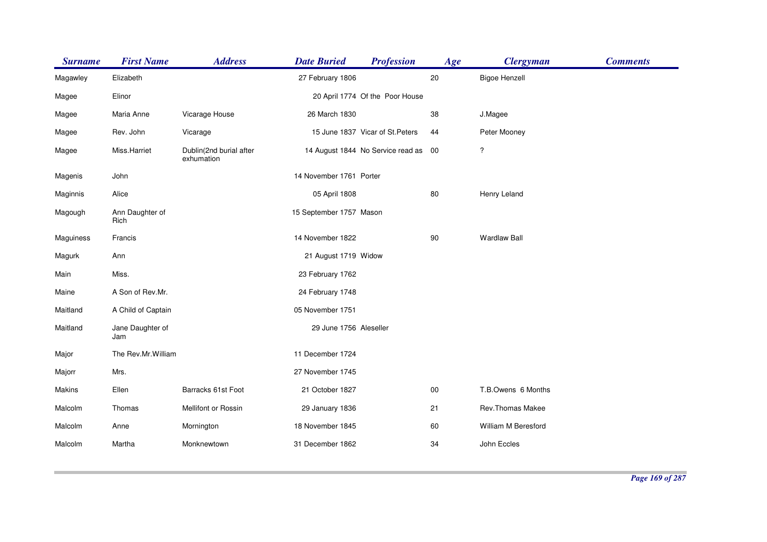| Surname | First Name | Address | Date Buried | Profession | Age | Clergyman | Comments |
|---|---|---|---|---|---|---|---|
| Magawley | Elizabeth | | 27 February 1806 | | 20 | Bigoe Henzell | |
| Magee | Elinor | | 20 April 1774 | Of the Poor House | | | |
| Magee | Maria Anne | Vicarage House | 26 March 1830 | | 38 | J.Magee | |
| Magee | Rev. John | Vicarage | 15 June 1837 | Vicar of St.Peters | 44 | Peter Mooney | |
| Magee | Miss.Harriet | Dublin(2nd burial after exhumation | 14 August 1844 | No Service read as | 00 | ? | |
| Magenis | John | | 14 November 1761 | Porter | | | |
| Maginnis | Alice | | 05 April 1808 | | 80 | Henry Leland | |
| Magough | Ann Daughter of Rich | | 15 September 1757 | Mason | | | |
| Maguiness | Francis | | 14 November 1822 | | 90 | Wardlaw Ball | |
| Magurk | Ann | | 21 August 1719 | Widow | | | |
| Main | Miss. | | 23 February 1762 | | | | |
| Maine | A Son of Rev.Mr. | | 24 February 1748 | | | | |
| Maitland | A Child of Captain | | 05 November 1751 | | | | |
| Maitland | Jane Daughter of Jam | | 29 June 1756 | Aleseller | | | |
| Major | The Rev.Mr.William | | 11 December 1724 | | | | |
| Majorr | Mrs. | | 27 November 1745 | | | | |
| Makins | Ellen | Barracks 61st Foot | 21 October 1827 | | 00 | T.B.Owens 6 Months | |
| Malcolm | Thomas | Mellifont or Rossin | 29 January 1836 | | 21 | Rev.Thomas Makee | |
| Malcolm | Anne | Mornington | 18 November 1845 | | 60 | William M Beresford | |
| Malcolm | Martha | Monknewtown | 31 December 1862 | | 34 | John Eccles | |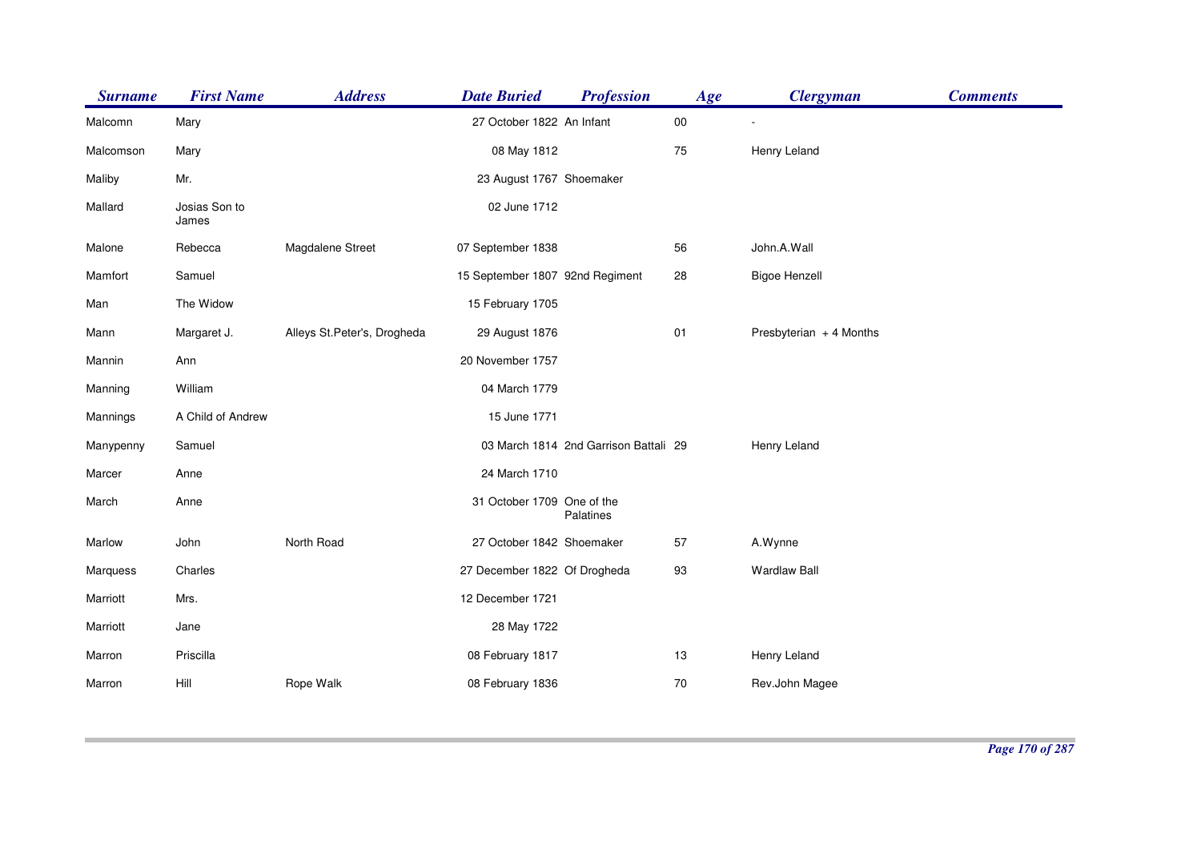| Surname | First Name | Address | Date Buried | Profession | Age | Clergyman | Comments |
| --- | --- | --- | --- | --- | --- | --- | --- |
| Malcomn | Mary | | 27 October 1822 | An Infant | 00 | - | |
| Malcomson | Mary | | 08 May 1812 | | 75 | Henry Leland | |
| Maliby | Mr. | | 23 August 1767 | Shoemaker | | | |
| Mallard | Josias Son to James | | 02 June 1712 | | | | |
| Malone | Rebecca | Magdalene Street | 07 September 1838 | | 56 | John.A.Wall | |
| Mamfort | Samuel | | 15 September 1807 | 92nd Regiment | 28 | Bigoe Henzell | |
| Man | The Widow | | 15 February 1705 | | | | |
| Mann | Margaret J. | Alleys St.Peter's, Drogheda | 29 August 1876 | | 01 | Presbyterian + 4 Months | |
| Mannin | Ann | | 20 November 1757 | | | | |
| Manning | William | | 04 March 1779 | | | | |
| Mannings | A Child of Andrew | | 15 June 1771 | | | | |
| Manypenny | Samuel | | 03 March 1814 | 2nd Garrison Battali | 29 | Henry Leland | |
| Marcer | Anne | | 24 March 1710 | | | | |
| March | Anne | | 31 October 1709 | One of the Palatines | | | |
| Marlow | John | North Road | 27 October 1842 | Shoemaker | 57 | A.Wynne | |
| Marquess | Charles | | 27 December 1822 | Of Drogheda | 93 | Wardlaw Ball | |
| Marriott | Mrs. | | 12 December 1721 | | | | |
| Marriott | Jane | | 28 May 1722 | | | | |
| Marron | Priscilla | | 08 February 1817 | | 13 | Henry Leland | |
| Marron | Hill | Rope Walk | 08 February 1836 | | 70 | Rev.John Magee | |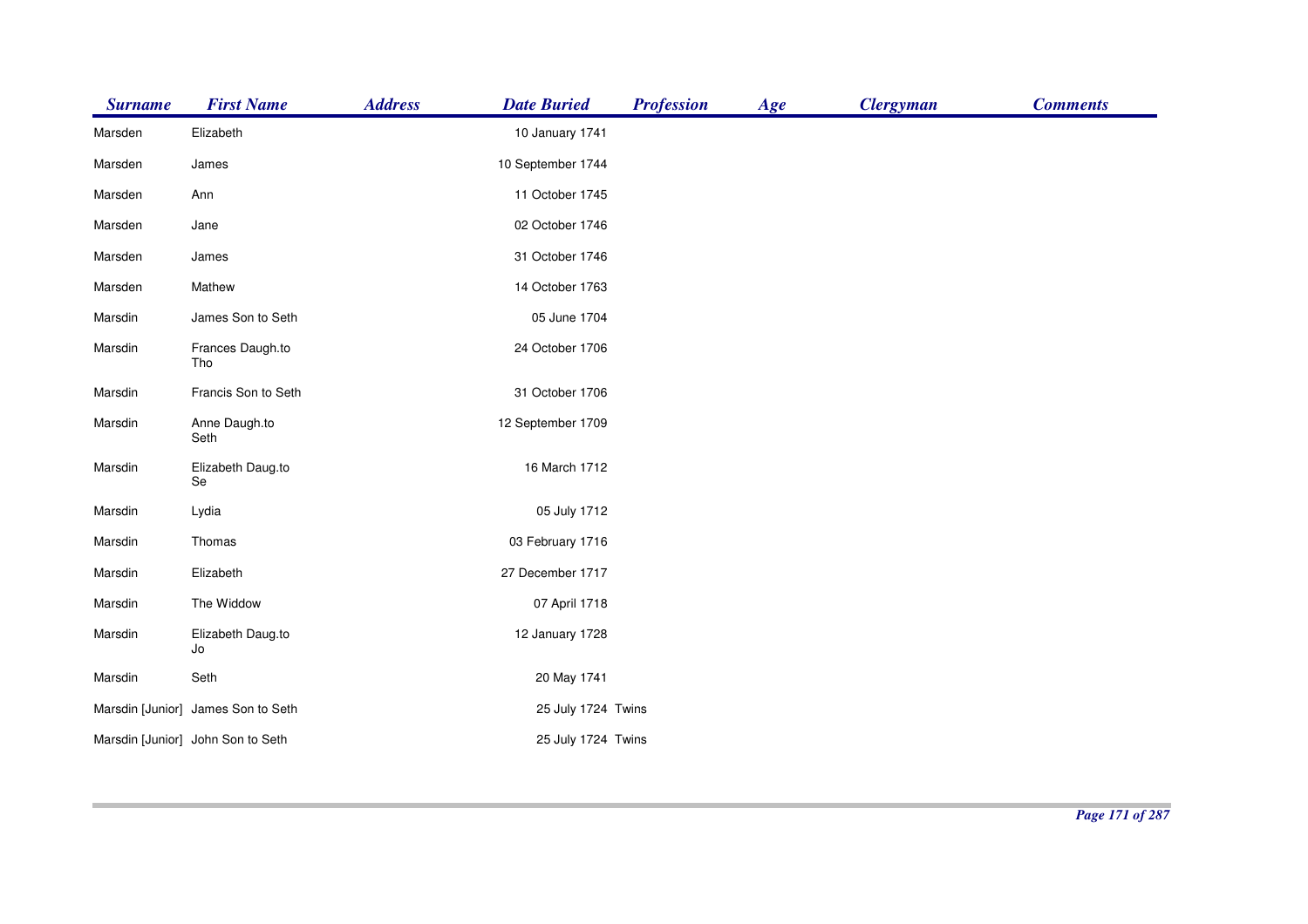| Surname | First Name | Address | Date Buried | Profession | Age | Clergyman | Comments |
|---|---|---|---|---|---|---|---|
| Marsden | Elizabeth | | 10 January 1741 | | | | |
| Marsden | James | | 10 September 1744 | | | | |
| Marsden | Ann | | 11 October 1745 | | | | |
| Marsden | Jane | | 02 October 1746 | | | | |
| Marsden | James | | 31 October 1746 | | | | |
| Marsden | Mathew | | 14 October 1763 | | | | |
| Marsdin | James Son to Seth | | 05 June 1704 | | | | |
| Marsdin | Frances Daugh.to Tho | | 24 October 1706 | | | | |
| Marsdin | Francis Son to Seth | | 31 October 1706 | | | | |
| Marsdin | Anne Daugh.to Seth | | 12 September 1709 | | | | |
| Marsdin | Elizabeth Daug.to Se | | 16 March 1712 | | | | |
| Marsdin | Lydia | | 05 July 1712 | | | | |
| Marsdin | Thomas | | 03 February 1716 | | | | |
| Marsdin | Elizabeth | | 27 December 1717 | | | | |
| Marsdin | The Widdow | | 07 April 1718 | | | | |
| Marsdin | Elizabeth Daug.to Jo | | 12 January 1728 | | | | |
| Marsdin | Seth | | 20 May 1741 | | | | |
| Marsdin [Junior] | James Son to Seth | | 25 July 1724 | Twins | | | |
| Marsdin [Junior] | John Son to Seth | | 25 July 1724 | Twins | | | |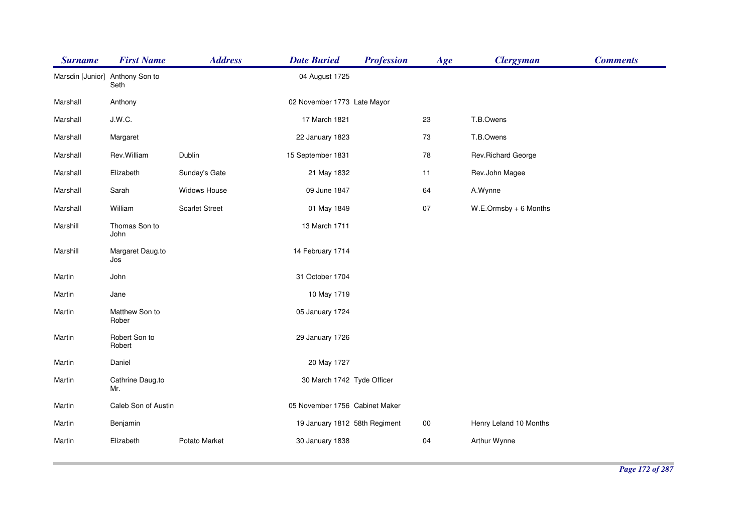| Surname | First Name | Address | Date Buried | Profession | Age | Clergyman | Comments |
|---|---|---|---|---|---|---|---|
| Marsdin [Junior] | Anthony Son to Seth | | 04 August 1725 | | | | |
| Marshall | Anthony | | 02 November 1773 | Late Mayor | | | |
| Marshall | J.W.C. | | 17 March 1821 | | 23 | T.B.Owens | |
| Marshall | Margaret | | 22 January 1823 | | 73 | T.B.Owens | |
| Marshall | Rev.William | Dublin | 15 September 1831 | | 78 | Rev.Richard George | |
| Marshall | Elizabeth | Sunday's Gate | 21 May 1832 | | 11 | Rev.John Magee | |
| Marshall | Sarah | Widows House | 09 June 1847 | | 64 | A.Wynne | |
| Marshall | William | Scarlet Street | 01 May 1849 | | 07 | W.E.Ormsby + 6 Months | |
| Marshill | Thomas Son to John | | 13 March 1711 | | | | |
| Marshill | Margaret Daug.to Jos | | 14 February 1714 | | | | |
| Martin | John | | 31 October 1704 | | | | |
| Martin | Jane | | 10 May 1719 | | | | |
| Martin | Matthew Son to Rober | | 05 January 1724 | | | | |
| Martin | Robert Son to Robert | | 29 January 1726 | | | | |
| Martin | Daniel | | 20 May 1727 | | | | |
| Martin | Cathrine Daug.to Mr. | | 30 March 1742 | Tyde Officer | | | |
| Martin | Caleb Son of Austin | | 05 November 1756 | Cabinet Maker | | | |
| Martin | Benjamin | | 19 January 1812 | 58th Regiment | 00 | Henry Leland 10 Months | |
| Martin | Elizabeth | Potato Market | 30 January 1838 | | 04 | Arthur Wynne | |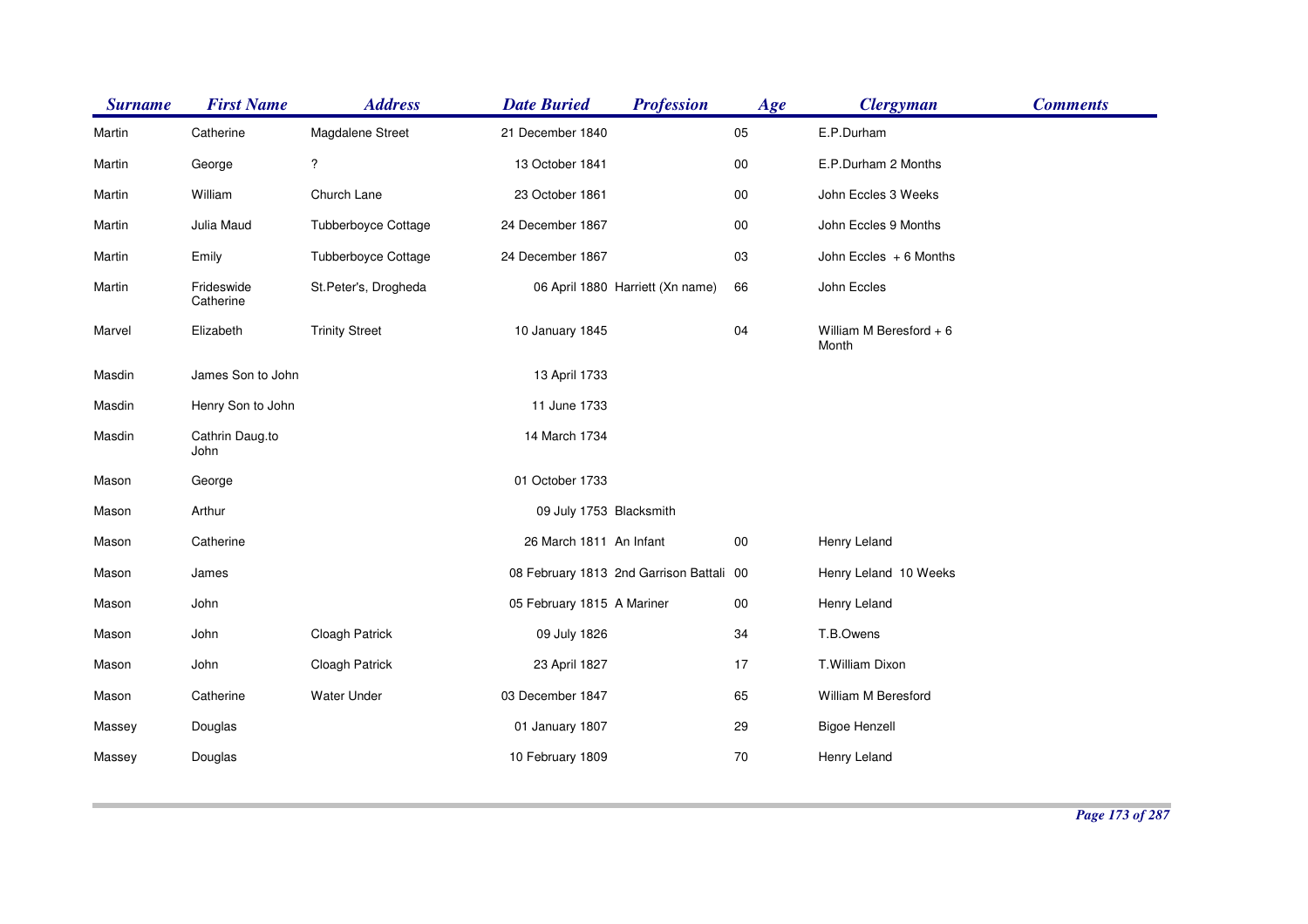| Surname | First Name | Address | Date Buried | Profession | Age | Clergyman | Comments |
|---|---|---|---|---|---|---|---|
| Martin | Catherine | Magdalene Street | 21 December 1840 | | 05 | E.P.Durham | |
| Martin | George | ? | 13 October 1841 | | 00 | E.P.Durham 2 Months | |
| Martin | William | Church Lane | 23 October 1861 | | 00 | John Eccles 3 Weeks | |
| Martin | Julia Maud | Tubberboyce Cottage | 24 December 1867 | | 00 | John Eccles 9 Months | |
| Martin | Emily | Tubberboyce Cottage | 24 December 1867 | | 03 | John Eccles + 6 Months | |
| Martin | Frideswide Catherine | St.Peter's, Drogheda | 06 April 1880 | Harriett (Xn name) | 66 | John Eccles | |
| Marvel | Elizabeth | Trinity Street | 10 January 1845 | | 04 | William M Beresford + 6 Month | |
| Masdin | James Son to John | | 13 April 1733 | | | | |
| Masdin | Henry Son to John | | 11 June 1733 | | | | |
| Masdin | Cathrin Daug.to John | | 14 March 1734 | | | | |
| Mason | George | | 01 October 1733 | | | | |
| Mason | Arthur | | 09 July 1753 | Blacksmith | | | |
| Mason | Catherine | | 26 March 1811 | An Infant | 00 | Henry Leland | |
| Mason | James | | 08 February 1813 | 2nd Garrison Battali | 00 | Henry Leland 10 Weeks | |
| Mason | John | | 05 February 1815 | A Mariner | 00 | Henry Leland | |
| Mason | John | Cloagh Patrick | 09 July 1826 | | 34 | T.B.Owens | |
| Mason | John | Cloagh Patrick | 23 April 1827 | | 17 | T.William Dixon | |
| Mason | Catherine | Water Under | 03 December 1847 | | 65 | William M Beresford | |
| Massey | Douglas | | 01 January 1807 | | 29 | Bigoe Henzell | |
| Massey | Douglas | | 10 February 1809 | | 70 | Henry Leland | |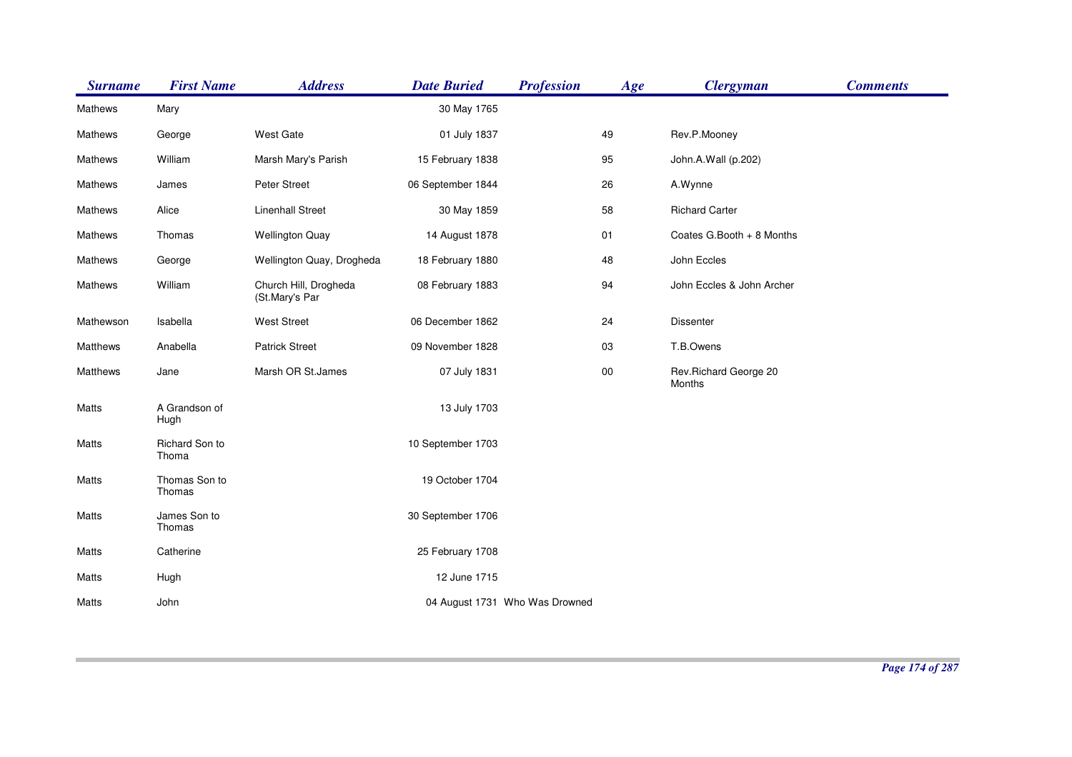| Surname | First Name | Address | Date Buried | Profession | Age | Clergyman | Comments |
|---|---|---|---|---|---|---|---|
| Mathews | Mary | | 30 May 1765 | | | | |
| Mathews | George | West Gate | 01 July 1837 | | 49 | Rev.P.Mooney | |
| Mathews | William | Marsh Mary's Parish | 15 February 1838 | | 95 | John.A.Wall (p.202) | |
| Mathews | James | Peter Street | 06 September 1844 | | 26 | A.Wynne | |
| Mathews | Alice | Linenhall Street | 30 May 1859 | | 58 | Richard Carter | |
| Mathews | Thomas | Wellington Quay | 14 August 1878 | | 01 | Coates G.Booth + 8 Months | |
| Mathews | George | Wellington Quay, Drogheda | 18 February 1880 | | 48 | John Eccles | |
| Mathews | William | Church Hill, Drogheda (St.Mary's Par | 08 February 1883 | | 94 | John Eccles & John Archer | |
| Mathewson | Isabella | West Street | 06 December 1862 | | 24 | Dissenter | |
| Matthews | Anabella | Patrick Street | 09 November 1828 | | 03 | T.B.Owens | |
| Matthews | Jane | Marsh OR St.James | 07 July 1831 | | 00 | Rev.Richard George 20 Months | |
| Matts | A Grandson of Hugh | | 13 July 1703 | | | | |
| Matts | Richard Son to Thoma | | 10 September 1703 | | | | |
| Matts | Thomas Son to Thomas | | 19 October 1704 | | | | |
| Matts | James Son to Thomas | | 30 September 1706 | | | | |
| Matts | Catherine | | 25 February 1708 | | | | |
| Matts | Hugh | | 12 June 1715 | | | | |
| Matts | John | | 04 August 1731 | Who Was Drowned | | | |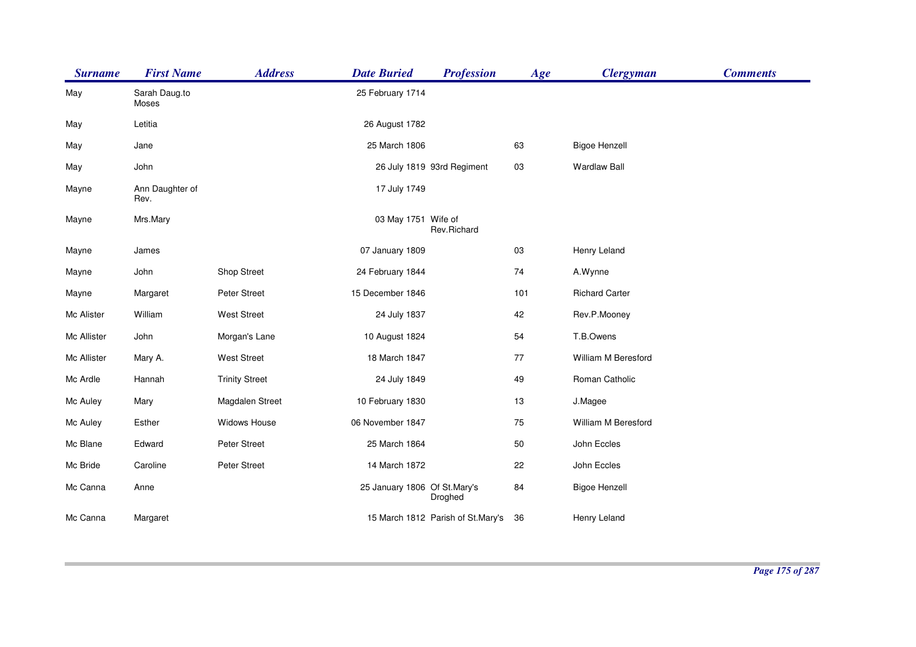| Surname | First Name | Address | Date Buried | Profession | Age | Clergyman | Comments |
|---|---|---|---|---|---|---|---|
| May | Sarah Daug.to Moses | | 25 February 1714 | | | | |
| May | Letitia | | 26 August 1782 | | | | |
| May | Jane | | 25 March 1806 | | 63 | Bigoe Henzell | |
| May | John | | 26 July 1819 | 93rd Regiment | 03 | Wardlaw Ball | |
| Mayne | Ann Daughter of Rev. | | 17 July 1749 | | | | |
| Mayne | Mrs.Mary | | 03 May 1751 | Wife of Rev.Richard | | | |
| Mayne | James | | 07 January 1809 | | 03 | Henry Leland | |
| Mayne | John | Shop Street | 24 February 1844 | | 74 | A.Wynne | |
| Mayne | Margaret | Peter Street | 15 December 1846 | | 101 | Richard Carter | |
| Mc Alister | William | West Street | 24 July 1837 | | 42 | Rev.P.Mooney | |
| Mc Allister | John | Morgan's Lane | 10 August 1824 | | 54 | T.B.Owens | |
| Mc Allister | Mary A. | West Street | 18 March 1847 | | 77 | William M Beresford | |
| Mc Ardle | Hannah | Trinity Street | 24 July 1849 | | 49 | Roman Catholic | |
| Mc Auley | Mary | Magdalen Street | 10 February 1830 | | 13 | J.Magee | |
| Mc Auley | Esther | Widows House | 06 November 1847 | | 75 | William M Beresford | |
| Mc Blane | Edward | Peter Street | 25 March 1864 | | 50 | John Eccles | |
| Mc Bride | Caroline | Peter Street | 14 March 1872 | | 22 | John Eccles | |
| Mc Canna | Anne | | 25 January 1806 | Of St.Mary's Droghed | 84 | Bigoe Henzell | |
| Mc Canna | Margaret | | 15 March 1812 | Parish of St.Mary's | 36 | Henry Leland | |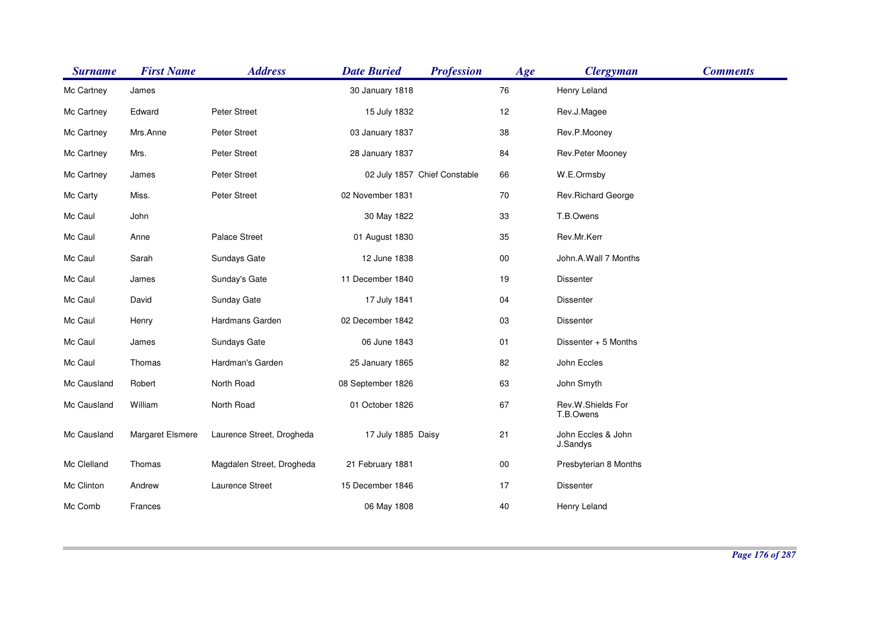| Surname | First Name | Address | Date Buried | Profession | Age | Clergyman | Comments |
|---|---|---|---|---|---|---|---|
| Mc Cartney | James | | 30 January 1818 | | 76 | Henry Leland | |
| Mc Cartney | Edward | Peter Street | 15 July 1832 | | 12 | Rev.J.Magee | |
| Mc Cartney | Mrs.Anne | Peter Street | 03 January 1837 | | 38 | Rev.P.Mooney | |
| Mc Cartney | Mrs. | Peter Street | 28 January 1837 | | 84 | Rev.Peter Mooney | |
| Mc Cartney | James | Peter Street | 02 July 1857 | Chief Constable | 66 | W.E.Ormsby | |
| Mc Carty | Miss. | Peter Street | 02 November 1831 | | 70 | Rev.Richard George | |
| Mc Caul | John | | 30 May 1822 | | 33 | T.B.Owens | |
| Mc Caul | Anne | Palace Street | 01 August 1830 | | 35 | Rev.Mr.Kerr | |
| Mc Caul | Sarah | Sundays Gate | 12 June 1838 | | 00 | John.A.Wall 7 Months | |
| Mc Caul | James | Sunday's Gate | 11 December 1840 | | 19 | Dissenter | |
| Mc Caul | David | Sunday Gate | 17 July 1841 | | 04 | Dissenter | |
| Mc Caul | Henry | Hardmans Garden | 02 December 1842 | | 03 | Dissenter | |
| Mc Caul | James | Sundays Gate | 06 June 1843 | | 01 | Dissenter + 5 Months | |
| Mc Caul | Thomas | Hardman's Garden | 25 January 1865 | | 82 | John Eccles | |
| Mc Causland | Robert | North Road | 08 September 1826 | | 63 | John Smyth | |
| Mc Causland | William | North Road | 01 October 1826 | | 67 | Rev.W.Shields For T.B.Owens | |
| Mc Causland | Margaret Elsmere | Laurence Street, Drogheda | 17 July 1885 | Daisy | 21 | John Eccles & John J.Sandys | |
| Mc Clelland | Thomas | Magdalen Street, Drogheda | 21 February 1881 | | 00 | Presbyterian 8 Months | |
| Mc Clinton | Andrew | Laurence Street | 15 December 1846 | | 17 | Dissenter | |
| Mc Comb | Frances | | 06 May 1808 | | 40 | Henry Leland | |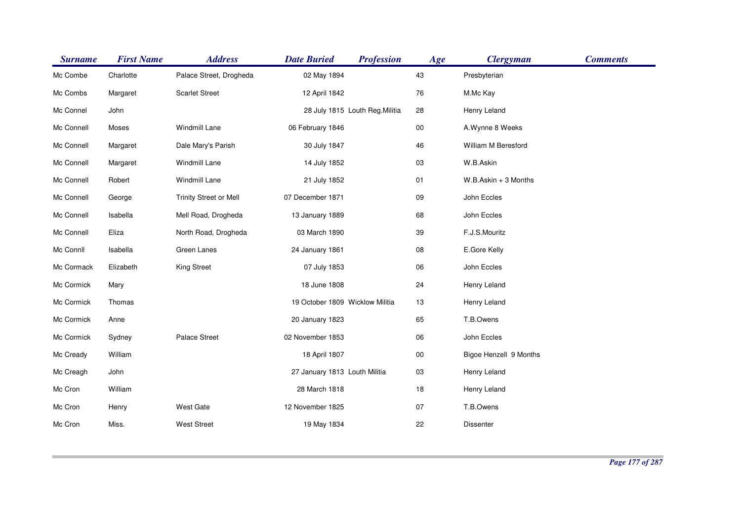| Surname | First Name | Address | Date Buried | Profession | Age | Clergyman | Comments |
|---|---|---|---|---|---|---|---|
| Mc Combe | Charlotte | Palace Street, Drogheda | 02 May 1894 | | 43 | Presbyterian | |
| Mc Combs | Margaret | Scarlet Street | 12 April 1842 | | 76 | M.Mc Kay | |
| Mc Connel | John | | 28 July 1815 | Louth Reg.Militia | 28 | Henry Leland | |
| Mc Connell | Moses | Windmill Lane | 06 February 1846 | | 00 | A.Wynne 8 Weeks | |
| Mc Connell | Margaret | Dale Mary's Parish | 30 July 1847 | | 46 | William M Beresford | |
| Mc Connell | Margaret | Windmill Lane | 14 July 1852 | | 03 | W.B.Askin | |
| Mc Connell | Robert | Windmill Lane | 21 July 1852 | | 01 | W.B.Askin + 3 Months | |
| Mc Connell | George | Trinity Street or Mell | 07 December 1871 | | 09 | John Eccles | |
| Mc Connell | Isabella | Mell Road, Drogheda | 13 January 1889 | | 68 | John Eccles | |
| Mc Connell | Eliza | North Road, Drogheda | 03 March 1890 | | 39 | F.J.S.Mouritz | |
| Mc Connll | Isabella | Green Lanes | 24 January 1861 | | 08 | E.Gore Kelly | |
| Mc Cormack | Elizabeth | King Street | 07 July 1853 | | 06 | John Eccles | |
| Mc Cormick | Mary | | 18 June 1808 | | 24 | Henry Leland | |
| Mc Cormick | Thomas | | 19 October 1809 | Wicklow Militia | 13 | Henry Leland | |
| Mc Cormick | Anne | | 20 January 1823 | | 65 | T.B.Owens | |
| Mc Cormick | Sydney | Palace Street | 02 November 1853 | | 06 | John Eccles | |
| Mc Cready | William | | 18 April 1807 | | 00 | Bigoe Henzell 9 Months | |
| Mc Creagh | John | | 27 January 1813 | Louth Militia | 03 | Henry Leland | |
| Mc Cron | William | | 28 March 1818 | | 18 | Henry Leland | |
| Mc Cron | Henry | West Gate | 12 November 1825 | | 07 | T.B.Owens | |
| Mc Cron | Miss. | West Street | 19 May 1834 | | 22 | Dissenter | |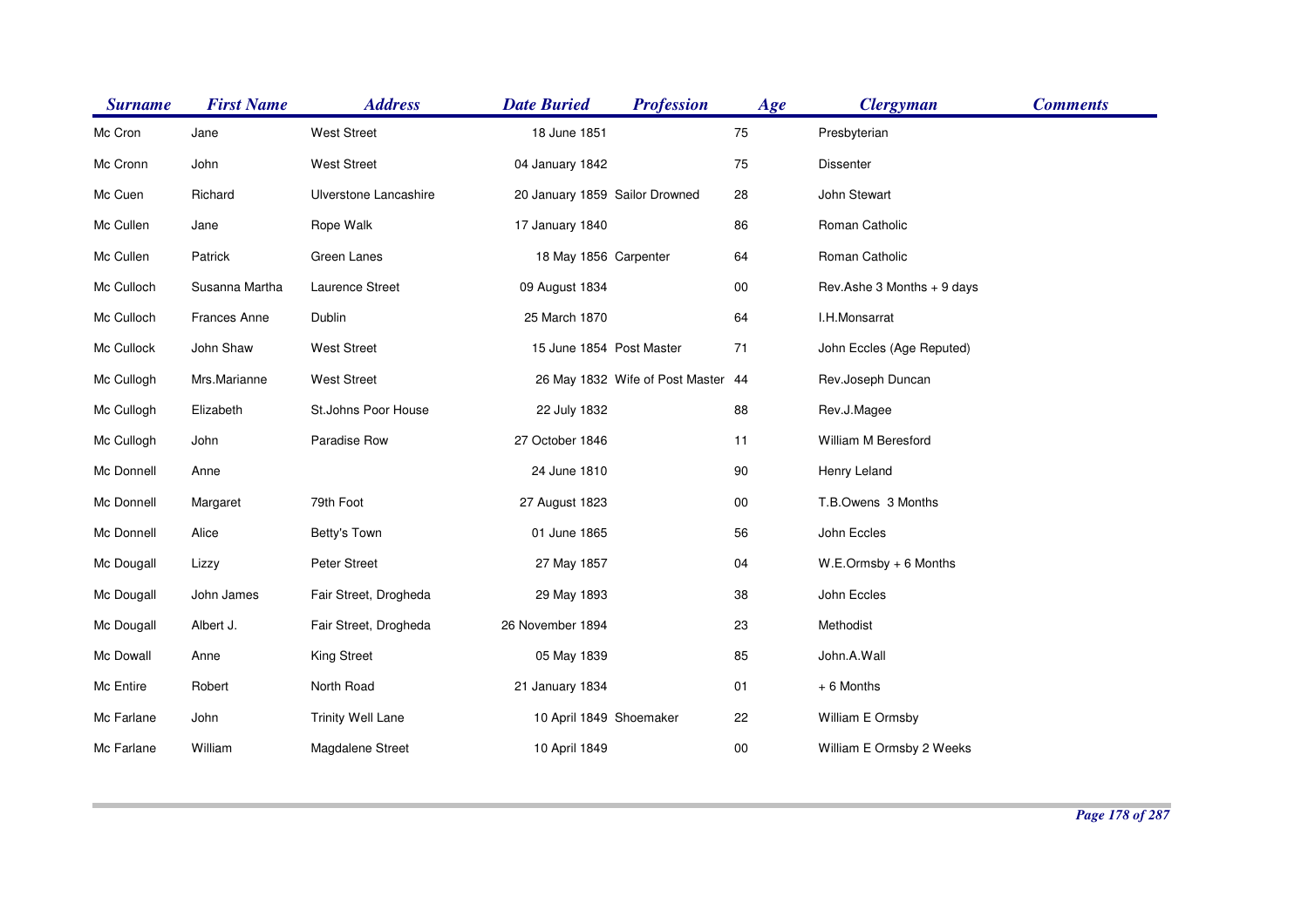| Surname | First Name | Address | Date Buried | Profession | Age | Clergyman | Comments |
|---|---|---|---|---|---|---|---|
| Mc Cron | Jane | West Street | 18 June 1851 | | 75 | Presbyterian | |
| Mc Cronn | John | West Street | 04 January 1842 | | 75 | Dissenter | |
| Mc Cuen | Richard | Ulverstone Lancashire | 20 January 1859 | Sailor Drowned | 28 | John Stewart | |
| Mc Cullen | Jane | Rope Walk | 17 January 1840 | | 86 | Roman Catholic | |
| Mc Cullen | Patrick | Green Lanes | 18 May 1856 | Carpenter | 64 | Roman Catholic | |
| Mc Culloch | Susanna Martha | Laurence Street | 09 August 1834 | | 00 | Rev.Ashe 3 Months + 9 days | |
| Mc Culloch | Frances Anne | Dublin | 25 March 1870 | | 64 | I.H.Monsarrat | |
| Mc Cullock | John Shaw | West Street | 15 June 1854 | Post Master | 71 | John Eccles (Age Reputed) | |
| Mc Cullogh | Mrs.Marianne | West Street | 26 May 1832 | Wife of Post Master | 44 | Rev.Joseph Duncan | |
| Mc Cullogh | Elizabeth | St.Johns Poor House | 22 July 1832 | | 88 | Rev.J.Magee | |
| Mc Cullogh | John | Paradise Row | 27 October 1846 | | 11 | William M Beresford | |
| Mc Donnell | Anne | | 24 June 1810 | | 90 | Henry Leland | |
| Mc Donnell | Margaret | 79th Foot | 27 August 1823 | | 00 | T.B.Owens 3 Months | |
| Mc Donnell | Alice | Betty's Town | 01 June 1865 | | 56 | John Eccles | |
| Mc Dougall | Lizzy | Peter Street | 27 May 1857 | | 04 | W.E.Ormsby + 6 Months | |
| Mc Dougall | John James | Fair Street, Drogheda | 29 May 1893 | | 38 | John Eccles | |
| Mc Dougall | Albert J. | Fair Street, Drogheda | 26 November 1894 | | 23 | Methodist | |
| Mc Dowall | Anne | King Street | 05 May 1839 | | 85 | John.A.Wall | |
| Mc Entire | Robert | North Road | 21 January 1834 | | 01 | + 6 Months | |
| Mc Farlane | John | Trinity Well Lane | 10 April 1849 | Shoemaker | 22 | William E Ormsby | |
| Mc Farlane | William | Magdalene Street | 10 April 1849 | | 00 | William E Ormsby 2 Weeks | |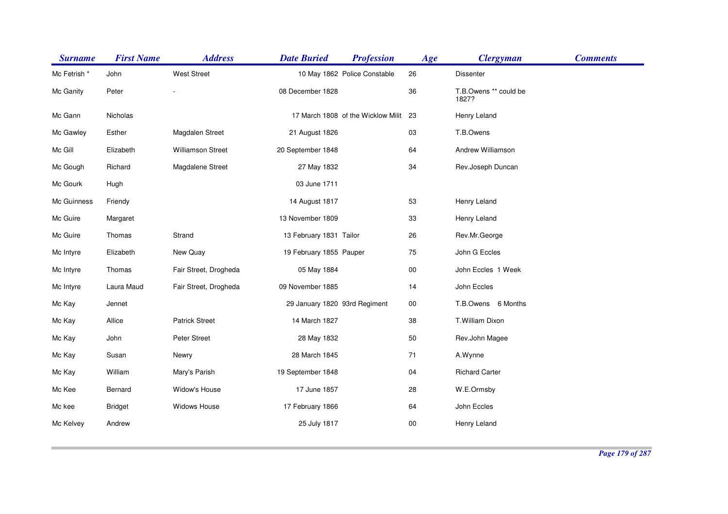| Surname | First Name | Address | Date Buried | Profession | Age | Clergyman | Comments |
|---|---|---|---|---|---|---|---|
| Mc Fetrish * | John | West Street | 10 May 1862 | Police Constable | 26 | Dissenter | |
| Mc Ganity | Peter | - | 08 December 1828 | | 36 | T.B.Owens ** could be 1827? | |
| Mc Gann | Nicholas | | 17 March 1808 | of the Wicklow Milit | 23 | Henry Leland | |
| Mc Gawley | Esther | Magdalen Street | 21 August 1826 | | 03 | T.B.Owens | |
| Mc Gill | Elizabeth | Williamson Street | 20 September 1848 | | 64 | Andrew Williamson | |
| Mc Gough | Richard | Magdalene Street | 27 May 1832 | | 34 | Rev.Joseph Duncan | |
| Mc Gourk | Hugh | | 03 June 1711 | | | | |
| Mc Guinness | Friendy | | 14 August 1817 | | 53 | Henry Leland | |
| Mc Guire | Margaret | | 13 November 1809 | | 33 | Henry Leland | |
| Mc Guire | Thomas | Strand | 13 February 1831 | Tailor | 26 | Rev.Mr.George | |
| Mc Intyre | Elizabeth | New Quay | 19 February 1855 | Pauper | 75 | John G Eccles | |
| Mc Intyre | Thomas | Fair Street, Drogheda | 05 May 1884 | | 00 | John Eccles 1 Week | |
| Mc Intyre | Laura Maud | Fair Street, Drogheda | 09 November 1885 | | 14 | John Eccles | |
| Mc Kay | Jennet | | 29 January 1820 | 93rd Regiment | 00 | T.B.Owens 6 Months | |
| Mc Kay | Allice | Patrick Street | 14 March 1827 | | 38 | T.William Dixon | |
| Mc Kay | John | Peter Street | 28 May 1832 | | 50 | Rev.John Magee | |
| Mc Kay | Susan | Newry | 28 March 1845 | | 71 | A.Wynne | |
| Mc Kay | William | Mary's Parish | 19 September 1848 | | 04 | Richard Carter | |
| Mc Kee | Bernard | Widow's House | 17 June 1857 | | 28 | W.E.Ormsby | |
| Mc kee | Bridget | Widows House | 17 February 1866 | | 64 | John Eccles | |
| Mc Kelvey | Andrew | | 25 July 1817 | | 00 | Henry Leland | |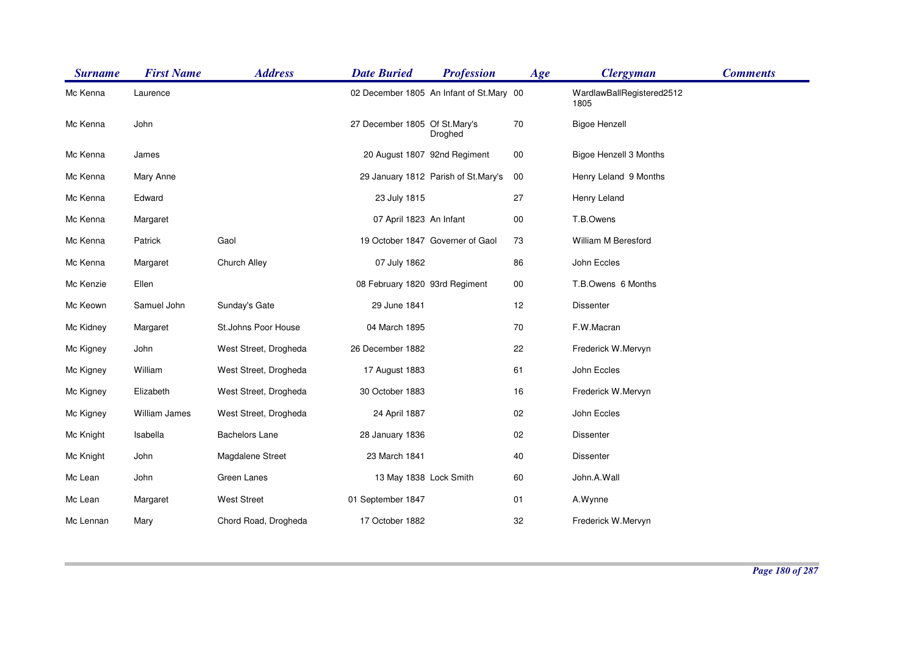| Surname | First Name | Address | Date Buried | Profession | Age | Clergyman | Comments |
|---|---|---|---|---|---|---|---|
| Mc Kenna | Laurence | | 02 December 1805 | An Infant of St.Mary | 00 | WardlawBallRegistered2512 1805 | |
| Mc Kenna | John | | 27 December 1805 | Of St.Mary's Droghed | 70 | Bigoe Henzell | |
| Mc Kenna | James | | 20 August 1807 | 92nd Regiment | 00 | Bigoe Henzell 3 Months | |
| Mc Kenna | Mary Anne | | 29 January 1812 | Parish of St.Mary's | 00 | Henry Leland 9 Months | |
| Mc Kenna | Edward | | 23 July 1815 | | 27 | Henry Leland | |
| Mc Kenna | Margaret | | 07 April 1823 | An Infant | 00 | T.B.Owens | |
| Mc Kenna | Patrick | Gaol | 19 October 1847 | Governer of Gaol | 73 | William M Beresford | |
| Mc Kenna | Margaret | Church Alley | 07 July 1862 | | 86 | John Eccles | |
| Mc Kenzie | Ellen | | 08 February 1820 | 93rd Regiment | 00 | T.B.Owens 6 Months | |
| Mc Keown | Samuel John | Sunday's Gate | 29 June 1841 | | 12 | Dissenter | |
| Mc Kidney | Margaret | St.Johns Poor House | 04 March 1895 | | 70 | F.W.Macran | |
| Mc Kigney | John | West Street, Drogheda | 26 December 1882 | | 22 | Frederick W.Mervyn | |
| Mc Kigney | William | West Street, Drogheda | 17 August 1883 | | 61 | John Eccles | |
| Mc Kigney | Elizabeth | West Street, Drogheda | 30 October 1883 | | 16 | Frederick W.Mervyn | |
| Mc Kigney | William James | West Street, Drogheda | 24 April 1887 | | 02 | John Eccles | |
| Mc Knight | Isabella | Bachelors Lane | 28 January 1836 | | 02 | Dissenter | |
| Mc Knight | John | Magdalene Street | 23 March 1841 | | 40 | Dissenter | |
| Mc Lean | John | Green Lanes | 13 May 1838 | Lock Smith | 60 | John.A.Wall | |
| Mc Lean | Margaret | West Street | 01 September 1847 | | 01 | A.Wynne | |
| Mc Lennan | Mary | Chord Road, Drogheda | 17 October 1882 | | 32 | Frederick W.Mervyn | |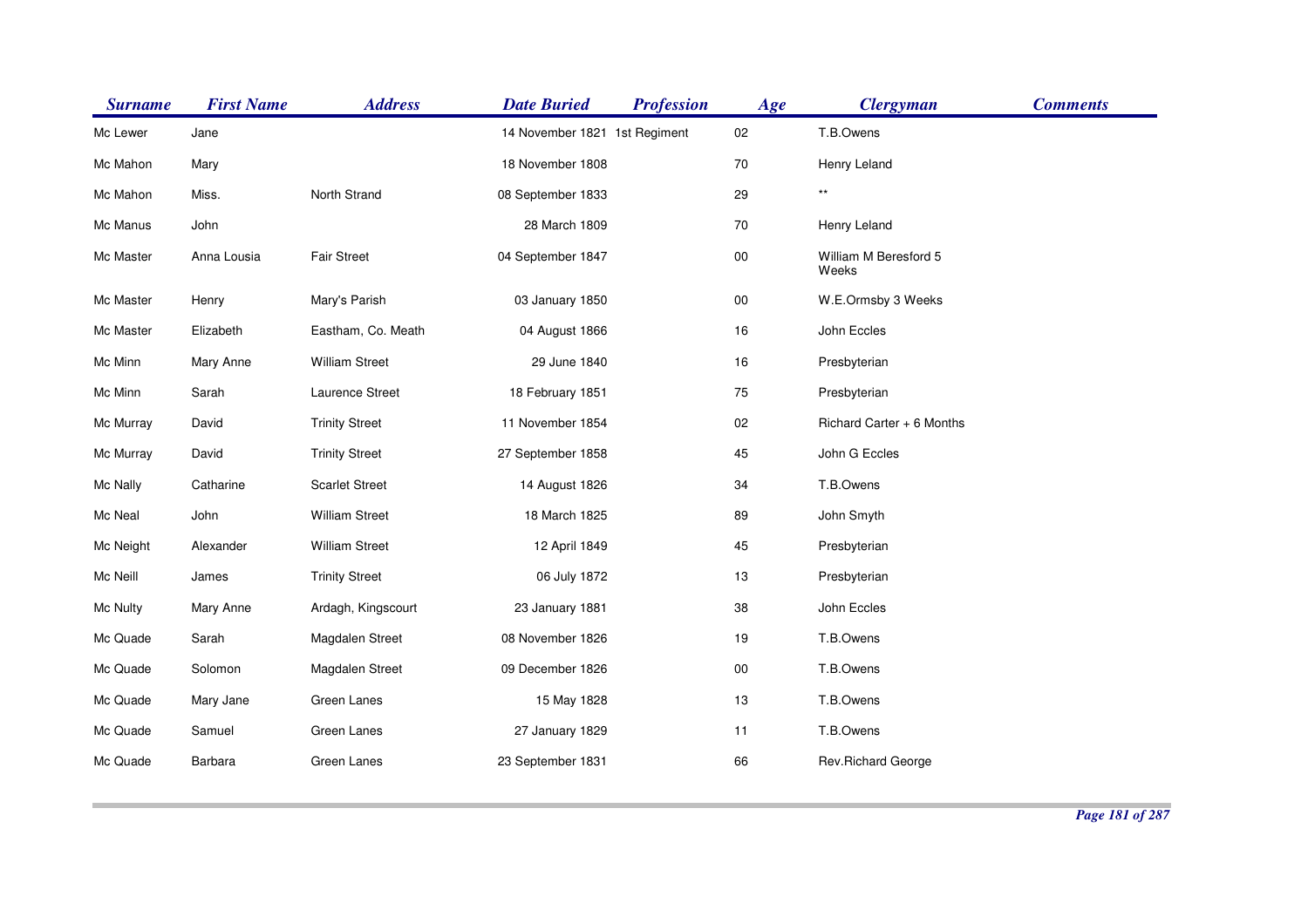| Surname | First Name | Address | Date Buried | Profession | Age | Clergyman | Comments |
|---|---|---|---|---|---|---|---|
| Mc Lewer | Jane | | 14 November 1821 | 1st Regiment | 02 | T.B.Owens | |
| Mc Mahon | Mary | | 18 November 1808 | | 70 | Henry Leland | |
| Mc Mahon | Miss. | North Strand | 08 September 1833 | | 29 | ** | |
| Mc Manus | John | | 28 March 1809 | | 70 | Henry Leland | |
| Mc Master | Anna Lousia | Fair Street | 04 September 1847 | | 00 | William M Beresford 5 Weeks | |
| Mc Master | Henry | Mary's Parish | 03 January 1850 | | 00 | W.E.Ormsby 3 Weeks | |
| Mc Master | Elizabeth | Eastham, Co. Meath | 04 August 1866 | | 16 | John Eccles | |
| Mc Minn | Mary Anne | William Street | 29 June 1840 | | 16 | Presbyterian | |
| Mc Minn | Sarah | Laurence Street | 18 February 1851 | | 75 | Presbyterian | |
| Mc Murray | David | Trinity Street | 11 November 1854 | | 02 | Richard Carter + 6 Months | |
| Mc Murray | David | Trinity Street | 27 September 1858 | | 45 | John G Eccles | |
| Mc Nally | Catharine | Scarlet Street | 14 August 1826 | | 34 | T.B.Owens | |
| Mc Neal | John | William Street | 18 March 1825 | | 89 | John Smyth | |
| Mc Neight | Alexander | William Street | 12 April 1849 | | 45 | Presbyterian | |
| Mc Neill | James | Trinity Street | 06 July 1872 | | 13 | Presbyterian | |
| Mc Nulty | Mary Anne | Ardagh, Kingscourt | 23 January 1881 | | 38 | John Eccles | |
| Mc Quade | Sarah | Magdalen Street | 08 November 1826 | | 19 | T.B.Owens | |
| Mc Quade | Solomon | Magdalen Street | 09 December 1826 | | 00 | T.B.Owens | |
| Mc Quade | Mary Jane | Green Lanes | 15 May 1828 | | 13 | T.B.Owens | |
| Mc Quade | Samuel | Green Lanes | 27 January 1829 | | 11 | T.B.Owens | |
| Mc Quade | Barbara | Green Lanes | 23 September 1831 | | 66 | Rev.Richard George | |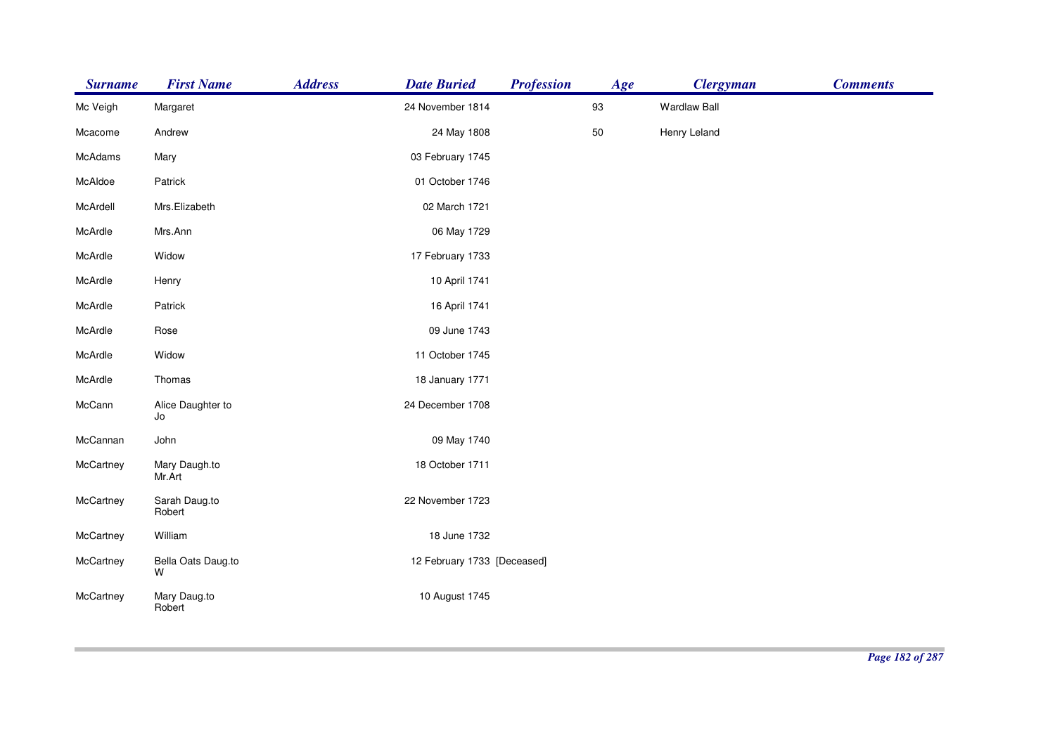| Surname | First Name | Address | Date Buried | Profession | Age | Clergyman | Comments |
|---|---|---|---|---|---|---|---|
| Mc Veigh | Margaret | | 24 November 1814 | | 93 | Wardlaw Ball | |
| Mcacome | Andrew | | 24 May 1808 | | 50 | Henry Leland | |
| McAdams | Mary | | 03 February 1745 | | | | |
| McAldoe | Patrick | | 01 October 1746 | | | | |
| McArdell | Mrs.Elizabeth | | 02 March 1721 | | | | |
| McArdle | Mrs.Ann | | 06 May 1729 | | | | |
| McArdle | Widow | | 17 February 1733 | | | | |
| McArdle | Henry | | 10 April 1741 | | | | |
| McArdle | Patrick | | 16 April 1741 | | | | |
| McArdle | Rose | | 09 June 1743 | | | | |
| McArdle | Widow | | 11 October 1745 | | | | |
| McArdle | Thomas | | 18 January 1771 | | | | |
| McCann | Alice Daughter to Jo | | 24 December 1708 | | | | |
| McCannan | John | | 09 May 1740 | | | | |
| McCartney | Mary Daugh.to Mr.Art | | 18 October 1711 | | | | |
| McCartney | Sarah Daug.to Robert | | 22 November 1723 | | | | |
| McCartney | William | | 18 June 1732 | | | | |
| McCartney | Bella Oats Daug.to W | | 12 February 1733 | [Deceased] | | | |
| McCartney | Mary Daug.to Robert | | 10 August 1745 | | | | |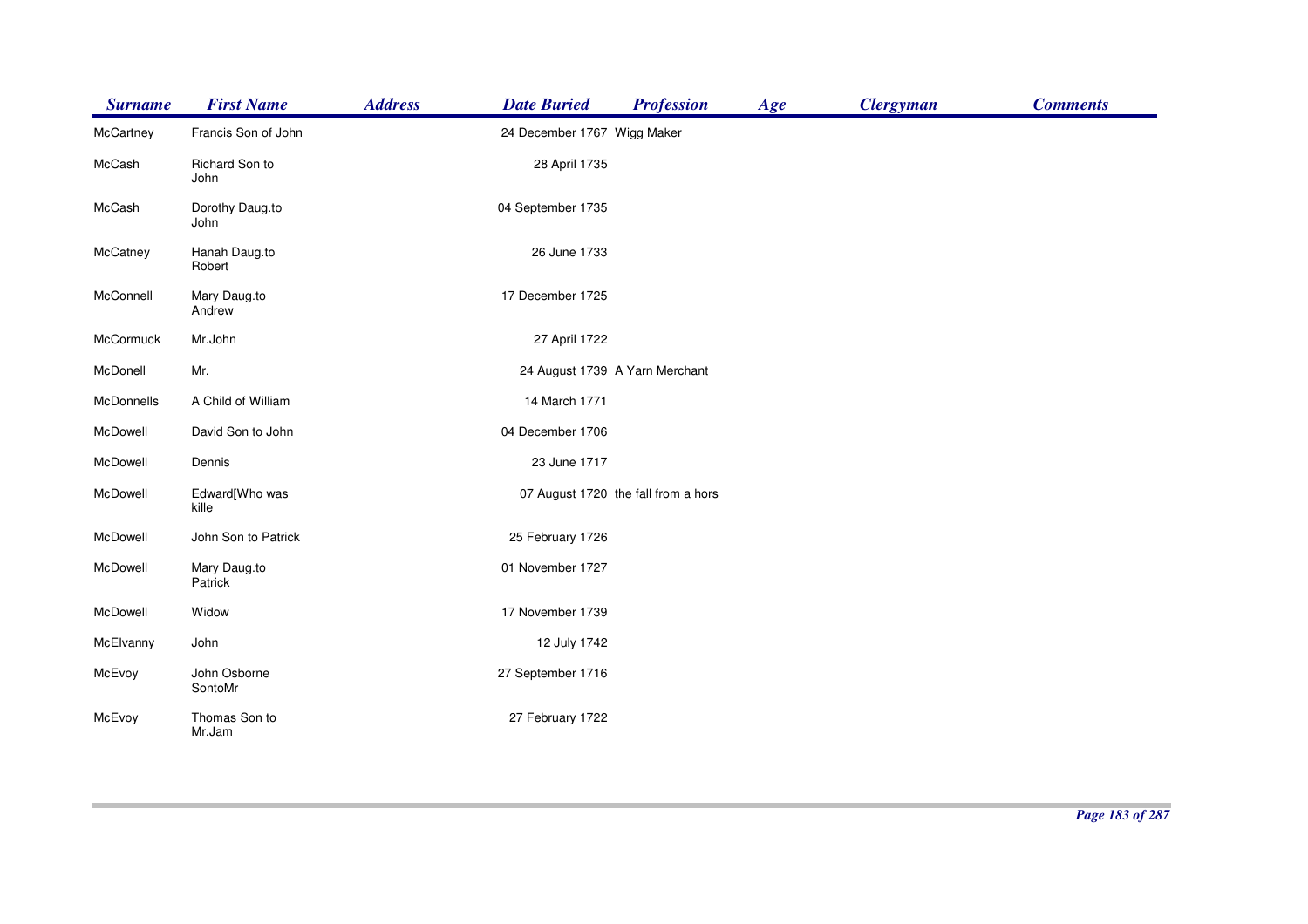| Surname | First Name | Address | Date Buried | Profession | Age | Clergyman | Comments |
|---|---|---|---|---|---|---|---|
| McCartney | Francis Son of John | | 24 December 1767 | Wigg Maker | | | |
| McCash | Richard Son to John | | 28 April 1735 | | | | |
| McCash | Dorothy Daug.to John | | 04 September 1735 | | | | |
| McCatney | Hanah Daug.to Robert | | 26 June 1733 | | | | |
| McConnell | Mary Daug.to Andrew | | 17 December 1725 | | | | |
| McCormuck | Mr.John | | 27 April 1722 | | | | |
| McDonell | Mr. | | 24 August 1739 | A Yarn Merchant | | | |
| McDonnells | A Child of William | | 14 March 1771 | | | | |
| McDowell | David Son to John | | 04 December 1706 | | | | |
| McDowell | Dennis | | 23 June 1717 | | | | |
| McDowell | Edward[Who was kille | | 07 August 1720 | the fall from a hors | | | |
| McDowell | John Son to Patrick | | 25 February 1726 | | | | |
| McDowell | Mary Daug.to Patrick | | 01 November 1727 | | | | |
| McDowell | Widow | | 17 November 1739 | | | | |
| McElvanny | John | | 12 July 1742 | | | | |
| McEvoy | John Osborne SontoMr | | 27 September 1716 | | | | |
| McEvoy | Thomas Son to Mr.Jam | | 27 February 1722 | | | | |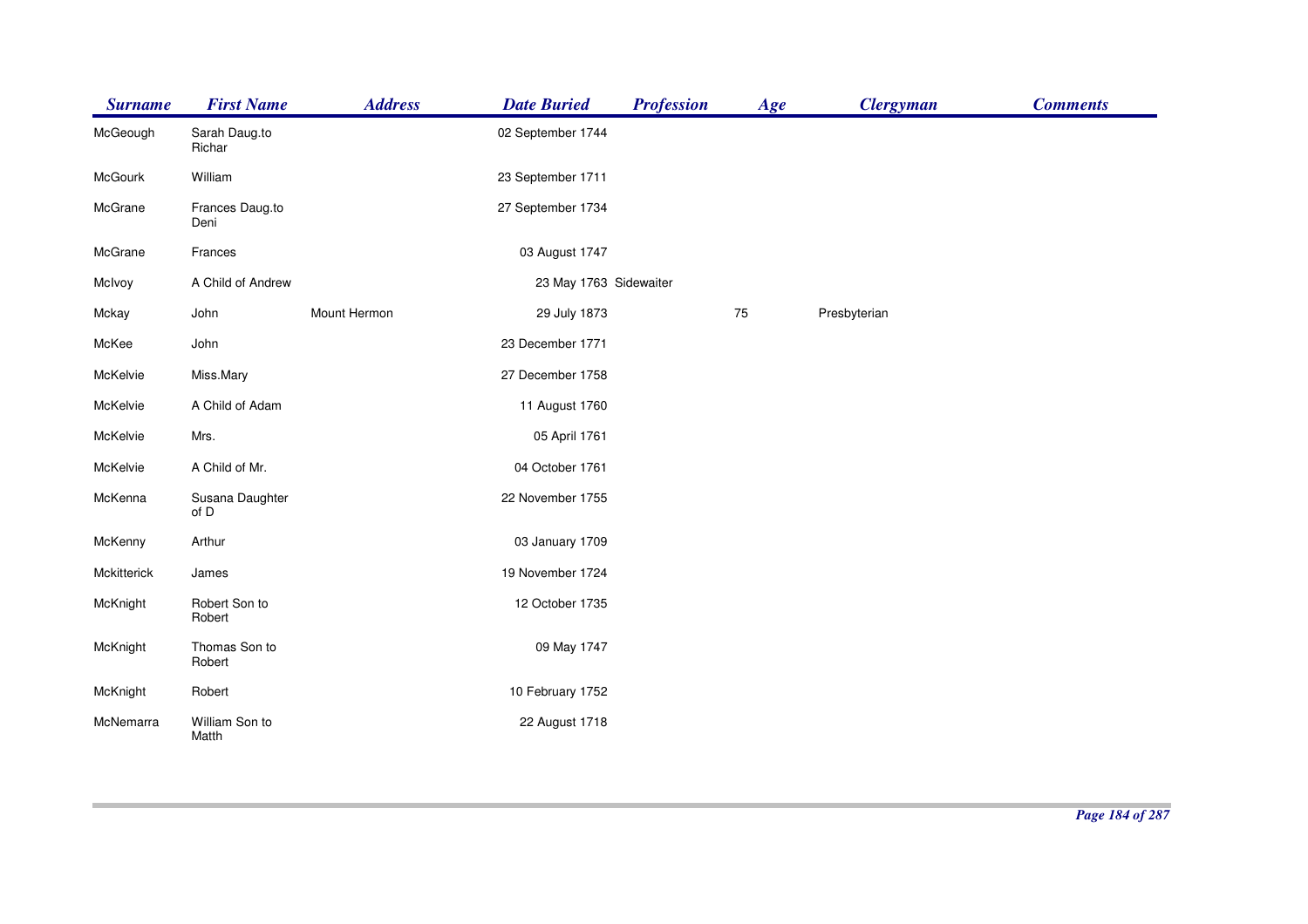| Surname | First Name | Address | Date Buried | Profession | Age | Clergyman | Comments |
|---|---|---|---|---|---|---|---|
| McGeough | Sarah Daug.to Richar | | 02 September 1744 | | | | |
| McGourk | William | | 23 September 1711 | | | | |
| McGrane | Frances Daug.to Deni | | 27 September 1734 | | | | |
| McGrane | Frances | | 03 August 1747 | | | | |
| McIvoy | A Child of Andrew | | 23 May 1763 | Sidewaiter | | | |
| Mckay | John | Mount Hermon | 29 July 1873 | | 75 | Presbyterian | |
| McKee | John | | 23 December 1771 | | | | |
| McKelvie | Miss.Mary | | 27 December 1758 | | | | |
| McKelvie | A Child of Adam | | 11 August 1760 | | | | |
| McKelvie | Mrs. | | 05 April 1761 | | | | |
| McKelvie | A Child of Mr. | | 04 October 1761 | | | | |
| McKenna | Susana Daughter of D | | 22 November 1755 | | | | |
| McKenny | Arthur | | 03 January 1709 | | | | |
| Mckitterick | James | | 19 November 1724 | | | | |
| McKnight | Robert Son to Robert | | 12 October 1735 | | | | |
| McKnight | Thomas Son to Robert | | 09 May 1747 | | | | |
| McKnight | Robert | | 10 February 1752 | | | | |
| McNemarra | William Son to Matth | | 22 August 1718 | | | | |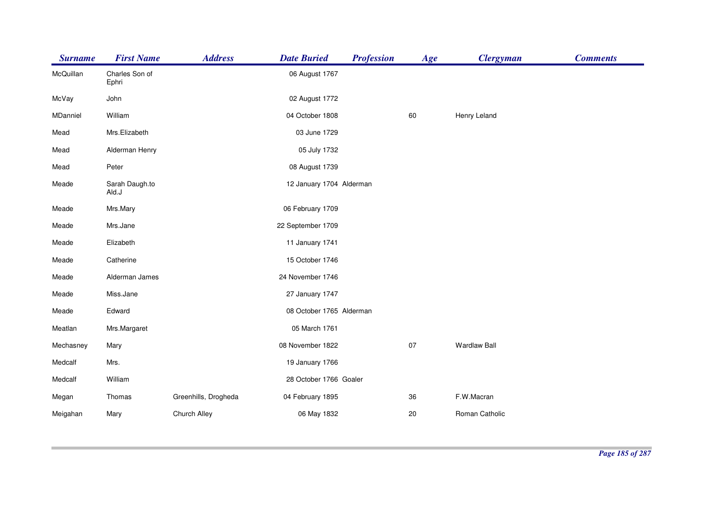| Surname | First Name | Address | Date Buried | Profession | Age | Clergyman | Comments |
|---|---|---|---|---|---|---|---|
| McQuillan | Charles Son of Ephri | | 06 August 1767 | | | | |
| McVay | John | | 02 August 1772 | | | | |
| MDanniel | William | | 04 October 1808 | | 60 | Henry Leland | |
| Mead | Mrs.Elizabeth | | 03 June 1729 | | | | |
| Mead | Alderman Henry | | 05 July 1732 | | | | |
| Mead | Peter | | 08 August 1739 | | | | |
| Meade | Sarah Daugh.to Ald.J | | 12 January 1704 | Alderman | | | |
| Meade | Mrs.Mary | | 06 February 1709 | | | | |
| Meade | Mrs.Jane | | 22 September 1709 | | | | |
| Meade | Elizabeth | | 11 January 1741 | | | | |
| Meade | Catherine | | 15 October 1746 | | | | |
| Meade | Alderman James | | 24 November 1746 | | | | |
| Meade | Miss.Jane | | 27 January 1747 | | | | |
| Meade | Edward | | 08 October 1765 | Alderman | | | |
| Meatlan | Mrs.Margaret | | 05 March 1761 | | | | |
| Mechasney | Mary | | 08 November 1822 | | 07 | Wardlaw Ball | |
| Medcalf | Mrs. | | 19 January 1766 | | | | |
| Medcalf | William | | 28 October 1766 | Goaler | | | |
| Megan | Thomas | Greenhills, Drogheda | 04 February 1895 | | 36 | F.W.Macran | |
| Meigahan | Mary | Church Alley | 06 May 1832 | | 20 | Roman Catholic | |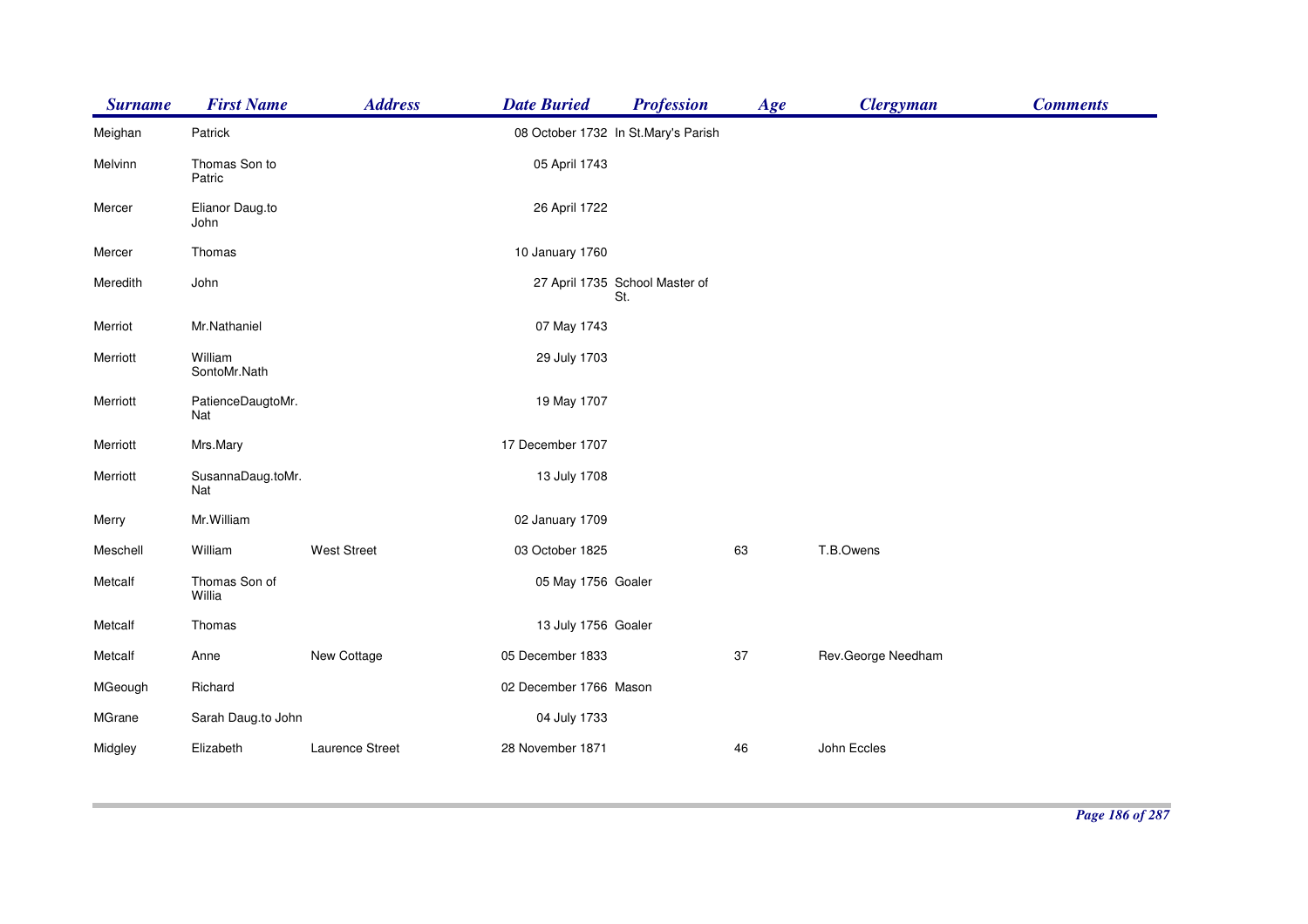| Surname | First Name | Address | Date Buried | Profession | Age | Clergyman | Comments |
|---|---|---|---|---|---|---|---|
| Meighan | Patrick | | 08 October 1732 | In St.Mary's Parish | | | |
| Melvinn | Thomas Son to Patric | | 05 April 1743 | | | | |
| Mercer | Elianor Daug.to John | | 26 April 1722 | | | | |
| Mercer | Thomas | | 10 January 1760 | | | | |
| Meredith | John | | 27 April 1735 | School Master of St. | | | |
| Merriot | Mr.Nathaniel | | 07 May 1743 | | | | |
| Merriott | William SontoMr.Nath | | 29 July 1703 | | | | |
| Merriott | PatienceDaugtoMr. Nat | | 19 May 1707 | | | | |
| Merriott | Mrs.Mary | | 17 December 1707 | | | | |
| Merriott | SusannaDaug.toMr. Nat | | 13 July 1708 | | | | |
| Merry | Mr.William | | 02 January 1709 | | | | |
| Meschell | William | West Street | 03 October 1825 | | 63 | T.B.Owens | |
| Metcalf | Thomas Son of Willia | | 05 May 1756 | Goaler | | | |
| Metcalf | Thomas | | 13 July 1756 | Goaler | | | |
| Metcalf | Anne | New Cottage | 05 December 1833 | | 37 | Rev.George Needham | |
| MGeough | Richard | | 02 December 1766 | Mason | | | |
| MGrane | Sarah Daug.to John | | 04 July 1733 | | | | |
| Midgley | Elizabeth | Laurence Street | 28 November 1871 | | 46 | John Eccles | |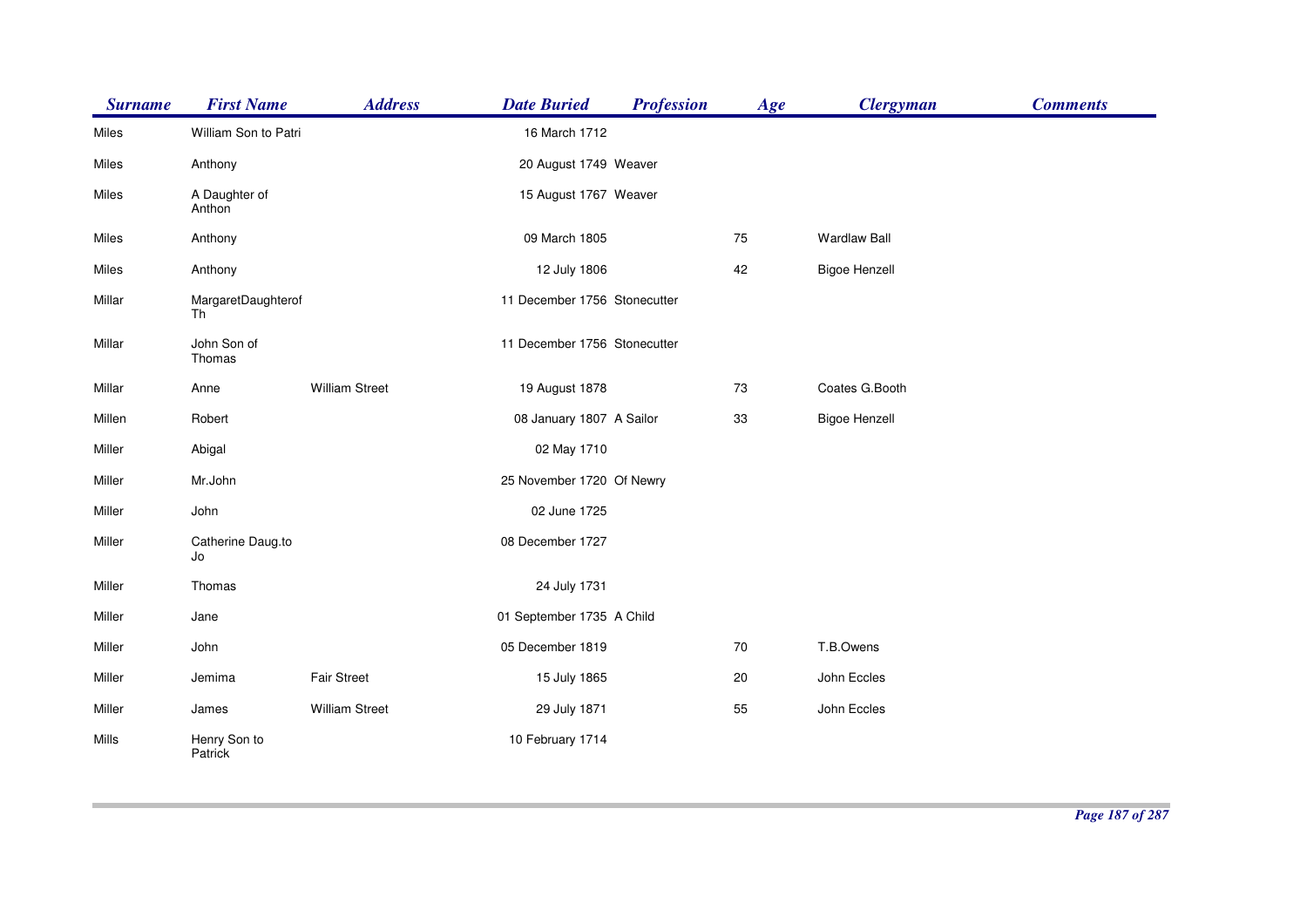| Surname | First Name | Address | Date Buried | Profession | Age | Clergyman | Comments |
| --- | --- | --- | --- | --- | --- | --- | --- |
| Miles | William Son to Patri | | 16 March 1712 | | | | |
| Miles | Anthony | | 20 August 1749 | Weaver | | | |
| Miles | A Daughter of Anthon | | 15 August 1767 | Weaver | | | |
| Miles | Anthony | | 09 March 1805 | | 75 | Wardlaw Ball | |
| Miles | Anthony | | 12 July 1806 | | 42 | Bigoe Henzell | |
| Millar | MargaretDaughterof Th | | 11 December 1756 | Stonecutter | | | |
| Millar | John Son of Thomas | | 11 December 1756 | Stonecutter | | | |
| Millar | Anne | William Street | 19 August 1878 | | 73 | Coates G.Booth | |
| Millen | Robert | | 08 January 1807 | A Sailor | 33 | Bigoe Henzell | |
| Miller | Abigal | | 02 May 1710 | | | | |
| Miller | Mr.John | | 25 November 1720 | Of Newry | | | |
| Miller | John | | 02 June 1725 | | | | |
| Miller | Catherine Daug.to Jo | | 08 December 1727 | | | | |
| Miller | Thomas | | 24 July 1731 | | | | |
| Miller | Jane | | 01 September 1735 | A Child | | | |
| Miller | John | | 05 December 1819 | | 70 | T.B.Owens | |
| Miller | Jemima | Fair Street | 15 July 1865 | | 20 | John Eccles | |
| Miller | James | William Street | 29 July 1871 | | 55 | John Eccles | |
| Mills | Henry Son to Patrick | | 10 February 1714 | | | | |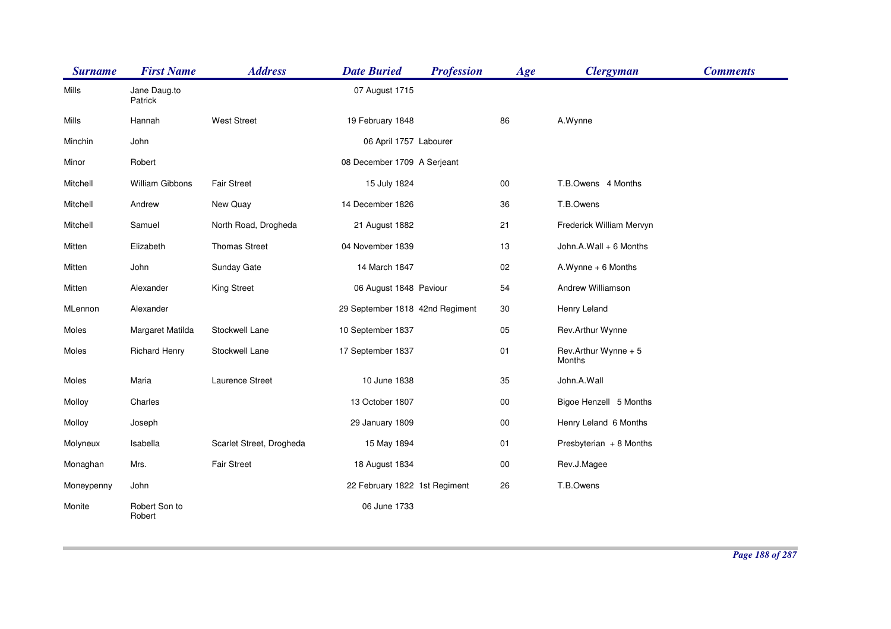| Surname | First Name | Address | Date Buried | Profession | Age | Clergyman | Comments |
|---|---|---|---|---|---|---|---|
| Mills | Jane Daug.to Patrick | | 07 August 1715 | | | | |
| Mills | Hannah | West Street | 19 February 1848 | | 86 | A.Wynne | |
| Minchin | John | | 06 April 1757 | Labourer | | | |
| Minor | Robert | | 08 December 1709 | A Serjeant | | | |
| Mitchell | William Gibbons | Fair Street | 15 July 1824 | | 00 | T.B.Owens 4 Months | |
| Mitchell | Andrew | New Quay | 14 December 1826 | | 36 | T.B.Owens | |
| Mitchell | Samuel | North Road, Drogheda | 21 August 1882 | | 21 | Frederick William Mervyn | |
| Mitten | Elizabeth | Thomas Street | 04 November 1839 | | 13 | John.A.Wall + 6 Months | |
| Mitten | John | Sunday Gate | 14 March 1847 | | 02 | A.Wynne + 6 Months | |
| Mitten | Alexander | King Street | 06 August 1848 | Paviour | 54 | Andrew Williamson | |
| MLennon | Alexander | | 29 September 1818 | 42nd Regiment | 30 | Henry Leland | |
| Moles | Margaret Matilda | Stockwell Lane | 10 September 1837 | | 05 | Rev.Arthur Wynne | |
| Moles | Richard Henry | Stockwell Lane | 17 September 1837 | | 01 | Rev.Arthur Wynne + 5 Months | |
| Moles | Maria | Laurence Street | 10 June 1838 | | 35 | John.A.Wall | |
| Molloy | Charles | | 13 October 1807 | | 00 | Bigoe Henzell 5 Months | |
| Molloy | Joseph | | 29 January 1809 | | 00 | Henry Leland 6 Months | |
| Molyneux | Isabella | Scarlet Street, Drogheda | 15 May 1894 | | 01 | Presbyterian + 8 Months | |
| Monaghan | Mrs. | Fair Street | 18 August 1834 | | 00 | Rev.J.Magee | |
| Moneypenny | John | | 22 February 1822 | 1st Regiment | 26 | T.B.Owens | |
| Monite | Robert Son to Robert | | 06 June 1733 | | | | |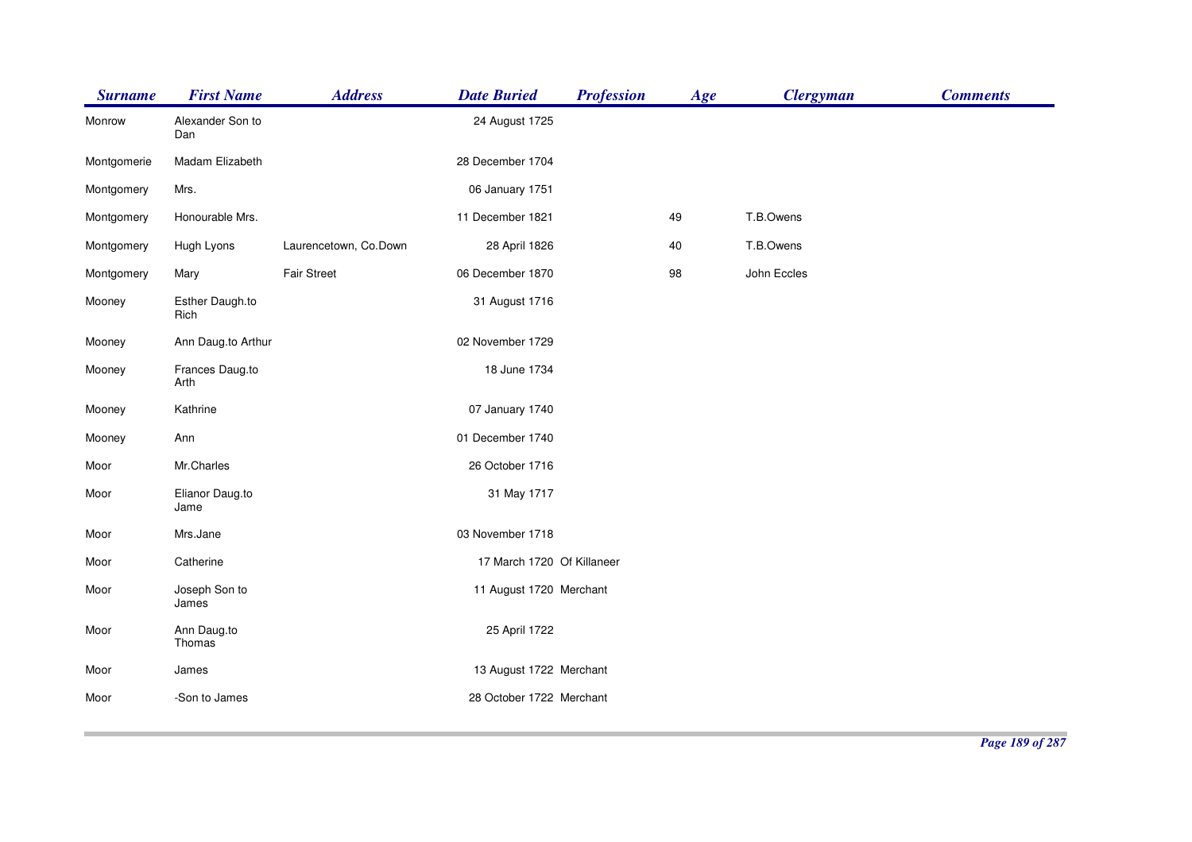| Surname | First Name | Address | Date Buried | Profession | Age | Clergyman | Comments |
|---|---|---|---|---|---|---|---|
| Monrow | Alexander Son to Dan | | 24 August 1725 | | | | |
| Montgomerie | Madam Elizabeth | | 28 December 1704 | | | | |
| Montgomery | Mrs. | | 06 January 1751 | | | | |
| Montgomery | Honourable Mrs. | | 11 December 1821 | | 49 | T.B.Owens | |
| Montgomery | Hugh Lyons | Laurencetown, Co.Down | 28 April 1826 | | 40 | T.B.Owens | |
| Montgomery | Mary | Fair Street | 06 December 1870 | | 98 | John Eccles | |
| Mooney | Esther Daugh.to Rich | | 31 August 1716 | | | | |
| Mooney | Ann Daug.to Arthur | | 02 November 1729 | | | | |
| Mooney | Frances Daug.to Arth | | 18 June 1734 | | | | |
| Mooney | Kathrine | | 07 January 1740 | | | | |
| Mooney | Ann | | 01 December 1740 | | | | |
| Moor | Mr.Charles | | 26 October 1716 | | | | |
| Moor | Elianor Daug.to Jame | | 31 May 1717 | | | | |
| Moor | Mrs.Jane | | 03 November 1718 | | | | |
| Moor | Catherine | | 17 March 1720 | Of Killaneer | | | |
| Moor | Joseph Son to James | | 11 August 1720 | Merchant | | | |
| Moor | Ann Daug.to Thomas | | 25 April 1722 | | | | |
| Moor | James | | 13 August 1722 | Merchant | | | |
| Moor | -Son to James | | 28 October 1722 | Merchant | | | |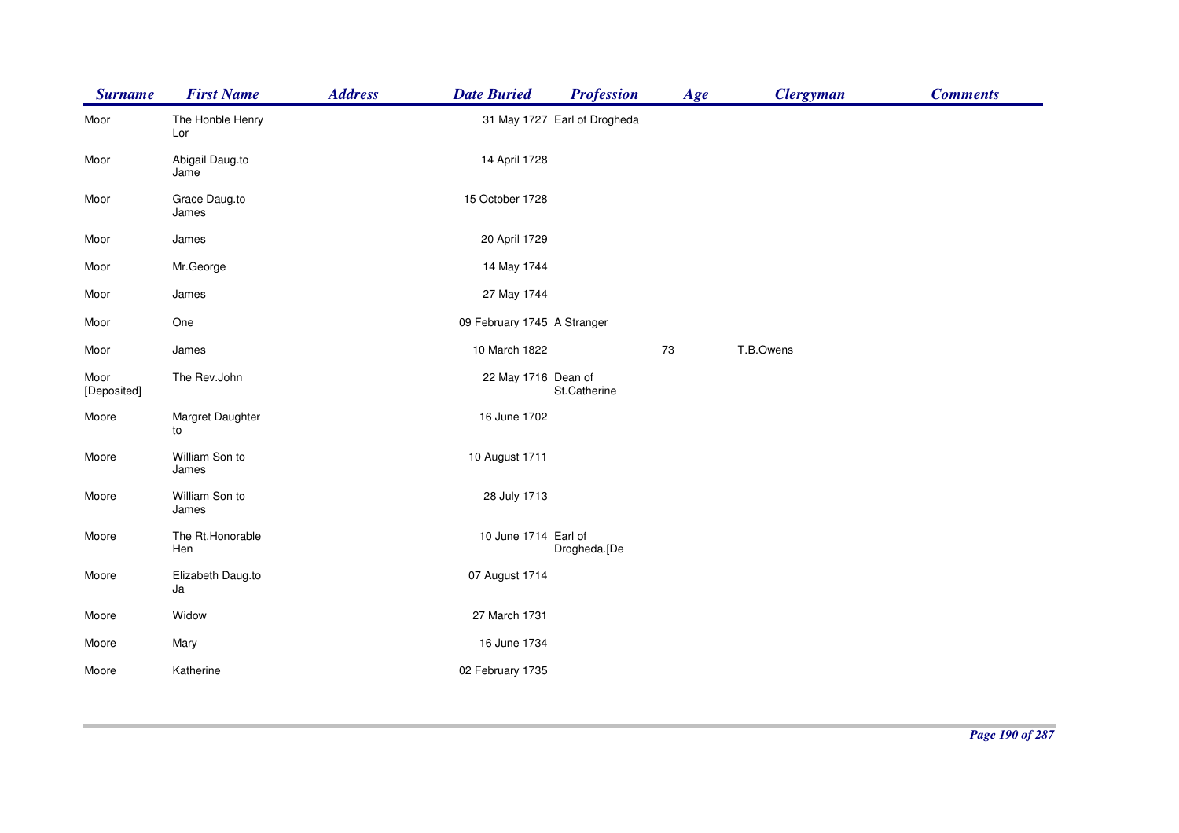| Surname | First Name | Address | Date Buried | Profession | Age | Clergyman | Comments |
|---|---|---|---|---|---|---|---|
| Moor | The Honble Henry Lor | | 31 May 1727 | Earl of Drogheda | | | |
| Moor | Abigail Daug.to Jame | | 14 April 1728 | | | | |
| Moor | Grace Daug.to James | | 15 October 1728 | | | | |
| Moor | James | | 20 April 1729 | | | | |
| Moor | Mr.George | | 14 May 1744 | | | | |
| Moor | James | | 27 May 1744 | | | | |
| Moor | One | | 09 February 1745 | A Stranger | | | |
| Moor | James | | 10 March 1822 | | 73 | T.B.Owens | |
| Moor [Deposited] | The Rev.John | | 22 May 1716 | Dean of St.Catherine | | | |
| Moore | Margret Daughter to | | 16 June 1702 | | | | |
| Moore | William Son to James | | 10 August 1711 | | | | |
| Moore | William Son to James | | 28 July 1713 | | | | |
| Moore | The Rt.Honorable Hen | | 10 June 1714 | Earl of Drogheda.[De | | | |
| Moore | Elizabeth Daug.to Ja | | 07 August 1714 | | | | |
| Moore | Widow | | 27 March 1731 | | | | |
| Moore | Mary | | 16 June 1734 | | | | |
| Moore | Katherine | | 02 February 1735 | | | | |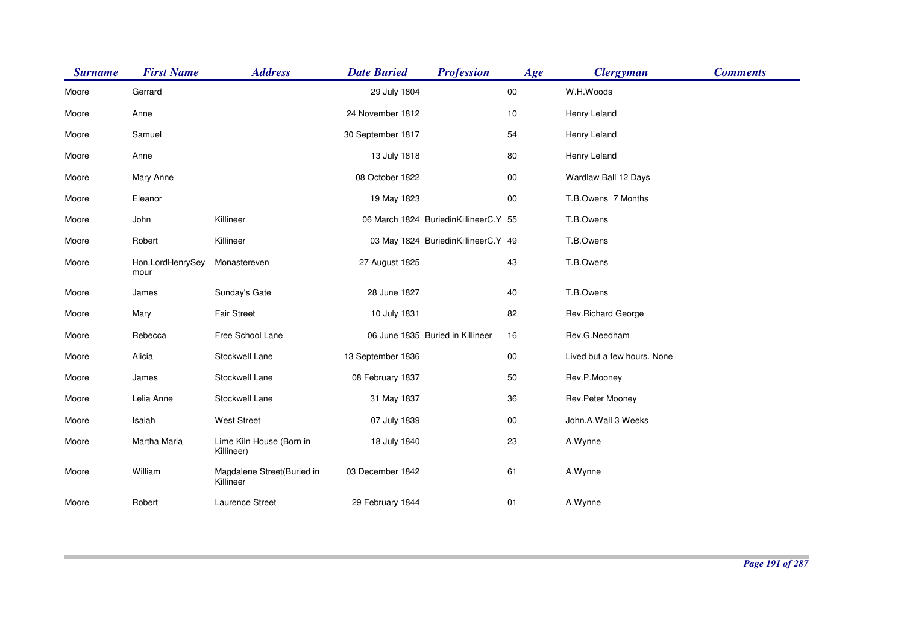| Surname | First Name | Address | Date Buried | Profession | Age | Clergyman | Comments |
|---|---|---|---|---|---|---|---|
| Moore | Gerrard | | 29 July 1804 | | 00 | W.H.Woods | |
| Moore | Anne | | 24 November 1812 | | 10 | Henry Leland | |
| Moore | Samuel | | 30 September 1817 | | 54 | Henry Leland | |
| Moore | Anne | | 13 July 1818 | | 80 | Henry Leland | |
| Moore | Mary Anne | | 08 October 1822 | | 00 | Wardlaw Ball 12 Days | |
| Moore | Eleanor | | 19 May 1823 | | 00 | T.B.Owens 7 Months | |
| Moore | John | Killineer | 06 March 1824 | BuriedinKillineerC.Y | 55 | T.B.Owens | |
| Moore | Robert | Killineer | 03 May 1824 | BuriedinKillineerC.Y | 49 | T.B.Owens | |
| Moore | Hon.LordHenrySeymour | Monastereven | 27 August 1825 | | 43 | T.B.Owens | |
| Moore | James | Sunday's Gate | 28 June 1827 | | 40 | T.B.Owens | |
| Moore | Mary | Fair Street | 10 July 1831 | | 82 | Rev.Richard George | |
| Moore | Rebecca | Free School Lane | 06 June 1835 | Buried in Killineer | 16 | Rev.G.Needham | |
| Moore | Alicia | Stockwell Lane | 13 September 1836 | | 00 | Lived but a few hours. None | |
| Moore | James | Stockwell Lane | 08 February 1837 | | 50 | Rev.P.Mooney | |
| Moore | Lelia Anne | Stockwell Lane | 31 May 1837 | | 36 | Rev.Peter Mooney | |
| Moore | Isaiah | West Street | 07 July 1839 | | 00 | John.A.Wall 3 Weeks | |
| Moore | Martha Maria | Lime Kiln House (Born in Killineer) | 18 July 1840 | | 23 | A.Wynne | |
| Moore | William | Magdalene Street(Buried in Killineer | 03 December 1842 | | 61 | A.Wynne | |
| Moore | Robert | Laurence Street | 29 February 1844 | | 01 | A.Wynne | |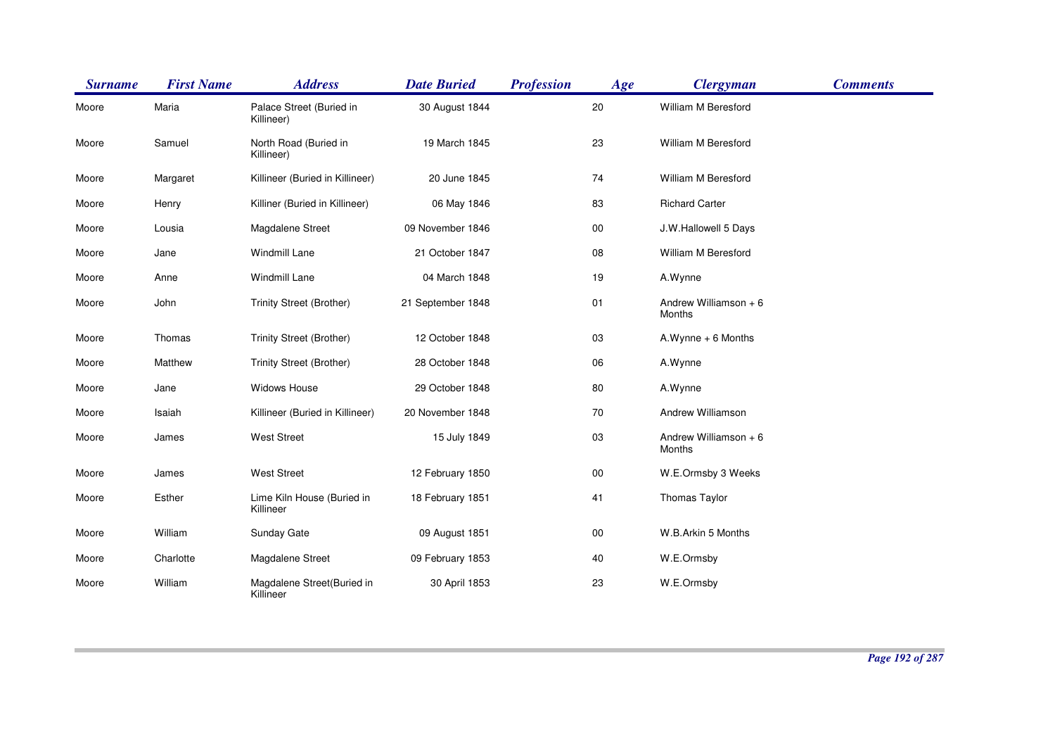| Surname | First Name | Address | Date Buried | Profession | Age | Clergyman | Comments |
|---|---|---|---|---|---|---|---|
| Moore | Maria | Palace Street (Buried in Killineer) | 30 August 1844 | | 20 | William M Beresford | |
| Moore | Samuel | North Road (Buried in Killineer) | 19 March 1845 | | 23 | William M Beresford | |
| Moore | Margaret | Killineer (Buried in Killineer) | 20 June 1845 | | 74 | William M Beresford | |
| Moore | Henry | Killiner (Buried in Killineer) | 06 May 1846 | | 83 | Richard Carter | |
| Moore | Lousia | Magdalene Street | 09 November 1846 | | 00 | J.W.Hallowell 5 Days | |
| Moore | Jane | Windmill Lane | 21 October 1847 | | 08 | William M Beresford | |
| Moore | Anne | Windmill Lane | 04 March 1848 | | 19 | A.Wynne | |
| Moore | John | Trinity Street (Brother) | 21 September 1848 | | 01 | Andrew Williamson + 6 Months | |
| Moore | Thomas | Trinity Street (Brother) | 12 October 1848 | | 03 | A.Wynne + 6 Months | |
| Moore | Matthew | Trinity Street (Brother) | 28 October 1848 | | 06 | A.Wynne | |
| Moore | Jane | Widows House | 29 October 1848 | | 80 | A.Wynne | |
| Moore | Isaiah | Killineer (Buried in Killineer) | 20 November 1848 | | 70 | Andrew Williamson | |
| Moore | James | West Street | 15 July 1849 | | 03 | Andrew Williamson + 6 Months | |
| Moore | James | West Street | 12 February 1850 | | 00 | W.E.Ormsby 3 Weeks | |
| Moore | Esther | Lime Kiln House (Buried in Killineer | 18 February 1851 | | 41 | Thomas Taylor | |
| Moore | William | Sunday Gate | 09 August 1851 | | 00 | W.B.Arkin 5 Months | |
| Moore | Charlotte | Magdalene Street | 09 February 1853 | | 40 | W.E.Ormsby | |
| Moore | William | Magdalene Street(Buried in Killineer | 30 April 1853 | | 23 | W.E.Ormsby | |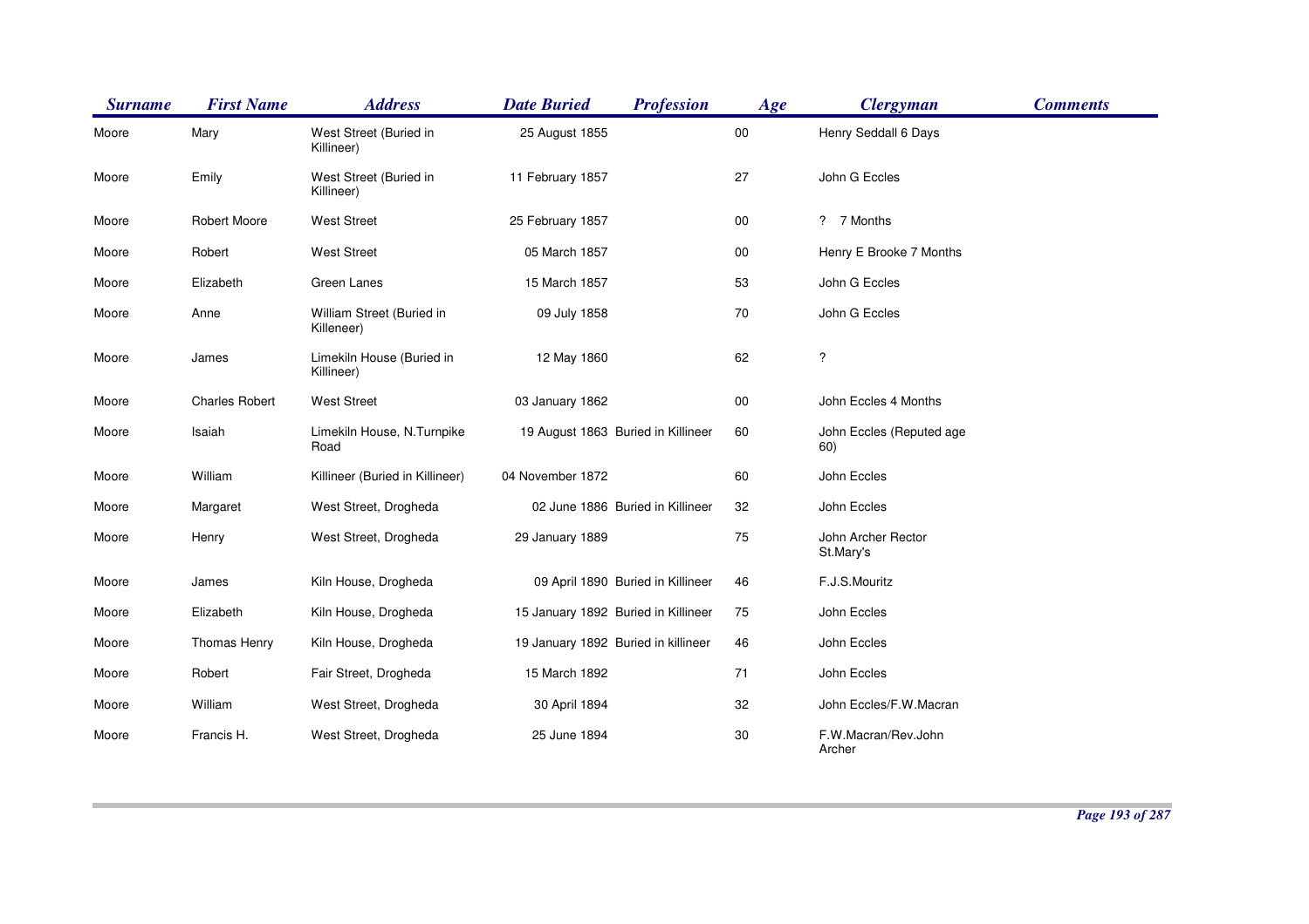| Surname | First Name | Address | Date Buried | Profession | Age | Clergyman | Comments |
|---|---|---|---|---|---|---|---|
| Moore | Mary | West Street (Buried in Killineer) | 25 August 1855 | | 00 | Henry Seddall 6 Days | |
| Moore | Emily | West Street (Buried in Killineer) | 11 February 1857 | | 27 | John G Eccles | |
| Moore | Robert Moore | West Street | 25 February 1857 | | 00 | ? 7 Months | |
| Moore | Robert | West Street | 05 March 1857 | | 00 | Henry E Brooke 7 Months | |
| Moore | Elizabeth | Green Lanes | 15 March 1857 | | 53 | John G Eccles | |
| Moore | Anne | William Street (Buried in Killeneer) | 09 July 1858 | | 70 | John G Eccles | |
| Moore | James | Limekiln House (Buried in Killineer) | 12 May 1860 | | 62 | ? | |
| Moore | Charles Robert | West Street | 03 January 1862 | | 00 | John Eccles 4 Months | |
| Moore | Isaiah | Limekiln House, N.Turnpike Road | 19 August 1863 | Buried in Killineer | 60 | John Eccles (Reputed age 60) | |
| Moore | William | Killineer (Buried in Killineer) | 04 November 1872 | | 60 | John Eccles | |
| Moore | Margaret | West Street, Drogheda | 02 June 1886 | Buried in Killineer | 32 | John Eccles | |
| Moore | Henry | West Street, Drogheda | 29 January 1889 | | 75 | John Archer Rector St.Mary's | |
| Moore | James | Kiln House, Drogheda | 09 April 1890 | Buried in Killineer | 46 | F.J.S.Mouritz | |
| Moore | Elizabeth | Kiln House, Drogheda | 15 January 1892 | Buried in Killineer | 75 | John Eccles | |
| Moore | Thomas Henry | Kiln House, Drogheda | 19 January 1892 | Buried in killineer | 46 | John Eccles | |
| Moore | Robert | Fair Street, Drogheda | 15 March 1892 | | 71 | John Eccles | |
| Moore | William | West Street, Drogheda | 30 April 1894 | | 32 | John Eccles/F.W.Macran | |
| Moore | Francis H. | West Street, Drogheda | 25 June 1894 | | 30 | F.W.Macran/Rev.John Archer | |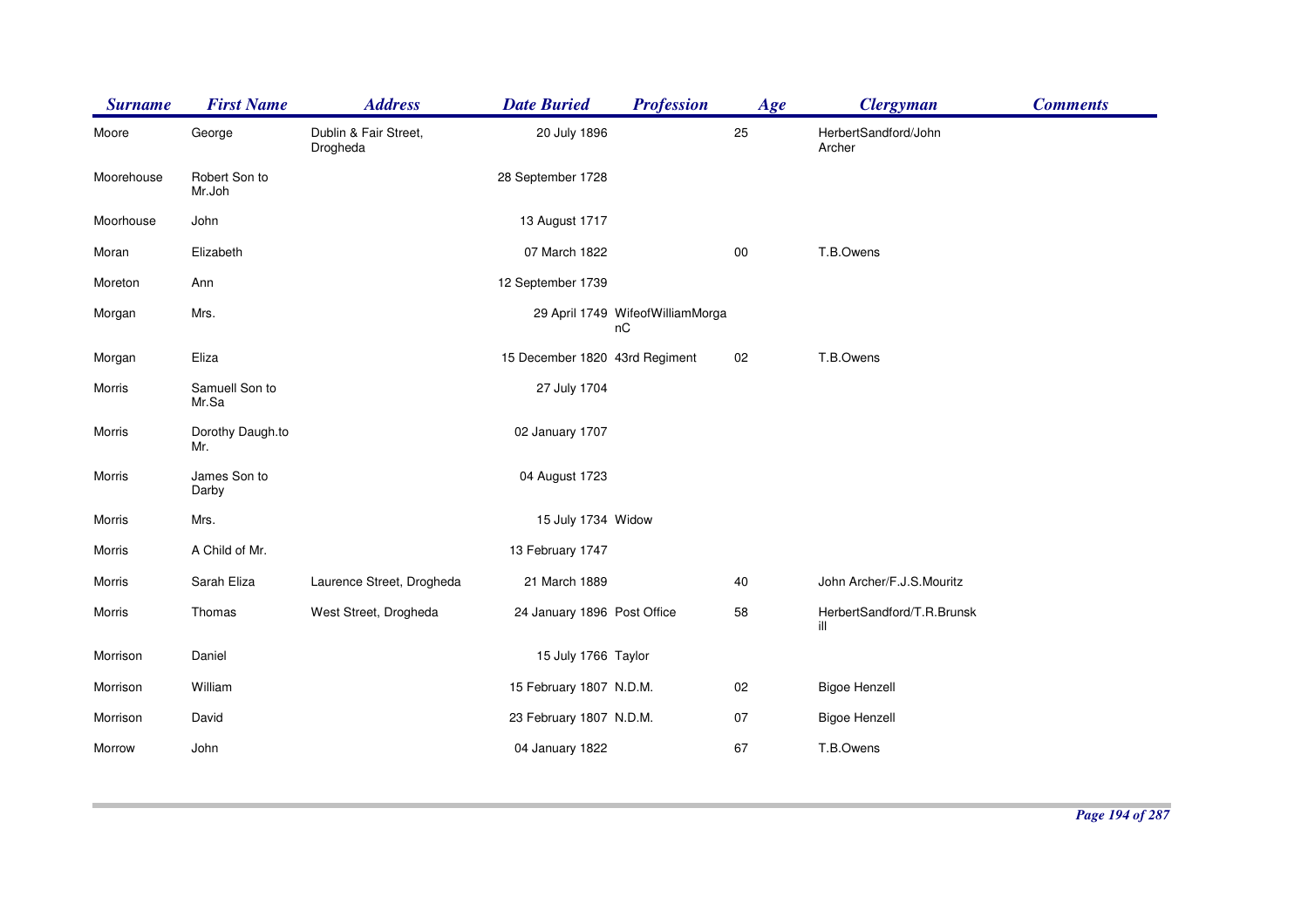| Surname | First Name | Address | Date Buried | Profession | Age | Clergyman | Comments |
|---|---|---|---|---|---|---|---|
| Moore | George | Dublin & Fair Street, Drogheda | 20 July 1896 | | 25 | HerbertSandford/John Archer | |
| Moorehouse | Robert Son to Mr.Joh | | 28 September 1728 | | | | |
| Moorhouse | John | | 13 August 1717 | | | | |
| Moran | Elizabeth | | 07 March 1822 | | 00 | T.B.Owens | |
| Moreton | Ann | | 12 September 1739 | | | | |
| Morgan | Mrs. | | 29 April 1749 | WifeofWilliamMorganC | | | |
| Morgan | Eliza | | 15 December 1820 | 43rd Regiment | 02 | T.B.Owens | |
| Morris | Samuell Son to Mr.Sa | | 27 July 1704 | | | | |
| Morris | Dorothy Daugh.to Mr. | | 02 January 1707 | | | | |
| Morris | James Son to Darby | | 04 August 1723 | | | | |
| Morris | Mrs. | | 15 July 1734 | Widow | | | |
| Morris | A Child of Mr. | | 13 February 1747 | | | | |
| Morris | Sarah Eliza | Laurence Street, Drogheda | 21 March 1889 | | 40 | John Archer/F.J.S.Mouritz | |
| Morris | Thomas | West Street, Drogheda | 24 January 1896 | Post Office | 58 | HerbertSandford/T.R.Brunskill | |
| Morrison | Daniel | | 15 July 1766 | Taylor | | | |
| Morrison | William | | 15 February 1807 | N.D.M. | 02 | Bigoe Henzell | |
| Morrison | David | | 23 February 1807 | N.D.M. | 07 | Bigoe Henzell | |
| Morrow | John | | 04 January 1822 | | 67 | T.B.Owens | |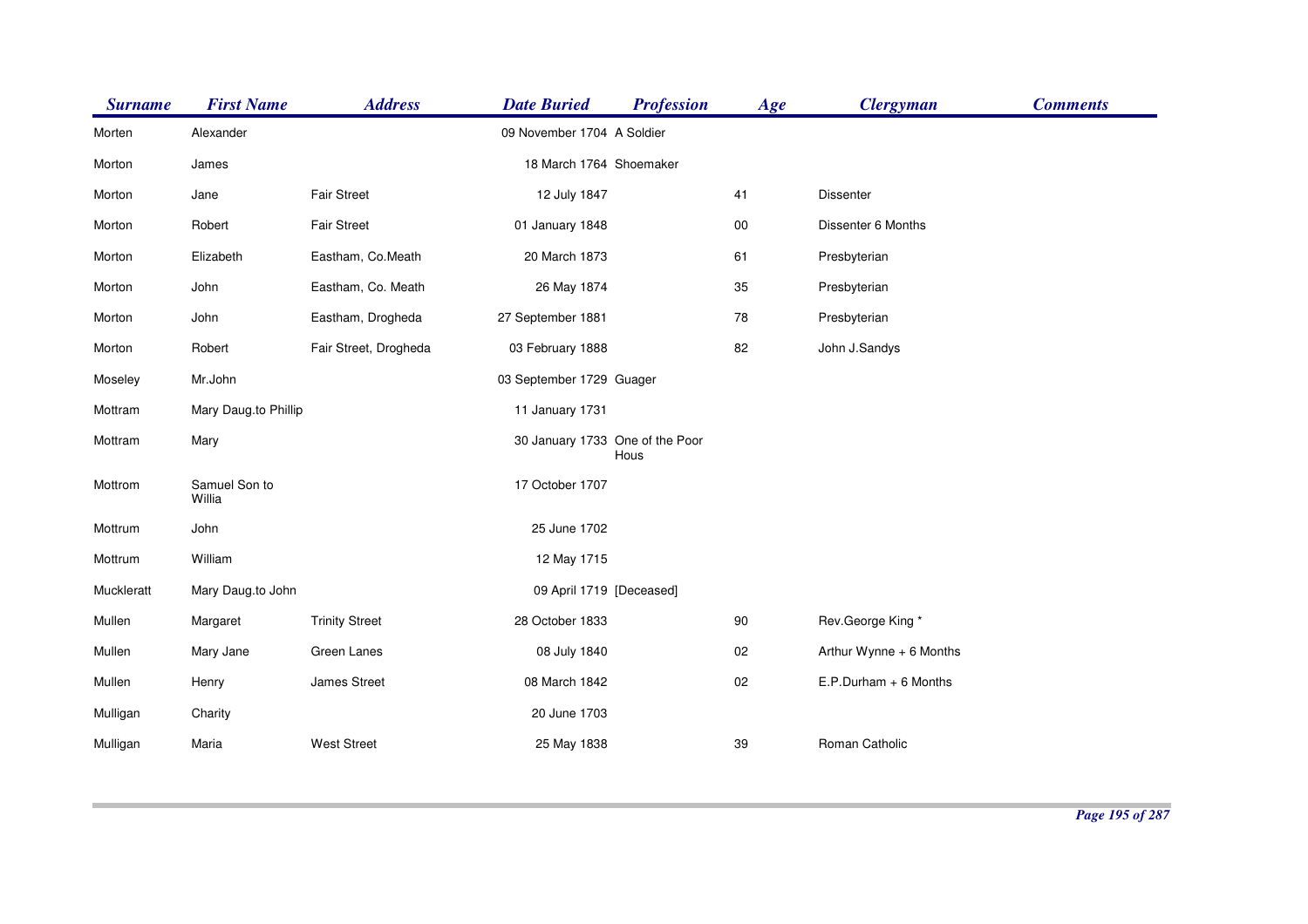| Surname | First Name | Address | Date Buried | Profession | Age | Clergyman | Comments |
|---|---|---|---|---|---|---|---|
| Morten | Alexander | | 09 November 1704 | A Soldier | | | |
| Morton | James | | 18 March 1764 | Shoemaker | | | |
| Morton | Jane | Fair Street | 12 July 1847 | | 41 | Dissenter | |
| Morton | Robert | Fair Street | 01 January 1848 | | 00 | Dissenter 6 Months | |
| Morton | Elizabeth | Eastham, Co.Meath | 20 March 1873 | | 61 | Presbyterian | |
| Morton | John | Eastham, Co. Meath | 26 May 1874 | | 35 | Presbyterian | |
| Morton | John | Eastham, Drogheda | 27 September 1881 | | 78 | Presbyterian | |
| Morton | Robert | Fair Street, Drogheda | 03 February 1888 | | 82 | John J.Sandys | |
| Moseley | Mr.John | | 03 September 1729 | Guager | | | |
| Mottram | Mary Daug.to Phillip | | 11 January 1731 | | | | |
| Mottram | Mary | | 30 January 1733 | One of the Poor Hous | | | |
| Mottrom | Samuel Son to Willia | | 17 October 1707 | | | | |
| Mottrum | John | | 25 June 1702 | | | | |
| Mottrum | William | | 12 May 1715 | | | | |
| Muckleratt | Mary Daug.to John | | 09 April 1719 | [Deceased] | | | |
| Mullen | Margaret | Trinity Street | 28 October 1833 | | 90 | Rev.George King * | |
| Mullen | Mary Jane | Green Lanes | 08 July 1840 | | 02 | Arthur Wynne + 6 Months | |
| Mullen | Henry | James Street | 08 March 1842 | | 02 | E.P.Durham + 6 Months | |
| Mulligan | Charity | | 20 June 1703 | | | | |
| Mulligan | Maria | West Street | 25 May 1838 | | 39 | Roman Catholic | |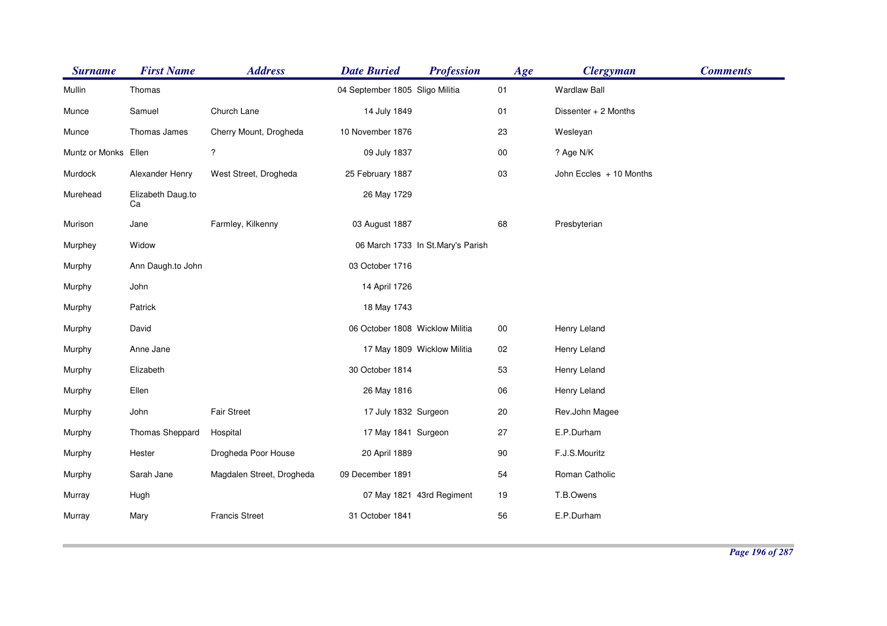| Surname | First Name | Address | Date Buried | Profession | Age | Clergyman | Comments |
|---|---|---|---|---|---|---|---|
| Mullin | Thomas | | 04 September 1805 | Sligo Militia | 01 | Wardlaw Ball | |
| Munce | Samuel | Church Lane | 14 July 1849 | | 01 | Dissenter + 2 Months | |
| Munce | Thomas James | Cherry Mount, Drogheda | 10 November 1876 | | 23 | Wesleyan | |
| Muntz or Monks | Ellen | ? | 09 July 1837 | | 00 | ? Age N/K | |
| Murdock | Alexander Henry | West Street, Drogheda | 25 February 1887 | | 03 | John Eccles + 10 Months | |
| Murehead | Elizabeth Daug.to Ca | | 26 May 1729 | | | | |
| Murison | Jane | Farmley, Kilkenny | 03 August 1887 | | 68 | Presbyterian | |
| Murphey | Widow | | 06 March 1733 | In St.Mary's Parish | | | |
| Murphy | Ann Daugh.to John | | 03 October 1716 | | | | |
| Murphy | John | | 14 April 1726 | | | | |
| Murphy | Patrick | | 18 May 1743 | | | | |
| Murphy | David | | 06 October 1808 | Wicklow Militia | 00 | Henry Leland | |
| Murphy | Anne Jane | | 17 May 1809 | Wicklow Militia | 02 | Henry Leland | |
| Murphy | Elizabeth | | 30 October 1814 | | 53 | Henry Leland | |
| Murphy | Ellen | | 26 May 1816 | | 06 | Henry Leland | |
| Murphy | John | Fair Street | 17 July 1832 | Surgeon | 20 | Rev.John Magee | |
| Murphy | Thomas Sheppard | Hospital | 17 May 1841 | Surgeon | 27 | E.P.Durham | |
| Murphy | Hester | Drogheda Poor House | 20 April 1889 | | 90 | F.J.S.Mouritz | |
| Murphy | Sarah Jane | Magdalen Street, Drogheda | 09 December 1891 | | 54 | Roman Catholic | |
| Murray | Hugh | | 07 May 1821 | 43rd Regiment | 19 | T.B.Owens | |
| Murray | Mary | Francis Street | 31 October 1841 | | 56 | E.P.Durham | |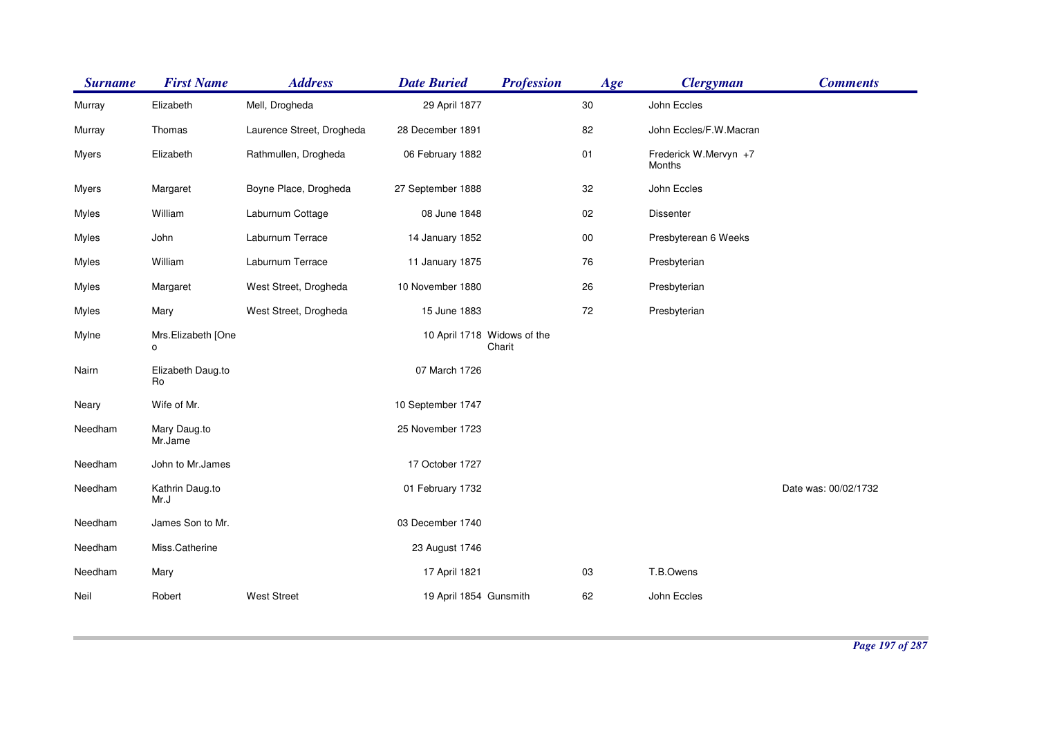| Surname | First Name | Address | Date Buried | Profession | Age | Clergyman | Comments |
|---|---|---|---|---|---|---|---|
| Murray | Elizabeth | Mell, Drogheda | 29 April 1877 | | 30 | John Eccles | |
| Murray | Thomas | Laurence Street, Drogheda | 28 December 1891 | | 82 | John Eccles/F.W.Macran | |
| Myers | Elizabeth | Rathmullen, Drogheda | 06 February 1882 | | 01 | Frederick W.Mervyn +7 Months | |
| Myers | Margaret | Boyne Place, Drogheda | 27 September 1888 | | 32 | John Eccles | |
| Myles | William | Laburnum Cottage | 08 June 1848 | | 02 | Dissenter | |
| Myles | John | Laburnum Terrace | 14 January 1852 | | 00 | Presbyterean 6 Weeks | |
| Myles | William | Laburnum Terrace | 11 January 1875 | | 76 | Presbyterian | |
| Myles | Margaret | West Street, Drogheda | 10 November 1880 | | 26 | Presbyterian | |
| Myles | Mary | West Street, Drogheda | 15 June 1883 | | 72 | Presbyterian | |
| Mylne | Mrs.Elizabeth [One o | | 10 April 1718 | Widows of the Charit | | | |
| Nairn | Elizabeth Daug.to Ro | | 07 March 1726 | | | | |
| Neary | Wife of Mr. | | 10 September 1747 | | | | |
| Needham | Mary Daug.to Mr.Jame | | 25 November 1723 | | | | |
| Needham | John to Mr.James | | 17 October 1727 | | | | |
| Needham | Kathrin Daug.to Mr.J | | 01 February 1732 | | | | Date was: 00/02/1732 |
| Needham | James Son to Mr. | | 03 December 1740 | | | | |
| Needham | Miss.Catherine | | 23 August 1746 | | | | |
| Needham | Mary | | 17 April 1821 | | 03 | T.B.Owens | |
| Neil | Robert | West Street | 19 April 1854 | Gunsmith | 62 | John Eccles | |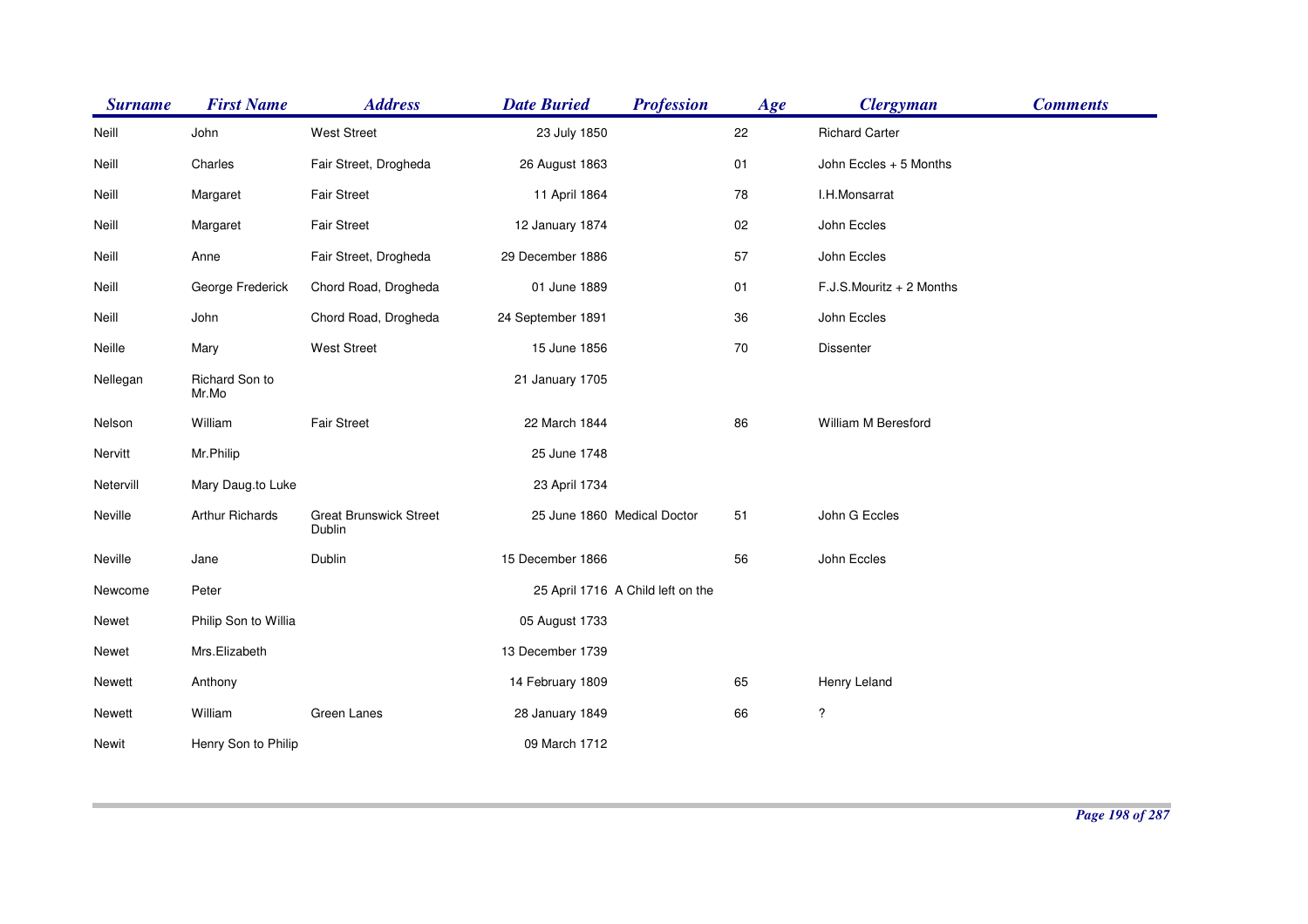| Surname | First Name | Address | Date Buried | Profession | Age | Clergyman | Comments |
|---|---|---|---|---|---|---|---|
| Neill | John | West Street | 23 July 1850 | | 22 | Richard Carter | |
| Neill | Charles | Fair Street, Drogheda | 26 August 1863 | | 01 | John Eccles + 5 Months | |
| Neill | Margaret | Fair Street | 11 April 1864 | | 78 | I.H.Monsarrat | |
| Neill | Margaret | Fair Street | 12 January 1874 | | 02 | John Eccles | |
| Neill | Anne | Fair Street, Drogheda | 29 December 1886 | | 57 | John Eccles | |
| Neill | George Frederick | Chord Road, Drogheda | 01 June 1889 | | 01 | F.J.S.Mouritz + 2 Months | |
| Neill | John | Chord Road, Drogheda | 24 September 1891 | | 36 | John Eccles | |
| Neille | Mary | West Street | 15 June 1856 | | 70 | Dissenter | |
| Nellegan | Richard Son to Mr.Mo | | 21 January 1705 | | | | |
| Nelson | William | Fair Street | 22 March 1844 | | 86 | William M Beresford | |
| Nervitt | Mr.Philip | | 25 June 1748 | | | | |
| Netervill | Mary Daug.to Luke | | 23 April 1734 | | | | |
| Neville | Arthur Richards | Great Brunswick Street Dublin | 25 June 1860 | Medical Doctor | 51 | John G Eccles | |
| Neville | Jane | Dublin | 15 December 1866 | | 56 | John Eccles | |
| Newcome | Peter | | 25 April 1716 | A Child left on the | | | |
| Newet | Philip Son to Willia | | 05 August 1733 | | | | |
| Newet | Mrs.Elizabeth | | 13 December 1739 | | | | |
| Newett | Anthony | | 14 February 1809 | | 65 | Henry Leland | |
| Newett | William | Green Lanes | 28 January 1849 | | 66 | ? | |
| Newit | Henry Son to Philip | | 09 March 1712 | | | | |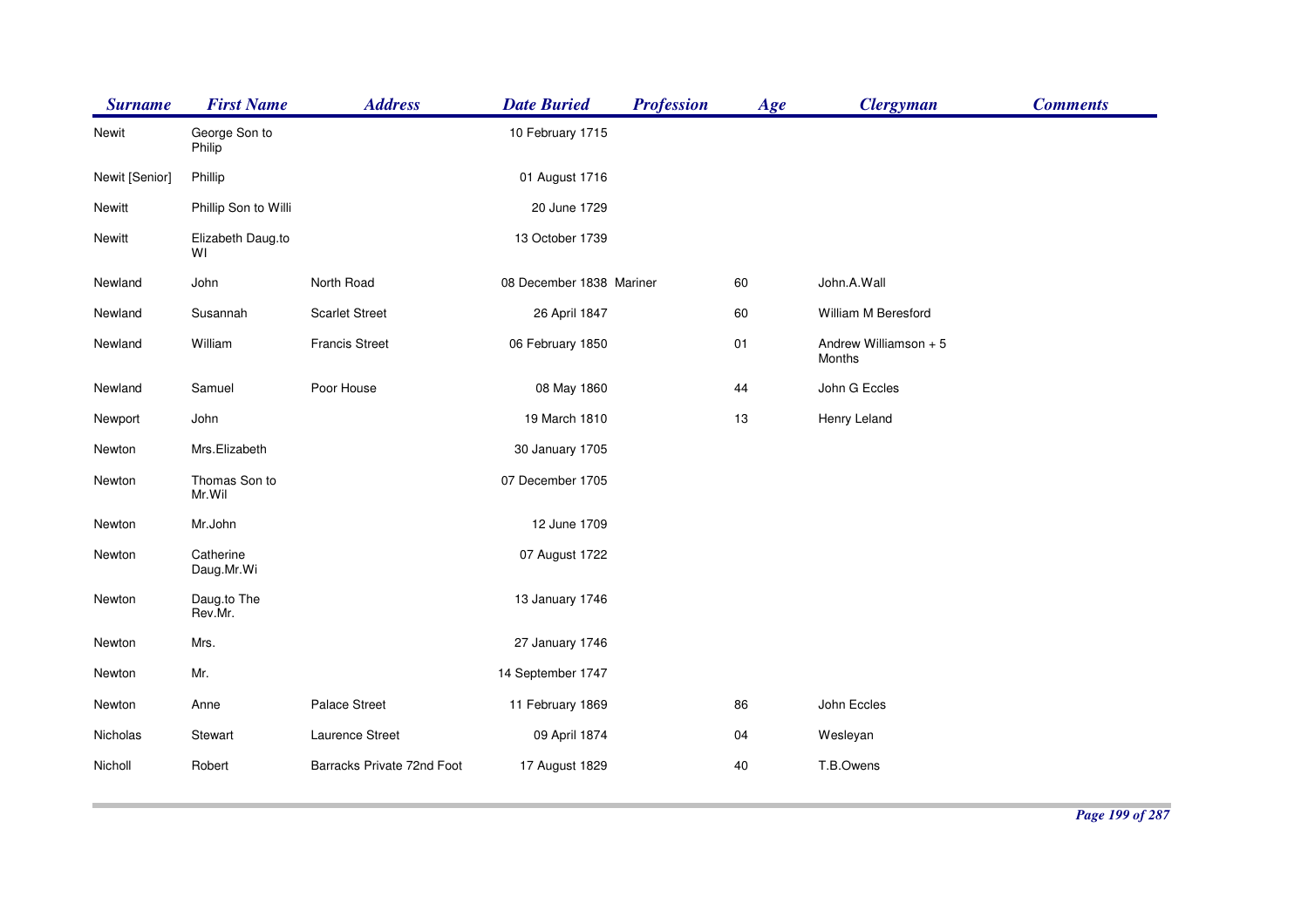| Surname | First Name | Address | Date Buried | Profession | Age | Clergyman | Comments |
|---|---|---|---|---|---|---|---|
| Newit | George Son to Philip | | 10 February 1715 | | | | |
| Newit [Senior] | Phillip | | 01 August 1716 | | | | |
| Newitt | Phillip Son to Willi | | 20 June 1729 | | | | |
| Newitt | Elizabeth Daug.to WI | | 13 October 1739 | | | | |
| Newland | John | North Road | 08 December 1838 | Mariner | 60 | John.A.Wall | |
| Newland | Susannah | Scarlet Street | 26 April 1847 | | 60 | William M Beresford | |
| Newland | William | Francis Street | 06 February 1850 | | 01 | Andrew Williamson + 5 Months | |
| Newland | Samuel | Poor House | 08 May 1860 | | 44 | John G Eccles | |
| Newport | John | | 19 March 1810 | | 13 | Henry Leland | |
| Newton | Mrs.Elizabeth | | 30 January 1705 | | | | |
| Newton | Thomas Son to Mr.Wil | | 07 December 1705 | | | | |
| Newton | Mr.John | | 12 June 1709 | | | | |
| Newton | Catherine Daug.Mr.Wi | | 07 August 1722 | | | | |
| Newton | Daug.to The Rev.Mr. | | 13 January 1746 | | | | |
| Newton | Mrs. | | 27 January 1746 | | | | |
| Newton | Mr. | | 14 September 1747 | | | | |
| Newton | Anne | Palace Street | 11 February 1869 | | 86 | John Eccles | |
| Nicholas | Stewart | Laurence Street | 09 April 1874 | | 04 | Wesleyan | |
| Nicholl | Robert | Barracks Private 72nd Foot | 17 August 1829 | | 40 | T.B.Owens | |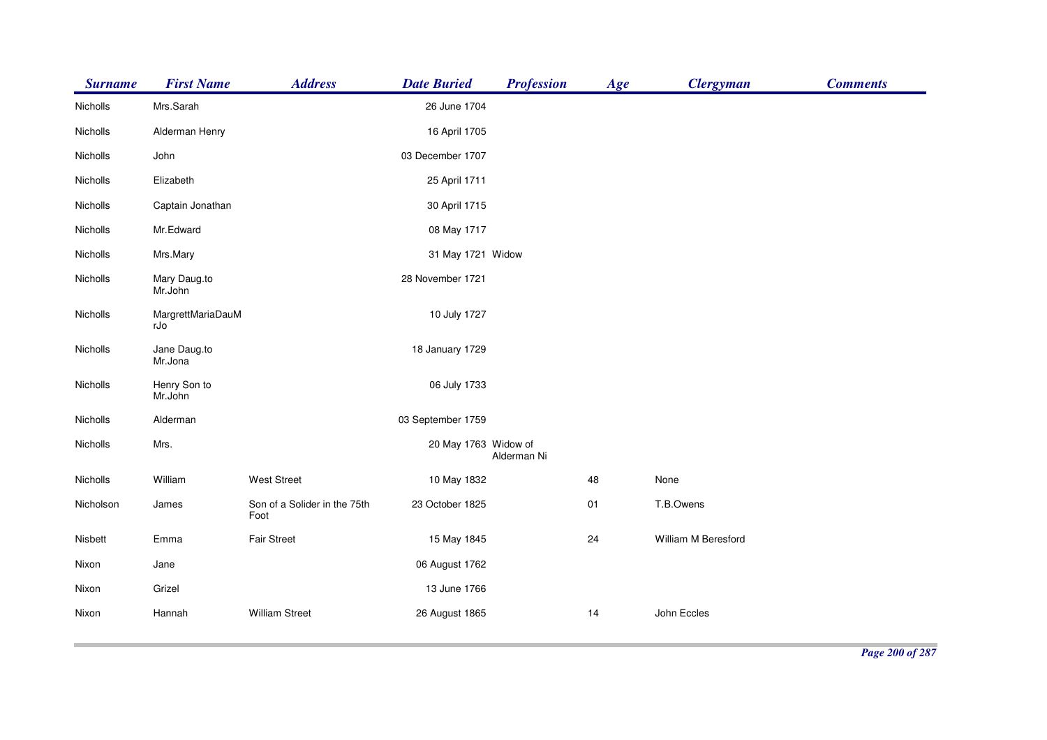| Surname | First Name | Address | Date Buried | Profession | Age | Clergyman | Comments |
|---|---|---|---|---|---|---|---|
| Nicholls | Mrs.Sarah | | 26 June 1704 | | | | |
| Nicholls | Alderman Henry | | 16 April 1705 | | | | |
| Nicholls | John | | 03 December 1707 | | | | |
| Nicholls | Elizabeth | | 25 April 1711 | | | | |
| Nicholls | Captain Jonathan | | 30 April 1715 | | | | |
| Nicholls | Mr.Edward | | 08 May 1717 | | | | |
| Nicholls | Mrs.Mary | | 31 May 1721 | Widow | | | |
| Nicholls | Mary Daug.to Mr.John | | 28 November 1721 | | | | |
| Nicholls | MargrettMariaDauMrJo | | 10 July 1727 | | | | |
| Nicholls | Jane Daug.to Mr.Jona | | 18 January 1729 | | | | |
| Nicholls | Henry Son to Mr.John | | 06 July 1733 | | | | |
| Nicholls | Alderman | | 03 September 1759 | | | | |
| Nicholls | Mrs. | | 20 May 1763 | Widow of Alderman Ni | | | |
| Nicholls | William | West Street | 10 May 1832 | | 48 | None | |
| Nicholson | James | Son of a Solider in the 75th Foot | 23 October 1825 | | 01 | T.B.Owens | |
| Nisbett | Emma | Fair Street | 15 May 1845 | | 24 | William M Beresford | |
| Nixon | Jane | | 06 August 1762 | | | | |
| Nixon | Grizel | | 13 June 1766 | | | | |
| Nixon | Hannah | William Street | 26 August 1865 | | 14 | John Eccles | |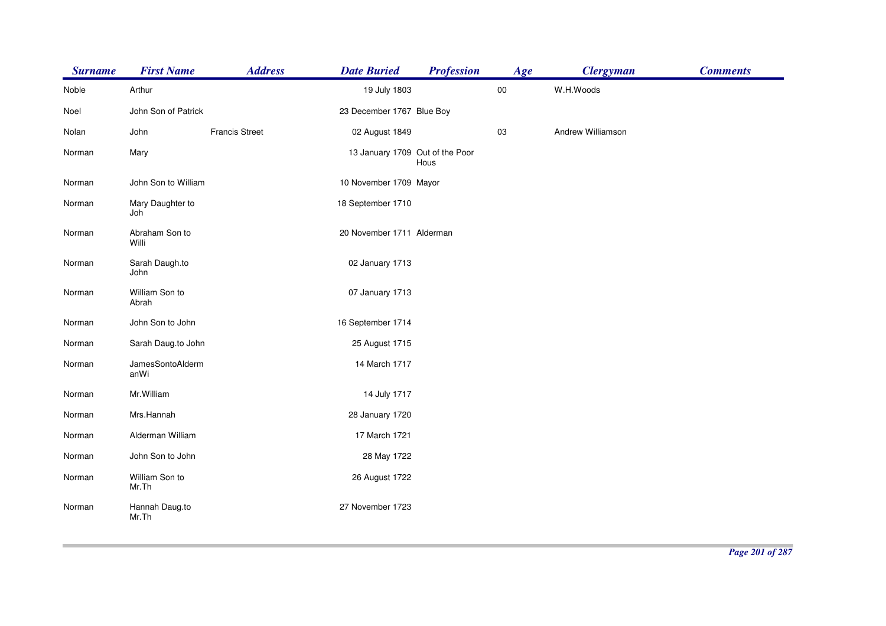| Surname | First Name | Address | Date Buried | Profession | Age | Clergyman | Comments |
|---|---|---|---|---|---|---|---|
| Noble | Arthur | | 19 July 1803 | | 00 | W.H.Woods | |
| Noel | John Son of Patrick | | 23 December 1767 | Blue Boy | | | |
| Nolan | John | Francis Street | 02 August 1849 | | 03 | Andrew Williamson | |
| Norman | Mary | | 13 January 1709 | Out of the Poor Hous | | | |
| Norman | John Son to William | | 10 November 1709 | Mayor | | | |
| Norman | Mary Daughter to Joh | | 18 September 1710 | | | | |
| Norman | Abraham Son to Willi | | 20 November 1711 | Alderman | | | |
| Norman | Sarah Daugh.to John | | 02 January 1713 | | | | |
| Norman | William Son to Abrah | | 07 January 1713 | | | | |
| Norman | John Son to John | | 16 September 1714 | | | | |
| Norman | Sarah Daug.to John | | 25 August 1715 | | | | |
| Norman | JamesSontoAlderm anWi | | 14 March 1717 | | | | |
| Norman | Mr.William | | 14 July 1717 | | | | |
| Norman | Mrs.Hannah | | 28 January 1720 | | | | |
| Norman | Alderman William | | 17 March 1721 | | | | |
| Norman | John Son to John | | 28 May 1722 | | | | |
| Norman | William Son to Mr.Th | | 26 August 1722 | | | | |
| Norman | Hannah Daug.to Mr.Th | | 27 November 1723 | | | | |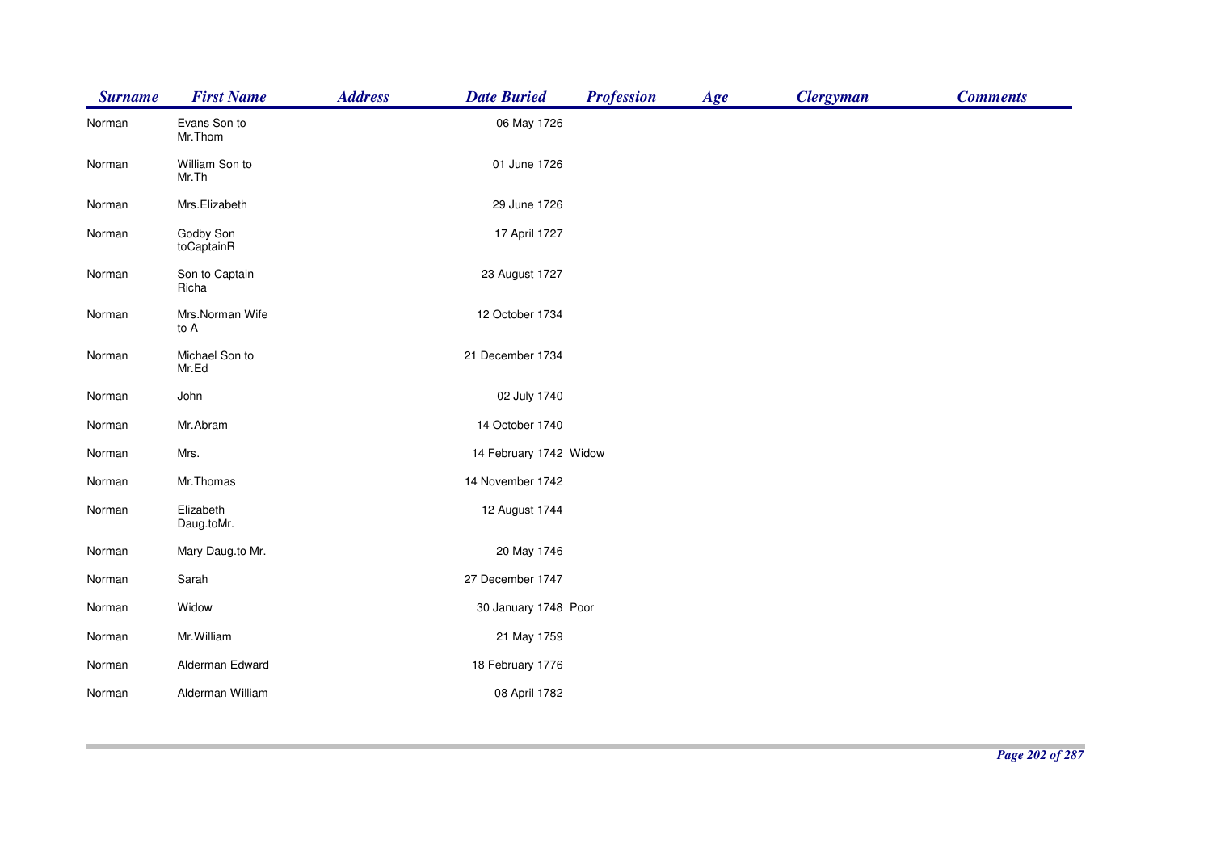| Surname | First Name | Address | Date Buried | Profession | Age | Clergyman | Comments |
|---|---|---|---|---|---|---|---|
| Norman | Evans Son to Mr.Thom | | 06 May 1726 | | | | |
| Norman | William Son to Mr.Th | | 01 June 1726 | | | | |
| Norman | Mrs.Elizabeth | | 29 June 1726 | | | | |
| Norman | Godby Son toCaptainR | | 17 April 1727 | | | | |
| Norman | Son to Captain Richa | | 23 August 1727 | | | | |
| Norman | Mrs.Norman Wife to A | | 12 October 1734 | | | | |
| Norman | Michael Son to Mr.Ed | | 21 December 1734 | | | | |
| Norman | John | | 02 July 1740 | | | | |
| Norman | Mr.Abram | | 14 October 1740 | | | | |
| Norman | Mrs. | | 14 February 1742 | Widow | | | |
| Norman | Mr.Thomas | | 14 November 1742 | | | | |
| Norman | Elizabeth Daug.toMr. | | 12 August 1744 | | | | |
| Norman | Mary Daug.to Mr. | | 20 May 1746 | | | | |
| Norman | Sarah | | 27 December 1747 | | | | |
| Norman | Widow | | 30 January 1748 | Poor | | | |
| Norman | Mr.William | | 21 May 1759 | | | | |
| Norman | Alderman Edward | | 18 February 1776 | | | | |
| Norman | Alderman William | | 08 April 1782 | | | | |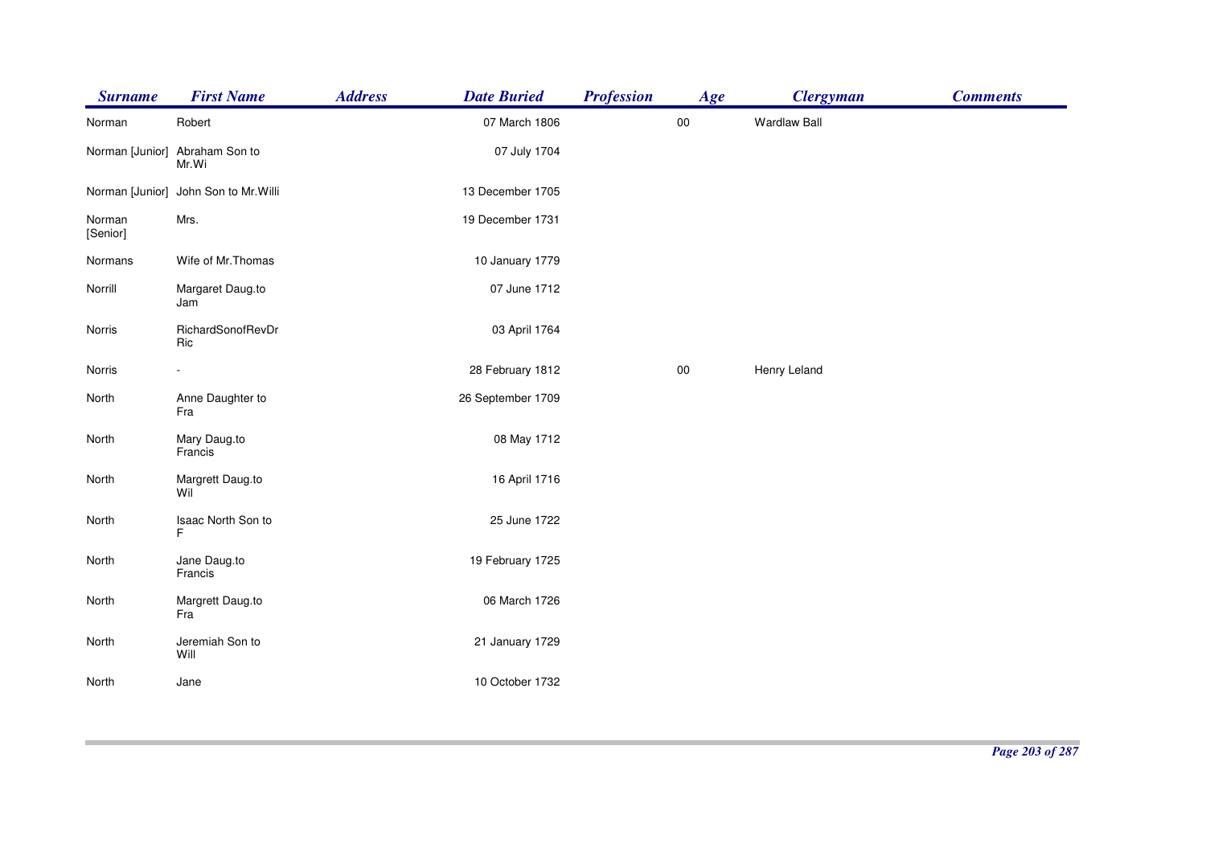| Surname | First Name | Address | Date Buried | Profession | Age | Clergyman | Comments |
|---|---|---|---|---|---|---|---|
| Norman | Robert | | 07 March 1806 | | 00 | Wardlaw Ball | |
| Norman [Junior] | Abraham Son to Mr.Wi | | 07 July 1704 | | | | |
| Norman [Junior] | John Son to Mr.Willi | | 13 December 1705 | | | | |
| Norman [Senior] | Mrs. | | 19 December 1731 | | | | |
| Normans | Wife of Mr.Thomas | | 10 January 1779 | | | | |
| Norrill | Margaret Daug.to Jam | | 07 June 1712 | | | | |
| Norris | RichardSonofRevDr Ric | | 03 April 1764 | | | | |
| Norris | - | | 28 February 1812 | | 00 | Henry Leland | |
| North | Anne Daughter to Fra | | 26 September 1709 | | | | |
| North | Mary Daug.to Francis | | 08 May 1712 | | | | |
| North | Margrett Daug.to Wil | | 16 April 1716 | | | | |
| North | Isaac North Son to F | | 25 June 1722 | | | | |
| North | Jane Daug.to Francis | | 19 February 1725 | | | | |
| North | Margrett Daug.to Fra | | 06 March 1726 | | | | |
| North | Jeremiah Son to Will | | 21 January 1729 | | | | |
| North | Jane | | 10 October 1732 | | | | |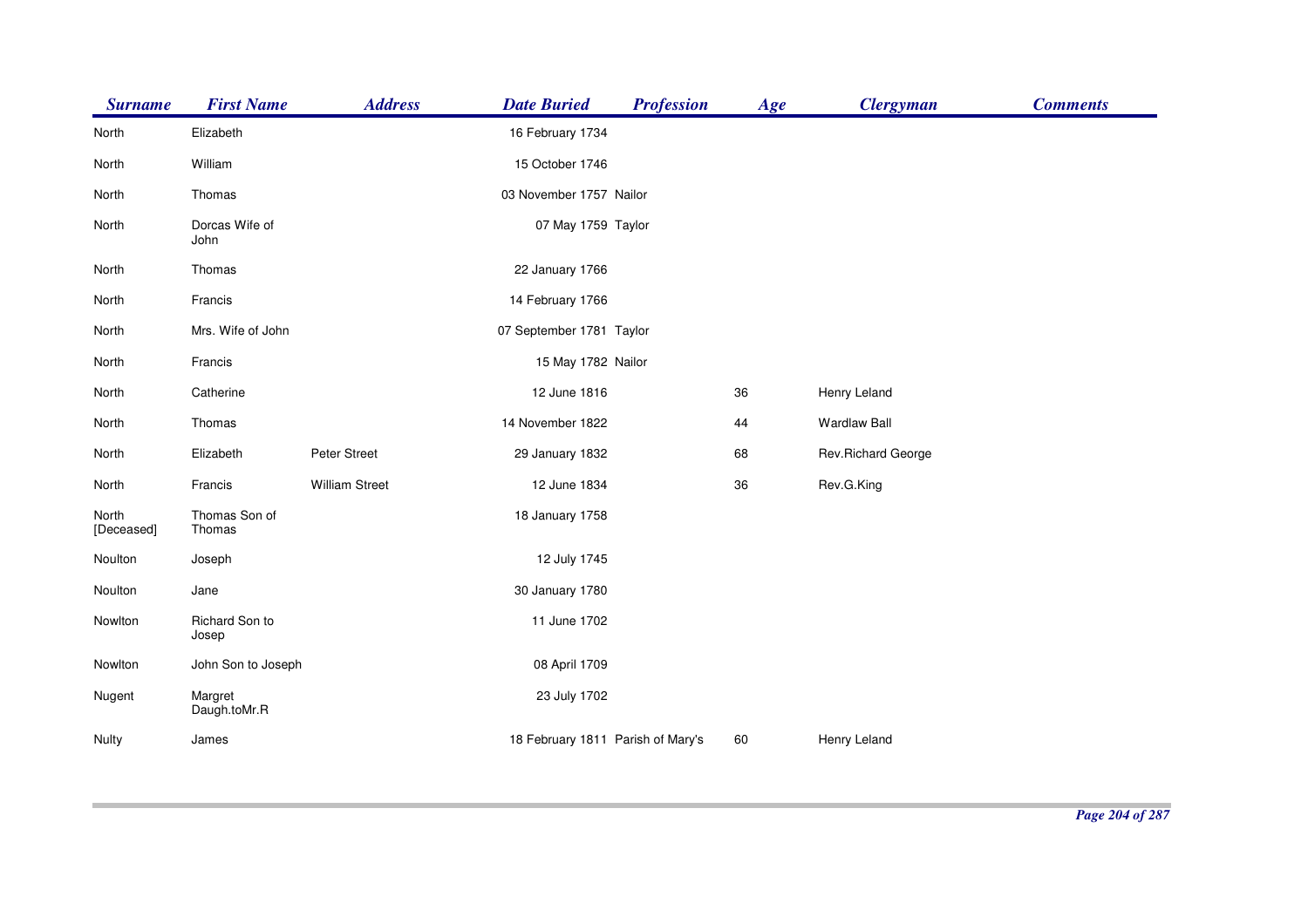| Surname | First Name | Address | Date Buried | Profession | Age | Clergyman | Comments |
|---|---|---|---|---|---|---|---|
| North | Elizabeth | | 16 February 1734 | | | | |
| North | William | | 15 October 1746 | | | | |
| North | Thomas | | 03 November 1757 | Nailor | | | |
| North | Dorcas Wife of John | | 07 May 1759 | Taylor | | | |
| North | Thomas | | 22 January 1766 | | | | |
| North | Francis | | 14 February 1766 | | | | |
| North | Mrs. Wife of John | | 07 September 1781 | Taylor | | | |
| North | Francis | | 15 May 1782 | Nailor | | | |
| North | Catherine | | 12 June 1816 | | 36 | Henry Leland | |
| North | Thomas | | 14 November 1822 | | 44 | Wardlaw Ball | |
| North | Elizabeth | Peter Street | 29 January 1832 | | 68 | Rev.Richard George | |
| North | Francis | William Street | 12 June 1834 | | 36 | Rev.G.King | |
| North [Deceased] | Thomas Son of Thomas | | 18 January 1758 | | | | |
| Noulton | Joseph | | 12 July 1745 | | | | |
| Noulton | Jane | | 30 January 1780 | | | | |
| Nowlton | Richard Son to Josep | | 11 June 1702 | | | | |
| Nowlton | John Son to Joseph | | 08 April 1709 | | | | |
| Nugent | Margret Daugh.toMr.R | | 23 July 1702 | | | | |
| Nulty | James | | 18 February 1811 | Parish of Mary's | 60 | Henry Leland | |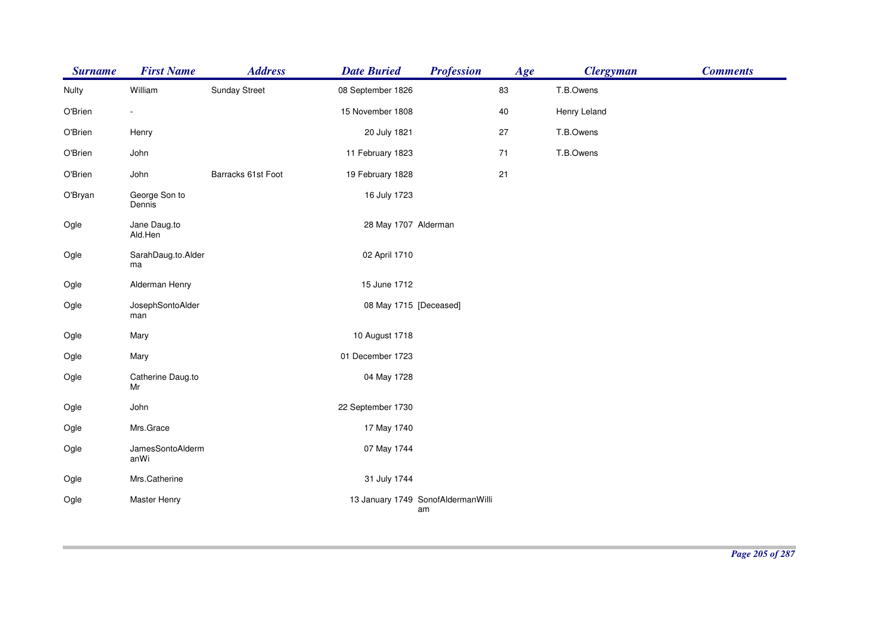| Surname | First Name | Address | Date Buried | Profession | Age | Clergyman | Comments |
| --- | --- | --- | --- | --- | --- | --- | --- |
| Nulty | William | Sunday Street | 08 September 1826 | | 83 | T.B.Owens | |
| O'Brien | - | | 15 November 1808 | | 40 | Henry Leland | |
| O'Brien | Henry | | 20 July 1821 | | 27 | T.B.Owens | |
| O'Brien | John | | 11 February 1823 | | 71 | T.B.Owens | |
| O'Brien | John | Barracks 61st Foot | 19 February 1828 | | 21 | | |
| O'Bryan | George Son to Dennis | | 16 July 1723 | | | | |
| Ogle | Jane Daug.to Ald.Hen | | 28 May 1707 | Alderman | | | |
| Ogle | SarahDaug.to.Alderma | | 02 April 1710 | | | | |
| Ogle | Alderman Henry | | 15 June 1712 | | | | |
| Ogle | JosephSontoAlderman | | 08 May 1715 | [Deceased] | | | |
| Ogle | Mary | | 10 August 1718 | | | | |
| Ogle | Mary | | 01 December 1723 | | | | |
| Ogle | Catherine Daug.to Mr | | 04 May 1728 | | | | |
| Ogle | John | | 22 September 1730 | | | | |
| Ogle | Mrs.Grace | | 17 May 1740 | | | | |
| Ogle | JamesSontoAldermanWi | | 07 May 1744 | | | | |
| Ogle | Mrs.Catherine | | 31 July 1744 | | | | |
| Ogle | Master Henry | | 13 January 1749 | SonofAldermanWilliam | | | |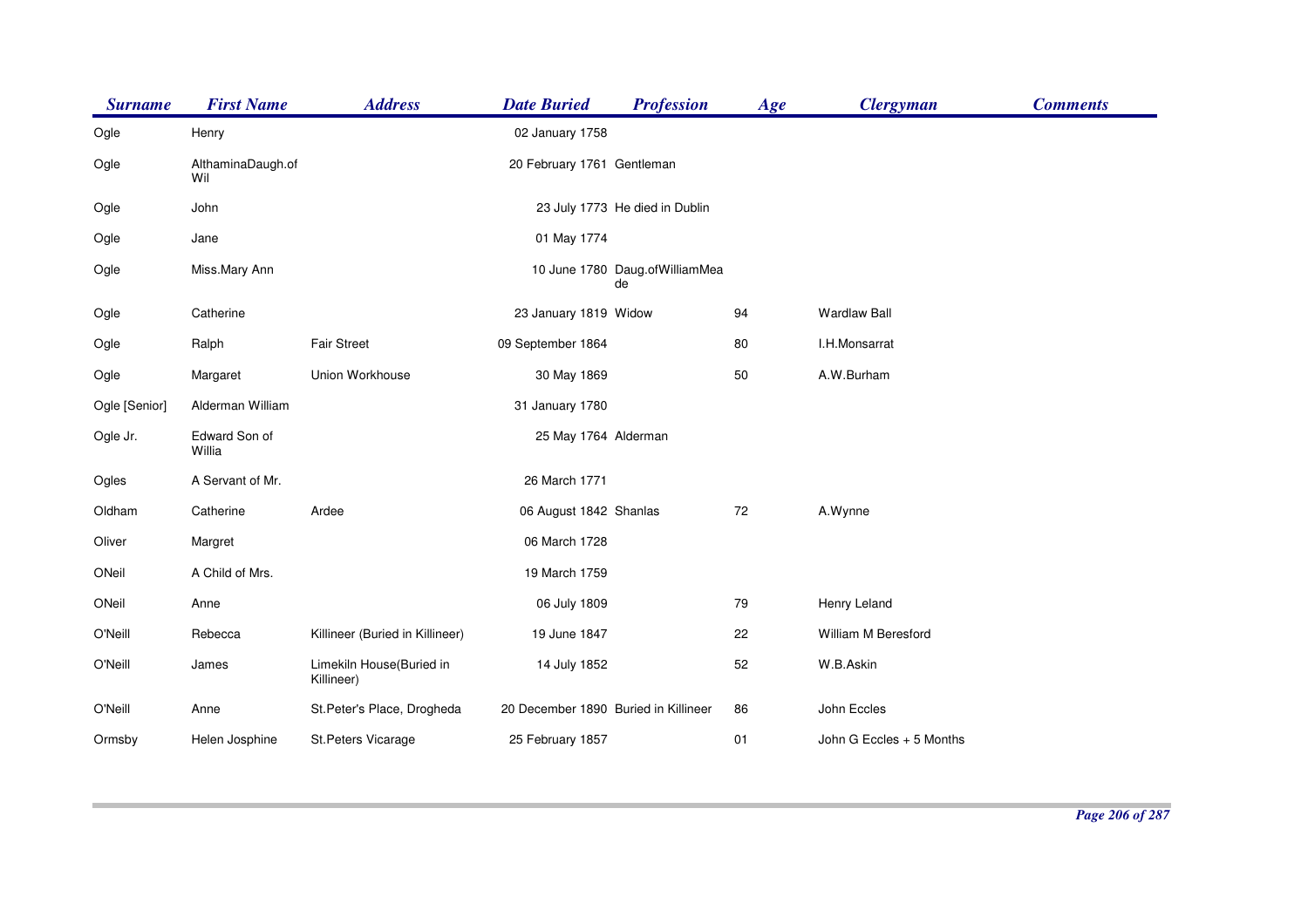| Surname | First Name | Address | Date Buried | Profession | Age | Clergyman | Comments |
|---|---|---|---|---|---|---|---|
| Ogle | Henry | | 02 January 1758 | | | | |
| Ogle | AlthaminaDaugh.of Wil | | 20 February 1761 | Gentleman | | | |
| Ogle | John | | 23 July 1773 | He died in Dublin | | | |
| Ogle | Jane | | 01 May 1774 | | | | |
| Ogle | Miss.Mary Ann | | 10 June 1780 | Daug.ofWilliamMeade | | | |
| Ogle | Catherine | | 23 January 1819 | Widow | 94 | Wardlaw Ball | |
| Ogle | Ralph | Fair Street | 09 September 1864 | | 80 | I.H.Monsarrat | |
| Ogle | Margaret | Union Workhouse | 30 May 1869 | | 50 | A.W.Burham | |
| Ogle [Senior] | Alderman William | | 31 January 1780 | | | | |
| Ogle Jr. | Edward Son of Willia | | 25 May 1764 | Alderman | | | |
| Ogles | A Servant of Mr. | | 26 March 1771 | | | | |
| Oldham | Catherine | Ardee | 06 August 1842 | Shanlas | 72 | A.Wynne | |
| Oliver | Margret | | 06 March 1728 | | | | |
| ONeil | A Child of Mrs. | | 19 March 1759 | | | | |
| ONeil | Anne | | 06 July 1809 | | 79 | Henry Leland | |
| O'Neill | Rebecca | Killineer (Buried in Killineer) | 19 June 1847 | | 22 | William M Beresford | |
| O'Neill | James | Limekiln House(Buried in Killineer) | 14 July 1852 | | 52 | W.B.Askin | |
| O'Neill | Anne | St.Peter's Place, Drogheda | 20 December 1890 | Buried in Killineer | 86 | John Eccles | |
| Ormsby | Helen Josphine | St.Peters Vicarage | 25 February 1857 | | 01 | John G Eccles + 5 Months | |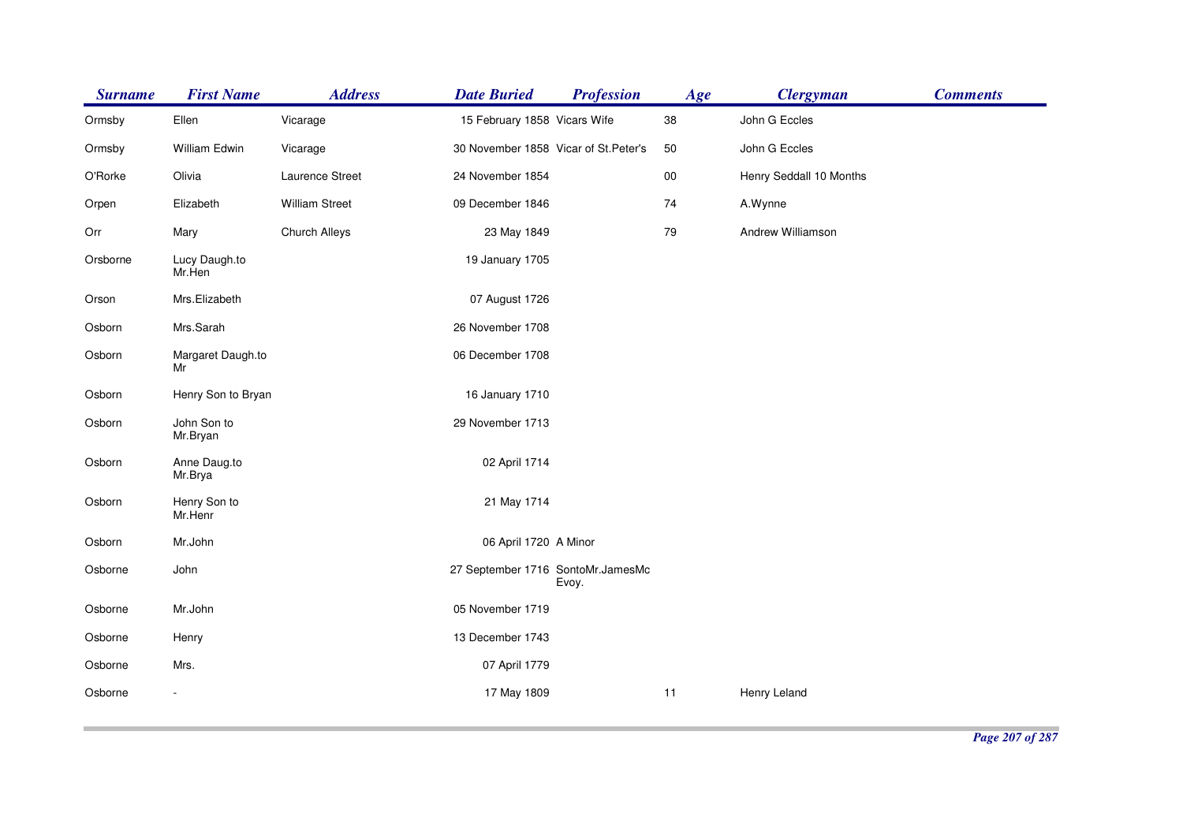| Surname | First Name | Address | Date Buried | Profession | Age | Clergyman | Comments |
|---|---|---|---|---|---|---|---|
| Ormsby | Ellen | Vicarage | 15 February 1858 | Vicars Wife | 38 | John G Eccles | |
| Ormsby | William Edwin | Vicarage | 30 November 1858 | Vicar of St.Peter's | 50 | John G Eccles | |
| O'Rorke | Olivia | Laurence Street | 24 November 1854 | | 00 | Henry Seddall 10 Months | |
| Orpen | Elizabeth | William Street | 09 December 1846 | | 74 | A.Wynne | |
| Orr | Mary | Church Alleys | 23 May 1849 | | 79 | Andrew Williamson | |
| Orsborne | Lucy Daugh.to Mr.Hen | | 19 January 1705 | | | | |
| Orson | Mrs.Elizabeth | | 07 August 1726 | | | | |
| Osborn | Mrs.Sarah | | 26 November 1708 | | | | |
| Osborn | Margaret Daugh.to Mr | | 06 December 1708 | | | | |
| Osborn | Henry Son to Bryan | | 16 January 1710 | | | | |
| Osborn | John Son to Mr.Bryan | | 29 November 1713 | | | | |
| Osborn | Anne Daug.to Mr.Brya | | 02 April 1714 | | | | |
| Osborn | Henry Son to Mr.Henr | | 21 May 1714 | | | | |
| Osborn | Mr.John | | 06 April 1720 | A Minor | | | |
| Osborne | John | | 27 September 1716 | SontoMr.JamesMc Evoy. | | | |
| Osborne | Mr.John | | 05 November 1719 | | | | |
| Osborne | Henry | | 13 December 1743 | | | | |
| Osborne | Mrs. | | 07 April 1779 | | | | |
| Osborne | - | | 17 May 1809 | | 11 | Henry Leland | |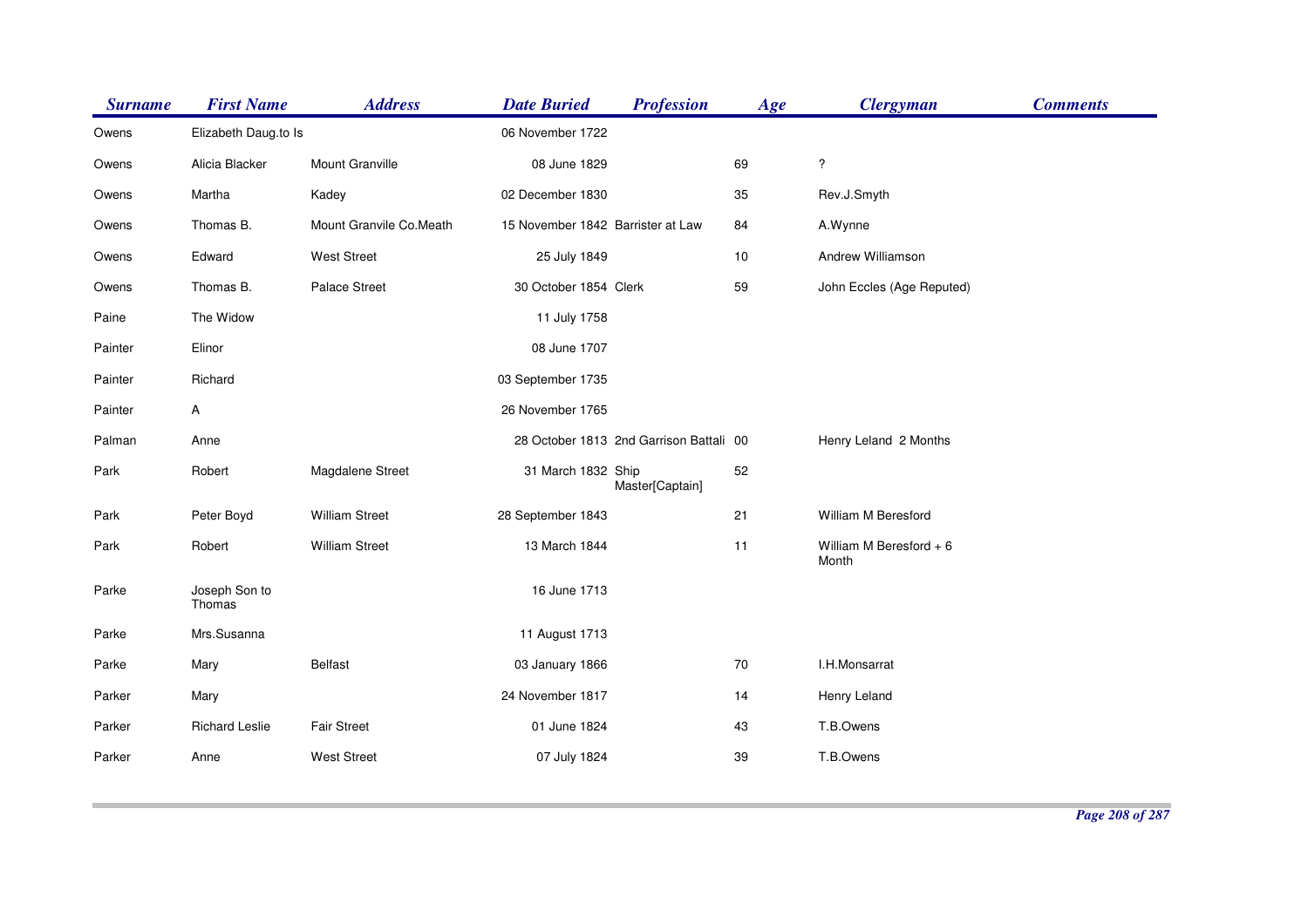| Surname | First Name | Address | Date Buried | Profession | Age | Clergyman | Comments |
|---|---|---|---|---|---|---|---|
| Owens | Elizabeth Daug.to Is | | 06 November 1722 | | | | |
| Owens | Alicia Blacker | Mount Granville | 08 June 1829 | | 69 | ? | |
| Owens | Martha | Kadey | 02 December 1830 | | 35 | Rev.J.Smyth | |
| Owens | Thomas B. | Mount Granvile Co.Meath | 15 November 1842 | Barrister at Law | 84 | A.Wynne | |
| Owens | Edward | West Street | 25 July 1849 | | 10 | Andrew Williamson | |
| Owens | Thomas B. | Palace Street | 30 October 1854 | Clerk | 59 | John Eccles (Age Reputed) | |
| Paine | The Widow | | 11 July 1758 | | | | |
| Painter | Elinor | | 08 June 1707 | | | | |
| Painter | Richard | | 03 September 1735 | | | | |
| Painter | A | | 26 November 1765 | | | | |
| Palman | Anne | | 28 October 1813 | 2nd Garrison Battali | 00 | Henry Leland 2 Months | |
| Park | Robert | Magdalene Street | 31 March 1832 | Ship Master[Captain] | 52 | | |
| Park | Peter Boyd | William Street | 28 September 1843 | | 21 | William M Beresford | |
| Park | Robert | William Street | 13 March 1844 | | 11 | William M Beresford + 6 Month | |
| Parke | Joseph Son to Thomas | | 16 June 1713 | | | | |
| Parke | Mrs.Susanna | | 11 August 1713 | | | | |
| Parke | Mary | Belfast | 03 January 1866 | | 70 | I.H.Monsarrat | |
| Parker | Mary | | 24 November 1817 | | 14 | Henry Leland | |
| Parker | Richard Leslie | Fair Street | 01 June 1824 | | 43 | T.B.Owens | |
| Parker | Anne | West Street | 07 July 1824 | | 39 | T.B.Owens | |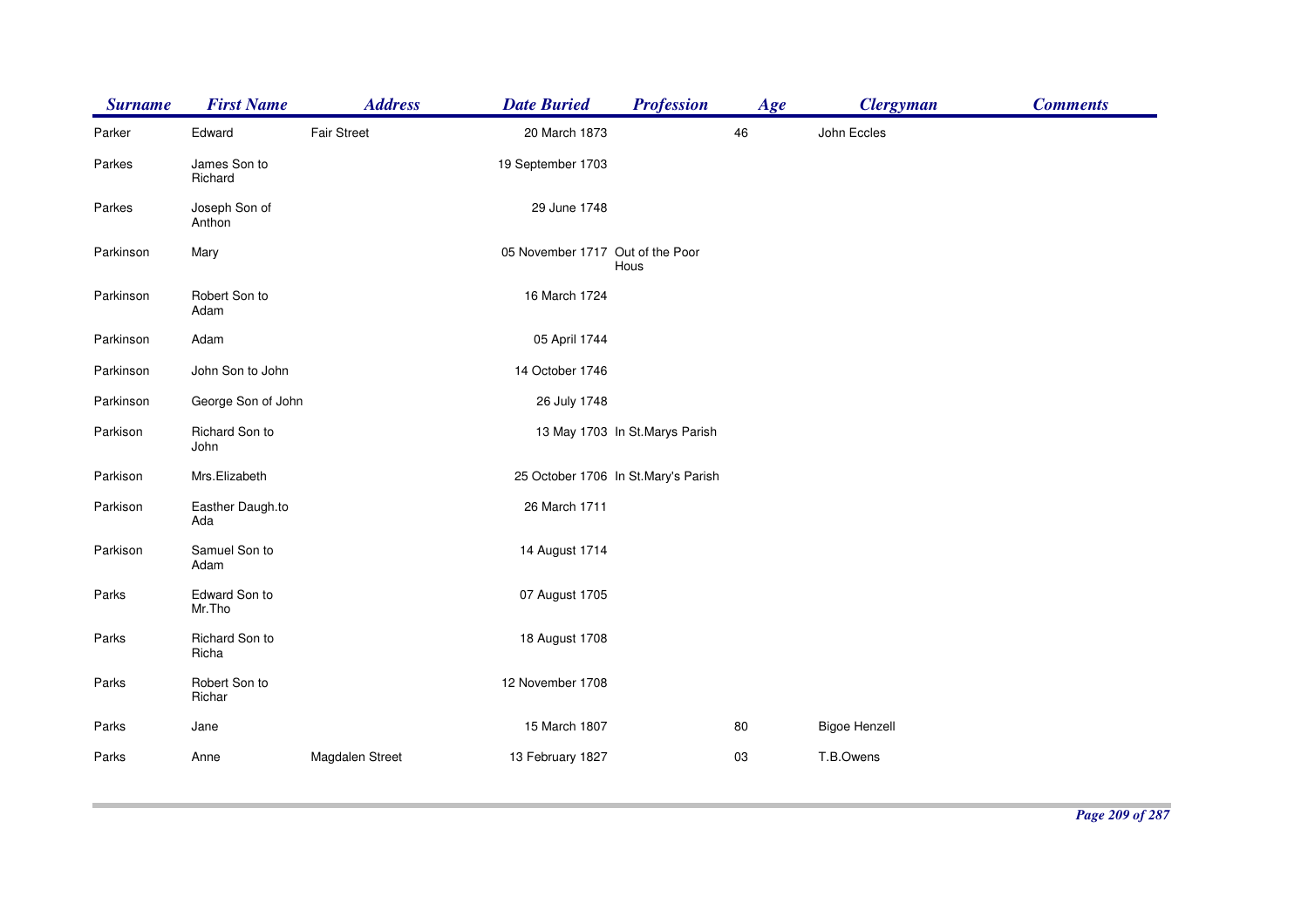| *Surname* | *First Name* | *Address* | *Date Buried* | *Profession* | *Age* | *Clergyman* | *Comments* |
|---|---|---|---|---|---|---|---|
| Parker | Edward | Fair Street | 20 March 1873 | | 46 | John Eccles | |
| Parkes | James Son to Richard | | 19 September 1703 | | | | |
| Parkes | Joseph Son of Anthon | | 29 June 1748 | | | | |
| Parkinson | Mary | | 05 November 1717 | Out of the Poor Hous | | | |
| Parkinson | Robert Son to Adam | | 16 March 1724 | | | | |
| Parkinson | Adam | | 05 April 1744 | | | | |
| Parkinson | John Son to John | | 14 October 1746 | | | | |
| Parkinson | George Son of John | | 26 July 1748 | | | | |
| Parkison | Richard Son to John | | 13 May 1703 | In St.Marys Parish | | | |
| Parkison | Mrs.Elizabeth | | 25 October 1706 | In St.Mary's Parish | | | |
| Parkison | Easther Daugh.to Ada | | 26 March 1711 | | | | |
| Parkison | Samuel Son to Adam | | 14 August 1714 | | | | |
| Parks | Edward Son to Mr.Tho | | 07 August 1705 | | | | |
| Parks | Richard Son to Richa | | 18 August 1708 | | | | |
| Parks | Robert Son to Richar | | 12 November 1708 | | | | |
| Parks | Jane | | 15 March 1807 | | 80 | Bigoe Henzell | |
| Parks | Anne | Magdalen Street | 13 February 1827 | | 03 | T.B.Owens | |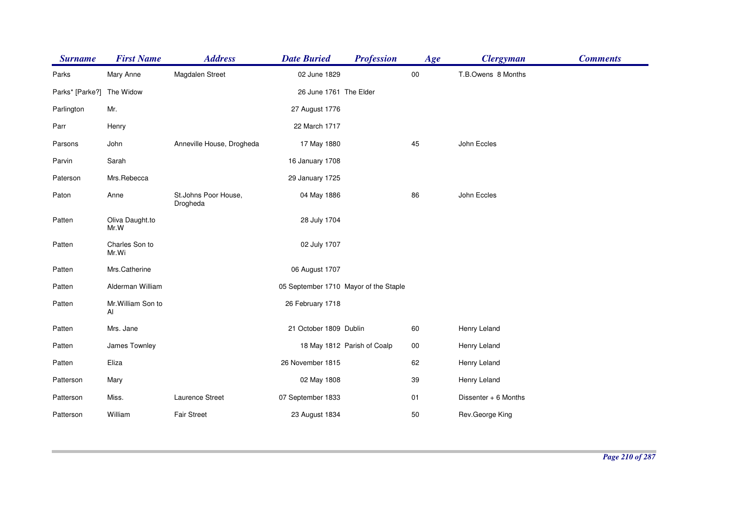| Surname | First Name | Address | Date Buried | Profession | Age | Clergyman | Comments |
|---|---|---|---|---|---|---|---|
| Parks | Mary Anne | Magdalen Street | 02 June 1829 | | 00 | T.B.Owens 8 Months | |
| Parks* [Parke?] | The Widow | | 26 June 1761 | The Elder | | | |
| Parlington | Mr. | | 27 August 1776 | | | | |
| Parr | Henry | | 22 March 1717 | | | | |
| Parsons | John | Anneville House, Drogheda | 17 May 1880 | | 45 | John Eccles | |
| Parvin | Sarah | | 16 January 1708 | | | | |
| Paterson | Mrs.Rebecca | | 29 January 1725 | | | | |
| Paton | Anne | St.Johns Poor House, Drogheda | 04 May 1886 | | 86 | John Eccles | |
| Patten | Oliva Daught.to Mr.W | | 28 July 1704 | | | | |
| Patten | Charles Son to Mr.Wi | | 02 July 1707 | | | | |
| Patten | Mrs.Catherine | | 06 August 1707 | | | | |
| Patten | Alderman William | | 05 September 1710 | Mayor of the Staple | | | |
| Patten | Mr.William Son to Al | | 26 February 1718 | | | | |
| Patten | Mrs. Jane | | 21 October 1809 | Dublin | 60 | Henry Leland | |
| Patten | James Townley | | 18 May 1812 | Parish of Coalp | 00 | Henry Leland | |
| Patten | Eliza | | 26 November 1815 | | 62 | Henry Leland | |
| Patterson | Mary | | 02 May 1808 | | 39 | Henry Leland | |
| Patterson | Miss. | Laurence Street | 07 September 1833 | | 01 | Dissenter + 6 Months | |
| Patterson | William | Fair Street | 23 August 1834 | | 50 | Rev.George King | |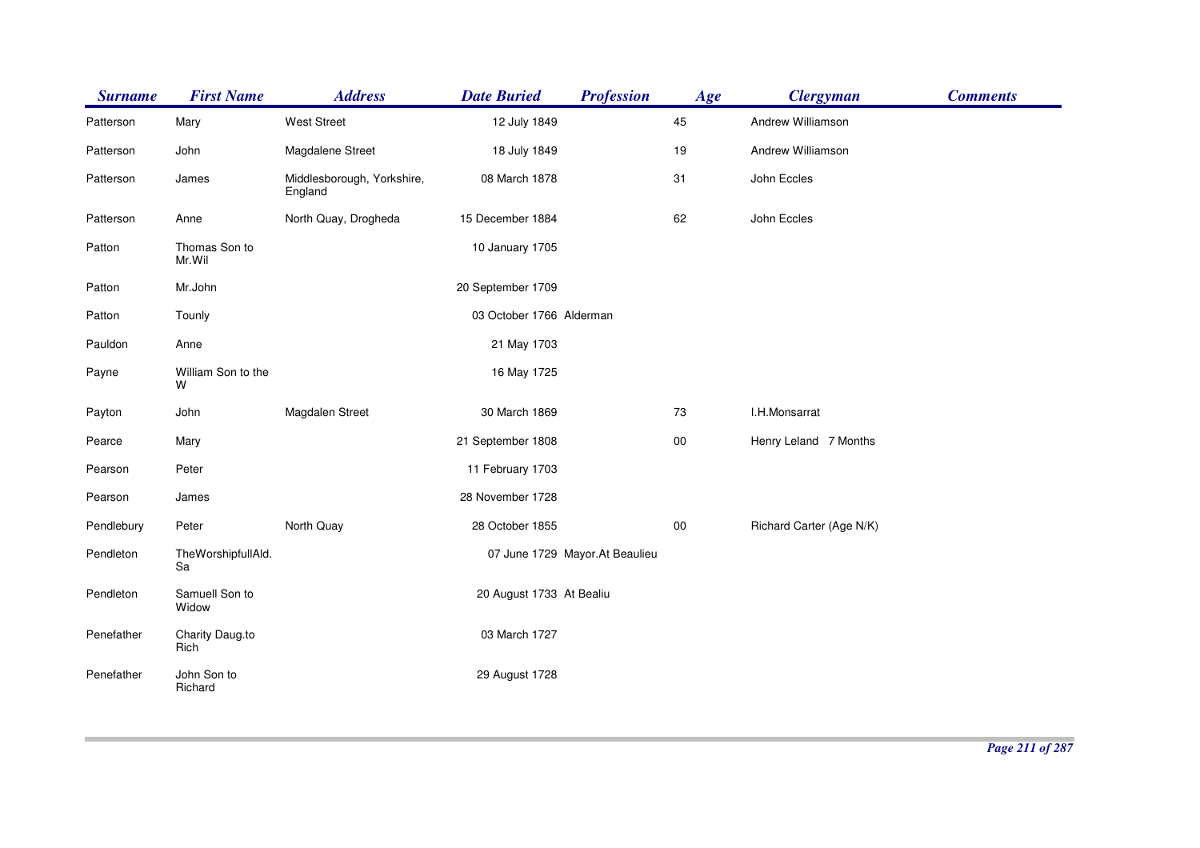| Surname | First Name | Address | Date Buried | Profession | Age | Clergyman | Comments |
|---|---|---|---|---|---|---|---|
| Patterson | Mary | West Street | 12 July 1849 | | 45 | Andrew Williamson | |
| Patterson | John | Magdalene Street | 18 July 1849 | | 19 | Andrew Williamson | |
| Patterson | James | Middlesborough, Yorkshire, England | 08 March 1878 | | 31 | John Eccles | |
| Patterson | Anne | North Quay, Drogheda | 15 December 1884 | | 62 | John Eccles | |
| Patton | Thomas Son to Mr.Wil | | 10 January 1705 | | | | |
| Patton | Mr.John | | 20 September 1709 | | | | |
| Patton | Tounly | | 03 October 1766 | Alderman | | | |
| Pauldon | Anne | | 21 May 1703 | | | | |
| Payne | William Son to the W | | 16 May 1725 | | | | |
| Payton | John | Magdalen Street | 30 March 1869 | | 73 | I.H.Monsarrat | |
| Pearce | Mary | | 21 September 1808 | | 00 | Henry Leland 7 Months | |
| Pearson | Peter | | 11 February 1703 | | | | |
| Pearson | James | | 28 November 1728 | | | | |
| Pendlebury | Peter | North Quay | 28 October 1855 | | 00 | Richard Carter (Age N/K) | |
| Pendleton | TheWorshipfullAld. Sa | | 07 June 1729 | Mayor.At Beaulieu | | | |
| Pendleton | Samuell Son to Widow | | 20 August 1733 | At Bealiu | | | |
| Penefather | Charity Daug.to Rich | | 03 March 1727 | | | | |
| Penefather | John Son to Richard | | 29 August 1728 | | | | |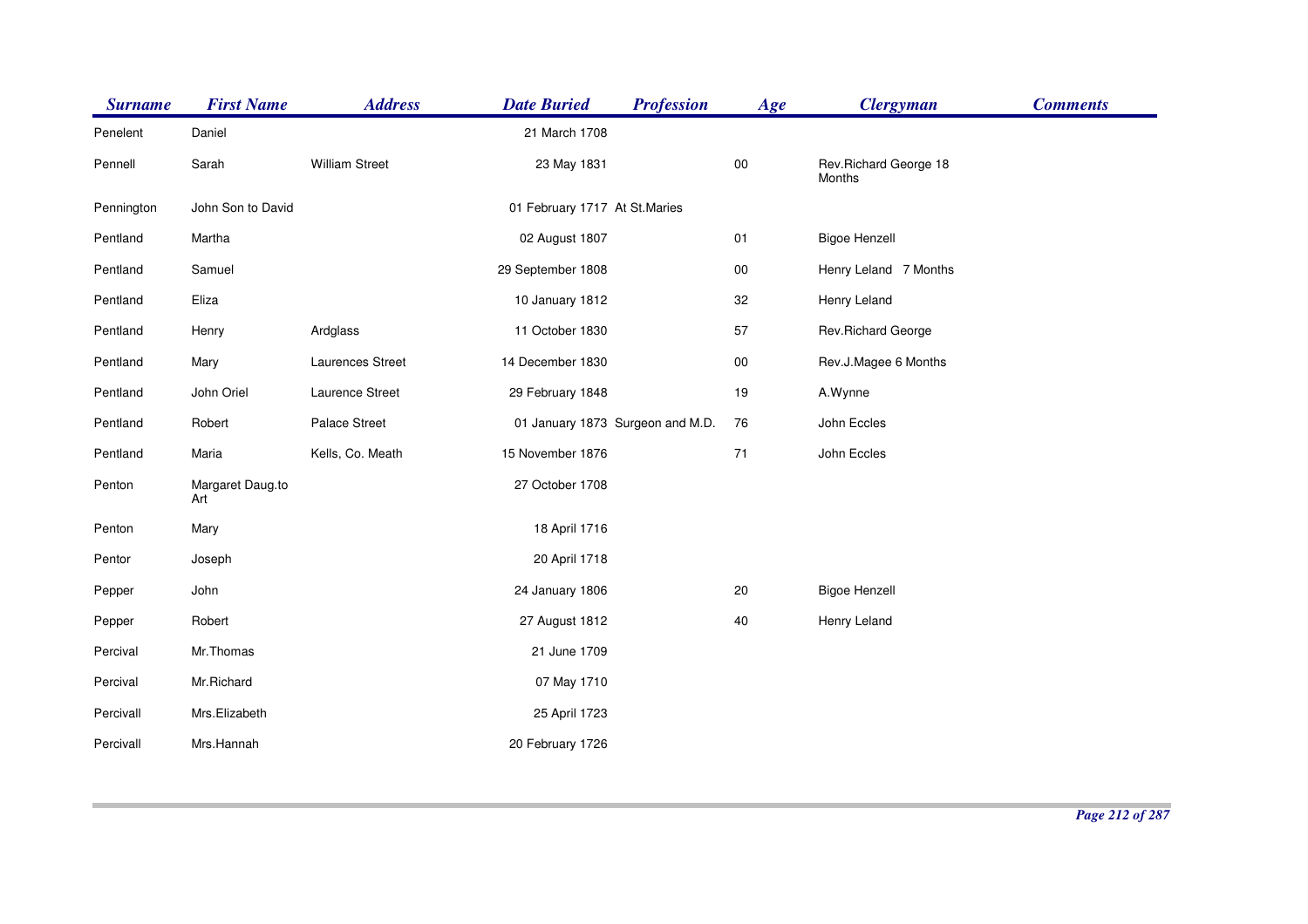| Surname | First Name | Address | Date Buried | Profession | Age | Clergyman | Comments |
| --- | --- | --- | --- | --- | --- | --- | --- |
| Penelent | Daniel | | 21 March 1708 | | | | |
| Pennell | Sarah | William Street | 23 May 1831 | | 00 | Rev.Richard George 18 Months | |
| Pennington | John Son to David | | 01 February 1717 | At St.Maries | | | |
| Pentland | Martha | | 02 August 1807 | | 01 | Bigoe Henzell | |
| Pentland | Samuel | | 29 September 1808 | | 00 | Henry Leland 7 Months | |
| Pentland | Eliza | | 10 January 1812 | | 32 | Henry Leland | |
| Pentland | Henry | Ardglass | 11 October 1830 | | 57 | Rev.Richard George | |
| Pentland | Mary | Laurences Street | 14 December 1830 | | 00 | Rev.J.Magee 6 Months | |
| Pentland | John Oriel | Laurence Street | 29 February 1848 | | 19 | A.Wynne | |
| Pentland | Robert | Palace Street | 01 January 1873 | Surgeon and M.D. | 76 | John Eccles | |
| Pentland | Maria | Kells, Co. Meath | 15 November 1876 | | 71 | John Eccles | |
| Penton | Margaret Daug.to Art | | 27 October 1708 | | | | |
| Penton | Mary | | 18 April 1716 | | | | |
| Pentor | Joseph | | 20 April 1718 | | | | |
| Pepper | John | | 24 January 1806 | | 20 | Bigoe Henzell | |
| Pepper | Robert | | 27 August 1812 | | 40 | Henry Leland | |
| Percival | Mr.Thomas | | 21 June 1709 | | | | |
| Percival | Mr.Richard | | 07 May 1710 | | | | |
| Percivall | Mrs.Elizabeth | | 25 April 1723 | | | | |
| Percivall | Mrs.Hannah | | 20 February 1726 | | | | |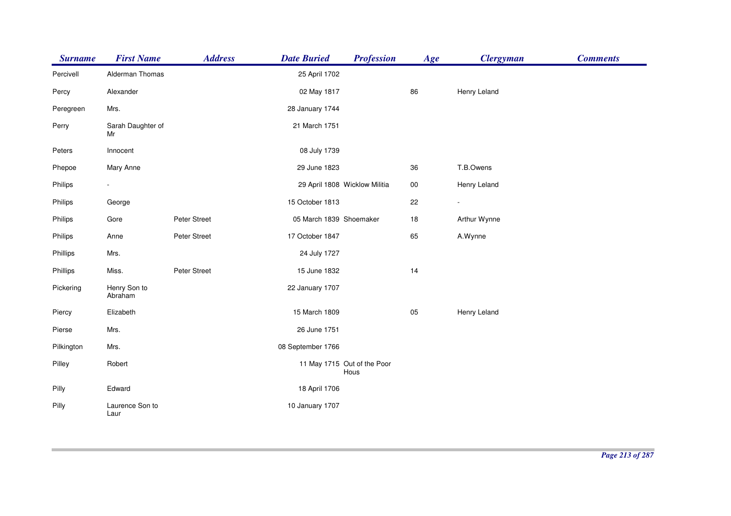| Surname | First Name | Address | Date Buried | Profession | Age | Clergyman | Comments |
|---|---|---|---|---|---|---|---|
| Percivell | Alderman Thomas | | 25 April 1702 | | | | |
| Percy | Alexander | | 02 May 1817 | | 86 | Henry Leland | |
| Peregreen | Mrs. | | 28 January 1744 | | | | |
| Perry | Sarah Daughter of Mr | | 21 March 1751 | | | | |
| Peters | Innocent | | 08 July 1739 | | | | |
| Phepoe | Mary Anne | | 29 June 1823 | | 36 | T.B.Owens | |
| Philips | - | | 29 April 1808 | Wicklow Militia | 00 | Henry Leland | |
| Philips | George | | 15 October 1813 | | 22 | - | |
| Philips | Gore | Peter Street | 05 March 1839 | Shoemaker | 18 | Arthur Wynne | |
| Philips | Anne | Peter Street | 17 October 1847 | | 65 | A.Wynne | |
| Phillips | Mrs. | | 24 July 1727 | | | | |
| Phillips | Miss. | Peter Street | 15 June 1832 | | 14 | | |
| Pickering | Henry Son to Abraham | | 22 January 1707 | | | | |
| Piercy | Elizabeth | | 15 March 1809 | | 05 | Henry Leland | |
| Pierse | Mrs. | | 26 June 1751 | | | | |
| Pilkington | Mrs. | | 08 September 1766 | | | | |
| Pilley | Robert | | 11 May 1715 | Out of the Poor Hous | | | |
| Pilly | Edward | | 18 April 1706 | | | | |
| Pilly | Laurence Son to Laur | | 10 January 1707 | | | | |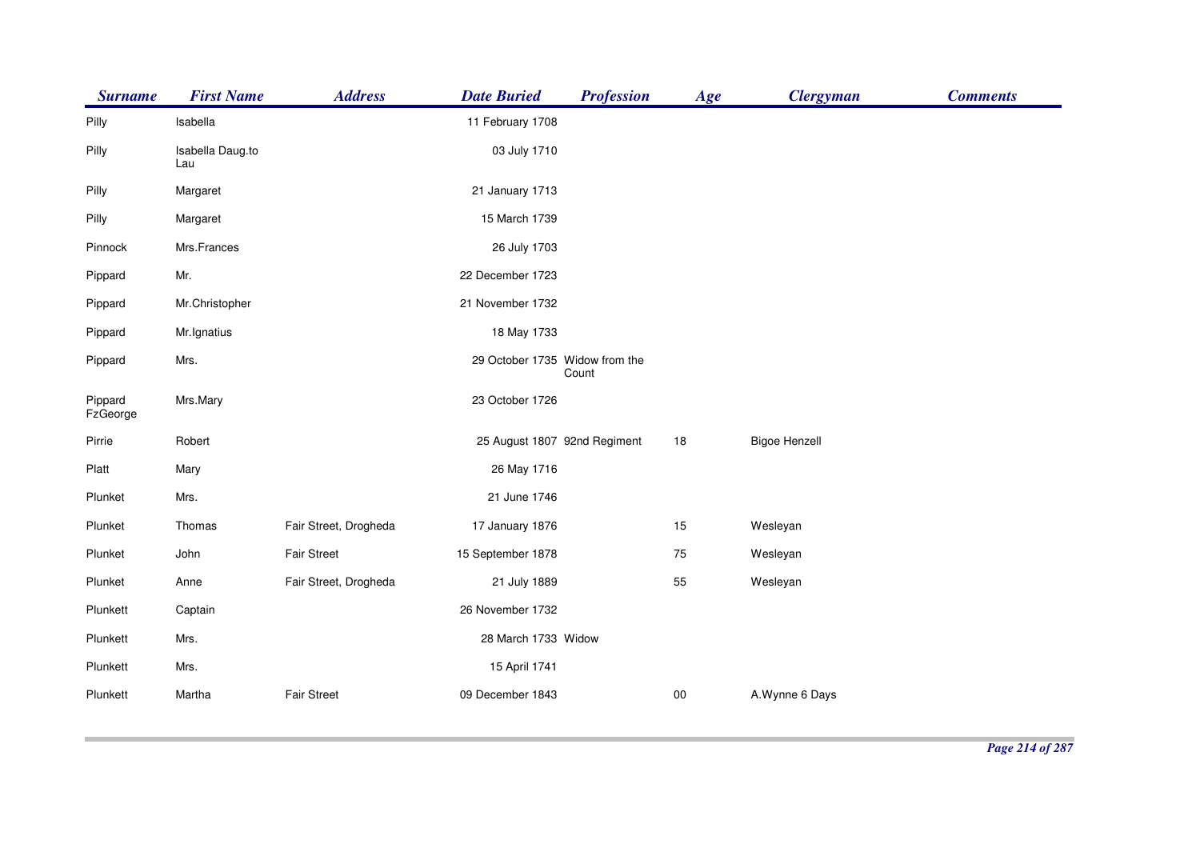| Surname | First Name | Address | Date Buried | Profession | Age | Clergyman | Comments |
|---|---|---|---|---|---|---|---|
| Pilly | Isabella | | 11 February 1708 | | | | |
| Pilly | Isabella Daug.to Lau | | 03 July 1710 | | | | |
| Pilly | Margaret | | 21 January 1713 | | | | |
| Pilly | Margaret | | 15 March 1739 | | | | |
| Pinnock | Mrs.Frances | | 26 July 1703 | | | | |
| Pippard | Mr. | | 22 December 1723 | | | | |
| Pippard | Mr.Christopher | | 21 November 1732 | | | | |
| Pippard | Mr.Ignatius | | 18 May 1733 | | | | |
| Pippard | Mrs. | | 29 October 1735 | Widow from the Count | | | |
| Pippard FzGeorge | Mrs.Mary | | 23 October 1726 | | | | |
| Pirrie | Robert | | 25 August 1807 | 92nd Regiment | 18 | Bigoe Henzell | |
| Platt | Mary | | 26 May 1716 | | | | |
| Plunket | Mrs. | | 21 June 1746 | | | | |
| Plunket | Thomas | Fair Street, Drogheda | 17 January 1876 | | 15 | Wesleyan | |
| Plunket | John | Fair Street | 15 September 1878 | | 75 | Wesleyan | |
| Plunket | Anne | Fair Street, Drogheda | 21 July 1889 | | 55 | Wesleyan | |
| Plunkett | Captain | | 26 November 1732 | | | | |
| Plunkett | Mrs. | | 28 March 1733 | Widow | | | |
| Plunkett | Mrs. | | 15 April 1741 | | | | |
| Plunkett | Martha | Fair Street | 09 December 1843 | | 00 | A.Wynne 6 Days | |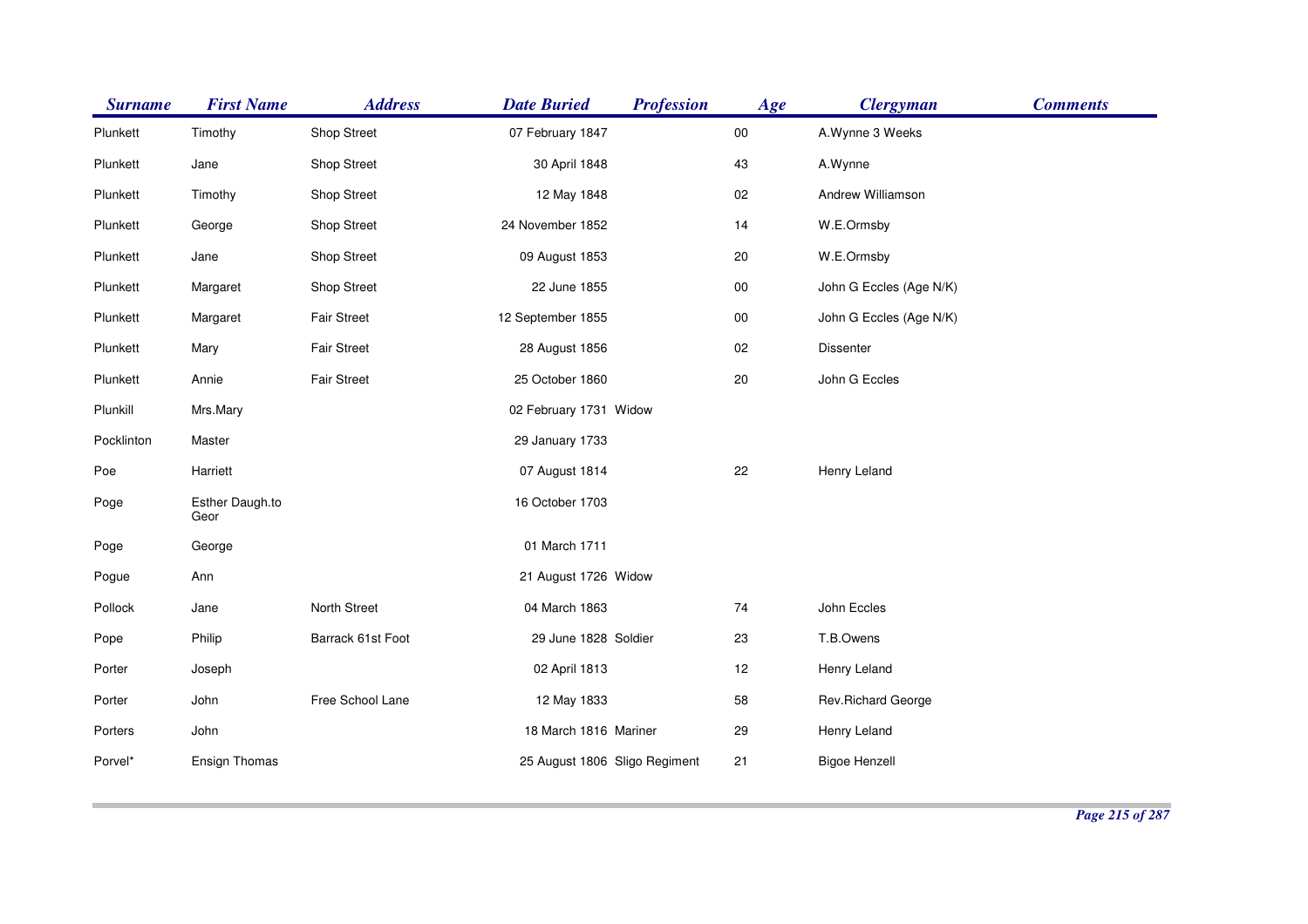| Surname | First Name | Address | Date Buried | Profession | Age | Clergyman | Comments |
|---|---|---|---|---|---|---|---|
| Plunkett | Timothy | Shop Street | 07 February 1847 | | 00 | A.Wynne 3 Weeks | |
| Plunkett | Jane | Shop Street | 30 April 1848 | | 43 | A.Wynne | |
| Plunkett | Timothy | Shop Street | 12 May 1848 | | 02 | Andrew Williamson | |
| Plunkett | George | Shop Street | 24 November 1852 | | 14 | W.E.Ormsby | |
| Plunkett | Jane | Shop Street | 09 August 1853 | | 20 | W.E.Ormsby | |
| Plunkett | Margaret | Shop Street | 22 June 1855 | | 00 | John G Eccles (Age N/K) | |
| Plunkett | Margaret | Fair Street | 12 September 1855 | | 00 | John G Eccles (Age N/K) | |
| Plunkett | Mary | Fair Street | 28 August 1856 | | 02 | Dissenter | |
| Plunkett | Annie | Fair Street | 25 October 1860 | | 20 | John G Eccles | |
| Plunkill | Mrs.Mary | | 02 February 1731 | Widow | | | |
| Pocklinton | Master | | 29 January 1733 | | | | |
| Poe | Harriett | | 07 August 1814 | | 22 | Henry Leland | |
| Poge | Esther Daugh.to Geor | | 16 October 1703 | | | | |
| Poge | George | | 01 March 1711 | | | | |
| Pogue | Ann | | 21 August 1726 | Widow | | | |
| Pollock | Jane | North Street | 04 March 1863 | | 74 | John Eccles | |
| Pope | Philip | Barrack 61st Foot | 29 June 1828 | Soldier | 23 | T.B.Owens | |
| Porter | Joseph | | 02 April 1813 | | 12 | Henry Leland | |
| Porter | John | Free School Lane | 12 May 1833 | | 58 | Rev.Richard George | |
| Porters | John | | 18 March 1816 | Mariner | 29 | Henry Leland | |
| Porvel* | Ensign Thomas | | 25 August 1806 | Sligo Regiment | 21 | Bigoe Henzell | |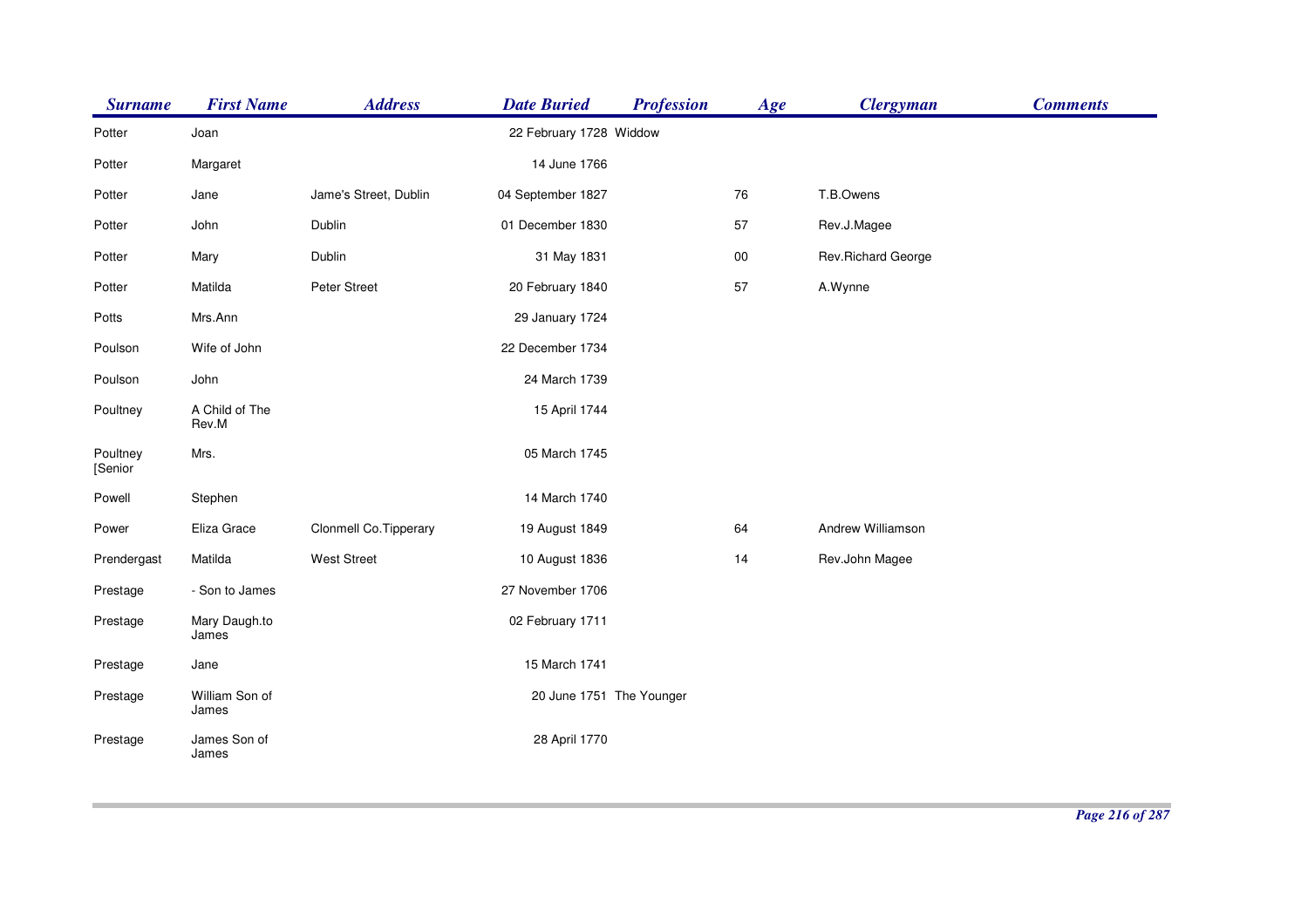| Surname | First Name | Address | Date Buried | Profession | Age | Clergyman | Comments |
|---|---|---|---|---|---|---|---|
| Potter | Joan | | 22 February 1728 | Widdow | | | |
| Potter | Margaret | | 14 June 1766 | | | | |
| Potter | Jane | Jame's Street, Dublin | 04 September 1827 | | 76 | T.B.Owens | |
| Potter | John | Dublin | 01 December 1830 | | 57 | Rev.J.Magee | |
| Potter | Mary | Dublin | 31 May 1831 | | 00 | Rev.Richard George | |
| Potter | Matilda | Peter Street | 20 February 1840 | | 57 | A.Wynne | |
| Potts | Mrs.Ann | | 29 January 1724 | | | | |
| Poulson | Wife of John | | 22 December 1734 | | | | |
| Poulson | John | | 24 March 1739 | | | | |
| Poultney | A Child of The Rev.M | | 15 April 1744 | | | | |
| Poultney [Senior | Mrs. | | 05 March 1745 | | | | |
| Powell | Stephen | | 14 March 1740 | | | | |
| Power | Eliza Grace | Clonmell Co.Tipperary | 19 August 1849 | | 64 | Andrew Williamson | |
| Prendergast | Matilda | West Street | 10 August 1836 | | 14 | Rev.John Magee | |
| Prestage | - Son to James | | 27 November 1706 | | | | |
| Prestage | Mary Daugh.to James | | 02 February 1711 | | | | |
| Prestage | Jane | | 15 March 1741 | | | | |
| Prestage | William Son of James | | 20 June 1751 | The Younger | | | |
| Prestage | James Son of James | | 28 April 1770 | | | | |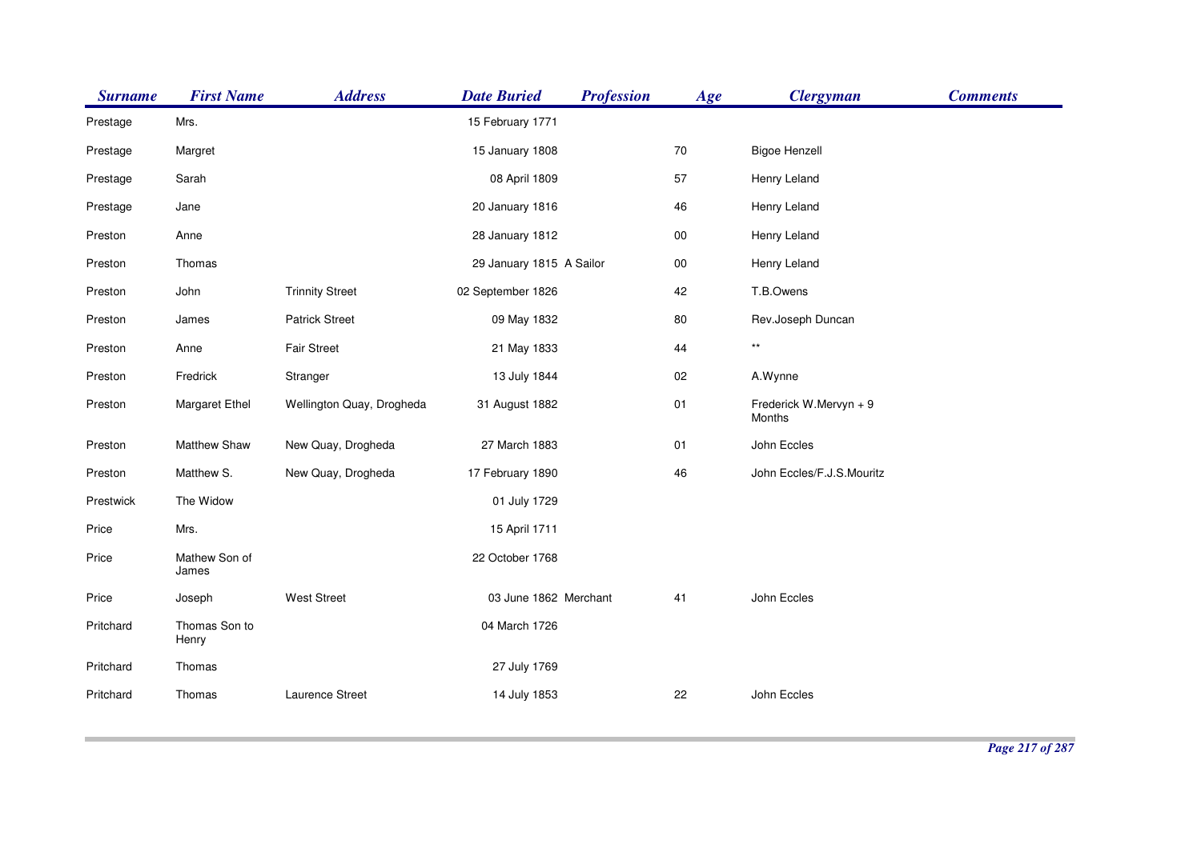| Surname | First Name | Address | Date Buried | Profession | Age | Clergyman | Comments |
|---|---|---|---|---|---|---|---|
| Prestage | Mrs. | | 15 February 1771 | | | | |
| Prestage | Margret | | 15 January 1808 | | 70 | Bigoe Henzell | |
| Prestage | Sarah | | 08 April 1809 | | 57 | Henry Leland | |
| Prestage | Jane | | 20 January 1816 | | 46 | Henry Leland | |
| Preston | Anne | | 28 January 1812 | | 00 | Henry Leland | |
| Preston | Thomas | | 29 January 1815 | A Sailor | 00 | Henry Leland | |
| Preston | John | Trinnity Street | 02 September 1826 | | 42 | T.B.Owens | |
| Preston | James | Patrick Street | 09 May 1832 | | 80 | Rev.Joseph Duncan | |
| Preston | Anne | Fair Street | 21 May 1833 | | 44 | ** | |
| Preston | Fredrick | Stranger | 13 July 1844 | | 02 | A.Wynne | |
| Preston | Margaret Ethel | Wellington Quay, Drogheda | 31 August 1882 | | 01 | Frederick W.Mervyn + 9 Months | |
| Preston | Matthew Shaw | New Quay, Drogheda | 27 March 1883 | | 01 | John Eccles | |
| Preston | Matthew S. | New Quay, Drogheda | 17 February 1890 | | 46 | John Eccles/F.J.S.Mouritz | |
| Prestwick | The Widow | | 01 July 1729 | | | | |
| Price | Mrs. | | 15 April 1711 | | | | |
| Price | Mathew Son of James | | 22 October 1768 | | | | |
| Price | Joseph | West Street | 03 June 1862 | Merchant | 41 | John Eccles | |
| Pritchard | Thomas Son to Henry | | 04 March 1726 | | | | |
| Pritchard | Thomas | | 27 July 1769 | | | | |
| Pritchard | Thomas | Laurence Street | 14 July 1853 | | 22 | John Eccles | |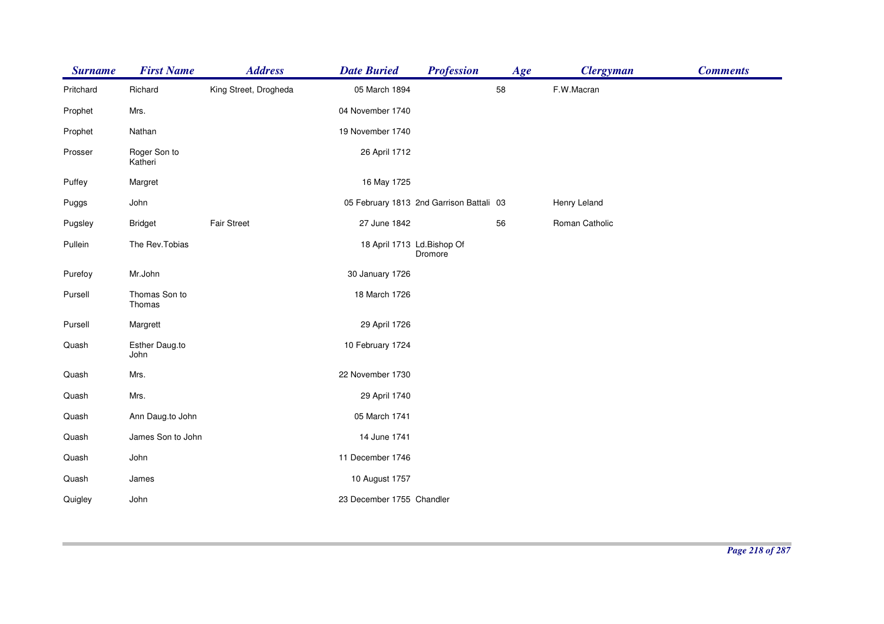| Surname | First Name | Address | Date Buried | Profession | Age | Clergyman | Comments |
|---|---|---|---|---|---|---|---|
| Pritchard | Richard | King Street, Drogheda | 05 March 1894 | | 58 | F.W.Macran | |
| Prophet | Mrs. | | 04 November 1740 | | | | |
| Prophet | Nathan | | 19 November 1740 | | | | |
| Prosser | Roger Son to Katheri | | 26 April 1712 | | | | |
| Puffey | Margret | | 16 May 1725 | | | | |
| Puggs | John | | 05 February 1813 | 2nd Garrison Battali | 03 | Henry Leland | |
| Pugsley | Bridget | Fair Street | 27 June 1842 | | 56 | Roman Catholic | |
| Pullein | The Rev.Tobias | | 18 April 1713 | Ld.Bishop Of Dromore | | | |
| Purefoy | Mr.John | | 30 January 1726 | | | | |
| Pursell | Thomas Son to Thomas | | 18 March 1726 | | | | |
| Pursell | Margrett | | 29 April 1726 | | | | |
| Quash | Esther Daug.to John | | 10 February 1724 | | | | |
| Quash | Mrs. | | 22 November 1730 | | | | |
| Quash | Mrs. | | 29 April 1740 | | | | |
| Quash | Ann Daug.to John | | 05 March 1741 | | | | |
| Quash | James Son to John | | 14 June 1741 | | | | |
| Quash | John | | 11 December 1746 | | | | |
| Quash | James | | 10 August 1757 | | | | |
| Quigley | John | | 23 December 1755 | Chandler | | | |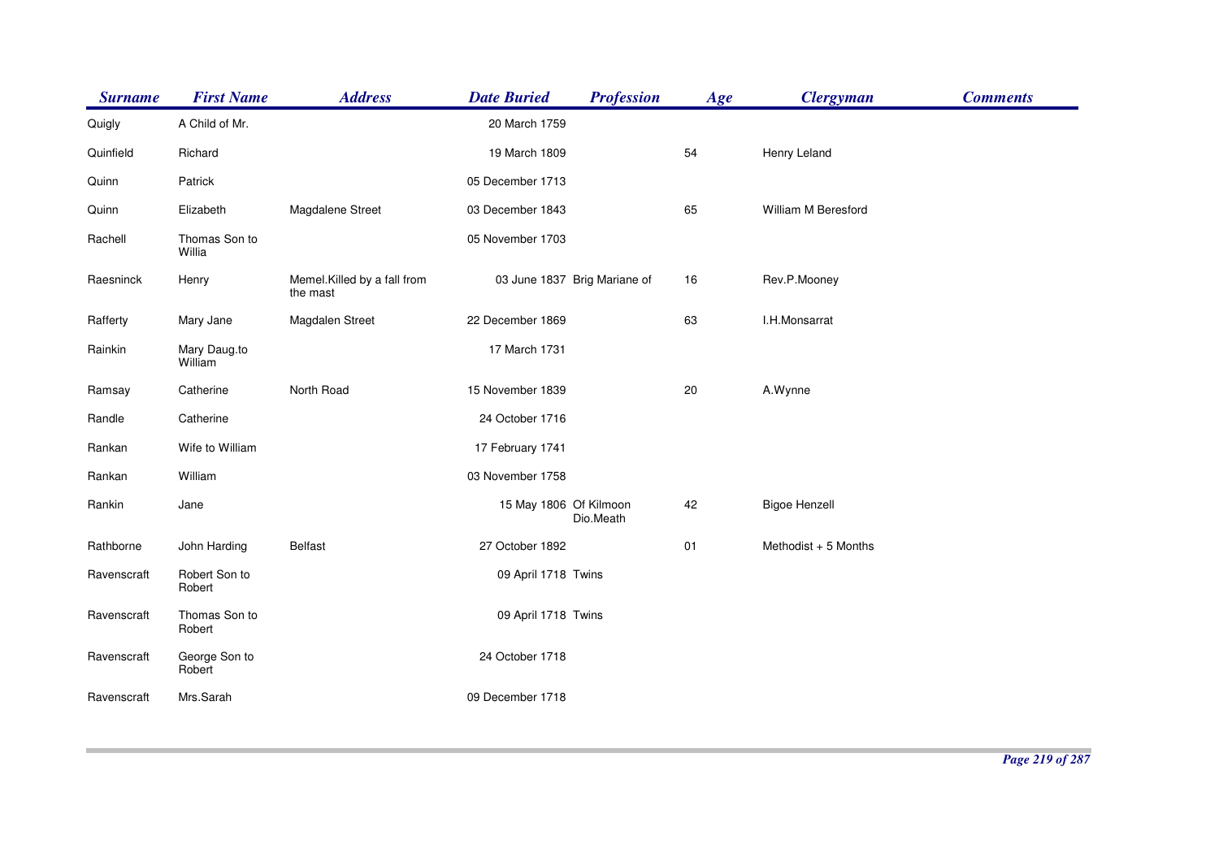| Surname | First Name | Address | Date Buried | Profession | Age | Clergyman | Comments |
|---|---|---|---|---|---|---|---|
| Quigly | A Child of Mr. | | 20 March 1759 | | | | |
| Quinfield | Richard | | 19 March 1809 | | 54 | Henry Leland | |
| Quinn | Patrick | | 05 December 1713 | | | | |
| Quinn | Elizabeth | Magdalene Street | 03 December 1843 | | 65 | William M Beresford | |
| Rachell | Thomas Son to Willia | | 05 November 1703 | | | | |
| Raesninck | Henry | Memel.Killed by a fall from the mast | 03 June 1837 | Brig Mariane of | 16 | Rev.P.Mooney | |
| Rafferty | Mary Jane | Magdalen Street | 22 December 1869 | | 63 | I.H.Monsarrat | |
| Rainkin | Mary Daug.to William | | 17 March 1731 | | | | |
| Ramsay | Catherine | North Road | 15 November 1839 | | 20 | A.Wynne | |
| Randle | Catherine | | 24 October 1716 | | | | |
| Rankan | Wife to William | | 17 February 1741 | | | | |
| Rankan | William | | 03 November 1758 | | | | |
| Rankin | Jane | | 15 May 1806 | Of Kilmoon Dio.Meath | 42 | Bigoe Henzell | |
| Rathborne | John Harding | Belfast | 27 October 1892 | | 01 | Methodist + 5 Months | |
| Ravenscraft | Robert Son to Robert | | 09 April 1718 | Twins | | | |
| Ravenscraft | Thomas Son to Robert | | 09 April 1718 | Twins | | | |
| Ravenscraft | George Son to Robert | | 24 October 1718 | | | | |
| Ravenscraft | Mrs.Sarah | | 09 December 1718 | | | | |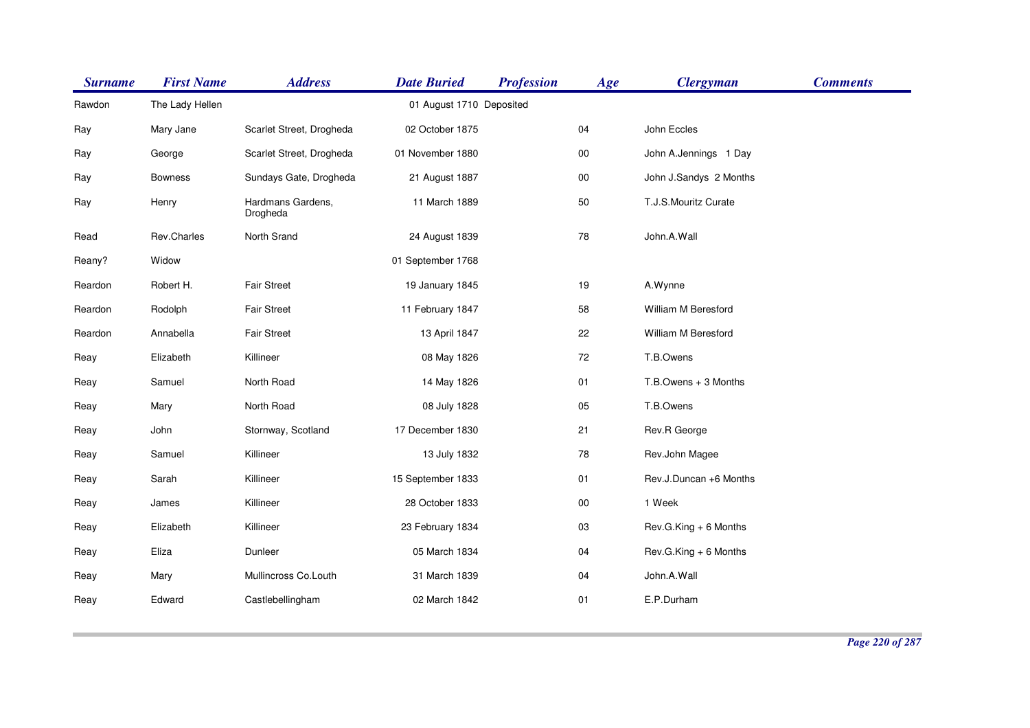| Surname | First Name | Address | Date Buried | Profession | Age | Clergyman | Comments |
|---|---|---|---|---|---|---|---|
| Rawdon | The Lady Hellen | | 01 August 1710 | Deposited | | | |
| Ray | Mary Jane | Scarlet Street, Drogheda | 02 October 1875 | | 04 | John Eccles | |
| Ray | George | Scarlet Street, Drogheda | 01 November 1880 | | 00 | John A.Jennings 1 Day | |
| Ray | Bowness | Sundays Gate, Drogheda | 21 August 1887 | | 00 | John J.Sandys 2 Months | |
| Ray | Henry | Hardmans Gardens, Drogheda | 11 March 1889 | | 50 | T.J.S.Mouritz Curate | |
| Read | Rev.Charles | North Srand | 24 August 1839 | | 78 | John.A.Wall | |
| Reany? | Widow | | 01 September 1768 | | | | |
| Reardon | Robert H. | Fair Street | 19 January 1845 | | 19 | A.Wynne | |
| Reardon | Rodolph | Fair Street | 11 February 1847 | | 58 | William M Beresford | |
| Reardon | Annabella | Fair Street | 13 April 1847 | | 22 | William M Beresford | |
| Reay | Elizabeth | Killineer | 08 May 1826 | | 72 | T.B.Owens | |
| Reay | Samuel | North Road | 14 May 1826 | | 01 | T.B.Owens + 3 Months | |
| Reay | Mary | North Road | 08 July 1828 | | 05 | T.B.Owens | |
| Reay | John | Stornway, Scotland | 17 December 1830 | | 21 | Rev.R George | |
| Reay | Samuel | Killineer | 13 July 1832 | | 78 | Rev.John Magee | |
| Reay | Sarah | Killineer | 15 September 1833 | | 01 | Rev.J.Duncan +6 Months | |
| Reay | James | Killineer | 28 October 1833 | | 00 | 1 Week | |
| Reay | Elizabeth | Killineer | 23 February 1834 | | 03 | Rev.G.King + 6 Months | |
| Reay | Eliza | Dunleer | 05 March 1834 | | 04 | Rev.G.King + 6 Months | |
| Reay | Mary | Mullincross Co.Louth | 31 March 1839 | | 04 | John.A.Wall | |
| Reay | Edward | Castlebellingham | 02 March 1842 | | 01 | E.P.Durham | |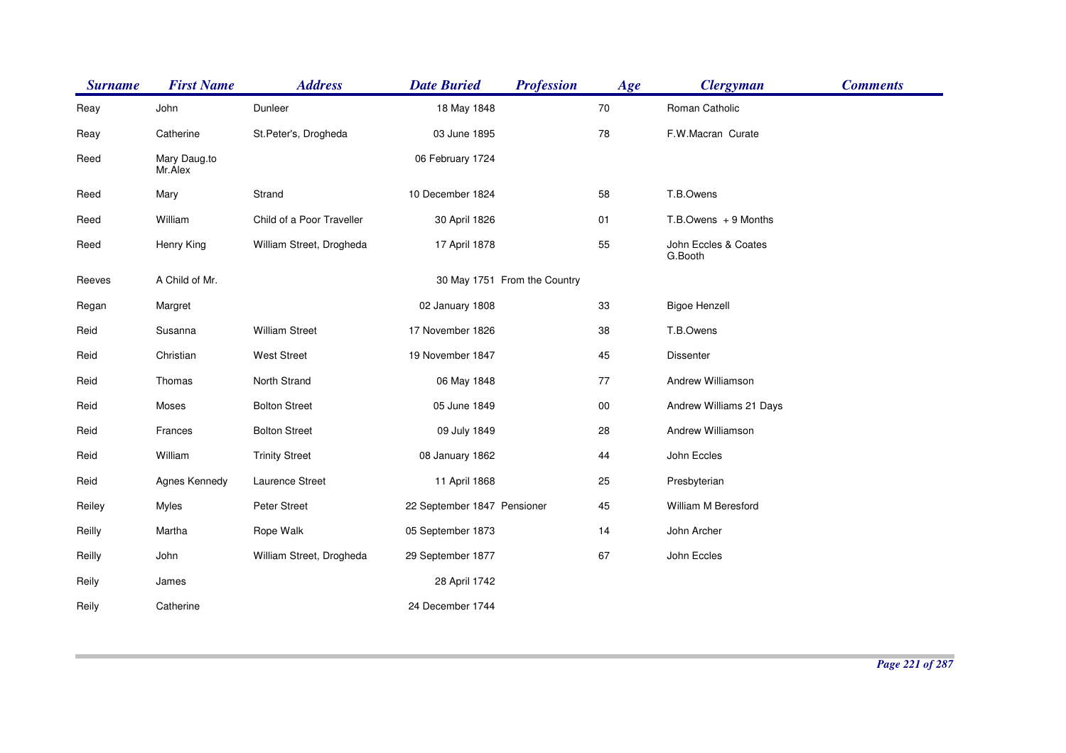| Surname | First Name | Address | Date Buried | Profession | Age | Clergyman | Comments |
|---|---|---|---|---|---|---|---|
| Reay | John | Dunleer | 18 May 1848 | | 70 | Roman Catholic | |
| Reay | Catherine | St.Peter's, Drogheda | 03 June 1895 | | 78 | F.W.Macran Curate | |
| Reed | Mary Daug.to Mr.Alex | | 06 February 1724 | | | | |
| Reed | Mary | Strand | 10 December 1824 | | 58 | T.B.Owens | |
| Reed | William | Child of a Poor Traveller | 30 April 1826 | | 01 | T.B.Owens + 9 Months | |
| Reed | Henry King | William Street, Drogheda | 17 April 1878 | | 55 | John Eccles & Coates G.Booth | |
| Reeves | A Child of Mr. | | 30 May 1751 | From the Country | | | |
| Regan | Margret | | 02 January 1808 | | 33 | Bigoe Henzell | |
| Reid | Susanna | William Street | 17 November 1826 | | 38 | T.B.Owens | |
| Reid | Christian | West Street | 19 November 1847 | | 45 | Dissenter | |
| Reid | Thomas | North Strand | 06 May 1848 | | 77 | Andrew Williamson | |
| Reid | Moses | Bolton Street | 05 June 1849 | | 00 | Andrew Williams 21 Days | |
| Reid | Frances | Bolton Street | 09 July 1849 | | 28 | Andrew Williamson | |
| Reid | William | Trinity Street | 08 January 1862 | | 44 | John Eccles | |
| Reid | Agnes Kennedy | Laurence Street | 11 April 1868 | | 25 | Presbyterian | |
| Reiley | Myles | Peter Street | 22 September 1847 | Pensioner | 45 | William M Beresford | |
| Reilly | Martha | Rope Walk | 05 September 1873 | | 14 | John Archer | |
| Reilly | John | William Street, Drogheda | 29 September 1877 | | 67 | John Eccles | |
| Reily | James | | 28 April 1742 | | | | |
| Reily | Catherine | | 24 December 1744 | | | | |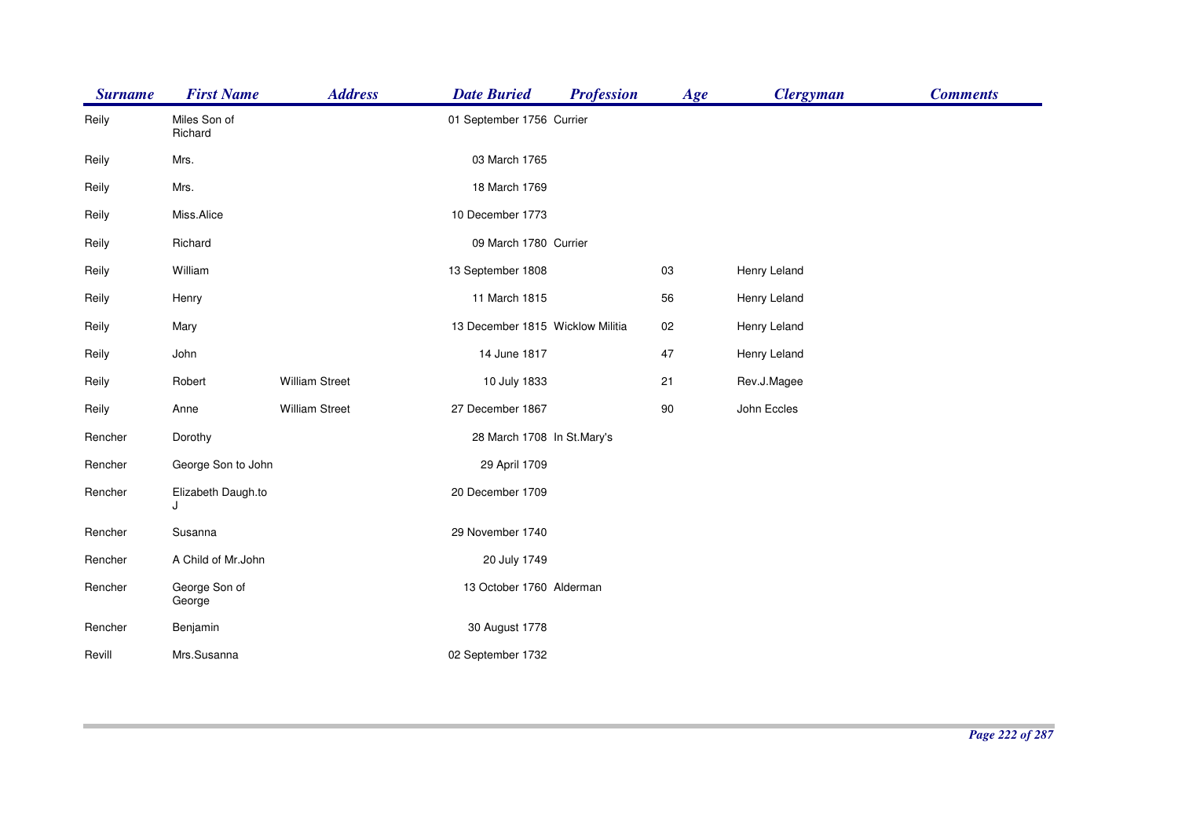| Surname | First Name | Address | Date Buried | Profession | Age | Clergyman | Comments |
|---|---|---|---|---|---|---|---|
| Reily | Miles Son of Richard | | 01 September 1756 | Currier | | | |
| Reily | Mrs. | | 03 March 1765 | | | | |
| Reily | Mrs. | | 18 March 1769 | | | | |
| Reily | Miss.Alice | | 10 December 1773 | | | | |
| Reily | Richard | | 09 March 1780 | Currier | | | |
| Reily | William | | 13 September 1808 | | 03 | Henry Leland | |
| Reily | Henry | | 11 March 1815 | | 56 | Henry Leland | |
| Reily | Mary | | 13 December 1815 | Wicklow Militia | 02 | Henry Leland | |
| Reily | John | | 14 June 1817 | | 47 | Henry Leland | |
| Reily | Robert | William Street | 10 July 1833 | | 21 | Rev.J.Magee | |
| Reily | Anne | William Street | 27 December 1867 | | 90 | John Eccles | |
| Rencher | Dorothy | | 28 March 1708 | In St.Mary's | | | |
| Rencher | George Son to John | | 29 April 1709 | | | | |
| Rencher | Elizabeth Daugh.to J | | 20 December 1709 | | | | |
| Rencher | Susanna | | 29 November 1740 | | | | |
| Rencher | A Child of Mr.John | | 20 July 1749 | | | | |
| Rencher | George Son of George | | 13 October 1760 | Alderman | | | |
| Rencher | Benjamin | | 30 August 1778 | | | | |
| Revill | Mrs.Susanna | | 02 September 1732 | | | | |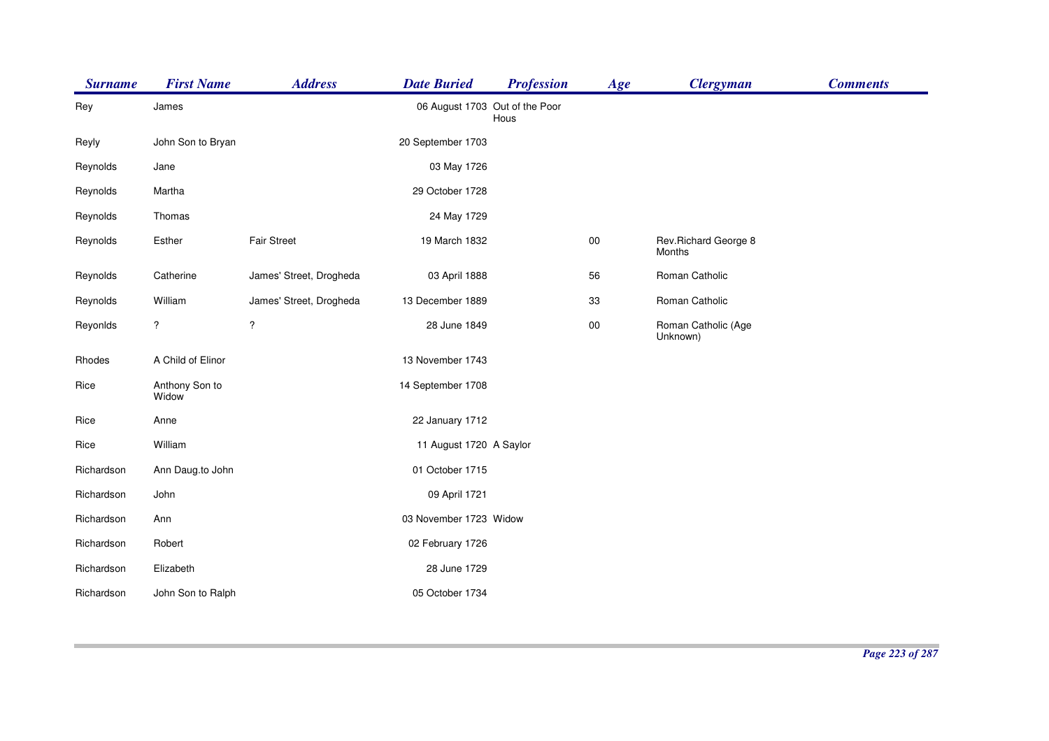| Surname | First Name | Address | Date Buried | Profession | Age | Clergyman | Comments |
|---|---|---|---|---|---|---|---|
| Rey | James | | 06 August 1703 | Out of the Poor Hous | | | |
| Reyly | John Son to Bryan | | 20 September 1703 | | | | |
| Reynolds | Jane | | 03 May 1726 | | | | |
| Reynolds | Martha | | 29 October 1728 | | | | |
| Reynolds | Thomas | | 24 May 1729 | | | | |
| Reynolds | Esther | Fair Street | 19 March 1832 | | 00 | Rev.Richard George 8 Months | |
| Reynolds | Catherine | James' Street, Drogheda | 03 April 1888 | | 56 | Roman Catholic | |
| Reynolds | William | James' Street, Drogheda | 13 December 1889 | | 33 | Roman Catholic | |
| Reyonlds | ? | ? | 28 June 1849 | | 00 | Roman Catholic (Age Unknown) | |
| Rhodes | A Child of Elinor | | 13 November 1743 | | | | |
| Rice | Anthony Son to Widow | | 14 September 1708 | | | | |
| Rice | Anne | | 22 January 1712 | | | | |
| Rice | William | | 11 August 1720 | A Saylor | | | |
| Richardson | Ann Daug.to John | | 01 October 1715 | | | | |
| Richardson | John | | 09 April 1721 | | | | |
| Richardson | Ann | | 03 November 1723 | Widow | | | |
| Richardson | Robert | | 02 February 1726 | | | | |
| Richardson | Elizabeth | | 28 June 1729 | | | | |
| Richardson | John Son to Ralph | | 05 October 1734 | | | | |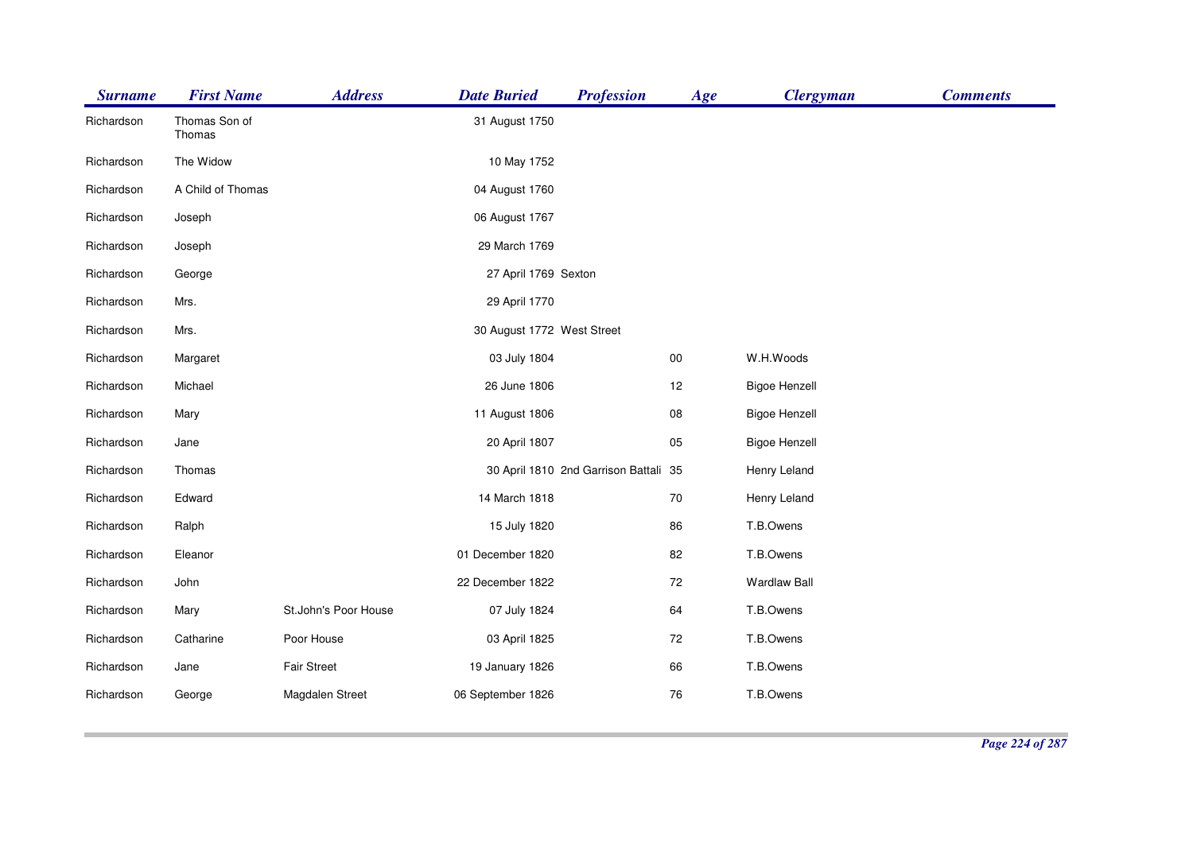| Surname | First Name | Address | Date Buried | Profession | Age | Clergyman | Comments |
|---|---|---|---|---|---|---|---|
| Richardson | Thomas Son of Thomas | | 31 August 1750 | | | | |
| Richardson | The Widow | | 10 May 1752 | | | | |
| Richardson | A Child of Thomas | | 04 August 1760 | | | | |
| Richardson | Joseph | | 06 August 1767 | | | | |
| Richardson | Joseph | | 29 March 1769 | | | | |
| Richardson | George | | 27 April 1769 | Sexton | | | |
| Richardson | Mrs. | | 29 April 1770 | | | | |
| Richardson | Mrs. | | 30 August 1772 | West Street | | | |
| Richardson | Margaret | | 03 July 1804 | | 00 | W.H.Woods | |
| Richardson | Michael | | 26 June 1806 | | 12 | Bigoe Henzell | |
| Richardson | Mary | | 11 August 1806 | | 08 | Bigoe Henzell | |
| Richardson | Jane | | 20 April 1807 | | 05 | Bigoe Henzell | |
| Richardson | Thomas | | 30 April 1810 | 2nd Garrison Battali | 35 | Henry Leland | |
| Richardson | Edward | | 14 March 1818 | | 70 | Henry Leland | |
| Richardson | Ralph | | 15 July 1820 | | 86 | T.B.Owens | |
| Richardson | Eleanor | | 01 December 1820 | | 82 | T.B.Owens | |
| Richardson | John | | 22 December 1822 | | 72 | Wardlaw Ball | |
| Richardson | Mary | St.John's Poor House | 07 July 1824 | | 64 | T.B.Owens | |
| Richardson | Catharine | Poor House | 03 April 1825 | | 72 | T.B.Owens | |
| Richardson | Jane | Fair Street | 19 January 1826 | | 66 | T.B.Owens | |
| Richardson | George | Magdalen Street | 06 September 1826 | | 76 | T.B.Owens | |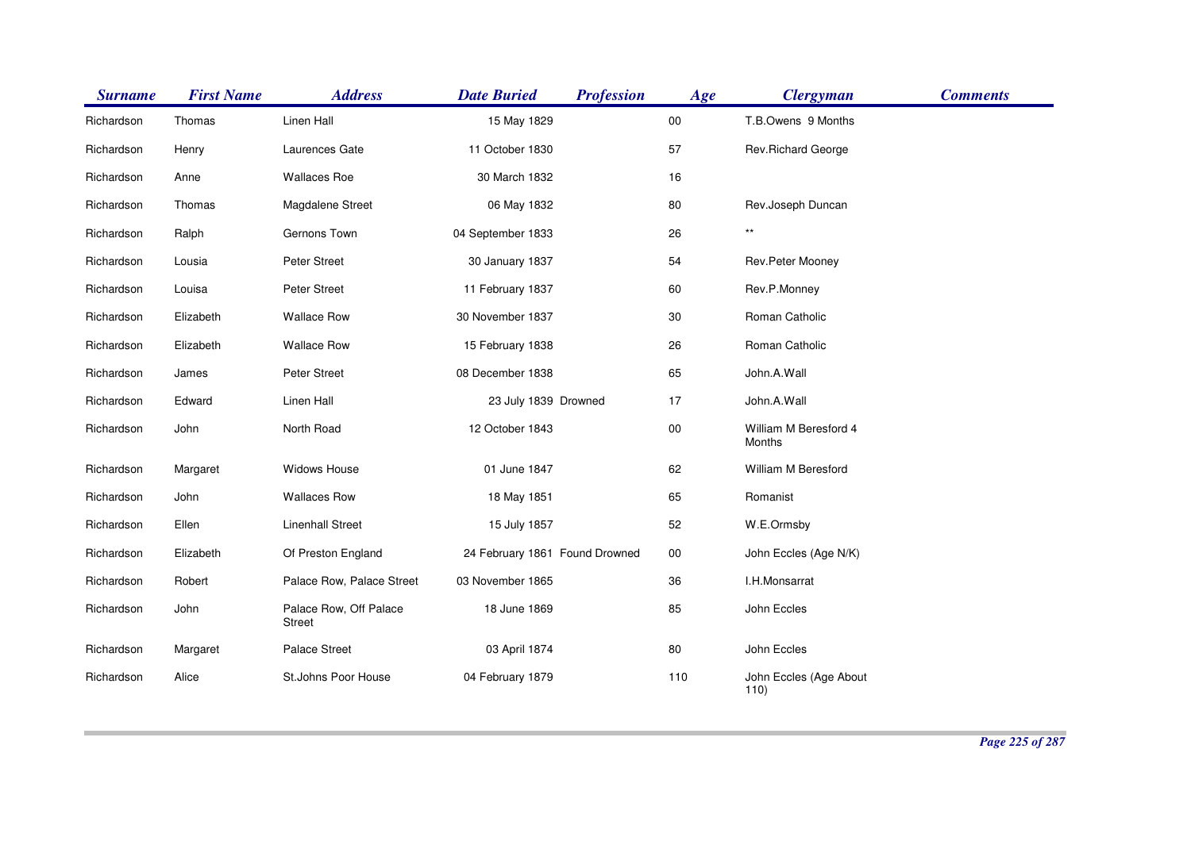| Surname | First Name | Address | Date Buried | Profession | Age | Clergyman | Comments |
|---|---|---|---|---|---|---|---|
| Richardson | Thomas | Linen Hall | 15 May 1829 | | 00 | T.B.Owens 9 Months | |
| Richardson | Henry | Laurences Gate | 11 October 1830 | | 57 | Rev.Richard George | |
| Richardson | Anne | Wallaces Roe | 30 March 1832 | | 16 | | |
| Richardson | Thomas | Magdalene Street | 06 May 1832 | | 80 | Rev.Joseph Duncan | |
| Richardson | Ralph | Gernons Town | 04 September 1833 | | 26 | ** | |
| Richardson | Lousia | Peter Street | 30 January 1837 | | 54 | Rev.Peter Mooney | |
| Richardson | Louisa | Peter Street | 11 February 1837 | | 60 | Rev.P.Monney | |
| Richardson | Elizabeth | Wallace Row | 30 November 1837 | | 30 | Roman Catholic | |
| Richardson | Elizabeth | Wallace Row | 15 February 1838 | | 26 | Roman Catholic | |
| Richardson | James | Peter Street | 08 December 1838 | | 65 | John.A.Wall | |
| Richardson | Edward | Linen Hall | 23 July 1839 | Drowned | 17 | John.A.Wall | |
| Richardson | John | North Road | 12 October 1843 | | 00 | William M Beresford 4 Months | |
| Richardson | Margaret | Widows House | 01 June 1847 | | 62 | William M Beresford | |
| Richardson | John | Wallaces Row | 18 May 1851 | | 65 | Romanist | |
| Richardson | Ellen | Linenhall Street | 15 July 1857 | | 52 | W.E.Ormsby | |
| Richardson | Elizabeth | Of Preston England | 24 February 1861 | Found Drowned | 00 | John Eccles (Age N/K) | |
| Richardson | Robert | Palace Row, Palace Street | 03 November 1865 | | 36 | I.H.Monsarrat | |
| Richardson | John | Palace Row, Off Palace Street | 18 June 1869 | | 85 | John Eccles | |
| Richardson | Margaret | Palace Street | 03 April 1874 | | 80 | John Eccles | |
| Richardson | Alice | St.Johns Poor House | 04 February 1879 | | 110 | John Eccles (Age About 110) | |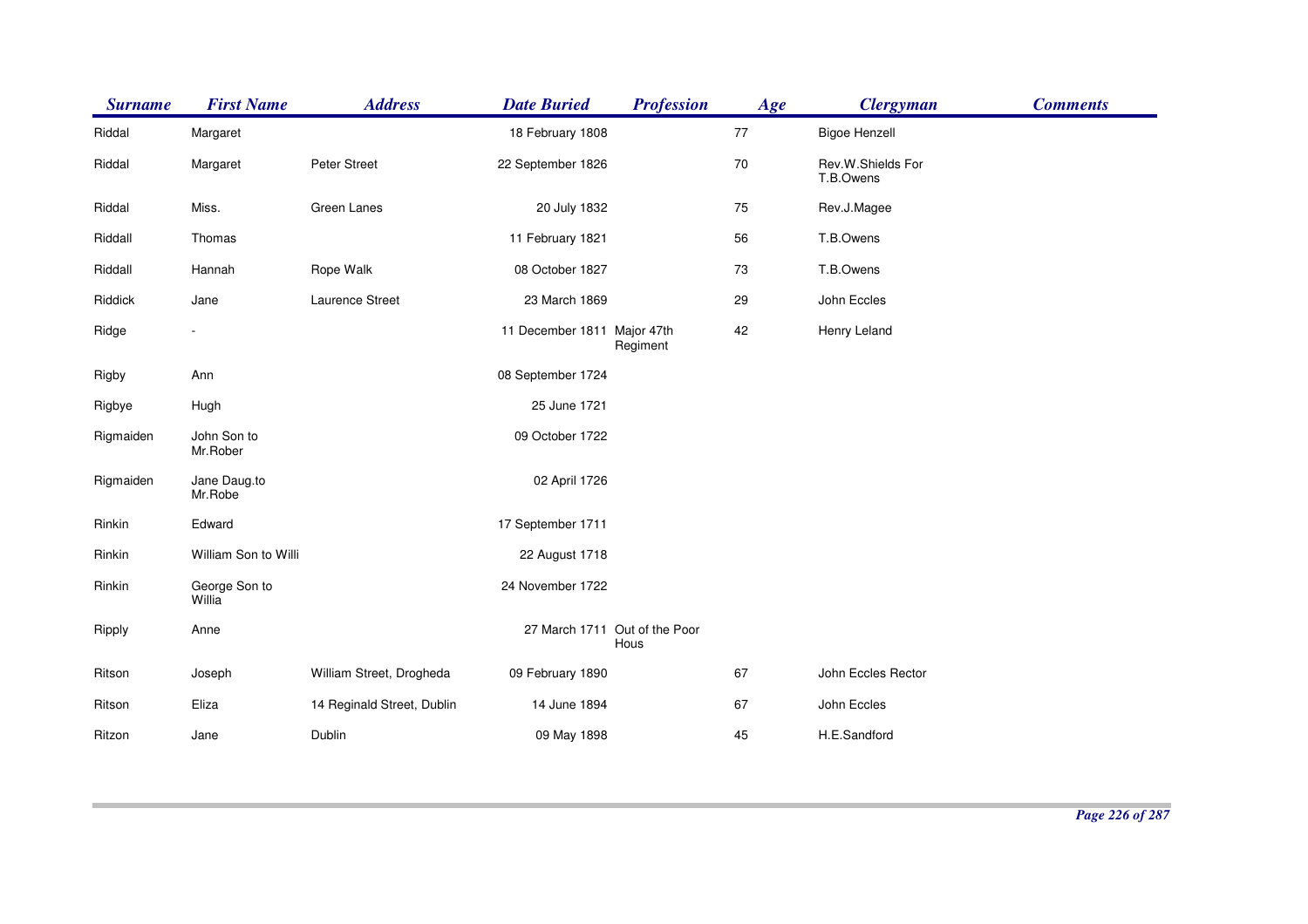| Surname | First Name | Address | Date Buried | Profession | Age | Clergyman | Comments |
|---|---|---|---|---|---|---|---|
| Riddal | Margaret | | 18 February 1808 | | 77 | Bigoe Henzell | |
| Riddal | Margaret | Peter Street | 22 September 1826 | | 70 | Rev.W.Shields For T.B.Owens | |
| Riddal | Miss. | Green Lanes | 20 July 1832 | | 75 | Rev.J.Magee | |
| Riddall | Thomas | | 11 February 1821 | | 56 | T.B.Owens | |
| Riddall | Hannah | Rope Walk | 08 October 1827 | | 73 | T.B.Owens | |
| Riddick | Jane | Laurence Street | 23 March 1869 | | 29 | John Eccles | |
| Ridge | - | | 11 December 1811 | Major 47th Regiment | 42 | Henry Leland | |
| Rigby | Ann | | 08 September 1724 | | | | |
| Rigbye | Hugh | | 25 June 1721 | | | | |
| Rigmaiden | John Son to Mr.Rober | | 09 October 1722 | | | | |
| Rigmaiden | Jane Daug.to Mr.Robe | | 02 April 1726 | | | | |
| Rinkin | Edward | | 17 September 1711 | | | | |
| Rinkin | William Son to Willi | | 22 August 1718 | | | | |
| Rinkin | George Son to Willia | | 24 November 1722 | | | | |
| Ripply | Anne | | 27 March 1711 | Out of the Poor Hous | | | |
| Ritson | Joseph | William Street, Drogheda | 09 February 1890 | | 67 | John Eccles Rector | |
| Ritson | Eliza | 14 Reginald Street, Dublin | 14 June 1894 | | 67 | John Eccles | |
| Ritzon | Jane | Dublin | 09 May 1898 | | 45 | H.E.Sandford | |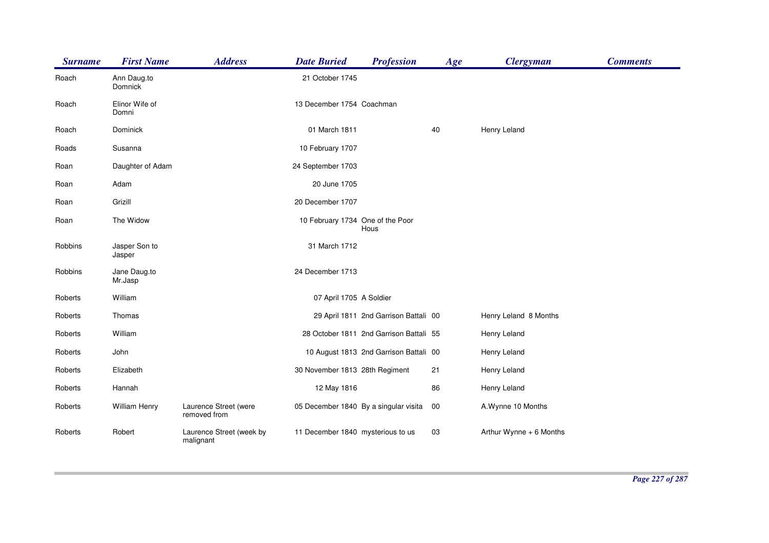| Surname | First Name | Address | Date Buried | Profession | Age | Clergyman | Comments |
|---|---|---|---|---|---|---|---|
| Roach | Ann Daug.to Domnick | | 21 October 1745 | | | | |
| Roach | Elinor Wife of Domni | | 13 December 1754 | Coachman | | | |
| Roach | Dominick | | 01 March 1811 | | 40 | Henry Leland | |
| Roads | Susanna | | 10 February 1707 | | | | |
| Roan | Daughter of Adam | | 24 September 1703 | | | | |
| Roan | Adam | | 20 June 1705 | | | | |
| Roan | Grizill | | 20 December 1707 | | | | |
| Roan | The Widow | | 10 February 1734 | One of the Poor Hous | | | |
| Robbins | Jasper Son to Jasper | | 31 March 1712 | | | | |
| Robbins | Jane Daug.to Mr.Jasp | | 24 December 1713 | | | | |
| Roberts | William | | 07 April 1705 | A Soldier | | | |
| Roberts | Thomas | | 29 April 1811 | 2nd Garrison Battali | 00 | Henry Leland | 8 Months |
| Roberts | William | | 28 October 1811 | 2nd Garrison Battali | 55 | Henry Leland | |
| Roberts | John | | 10 August 1813 | 2nd Garrison Battali | 00 | Henry Leland | |
| Roberts | Elizabeth | | 30 November 1813 | 28th Regiment | 21 | Henry Leland | |
| Roberts | Hannah | | 12 May 1816 | | 86 | Henry Leland | |
| Roberts | William Henry | Laurence Street (were removed from | 05 December 1840 | By a singular visita | 00 | A.Wynne | 10 Months |
| Roberts | Robert | Laurence Street (week by malignant | 11 December 1840 | mysterious to us | 03 | Arthur Wynne | + 6 Months |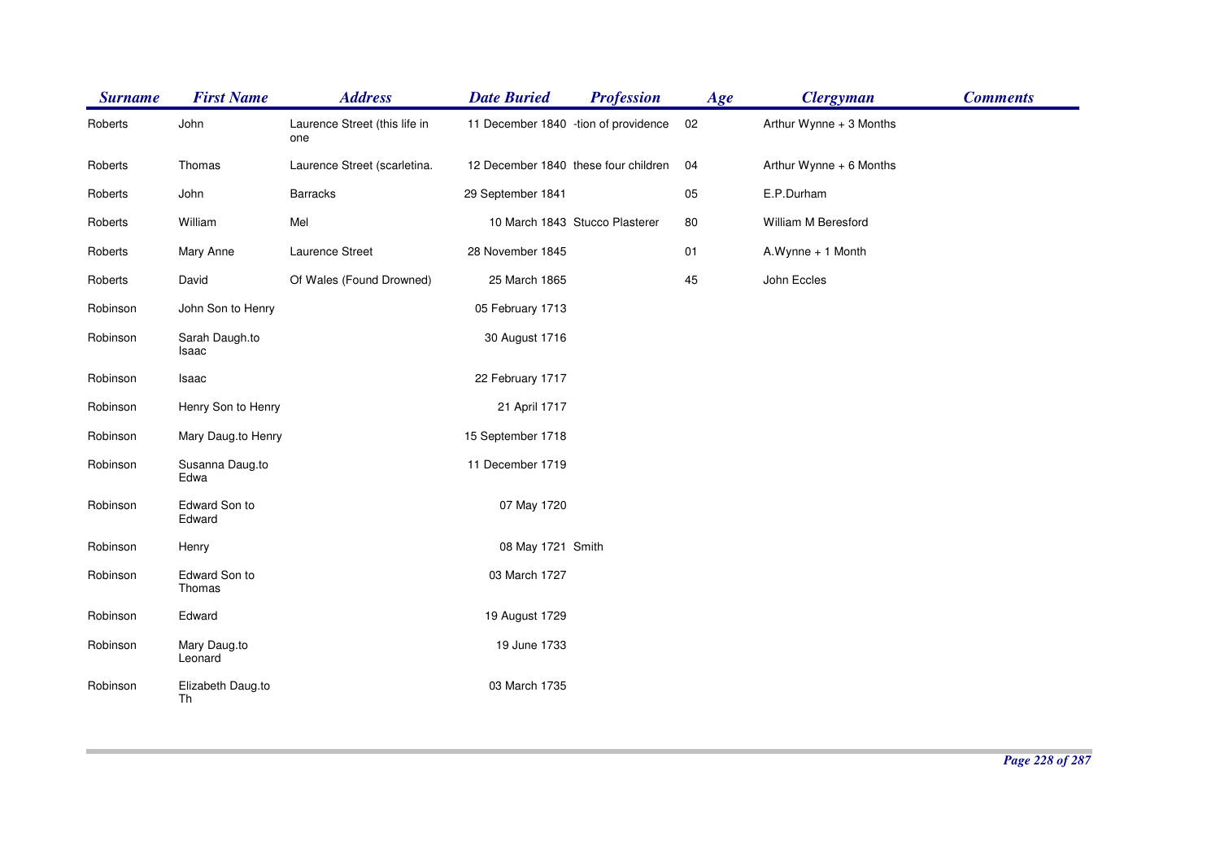| Surname | First Name | Address | Date Buried | Profession | Age | Clergyman | Comments |
|---|---|---|---|---|---|---|---|
| Roberts | John | Laurence Street (this life in one | 11 December 1840 | -tion of providence | 02 | Arthur Wynne + 3 Months | |
| Roberts | Thomas | Laurence Street (scarletina. | 12 December 1840 | these four children | 04 | Arthur Wynne + 6 Months | |
| Roberts | John | Barracks | 29 September 1841 | | 05 | E.P.Durham | |
| Roberts | William | Mel | 10 March 1843 | Stucco Plasterer | 80 | William M Beresford | |
| Roberts | Mary Anne | Laurence Street | 28 November 1845 | | 01 | A.Wynne + 1 Month | |
| Roberts | David | Of Wales (Found Drowned) | 25 March 1865 | | 45 | John Eccles | |
| Robinson | John Son to Henry | | 05 February 1713 | | | | |
| Robinson | Sarah Daugh.to Isaac | | 30 August 1716 | | | | |
| Robinson | Isaac | | 22 February 1717 | | | | |
| Robinson | Henry Son to Henry | | 21 April 1717 | | | | |
| Robinson | Mary Daug.to Henry | | 15 September 1718 | | | | |
| Robinson | Susanna Daug.to Edwa | | 11 December 1719 | | | | |
| Robinson | Edward Son to Edward | | 07 May 1720 | | | | |
| Robinson | Henry | | 08 May 1721 | Smith | | | |
| Robinson | Edward Son to Thomas | | 03 March 1727 | | | | |
| Robinson | Edward | | 19 August 1729 | | | | |
| Robinson | Mary Daug.to Leonard | | 19 June 1733 | | | | |
| Robinson | Elizabeth Daug.to Th | | 03 March 1735 | | | | |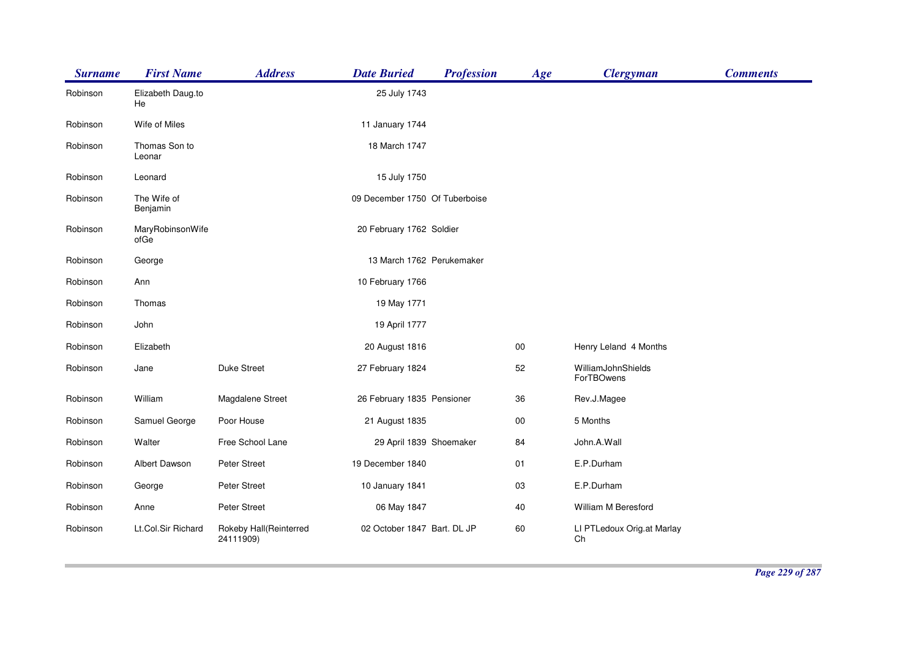| Surname | First Name | Address | Date Buried | Profession | Age | Clergyman | Comments |
|---|---|---|---|---|---|---|---|
| Robinson | Elizabeth Daug.to He | | 25 July 1743 | | | | |
| Robinson | Wife of Miles | | 11 January 1744 | | | | |
| Robinson | Thomas Son to Leonar | | 18 March 1747 | | | | |
| Robinson | Leonard | | 15 July 1750 | | | | |
| Robinson | The Wife of Benjamin | | 09 December 1750 | Of Tuberboise | | | |
| Robinson | MaryRobinsonWife ofGe | | 20 February 1762 | Soldier | | | |
| Robinson | George | | 13 March 1762 | Perukemaker | | | |
| Robinson | Ann | | 10 February 1766 | | | | |
| Robinson | Thomas | | 19 May 1771 | | | | |
| Robinson | John | | 19 April 1777 | | | | |
| Robinson | Elizabeth | | 20 August 1816 | | 00 | Henry Leland 4 Months | |
| Robinson | Jane | Duke Street | 27 February 1824 | | 52 | WilliamJohnShields ForTBOwens | |
| Robinson | William | Magdalene Street | 26 February 1835 | Pensioner | 36 | Rev.J.Magee | |
| Robinson | Samuel George | Poor House | 21 August 1835 | | 00 | 5 Months | |
| Robinson | Walter | Free School Lane | 29 April 1839 | Shoemaker | 84 | John.A.Wall | |
| Robinson | Albert Dawson | Peter Street | 19 December 1840 | | 01 | E.P.Durham | |
| Robinson | George | Peter Street | 10 January 1841 | | 03 | E.P.Durham | |
| Robinson | Anne | Peter Street | 06 May 1847 | | 40 | William M Beresford | |
| Robinson | Lt.Col.Sir Richard | Rokeby Hall(Reinterred 24111909) | 02 October 1847 | Bart. DL JP | 60 | Ll PTLedoux Orig.at Marlay Ch | |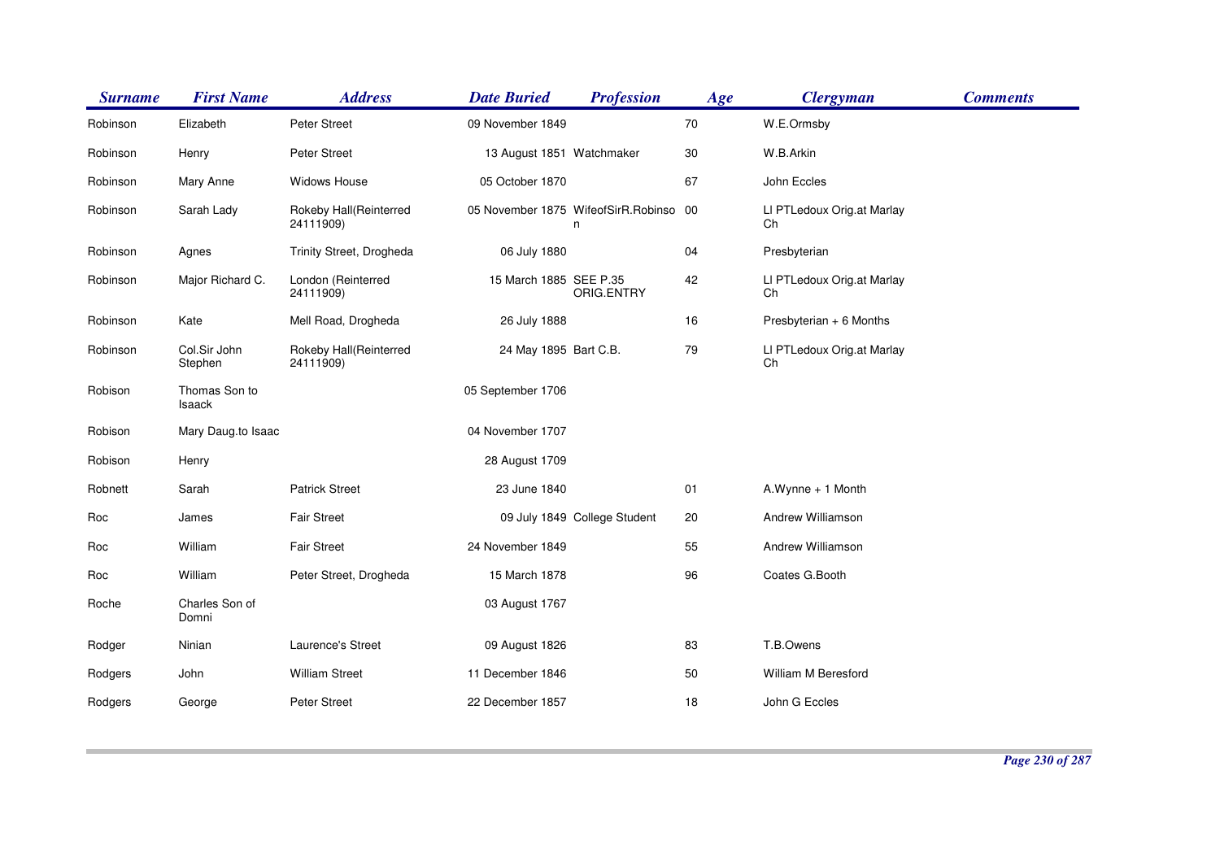| Surname | First Name | Address | Date Buried | Profession | Age | Clergyman | Comments |
|---|---|---|---|---|---|---|---|
| Robinson | Elizabeth | Peter Street | 09 November 1849 | | 70 | W.E.Ormsby | |
| Robinson | Henry | Peter Street | 13 August 1851 | Watchmaker | 30 | W.B.Arkin | |
| Robinson | Mary Anne | Widows House | 05 October 1870 | | 67 | John Eccles | |
| Robinson | Sarah Lady | Rokeby Hall(Reinterred 24111909) | 05 November 1875 | WifeofSirR.Robinson | 00 | Ll PTLedoux Orig.at Marlay Ch | |
| Robinson | Agnes | Trinity Street, Drogheda | 06 July 1880 | | 04 | Presbyterian | |
| Robinson | Major Richard C. | London (Reinterred 24111909) | 15 March 1885 | SEE P.35 ORIG.ENTRY | 42 | Ll PTLedoux Orig.at Marlay Ch | |
| Robinson | Kate | Mell Road, Drogheda | 26 July 1888 | | 16 | Presbyterian + 6 Months | |
| Robinson | Col.Sir John Stephen | Rokeby Hall(Reinterred 24111909) | 24 May 1895 | Bart C.B. | 79 | Ll PTLedoux Orig.at Marlay Ch | |
| Robison | Thomas Son to Isaack | | 05 September 1706 | | | | |
| Robison | Mary Daug.to Isaac | | 04 November 1707 | | | | |
| Robison | Henry | | 28 August 1709 | | | | |
| Robnett | Sarah | Patrick Street | 23 June 1840 | | 01 | A.Wynne + 1 Month | |
| Roc | James | Fair Street | 09 July 1849 | College Student | 20 | Andrew Williamson | |
| Roc | William | Fair Street | 24 November 1849 | | 55 | Andrew Williamson | |
| Roc | William | Peter Street, Drogheda | 15 March 1878 | | 96 | Coates G.Booth | |
| Roche | Charles Son of Domni | | 03 August 1767 | | | | |
| Rodger | Ninian | Laurence's Street | 09 August 1826 | | 83 | T.B.Owens | |
| Rodgers | John | William Street | 11 December 1846 | | 50 | William M Beresford | |
| Rodgers | George | Peter Street | 22 December 1857 | | 18 | John G Eccles | |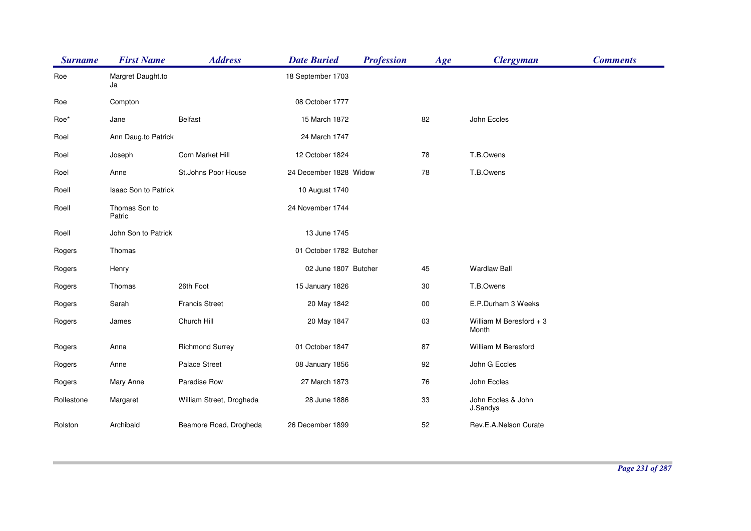| Surname | First Name | Address | Date Buried | Profession | Age | Clergyman | Comments |
|---|---|---|---|---|---|---|---|
| Roe | Margret Daught.to Ja | | 18 September 1703 | | | | |
| Roe | Compton | | 08 October 1777 | | | | |
| Roe* | Jane | Belfast | 15 March 1872 | | 82 | John Eccles | |
| Roel | Ann Daug.to Patrick | | 24 March 1747 | | | | |
| Roel | Joseph | Corn Market Hill | 12 October 1824 | | 78 | T.B.Owens | |
| Roel | Anne | St.Johns Poor House | 24 December 1828 | Widow | 78 | T.B.Owens | |
| Roell | Isaac Son to Patrick | | 10 August 1740 | | | | |
| Roell | Thomas Son to Patric | | 24 November 1744 | | | | |
| Roell | John Son to Patrick | | 13 June 1745 | | | | |
| Rogers | Thomas | | 01 October 1782 | Butcher | | | |
| Rogers | Henry | | 02 June 1807 | Butcher | 45 | Wardlaw Ball | |
| Rogers | Thomas | 26th Foot | 15 January 1826 | | 30 | T.B.Owens | |
| Rogers | Sarah | Francis Street | 20 May 1842 | | 00 | E.P.Durham 3 Weeks | |
| Rogers | James | Church Hill | 20 May 1847 | | 03 | William M Beresford + 3 Month | |
| Rogers | Anna | Richmond Surrey | 01 October 1847 | | 87 | William M Beresford | |
| Rogers | Anne | Palace Street | 08 January 1856 | | 92 | John G Eccles | |
| Rogers | Mary Anne | Paradise Row | 27 March 1873 | | 76 | John Eccles | |
| Rollestone | Margaret | William Street, Drogheda | 28 June 1886 | | 33 | John Eccles & John J.Sandys | |
| Rolston | Archibald | Beamore Road, Drogheda | 26 December 1899 | | 52 | Rev.E.A.Nelson Curate | |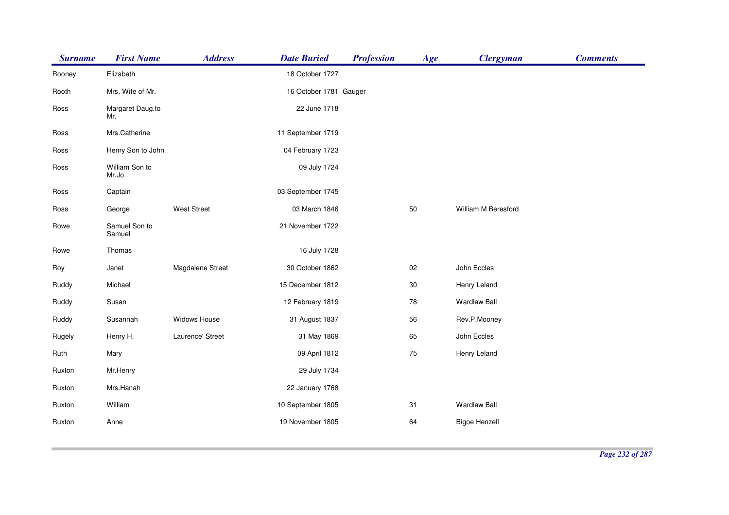| Surname | First Name | Address | Date Buried | Profession | Age | Clergyman | Comments |
|---|---|---|---|---|---|---|---|
| Rooney | Elizabeth | | 18 October 1727 | | | | |
| Rooth | Mrs. Wife of Mr. | | 16 October 1781 | Gauger | | | |
| Ross | Margaret Daug.to Mr. | | 22 June 1718 | | | | |
| Ross | Mrs.Catherine | | 11 September 1719 | | | | |
| Ross | Henry Son to John | | 04 February 1723 | | | | |
| Ross | William Son to Mr.Jo | | 09 July 1724 | | | | |
| Ross | Captain | | 03 September 1745 | | | | |
| Ross | George | West Street | 03 March 1846 | | 50 | William M Beresford | |
| Rowe | Samuel Son to Samuel | | 21 November 1722 | | | | |
| Rowe | Thomas | | 16 July 1728 | | | | |
| Roy | Janet | Magdalene Street | 30 October 1862 | | 02 | John Eccles | |
| Ruddy | Michael | | 15 December 1812 | | 30 | Henry Leland | |
| Ruddy | Susan | | 12 February 1819 | | 78 | Wardlaw Ball | |
| Ruddy | Susannah | Widows House | 31 August 1837 | | 56 | Rev.P.Mooney | |
| Rugely | Henry H. | Laurence' Street | 31 May 1869 | | 65 | John Eccles | |
| Ruth | Mary | | 09 April 1812 | | 75 | Henry Leland | |
| Ruxton | Mr.Henry | | 29 July 1734 | | | | |
| Ruxton | Mrs.Hanah | | 22 January 1768 | | | | |
| Ruxton | William | | 10 September 1805 | | 31 | Wardlaw Ball | |
| Ruxton | Anne | | 19 November 1805 | | 64 | Bigoe Henzell | |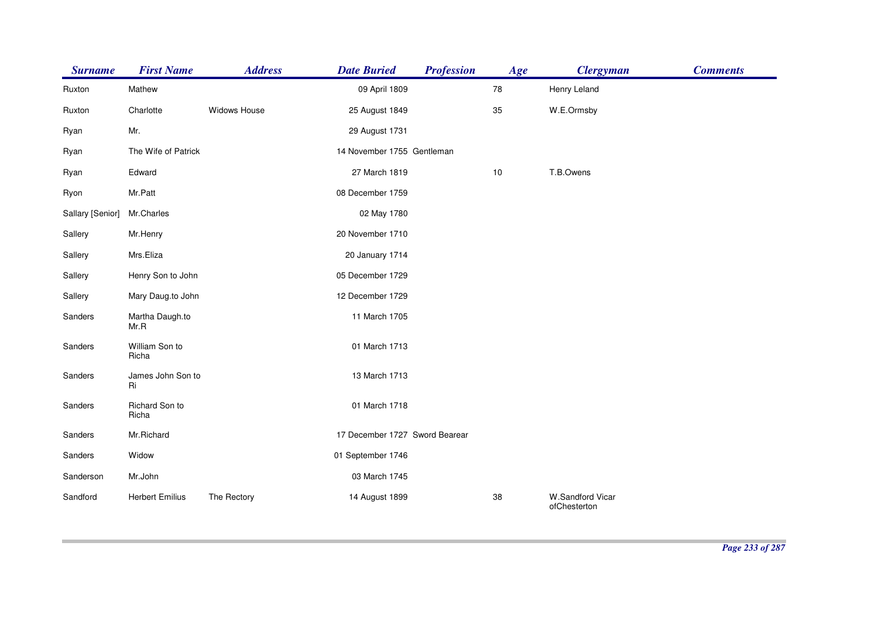| Surname | First Name | Address | Date Buried | Profession | Age | Clergyman | Comments |
|---|---|---|---|---|---|---|---|
| Ruxton | Mathew | | 09 April 1809 | | 78 | Henry Leland | |
| Ruxton | Charlotte | Widows House | 25 August 1849 | | 35 | W.E.Ormsby | |
| Ryan | Mr. | | 29 August 1731 | | | | |
| Ryan | The Wife of Patrick | | 14 November 1755 | Gentleman | | | |
| Ryan | Edward | | 27 March 1819 | | 10 | T.B.Owens | |
| Ryon | Mr.Patt | | 08 December 1759 | | | | |
| Sallary [Senior] | Mr.Charles | | 02 May 1780 | | | | |
| Sallery | Mr.Henry | | 20 November 1710 | | | | |
| Sallery | Mrs.Eliza | | 20 January 1714 | | | | |
| Sallery | Henry Son to John | | 05 December 1729 | | | | |
| Sallery | Mary Daug.to John | | 12 December 1729 | | | | |
| Sanders | Martha Daugh.to Mr.R | | 11 March 1705 | | | | |
| Sanders | William Son to Richa | | 01 March 1713 | | | | |
| Sanders | James John Son to Ri | | 13 March 1713 | | | | |
| Sanders | Richard Son to Richa | | 01 March 1718 | | | | |
| Sanders | Mr.Richard | | 17 December 1727 | Sword Bearear | | | |
| Sanders | Widow | | 01 September 1746 | | | | |
| Sanderson | Mr.John | | 03 March 1745 | | | | |
| Sandford | Herbert Emilius | The Rectory | 14 August 1899 | | 38 | W.Sandford Vicar ofChesterton | |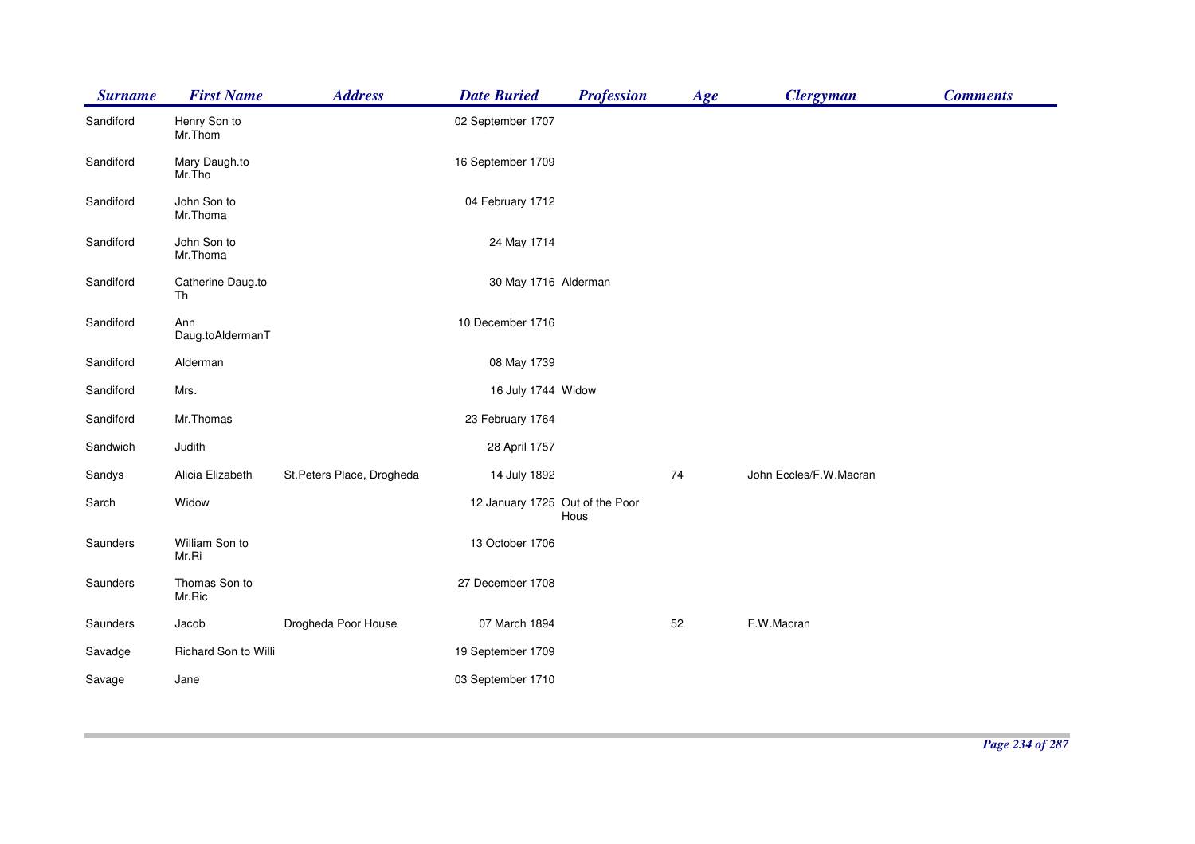| Surname | First Name | Address | Date Buried | Profession | Age | Clergyman | Comments |
|---|---|---|---|---|---|---|---|
| Sandiford | Henry Son to Mr.Thom | | 02 September 1707 | | | | |
| Sandiford | Mary Daugh.to Mr.Tho | | 16 September 1709 | | | | |
| Sandiford | John Son to Mr.Thoma | | 04 February 1712 | | | | |
| Sandiford | John Son to Mr.Thoma | | 24 May 1714 | | | | |
| Sandiford | Catherine Daug.to Th | | 30 May 1716 | Alderman | | | |
| Sandiford | Ann Daug.toAldermanT | | 10 December 1716 | | | | |
| Sandiford | Alderman | | 08 May 1739 | | | | |
| Sandiford | Mrs. | | 16 July 1744 | Widow | | | |
| Sandiford | Mr.Thomas | | 23 February 1764 | | | | |
| Sandwich | Judith | | 28 April 1757 | | | | |
| Sandys | Alicia Elizabeth | St.Peters Place, Drogheda | 14 July 1892 | | 74 | John Eccles/F.W.Macran | |
| Sarch | Widow | | 12 January 1725 | Out of the Poor Hous | | | |
| Saunders | William Son to Mr.Ri | | 13 October 1706 | | | | |
| Saunders | Thomas Son to Mr.Ric | | 27 December 1708 | | | | |
| Saunders | Jacob | Drogheda Poor House | 07 March 1894 | | 52 | F.W.Macran | |
| Savadge | Richard Son to Willi | | 19 September 1709 | | | | |
| Savage | Jane | | 03 September 1710 | | | | |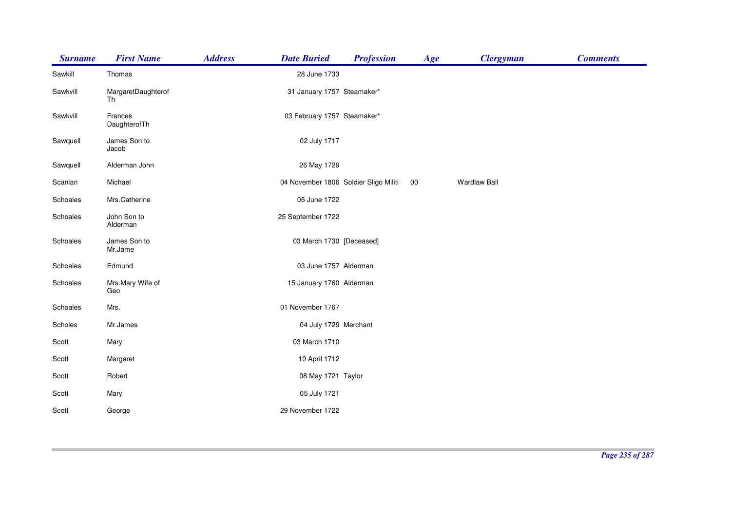| Surname | First Name | Address | Date Buried | Profession | Age | Clergyman | Comments |
|---|---|---|---|---|---|---|---|
| Sawkill | Thomas | | 28 June 1733 | | | | |
| Sawkvill | MargaretDaughterof Th | | 31 January 1757 | Steamaker* | | | |
| Sawkvill | Frances DaughterofTh | | 03 February 1757 | Steamaker* | | | |
| Sawquell | James Son to Jacob | | 02 July 1717 | | | | |
| Sawquell | Alderman John | | 26 May 1729 | | | | |
| Scanlan | Michael | | 04 November 1806 | Soldier Sligo Militi | 00 | Wardlaw Ball | |
| Schoales | Mrs.Catherine | | 05 June 1722 | | | | |
| Schoales | John Son to Alderman | | 25 September 1722 | | | | |
| Schoales | James Son to Mr.Jame | | 03 March 1730 | [Deceased] | | | |
| Schoales | Edmund | | 03 June 1757 | Alderman | | | |
| Schoales | Mrs.Mary Wife of Geo | | 15 January 1760 | Alderman | | | |
| Schoales | Mrs. | | 01 November 1767 | | | | |
| Scholes | Mr.James | | 04 July 1729 | Merchant | | | |
| Scott | Mary | | 03 March 1710 | | | | |
| Scott | Margaret | | 10 April 1712 | | | | |
| Scott | Robert | | 08 May 1721 | Taylor | | | |
| Scott | Mary | | 05 July 1721 | | | | |
| Scott | George | | 29 November 1722 | | | | |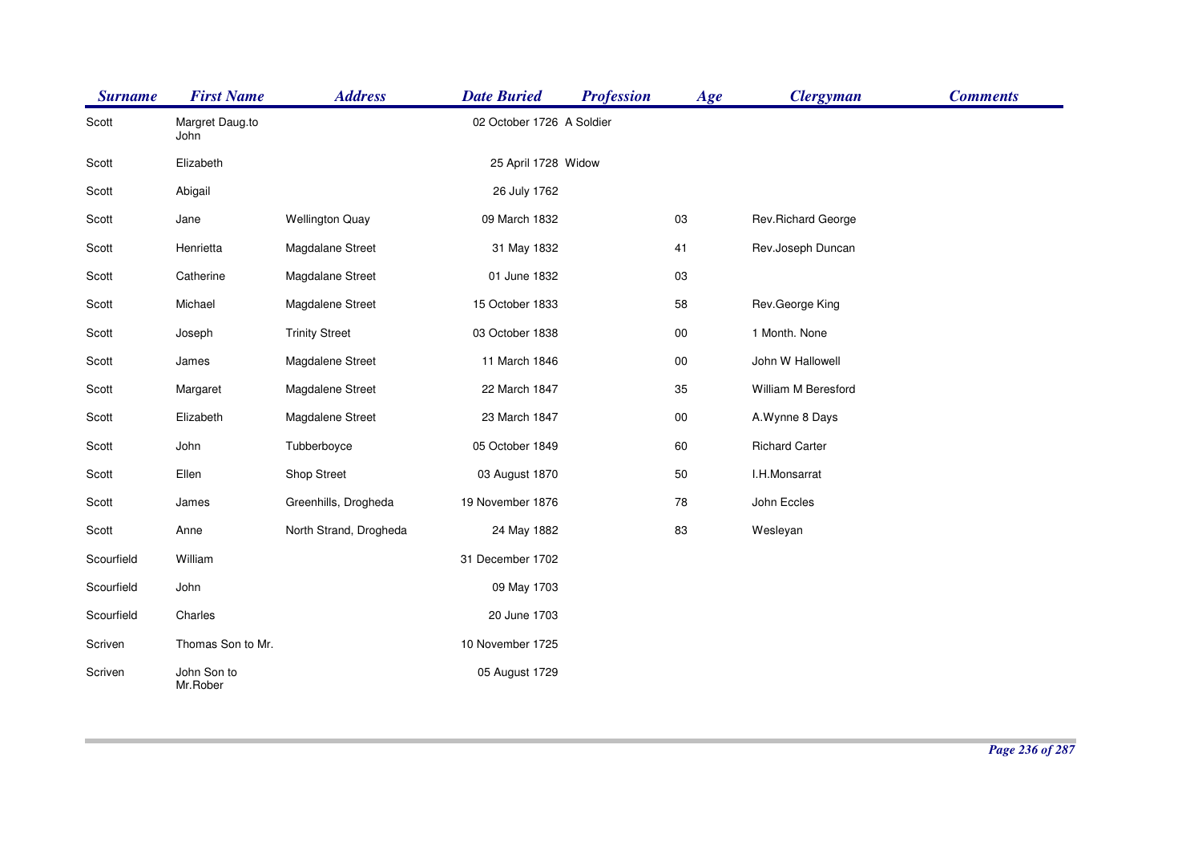| Surname | First Name | Address | Date Buried | Profession | Age | Clergyman | Comments |
| --- | --- | --- | --- | --- | --- | --- | --- |
| Scott | Margret Daug.to John | | 02 October 1726 | A Soldier | | | |
| Scott | Elizabeth | | 25 April 1728 | Widow | | | |
| Scott | Abigail | | 26 July 1762 | | | | |
| Scott | Jane | Wellington Quay | 09 March 1832 | | 03 | Rev.Richard George | |
| Scott | Henrietta | Magdalane Street | 31 May 1832 | | 41 | Rev.Joseph Duncan | |
| Scott | Catherine | Magdalane Street | 01 June 1832 | | 03 | | |
| Scott | Michael | Magdalene Street | 15 October 1833 | | 58 | Rev.George King | |
| Scott | Joseph | Trinity Street | 03 October 1838 | | 00 | 1 Month. None | |
| Scott | James | Magdalene Street | 11 March 1846 | | 00 | John W Hallowell | |
| Scott | Margaret | Magdalene Street | 22 March 1847 | | 35 | William M Beresford | |
| Scott | Elizabeth | Magdalene Street | 23 March 1847 | | 00 | A.Wynne 8 Days | |
| Scott | John | Tubberboyce | 05 October 1849 | | 60 | Richard Carter | |
| Scott | Ellen | Shop Street | 03 August 1870 | | 50 | I.H.Monsarrat | |
| Scott | James | Greenhills, Drogheda | 19 November 1876 | | 78 | John Eccles | |
| Scott | Anne | North Strand, Drogheda | 24 May 1882 | | 83 | Wesleyan | |
| Scourfield | William | | 31 December 1702 | | | | |
| Scourfield | John | | 09 May 1703 | | | | |
| Scourfield | Charles | | 20 June 1703 | | | | |
| Scriven | Thomas Son to Mr. | | 10 November 1725 | | | | |
| Scriven | John Son to Mr.Rober | | 05 August 1729 | | | | |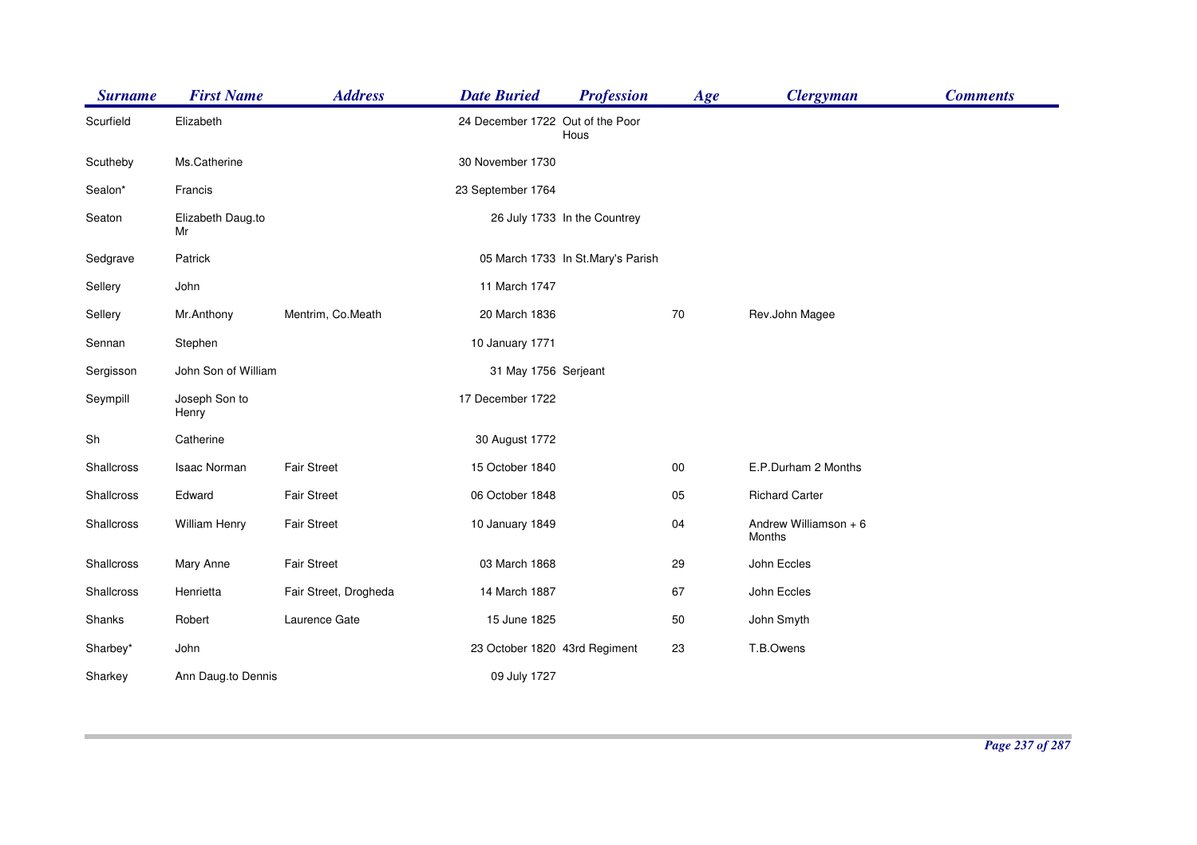| Surname | First Name | Address | Date Buried | Profession | Age | Clergyman | Comments |
|---|---|---|---|---|---|---|---|
| Scurfield | Elizabeth | | 24 December 1722 | Out of the Poor Hous | | | |
| Scutheby | Ms.Catherine | | 30 November 1730 | | | | |
| Sealon* | Francis | | 23 September 1764 | | | | |
| Seaton | Elizabeth Daug.to Mr | | 26 July 1733 | In the Countrey | | | |
| Sedgrave | Patrick | | 05 March 1733 | In St.Mary's Parish | | | |
| Sellery | John | | 11 March 1747 | | | | |
| Sellery | Mr.Anthony | Mentrim, Co.Meath | 20 March 1836 | | 70 | Rev.John Magee | |
| Sennan | Stephen | | 10 January 1771 | | | | |
| Sergisson | John Son of William | | 31 May 1756 | Serjeant | | | |
| Seympill | Joseph Son to Henry | | 17 December 1722 | | | | |
| Sh | Catherine | | 30 August 1772 | | | | |
| Shallcross | Isaac Norman | Fair Street | 15 October 1840 | | 00 | E.P.Durham 2 Months | |
| Shallcross | Edward | Fair Street | 06 October 1848 | | 05 | Richard Carter | |
| Shallcross | William Henry | Fair Street | 10 January 1849 | | 04 | Andrew Williamson + 6 Months | |
| Shallcross | Mary Anne | Fair Street | 03 March 1868 | | 29 | John Eccles | |
| Shallcross | Henrietta | Fair Street, Drogheda | 14 March 1887 | | 67 | John Eccles | |
| Shanks | Robert | Laurence Gate | 15 June 1825 | | 50 | John Smyth | |
| Sharbey* | John | | 23 October 1820 | 43rd Regiment | 23 | T.B.Owens | |
| Sharkey | Ann Daug.to Dennis | | 09 July 1727 | | | | |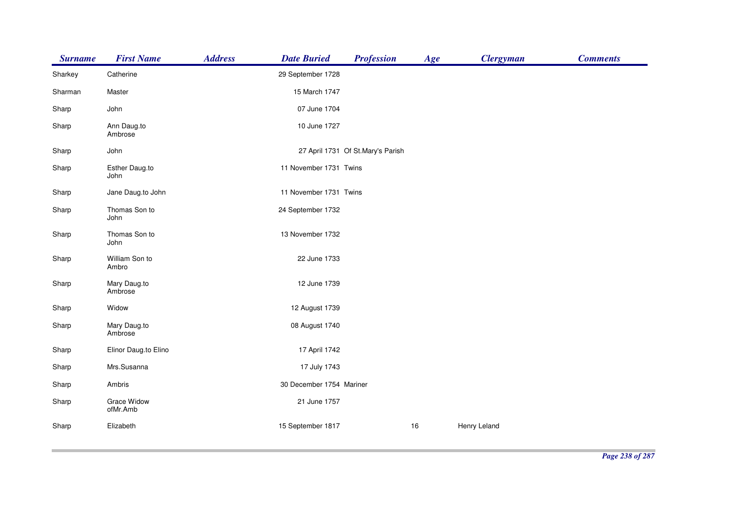| Surname | First Name | Address | Date Buried | Profession | Age | Clergyman | Comments |
|---|---|---|---|---|---|---|---|
| Sharkey | Catherine | | 29 September 1728 | | | | |
| Sharman | Master | | 15 March 1747 | | | | |
| Sharp | John | | 07 June 1704 | | | | |
| Sharp | Ann Daug.to Ambrose | | 10 June 1727 | | | | |
| Sharp | John | | 27 April 1731 | Of St.Mary's Parish | | | |
| Sharp | Esther Daug.to John | | 11 November 1731 | Twins | | | |
| Sharp | Jane Daug.to John | | 11 November 1731 | Twins | | | |
| Sharp | Thomas Son to John | | 24 September 1732 | | | | |
| Sharp | Thomas Son to John | | 13 November 1732 | | | | |
| Sharp | William Son to Ambro | | 22 June 1733 | | | | |
| Sharp | Mary Daug.to Ambrose | | 12 June 1739 | | | | |
| Sharp | Widow | | 12 August 1739 | | | | |
| Sharp | Mary Daug.to Ambrose | | 08 August 1740 | | | | |
| Sharp | Elinor Daug.to Elino | | 17 April 1742 | | | | |
| Sharp | Mrs.Susanna | | 17 July 1743 | | | | |
| Sharp | Ambris | | 30 December 1754 | Mariner | | | |
| Sharp | Grace Widow ofMr.Amb | | 21 June 1757 | | | | |
| Sharp | Elizabeth | | 15 September 1817 | | 16 | Henry Leland | |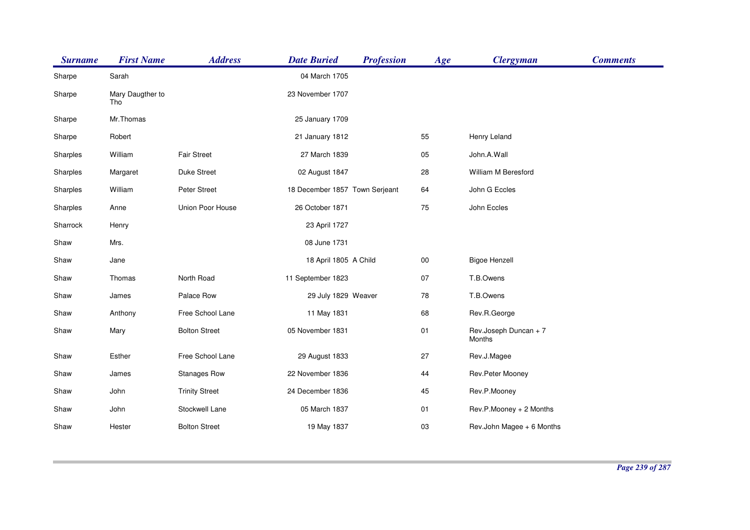| Surname | First Name | Address | Date Buried | Profession | Age | Clergyman | Comments |
|---|---|---|---|---|---|---|---|
| Sharpe | Sarah | | 04 March 1705 | | | | |
| Sharpe | Mary Daugther to Tho | | 23 November 1707 | | | | |
| Sharpe | Mr.Thomas | | 25 January 1709 | | | | |
| Sharpe | Robert | | 21 January 1812 | | 55 | Henry Leland | |
| Sharples | William | Fair Street | 27 March 1839 | | 05 | John.A.Wall | |
| Sharples | Margaret | Duke Street | 02 August 1847 | | 28 | William M Beresford | |
| Sharples | William | Peter Street | 18 December 1857 | Town Serjeant | 64 | John G Eccles | |
| Sharples | Anne | Union Poor House | 26 October 1871 | | 75 | John Eccles | |
| Sharrock | Henry | | 23 April 1727 | | | | |
| Shaw | Mrs. | | 08 June 1731 | | | | |
| Shaw | Jane | | 18 April 1805 | A Child | 00 | Bigoe Henzell | |
| Shaw | Thomas | North Road | 11 September 1823 | | 07 | T.B.Owens | |
| Shaw | James | Palace Row | 29 July 1829 | Weaver | 78 | T.B.Owens | |
| Shaw | Anthony | Free School Lane | 11 May 1831 | | 68 | Rev.R.George | |
| Shaw | Mary | Bolton Street | 05 November 1831 | | 01 | Rev.Joseph Duncan + 7 Months | |
| Shaw | Esther | Free School Lane | 29 August 1833 | | 27 | Rev.J.Magee | |
| Shaw | James | Stanages Row | 22 November 1836 | | 44 | Rev.Peter Mooney | |
| Shaw | John | Trinity Street | 24 December 1836 | | 45 | Rev.P.Mooney | |
| Shaw | John | Stockwell Lane | 05 March 1837 | | 01 | Rev.P.Mooney + 2 Months | |
| Shaw | Hester | Bolton Street | 19 May 1837 | | 03 | Rev.John Magee + 6 Months | |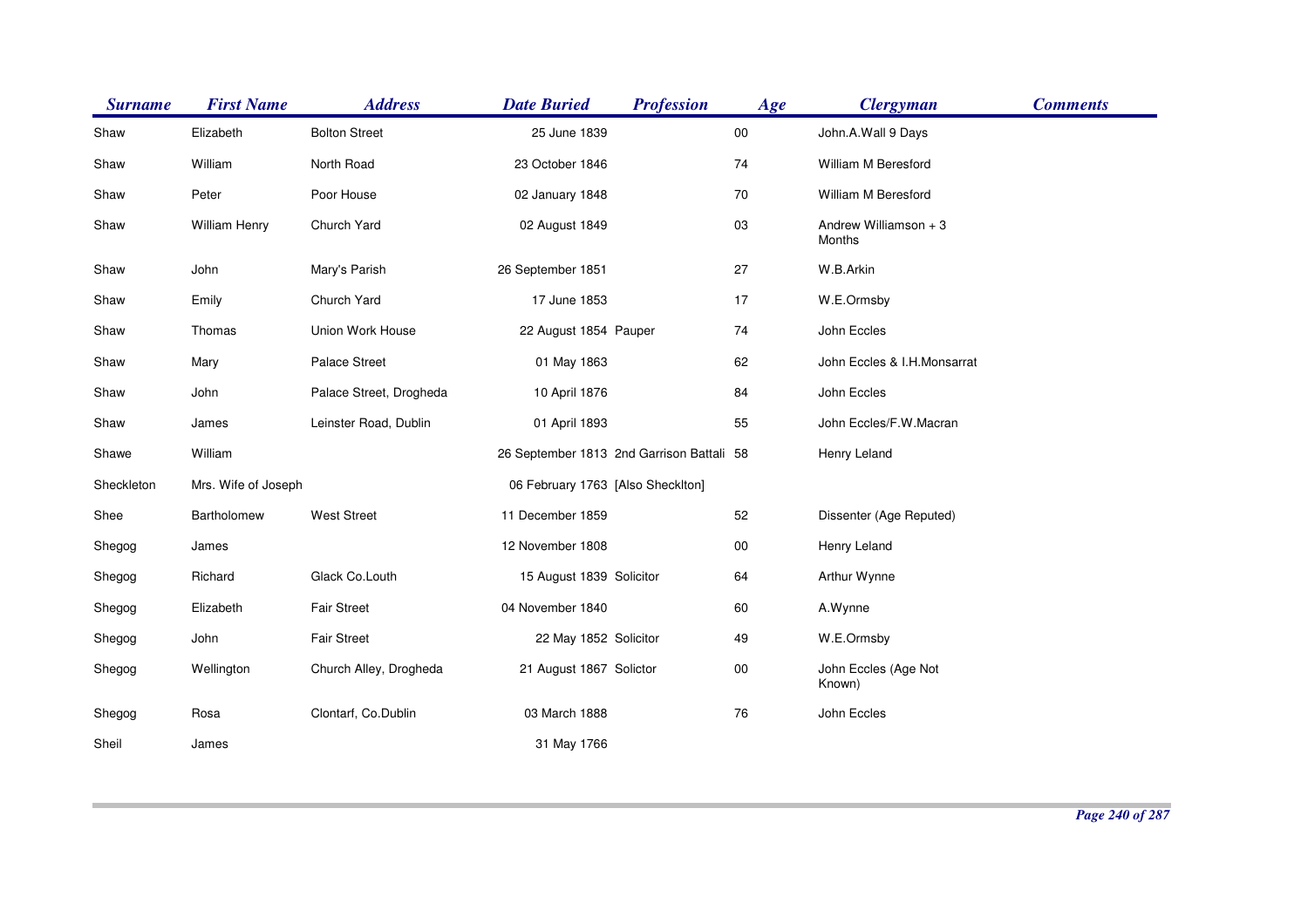| Surname | First Name | Address | Date Buried | Profession | Age | Clergyman | Comments |
|---|---|---|---|---|---|---|---|
| Shaw | Elizabeth | Bolton Street | 25 June 1839 | | 00 | John.A.Wall 9 Days | |
| Shaw | William | North Road | 23 October 1846 | | 74 | William M Beresford | |
| Shaw | Peter | Poor House | 02 January 1848 | | 70 | William M Beresford | |
| Shaw | William Henry | Church Yard | 02 August 1849 | | 03 | Andrew Williamson + 3 Months | |
| Shaw | John | Mary's Parish | 26 September 1851 | | 27 | W.B.Arkin | |
| Shaw | Emily | Church Yard | 17 June 1853 | | 17 | W.E.Ormsby | |
| Shaw | Thomas | Union Work House | 22 August 1854 | Pauper | 74 | John Eccles | |
| Shaw | Mary | Palace Street | 01 May 1863 | | 62 | John Eccles & I.H.Monsarrat | |
| Shaw | John | Palace Street, Drogheda | 10 April 1876 | | 84 | John Eccles | |
| Shaw | James | Leinster Road, Dublin | 01 April 1893 | | 55 | John Eccles/F.W.Macran | |
| Shawe | William | | 26 September 1813 | 2nd Garrison Battali | 58 | Henry Leland | |
| Sheckleton | Mrs. Wife of Joseph | | 06 February 1763 | [Also Shecklton] | | | |
| Shee | Bartholomew | West Street | 11 December 1859 | | 52 | Dissenter (Age Reputed) | |
| Shegog | James | | 12 November 1808 | | 00 | Henry Leland | |
| Shegog | Richard | Glack Co.Louth | 15 August 1839 | Solicitor | 64 | Arthur Wynne | |
| Shegog | Elizabeth | Fair Street | 04 November 1840 | | 60 | A.Wynne | |
| Shegog | John | Fair Street | 22 May 1852 | Solicitor | 49 | W.E.Ormsby | |
| Shegog | Wellington | Church Alley, Drogheda | 21 August 1867 | Solictor | 00 | John Eccles (Age Not Known) | |
| Shegog | Rosa | Clontarf, Co.Dublin | 03 March 1888 | | 76 | John Eccles | |
| Sheil | James | | 31 May 1766 | | | | |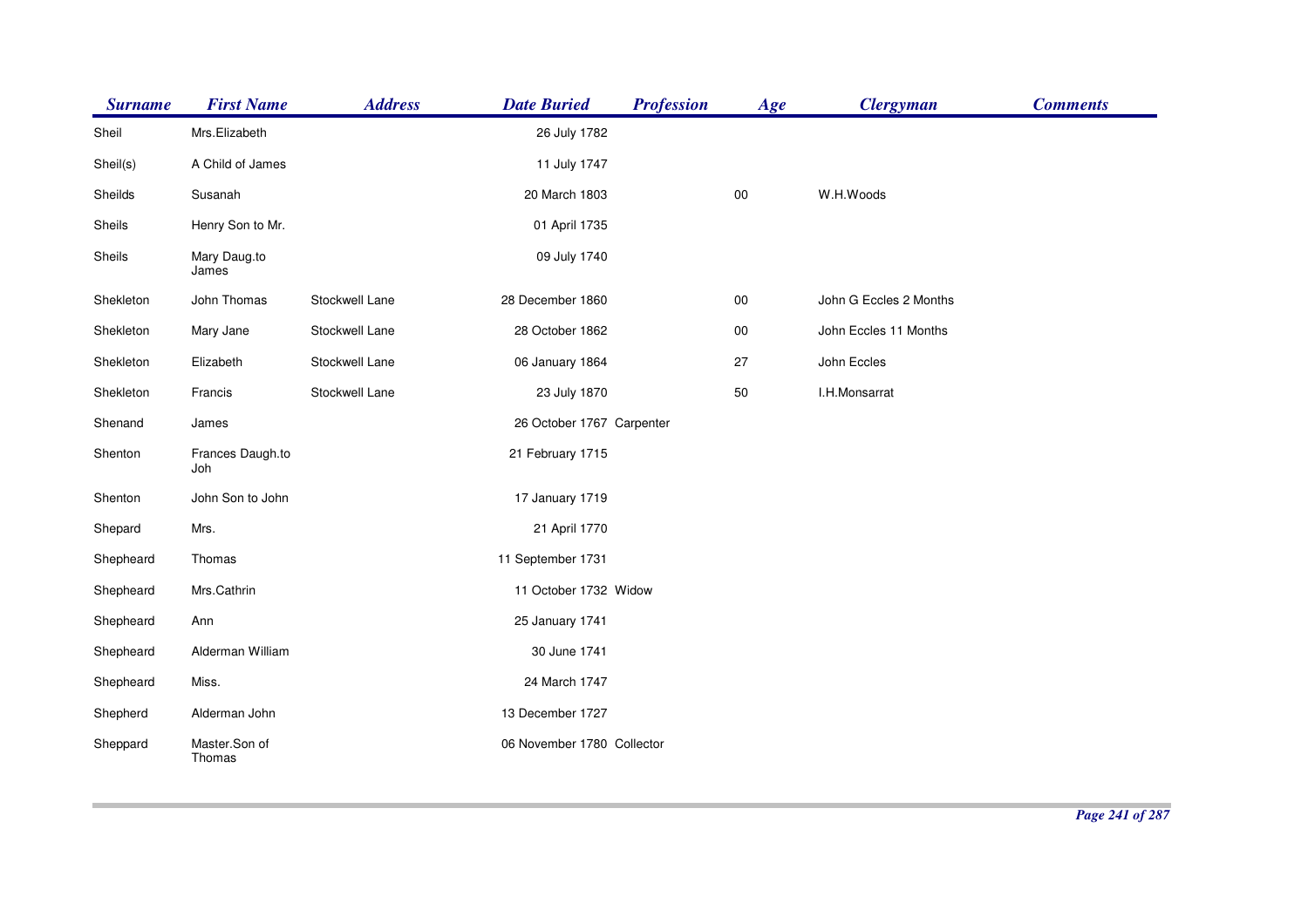| Surname | First Name | Address | Date Buried | Profession | Age | Clergyman | Comments |
|---|---|---|---|---|---|---|---|
| Sheil | Mrs.Elizabeth | | 26 July 1782 | | | | |
| Sheil(s) | A Child of James | | 11 July 1747 | | | | |
| Sheilds | Susanah | | 20 March 1803 | | 00 | W.H.Woods | |
| Sheils | Henry Son to Mr. | | 01 April 1735 | | | | |
| Sheils | Mary Daug.to James | | 09 July 1740 | | | | |
| Shekleton | John Thomas | Stockwell Lane | 28 December 1860 | | 00 | John G Eccles 2 Months | |
| Shekleton | Mary Jane | Stockwell Lane | 28 October 1862 | | 00 | John Eccles 11 Months | |
| Shekleton | Elizabeth | Stockwell Lane | 06 January 1864 | | 27 | John Eccles | |
| Shekleton | Francis | Stockwell Lane | 23 July 1870 | | 50 | I.H.Monsarrat | |
| Shenand | James | | 26 October 1767 | Carpenter | | | |
| Shenton | Frances Daugh.to Joh | | 21 February 1715 | | | | |
| Shenton | John Son to John | | 17 January 1719 | | | | |
| Shepard | Mrs. | | 21 April 1770 | | | | |
| Shepheard | Thomas | | 11 September 1731 | | | | |
| Shepheard | Mrs.Cathrin | | 11 October 1732 | Widow | | | |
| Shepheard | Ann | | 25 January 1741 | | | | |
| Shepheard | Alderman William | | 30 June 1741 | | | | |
| Shepheard | Miss. | | 24 March 1747 | | | | |
| Shepherd | Alderman John | | 13 December 1727 | | | | |
| Sheppard | Master.Son of Thomas | | 06 November 1780 | Collector | | | |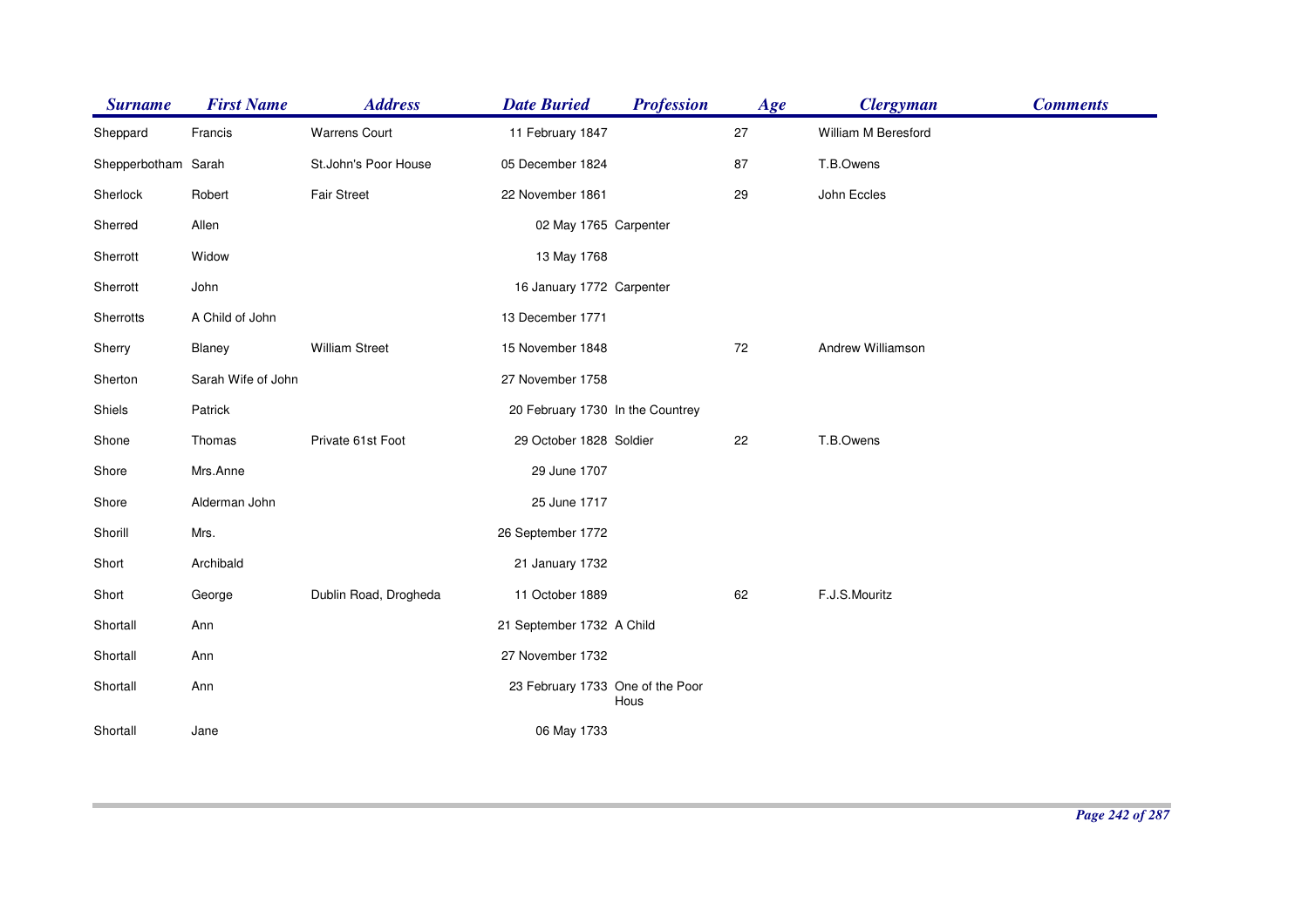| Surname | First Name | Address | Date Buried | Profession | Age | Clergyman | Comments |
|---|---|---|---|---|---|---|---|
| Sheppard | Francis | Warrens Court | 11 February 1847 | | 27 | William M Beresford | |
| Shepperbotham | Sarah | St.John's Poor House | 05 December 1824 | | 87 | T.B.Owens | |
| Sherlock | Robert | Fair Street | 22 November 1861 | | 29 | John Eccles | |
| Sherred | Allen | | 02 May 1765 | Carpenter | | | |
| Sherrott | Widow | | 13 May 1768 | | | | |
| Sherrott | John | | 16 January 1772 | Carpenter | | | |
| Sherrotts | A Child of John | | 13 December 1771 | | | | |
| Sherry | Blaney | William Street | 15 November 1848 | | 72 | Andrew Williamson | |
| Sherton | Sarah Wife of John | | 27 November 1758 | | | | |
| Shiels | Patrick | | 20 February 1730 | In the Countrey | | | |
| Shone | Thomas | Private 61st Foot | 29 October 1828 | Soldier | 22 | T.B.Owens | |
| Shore | Mrs.Anne | | 29 June 1707 | | | | |
| Shore | Alderman John | | 25 June 1717 | | | | |
| Shorill | Mrs. | | 26 September 1772 | | | | |
| Short | Archibald | | 21 January 1732 | | | | |
| Short | George | Dublin Road, Drogheda | 11 October 1889 | | 62 | F.J.S.Mouritz | |
| Shortall | Ann | | 21 September 1732 | A Child | | | |
| Shortall | Ann | | 27 November 1732 | | | | |
| Shortall | Ann | | 23 February 1733 | One of the Poor Hous | | | |
| Shortall | Jane | | 06 May 1733 | | | | |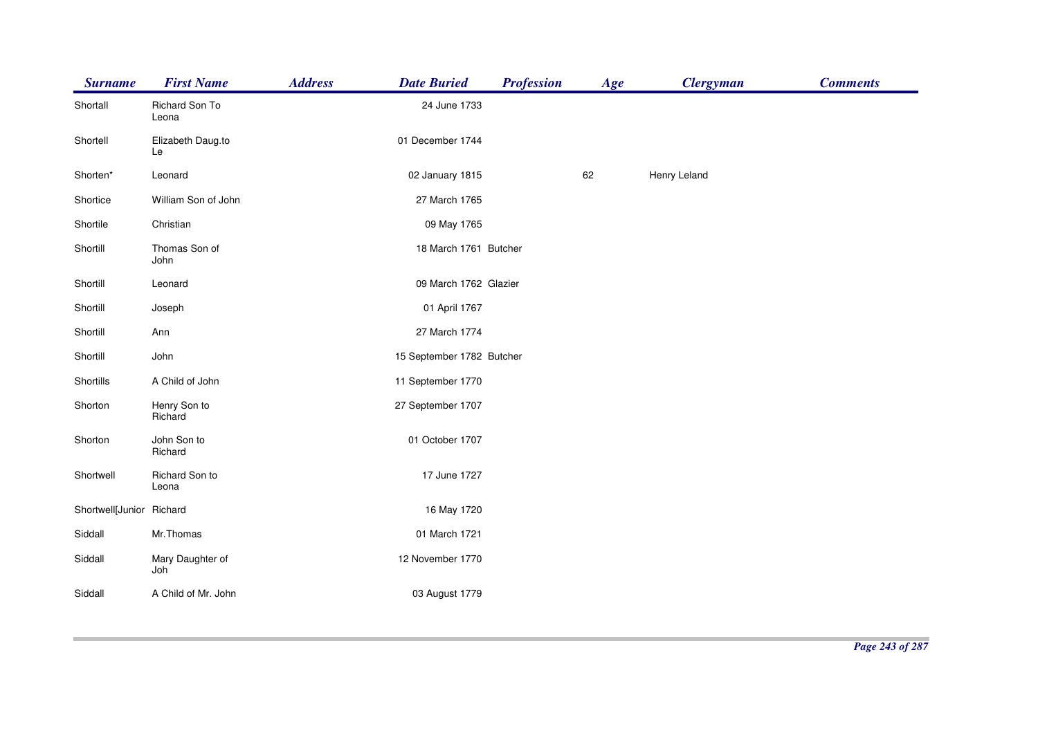| Surname | First Name | Address | Date Buried | Profession | Age | Clergyman | Comments |
|---|---|---|---|---|---|---|---|
| Shortall | Richard Son To Leona | | 24 June 1733 | | | | |
| Shortell | Elizabeth Daug.to Le | | 01 December 1744 | | | | |
| Shorten* | Leonard | | 02 January 1815 | | 62 | Henry Leland | |
| Shortice | William Son of John | | 27 March 1765 | | | | |
| Shortile | Christian | | 09 May 1765 | | | | |
| Shortill | Thomas Son of John | | 18 March 1761 | Butcher | | | |
| Shortill | Leonard | | 09 March 1762 | Glazier | | | |
| Shortill | Joseph | | 01 April 1767 | | | | |
| Shortill | Ann | | 27 March 1774 | | | | |
| Shortill | John | | 15 September 1782 | Butcher | | | |
| Shortills | A Child of John | | 11 September 1770 | | | | |
| Shorton | Henry Son to Richard | | 27 September 1707 | | | | |
| Shorton | John Son to Richard | | 01 October 1707 | | | | |
| Shortwell | Richard Son to Leona | | 17 June 1727 | | | | |
| Shortwell[Junior | Richard | | 16 May 1720 | | | | |
| Siddall | Mr.Thomas | | 01 March 1721 | | | | |
| Siddall | Mary Daughter of Joh | | 12 November 1770 | | | | |
| Siddall | A Child of Mr. John | | 03 August 1779 | | | | |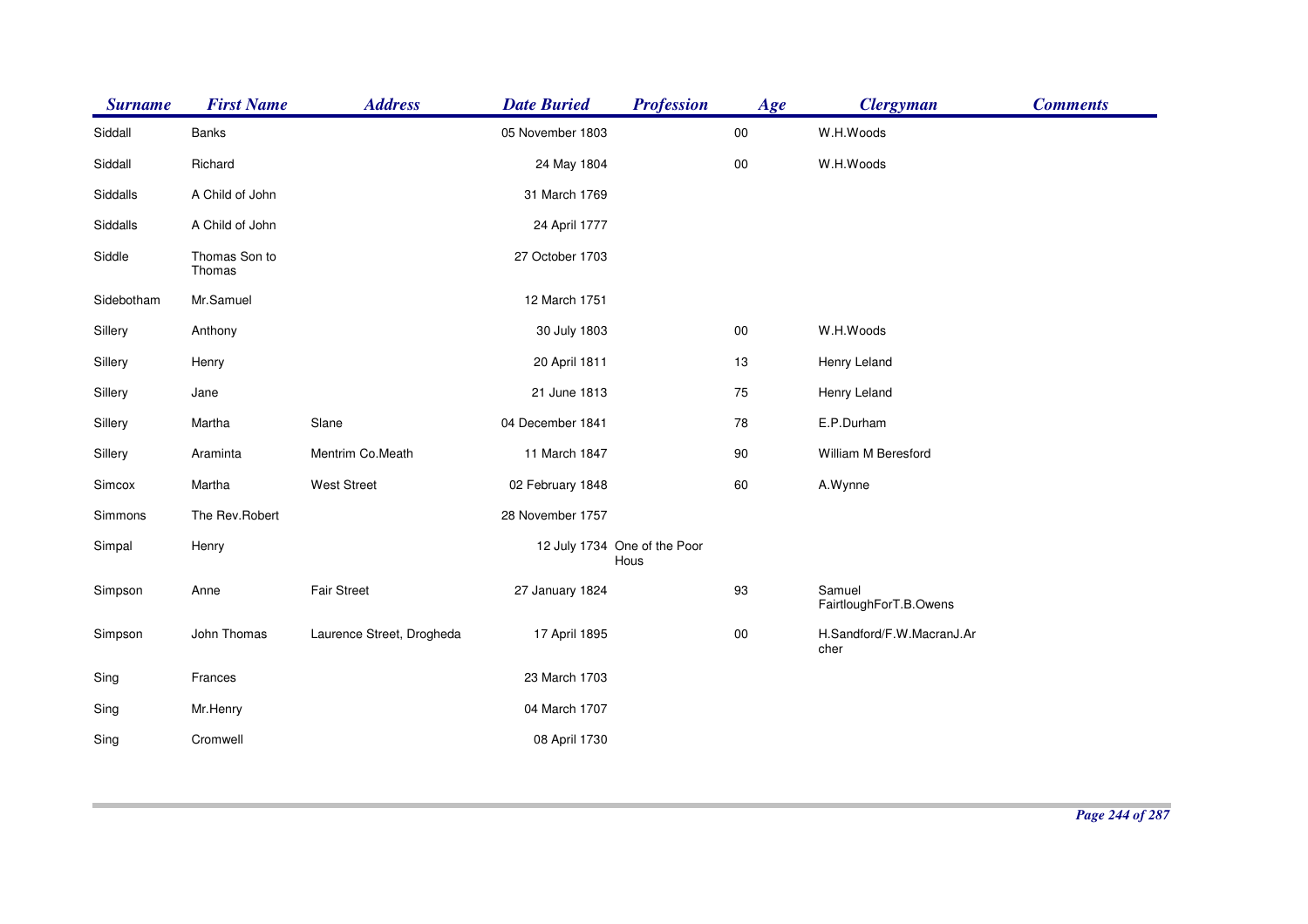| Surname | First Name | Address | Date Buried | Profession | Age | Clergyman | Comments |
|---|---|---|---|---|---|---|---|
| Siddall | Banks | | 05 November 1803 | | 00 | W.H.Woods | |
| Siddall | Richard | | 24 May 1804 | | 00 | W.H.Woods | |
| Siddalls | A Child of John | | 31 March 1769 | | | | |
| Siddalls | A Child of John | | 24 April 1777 | | | | |
| Siddle | Thomas Son to Thomas | | 27 October 1703 | | | | |
| Sidebotham | Mr.Samuel | | 12 March 1751 | | | | |
| Sillery | Anthony | | 30 July 1803 | | 00 | W.H.Woods | |
| Sillery | Henry | | 20 April 1811 | | 13 | Henry Leland | |
| Sillery | Jane | | 21 June 1813 | | 75 | Henry Leland | |
| Sillery | Martha | Slane | 04 December 1841 | | 78 | E.P.Durham | |
| Sillery | Araminta | Mentrim Co.Meath | 11 March 1847 | | 90 | William M Beresford | |
| Simcox | Martha | West Street | 02 February 1848 | | 60 | A.Wynne | |
| Simmons | The Rev.Robert | | 28 November 1757 | | | | |
| Simpal | Henry | | 12 July 1734 | One of the Poor Hous | | | |
| Simpson | Anne | Fair Street | 27 January 1824 | | 93 | Samuel FairtloughForT.B.Owens | |
| Simpson | John Thomas | Laurence Street, Drogheda | 17 April 1895 | | 00 | H.Sandford/F.W.MacranJ.Archer | |
| Sing | Frances | | 23 March 1703 | | | | |
| Sing | Mr.Henry | | 04 March 1707 | | | | |
| Sing | Cromwell | | 08 April 1730 | | | | |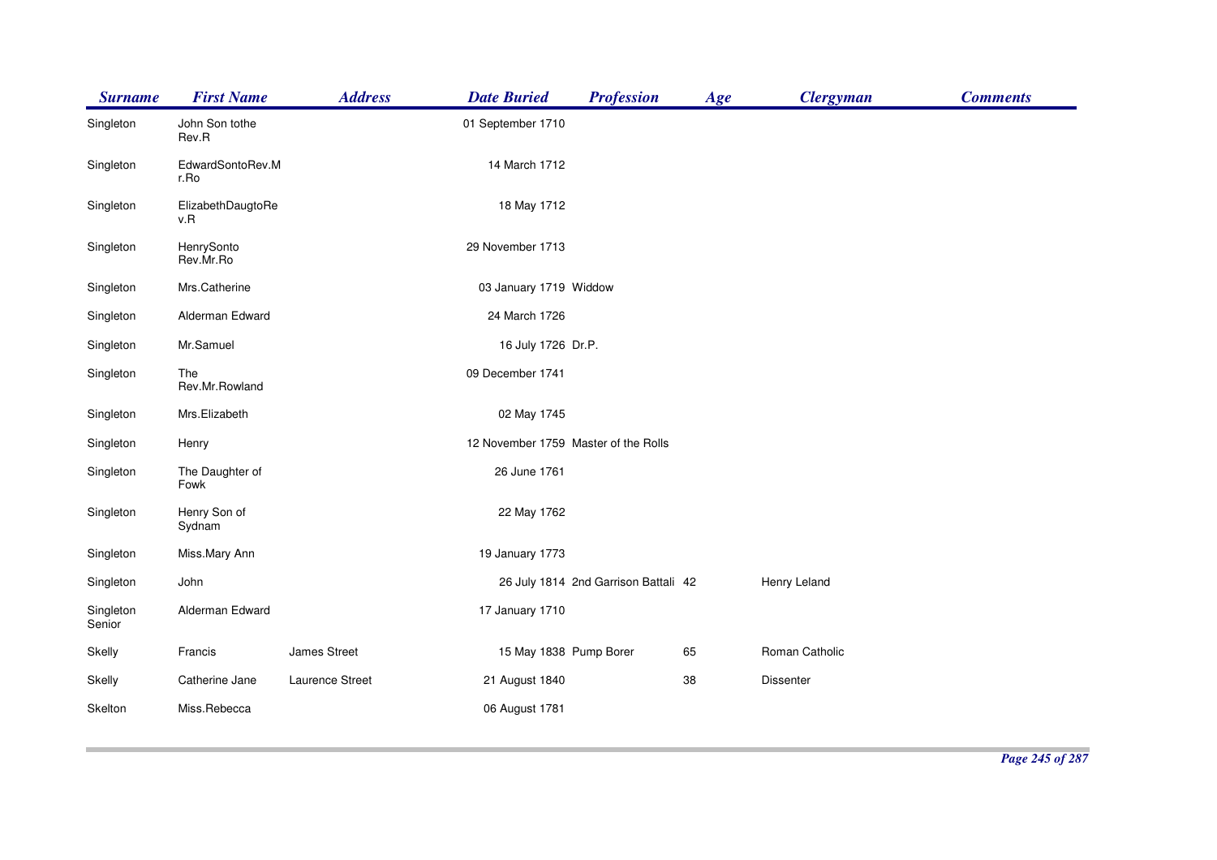| Surname | First Name | Address | Date Buried | Profession | Age | Clergyman | Comments |
|---|---|---|---|---|---|---|---|
| Singleton | John Son tothe Rev.R | | 01 September 1710 | | | | |
| Singleton | EdwardSontoRev.Mr.Ro | | 14 March 1712 | | | | |
| Singleton | ElizabethDaugtoRev.R | | 18 May 1712 | | | | |
| Singleton | HenrySonto Rev.Mr.Ro | | 29 November 1713 | | | | |
| Singleton | Mrs.Catherine | | 03 January 1719 | Widdow | | | |
| Singleton | Alderman Edward | | 24 March 1726 | | | | |
| Singleton | Mr.Samuel | | 16 July 1726 | Dr.P. | | | |
| Singleton | The Rev.Mr.Rowland | | 09 December 1741 | | | | |
| Singleton | Mrs.Elizabeth | | 02 May 1745 | | | | |
| Singleton | Henry | | 12 November 1759 | Master of the Rolls | | | |
| Singleton | The Daughter of Fowk | | 26 June 1761 | | | | |
| Singleton | Henry Son of Sydnam | | 22 May 1762 | | | | |
| Singleton | Miss.Mary Ann | | 19 January 1773 | | | | |
| Singleton | John | | 26 July 1814 | 2nd Garrison Battali | 42 | Henry Leland | |
| Singleton Senior | Alderman Edward | | 17 January 1710 | | | | |
| Skelly | Francis | James Street | 15 May 1838 | Pump Borer | 65 | Roman Catholic | |
| Skelly | Catherine Jane | Laurence Street | 21 August 1840 | | 38 | Dissenter | |
| Skelton | Miss.Rebecca | | 06 August 1781 | | | | |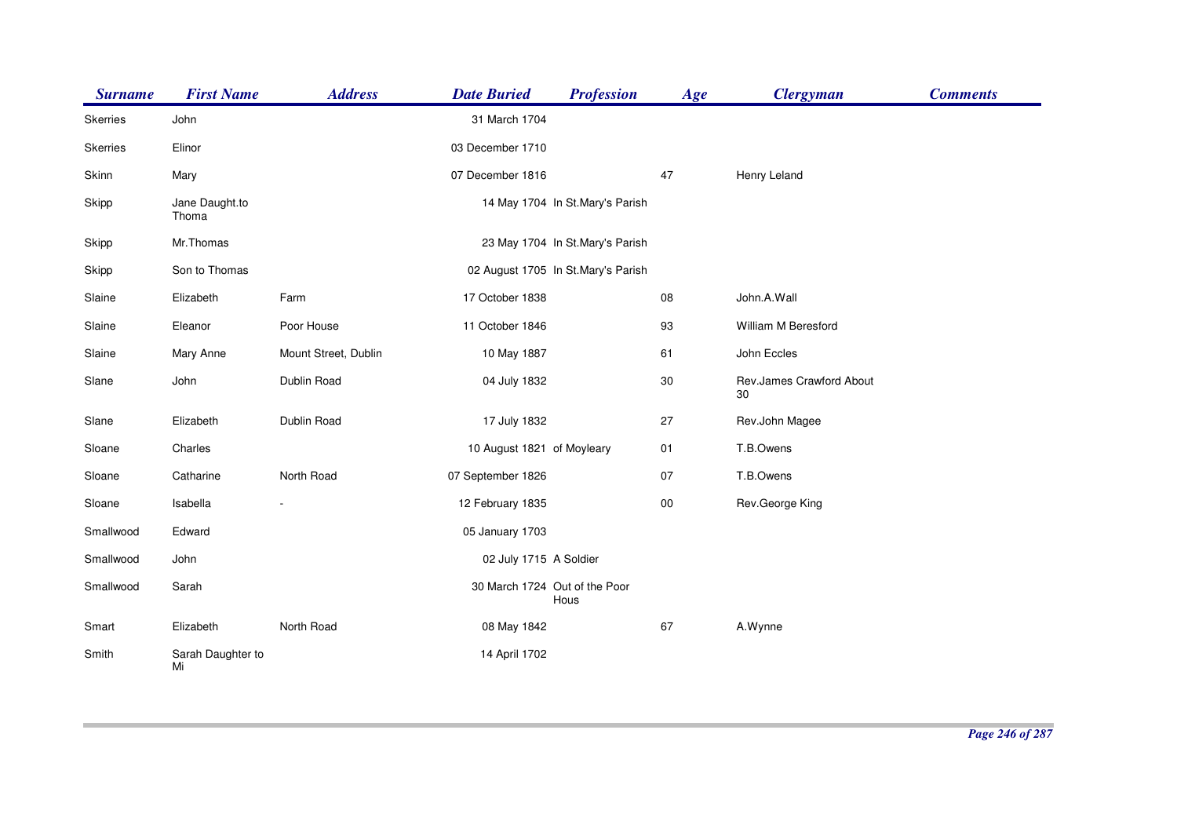| Surname | First Name | Address | Date Buried | Profession | Age | Clergyman | Comments |
|---|---|---|---|---|---|---|---|
| Skerries | John | | 31 March 1704 | | | | |
| Skerries | Elinor | | 03 December 1710 | | | | |
| Skinn | Mary | | 07 December 1816 | | 47 | Henry Leland | |
| Skipp | Jane Daught.to Thoma | | 14 May 1704 | In St.Mary's Parish | | | |
| Skipp | Mr.Thomas | | 23 May 1704 | In St.Mary's Parish | | | |
| Skipp | Son to Thomas | | 02 August 1705 | In St.Mary's Parish | | | |
| Slaine | Elizabeth | Farm | 17 October 1838 | | 08 | John.A.Wall | |
| Slaine | Eleanor | Poor House | 11 October 1846 | | 93 | William M Beresford | |
| Slaine | Mary Anne | Mount Street, Dublin | 10 May 1887 | | 61 | John Eccles | |
| Slane | John | Dublin Road | 04 July 1832 | | 30 | Rev.James Crawford About 30 | |
| Slane | Elizabeth | Dublin Road | 17 July 1832 | | 27 | Rev.John Magee | |
| Sloane | Charles | | 10 August 1821 | of Moyleary | 01 | T.B.Owens | |
| Sloane | Catharine | North Road | 07 September 1826 | | 07 | T.B.Owens | |
| Sloane | Isabella | - | 12 February 1835 | | 00 | Rev.George King | |
| Smallwood | Edward | | 05 January 1703 | | | | |
| Smallwood | John | | 02 July 1715 | A Soldier | | | |
| Smallwood | Sarah | | 30 March 1724 | Out of the Poor Hous | | | |
| Smart | Elizabeth | North Road | 08 May 1842 | | 67 | A.Wynne | |
| Smith | Sarah Daughter to Mi | | 14 April 1702 | | | | |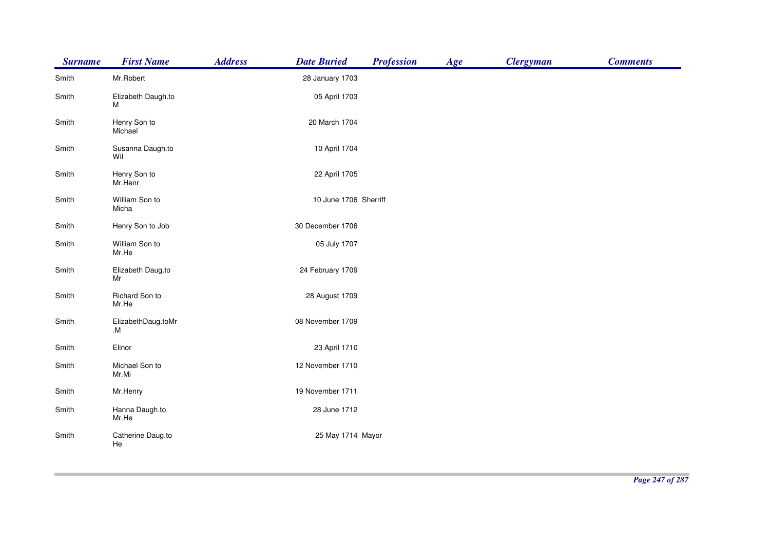| Surname | First Name | Address | Date Buried | Profession | Age | Clergyman | Comments |
|---|---|---|---|---|---|---|---|
| Smith | Mr.Robert | | 28 January 1703 | | | | |
| Smith | Elizabeth Daugh.to M | | 05 April 1703 | | | | |
| Smith | Henry Son to Michael | | 20 March 1704 | | | | |
| Smith | Susanna Daugh.to Wil | | 10 April 1704 | | | | |
| Smith | Henry Son to Mr.Henr | | 22 April 1705 | | | | |
| Smith | William Son to Micha | | 10 June 1706 | Sherriff | | | |
| Smith | Henry Son to Job | | 30 December 1706 | | | | |
| Smith | William Son to Mr.He | | 05 July 1707 | | | | |
| Smith | Elizabeth Daug.to Mr | | 24 February 1709 | | | | |
| Smith | Richard Son to Mr.He | | 28 August 1709 | | | | |
| Smith | ElizabethDaug.toMr .M | | 08 November 1709 | | | | |
| Smith | Elinor | | 23 April 1710 | | | | |
| Smith | Michael Son to Mr.Mi | | 12 November 1710 | | | | |
| Smith | Mr.Henry | | 19 November 1711 | | | | |
| Smith | Hanna Daugh.to Mr.He | | 28 June 1712 | | | | |
| Smith | Catherine Daug.to He | | 25 May 1714 | Mayor | | | |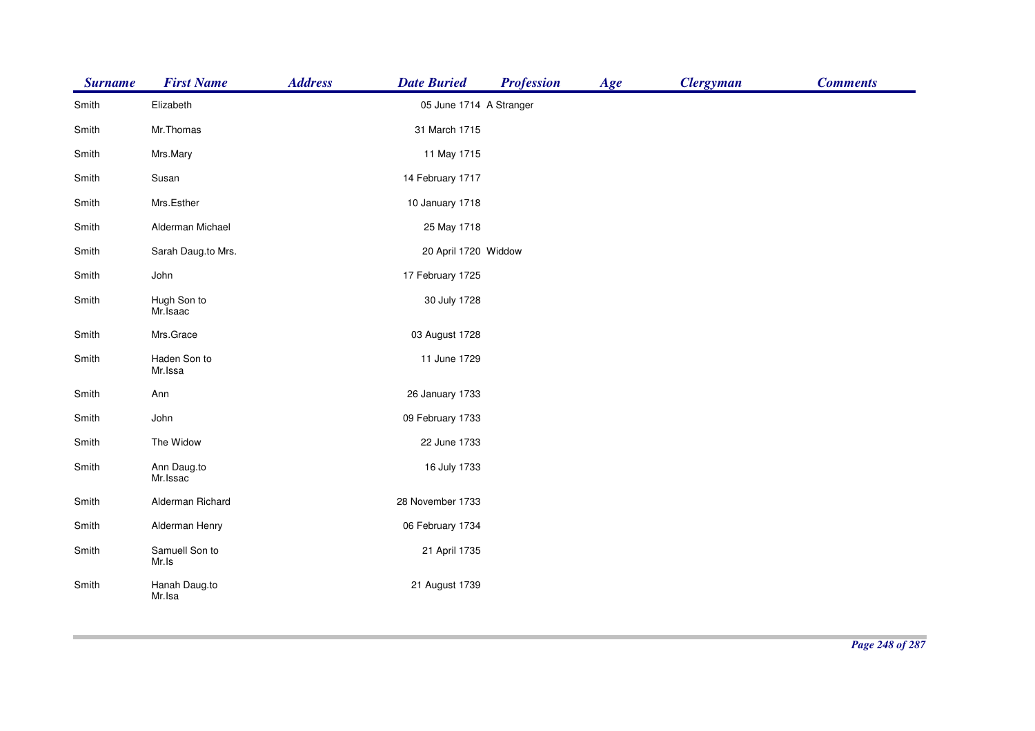| Surname | First Name | Address | Date Buried | Profession | Age | Clergyman | Comments |
|---|---|---|---|---|---|---|---|
| Smith | Elizabeth | | 05 June 1714 | A Stranger | | | |
| Smith | Mr.Thomas | | 31 March 1715 | | | | |
| Smith | Mrs.Mary | | 11 May 1715 | | | | |
| Smith | Susan | | 14 February 1717 | | | | |
| Smith | Mrs.Esther | | 10 January 1718 | | | | |
| Smith | Alderman Michael | | 25 May 1718 | | | | |
| Smith | Sarah Daug.to Mrs. | | 20 April 1720 | Widdow | | | |
| Smith | John | | 17 February 1725 | | | | |
| Smith | Hugh Son to Mr.Isaac | | 30 July 1728 | | | | |
| Smith | Mrs.Grace | | 03 August 1728 | | | | |
| Smith | Haden Son to Mr.Issa | | 11 June 1729 | | | | |
| Smith | Ann | | 26 January 1733 | | | | |
| Smith | John | | 09 February 1733 | | | | |
| Smith | The Widow | | 22 June 1733 | | | | |
| Smith | Ann Daug.to Mr.Issac | | 16 July 1733 | | | | |
| Smith | Alderman Richard | | 28 November 1733 | | | | |
| Smith | Alderman Henry | | 06 February 1734 | | | | |
| Smith | Samuell Son to Mr.Is | | 21 April 1735 | | | | |
| Smith | Hanah Daug.to Mr.Isa | | 21 August 1739 | | | | |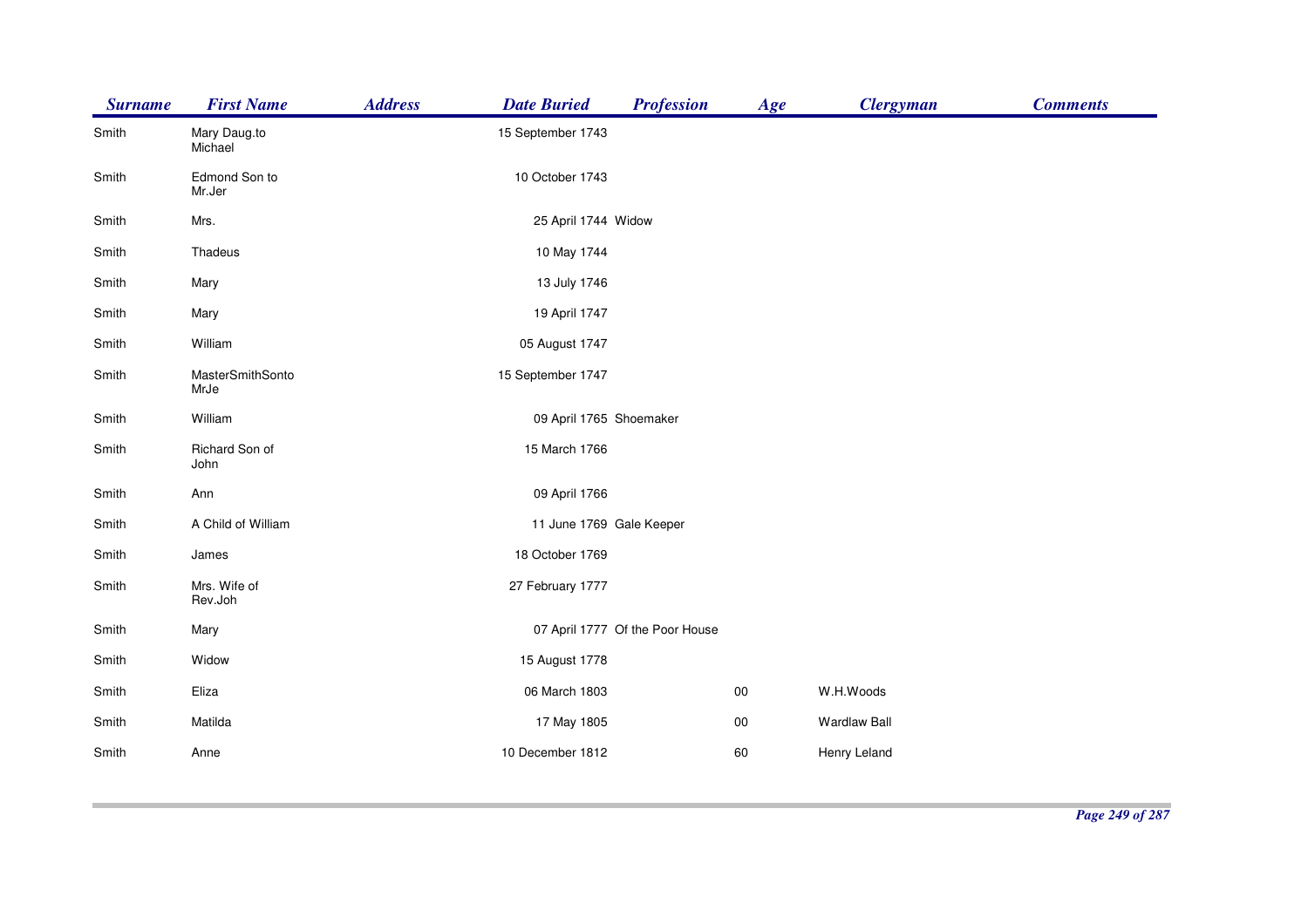| Surname | First Name | Address | Date Buried | Profession | Age | Clergyman | Comments |
|---|---|---|---|---|---|---|---|
| Smith | Mary Daug.to Michael | | 15 September 1743 | | | | |
| Smith | Edmond Son to Mr.Jer | | 10 October 1743 | | | | |
| Smith | Mrs. | | 25 April 1744 | Widow | | | |
| Smith | Thadeus | | 10 May 1744 | | | | |
| Smith | Mary | | 13 July 1746 | | | | |
| Smith | Mary | | 19 April 1747 | | | | |
| Smith | William | | 05 August 1747 | | | | |
| Smith | MasterSmithSonto MrJe | | 15 September 1747 | | | | |
| Smith | William | | 09 April 1765 | Shoemaker | | | |
| Smith | Richard Son of John | | 15 March 1766 | | | | |
| Smith | Ann | | 09 April 1766 | | | | |
| Smith | A Child of William | | 11 June 1769 | Gale Keeper | | | |
| Smith | James | | 18 October 1769 | | | | |
| Smith | Mrs. Wife of Rev.Joh | | 27 February 1777 | | | | |
| Smith | Mary | | 07 April 1777 | Of the Poor House | | | |
| Smith | Widow | | 15 August 1778 | | | | |
| Smith | Eliza | | 06 March 1803 | | 00 | W.H.Woods | |
| Smith | Matilda | | 17 May 1805 | | 00 | Wardlaw Ball | |
| Smith | Anne | | 10 December 1812 | | 60 | Henry Leland | |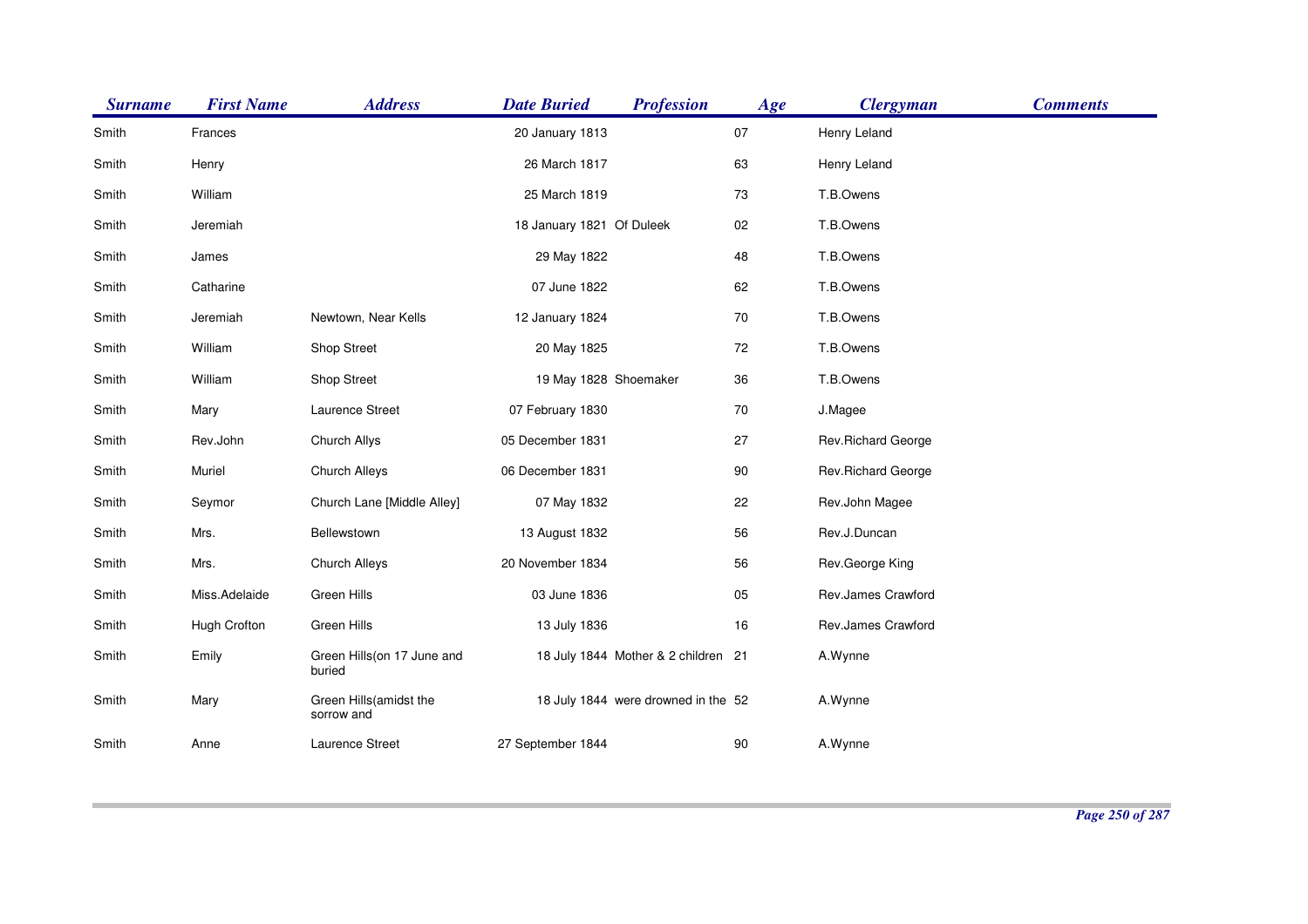| Surname | First Name | Address | Date Buried | Profession | Age | Clergyman | Comments |
| --- | --- | --- | --- | --- | --- | --- | --- |
| Smith | Frances | | 20 January 1813 | | 07 | Henry Leland | |
| Smith | Henry | | 26 March 1817 | | 63 | Henry Leland | |
| Smith | William | | 25 March 1819 | | 73 | T.B.Owens | |
| Smith | Jeremiah | | 18 January 1821 | Of Duleek | 02 | T.B.Owens | |
| Smith | James | | 29 May 1822 | | 48 | T.B.Owens | |
| Smith | Catharine | | 07 June 1822 | | 62 | T.B.Owens | |
| Smith | Jeremiah | Newtown, Near Kells | 12 January 1824 | | 70 | T.B.Owens | |
| Smith | William | Shop Street | 20 May 1825 | | 72 | T.B.Owens | |
| Smith | William | Shop Street | 19 May 1828 | Shoemaker | 36 | T.B.Owens | |
| Smith | Mary | Laurence Street | 07 February 1830 | | 70 | J.Magee | |
| Smith | Rev.John | Church Allys | 05 December 1831 | | 27 | Rev.Richard George | |
| Smith | Muriel | Church Alleys | 06 December 1831 | | 90 | Rev.Richard George | |
| Smith | Seymor | Church Lane [Middle Alley] | 07 May 1832 | | 22 | Rev.John Magee | |
| Smith | Mrs. | Bellewstown | 13 August 1832 | | 56 | Rev.J.Duncan | |
| Smith | Mrs. | Church Alleys | 20 November 1834 | | 56 | Rev.George King | |
| Smith | Miss.Adelaide | Green Hills | 03 June 1836 | | 05 | Rev.James Crawford | |
| Smith | Hugh Crofton | Green Hills | 13 July 1836 | | 16 | Rev.James Crawford | |
| Smith | Emily | Green Hills(on 17 June and buried | 18 July 1844 | Mother & 2 children | 21 | A.Wynne | |
| Smith | Mary | Green Hills(amidst the sorrow and | 18 July 1844 | were drowned in the | 52 | A.Wynne | |
| Smith | Anne | Laurence Street | 27 September 1844 | | 90 | A.Wynne | |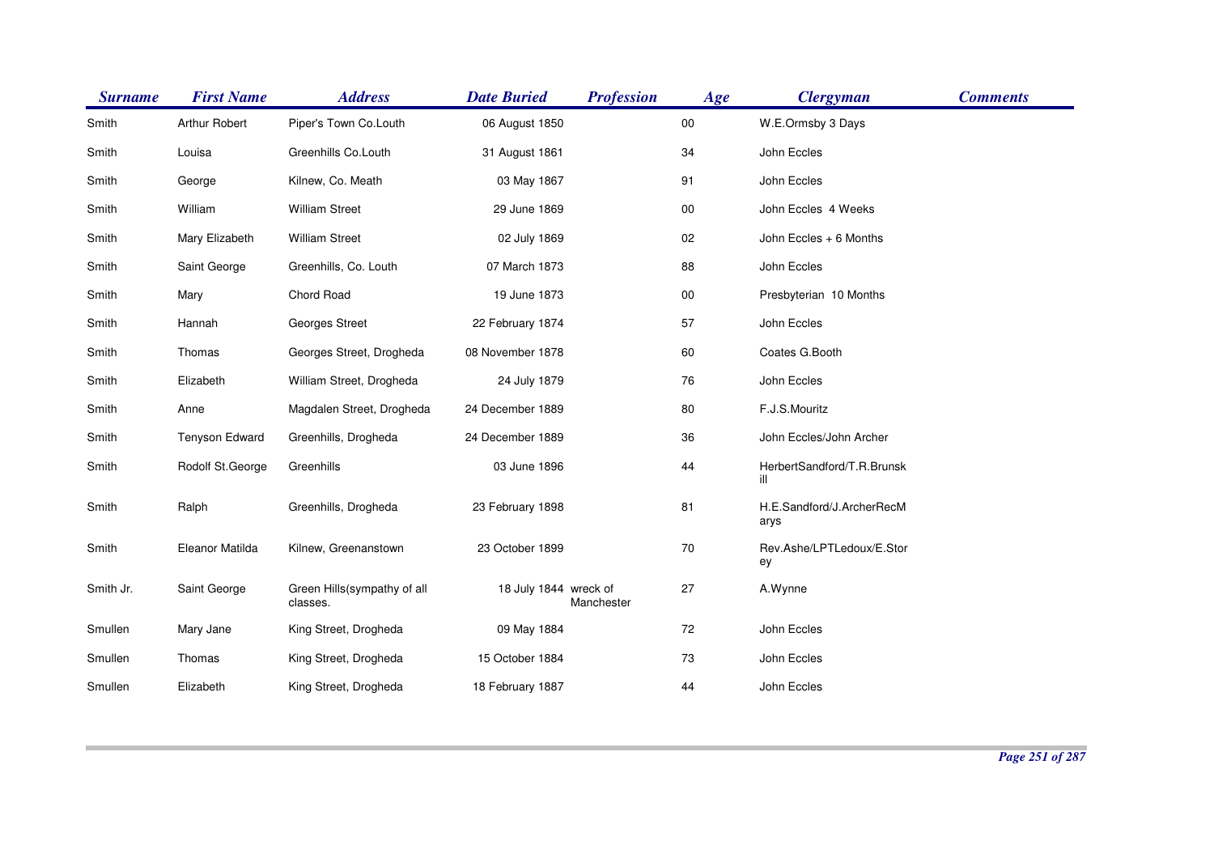| Surname | First Name | Address | Date Buried | Profession | Age | Clergyman | Comments |
|---|---|---|---|---|---|---|---|
| Smith | Arthur Robert | Piper's Town Co.Louth | 06 August 1850 | | 00 | W.E.Ormsby 3 Days | |
| Smith | Louisa | Greenhills Co.Louth | 31 August 1861 | | 34 | John Eccles | |
| Smith | George | Kilnew, Co. Meath | 03 May 1867 | | 91 | John Eccles | |
| Smith | William | William Street | 29 June 1869 | | 00 | John Eccles 4 Weeks | |
| Smith | Mary Elizabeth | William Street | 02 July 1869 | | 02 | John Eccles + 6 Months | |
| Smith | Saint George | Greenhills, Co. Louth | 07 March 1873 | | 88 | John Eccles | |
| Smith | Mary | Chord Road | 19 June 1873 | | 00 | Presbyterian 10 Months | |
| Smith | Hannah | Georges Street | 22 February 1874 | | 57 | John Eccles | |
| Smith | Thomas | Georges Street, Drogheda | 08 November 1878 | | 60 | Coates G.Booth | |
| Smith | Elizabeth | William Street, Drogheda | 24 July 1879 | | 76 | John Eccles | |
| Smith | Anne | Magdalen Street, Drogheda | 24 December 1889 | | 80 | F.J.S.Mouritz | |
| Smith | Tenyson Edward | Greenhills, Drogheda | 24 December 1889 | | 36 | John Eccles/John Archer | |
| Smith | Rodolf St.George | Greenhills | 03 June 1896 | | 44 | HerbertSandford/T.R.Brunskill | |
| Smith | Ralph | Greenhills, Drogheda | 23 February 1898 | | 81 | H.E.Sandford/J.ArcherRecMarys | |
| Smith | Eleanor Matilda | Kilnew, Greenanstown | 23 October 1899 | | 70 | Rev.Ashe/LPTLedoux/E.Storey | |
| Smith Jr. | Saint George | Green Hills(sympathy of all classes. | 18 July 1844 | wreck of Manchester | 27 | A.Wynne | |
| Smullen | Mary Jane | King Street, Drogheda | 09 May 1884 | | 72 | John Eccles | |
| Smullen | Thomas | King Street, Drogheda | 15 October 1884 | | 73 | John Eccles | |
| Smullen | Elizabeth | King Street, Drogheda | 18 February 1887 | | 44 | John Eccles | |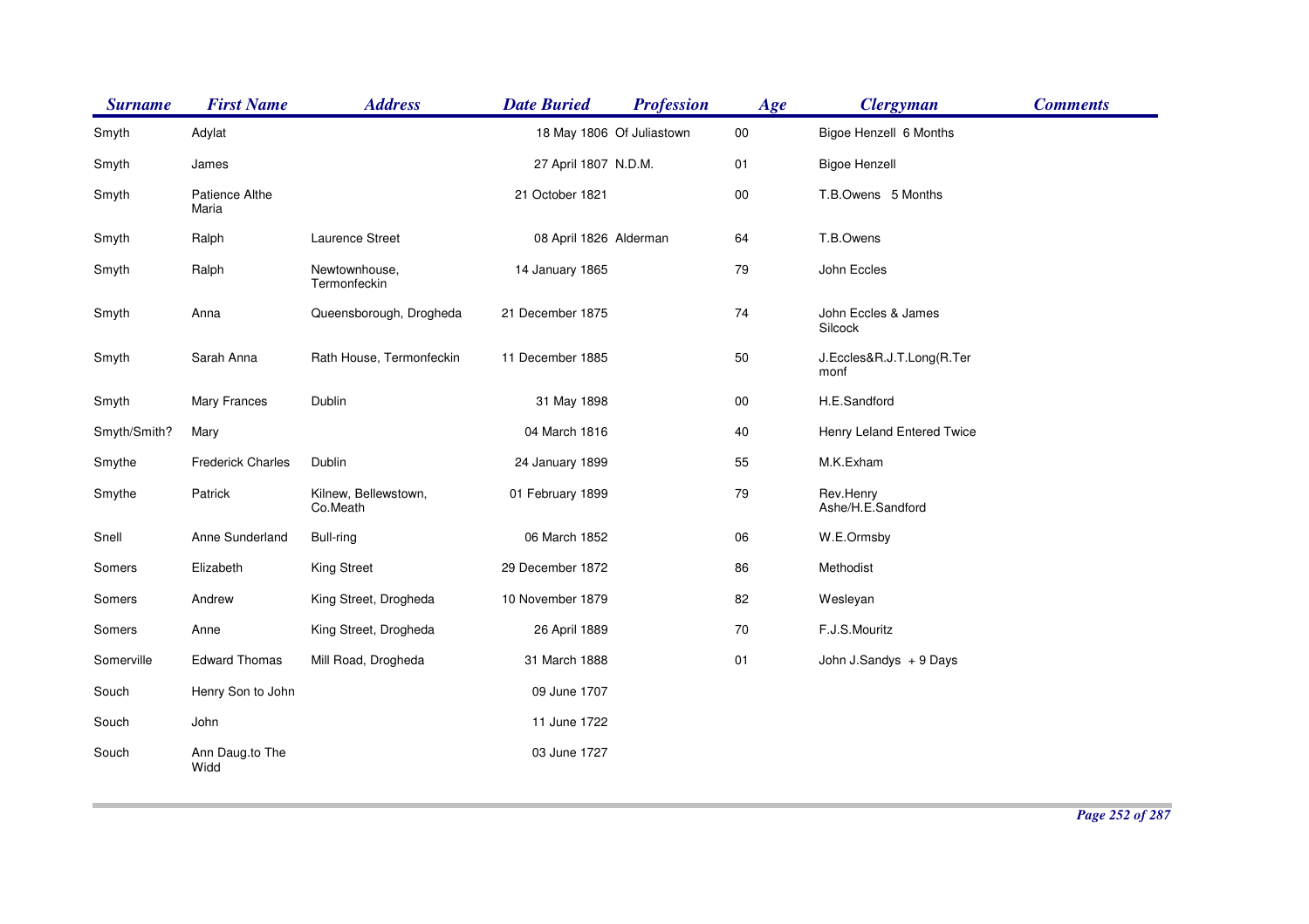| Surname | First Name | Address | Date Buried | Profession | Age | Clergyman | Comments |
|---|---|---|---|---|---|---|---|
| Smyth | Adylat | | 18 May 1806 | Of Juliastown | 00 | Bigoe Henzell 6 Months | |
| Smyth | James | | 27 April 1807 | N.D.M. | 01 | Bigoe Henzell | |
| Smyth | Patience Althe Maria | | 21 October 1821 | | 00 | T.B.Owens 5 Months | |
| Smyth | Ralph | Laurence Street | 08 April 1826 | Alderman | 64 | T.B.Owens | |
| Smyth | Ralph | Newtownhouse, Termonfeckin | 14 January 1865 | | 79 | John Eccles | |
| Smyth | Anna | Queensborough, Drogheda | 21 December 1875 | | 74 | John Eccles & James Silcock | |
| Smyth | Sarah Anna | Rath House, Termonfeckin | 11 December 1885 | | 50 | J.Eccles&R.J.T.Long(R.Ter monf | |
| Smyth | Mary Frances | Dublin | 31 May 1898 | | 00 | H.E.Sandford | |
| Smyth/Smith? | Mary | | 04 March 1816 | | 40 | Henry Leland Entered Twice | |
| Smythe | Frederick Charles | Dublin | 24 January 1899 | | 55 | M.K.Exham | |
| Smythe | Patrick | Kilnew, Bellewstown, Co.Meath | 01 February 1899 | | 79 | Rev.Henry Ashe/H.E.Sandford | |
| Snell | Anne Sunderland | Bull-ring | 06 March 1852 | | 06 | W.E.Ormsby | |
| Somers | Elizabeth | King Street | 29 December 1872 | | 86 | Methodist | |
| Somers | Andrew | King Street, Drogheda | 10 November 1879 | | 82 | Wesleyan | |
| Somers | Anne | King Street, Drogheda | 26 April 1889 | | 70 | F.J.S.Mouritz | |
| Somerville | Edward Thomas | Mill Road, Drogheda | 31 March 1888 | | 01 | John J.Sandys + 9 Days | |
| Souch | Henry Son to John | | 09 June 1707 | | | | |
| Souch | John | | 11 June 1722 | | | | |
| Souch | Ann Daug.to The Widd | | 03 June 1727 | | | | |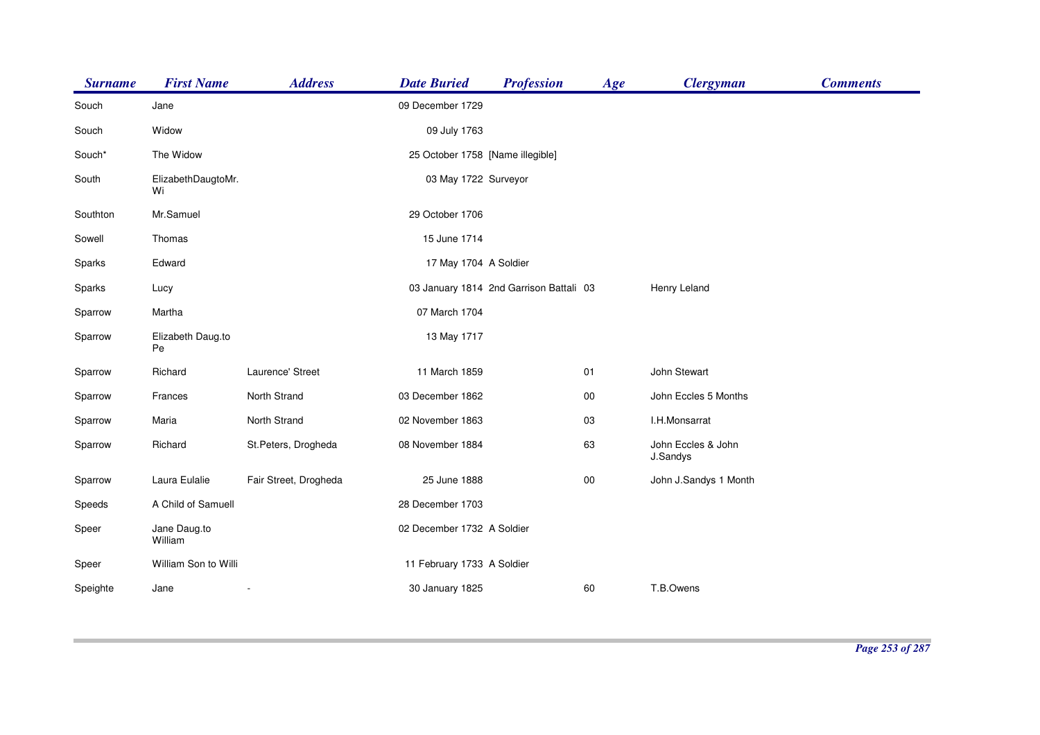| Surname | First Name | Address | Date Buried | Profession | Age | Clergyman | Comments |
|---|---|---|---|---|---|---|---|
| Souch | Jane | | 09 December 1729 | | | | |
| Souch | Widow | | 09 July 1763 | | | | |
| Souch* | The Widow | | 25 October 1758 | [Name illegible] | | | |
| South | ElizabethDaugtoMr. Wi | | 03 May 1722 | Surveyor | | | |
| Southton | Mr.Samuel | | 29 October 1706 | | | | |
| Sowell | Thomas | | 15 June 1714 | | | | |
| Sparks | Edward | | 17 May 1704 | A Soldier | | | |
| Sparks | Lucy | | 03 January 1814 | 2nd Garrison Battali | 03 | Henry Leland | |
| Sparrow | Martha | | 07 March 1704 | | | | |
| Sparrow | Elizabeth Daug.to Pe | | 13 May 1717 | | | | |
| Sparrow | Richard | Laurence' Street | 11 March 1859 | | 01 | John Stewart | |
| Sparrow | Frances | North Strand | 03 December 1862 | | 00 | John Eccles 5 Months | |
| Sparrow | Maria | North Strand | 02 November 1863 | | 03 | I.H.Monsarrat | |
| Sparrow | Richard | St.Peters, Drogheda | 08 November 1884 | | 63 | John Eccles & John J.Sandys | |
| Sparrow | Laura Eulalie | Fair Street, Drogheda | 25 June 1888 | | 00 | John J.Sandys 1 Month | |
| Speeds | A Child of Samuell | | 28 December 1703 | | | | |
| Speer | Jane Daug.to William | | 02 December 1732 | A Soldier | | | |
| Speer | William Son to Willi | | 11 February 1733 | A Soldier | | | |
| Speighte | Jane | - | 30 January 1825 | | 60 | T.B.Owens | |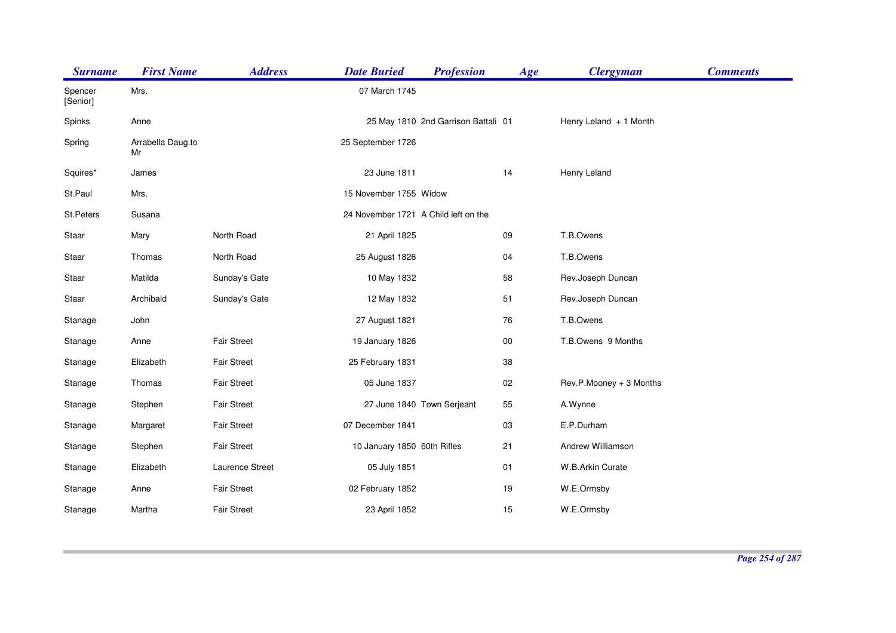| Surname | First Name | Address | Date Buried | Profession | Age | Clergyman | Comments |
|---|---|---|---|---|---|---|---|
| Spencer [Senior] | Mrs. | | 07 March 1745 | | | | |
| Spinks | Anne | | 25 May 1810 | 2nd Garrison Battali | 01 | Henry Leland + 1 Month | |
| Spring | Arrabella Daug.to Mr | | 25 September 1726 | | | | |
| Squires* | James | | 23 June 1811 | | 14 | Henry Leland | |
| St.Paul | Mrs. | | 15 November 1755 | Widow | | | |
| St.Peters | Susana | | 24 November 1721 | A Child left on the | | | |
| Staar | Mary | North Road | 21 April 1825 | | 09 | T.B.Owens | |
| Staar | Thomas | North Road | 25 August 1826 | | 04 | T.B.Owens | |
| Staar | Matilda | Sunday's Gate | 10 May 1832 | | 58 | Rev.Joseph Duncan | |
| Staar | Archibald | Sunday's Gate | 12 May 1832 | | 51 | Rev.Joseph Duncan | |
| Stanage | John | | 27 August 1821 | | 76 | T.B.Owens | |
| Stanage | Anne | Fair Street | 19 January 1826 | | 00 | T.B.Owens 9 Months | |
| Stanage | Elizabeth | Fair Street | 25 February 1831 | | 38 | | |
| Stanage | Thomas | Fair Street | 05 June 1837 | | 02 | Rev.P.Mooney + 3 Months | |
| Stanage | Stephen | Fair Street | 27 June 1840 | Town Serjeant | 55 | A.Wynne | |
| Stanage | Margaret | Fair Street | 07 December 1841 | | 03 | E.P.Durham | |
| Stanage | Stephen | Fair Street | 10 January 1850 | 60th Rifles | 21 | Andrew Williamson | |
| Stanage | Elizabeth | Laurence Street | 05 July 1851 | | 01 | W.B.Arkin Curate | |
| Stanage | Anne | Fair Street | 02 February 1852 | | 19 | W.E.Ormsby | |
| Stanage | Martha | Fair Street | 23 April 1852 | | 15 | W.E.Ormsby | |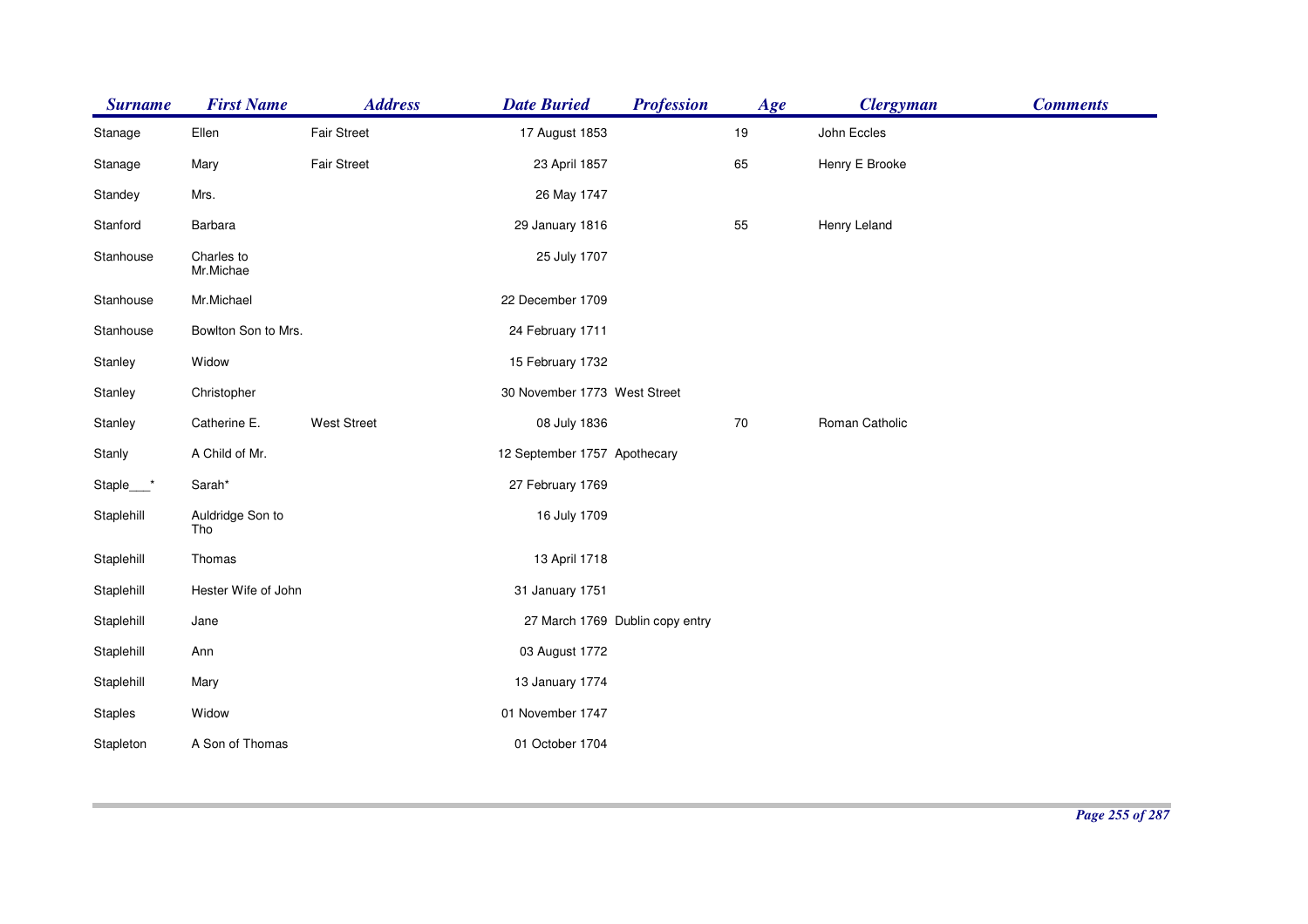| Surname | First Name | Address | Date Buried | Profession | Age | Clergyman | Comments |
|---|---|---|---|---|---|---|---|
| Stanage | Ellen | Fair Street | 17 August 1853 | | 19 | John Eccles | |
| Stanage | Mary | Fair Street | 23 April 1857 | | 65 | Henry E Brooke | |
| Standey | Mrs. | | 26 May 1747 | | | | |
| Stanford | Barbara | | 29 January 1816 | | 55 | Henry Leland | |
| Stanhouse | Charles to Mr.Michae | | 25 July 1707 | | | | |
| Stanhouse | Mr.Michael | | 22 December 1709 | | | | |
| Stanhouse | Bowlton Son to Mrs. | | 24 February 1711 | | | | |
| Stanley | Widow | | 15 February 1732 | | | | |
| Stanley | Christopher | | 30 November 1773 | West Street | | | |
| Stanley | Catherine E. | West Street | 08 July 1836 | | 70 | Roman Catholic | |
| Stanly | A Child of Mr. | | 12 September 1757 | Apothecary | | | |
| Staple___* | Sarah* | | 27 February 1769 | | | | |
| Staplehill | Auldridge Son to Tho | | 16 July 1709 | | | | |
| Staplehill | Thomas | | 13 April 1718 | | | | |
| Staplehill | Hester Wife of John | | 31 January 1751 | | | | |
| Staplehill | Jane | | 27 March 1769 | Dublin copy entry | | | |
| Staplehill | Ann | | 03 August 1772 | | | | |
| Staplehill | Mary | | 13 January 1774 | | | | |
| Staples | Widow | | 01 November 1747 | | | | |
| Stapleton | A Son of Thomas | | 01 October 1704 | | | | |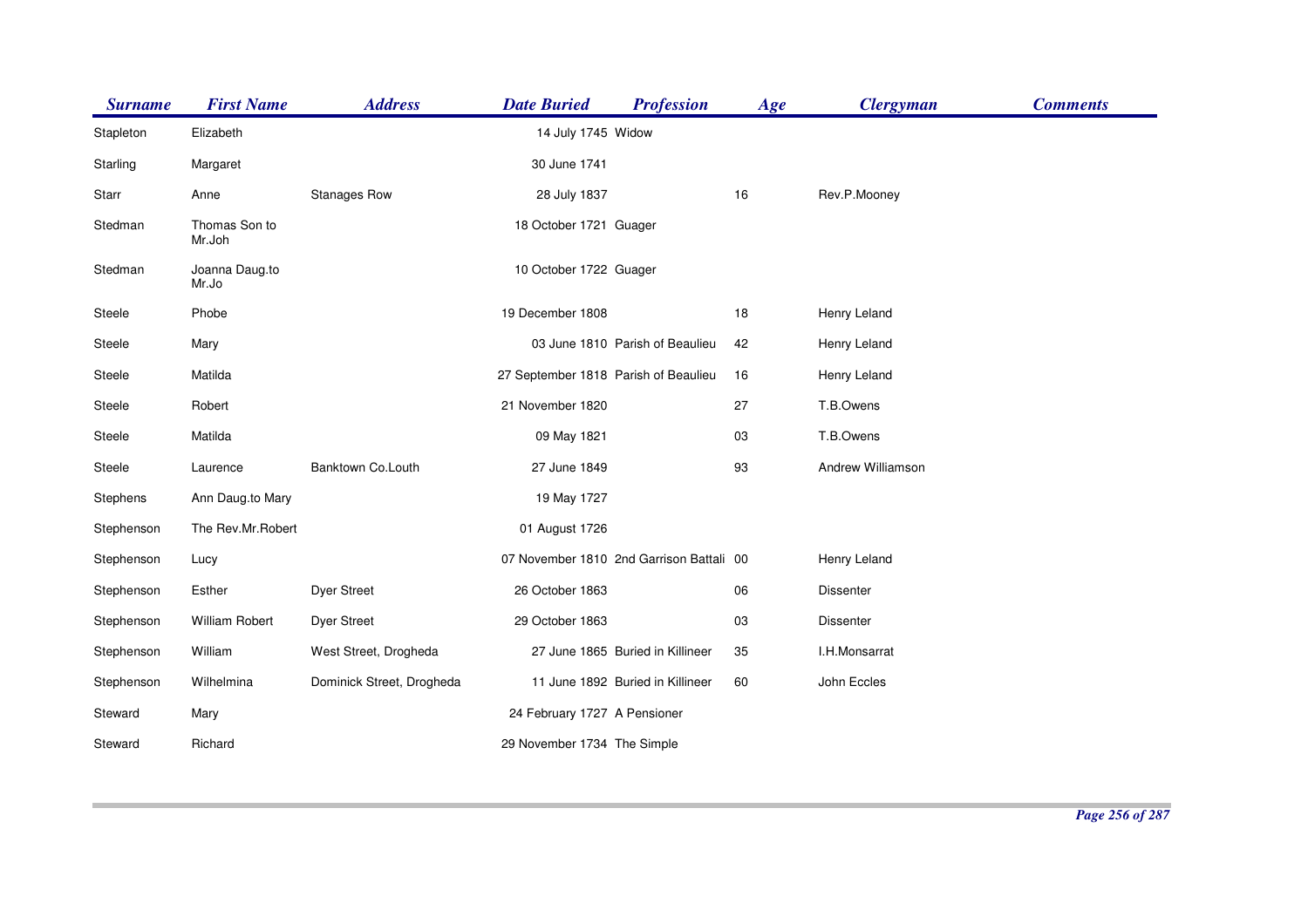| Surname | First Name | Address | Date Buried | Profession | Age | Clergyman | Comments |
|---|---|---|---|---|---|---|---|
| Stapleton | Elizabeth | | 14 July 1745 | Widow | | | |
| Starling | Margaret | | 30 June 1741 | | | | |
| Starr | Anne | Stanages Row | 28 July 1837 | | 16 | Rev.P.Mooney | |
| Stedman | Thomas Son to Mr.Joh | | 18 October 1721 | Guager | | | |
| Stedman | Joanna Daug.to Mr.Jo | | 10 October 1722 | Guager | | | |
| Steele | Phobe | | 19 December 1808 | | 18 | Henry Leland | |
| Steele | Mary | | 03 June 1810 | Parish of Beaulieu | 42 | Henry Leland | |
| Steele | Matilda | | 27 September 1818 | Parish of Beaulieu | 16 | Henry Leland | |
| Steele | Robert | | 21 November 1820 | | 27 | T.B.Owens | |
| Steele | Matilda | | 09 May 1821 | | 03 | T.B.Owens | |
| Steele | Laurence | Banktown Co.Louth | 27 June 1849 | | 93 | Andrew Williamson | |
| Stephens | Ann Daug.to Mary | | 19 May 1727 | | | | |
| Stephenson | The Rev.Mr.Robert | | 01 August 1726 | | | | |
| Stephenson | Lucy | | 07 November 1810 | 2nd Garrison Battali | 00 | Henry Leland | |
| Stephenson | Esther | Dyer Street | 26 October 1863 | | 06 | Dissenter | |
| Stephenson | William Robert | Dyer Street | 29 October 1863 | | 03 | Dissenter | |
| Stephenson | William | West Street, Drogheda | 27 June 1865 | Buried in Killineer | 35 | I.H.Monsarrat | |
| Stephenson | Wilhelmina | Dominick Street, Drogheda | 11 June 1892 | Buried in Killineer | 60 | John Eccles | |
| Steward | Mary | | 24 February 1727 | A Pensioner | | | |
| Steward | Richard | | 29 November 1734 | The Simple | | | |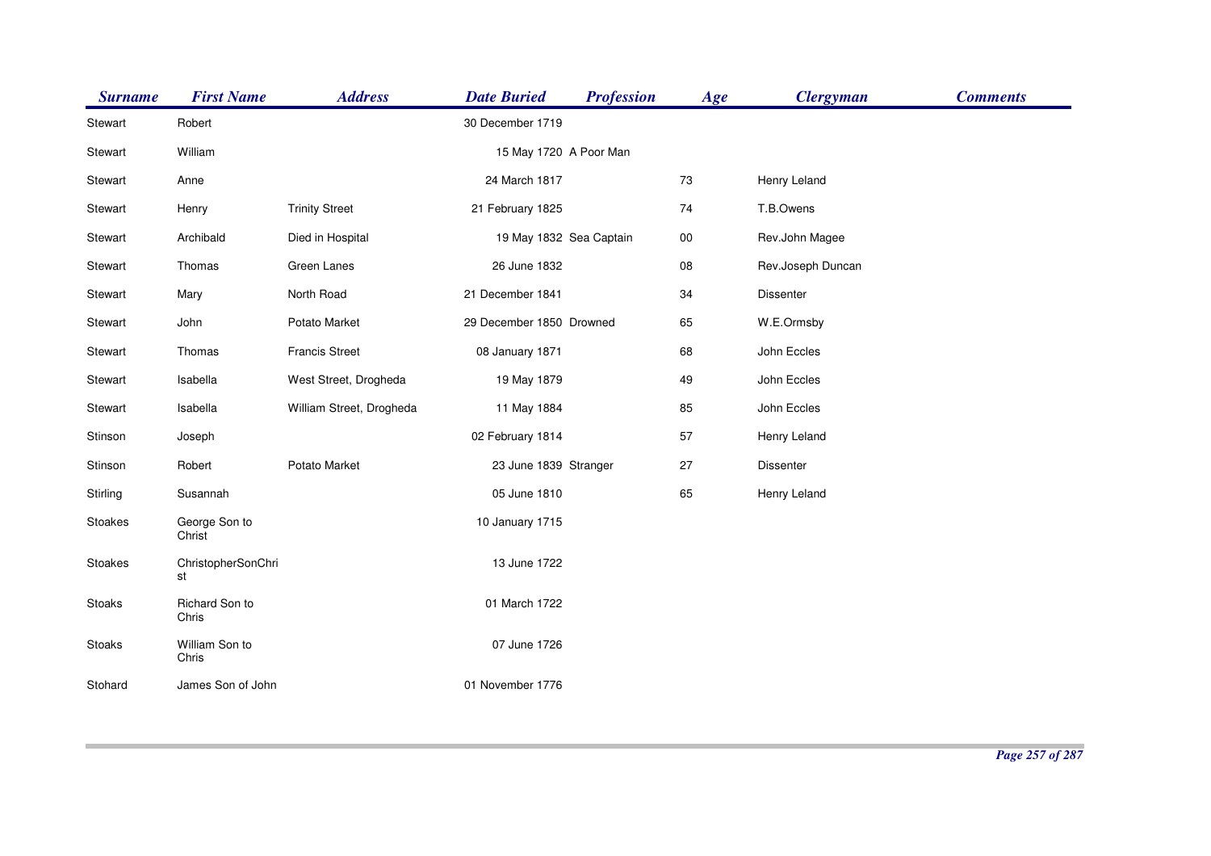| Surname | First Name | Address | Date Buried | Profession | Age | Clergyman | Comments |
|---|---|---|---|---|---|---|---|
| Stewart | Robert | | 30 December 1719 | | | | |
| Stewart | William | | 15 May 1720 | A Poor Man | | | |
| Stewart | Anne | | 24 March 1817 | | 73 | Henry Leland | |
| Stewart | Henry | Trinity Street | 21 February 1825 | | 74 | T.B.Owens | |
| Stewart | Archibald | Died in Hospital | 19 May 1832 | Sea Captain | 00 | Rev.John Magee | |
| Stewart | Thomas | Green Lanes | 26 June 1832 | | 08 | Rev.Joseph Duncan | |
| Stewart | Mary | North Road | 21 December 1841 | | 34 | Dissenter | |
| Stewart | John | Potato Market | 29 December 1850 | Drowned | 65 | W.E.Ormsby | |
| Stewart | Thomas | Francis Street | 08 January 1871 | | 68 | John Eccles | |
| Stewart | Isabella | West Street, Drogheda | 19 May 1879 | | 49 | John Eccles | |
| Stewart | Isabella | William Street, Drogheda | 11 May 1884 | | 85 | John Eccles | |
| Stinson | Joseph | | 02 February 1814 | | 57 | Henry Leland | |
| Stinson | Robert | Potato Market | 23 June 1839 | Stranger | 27 | Dissenter | |
| Stirling | Susannah | | 05 June 1810 | | 65 | Henry Leland | |
| Stoakes | George Son to Christ | | 10 January 1715 | | | | |
| Stoakes | ChristopherSonChrist | | 13 June 1722 | | | | |
| Stoaks | Richard Son to Chris | | 01 March 1722 | | | | |
| Stoaks | William Son to Chris | | 07 June 1726 | | | | |
| Stohard | James Son of John | | 01 November 1776 | | | | |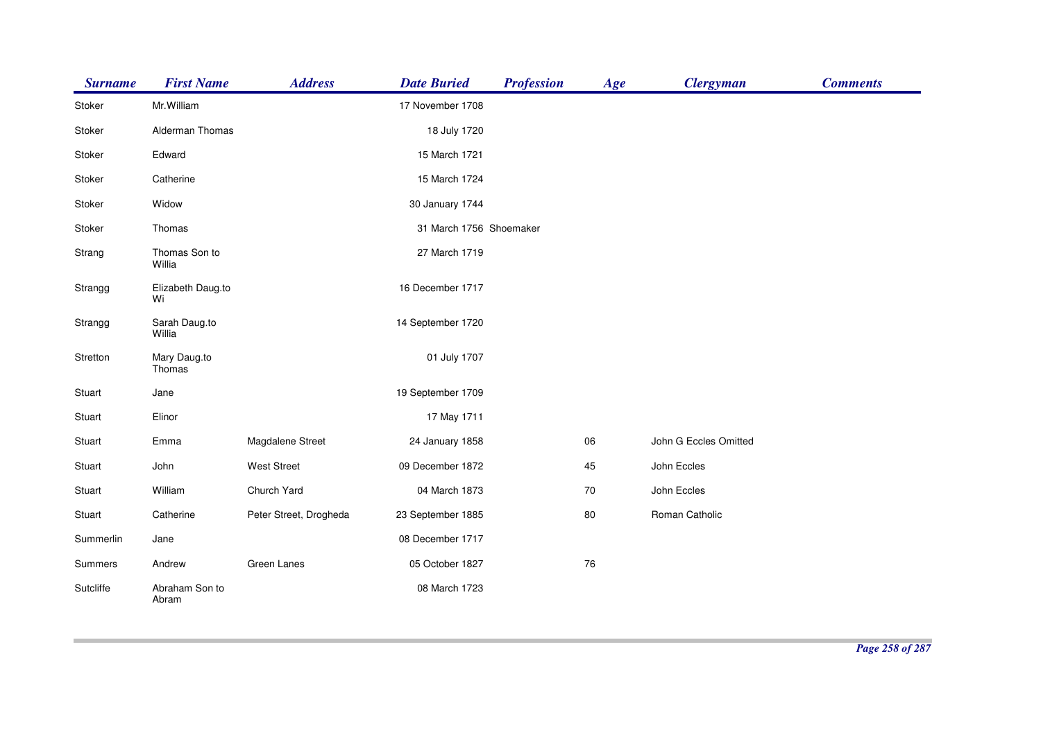| Surname | First Name | Address | Date Buried | Profession | Age | Clergyman | Comments |
|---|---|---|---|---|---|---|---|
| Stoker | Mr.William | | 17 November 1708 | | | | |
| Stoker | Alderman Thomas | | 18 July 1720 | | | | |
| Stoker | Edward | | 15 March 1721 | | | | |
| Stoker | Catherine | | 15 March 1724 | | | | |
| Stoker | Widow | | 30 January 1744 | | | | |
| Stoker | Thomas | | 31 March 1756 | Shoemaker | | | |
| Strang | Thomas Son to Willia | | 27 March 1719 | | | | |
| Strangg | Elizabeth Daug.to Wi | | 16 December 1717 | | | | |
| Strangg | Sarah Daug.to Willia | | 14 September 1720 | | | | |
| Stretton | Mary Daug.to Thomas | | 01 July 1707 | | | | |
| Stuart | Jane | | 19 September 1709 | | | | |
| Stuart | Elinor | | 17 May 1711 | | | | |
| Stuart | Emma | Magdalene Street | 24 January 1858 | | 06 | John G Eccles Omitted | |
| Stuart | John | West Street | 09 December 1872 | | 45 | John Eccles | |
| Stuart | William | Church Yard | 04 March 1873 | | 70 | John Eccles | |
| Stuart | Catherine | Peter Street, Drogheda | 23 September 1885 | | 80 | Roman Catholic | |
| Summerlin | Jane | | 08 December 1717 | | | | |
| Summers | Andrew | Green Lanes | 05 October 1827 | | 76 | | |
| Sutcliffe | Abraham Son to Abram | | 08 March 1723 | | | | |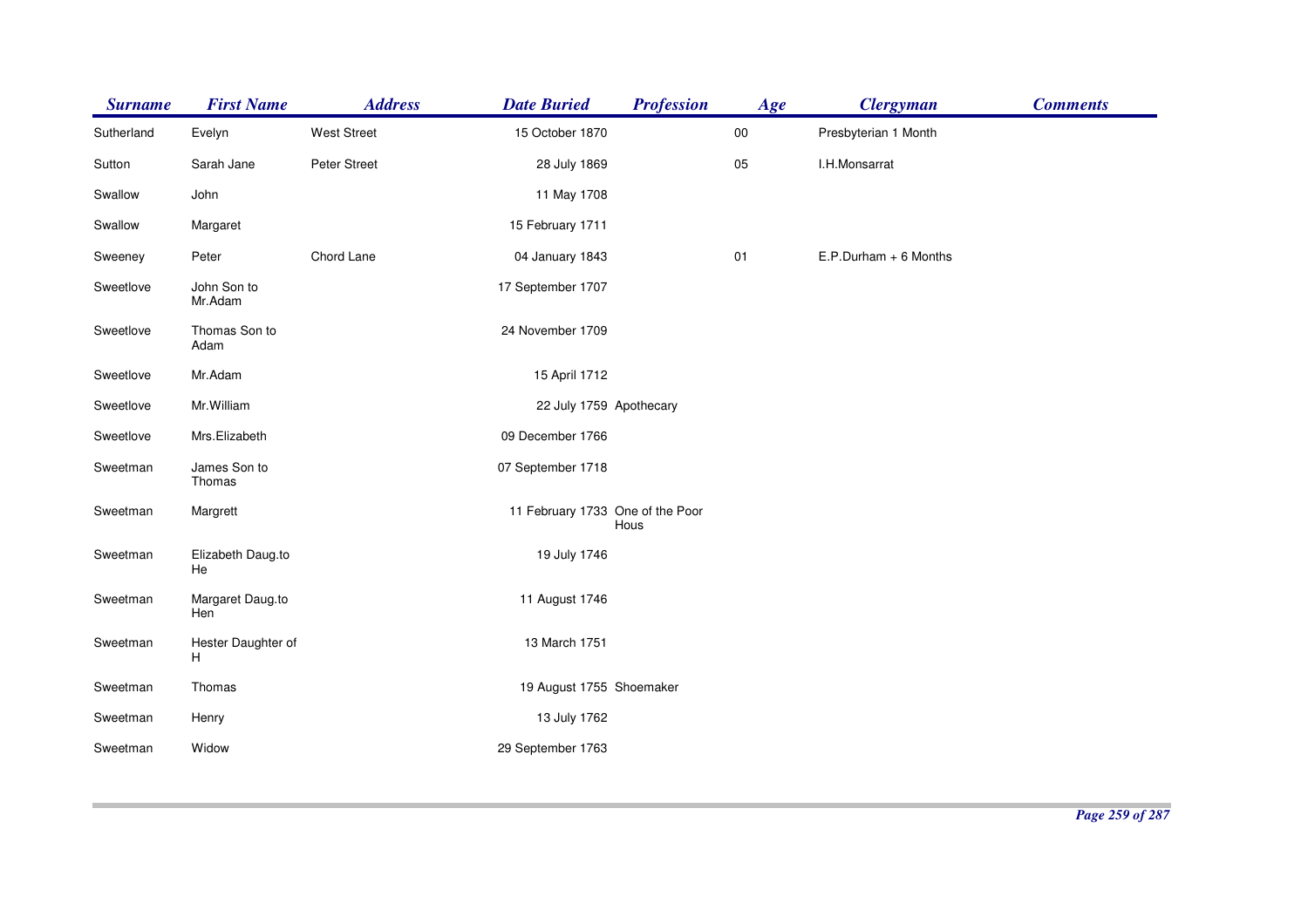| Surname | First Name | Address | Date Buried | Profession | Age | Clergyman | Comments |
|---|---|---|---|---|---|---|---|
| Sutherland | Evelyn | West Street | 15 October 1870 | | 00 | Presbyterian 1 Month | |
| Sutton | Sarah Jane | Peter Street | 28 July 1869 | | 05 | I.H.Monsarrat | |
| Swallow | John | | 11 May 1708 | | | | |
| Swallow | Margaret | | 15 February 1711 | | | | |
| Sweeney | Peter | Chord Lane | 04 January 1843 | | 01 | E.P.Durham + 6 Months | |
| Sweetlove | John Son to Mr.Adam | | 17 September 1707 | | | | |
| Sweetlove | Thomas Son to Adam | | 24 November 1709 | | | | |
| Sweetlove | Mr.Adam | | 15 April 1712 | | | | |
| Sweetlove | Mr.William | | 22 July 1759 | Apothecary | | | |
| Sweetlove | Mrs.Elizabeth | | 09 December 1766 | | | | |
| Sweetman | James Son to Thomas | | 07 September 1718 | | | | |
| Sweetman | Margrett | | 11 February 1733 | One of the Poor Hous | | | |
| Sweetman | Elizabeth Daug.to He | | 19 July 1746 | | | | |
| Sweetman | Margaret Daug.to Hen | | 11 August 1746 | | | | |
| Sweetman | Hester Daughter of H | | 13 March 1751 | | | | |
| Sweetman | Thomas | | 19 August 1755 | Shoemaker | | | |
| Sweetman | Henry | | 13 July 1762 | | | | |
| Sweetman | Widow | | 29 September 1763 | | | | |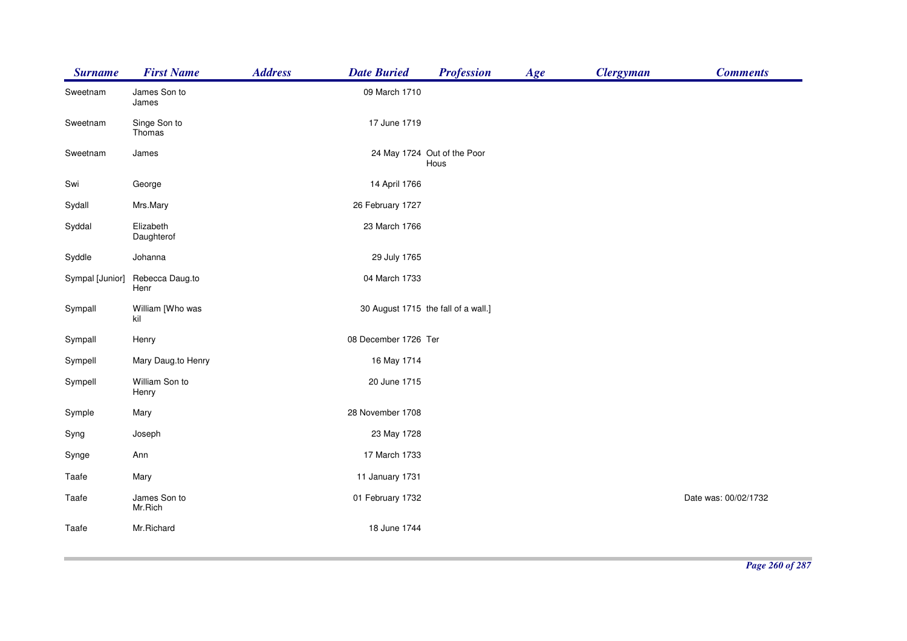| Surname | First Name | Address | Date Buried | Profession | Age | Clergyman | Comments |
|---|---|---|---|---|---|---|---|
| Sweetnam | James Son to James | | 09 March 1710 | | | | |
| Sweetnam | Singe Son to Thomas | | 17 June 1719 | | | | |
| Sweetnam | James | | 24 May 1724 | Out of the Poor Hous | | | |
| Swi | George | | 14 April 1766 | | | | |
| Sydall | Mrs.Mary | | 26 February 1727 | | | | |
| Syddal | Elizabeth Daughterof | | 23 March 1766 | | | | |
| Syddle | Johanna | | 29 July 1765 | | | | |
| Sympal [Junior] | Rebecca Daug.to Henr | | 04 March 1733 | | | | |
| Sympall | William [Who was kil | | 30 August 1715 | the fall of a wall.] | | | |
| Sympall | Henry | | 08 December 1726 | Ter | | | |
| Sympell | Mary Daug.to Henry | | 16 May 1714 | | | | |
| Sympell | William Son to Henry | | 20 June 1715 | | | | |
| Symple | Mary | | 28 November 1708 | | | | |
| Syng | Joseph | | 23 May 1728 | | | | |
| Synge | Ann | | 17 March 1733 | | | | |
| Taafe | Mary | | 11 January 1731 | | | | |
| Taafe | James Son to Mr.Rich | | 01 February 1732 | | | | Date was: 00/02/1732 |
| Taafe | Mr.Richard | | 18 June 1744 | | | | |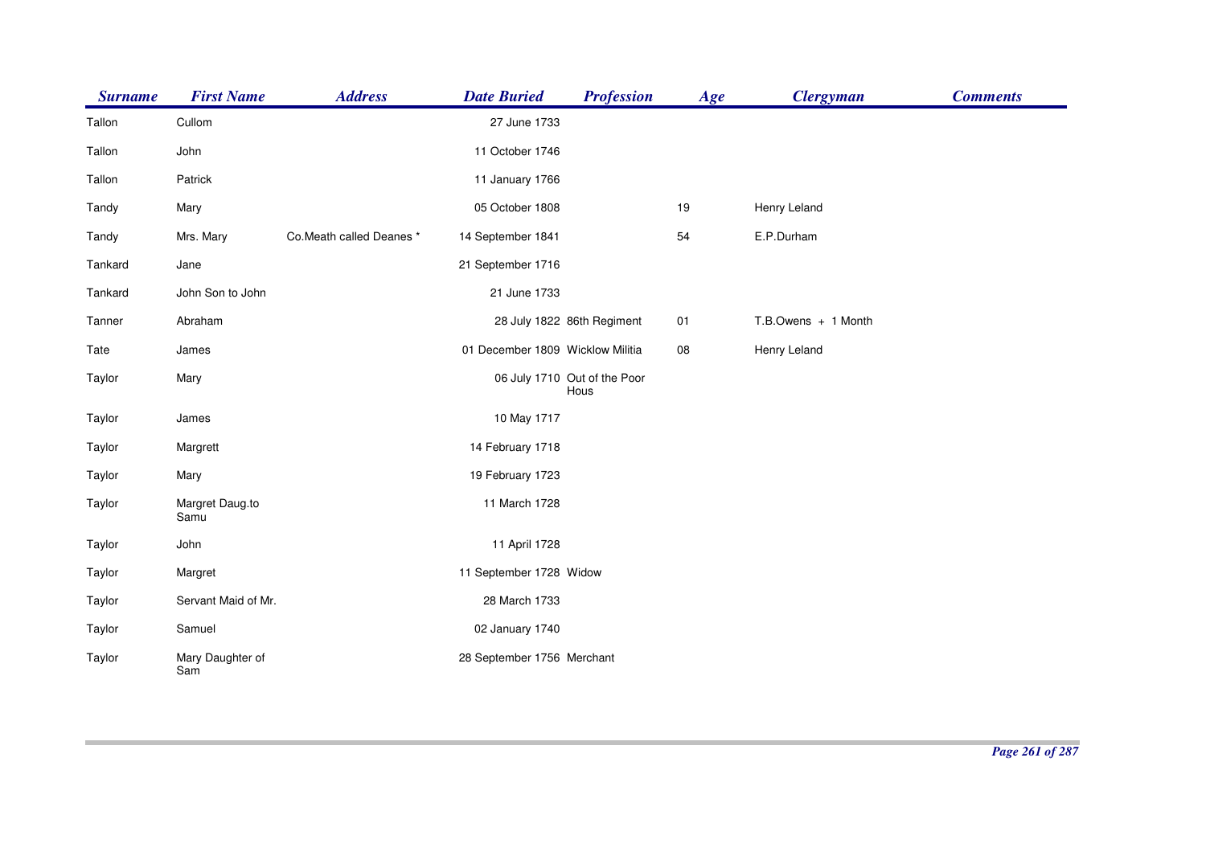| Surname | First Name | Address | Date Buried | Profession | Age | Clergyman | Comments |
|---|---|---|---|---|---|---|---|
| Tallon | Cullom | | 27 June 1733 | | | | |
| Tallon | John | | 11 October 1746 | | | | |
| Tallon | Patrick | | 11 January 1766 | | | | |
| Tandy | Mary | | 05 October 1808 | | 19 | Henry Leland | |
| Tandy | Mrs. Mary | Co.Meath called Deanes * | 14 September 1841 | | 54 | E.P.Durham | |
| Tankard | Jane | | 21 September 1716 | | | | |
| Tankard | John Son to John | | 21 June 1733 | | | | |
| Tanner | Abraham | | 28 July 1822 | 86th Regiment | 01 | T.B.Owens + 1 Month | |
| Tate | James | | 01 December 1809 | Wicklow Militia | 08 | Henry Leland | |
| Taylor | Mary | | 06 July 1710 | Out of the Poor Hous | | | |
| Taylor | James | | 10 May 1717 | | | | |
| Taylor | Margrett | | 14 February 1718 | | | | |
| Taylor | Mary | | 19 February 1723 | | | | |
| Taylor | Margret Daug.to Samu | | 11 March 1728 | | | | |
| Taylor | John | | 11 April 1728 | | | | |
| Taylor | Margret | | 11 September 1728 | Widow | | | |
| Taylor | Servant Maid of Mr. | | 28 March 1733 | | | | |
| Taylor | Samuel | | 02 January 1740 | | | | |
| Taylor | Mary Daughter of Sam | | 28 September 1756 | Merchant | | | |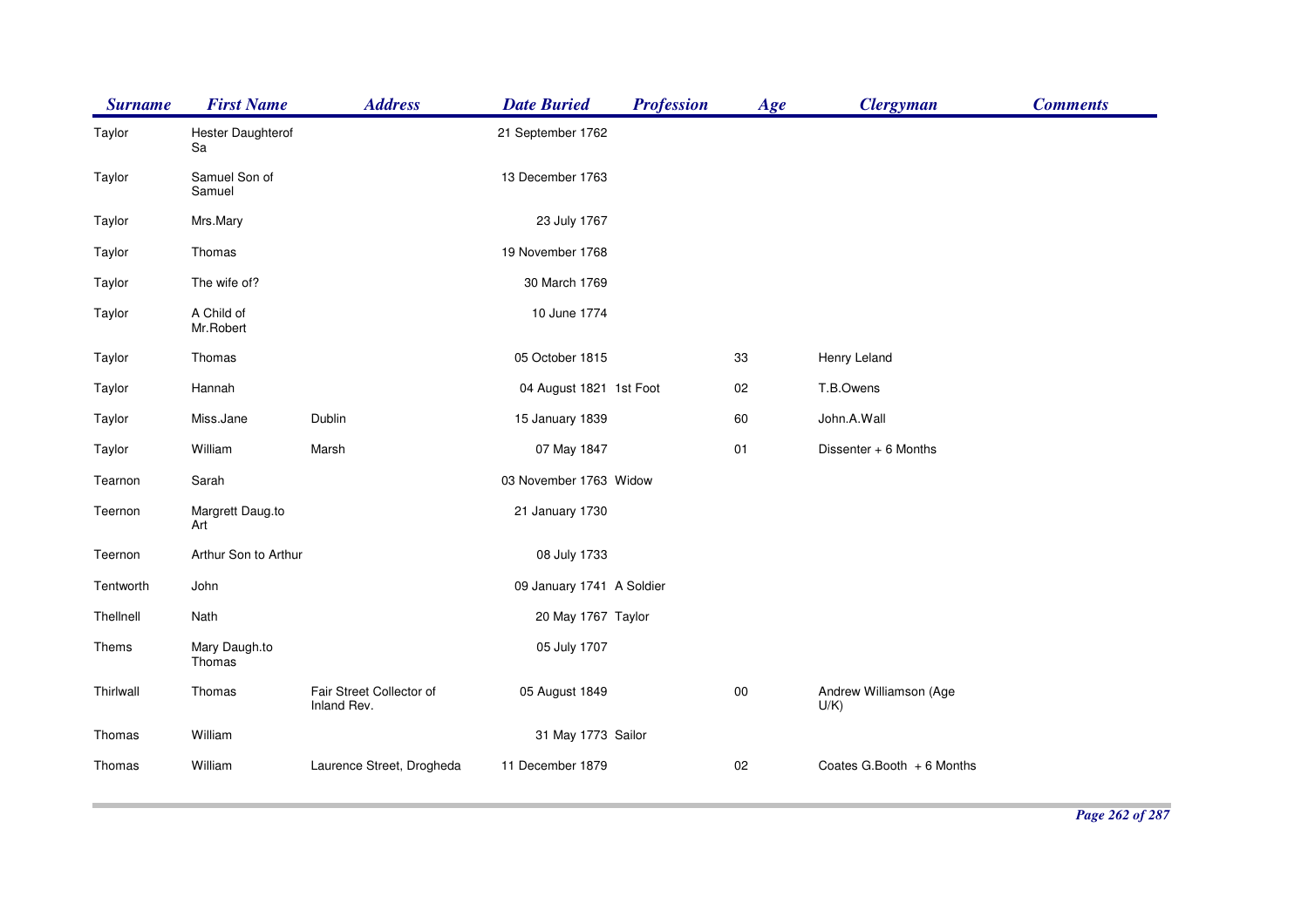| Surname | First Name | Address | Date Buried | Profession | Age | Clergyman | Comments |
|---|---|---|---|---|---|---|---|
| Taylor | Hester Daughterof Sa | | 21 September 1762 | | | | |
| Taylor | Samuel Son of Samuel | | 13 December 1763 | | | | |
| Taylor | Mrs.Mary | | 23 July 1767 | | | | |
| Taylor | Thomas | | 19 November 1768 | | | | |
| Taylor | The wife of? | | 30 March 1769 | | | | |
| Taylor | A Child of Mr.Robert | | 10 June 1774 | | | | |
| Taylor | Thomas | | 05 October 1815 | | 33 | Henry Leland | |
| Taylor | Hannah | | 04 August 1821 | 1st Foot | 02 | T.B.Owens | |
| Taylor | Miss.Jane | Dublin | 15 January 1839 | | 60 | John.A.Wall | |
| Taylor | William | Marsh | 07 May 1847 | | 01 | Dissenter + 6 Months | |
| Tearnon | Sarah | | 03 November 1763 | Widow | | | |
| Teernon | Margrett Daug.to Art | | 21 January 1730 | | | | |
| Teernon | Arthur Son to Arthur | | 08 July 1733 | | | | |
| Tentworth | John | | 09 January 1741 | A Soldier | | | |
| Thellnell | Nath | | 20 May 1767 | Taylor | | | |
| Thems | Mary Daugh.to Thomas | | 05 July 1707 | | | | |
| Thirlwall | Thomas | Fair Street Collector of Inland Rev. | 05 August 1849 | | 00 | Andrew Williamson (Age U/K) | |
| Thomas | William | | 31 May 1773 | Sailor | | | |
| Thomas | William | Laurence Street, Drogheda | 11 December 1879 | | 02 | Coates G.Booth + 6 Months | |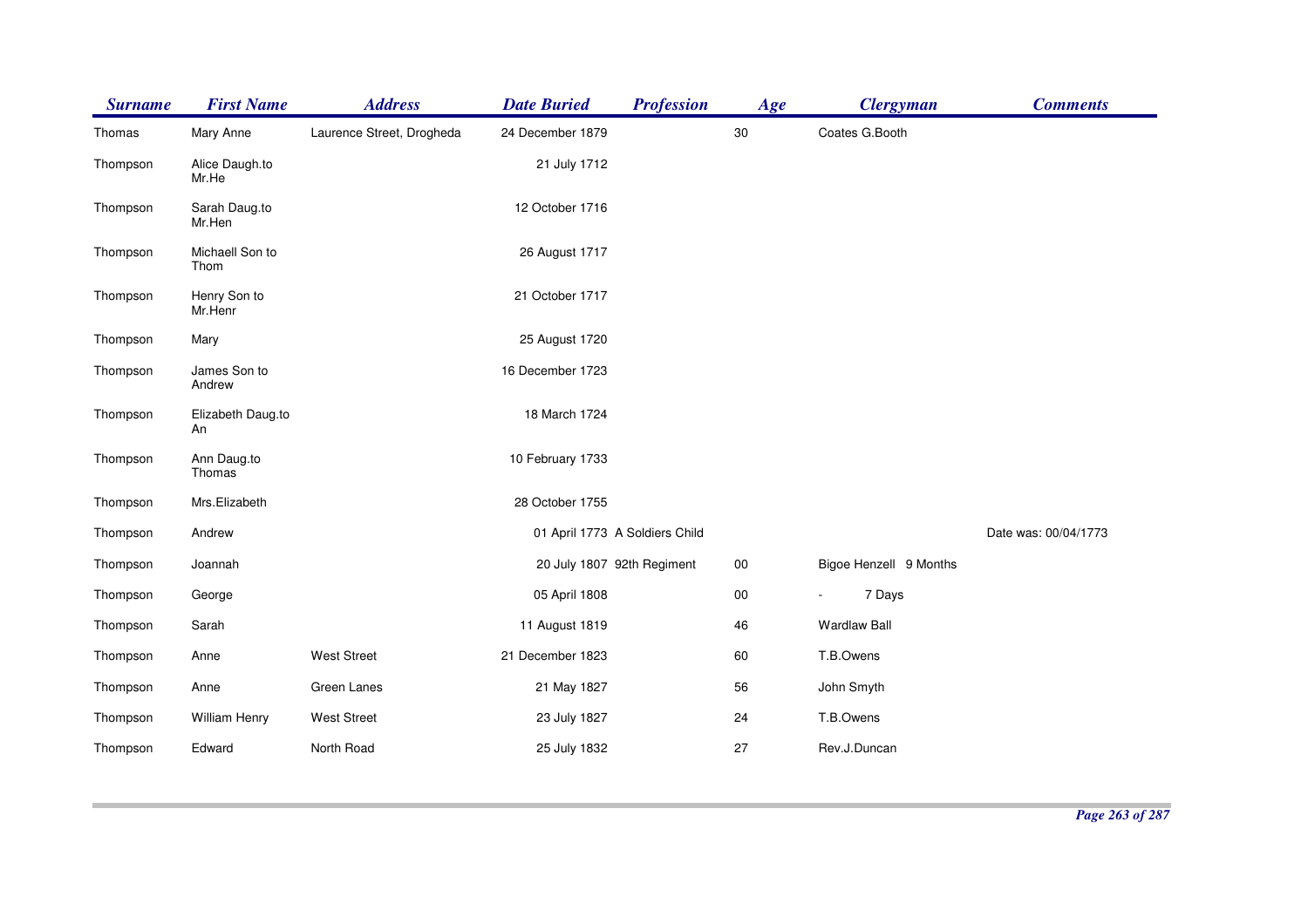| Surname | First Name | Address | Date Buried | Profession | Age | Clergyman | Comments |
|---|---|---|---|---|---|---|---|
| Thomas | Mary Anne | Laurence Street, Drogheda | 24 December 1879 | | 30 | Coates G.Booth | |
| Thompson | Alice Daugh.to Mr.He | | 21 July 1712 | | | | |
| Thompson | Sarah Daug.to Mr.Hen | | 12 October 1716 | | | | |
| Thompson | Michaell Son to Thom | | 26 August 1717 | | | | |
| Thompson | Henry Son to Mr.Henr | | 21 October 1717 | | | | |
| Thompson | Mary | | 25 August 1720 | | | | |
| Thompson | James Son to Andrew | | 16 December 1723 | | | | |
| Thompson | Elizabeth Daug.to An | | 18 March 1724 | | | | |
| Thompson | Ann Daug.to Thomas | | 10 February 1733 | | | | |
| Thompson | Mrs.Elizabeth | | 28 October 1755 | | | | |
| Thompson | Andrew | | 01 April 1773 | A Soldiers Child | | | Date was: 00/04/1773 |
| Thompson | Joannah | | 20 July 1807 | 92th Regiment | 00 | Bigoe Henzell 9 Months | |
| Thompson | George | | 05 April 1808 | | 00 | - 7 Days | |
| Thompson | Sarah | | 11 August 1819 | | 46 | Wardlaw Ball | |
| Thompson | Anne | West Street | 21 December 1823 | | 60 | T.B.Owens | |
| Thompson | Anne | Green Lanes | 21 May 1827 | | 56 | John Smyth | |
| Thompson | William Henry | West Street | 23 July 1827 | | 24 | T.B.Owens | |
| Thompson | Edward | North Road | 25 July 1832 | | 27 | Rev.J.Duncan | |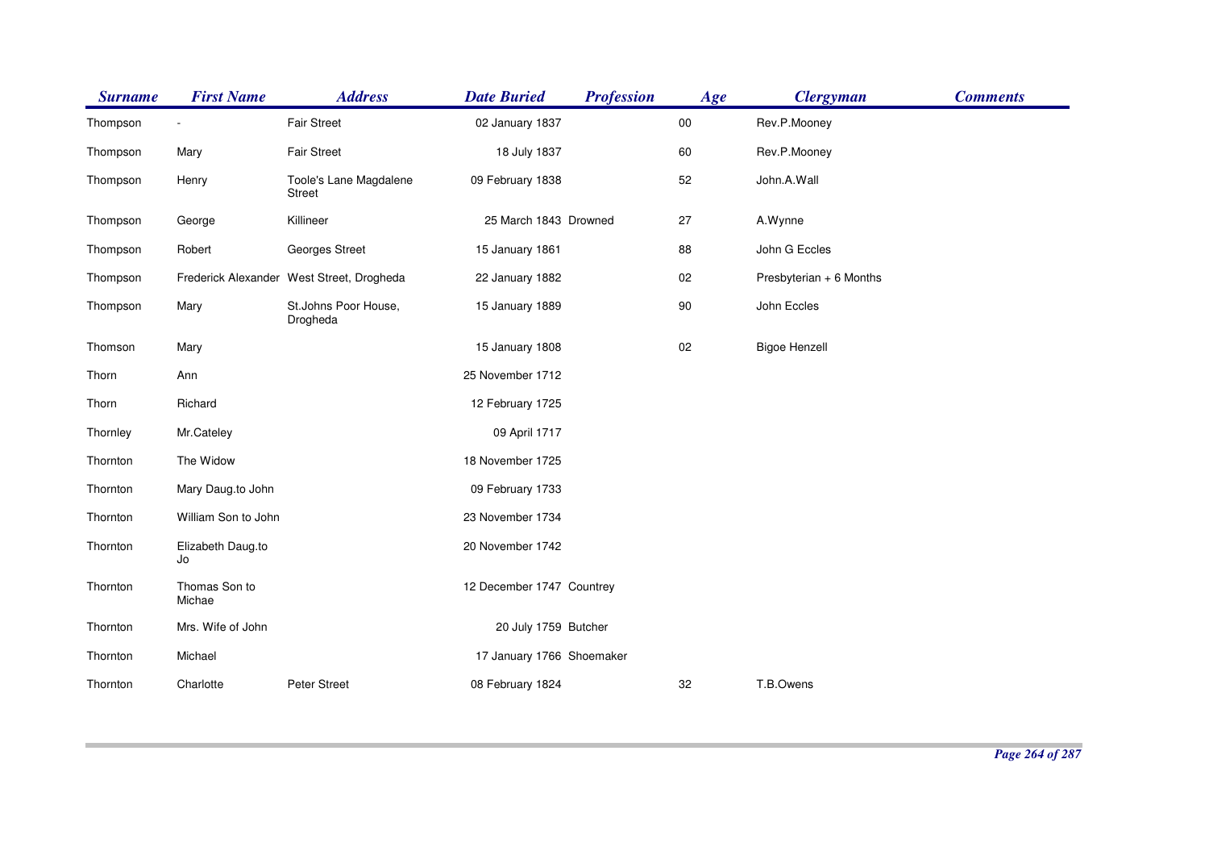| Surname | First Name | Address | Date Buried | Profession | Age | Clergyman | Comments |
|---|---|---|---|---|---|---|---|
| Thompson | - | Fair Street | 02 January 1837 | | 00 | Rev.P.Mooney | |
| Thompson | Mary | Fair Street | 18 July 1837 | | 60 | Rev.P.Mooney | |
| Thompson | Henry | Toole's Lane Magdalene Street | 09 February 1838 | | 52 | John.A.Wall | |
| Thompson | George | Killineer | 25 March 1843 | Drowned | 27 | A.Wynne | |
| Thompson | Robert | Georges Street | 15 January 1861 | | 88 | John G Eccles | |
| Thompson | Frederick Alexander | West Street, Drogheda | 22 January 1882 | | 02 | Presbyterian + 6 Months | |
| Thompson | Mary | St.Johns Poor House, Drogheda | 15 January 1889 | | 90 | John Eccles | |
| Thomson | Mary | | 15 January 1808 | | 02 | Bigoe Henzell | |
| Thorn | Ann | | 25 November 1712 | | | | |
| Thorn | Richard | | 12 February 1725 | | | | |
| Thornley | Mr.Cateley | | 09 April 1717 | | | | |
| Thornton | The Widow | | 18 November 1725 | | | | |
| Thornton | Mary Daug.to John | | 09 February 1733 | | | | |
| Thornton | William Son to John | | 23 November 1734 | | | | |
| Thornton | Elizabeth Daug.to Jo | | 20 November 1742 | | | | |
| Thornton | Thomas Son to Michae | | 12 December 1747 | Countrey | | | |
| Thornton | Mrs. Wife of John | | 20 July 1759 | Butcher | | | |
| Thornton | Michael | | 17 January 1766 | Shoemaker | | | |
| Thornton | Charlotte | Peter Street | 08 February 1824 | | 32 | T.B.Owens | |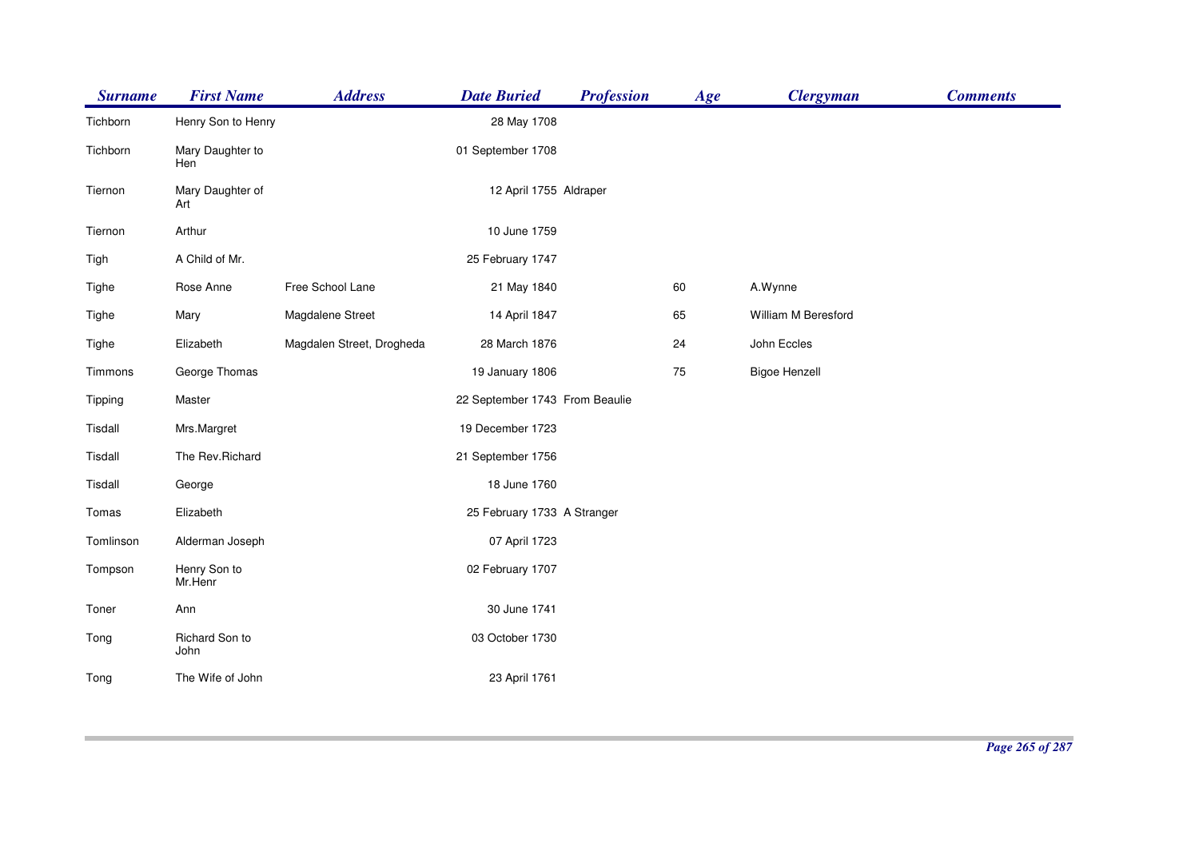| *Surname* | *First Name* | *Address* | *Date Buried* | *Profession* | *Age* | *Clergyman* | *Comments* |
|---|---|---|---|---|---|---|---|
| Tichborn | Henry Son to Henry | | 28 May 1708 | | | | |
| Tichborn | Mary Daughter to Hen | | 01 September 1708 | | | | |
| Tiernon | Mary Daughter of Art | | 12 April 1755 | Aldraper | | | |
| Tiernon | Arthur | | 10 June 1759 | | | | |
| Tigh | A Child of Mr. | | 25 February 1747 | | | | |
| Tighe | Rose Anne | Free School Lane | 21 May 1840 | | 60 | A.Wynne | |
| Tighe | Mary | Magdalene Street | 14 April 1847 | | 65 | William M Beresford | |
| Tighe | Elizabeth | Magdalen Street, Drogheda | 28 March 1876 | | 24 | John Eccles | |
| Timmons | George Thomas | | 19 January 1806 | | 75 | Bigoe Henzell | |
| Tipping | Master | | 22 September 1743 | From Beaulie | | | |
| Tisdall | Mrs.Margret | | 19 December 1723 | | | | |
| Tisdall | The Rev.Richard | | 21 September 1756 | | | | |
| Tisdall | George | | 18 June 1760 | | | | |
| Tomas | Elizabeth | | 25 February 1733 | A Stranger | | | |
| Tomlinson | Alderman Joseph | | 07 April 1723 | | | | |
| Tompson | Henry Son to Mr.Henr | | 02 February 1707 | | | | |
| Toner | Ann | | 30 June 1741 | | | | |
| Tong | Richard Son to John | | 03 October 1730 | | | | |
| Tong | The Wife of John | | 23 April 1761 | | | | |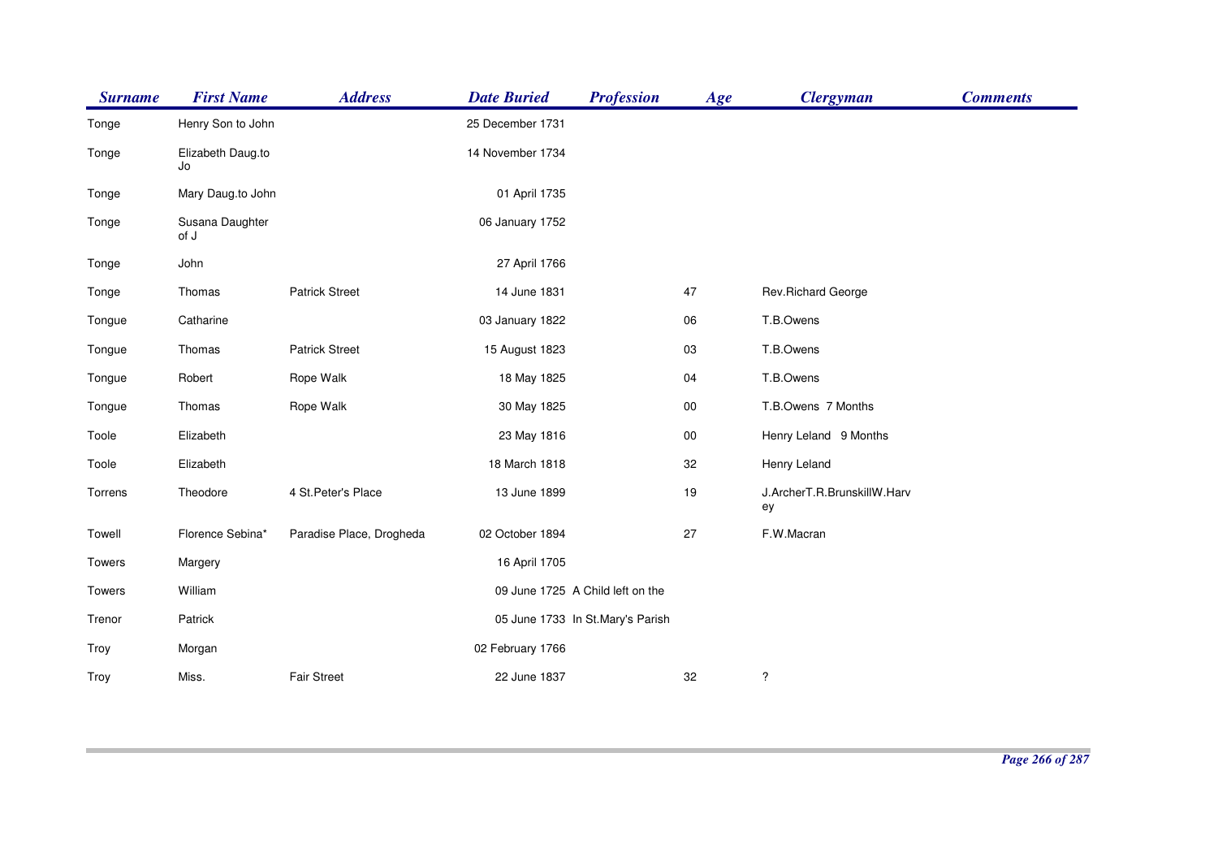| Surname | First Name | Address | Date Buried | Profession | Age | Clergyman | Comments |
|---|---|---|---|---|---|---|---|
| Tonge | Henry Son to John | | 25 December 1731 | | | | |
| Tonge | Elizabeth Daug.to Jo | | 14 November 1734 | | | | |
| Tonge | Mary Daug.to John | | 01 April 1735 | | | | |
| Tonge | Susana Daughter of J | | 06 January 1752 | | | | |
| Tonge | John | | 27 April 1766 | | | | |
| Tonge | Thomas | Patrick Street | 14 June 1831 | | 47 | Rev.Richard George | |
| Tongue | Catharine | | 03 January 1822 | | 06 | T.B.Owens | |
| Tongue | Thomas | Patrick Street | 15 August 1823 | | 03 | T.B.Owens | |
| Tongue | Robert | Rope Walk | 18 May 1825 | | 04 | T.B.Owens | |
| Tongue | Thomas | Rope Walk | 30 May 1825 | | 00 | T.B.Owens 7 Months | |
| Toole | Elizabeth | | 23 May 1816 | | 00 | Henry Leland 9 Months | |
| Toole | Elizabeth | | 18 March 1818 | | 32 | Henry Leland | |
| Torrens | Theodore | 4 St.Peter's Place | 13 June 1899 | | 19 | J.ArcherT.R.BrunskillW.Harvey | |
| Towell | Florence Sebina* | Paradise Place, Drogheda | 02 October 1894 | | 27 | F.W.Macran | |
| Towers | Margery | | 16 April 1705 | | | | |
| Towers | William | | 09 June 1725 | A Child left on the | | | |
| Trenor | Patrick | | 05 June 1733 | In St.Mary's Parish | | | |
| Troy | Morgan | | 02 February 1766 | | | | |
| Troy | Miss. | Fair Street | 22 June 1837 | | 32 | ? | |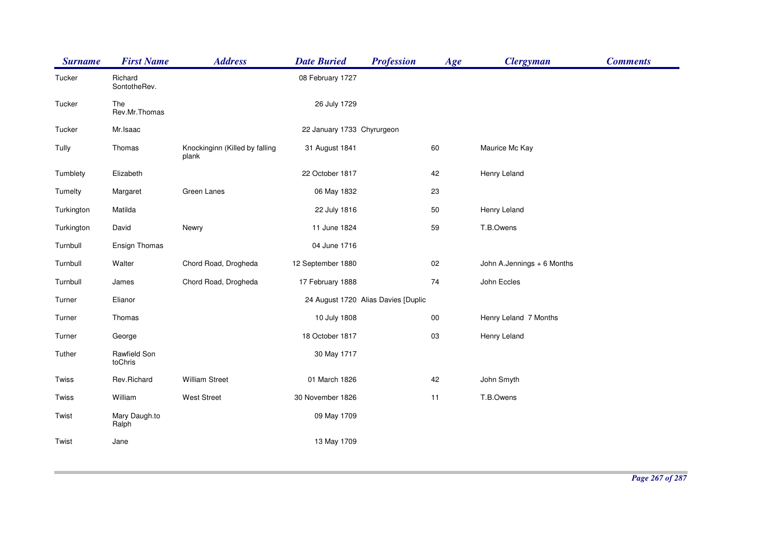| Surname | First Name | Address | Date Buried | Profession | Age | Clergyman | Comments |
|---|---|---|---|---|---|---|---|
| Tucker | Richard SontotheRev. | | 08 February 1727 | | | | |
| Tucker | The Rev.Mr.Thomas | | 26 July 1729 | | | | |
| Tucker | Mr.Isaac | | 22 January 1733 | Chyrurgeon | | | |
| Tully | Thomas | Knockinginn (Killed by falling plank | 31 August 1841 | | 60 | Maurice Mc Kay | |
| Tumblety | Elizabeth | | 22 October 1817 | | 42 | Henry Leland | |
| Tumelty | Margaret | Green Lanes | 06 May 1832 | | 23 | | |
| Turkington | Matilda | | 22 July 1816 | | 50 | Henry Leland | |
| Turkington | David | Newry | 11 June 1824 | | 59 | T.B.Owens | |
| Turnbull | Ensign Thomas | | 04 June 1716 | | | | |
| Turnbull | Walter | Chord Road, Drogheda | 12 September 1880 | | 02 | John A.Jennings + 6 Months | |
| Turnbull | James | Chord Road, Drogheda | 17 February 1888 | | 74 | John Eccles | |
| Turner | Elianor | | 24 August 1720 | Alias Davies [Duplic | | | |
| Turner | Thomas | | 10 July 1808 | | 00 | Henry Leland 7 Months | |
| Turner | George | | 18 October 1817 | | 03 | Henry Leland | |
| Tuther | Rawfield Son toChris | | 30 May 1717 | | | | |
| Twiss | Rev.Richard | William Street | 01 March 1826 | | 42 | John Smyth | |
| Twiss | William | West Street | 30 November 1826 | | 11 | T.B.Owens | |
| Twist | Mary Daugh.to Ralph | | 09 May 1709 | | | | |
| Twist | Jane | | 13 May 1709 | | | | |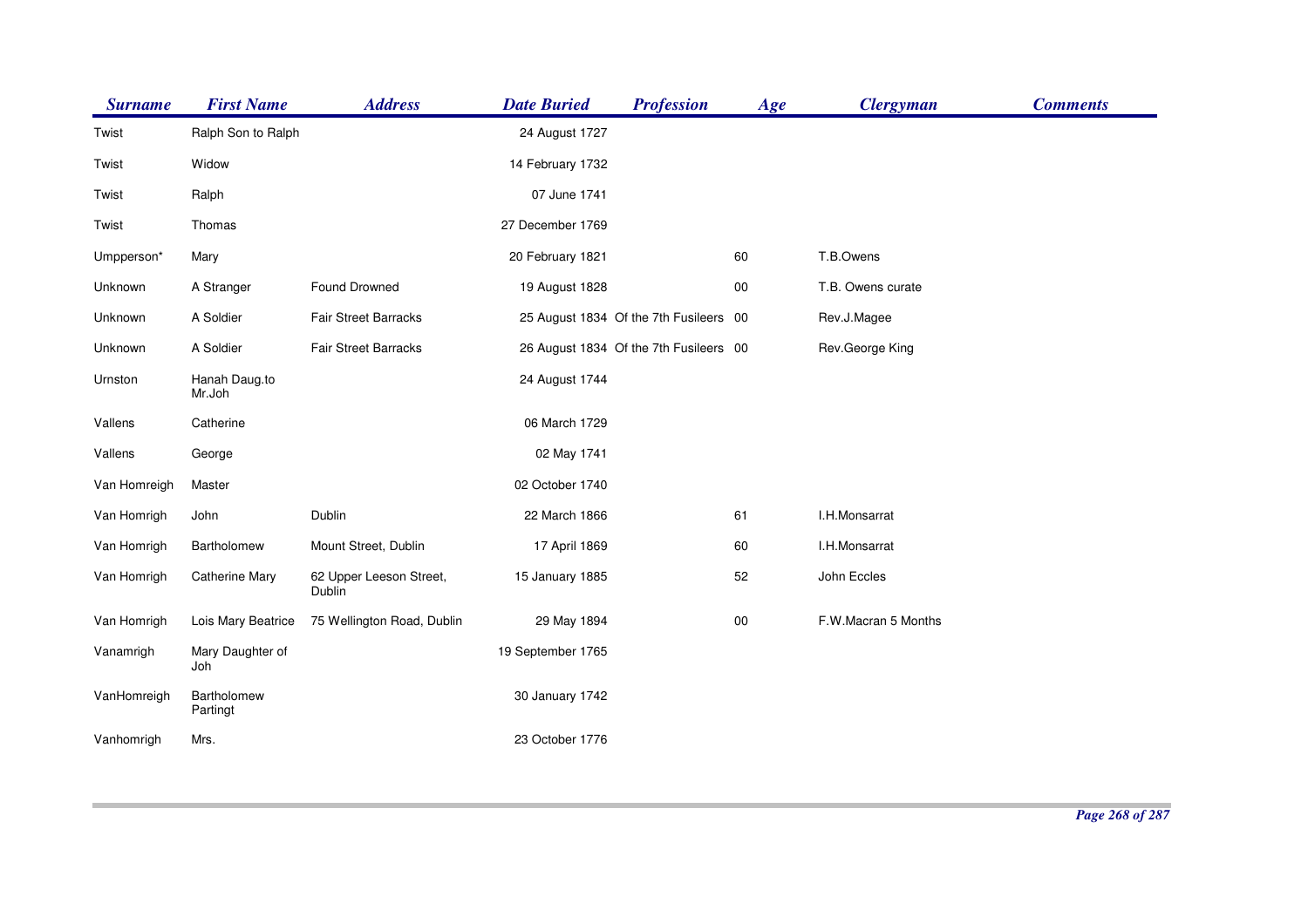| ***Surname*** | ***First Name*** | ***Address*** | ***Date Buried*** | ***Profession*** | ***Age*** | ***Clergyman*** | ***Comments*** |
|---|---|---|---|---|---|---|---|
| Twist | Ralph Son to Ralph | | 24 August 1727 | | | | |
| Twist | Widow | | 14 February 1732 | | | | |
| Twist | Ralph | | 07 June 1741 | | | | |
| Twist | Thomas | | 27 December 1769 | | | | |
| Ump­person* | Mary | | 20 February 1821 | | 60 | T.B.Owens | |
| Unknown | A Stranger | Found Drowned | 19 August 1828 | | 00 | T.B. Owens curate | |
| Unknown | A Soldier | Fair Street Barracks | 25 August 1834 | Of the 7th Fusileers | 00 | Rev.J.Magee | |
| Unknown | A Soldier | Fair Street Barracks | 26 August 1834 | Of the 7th Fusileers | 00 | Rev.George King | |
| Urnston | Hanah Daug.to Mr.Joh | | 24 August 1744 | | | | |
| Vallens | Catherine | | 06 March 1729 | | | | |
| Vallens | George | | 02 May 1741 | | | | |
| Van Homreigh | Master | | 02 October 1740 | | | | |
| Van Homrigh | John | Dublin | 22 March 1866 | | 61 | I.H.Monsarrat | |
| Van Homrigh | Bartholomew | Mount Street, Dublin | 17 April 1869 | | 60 | I.H.Monsarrat | |
| Van Homrigh | Catherine Mary | 62 Upper Leeson Street, Dublin | 15 January 1885 | | 52 | John Eccles | |
| Van Homrigh | Lois Mary Beatrice | 75 Wellington Road, Dublin | 29 May 1894 | | 00 | F.W.Macran 5 Months | |
| Vanamrigh | Mary Daughter of Joh | | 19 September 1765 | | | | |
| VanHomreigh | Bartholomew Partingt | | 30 January 1742 | | | | |
| Vanhomrigh | Mrs. | | 23 October 1776 | | | | |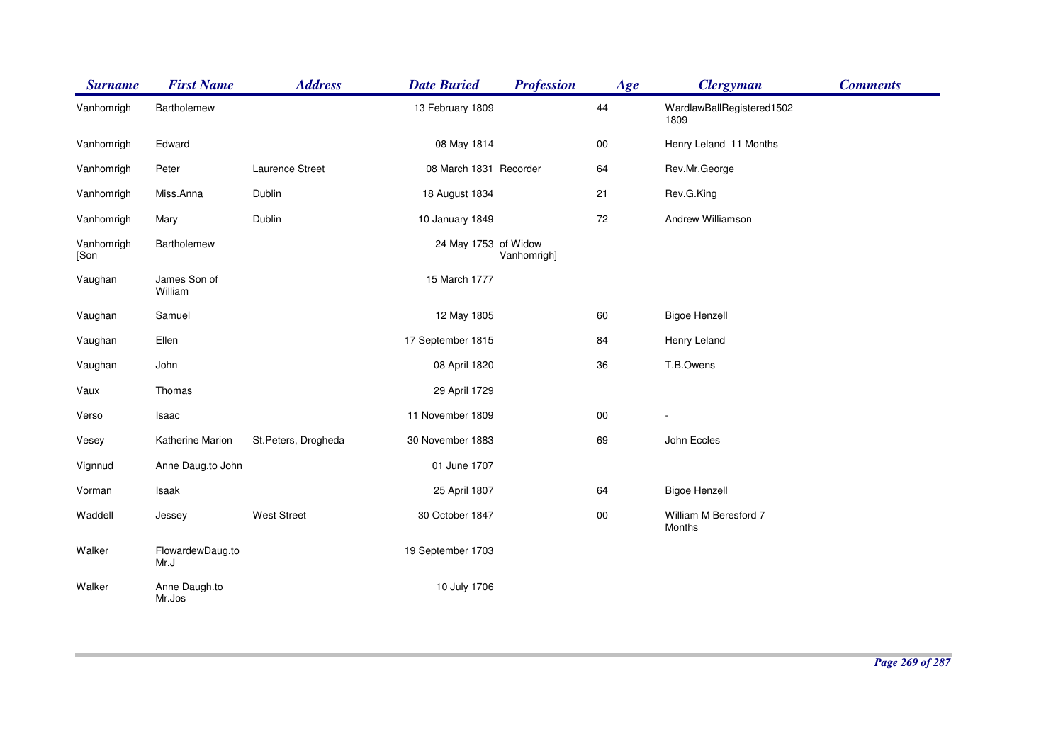| Surname | First Name | Address | Date Buried | Profession | Age | Clergyman | Comments |
|---|---|---|---|---|---|---|---|
| Vanhomrigh | Bartholemew | | 13 February 1809 | | 44 | WardlawBallRegistered1502 1809 | |
| Vanhomrigh | Edward | | 08 May 1814 | | 00 | Henry Leland 11 Months | |
| Vanhomrigh | Peter | Laurence Street | 08 March 1831 | Recorder | 64 | Rev.Mr.George | |
| Vanhomrigh | Miss.Anna | Dublin | 18 August 1834 | | 21 | Rev.G.King | |
| Vanhomrigh | Mary | Dublin | 10 January 1849 | | 72 | Andrew Williamson | |
| Vanhomrigh [Son | Bartholemew | | 24 May 1753 | of Widow Vanhomrigh] | | | |
| Vaughan | James Son of William | | 15 March 1777 | | | | |
| Vaughan | Samuel | | 12 May 1805 | | 60 | Bigoe Henzell | |
| Vaughan | Ellen | | 17 September 1815 | | 84 | Henry Leland | |
| Vaughan | John | | 08 April 1820 | | 36 | T.B.Owens | |
| Vaux | Thomas | | 29 April 1729 | | | | |
| Verso | Isaac | | 11 November 1809 | | 00 | - | |
| Vesey | Katherine Marion | St.Peters, Drogheda | 30 November 1883 | | 69 | John Eccles | |
| Vignnud | Anne Daug.to John | | 01 June 1707 | | | | |
| Vorman | Isaak | | 25 April 1807 | | 64 | Bigoe Henzell | |
| Waddell | Jessey | West Street | 30 October 1847 | | 00 | William M Beresford 7 Months | |
| Walker | FlowardewDaug.to Mr.J | | 19 September 1703 | | | | |
| Walker | Anne Daugh.to Mr.Jos | | 10 July 1706 | | | | |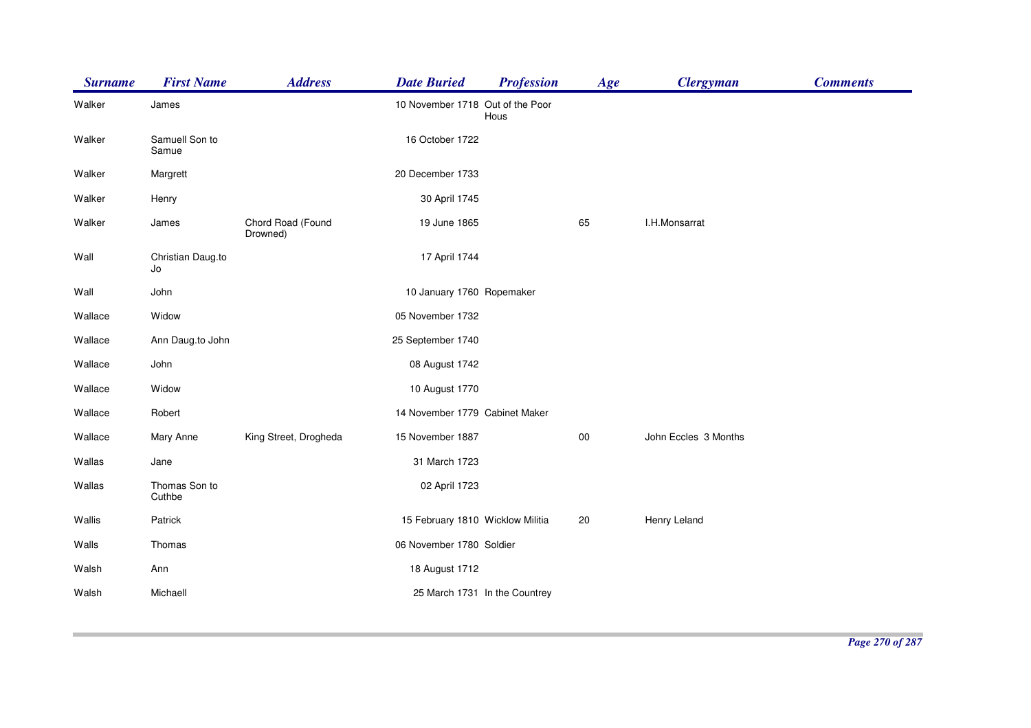| Surname | First Name | Address | Date Buried | Profession | Age | Clergyman | Comments |
|---|---|---|---|---|---|---|---|
| Walker | James | | 10 November 1718 | Out of the Poor Hous | | | |
| Walker | Samuell Son to Samue | | 16 October 1722 | | | | |
| Walker | Margrett | | 20 December 1733 | | | | |
| Walker | Henry | | 30 April 1745 | | | | |
| Walker | James | Chord Road (Found Drowned) | 19 June 1865 | | 65 | I.H.Monsarrat | |
| Wall | Christian Daug.to Jo | | 17 April 1744 | | | | |
| Wall | John | | 10 January 1760 | Ropemaker | | | |
| Wallace | Widow | | 05 November 1732 | | | | |
| Wallace | Ann Daug.to John | | 25 September 1740 | | | | |
| Wallace | John | | 08 August 1742 | | | | |
| Wallace | Widow | | 10 August 1770 | | | | |
| Wallace | Robert | | 14 November 1779 | Cabinet Maker | | | |
| Wallace | Mary Anne | King Street, Drogheda | 15 November 1887 | | 00 | John Eccles 3 Months | |
| Wallas | Jane | | 31 March 1723 | | | | |
| Wallas | Thomas Son to Cuthbe | | 02 April 1723 | | | | |
| Wallis | Patrick | | 15 February 1810 | Wicklow Militia | 20 | Henry Leland | |
| Walls | Thomas | | 06 November 1780 | Soldier | | | |
| Walsh | Ann | | 18 August 1712 | | | | |
| Walsh | Michaell | | 25 March 1731 | In the Countrey | | | |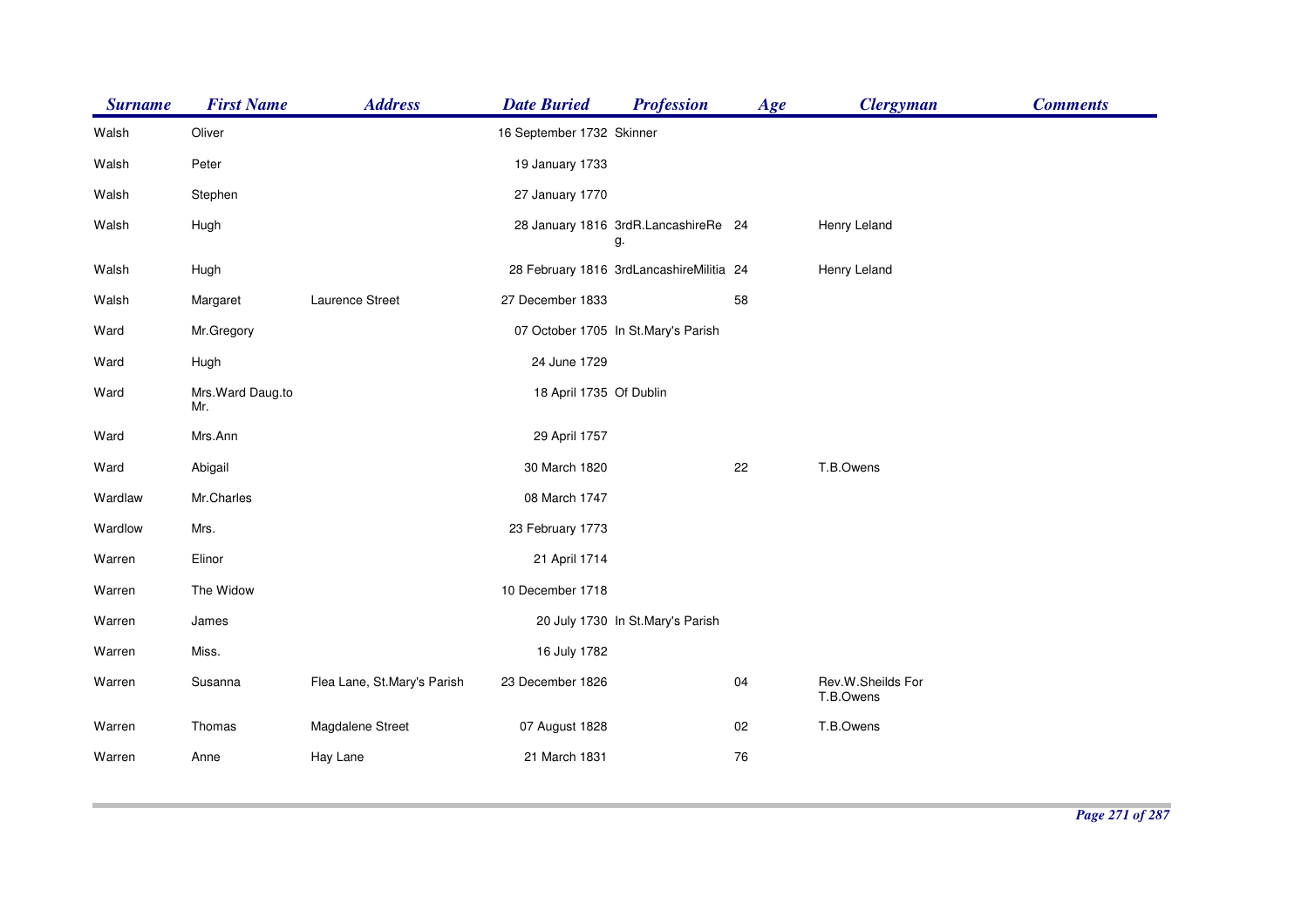| Surname | First Name | Address | Date Buried | Profession | Age | Clergyman | Comments |
|---|---|---|---|---|---|---|---|
| Walsh | Oliver | | 16 September 1732 | Skinner | | | |
| Walsh | Peter | | 19 January 1733 | | | | |
| Walsh | Stephen | | 27 January 1770 | | | | |
| Walsh | Hugh | | 28 January 1816 | 3rdR.LancashireReg. | 24 | Henry Leland | |
| Walsh | Hugh | | 28 February 1816 | 3rdLancashireMilitia | 24 | Henry Leland | |
| Walsh | Margaret | Laurence Street | 27 December 1833 | | 58 | | |
| Ward | Mr.Gregory | | 07 October 1705 | In St.Mary's Parish | | | |
| Ward | Hugh | | 24 June 1729 | | | | |
| Ward | Mrs.Ward Daug.to Mr. | | 18 April 1735 | Of Dublin | | | |
| Ward | Mrs.Ann | | 29 April 1757 | | | | |
| Ward | Abigail | | 30 March 1820 | | 22 | T.B.Owens | |
| Wardlaw | Mr.Charles | | 08 March 1747 | | | | |
| Wardlow | Mrs. | | 23 February 1773 | | | | |
| Warren | Elinor | | 21 April 1714 | | | | |
| Warren | The Widow | | 10 December 1718 | | | | |
| Warren | James | | 20 July 1730 | In St.Mary's Parish | | | |
| Warren | Miss. | | 16 July 1782 | | | | |
| Warren | Susanna | Flea Lane, St.Mary's Parish | 23 December 1826 | | 04 | Rev.W.Sheilds For T.B.Owens | |
| Warren | Thomas | Magdalene Street | 07 August 1828 | | 02 | T.B.Owens | |
| Warren | Anne | Hay Lane | 21 March 1831 | | 76 | | |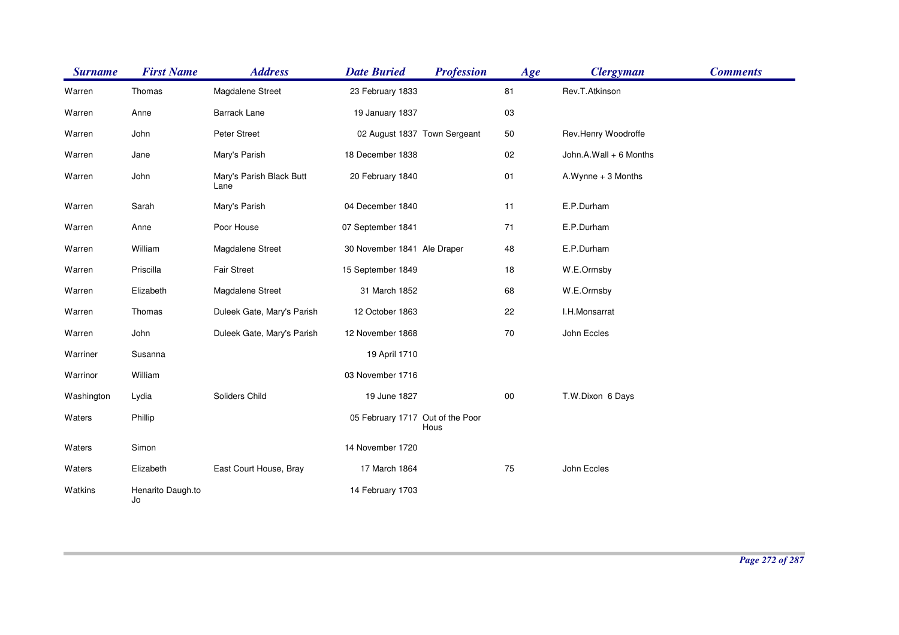| Surname | First Name | Address | Date Buried | Profession | Age | Clergyman | Comments |
|---|---|---|---|---|---|---|---|
| Warren | Thomas | Magdalene Street | 23 February 1833 | | 81 | Rev.T.Atkinson | |
| Warren | Anne | Barrack Lane | 19 January 1837 | | 03 | | |
| Warren | John | Peter Street | 02 August 1837 | Town Sergeant | 50 | Rev.Henry Woodroffe | |
| Warren | Jane | Mary's Parish | 18 December 1838 | | 02 | John.A.Wall + 6 Months | |
| Warren | John | Mary's Parish Black Butt Lane | 20 February 1840 | | 01 | A.Wynne + 3 Months | |
| Warren | Sarah | Mary's Parish | 04 December 1840 | | 11 | E.P.Durham | |
| Warren | Anne | Poor House | 07 September 1841 | | 71 | E.P.Durham | |
| Warren | William | Magdalene Street | 30 November 1841 | Ale Draper | 48 | E.P.Durham | |
| Warren | Priscilla | Fair Street | 15 September 1849 | | 18 | W.E.Ormsby | |
| Warren | Elizabeth | Magdalene Street | 31 March 1852 | | 68 | W.E.Ormsby | |
| Warren | Thomas | Duleek Gate, Mary's Parish | 12 October 1863 | | 22 | I.H.Monsarrat | |
| Warren | John | Duleek Gate, Mary's Parish | 12 November 1868 | | 70 | John Eccles | |
| Warriner | Susanna | | 19 April 1710 | | | | |
| Warrinor | William | | 03 November 1716 | | | | |
| Washington | Lydia | Soliders Child | 19 June 1827 | | 00 | T.W.Dixon 6 Days | |
| Waters | Phillip | | 05 February 1717 | Out of the Poor Hous | | | |
| Waters | Simon | | 14 November 1720 | | | | |
| Waters | Elizabeth | East Court House, Bray | 17 March 1864 | | 75 | John Eccles | |
| Watkins | Henarito Daugh.to Jo | | 14 February 1703 | | | | |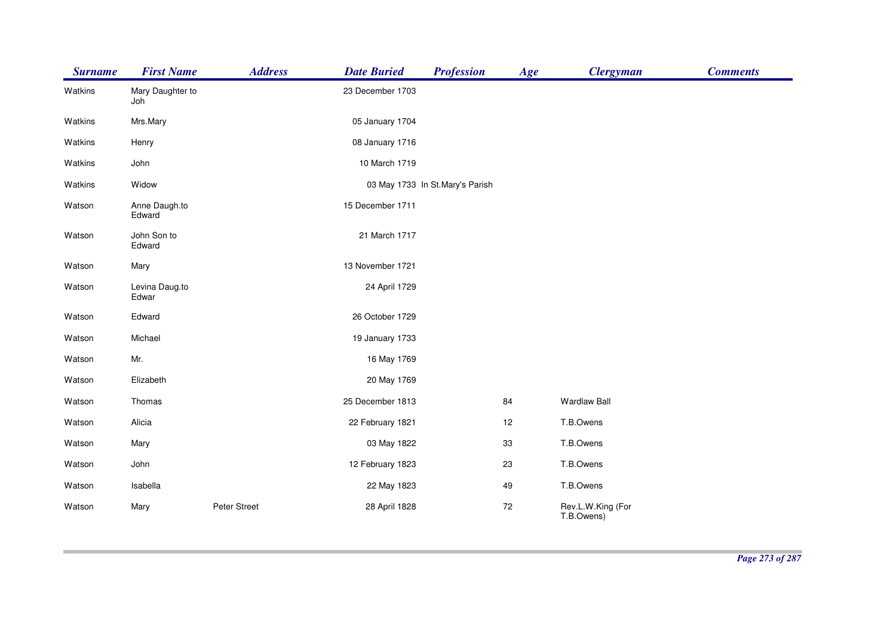| Surname | First Name | Address | Date Buried | Profession | Age | Clergyman | Comments |
|---|---|---|---|---|---|---|---|
| Watkins | Mary Daughter to Joh | | 23 December 1703 | | | | |
| Watkins | Mrs.Mary | | 05 January 1704 | | | | |
| Watkins | Henry | | 08 January 1716 | | | | |
| Watkins | John | | 10 March 1719 | | | | |
| Watkins | Widow | | 03 May 1733 | In St.Mary's Parish | | | |
| Watson | Anne Daugh.to Edward | | 15 December 1711 | | | | |
| Watson | John Son to Edward | | 21 March 1717 | | | | |
| Watson | Mary | | 13 November 1721 | | | | |
| Watson | Levina Daug.to Edwar | | 24 April 1729 | | | | |
| Watson | Edward | | 26 October 1729 | | | | |
| Watson | Michael | | 19 January 1733 | | | | |
| Watson | Mr. | | 16 May 1769 | | | | |
| Watson | Elizabeth | | 20 May 1769 | | | | |
| Watson | Thomas | | 25 December 1813 | | 84 | Wardlaw Ball | |
| Watson | Alicia | | 22 February 1821 | | 12 | T.B.Owens | |
| Watson | Mary | | 03 May 1822 | | 33 | T.B.Owens | |
| Watson | John | | 12 February 1823 | | 23 | T.B.Owens | |
| Watson | Isabella | | 22 May 1823 | | 49 | T.B.Owens | |
| Watson | Mary | Peter Street | 28 April 1828 | | 72 | Rev.L.W.King (For T.B.Owens) | |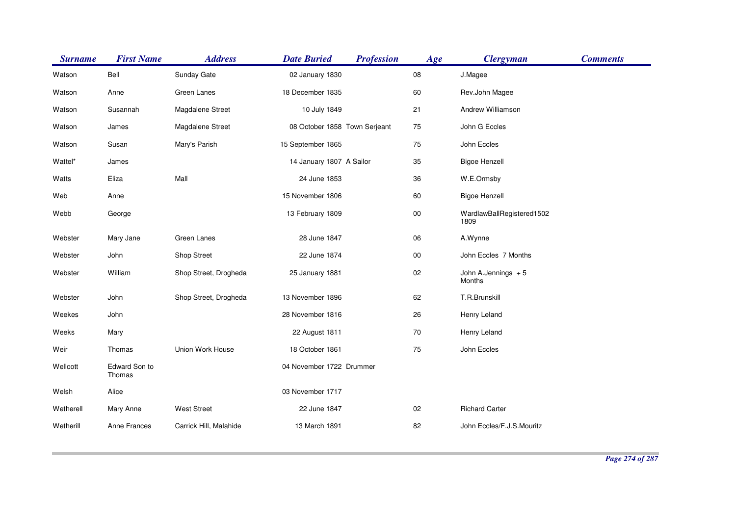| Surname | First Name | Address | Date Buried | Profession | Age | Clergyman | Comments |
|---|---|---|---|---|---|---|---|
| Watson | Bell | Sunday Gate | 02 January 1830 | | 08 | J.Magee | |
| Watson | Anne | Green Lanes | 18 December 1835 | | 60 | Rev.John Magee | |
| Watson | Susannah | Magdalene Street | 10 July 1849 | | 21 | Andrew Williamson | |
| Watson | James | Magdalene Street | 08 October 1858 | Town Serjeant | 75 | John G Eccles | |
| Watson | Susan | Mary's Parish | 15 September 1865 | | 75 | John Eccles | |
| Wattel* | James | | 14 January 1807 | A Sailor | 35 | Bigoe Henzell | |
| Watts | Eliza | Mall | 24 June 1853 | | 36 | W.E.Ormsby | |
| Web | Anne | | 15 November 1806 | | 60 | Bigoe Henzell | |
| Webb | George | | 13 February 1809 | | 00 | WardlawBallRegistered1502 1809 | |
| Webster | Mary Jane | Green Lanes | 28 June 1847 | | 06 | A.Wynne | |
| Webster | John | Shop Street | 22 June 1874 | | 00 | John Eccles 7 Months | |
| Webster | William | Shop Street, Drogheda | 25 January 1881 | | 02 | John A.Jennings + 5 Months | |
| Webster | John | Shop Street, Drogheda | 13 November 1896 | | 62 | T.R.Brunskill | |
| Weekes | John | | 28 November 1816 | | 26 | Henry Leland | |
| Weeks | Mary | | 22 August 1811 | | 70 | Henry Leland | |
| Weir | Thomas | Union Work House | 18 October 1861 | | 75 | John Eccles | |
| Wellcott | Edward Son to Thomas | | 04 November 1722 | Drummer | | | |
| Welsh | Alice | | 03 November 1717 | | | | |
| Wetherell | Mary Anne | West Street | 22 June 1847 | | 02 | Richard Carter | |
| Wetherill | Anne Frances | Carrick Hill, Malahide | 13 March 1891 | | 82 | John Eccles/F.J.S.Mouritz | |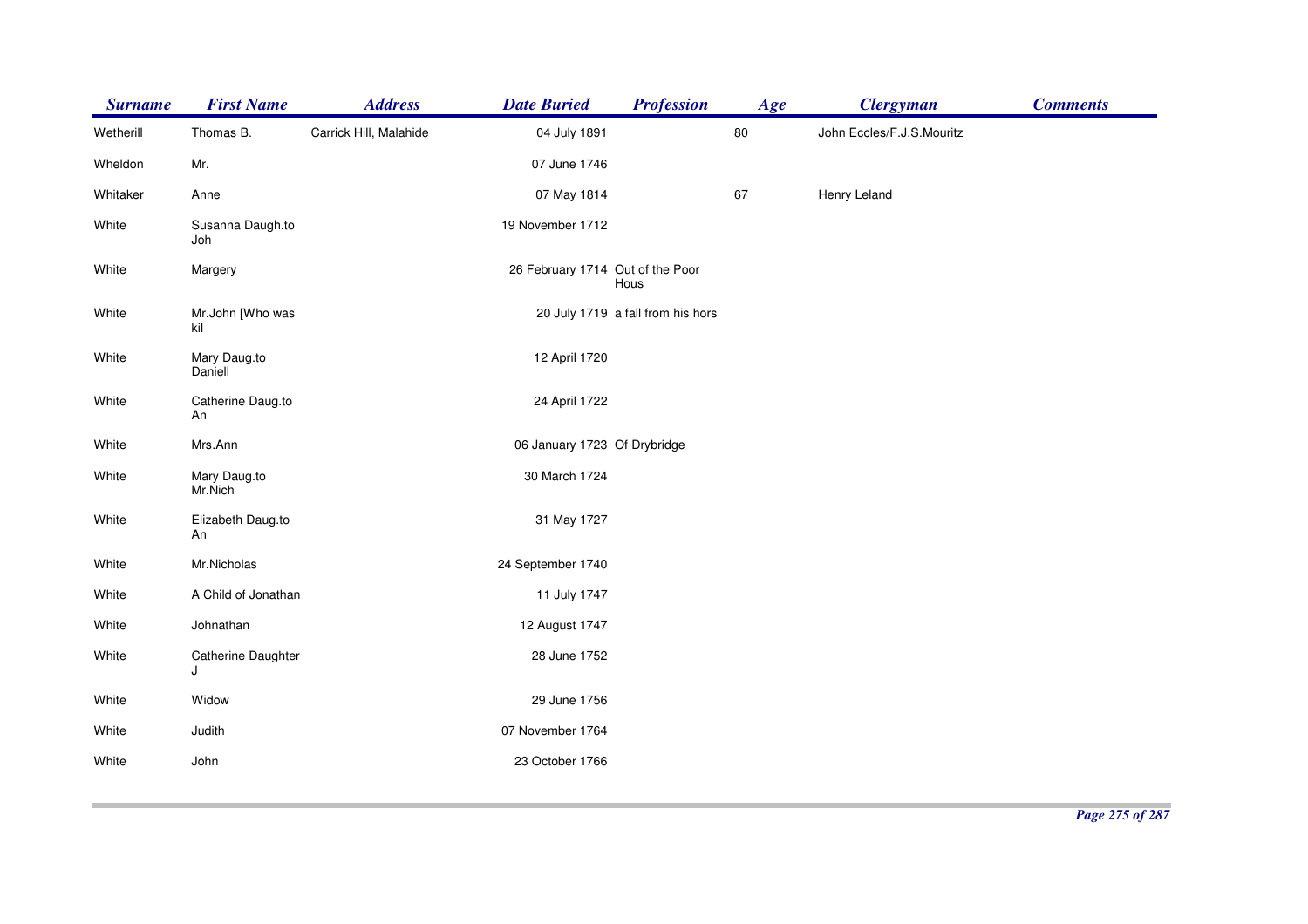| Surname | First Name | Address | Date Buried | Profession | Age | Clergyman | Comments |
|---|---|---|---|---|---|---|---|
| Wetherill | Thomas B. | Carrick Hill, Malahide | 04 July 1891 | | 80 | John Eccles/F.J.S.Mouritz | |
| Wheldon | Mr. | | 07 June 1746 | | | | |
| Whitaker | Anne | | 07 May 1814 | | 67 | Henry Leland | |
| White | Susanna Daugh.to Joh | | 19 November 1712 | | | | |
| White | Margery | | 26 February 1714 | Out of the Poor Hous | | | |
| White | Mr.John [Who was kil | | 20 July 1719 | a fall from his hors | | | |
| White | Mary Daug.to Daniell | | 12 April 1720 | | | | |
| White | Catherine Daug.to An | | 24 April 1722 | | | | |
| White | Mrs.Ann | | 06 January 1723 | Of Drybridge | | | |
| White | Mary Daug.to Mr.Nich | | 30 March 1724 | | | | |
| White | Elizabeth Daug.to An | | 31 May 1727 | | | | |
| White | Mr.Nicholas | | 24 September 1740 | | | | |
| White | A Child of Jonathan | | 11 July 1747 | | | | |
| White | Johnathan | | 12 August 1747 | | | | |
| White | Catherine Daughter J | | 28 June 1752 | | | | |
| White | Widow | | 29 June 1756 | | | | |
| White | Judith | | 07 November 1764 | | | | |
| White | John | | 23 October 1766 | | | | |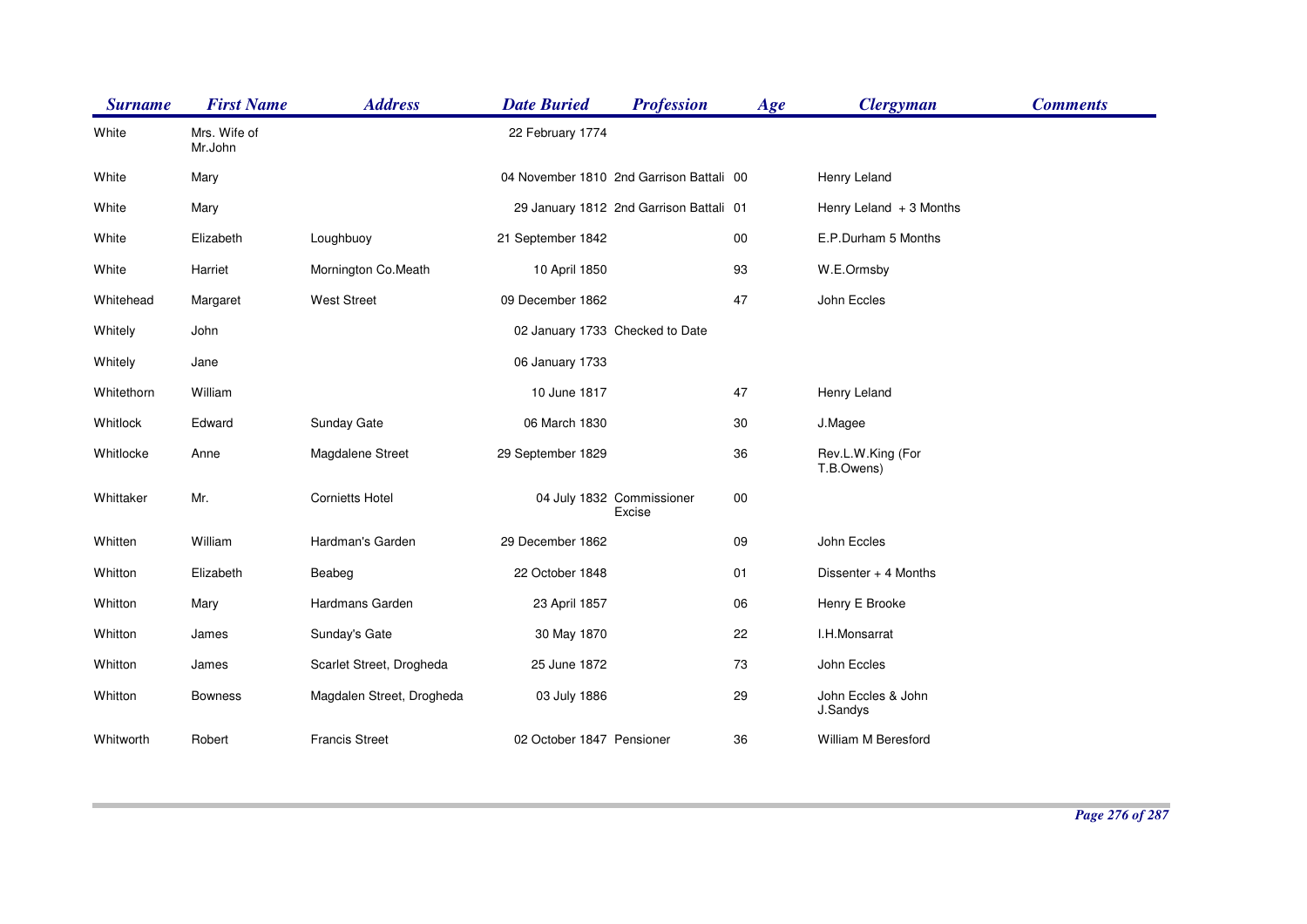| Surname | First Name | Address | Date Buried | Profession | Age | Clergyman | Comments |
|---|---|---|---|---|---|---|---|
| White | Mrs. Wife of Mr.John | | 22 February 1774 | | | | |
| White | Mary | | 04 November 1810 | 2nd Garrison Battali | 00 | Henry Leland | |
| White | Mary | | 29 January 1812 | 2nd Garrison Battali | 01 | Henry Leland + 3 Months | |
| White | Elizabeth | Loughbuoy | 21 September 1842 | | 00 | E.P.Durham 5 Months | |
| White | Harriet | Mornington Co.Meath | 10 April 1850 | | 93 | W.E.Ormsby | |
| Whitehead | Margaret | West Street | 09 December 1862 | | 47 | John Eccles | |
| Whitely | John | | 02 January 1733 | Checked to Date | | | |
| Whitely | Jane | | 06 January 1733 | | | | |
| Whitethorn | William | | 10 June 1817 | | 47 | Henry Leland | |
| Whitlock | Edward | Sunday Gate | 06 March 1830 | | 30 | J.Magee | |
| Whitlocke | Anne | Magdalene Street | 29 September 1829 | | 36 | Rev.L.W.King (For T.B.Owens) | |
| Whittaker | Mr. | Cornietts Hotel | 04 July 1832 | Commissioner Excise | 00 | | |
| Whitten | William | Hardman's Garden | 29 December 1862 | | 09 | John Eccles | |
| Whitton | Elizabeth | Beabeg | 22 October 1848 | | 01 | Dissenter + 4 Months | |
| Whitton | Mary | Hardmans Garden | 23 April 1857 | | 06 | Henry E Brooke | |
| Whitton | James | Sunday's Gate | 30 May 1870 | | 22 | I.H.Monsarrat | |
| Whitton | James | Scarlet Street, Drogheda | 25 June 1872 | | 73 | John Eccles | |
| Whitton | Bowness | Magdalen Street, Drogheda | 03 July 1886 | | 29 | John Eccles & John J.Sandys | |
| Whitworth | Robert | Francis Street | 02 October 1847 | Pensioner | 36 | William M Beresford | |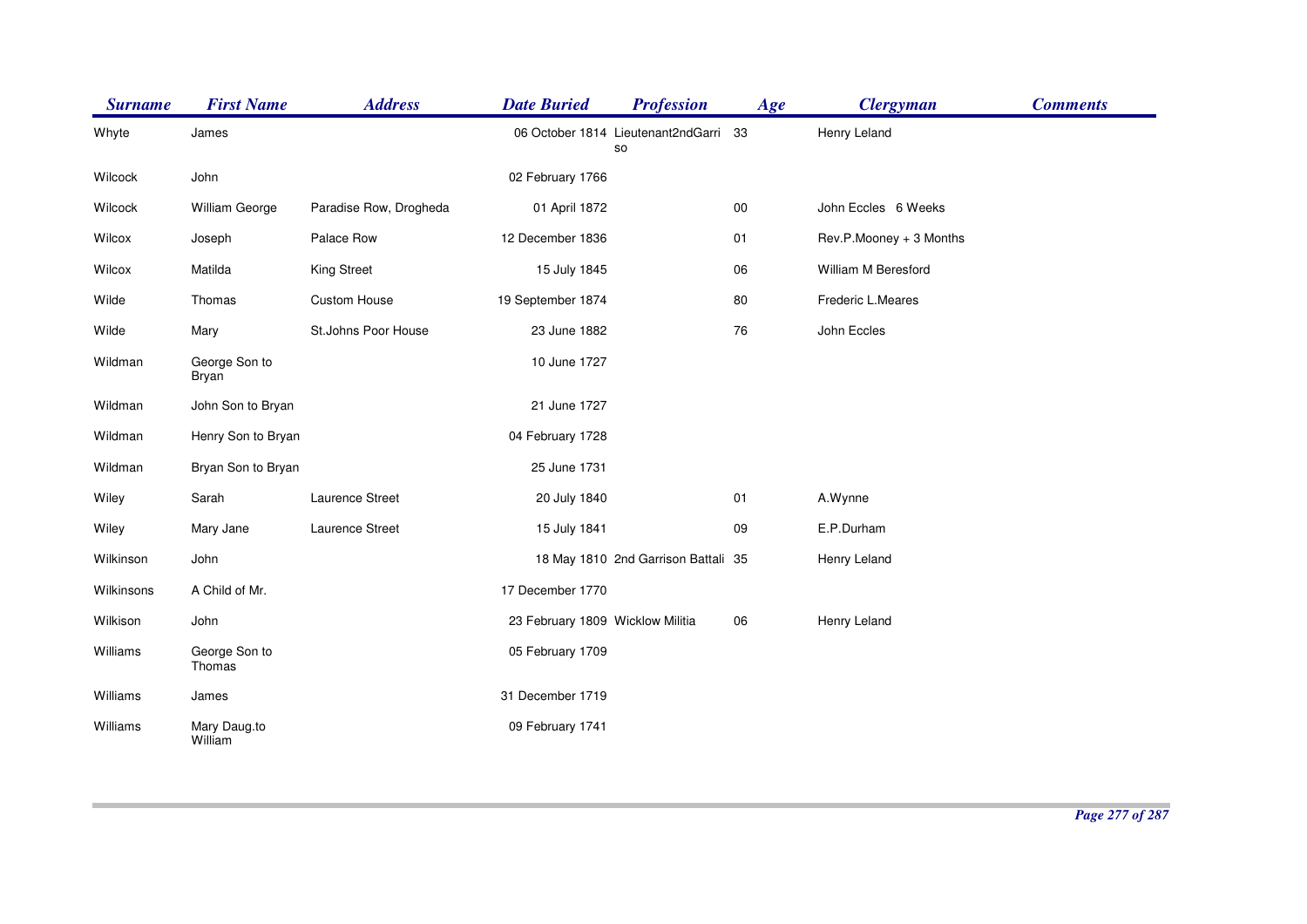| Surname | First Name | Address | Date Buried | Profession | Age | Clergyman | Comments |
|---|---|---|---|---|---|---|---|
| Whyte | James | | 06 October 1814 | Lieutenant2ndGarriso | 33 | Henry Leland | |
| Wilcock | John | | 02 February 1766 | | | | |
| Wilcock | William George | Paradise Row, Drogheda | 01 April 1872 | | 00 | John Eccles 6 Weeks | |
| Wilcox | Joseph | Palace Row | 12 December 1836 | | 01 | Rev.P.Mooney + 3 Months | |
| Wilcox | Matilda | King Street | 15 July 1845 | | 06 | William M Beresford | |
| Wilde | Thomas | Custom House | 19 September 1874 | | 80 | Frederic L.Meares | |
| Wilde | Mary | St.Johns Poor House | 23 June 1882 | | 76 | John Eccles | |
| Wildman | George Son to Bryan | | 10 June 1727 | | | | |
| Wildman | John Son to Bryan | | 21 June 1727 | | | | |
| Wildman | Henry Son to Bryan | | 04 February 1728 | | | | |
| Wildman | Bryan Son to Bryan | | 25 June 1731 | | | | |
| Wiley | Sarah | Laurence Street | 20 July 1840 | | 01 | A.Wynne | |
| Wiley | Mary Jane | Laurence Street | 15 July 1841 | | 09 | E.P.Durham | |
| Wilkinson | John | | 18 May 1810 | 2nd Garrison Battali | 35 | Henry Leland | |
| Wilkinsons | A Child of Mr. | | 17 December 1770 | | | | |
| Wilkison | John | | 23 February 1809 | Wicklow Militia | 06 | Henry Leland | |
| Williams | George Son to Thomas | | 05 February 1709 | | | | |
| Williams | James | | 31 December 1719 | | | | |
| Williams | Mary Daug.to William | | 09 February 1741 | | | | |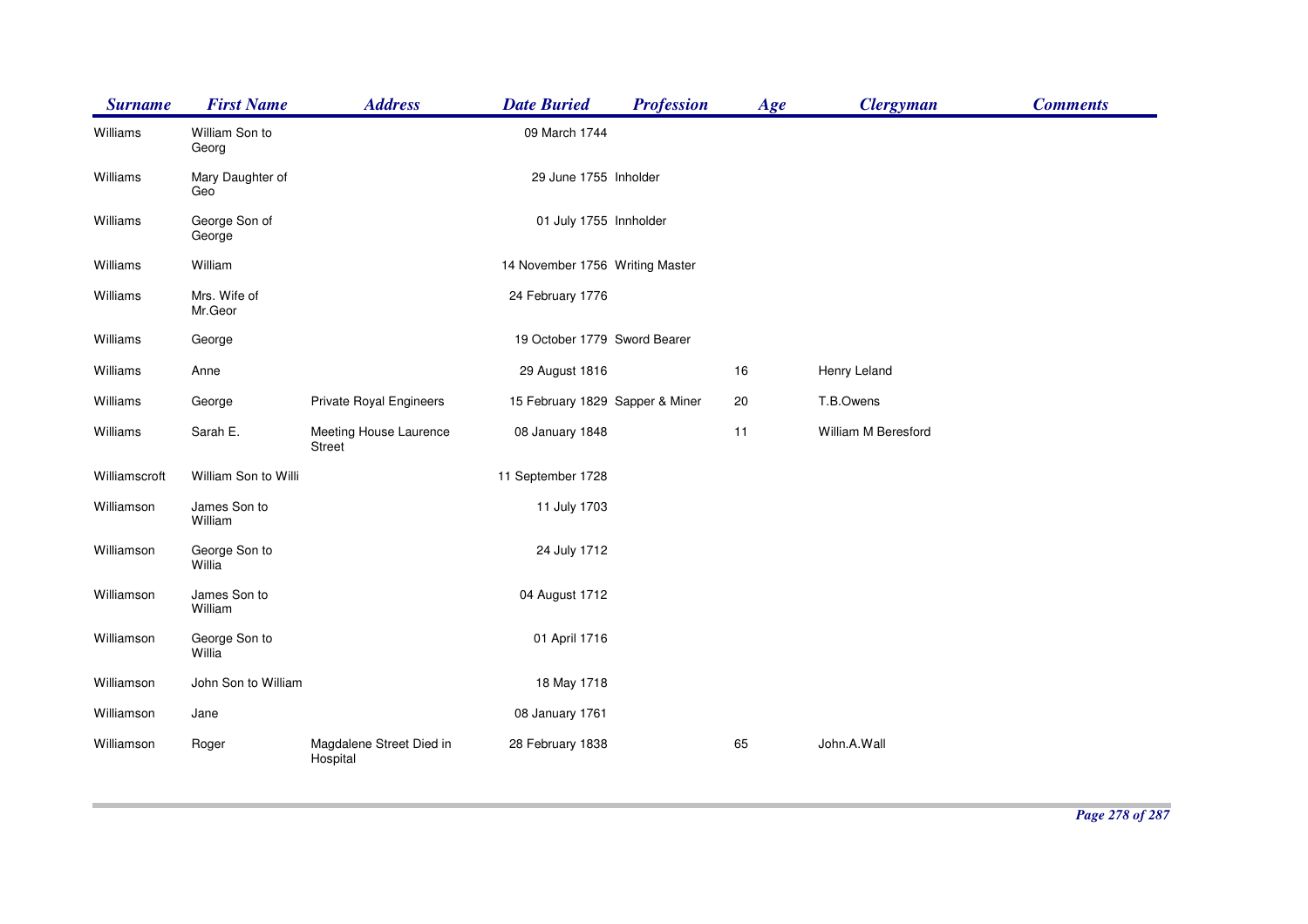| Surname | First Name | Address | Date Buried | Profession | Age | Clergyman | Comments |
|---|---|---|---|---|---|---|---|
| Williams | William Son to Georg | | 09 March 1744 | | | | |
| Williams | Mary Daughter of Geo | | 29 June 1755 | Inholder | | | |
| Williams | George Son of George | | 01 July 1755 | Innholder | | | |
| Williams | William | | 14 November 1756 | Writing Master | | | |
| Williams | Mrs. Wife of Mr.Geor | | 24 February 1776 | | | | |
| Williams | George | | 19 October 1779 | Sword Bearer | | | |
| Williams | Anne | | 29 August 1816 | | 16 | Henry Leland | |
| Williams | George | Private Royal Engineers | 15 February 1829 | Sapper & Miner | 20 | T.B.Owens | |
| Williams | Sarah E. | Meeting House Laurence Street | 08 January 1848 | | 11 | William M Beresford | |
| Williamscroft | William Son to Willi | | 11 September 1728 | | | | |
| Williamson | James Son to William | | 11 July 1703 | | | | |
| Williamson | George Son to Willia | | 24 July 1712 | | | | |
| Williamson | James Son to William | | 04 August 1712 | | | | |
| Williamson | George Son to Willia | | 01 April 1716 | | | | |
| Williamson | John Son to William | | 18 May 1718 | | | | |
| Williamson | Jane | | 08 January 1761 | | | | |
| Williamson | Roger | Magdalene Street Died in Hospital | 28 February 1838 | | 65 | John.A.Wall | |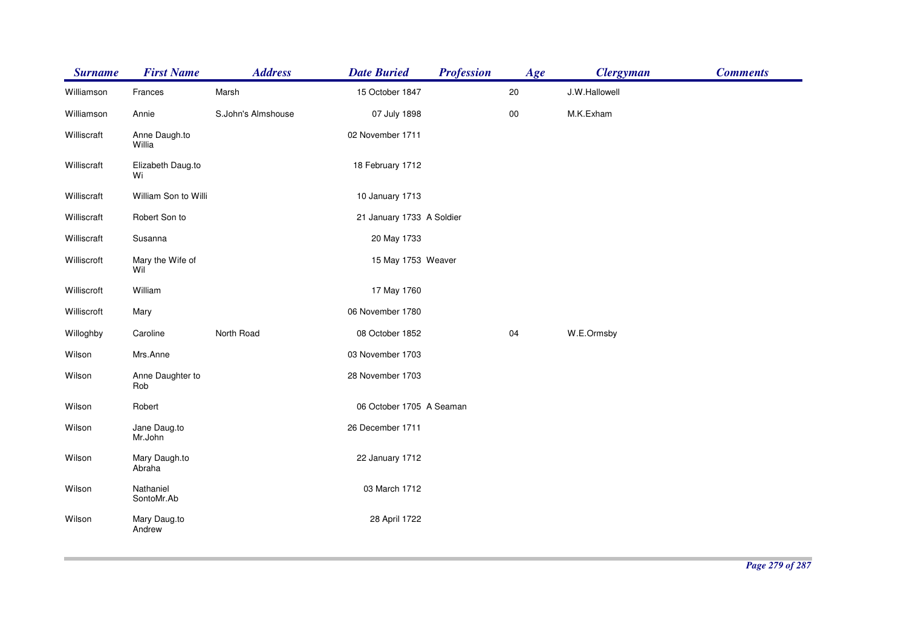| Surname | First Name | Address | Date Buried | Profession | Age | Clergyman | Comments |
|---|---|---|---|---|---|---|---|
| Williamson | Frances | Marsh | 15 October 1847 | | 20 | J.W.Hallowell | |
| Williamson | Annie | S.John's Almshouse | 07 July 1898 | | 00 | M.K.Exham | |
| Williscraft | Anne Daugh.to Willia | | 02 November 1711 | | | | |
| Williscraft | Elizabeth Daug.to Wi | | 18 February 1712 | | | | |
| Williscraft | William Son to Willi | | 10 January 1713 | | | | |
| Williscraft | Robert Son to | | 21 January 1733 | A Soldier | | | |
| Williscraft | Susanna | | 20 May 1733 | | | | |
| Williscroft | Mary the Wife of Wil | | 15 May 1753 | Weaver | | | |
| Williscroft | William | | 17 May 1760 | | | | |
| Williscroft | Mary | | 06 November 1780 | | | | |
| Willoghby | Caroline | North Road | 08 October 1852 | | 04 | W.E.Ormsby | |
| Wilson | Mrs.Anne | | 03 November 1703 | | | | |
| Wilson | Anne Daughter to Rob | | 28 November 1703 | | | | |
| Wilson | Robert | | 06 October 1705 | A Seaman | | | |
| Wilson | Jane Daug.to Mr.John | | 26 December 1711 | | | | |
| Wilson | Mary Daugh.to Abraha | | 22 January 1712 | | | | |
| Wilson | Nathaniel SontoMr.Ab | | 03 March 1712 | | | | |
| Wilson | Mary Daug.to Andrew | | 28 April 1722 | | | | |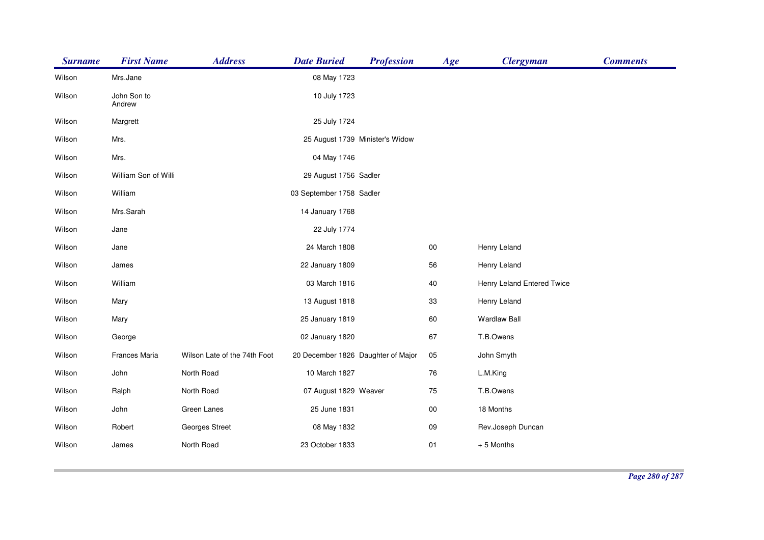| Surname | First Name | Address | Date Buried | Profession | Age | Clergyman | Comments |
|---|---|---|---|---|---|---|---|
| Wilson | Mrs.Jane | | 08 May 1723 | | | | |
| Wilson | John Son to Andrew | | 10 July 1723 | | | | |
| Wilson | Margrett | | 25 July 1724 | | | | |
| Wilson | Mrs. | | 25 August 1739 | Minister's Widow | | | |
| Wilson | Mrs. | | 04 May 1746 | | | | |
| Wilson | William Son of Willi | | 29 August 1756 | Sadler | | | |
| Wilson | William | | 03 September 1758 | Sadler | | | |
| Wilson | Mrs.Sarah | | 14 January 1768 | | | | |
| Wilson | Jane | | 22 July 1774 | | | | |
| Wilson | Jane | | 24 March 1808 | | 00 | Henry Leland | |
| Wilson | James | | 22 January 1809 | | 56 | Henry Leland | |
| Wilson | William | | 03 March 1816 | | 40 | Henry Leland Entered Twice | |
| Wilson | Mary | | 13 August 1818 | | 33 | Henry Leland | |
| Wilson | Mary | | 25 January 1819 | | 60 | Wardlaw Ball | |
| Wilson | George | | 02 January 1820 | | 67 | T.B.Owens | |
| Wilson | Frances Maria | Wilson Late of the 74th Foot | 20 December 1826 | Daughter of Major | 05 | John Smyth | |
| Wilson | John | North Road | 10 March 1827 | | 76 | L.M.King | |
| Wilson | Ralph | North Road | 07 August 1829 | Weaver | 75 | T.B.Owens | |
| Wilson | John | Green Lanes | 25 June 1831 | | 00 | 18 Months | |
| Wilson | Robert | Georges Street | 08 May 1832 | | 09 | Rev.Joseph Duncan | |
| Wilson | James | North Road | 23 October 1833 | | 01 | + 5 Months | |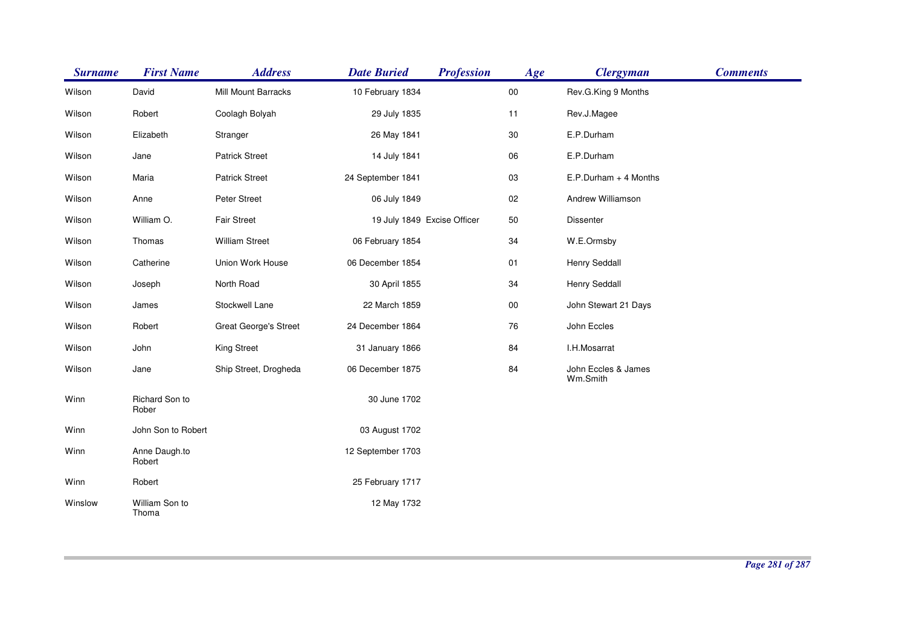| Surname | First Name | Address | Date Buried | Profession | Age | Clergyman | Comments |
|---|---|---|---|---|---|---|---|
| Wilson | David | Mill Mount Barracks | 10 February 1834 | | 00 | Rev.G.King 9 Months | |
| Wilson | Robert | Coolagh Bolyah | 29 July 1835 | | 11 | Rev.J.Magee | |
| Wilson | Elizabeth | Stranger | 26 May 1841 | | 30 | E.P.Durham | |
| Wilson | Jane | Patrick Street | 14 July 1841 | | 06 | E.P.Durham | |
| Wilson | Maria | Patrick Street | 24 September 1841 | | 03 | E.P.Durham + 4 Months | |
| Wilson | Anne | Peter Street | 06 July 1849 | | 02 | Andrew Williamson | |
| Wilson | William O. | Fair Street | 19 July 1849 | Excise Officer | 50 | Dissenter | |
| Wilson | Thomas | William Street | 06 February 1854 | | 34 | W.E.Ormsby | |
| Wilson | Catherine | Union Work House | 06 December 1854 | | 01 | Henry Seddall | |
| Wilson | Joseph | North Road | 30 April 1855 | | 34 | Henry Seddall | |
| Wilson | James | Stockwell Lane | 22 March 1859 | | 00 | John Stewart 21 Days | |
| Wilson | Robert | Great George's Street | 24 December 1864 | | 76 | John Eccles | |
| Wilson | John | King Street | 31 January 1866 | | 84 | I.H.Mosarrat | |
| Wilson | Jane | Ship Street, Drogheda | 06 December 1875 | | 84 | John Eccles & James Wm.Smith | |
| Winn | Richard Son to Rober | | 30 June 1702 | | | | |
| Winn | John Son to Robert | | 03 August 1702 | | | | |
| Winn | Anne Daugh.to Robert | | 12 September 1703 | | | | |
| Winn | Robert | | 25 February 1717 | | | | |
| Winslow | William Son to Thoma | | 12 May 1732 | | | | |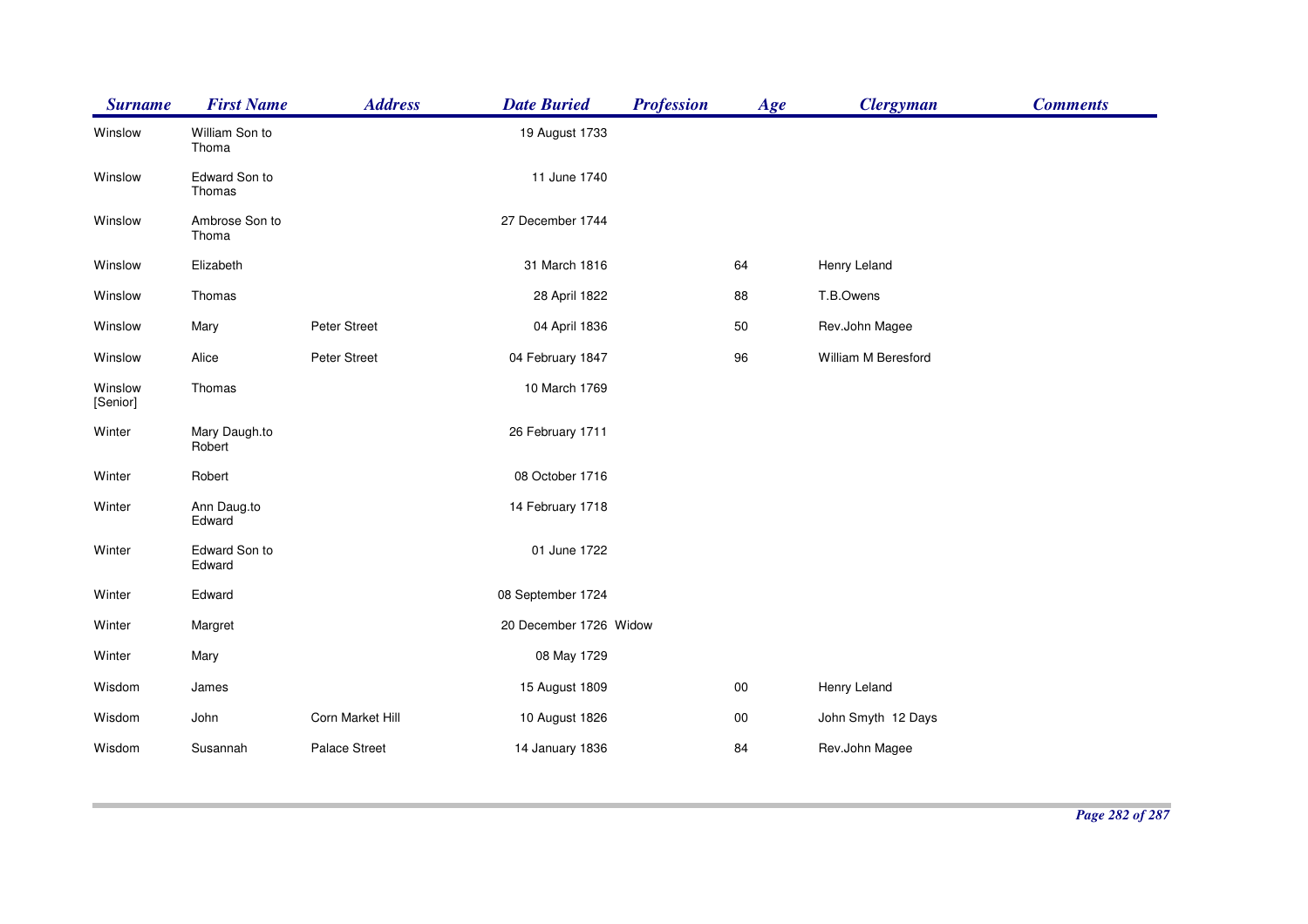| Surname | First Name | Address | Date Buried | Profession | Age | Clergyman | Comments |
|---|---|---|---|---|---|---|---|
| Winslow | William Son to Thoma | | 19 August 1733 | | | | |
| Winslow | Edward Son to Thomas | | 11 June 1740 | | | | |
| Winslow | Ambrose Son to Thoma | | 27 December 1744 | | | | |
| Winslow | Elizabeth | | 31 March 1816 | | 64 | Henry Leland | |
| Winslow | Thomas | | 28 April 1822 | | 88 | T.B.Owens | |
| Winslow | Mary | Peter Street | 04 April 1836 | | 50 | Rev.John Magee | |
| Winslow | Alice | Peter Street | 04 February 1847 | | 96 | William M Beresford | |
| Winslow [Senior] | Thomas | | 10 March 1769 | | | | |
| Winter | Mary Daugh.to Robert | | 26 February 1711 | | | | |
| Winter | Robert | | 08 October 1716 | | | | |
| Winter | Ann Daug.to Edward | | 14 February 1718 | | | | |
| Winter | Edward Son to Edward | | 01 June 1722 | | | | |
| Winter | Edward | | 08 September 1724 | | | | |
| Winter | Margret | | 20 December 1726 | Widow | | | |
| Winter | Mary | | 08 May 1729 | | | | |
| Wisdom | James | | 15 August 1809 | | 00 | Henry Leland | |
| Wisdom | John | Corn Market Hill | 10 August 1826 | | 00 | John Smyth 12 Days | |
| Wisdom | Susannah | Palace Street | 14 January 1836 | | 84 | Rev.John Magee | |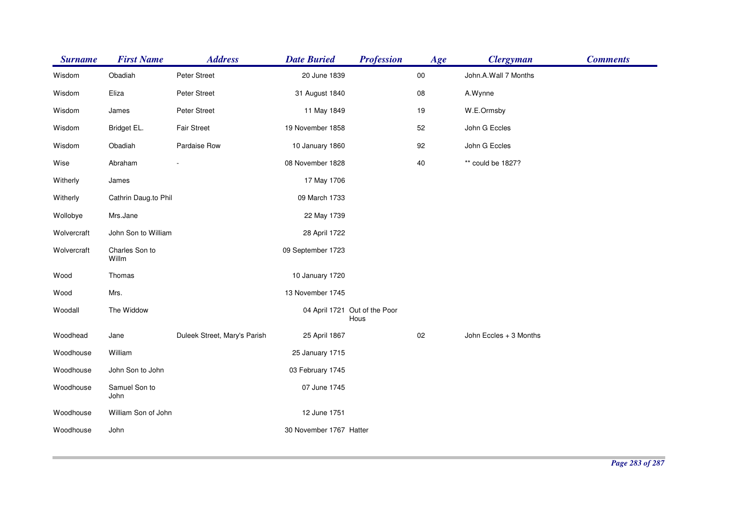| Surname | First Name | Address | Date Buried | Profession | Age | Clergyman | Comments |
|---|---|---|---|---|---|---|---|
| Wisdom | Obadiah | Peter Street | 20 June 1839 | | 00 | John.A.Wall 7 Months | |
| Wisdom | Eliza | Peter Street | 31 August 1840 | | 08 | A.Wynne | |
| Wisdom | James | Peter Street | 11 May 1849 | | 19 | W.E.Ormsby | |
| Wisdom | Bridget EL. | Fair Street | 19 November 1858 | | 52 | John G Eccles | |
| Wisdom | Obadiah | Pardaise Row | 10 January 1860 | | 92 | John G Eccles | |
| Wise | Abraham | - | 08 November 1828 | | 40 | ** could be 1827? | |
| Witherly | James | | 17 May 1706 | | | | |
| Witherly | Cathrin Daug.to Phil | | 09 March 1733 | | | | |
| Wollobye | Mrs.Jane | | 22 May 1739 | | | | |
| Wolvercraft | John Son to William | | 28 April 1722 | | | | |
| Wolvercraft | Charles Son to Willm | | 09 September 1723 | | | | |
| Wood | Thomas | | 10 January 1720 | | | | |
| Wood | Mrs. | | 13 November 1745 | | | | |
| Woodall | The Widdow | | 04 April 1721 | Out of the Poor Hous | | | |
| Woodhead | Jane | Duleek Street, Mary's Parish | 25 April 1867 | | 02 | John Eccles + 3 Months | |
| Woodhouse | William | | 25 January 1715 | | | | |
| Woodhouse | John Son to John | | 03 February 1745 | | | | |
| Woodhouse | Samuel Son to John | | 07 June 1745 | | | | |
| Woodhouse | William Son of John | | 12 June 1751 | | | | |
| Woodhouse | John | | 30 November 1767 | Hatter | | | |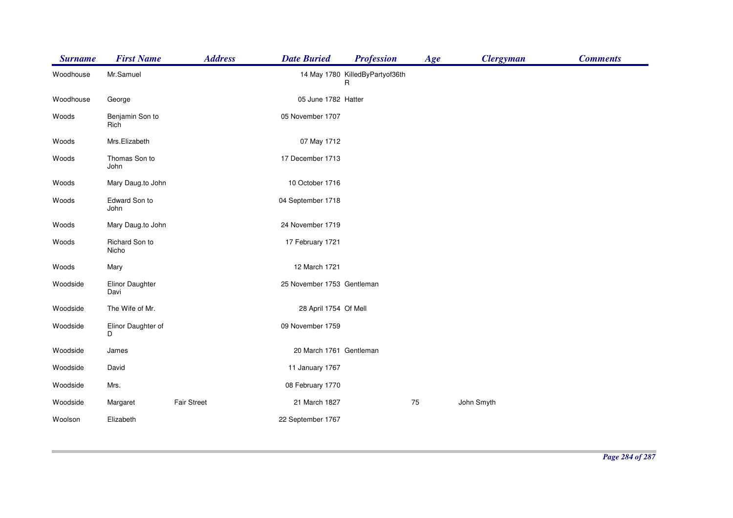| Surname | First Name | Address | Date Buried | Profession | Age | Clergyman | Comments |
|---|---|---|---|---|---|---|---|
| Woodhouse | Mr.Samuel | | 14 May 1780 | KilledByPartyof36th R | | | |
| Woodhouse | George | | 05 June 1782 | Hatter | | | |
| Woods | Benjamin Son to Rich | | 05 November 1707 | | | | |
| Woods | Mrs.Elizabeth | | 07 May 1712 | | | | |
| Woods | Thomas Son to John | | 17 December 1713 | | | | |
| Woods | Mary Daug.to John | | 10 October 1716 | | | | |
| Woods | Edward Son to John | | 04 September 1718 | | | | |
| Woods | Mary Daug.to John | | 24 November 1719 | | | | |
| Woods | Richard Son to Nicho | | 17 February 1721 | | | | |
| Woods | Mary | | 12 March 1721 | | | | |
| Woodside | Elinor Daughter Davi | | 25 November 1753 | Gentleman | | | |
| Woodside | The Wife of Mr. | | 28 April 1754 | Of Mell | | | |
| Woodside | Elinor Daughter of D | | 09 November 1759 | | | | |
| Woodside | James | | 20 March 1761 | Gentleman | | | |
| Woodside | David | | 11 January 1767 | | | | |
| Woodside | Mrs. | | 08 February 1770 | | | | |
| Woodside | Margaret | Fair Street | 21 March 1827 | | 75 | John Smyth | |
| Woolson | Elizabeth | | 22 September 1767 | | | | |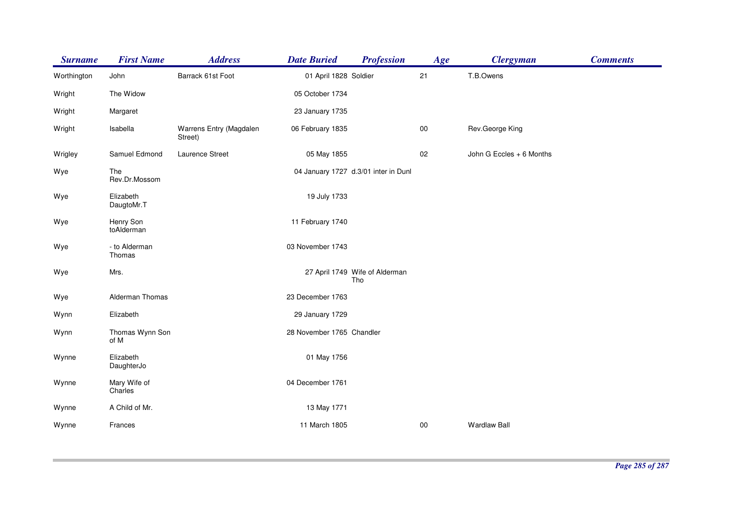| Surname | First Name | Address | Date Buried | Profession | Age | Clergyman | Comments |
|---|---|---|---|---|---|---|---|
| Worthington | John | Barrack 61st Foot | 01 April 1828 | Soldier | 21 | T.B.Owens | |
| Wright | The Widow | | 05 October 1734 | | | | |
| Wright | Margaret | | 23 January 1735 | | | | |
| Wright | Isabella | Warrens Entry (Magdalen Street) | 06 February 1835 | | 00 | Rev.George King | |
| Wrigley | Samuel Edmond | Laurence Street | 05 May 1855 | | 02 | John G Eccles + 6 Months | |
| Wye | The Rev.Dr.Mossom | | 04 January 1727 | d.3/01 inter in Dunl | | | |
| Wye | Elizabeth DaugtoMr.T | | 19 July 1733 | | | | |
| Wye | Henry Son toAlderman | | 11 February 1740 | | | | |
| Wye | - to Alderman Thomas | | 03 November 1743 | | | | |
| Wye | Mrs. | | 27 April 1749 | Wife of Alderman Tho | | | |
| Wye | Alderman Thomas | | 23 December 1763 | | | | |
| Wynn | Elizabeth | | 29 January 1729 | | | | |
| Wynn | Thomas Wynn Son of M | | 28 November 1765 | Chandler | | | |
| Wynne | Elizabeth DaughterJo | | 01 May 1756 | | | | |
| Wynne | Mary Wife of Charles | | 04 December 1761 | | | | |
| Wynne | A Child of Mr. | | 13 May 1771 | | | | |
| Wynne | Frances | | 11 March 1805 | | 00 | Wardlaw Ball | |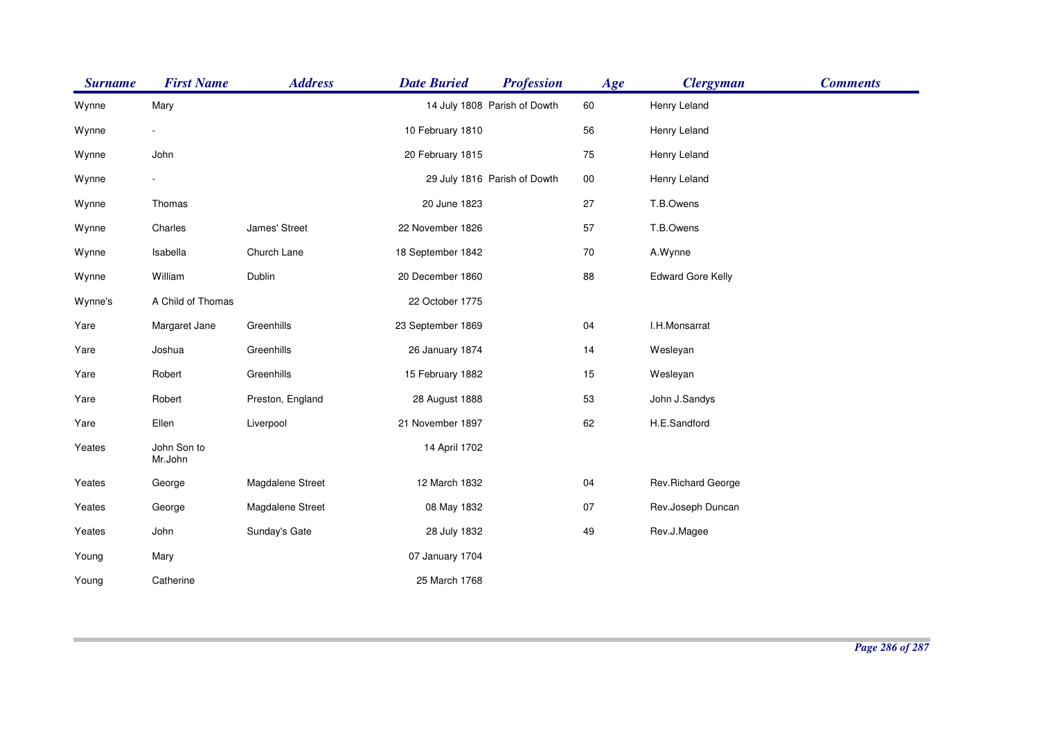| *Surname* | *First Name* | *Address* | *Date Buried* | *Profession* | *Age* | *Clergyman* | *Comments* |
|---|---|---|---|---|---|---|---|
| Wynne | Mary | | 14 July 1808 | Parish of Dowth | 60 | Henry Leland | |
| Wynne | - | | 10 February 1810 | | 56 | Henry Leland | |
| Wynne | John | | 20 February 1815 | | 75 | Henry Leland | |
| Wynne | - | | 29 July 1816 | Parish of Dowth | 00 | Henry Leland | |
| Wynne | Thomas | | 20 June 1823 | | 27 | T.B.Owens | |
| Wynne | Charles | James' Street | 22 November 1826 | | 57 | T.B.Owens | |
| Wynne | Isabella | Church Lane | 18 September 1842 | | 70 | A.Wynne | |
| Wynne | William | Dublin | 20 December 1860 | | 88 | Edward Gore Kelly | |
| Wynne's | A Child of Thomas | | 22 October 1775 | | | | |
| Yare | Margaret Jane | Greenhills | 23 September 1869 | | 04 | I.H.Monsarrat | |
| Yare | Joshua | Greenhills | 26 January 1874 | | 14 | Wesleyan | |
| Yare | Robert | Greenhills | 15 February 1882 | | 15 | Wesleyan | |
| Yare | Robert | Preston, England | 28 August 1888 | | 53 | John J.Sandys | |
| Yare | Ellen | Liverpool | 21 November 1897 | | 62 | H.E.Sandford | |
| Yeates | John Son to Mr.John | | 14 April 1702 | | | | |
| Yeates | George | Magdalene Street | 12 March 1832 | | 04 | Rev.Richard George | |
| Yeates | George | Magdalene Street | 08 May 1832 | | 07 | Rev.Joseph Duncan | |
| Yeates | John | Sunday's Gate | 28 July 1832 | | 49 | Rev.J.Magee | |
| Young | Mary | | 07 January 1704 | | | | |
| Young | Catherine | | 25 March 1768 | | | | |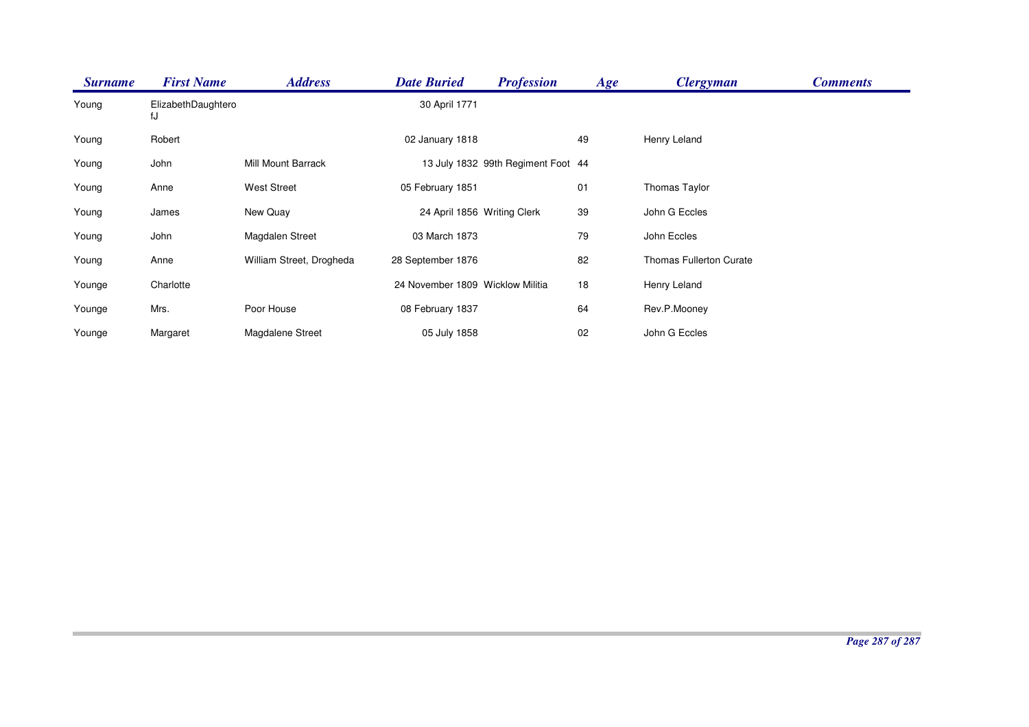| Surname | First Name | Address | Date Buried | Profession | Age | Clergyman | Comments |
|---|---|---|---|---|---|---|---|
| Young | ElizabethDaughtero fJ | | 30 April 1771 | | | | |
| Young | Robert | | 02 January 1818 | | 49 | Henry Leland | |
| Young | John | Mill Mount Barrack | 13 July 1832 | 99th Regiment Foot | 44 | | |
| Young | Anne | West Street | 05 February 1851 | | 01 | Thomas Taylor | |
| Young | James | New Quay | 24 April 1856 | Writing Clerk | 39 | John G Eccles | |
| Young | John | Magdalen Street | 03 March 1873 | | 79 | John Eccles | |
| Young | Anne | William Street, Drogheda | 28 September 1876 | | 82 | Thomas Fullerton Curate | |
| Younge | Charlotte | | 24 November 1809 | Wicklow Militia | 18 | Henry Leland | |
| Younge | Mrs. | Poor House | 08 February 1837 | | 64 | Rev.P.Mooney | |
| Younge | Margaret | Magdalene Street | 05 July 1858 | | 02 | John G Eccles | |